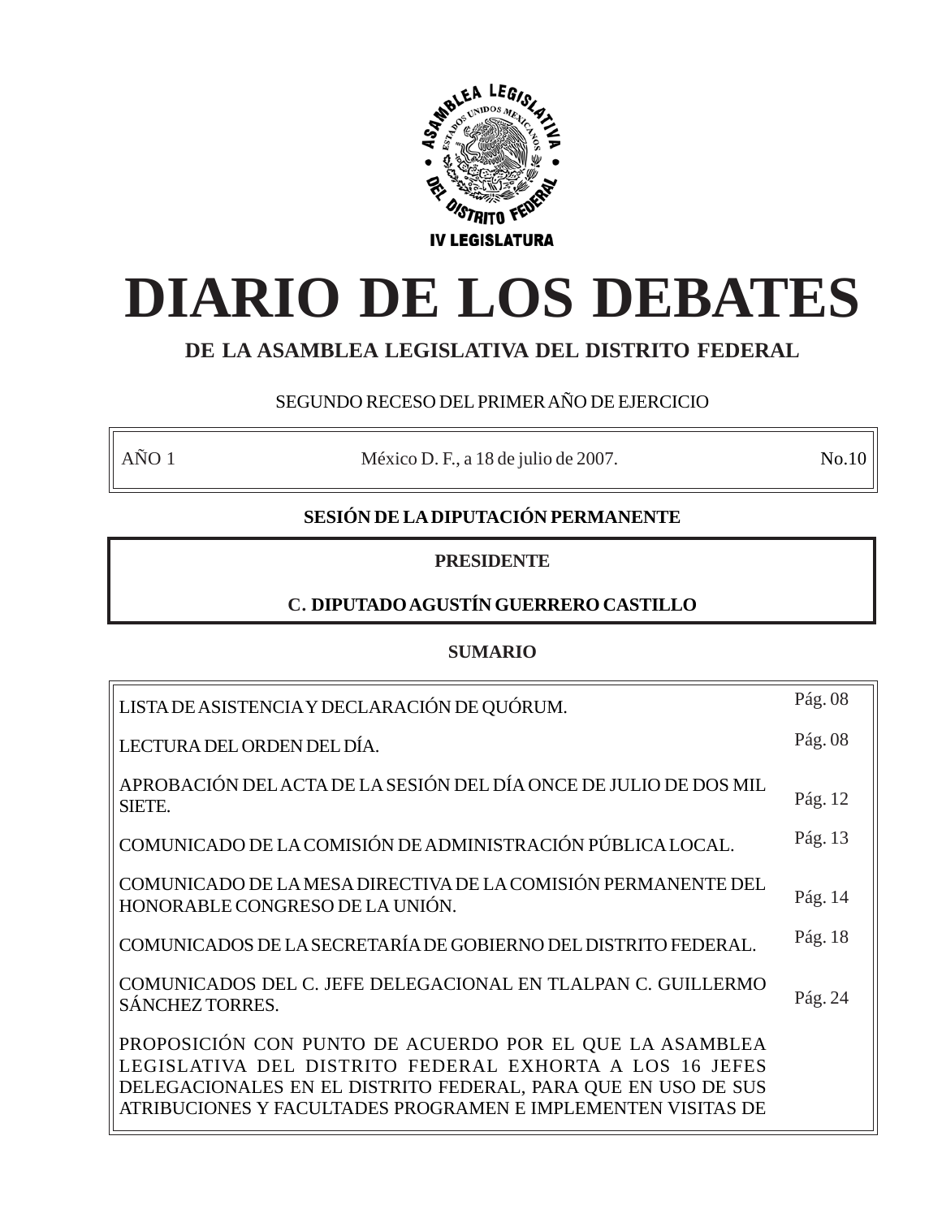ASAMBLEA LEGISLATIVA DEL DISTRITO FEDERAL

IV LEGISLATURA

# DIARIO DE LOS DEBATES

## DE LA ASAMBLEA LEGISLATIVA DEL DISTRITO FEDERAL

SEGUNDO RECESO DEL PRIMER AÑO DE EJERCICIO

| AÑO 1 | México D. F., a 18 de julio de 2007. | No.10 |
|---|---|---|

**SESIÓN DE LA DIPUTACIÓN PERMANENTE**

**PRESIDENTE**

**C. DIPUTADO AGUSTÍN GUERRERO CASTILLO**

**SUMARIO**

| | |
|---|---|
| LISTA DE ASISTENCIA Y DECLARACIÓN DE QUÓRUM. | Pág. 08 |
| LECTURA DEL ORDEN DEL DÍA. | Pág. 08 |
| APROBACIÓN DEL ACTA DE LA SESIÓN DEL DÍA ONCE DE JULIO DE DOS MIL SIETE. | Pág. 12 |
| COMUNICADO DE LA COMISIÓN DE ADMINISTRACIÓN PÚBLICA LOCAL. | Pág. 13 |
| COMUNICADO DE LA MESA DIRECTIVA DE LA COMISIÓN PERMANENTE DEL HONORABLE CONGRESO DE LA UNIÓN. | Pág. 14 |
| COMUNICADOS DE LA SECRETARÍA DE GOBIERNO DEL DISTRITO FEDERAL. | Pág. 18 |
| COMUNICADOS DEL C. JEFE DELEGACIONAL EN TLALPAN C. GUILLERMO SÁNCHEZ TORRES. | Pág. 24 |
| PROPOSICIÓN CON PUNTO DE ACUERDO POR EL QUE LA ASAMBLEA LEGISLATIVA DEL DISTRITO FEDERAL EXHORTA A LOS 16 JEFES DELEGACIONALES EN EL DISTRITO FEDERAL, PARA QUE EN USO DE SUS ATRIBUCIONES Y FACULTADES PROGRAMEN E IMPLEMENTEN VISITAS DE | |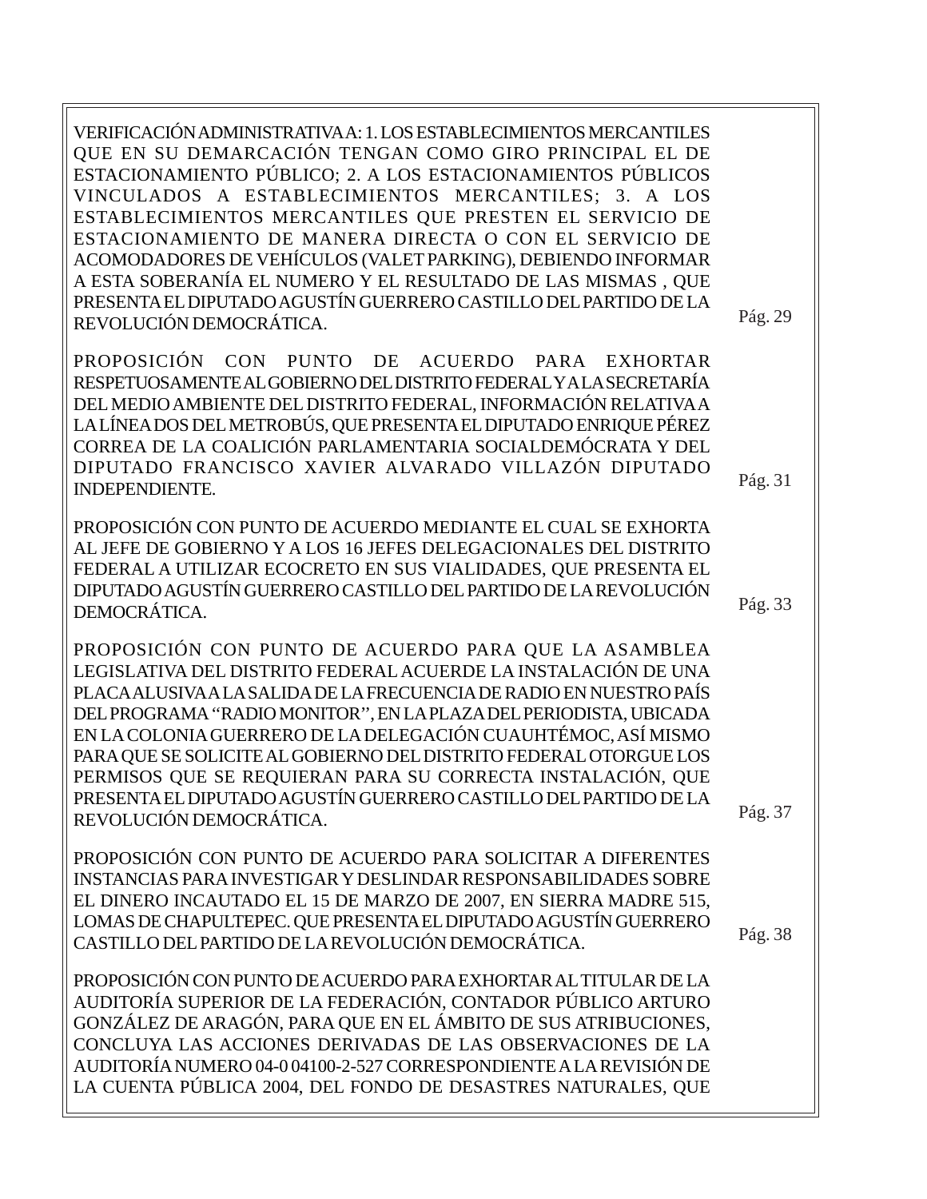VERIFICACIÓN ADMINISTRATIVA A: 1. LOS ESTABLECIMIENTOS MERCANTILES QUE EN SU DEMARCACIÓN TENGAN COMO GIRO PRINCIPAL EL DE ESTACIONAMIENTO PÚBLICO; 2. A LOS ESTACIONAMIENTOS PÚBLICOS VINCULADOS A ESTABLECIMIENTOS MERCANTILES; 3. A LOS ESTABLECIMIENTOS MERCANTILES QUE PRESTEN EL SERVICIO DE ESTACIONAMIENTO DE MANERA DIRECTA O CON EL SERVICIO DE ACOMODADORES DE VEHÍCULOS (VALET PARKING), DEBIENDO INFORMAR A ESTA SOBERANÍA EL NUMERO Y EL RESULTADO DE LAS MISMAS , QUE PRESENTA EL DIPUTADO AGUSTÍN GUERRERO CASTILLO DEL PARTIDO DE LA REVOLUCIÓN DEMOCRÁTICA. Pág. 29

PROPOSICIÓN CON PUNTO DE ACUERDO PARA EXHORTAR RESPETUOSAMENTE AL GOBIERNO DEL DISTRITO FEDERAL Y A LA SECRETARÍA DEL MEDIO AMBIENTE DEL DISTRITO FEDERAL, INFORMACIÓN RELATIVA A LA LÍNEA DOS DEL METROBÚS, QUE PRESENTA EL DIPUTADO ENRIQUE PÉREZ CORREA DE LA COALICIÓN PARLAMENTARIA SOCIALDEMÓCRATA Y DEL DIPUTADO FRANCISCO XAVIER ALVARADO VILLAZÓN DIPUTADO INDEPENDIENTE. Pág. 31

PROPOSICIÓN CON PUNTO DE ACUERDO MEDIANTE EL CUAL SE EXHORTA AL JEFE DE GOBIERNO Y A LOS 16 JEFES DELEGACIONALES DEL DISTRITO FEDERAL A UTILIZAR ECOCRETO EN SUS VIALIDADES, QUE PRESENTA EL DIPUTADO AGUSTÍN GUERRERO CASTILLO DEL PARTIDO DE LA REVOLUCIÓN DEMOCRÁTICA. Pág. 33

PROPOSICIÓN CON PUNTO DE ACUERDO PARA QUE LA ASAMBLEA LEGISLATIVA DEL DISTRITO FEDERAL ACUERDE LA INSTALACIÓN DE UNA PLACA ALUSIVA A LA SALIDA DE LA FRECUENCIA DE RADIO EN NUESTRO PAÍS DEL PROGRAMA "RADIO MONITOR", EN LA PLAZA DEL PERIODISTA, UBICADA EN LA COLONIA GUERRERO DE LA DELEGACIÓN CUAUHTÉMOC, ASÍ MISMO PARA QUE SE SOLICITE AL GOBIERNO DEL DISTRITO FEDERAL OTORGUE LOS PERMISOS QUE SE REQUIERAN PARA SU CORRECTA INSTALACIÓN, QUE PRESENTA EL DIPUTADO AGUSTÍN GUERRERO CASTILLO DEL PARTIDO DE LA REVOLUCIÓN DEMOCRÁTICA. Pág. 37

PROPOSICIÓN CON PUNTO DE ACUERDO PARA SOLICITAR A DIFERENTES INSTANCIAS PARA INVESTIGAR Y DESLINDAR RESPONSABILIDADES SOBRE EL DINERO INCAUTADO EL 15 DE MARZO DE 2007, EN SIERRA MADRE 515, LOMAS DE CHAPULTEPEC. QUE PRESENTA EL DIPUTADO AGUSTÍN GUERRERO CASTILLO DEL PARTIDO DE LA REVOLUCIÓN DEMOCRÁTICA. Pág. 38

PROPOSICIÓN CON PUNTO DE ACUERDO PARA EXHORTAR AL TITULAR DE LA AUDITORÍA SUPERIOR DE LA FEDERACIÓN, CONTADOR PÚBLICO ARTURO GONZÁLEZ DE ARAGÓN, PARA QUE EN EL ÁMBITO DE SUS ATRIBUCIONES, CONCLUYA LAS ACCIONES DERIVADAS DE LAS OBSERVACIONES DE LA AUDITORÍA NUMERO 04-0 04100-2-527 CORRESPONDIENTE A LA REVISIÓN DE LA CUENTA PÚBLICA 2004, DEL FONDO DE DESASTRES NATURALES, QUE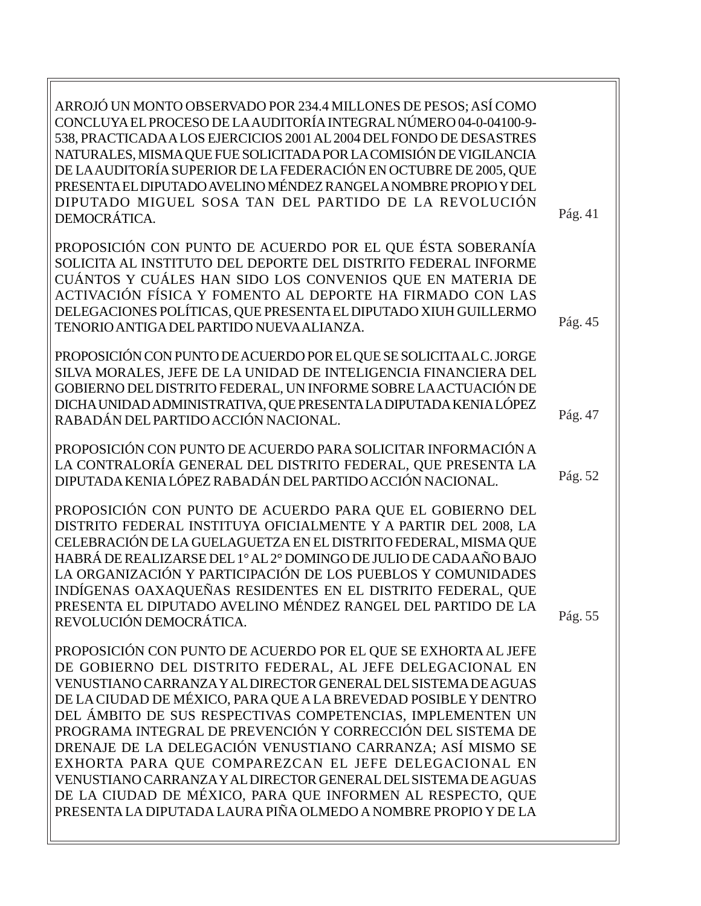ARROJÓ UN MONTO OBSERVADO POR 234.4 MILLONES DE PESOS; ASÍ COMO CONCLUYA EL PROCESO DE LA AUDITORÍA INTEGRAL NÚMERO 04-0-04100-9-538, PRACTICADA A LOS EJERCICIOS 2001 AL 2004 DEL FONDO DE DESASTRES NATURALES, MISMA QUE FUE SOLICITADA POR LA COMISIÓN DE VIGILANCIA DE LA AUDITORÍA SUPERIOR DE LA FEDERACIÓN EN OCTUBRE DE 2005, QUE PRESENTA EL DIPUTADO AVELINO MÉNDEZ RANGEL A NOMBRE PROPIO Y DEL DIPUTADO MIGUEL SOSA TAN DEL PARTIDO DE LA REVOLUCIÓN DEMOCRÁTICA. Pág. 41

PROPOSICIÓN CON PUNTO DE ACUERDO POR EL QUE ÉSTA SOBERANÍA SOLICITA AL INSTITUTO DEL DEPORTE DEL DISTRITO FEDERAL INFORME CUÁNTOS Y CUÁLES HAN SIDO LOS CONVENIOS QUE EN MATERIA DE ACTIVACIÓN FÍSICA Y FOMENTO AL DEPORTE HA FIRMADO CON LAS DELEGACIONES POLÍTICAS, QUE PRESENTA EL DIPUTADO XIUH GUILLERMO TENORIO ANTIGA DEL PARTIDO NUEVA ALIANZA. Pág. 45

PROPOSICIÓN CON PUNTO DE ACUERDO POR EL QUE SE SOLICITA AL C. JORGE SILVA MORALES, JEFE DE LA UNIDAD DE INTELIGENCIA FINANCIERA DEL GOBIERNO DEL DISTRITO FEDERAL, UN INFORME SOBRE LA ACTUACIÓN DE DICHA UNIDAD ADMINISTRATIVA, QUE PRESENTA LA DIPUTADA KENIA LÓPEZ RABADÁN DEL PARTIDO ACCIÓN NACIONAL. Pág. 47

PROPOSICIÓN CON PUNTO DE ACUERDO PARA SOLICITAR INFORMACIÓN A LA CONTRALORÍA GENERAL DEL DISTRITO FEDERAL, QUE PRESENTA LA DIPUTADA KENIA LÓPEZ RABADÁN DEL PARTIDO ACCIÓN NACIONAL. Pág. 52

PROPOSICIÓN CON PUNTO DE ACUERDO PARA QUE EL GOBIERNO DEL DISTRITO FEDERAL INSTITUYA OFICIALMENTE Y A PARTIR DEL 2008, LA CELEBRACIÓN DE LA GUELAGUETZA EN EL DISTRITO FEDERAL, MISMA QUE HABRÁ DE REALIZARSE DEL 1° AL 2° DOMINGO DE JULIO DE CADA AÑO BAJO LA ORGANIZACIÓN Y PARTICIPACIÓN DE LOS PUEBLOS Y COMUNIDADES INDÍGENAS OAXAQUEÑAS RESIDENTES EN EL DISTRITO FEDERAL, QUE PRESENTA EL DIPUTADO AVELINO MÉNDEZ RANGEL DEL PARTIDO DE LA REVOLUCIÓN DEMOCRÁTICA. Pág. 55

PROPOSICIÓN CON PUNTO DE ACUERDO POR EL QUE SE EXHORTA AL JEFE DE GOBIERNO DEL DISTRITO FEDERAL, AL JEFE DELEGACIONAL EN VENUSTIANO CARRANZA Y AL DIRECTOR GENERAL DEL SISTEMA DE AGUAS DE LA CIUDAD DE MÉXICO, PARA QUE A LA BREVEDAD POSIBLE Y DENTRO DEL ÁMBITO DE SUS RESPECTIVAS COMPETENCIAS, IMPLEMENTEN UN PROGRAMA INTEGRAL DE PREVENCIÓN Y CORRECCIÓN DEL SISTEMA DE DRENAJE DE LA DELEGACIÓN VENUSTIANO CARRANZA; ASÍ MISMO SE EXHORTA PARA QUE COMPAREZCAN EL JEFE DELEGACIONAL EN VENUSTIANO CARRANZA Y AL DIRECTOR GENERAL DEL SISTEMA DE AGUAS DE LA CIUDAD DE MÉXICO, PARA QUE INFORMEN AL RESPECTO, QUE PRESENTA LA DIPUTADA LAURA PIÑA OLMEDO A NOMBRE PROPIO Y DE LA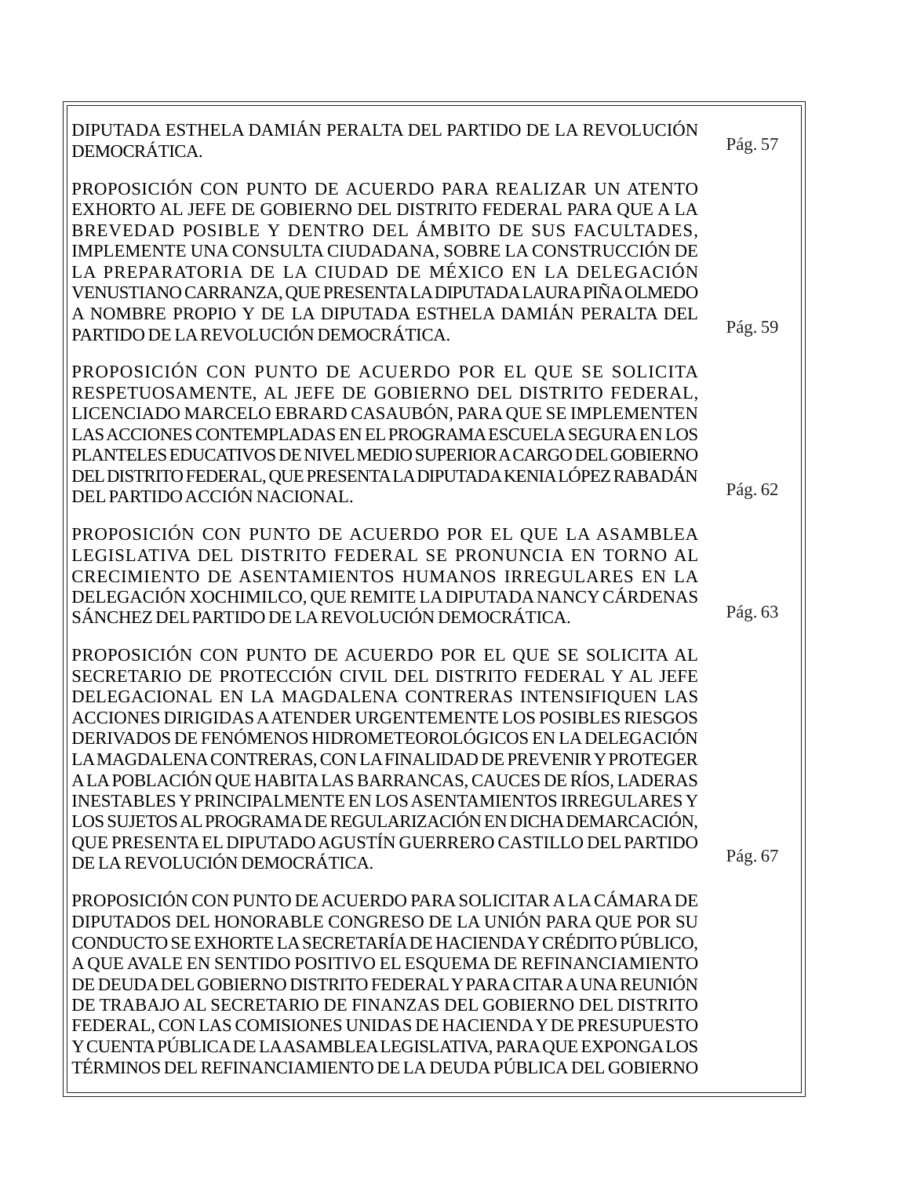| | |
|---|---|
| DIPUTADA ESTHELA DAMIÁN PERALTA DEL PARTIDO DE LA REVOLUCIÓN DEMOCRÁTICA. | Pág. 57 |
| PROPOSICIÓN CON PUNTO DE ACUERDO PARA REALIZAR UN ATENTO EXHORTO AL JEFE DE GOBIERNO DEL DISTRITO FEDERAL PARA QUE A LA BREVEDAD POSIBLE Y DENTRO DEL ÁMBITO DE SUS FACULTADES, IMPLEMENTE UNA CONSULTA CIUDADANA, SOBRE LA CONSTRUCCIÓN DE LA PREPARATORIA DE LA CIUDAD DE MÉXICO EN LA DELEGACIÓN VENUSTIANO CARRANZA, QUE PRESENTA LA DIPUTADA LAURA PIÑA OLMEDO A NOMBRE PROPIO Y DE LA DIPUTADA ESTHELA DAMIÁN PERALTA DEL PARTIDO DE LA REVOLUCIÓN DEMOCRÁTICA. | Pág. 59 |
| PROPOSICIÓN CON PUNTO DE ACUERDO POR EL QUE SE SOLICITA RESPETUOSAMENTE, AL JEFE DE GOBIERNO DEL DISTRITO FEDERAL, LICENCIADO MARCELO EBRARD CASAUBÓN, PARA QUE SE IMPLEMENTEN LAS ACCIONES CONTEMPLADAS EN EL PROGRAMA ESCUELA SEGURA EN LOS PLANTELES EDUCATIVOS DE NIVEL MEDIO SUPERIOR A CARGO DEL GOBIERNO DEL DISTRITO FEDERAL, QUE PRESENTA LA DIPUTADA KENIA LÓPEZ RABADÁN DEL PARTIDO ACCIÓN NACIONAL. | Pág. 62 |
| PROPOSICIÓN CON PUNTO DE ACUERDO POR EL QUE LA ASAMBLEA LEGISLATIVA DEL DISTRITO FEDERAL SE PRONUNCIA EN TORNO AL CRECIMIENTO DE ASENTAMIENTOS HUMANOS IRREGULARES EN LA DELEGACIÓN XOCHIMILCO, QUE REMITE LA DIPUTADA NANCY CÁRDENAS SÁNCHEZ DEL PARTIDO DE LA REVOLUCIÓN DEMOCRÁTICA. | Pág. 63 |
| PROPOSICIÓN CON PUNTO DE ACUERDO POR EL QUE SE SOLICITA AL SECRETARIO DE PROTECCIÓN CIVIL DEL DISTRITO FEDERAL Y AL JEFE DELEGACIONAL EN LA MAGDALENA CONTRERAS INTENSIFIQUEN LAS ACCIONES DIRIGIDAS A ATENDER URGENTEMENTE LOS POSIBLES RIESGOS DERIVADOS DE FENÓMENOS HIDROMETEOROLÓGICOS EN LA DELEGACIÓN LA MAGDALENA CONTRERAS, CON LA FINALIDAD DE PREVENIR Y PROTEGER A LA POBLACIÓN QUE HABITA LAS BARRANCAS, CAUCES DE RÍOS, LADERAS INESTABLES Y PRINCIPALMENTE EN LOS ASENTAMIENTOS IRREGULARES Y LOS SUJETOS AL PROGRAMA DE REGULARIZACIÓN EN DICHA DEMARCACIÓN, QUE PRESENTA EL DIPUTADO AGUSTÍN GUERRERO CASTILLO DEL PARTIDO DE LA REVOLUCIÓN DEMOCRÁTICA. | Pág. 67 |
| PROPOSICIÓN CON PUNTO DE ACUERDO PARA SOLICITAR A LA CÁMARA DE DIPUTADOS DEL HONORABLE CONGRESO DE LA UNIÓN PARA QUE POR SU CONDUCTO SE EXHORTE LA SECRETARÍA DE HACIENDA Y CRÉDITO PÚBLICO, A QUE AVALE EN SENTIDO POSITIVO EL ESQUEMA DE REFINANCIAMIENTO DE DEUDA DEL GOBIERNO DISTRITO FEDERAL Y PARA CITAR A UNA REUNIÓN DE TRABAJO AL SECRETARIO DE FINANZAS DEL GOBIERNO DEL DISTRITO FEDERAL, CON LAS COMISIONES UNIDAS DE HACIENDA Y DE PRESUPUESTO Y CUENTA PÚBLICA DE LA ASAMBLEA LEGISLATIVA, PARA QUE EXPONGA LOS TÉRMINOS DEL REFINANCIAMIENTO DE LA DEUDA PÚBLICA DEL GOBIERNO | |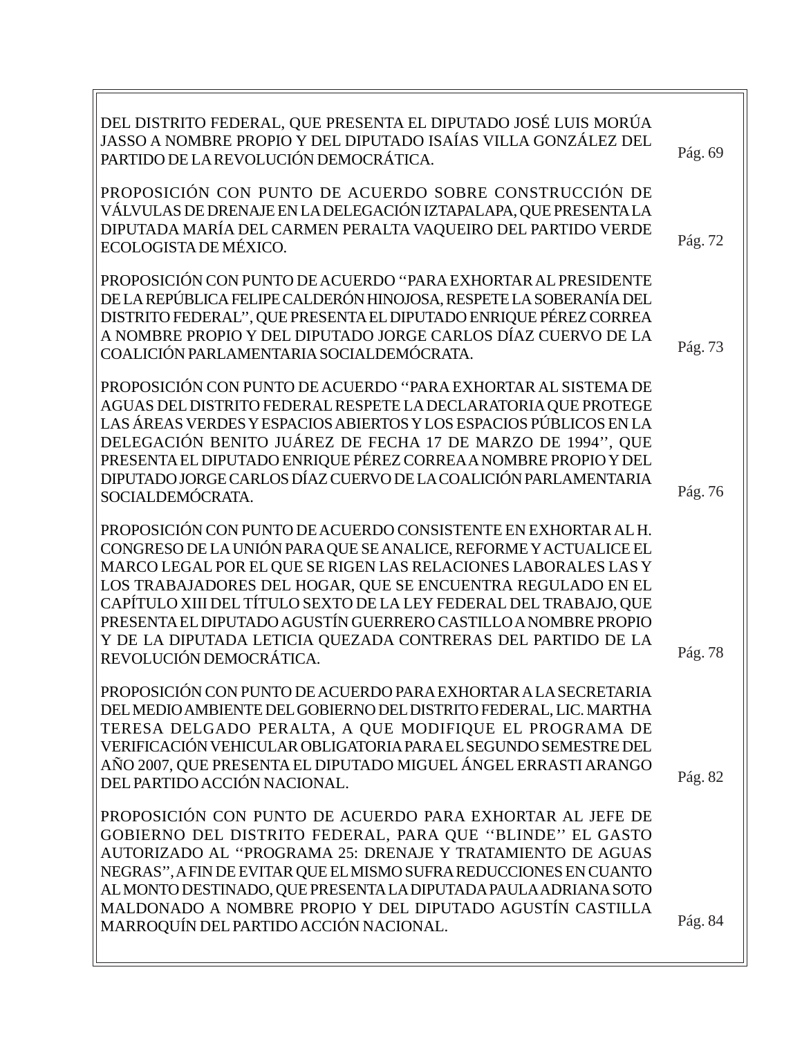| | |
|---|---|
| DEL DISTRITO FEDERAL, QUE PRESENTA EL DIPUTADO JOSÉ LUIS MORÚA JASSO A NOMBRE PROPIO Y DEL DIPUTADO ISAÍAS VILLA GONZÁLEZ DEL PARTIDO DE LA REVOLUCIÓN DEMOCRÁTICA. | Pág. 69 |
| PROPOSICIÓN CON PUNTO DE ACUERDO SOBRE CONSTRUCCIÓN DE VÁLVULAS DE DRENAJE EN LA DELEGACIÓN IZTAPALAPA, QUE PRESENTA LA DIPUTADA MARÍA DEL CARMEN PERALTA VAQUEIRO DEL PARTIDO VERDE ECOLOGISTA DE MÉXICO. | Pág. 72 |
| PROPOSICIÓN CON PUNTO DE ACUERDO ''PARA EXHORTAR AL PRESIDENTE DE LA REPÚBLICA FELIPE CALDERÓN HINOJOSA, RESPETE LA SOBERANÍA DEL DISTRITO FEDERAL'', QUE PRESENTA EL DIPUTADO ENRIQUE PÉREZ CORREA A NOMBRE PROPIO Y DEL DIPUTADO JORGE CARLOS DÍAZ CUERVO DE LA COALICIÓN PARLAMENTARIA SOCIALDEMÓCRATA. | Pág. 73 |
| PROPOSICIÓN CON PUNTO DE ACUERDO ''PARA EXHORTAR AL SISTEMA DE AGUAS DEL DISTRITO FEDERAL RESPETE LA DECLARATORIA QUE PROTEGE LAS ÁREAS VERDES Y ESPACIOS ABIERTOS Y LOS ESPACIOS PÚBLICOS EN LA DELEGACIÓN BENITO JUÁREZ DE FECHA 17 DE MARZO DE 1994'', QUE PRESENTA EL DIPUTADO ENRIQUE PÉREZ CORREA A NOMBRE PROPIO Y DEL DIPUTADO JORGE CARLOS DÍAZ CUERVO DE LA COALICIÓN PARLAMENTARIA SOCIALDEMÓCRATA. | Pág. 76 |
| PROPOSICIÓN CON PUNTO DE ACUERDO CONSISTENTE EN EXHORTAR AL H. CONGRESO DE LA UNIÓN PARA QUE SE ANALICE, REFORME Y ACTUALICE EL MARCO LEGAL POR EL QUE SE RIGEN LAS RELACIONES LABORALES LAS Y LOS TRABAJADORES DEL HOGAR, QUE SE ENCUENTRA REGULADO EN EL CAPÍTULO XIII DEL TÍTULO SEXTO DE LA LEY FEDERAL DEL TRABAJO, QUE PRESENTA EL DIPUTADO AGUSTÍN GUERRERO CASTILLO A NOMBRE PROPIO Y DE LA DIPUTADA LETICIA QUEZADA CONTRERAS DEL PARTIDO DE LA REVOLUCIÓN DEMOCRÁTICA. | Pág. 78 |
| PROPOSICIÓN CON PUNTO DE ACUERDO PARA EXHORTAR A LA SECRETARIA DEL MEDIO AMBIENTE DEL GOBIERNO DEL DISTRITO FEDERAL, LIC. MARTHA TERESA DELGADO PERALTA, A QUE MODIFIQUE EL PROGRAMA DE VERIFICACIÓN VEHICULAR OBLIGATORIA PARA EL SEGUNDO SEMESTRE DEL AÑO 2007, QUE PRESENTA EL DIPUTADO MIGUEL ÁNGEL ERRASTI ARANGO DEL PARTIDO ACCIÓN NACIONAL. | Pág. 82 |
| PROPOSICIÓN CON PUNTO DE ACUERDO PARA EXHORTAR AL JEFE DE GOBIERNO DEL DISTRITO FEDERAL, PARA QUE ''BLINDE'' EL GASTO AUTORIZADO AL ''PROGRAMA 25: DRENAJE Y TRATAMIENTO DE AGUAS NEGRAS'', A FIN DE EVITAR QUE EL MISMO SUFRA REDUCCIONES EN CUANTO AL MONTO DESTINADO, QUE PRESENTA LA DIPUTADA PAULA ADRIANA SOTO MALDONADO A NOMBRE PROPIO Y DEL DIPUTADO AGUSTÍN CASTILLA MARROQUÍN DEL PARTIDO ACCIÓN NACIONAL. | Pág. 84 |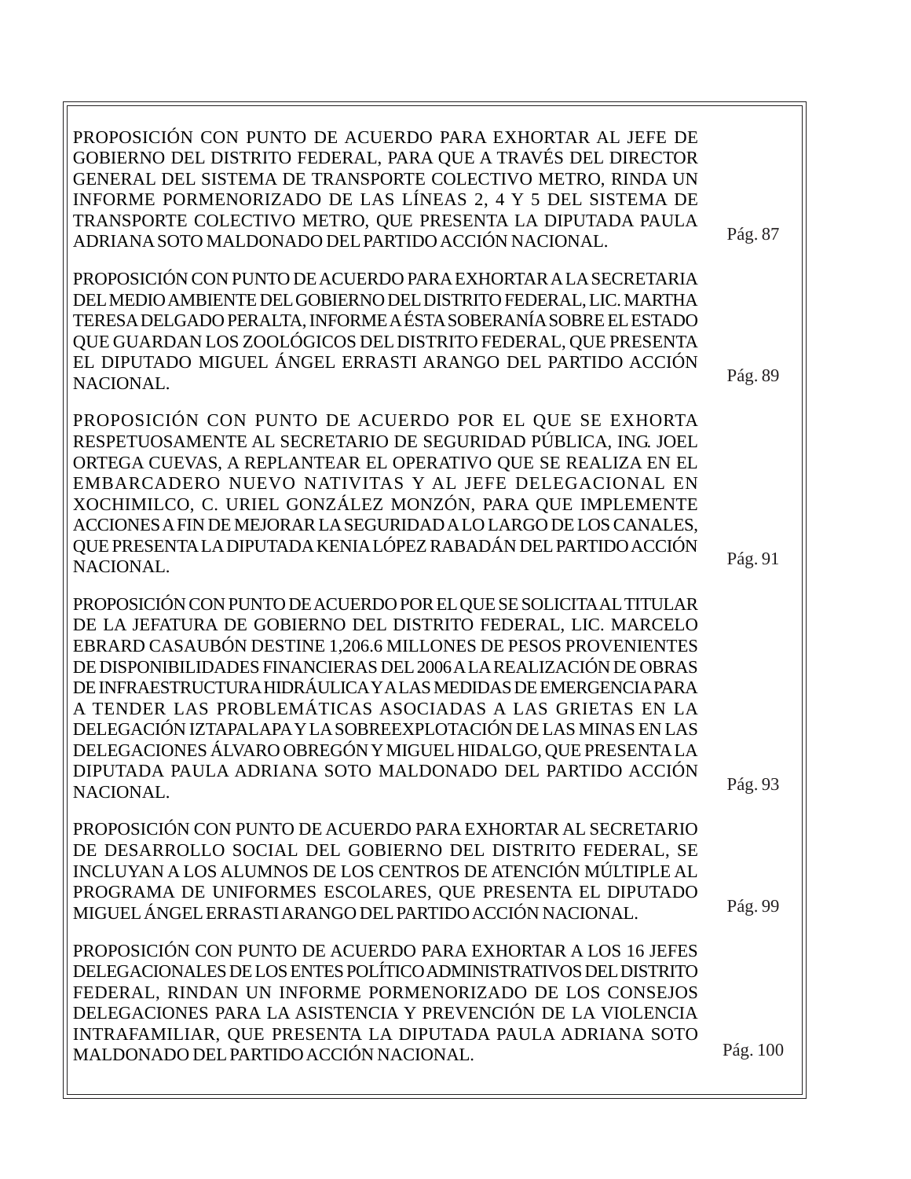| | |
|---|---|
| PROPOSICIÓN CON PUNTO DE ACUERDO PARA EXHORTAR AL JEFE DE GOBIERNO DEL DISTRITO FEDERAL, PARA QUE A TRAVÉS DEL DIRECTOR GENERAL DEL SISTEMA DE TRANSPORTE COLECTIVO METRO, RINDA UN INFORME PORMENORIZADO DE LAS LÍNEAS 2, 4 Y 5 DEL SISTEMA DE TRANSPORTE COLECTIVO METRO, QUE PRESENTA LA DIPUTADA PAULA ADRIANA SOTO MALDONADO DEL PARTIDO ACCIÓN NACIONAL. | Pág. 87 |
| PROPOSICIÓN CON PUNTO DE ACUERDO PARA EXHORTAR A LA SECRETARIA DEL MEDIO AMBIENTE DEL GOBIERNO DEL DISTRITO FEDERAL, LIC. MARTHA TERESA DELGADO PERALTA, INFORME A ÉSTA SOBERANÍA SOBRE EL ESTADO QUE GUARDAN LOS ZOOLÓGICOS DEL DISTRITO FEDERAL, QUE PRESENTA EL DIPUTADO MIGUEL ÁNGEL ERRASTI ARANGO DEL PARTIDO ACCIÓN NACIONAL. | Pág. 89 |
| PROPOSICIÓN CON PUNTO DE ACUERDO POR EL QUE SE EXHORTA RESPETUOSAMENTE AL SECRETARIO DE SEGURIDAD PÚBLICA, ING. JOEL ORTEGA CUEVAS, A REPLANTEAR EL OPERATIVO QUE SE REALIZA EN EL EMBARCADERO NUEVO NATIVITAS Y AL JEFE DELEGACIONAL EN XOCHIMILCO, C. URIEL GONZÁLEZ MONZÓN, PARA QUE IMPLEMENTE ACCIONES A FIN DE MEJORAR LA SEGURIDAD A LO LARGO DE LOS CANALES, QUE PRESENTA LA DIPUTADA KENIA LÓPEZ RABADÁN DEL PARTIDO ACCIÓN NACIONAL. | Pág. 91 |
| PROPOSICIÓN CON PUNTO DE ACUERDO POR EL QUE SE SOLICITA AL TITULAR DE LA JEFATURA DE GOBIERNO DEL DISTRITO FEDERAL, LIC. MARCELO EBRARD CASAUBÓN DESTINE 1,206.6 MILLONES DE PESOS PROVENIENTES DE DISPONIBILIDADES FINANCIERAS DEL 2006 A LA REALIZACIÓN DE OBRAS DE INFRAESTRUCTURA HIDRÁULICA Y A LAS MEDIDAS DE EMERGENCIA PARA A TENDER LAS PROBLEMÁTICAS ASOCIADAS A LAS GRIETAS EN LA DELEGACIÓN IZTAPALAPA Y LA SOBREEXPLOTACIÓN DE LAS MINAS EN LAS DELEGACIONES ÁLVARO OBREGÓN Y MIGUEL HIDALGO, QUE PRESENTA LA DIPUTADA PAULA ADRIANA SOTO MALDONADO DEL PARTIDO ACCIÓN NACIONAL. | Pág. 93 |
| PROPOSICIÓN CON PUNTO DE ACUERDO PARA EXHORTAR AL SECRETARIO DE DESARROLLO SOCIAL DEL GOBIERNO DEL DISTRITO FEDERAL, SE INCLUYAN A LOS ALUMNOS DE LOS CENTROS DE ATENCIÓN MÚLTIPLE AL PROGRAMA DE UNIFORMES ESCOLARES, QUE PRESENTA EL DIPUTADO MIGUEL ÁNGEL ERRASTI ARANGO DEL PARTIDO ACCIÓN NACIONAL. | Pág. 99 |
| PROPOSICIÓN CON PUNTO DE ACUERDO PARA EXHORTAR A LOS 16 JEFES DELEGACIONALES DE LOS ENTES POLÍTICO ADMINISTRATIVOS DEL DISTRITO FEDERAL, RINDAN UN INFORME PORMENORIZADO DE LOS CONSEJOS DELEGACIONES PARA LA ASISTENCIA Y PREVENCIÓN DE LA VIOLENCIA INTRAFAMILIAR, QUE PRESENTA LA DIPUTADA PAULA ADRIANA SOTO MALDONADO DEL PARTIDO ACCIÓN NACIONAL. | Pág. 100 |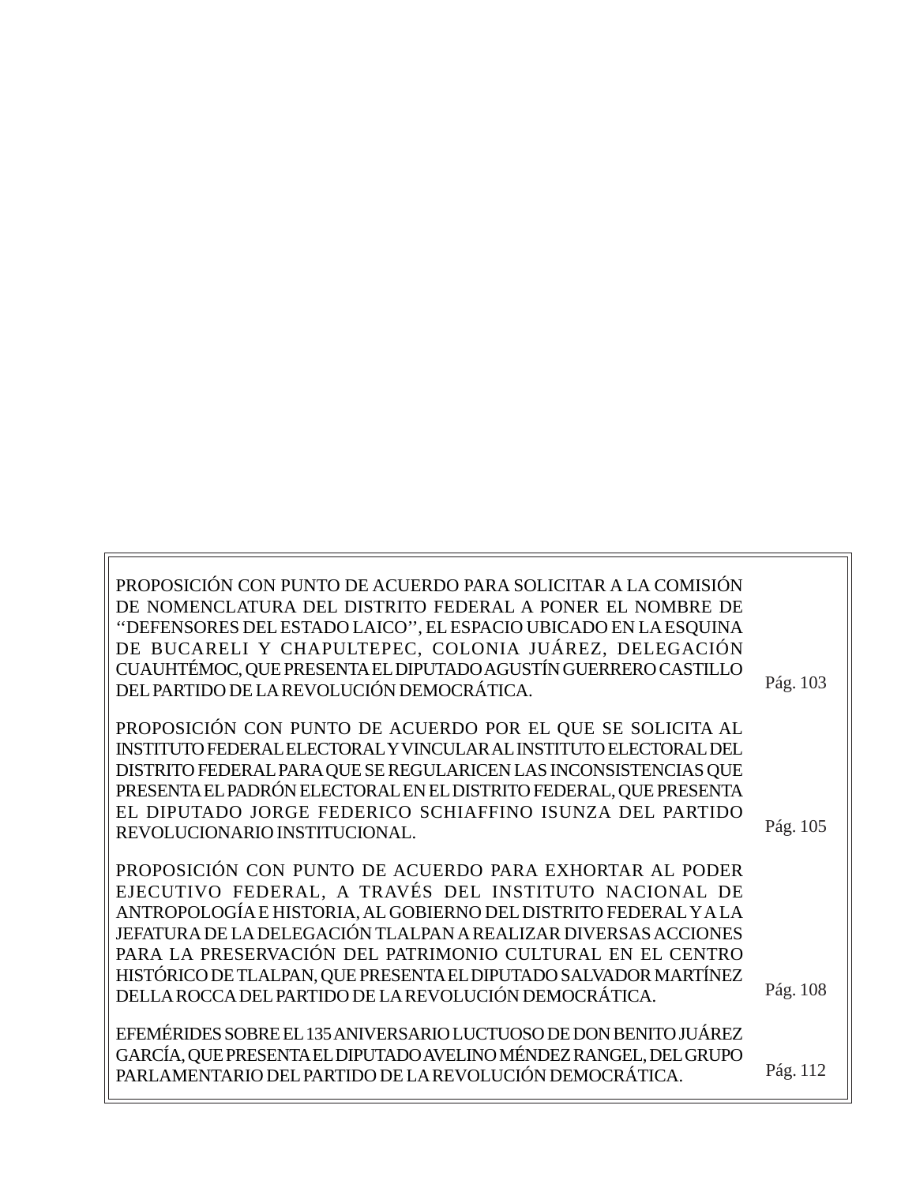| | |
|---|---|
| PROPOSICIÓN CON PUNTO DE ACUERDO PARA SOLICITAR A LA COMISIÓN DE NOMENCLATURA DEL DISTRITO FEDERAL A PONER EL NOMBRE DE ''DEFENSORES DEL ESTADO LAICO'', EL ESPACIO UBICADO EN LA ESQUINA DE BUCARELI Y CHAPULTEPEC, COLONIA JUÁREZ, DELEGACIÓN CUAUHTÉMOC, QUE PRESENTA EL DIPUTADO AGUSTÍN GUERRERO CASTILLO DEL PARTIDO DE LA REVOLUCIÓN DEMOCRÁTICA. | Pág. 103 |
| PROPOSICIÓN CON PUNTO DE ACUERDO POR EL QUE SE SOLICITA AL INSTITUTO FEDERAL ELECTORAL Y VINCULAR AL INSTITUTO ELECTORAL DEL DISTRITO FEDERAL PARA QUE SE REGULARICEN LAS INCONSISTENCIAS QUE PRESENTA EL PADRÓN ELECTORAL EN EL DISTRITO FEDERAL, QUE PRESENTA EL DIPUTADO JORGE FEDERICO SCHIAFFINO ISUNZA DEL PARTIDO REVOLUCIONARIO INSTITUCIONAL. | Pág. 105 |
| PROPOSICIÓN CON PUNTO DE ACUERDO PARA EXHORTAR AL PODER EJECUTIVO FEDERAL, A TRAVÉS DEL INSTITUTO NACIONAL DE ANTROPOLOGÍA E HISTORIA, AL GOBIERNO DEL DISTRITO FEDERAL Y A LA JEFATURA DE LA DELEGACIÓN TLALPAN A REALIZAR DIVERSAS ACCIONES PARA LA PRESERVACIÓN DEL PATRIMONIO CULTURAL EN EL CENTRO HISTÓRICO DE TLALPAN, QUE PRESENTA EL DIPUTADO SALVADOR MARTÍNEZ DELLA ROCCA DEL PARTIDO DE LA REVOLUCIÓN DEMOCRÁTICA. | Pág. 108 |
| EFEMÉRIDES SOBRE EL 135 ANIVERSARIO LUCTUOSO DE DON BENITO JUÁREZ GARCÍA, QUE PRESENTA EL DIPUTADO AVELINO MÉNDEZ RANGEL, DEL GRUPO PARLAMENTARIO DEL PARTIDO DE LA REVOLUCIÓN DEMOCRÁTICA. | Pág. 112 |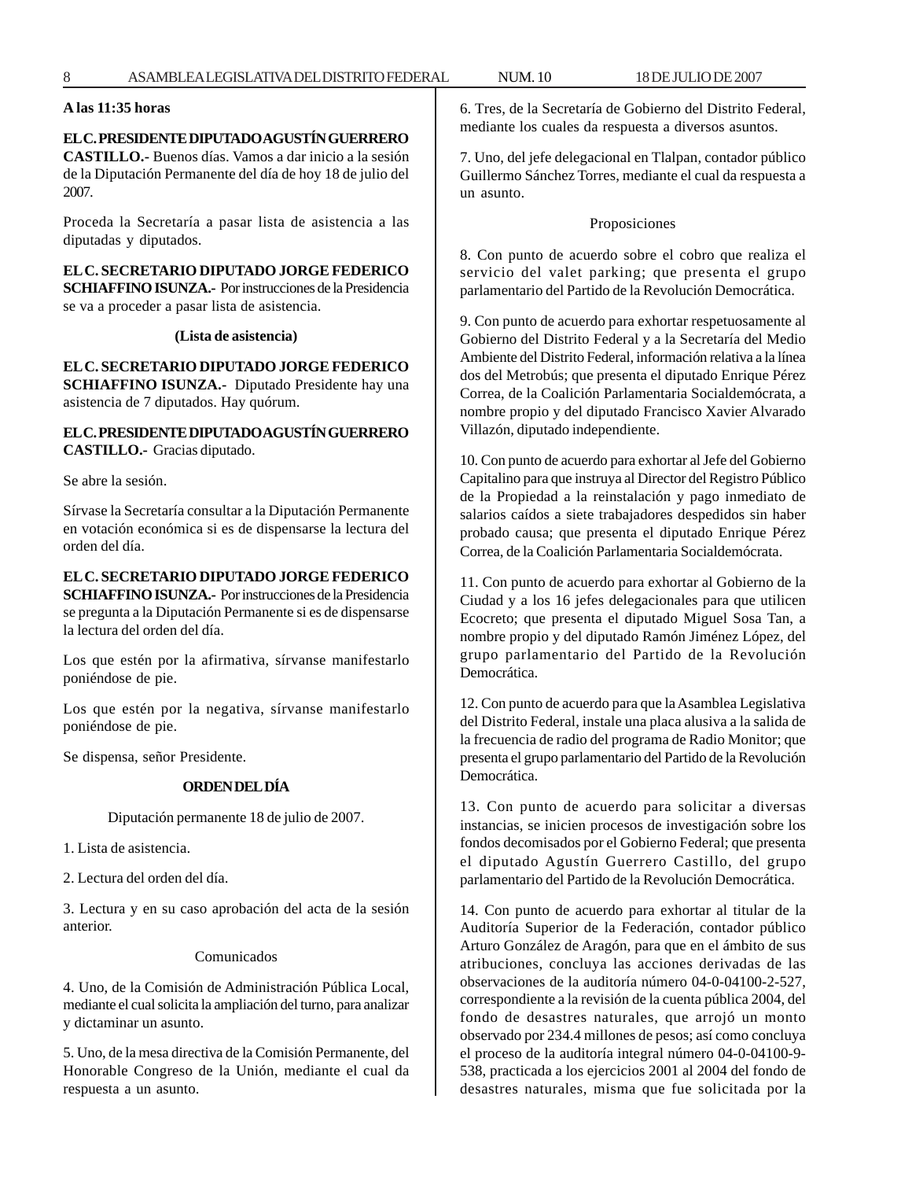**A las 11:35 horas**

**EL C. PRESIDENTE DIPUTADO AGUSTÍN GUERRERO CASTILLO.-** Buenos días. Vamos a dar inicio a la sesión de la Diputación Permanente del día de hoy 18 de julio del 2007.

Proceda la Secretaría a pasar lista de asistencia a las diputadas y diputados.

**EL C. SECRETARIO DIPUTADO JORGE FEDERICO SCHIAFFINO ISUNZA.-** Por instrucciones de la Presidencia se va a proceder a pasar lista de asistencia.

**(Lista de asistencia)**

**EL C. SECRETARIO DIPUTADO JORGE FEDERICO SCHIAFFINO ISUNZA.-** Diputado Presidente hay una asistencia de 7 diputados. Hay quórum.

**EL C. PRESIDENTE DIPUTADO AGUSTÍN GUERRERO CASTILLO.-** Gracias diputado.

Se abre la sesión.

Sírvase la Secretaría consultar a la Diputación Permanente en votación económica si es de dispensarse la lectura del orden del día.

**EL C. SECRETARIO DIPUTADO JORGE FEDERICO SCHIAFFINO ISUNZA.-** Por instrucciones de la Presidencia se pregunta a la Diputación Permanente si es de dispensarse la lectura del orden del día.

Los que estén por la afirmativa, sírvanse manifestarlo poniéndose de pie.

Los que estén por la negativa, sírvanse manifestarlo poniéndose de pie.

Se dispensa, señor Presidente.

**ORDEN DEL DÍA**

Diputación permanente 18 de julio de 2007.

1. Lista de asistencia.

2. Lectura del orden del día.

3. Lectura y en su caso aprobación del acta de la sesión anterior.

Comunicados

4. Uno, de la Comisión de Administración Pública Local, mediante el cual solicita la ampliación del turno, para analizar y dictaminar un asunto.

5. Uno, de la mesa directiva de la Comisión Permanente, del Honorable Congreso de la Unión, mediante el cual da respuesta a un asunto.

6. Tres, de la Secretaría de Gobierno del Distrito Federal, mediante los cuales da respuesta a diversos asuntos.

7. Uno, del jefe delegacional en Tlalpan, contador público Guillermo Sánchez Torres, mediante el cual da respuesta a un asunto.

Proposiciones

8. Con punto de acuerdo sobre el cobro que realiza el servicio del valet parking; que presenta el grupo parlamentario del Partido de la Revolución Democrática.

9. Con punto de acuerdo para exhortar respetuosamente al Gobierno del Distrito Federal y a la Secretaría del Medio Ambiente del Distrito Federal, información relativa a la línea dos del Metrobús; que presenta el diputado Enrique Pérez Correa, de la Coalición Parlamentaria Socialdemócrata, a nombre propio y del diputado Francisco Xavier Alvarado Villazón, diputado independiente.

10. Con punto de acuerdo para exhortar al Jefe del Gobierno Capitalino para que instruya al Director del Registro Público de la Propiedad a la reinstalación y pago inmediato de salarios caídos a siete trabajadores despedidos sin haber probado causa; que presenta el diputado Enrique Pérez Correa, de la Coalición Parlamentaria Socialdemócrata.

11. Con punto de acuerdo para exhortar al Gobierno de la Ciudad y a los 16 jefes delegacionales para que utilicen Ecocreto; que presenta el diputado Miguel Sosa Tan, a nombre propio y del diputado Ramón Jiménez López, del grupo parlamentario del Partido de la Revolución Democrática.

12. Con punto de acuerdo para que la Asamblea Legislativa del Distrito Federal, instale una placa alusiva a la salida de la frecuencia de radio del programa de Radio Monitor; que presenta el grupo parlamentario del Partido de la Revolución Democrática.

13. Con punto de acuerdo para solicitar a diversas instancias, se inicien procesos de investigación sobre los fondos decomisados por el Gobierno Federal; que presenta el diputado Agustín Guerrero Castillo, del grupo parlamentario del Partido de la Revolución Democrática.

14. Con punto de acuerdo para exhortar al titular de la Auditoría Superior de la Federación, contador público Arturo González de Aragón, para que en el ámbito de sus atribuciones, concluya las acciones derivadas de las observaciones de la auditoría número 04-0-04100-2-527, correspondiente a la revisión de la cuenta pública 2004, del fondo de desastres naturales, que arrojó un monto observado por 234.4 millones de pesos; así como concluya el proceso de la auditoría integral número 04-0-04100-9-538, practicada a los ejercicios 2001 al 2004 del fondo de desastres naturales, misma que fue solicitada por la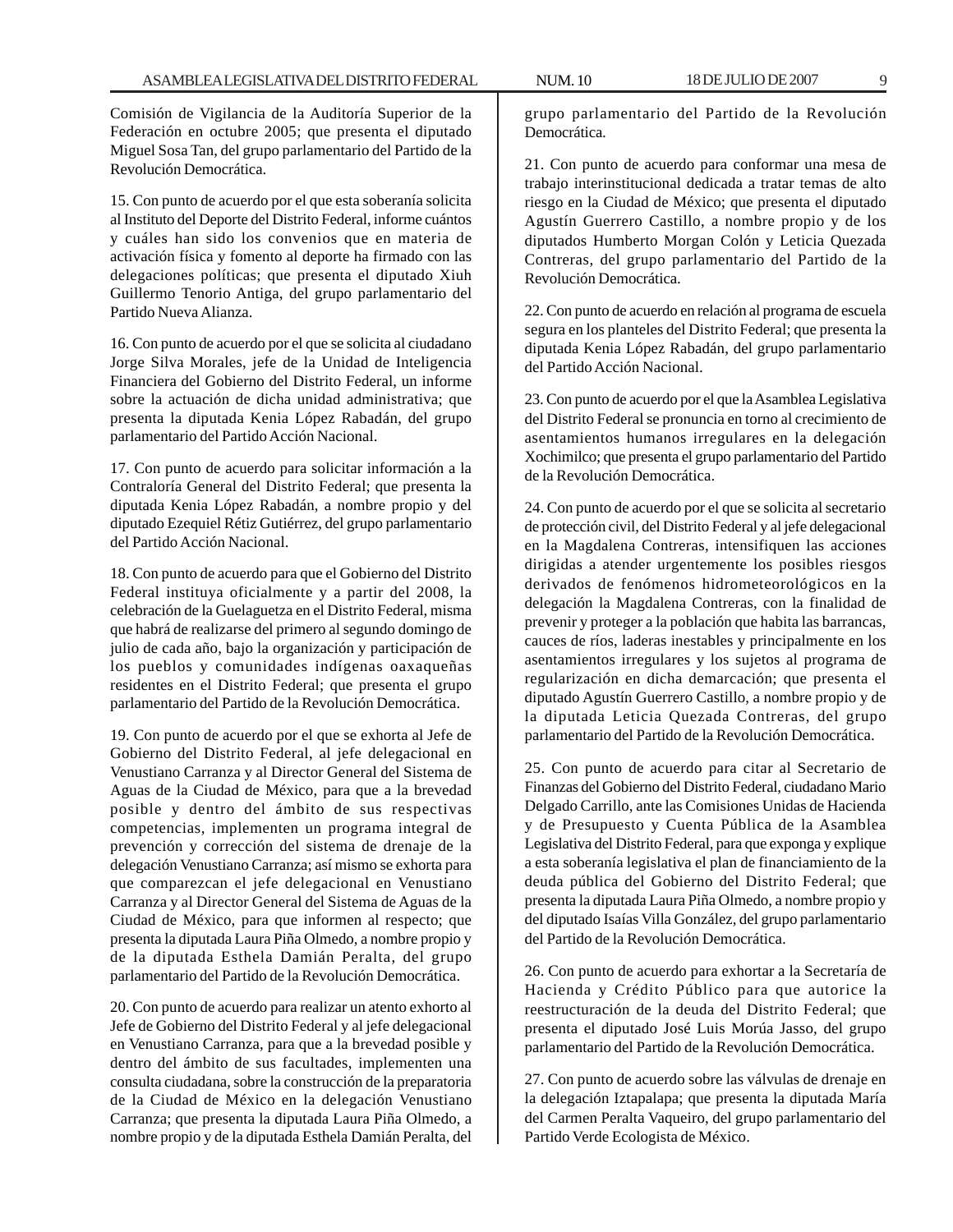Comisión de Vigilancia de la Auditoría Superior de la Federación en octubre 2005; que presenta el diputado Miguel Sosa Tan, del grupo parlamentario del Partido de la Revolución Democrática.

15. Con punto de acuerdo por el que esta soberanía solicita al Instituto del Deporte del Distrito Federal, informe cuántos y cuáles han sido los convenios que en materia de activación física y fomento al deporte ha firmado con las delegaciones políticas; que presenta el diputado Xiuh Guillermo Tenorio Antiga, del grupo parlamentario del Partido Nueva Alianza.

16. Con punto de acuerdo por el que se solicita al ciudadano Jorge Silva Morales, jefe de la Unidad de Inteligencia Financiera del Gobierno del Distrito Federal, un informe sobre la actuación de dicha unidad administrativa; que presenta la diputada Kenia López Rabadán, del grupo parlamentario del Partido Acción Nacional.

17. Con punto de acuerdo para solicitar información a la Contraloría General del Distrito Federal; que presenta la diputada Kenia López Rabadán, a nombre propio y del diputado Ezequiel Rétiz Gutiérrez, del grupo parlamentario del Partido Acción Nacional.

18. Con punto de acuerdo para que el Gobierno del Distrito Federal instituya oficialmente y a partir del 2008, la celebración de la Guelaguetza en el Distrito Federal, misma que habrá de realizarse del primero al segundo domingo de julio de cada año, bajo la organización y participación de los pueblos y comunidades indígenas oaxaqueñas residentes en el Distrito Federal; que presenta el grupo parlamentario del Partido de la Revolución Democrática.

19. Con punto de acuerdo por el que se exhorta al Jefe de Gobierno del Distrito Federal, al jefe delegacional en Venustiano Carranza y al Director General del Sistema de Aguas de la Ciudad de México, para que a la brevedad posible y dentro del ámbito de sus respectivas competencias, implementen un programa integral de prevención y corrección del sistema de drenaje de la delegación Venustiano Carranza; así mismo se exhorta para que comparezcan el jefe delegacional en Venustiano Carranza y al Director General del Sistema de Aguas de la Ciudad de México, para que informen al respecto; que presenta la diputada Laura Piña Olmedo, a nombre propio y de la diputada Esthela Damián Peralta, del grupo parlamentario del Partido de la Revolución Democrática.

20. Con punto de acuerdo para realizar un atento exhorto al Jefe de Gobierno del Distrito Federal y al jefe delegacional en Venustiano Carranza, para que a la brevedad posible y dentro del ámbito de sus facultades, implementen una consulta ciudadana, sobre la construcción de la preparatoria de la Ciudad de México en la delegación Venustiano Carranza; que presenta la diputada Laura Piña Olmedo, a nombre propio y de la diputada Esthela Damián Peralta, del grupo parlamentario del Partido de la Revolución Democrática.

21. Con punto de acuerdo para conformar una mesa de trabajo interinstitucional dedicada a tratar temas de alto riesgo en la Ciudad de México; que presenta el diputado Agustín Guerrero Castillo, a nombre propio y de los diputados Humberto Morgan Colón y Leticia Quezada Contreras, del grupo parlamentario del Partido de la Revolución Democrática.

22. Con punto de acuerdo en relación al programa de escuela segura en los planteles del Distrito Federal; que presenta la diputada Kenia López Rabadán, del grupo parlamentario del Partido Acción Nacional.

23. Con punto de acuerdo por el que la Asamblea Legislativa del Distrito Federal se pronuncia en torno al crecimiento de asentamientos humanos irregulares en la delegación Xochimilco; que presenta el grupo parlamentario del Partido de la Revolución Democrática.

24. Con punto de acuerdo por el que se solicita al secretario de protección civil, del Distrito Federal y al jefe delegacional en la Magdalena Contreras, intensifiquen las acciones dirigidas a atender urgentemente los posibles riesgos derivados de fenómenos hidrometeorológicos en la delegación la Magdalena Contreras, con la finalidad de prevenir y proteger a la población que habita las barrancas, cauces de ríos, laderas inestables y principalmente en los asentamientos irregulares y los sujetos al programa de regularización en dicha demarcación; que presenta el diputado Agustín Guerrero Castillo, a nombre propio y de la diputada Leticia Quezada Contreras, del grupo parlamentario del Partido de la Revolución Democrática.

25. Con punto de acuerdo para citar al Secretario de Finanzas del Gobierno del Distrito Federal, ciudadano Mario Delgado Carrillo, ante las Comisiones Unidas de Hacienda y de Presupuesto y Cuenta Pública de la Asamblea Legislativa del Distrito Federal, para que exponga y explique a esta soberanía legislativa el plan de financiamiento de la deuda pública del Gobierno del Distrito Federal; que presenta la diputada Laura Piña Olmedo, a nombre propio y del diputado Isaías Villa González, del grupo parlamentario del Partido de la Revolución Democrática.

26. Con punto de acuerdo para exhortar a la Secretaría de Hacienda y Crédito Público para que autorice la reestructuración de la deuda del Distrito Federal; que presenta el diputado José Luis Morúa Jasso, del grupo parlamentario del Partido de la Revolución Democrática.

27. Con punto de acuerdo sobre las válvulas de drenaje en la delegación Iztapalapa; que presenta la diputada María del Carmen Peralta Vaqueiro, del grupo parlamentario del Partido Verde Ecologista de México.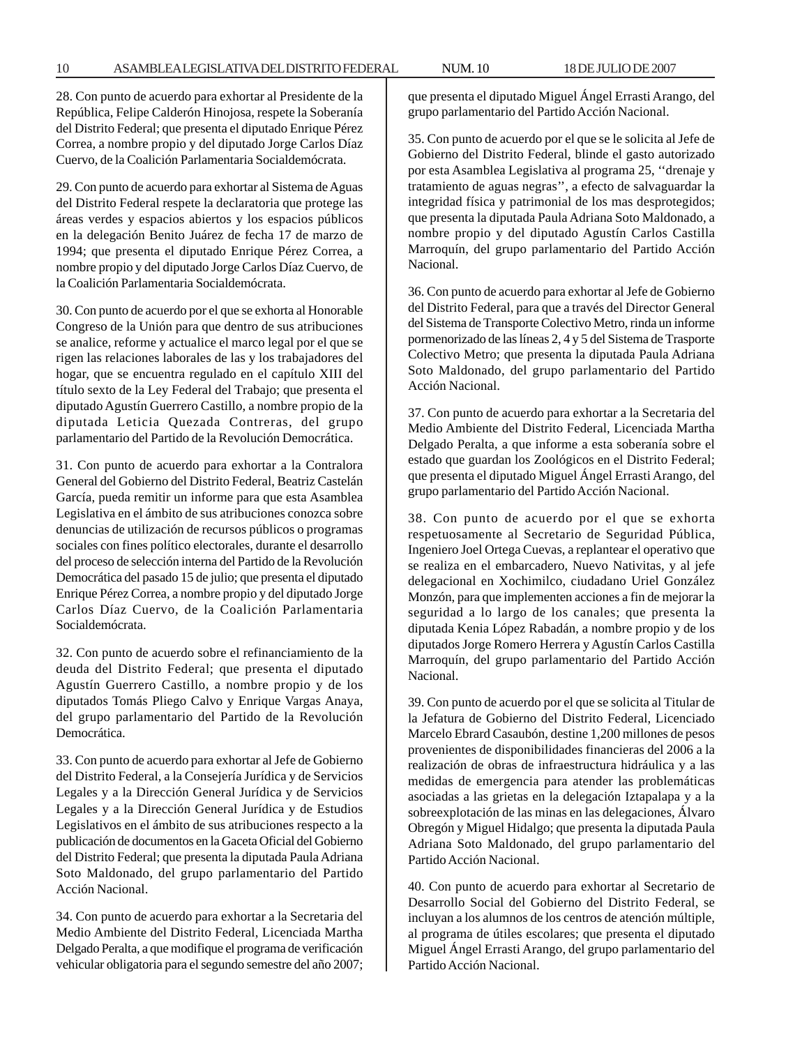28. Con punto de acuerdo para exhortar al Presidente de la República, Felipe Calderón Hinojosa, respete la Soberanía del Distrito Federal; que presenta el diputado Enrique Pérez Correa, a nombre propio y del diputado Jorge Carlos Díaz Cuervo, de la Coalición Parlamentaria Socialdemócrata.

29. Con punto de acuerdo para exhortar al Sistema de Aguas del Distrito Federal respete la declaratoria que protege las áreas verdes y espacios abiertos y los espacios públicos en la delegación Benito Juárez de fecha 17 de marzo de 1994; que presenta el diputado Enrique Pérez Correa, a nombre propio y del diputado Jorge Carlos Díaz Cuervo, de la Coalición Parlamentaria Socialdemócrata.

30. Con punto de acuerdo por el que se exhorta al Honorable Congreso de la Unión para que dentro de sus atribuciones se analice, reforme y actualice el marco legal por el que se rigen las relaciones laborales de las y los trabajadores del hogar, que se encuentra regulado en el capítulo XIII del título sexto de la Ley Federal del Trabajo; que presenta el diputado Agustín Guerrero Castillo, a nombre propio de la diputada Leticia Quezada Contreras, del grupo parlamentario del Partido de la Revolución Democrática.

31. Con punto de acuerdo para exhortar a la Contralora General del Gobierno del Distrito Federal, Beatriz Castelán García, pueda remitir un informe para que esta Asamblea Legislativa en el ámbito de sus atribuciones conozca sobre denuncias de utilización de recursos públicos o programas sociales con fines político electorales, durante el desarrollo del proceso de selección interna del Partido de la Revolución Democrática del pasado 15 de julio; que presenta el diputado Enrique Pérez Correa, a nombre propio y del diputado Jorge Carlos Díaz Cuervo, de la Coalición Parlamentaria Socialdemócrata.

32. Con punto de acuerdo sobre el refinanciamiento de la deuda del Distrito Federal; que presenta el diputado Agustín Guerrero Castillo, a nombre propio y de los diputados Tomás Pliego Calvo y Enrique Vargas Anaya, del grupo parlamentario del Partido de la Revolución Democrática.

33. Con punto de acuerdo para exhortar al Jefe de Gobierno del Distrito Federal, a la Consejería Jurídica y de Servicios Legales y a la Dirección General Jurídica y de Servicios Legales y a la Dirección General Jurídica y de Estudios Legislativos en el ámbito de sus atribuciones respecto a la publicación de documentos en la Gaceta Oficial del Gobierno del Distrito Federal; que presenta la diputada Paula Adriana Soto Maldonado, del grupo parlamentario del Partido Acción Nacional.

34. Con punto de acuerdo para exhortar a la Secretaria del Medio Ambiente del Distrito Federal, Licenciada Martha Delgado Peralta, a que modifique el programa de verificación vehicular obligatoria para el segundo semestre del año 2007; que presenta el diputado Miguel Ángel Errasti Arango, del grupo parlamentario del Partido Acción Nacional.

35. Con punto de acuerdo por el que se le solicita al Jefe de Gobierno del Distrito Federal, blinde el gasto autorizado por esta Asamblea Legislativa al programa 25, ''drenaje y tratamiento de aguas negras'', a efecto de salvaguardar la integridad física y patrimonial de los mas desprotegidos; que presenta la diputada Paula Adriana Soto Maldonado, a nombre propio y del diputado Agustín Carlos Castilla Marroquín, del grupo parlamentario del Partido Acción Nacional.

36. Con punto de acuerdo para exhortar al Jefe de Gobierno del Distrito Federal, para que a través del Director General del Sistema de Transporte Colectivo Metro, rinda un informe pormenorizado de las líneas 2, 4 y 5 del Sistema de Trasporte Colectivo Metro; que presenta la diputada Paula Adriana Soto Maldonado, del grupo parlamentario del Partido Acción Nacional.

37. Con punto de acuerdo para exhortar a la Secretaria del Medio Ambiente del Distrito Federal, Licenciada Martha Delgado Peralta, a que informe a esta soberanía sobre el estado que guardan los Zoológicos en el Distrito Federal; que presenta el diputado Miguel Ángel Errasti Arango, del grupo parlamentario del Partido Acción Nacional.

38. Con punto de acuerdo por el que se exhorta respetuosamente al Secretario de Seguridad Pública, Ingeniero Joel Ortega Cuevas, a replantear el operativo que se realiza en el embarcadero, Nuevo Nativitas, y al jefe delegacional en Xochimilco, ciudadano Uriel González Monzón, para que implementen acciones a fin de mejorar la seguridad a lo largo de los canales; que presenta la diputada Kenia López Rabadán, a nombre propio y de los diputados Jorge Romero Herrera y Agustín Carlos Castilla Marroquín, del grupo parlamentario del Partido Acción Nacional.

39. Con punto de acuerdo por el que se solicita al Titular de la Jefatura de Gobierno del Distrito Federal, Licenciado Marcelo Ebrard Casaubón, destine 1,200 millones de pesos provenientes de disponibilidades financieras del 2006 a la realización de obras de infraestructura hidráulica y a las medidas de emergencia para atender las problemáticas asociadas a las grietas en la delegación Iztapalapa y a la sobreexplotación de las minas en las delegaciones, Álvaro Obregón y Miguel Hidalgo; que presenta la diputada Paula Adriana Soto Maldonado, del grupo parlamentario del Partido Acción Nacional.

40. Con punto de acuerdo para exhortar al Secretario de Desarrollo Social del Gobierno del Distrito Federal, se incluyan a los alumnos de los centros de atención múltiple, al programa de útiles escolares; que presenta el diputado Miguel Ángel Errasti Arango, del grupo parlamentario del Partido Acción Nacional.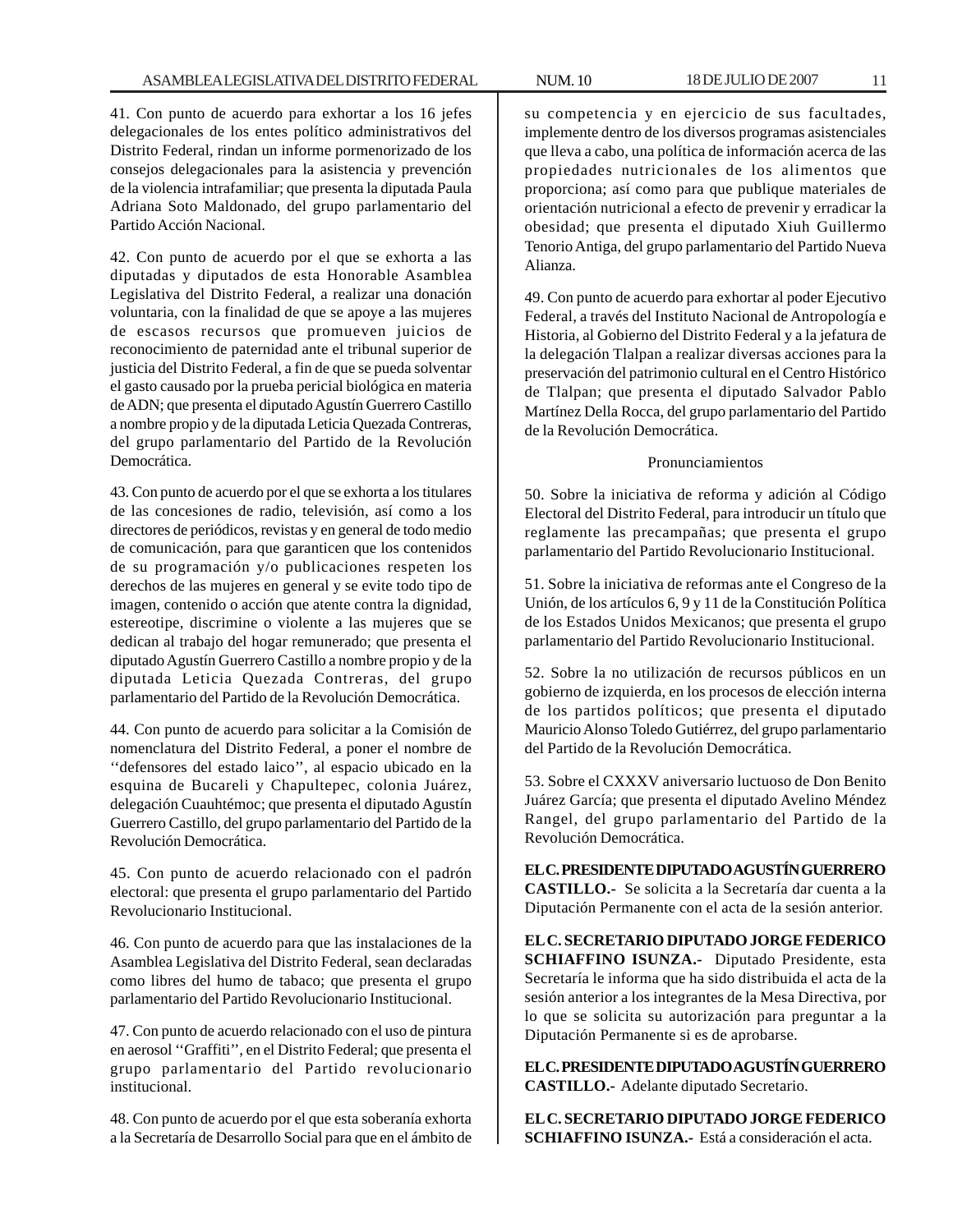41. Con punto de acuerdo para exhortar a los 16 jefes delegacionales de los entes político administrativos del Distrito Federal, rindan un informe pormenorizado de los consejos delegacionales para la asistencia y prevención de la violencia intrafamiliar; que presenta la diputada Paula Adriana Soto Maldonado, del grupo parlamentario del Partido Acción Nacional.

42. Con punto de acuerdo por el que se exhorta a las diputadas y diputados de esta Honorable Asamblea Legislativa del Distrito Federal, a realizar una donación voluntaria, con la finalidad de que se apoye a las mujeres de escasos recursos que promueven juicios de reconocimiento de paternidad ante el tribunal superior de justicia del Distrito Federal, a fin de que se pueda solventar el gasto causado por la prueba pericial biológica en materia de ADN; que presenta el diputado Agustín Guerrero Castillo a nombre propio y de la diputada Leticia Quezada Contreras, del grupo parlamentario del Partido de la Revolución Democrática.

43. Con punto de acuerdo por el que se exhorta a los titulares de las concesiones de radio, televisión, así como a los directores de periódicos, revistas y en general de todo medio de comunicación, para que garanticen que los contenidos de su programación y/o publicaciones respeten los derechos de las mujeres en general y se evite todo tipo de imagen, contenido o acción que atente contra la dignidad, estereotipe, discrimine o violente a las mujeres que se dedican al trabajo del hogar remunerado; que presenta el diputado Agustín Guerrero Castillo a nombre propio y de la diputada Leticia Quezada Contreras, del grupo parlamentario del Partido de la Revolución Democrática.

44. Con punto de acuerdo para solicitar a la Comisión de nomenclatura del Distrito Federal, a poner el nombre de ''defensores del estado laico'', al espacio ubicado en la esquina de Bucareli y Chapultepec, colonia Juárez, delegación Cuauhtémoc; que presenta el diputado Agustín Guerrero Castillo, del grupo parlamentario del Partido de la Revolución Democrática.

45. Con punto de acuerdo relacionado con el padrón electoral: que presenta el grupo parlamentario del Partido Revolucionario Institucional.

46. Con punto de acuerdo para que las instalaciones de la Asamblea Legislativa del Distrito Federal, sean declaradas como libres del humo de tabaco; que presenta el grupo parlamentario del Partido Revolucionario Institucional.

47. Con punto de acuerdo relacionado con el uso de pintura en aerosol ''Graffiti'', en el Distrito Federal; que presenta el grupo parlamentario del Partido revolucionario institucional.

48. Con punto de acuerdo por el que esta soberanía exhorta a la Secretaría de Desarrollo Social para que en el ámbito de su competencia y en ejercicio de sus facultades, implemente dentro de los diversos programas asistenciales que lleva a cabo, una política de información acerca de las propiedades nutricionales de los alimentos que proporciona; así como para que publique materiales de orientación nutricional a efecto de prevenir y erradicar la obesidad; que presenta el diputado Xiuh Guillermo Tenorio Antiga, del grupo parlamentario del Partido Nueva Alianza.

49. Con punto de acuerdo para exhortar al poder Ejecutivo Federal, a través del Instituto Nacional de Antropología e Historia, al Gobierno del Distrito Federal y a la jefatura de la delegación Tlalpan a realizar diversas acciones para la preservación del patrimonio cultural en el Centro Histórico de Tlalpan; que presenta el diputado Salvador Pablo Martínez Della Rocca, del grupo parlamentario del Partido de la Revolución Democrática.

Pronunciamientos

50. Sobre la iniciativa de reforma y adición al Código Electoral del Distrito Federal, para introducir un título que reglamente las precampañas; que presenta el grupo parlamentario del Partido Revolucionario Institucional.

51. Sobre la iniciativa de reformas ante el Congreso de la Unión, de los artículos 6, 9 y 11 de la Constitución Política de los Estados Unidos Mexicanos; que presenta el grupo parlamentario del Partido Revolucionario Institucional.

52. Sobre la no utilización de recursos públicos en un gobierno de izquierda, en los procesos de elección interna de los partidos políticos; que presenta el diputado Mauricio Alonso Toledo Gutiérrez, del grupo parlamentario del Partido de la Revolución Democrática.

53. Sobre el CXXXV aniversario luctuoso de Don Benito Juárez García; que presenta el diputado Avelino Méndez Rangel, del grupo parlamentario del Partido de la Revolución Democrática.

**EL C. PRESIDENTE DIPUTADO AGUSTÍN GUERRERO CASTILLO.-** Se solicita a la Secretaría dar cuenta a la Diputación Permanente con el acta de la sesión anterior.

**EL C. SECRETARIO DIPUTADO JORGE FEDERICO SCHIAFFINO ISUNZA.-** Diputado Presidente, esta Secretaría le informa que ha sido distribuida el acta de la sesión anterior a los integrantes de la Mesa Directiva, por lo que se solicita su autorización para preguntar a la Diputación Permanente si es de aprobarse.

**EL C. PRESIDENTE DIPUTADO AGUSTÍN GUERRERO CASTILLO.-** Adelante diputado Secretario.

**EL C. SECRETARIO DIPUTADO JORGE FEDERICO SCHIAFFINO ISUNZA.-** Está a consideración el acta.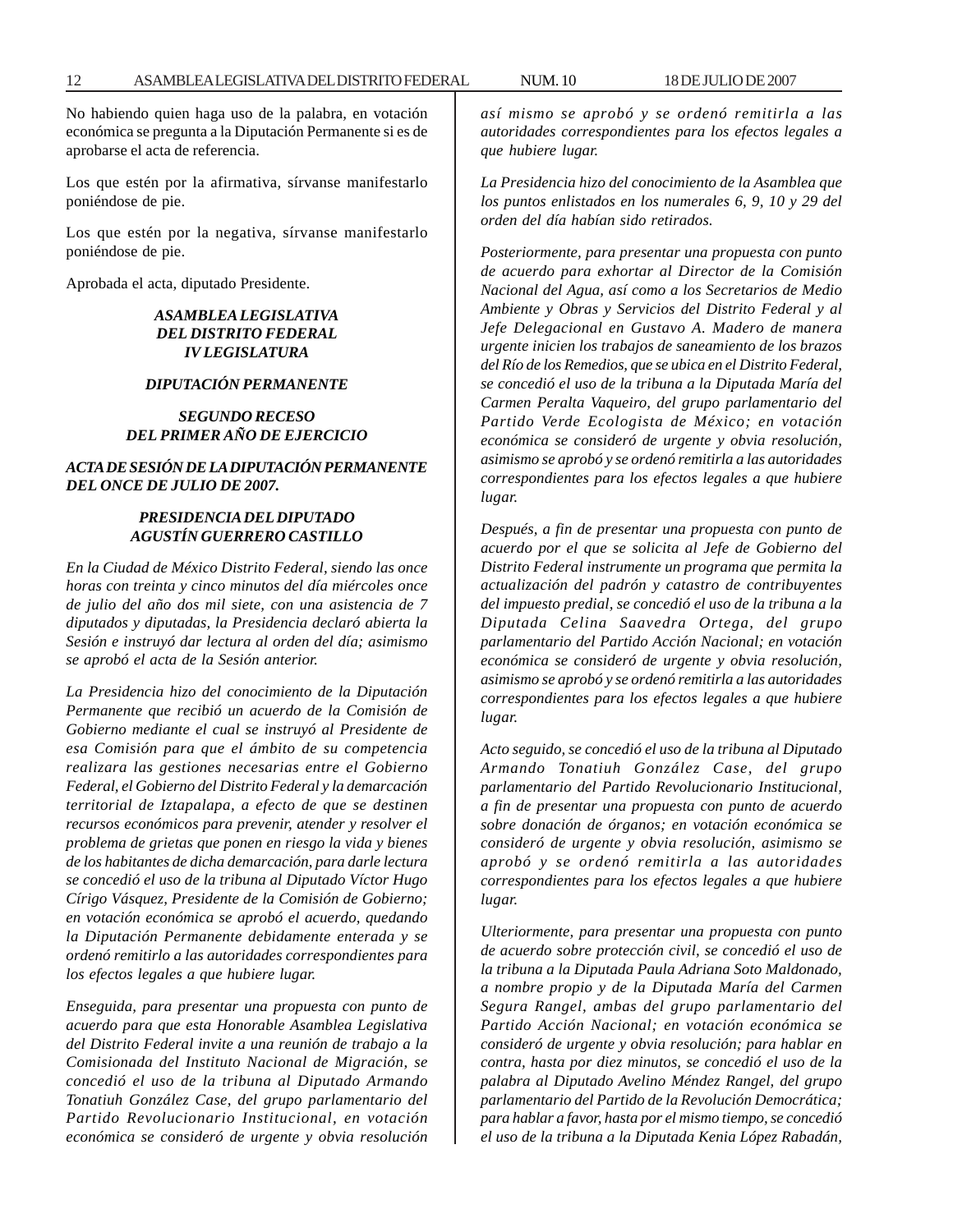No habiendo quien haga uso de la palabra, en votación económica se pregunta a la Diputación Permanente si es de aprobarse el acta de referencia.

Los que estén por la afirmativa, sírvanse manifestarlo poniéndose de pie.

Los que estén por la negativa, sírvanse manifestarlo poniéndose de pie.

Aprobada el acta, diputado Presidente.

***ASAMBLEA LEGISLATIVA DEL DISTRITO FEDERAL IV LEGISLATURA***

***DIPUTACIÓN PERMANENTE***

***SEGUNDO RECESO DEL PRIMER AÑO DE EJERCICIO***

***ACTA DE SESIÓN DE LA DIPUTACIÓN PERMANENTE DEL ONCE DE JULIO DE 2007.***

***PRESIDENCIA DEL DIPUTADO AGUSTÍN GUERRERO CASTILLO***

*En la Ciudad de México Distrito Federal, siendo las once horas con treinta y cinco minutos del día miércoles once de julio del año dos mil siete, con una asistencia de 7 diputados y diputadas, la Presidencia declaró abierta la Sesión e instruyó dar lectura al orden del día; asimismo se aprobó el acta de la Sesión anterior.*

*La Presidencia hizo del conocimiento de la Diputación Permanente que recibió un acuerdo de la Comisión de Gobierno mediante el cual se instruyó al Presidente de esa Comisión para que el ámbito de su competencia realizara las gestiones necesarias entre el Gobierno Federal, el Gobierno del Distrito Federal y la demarcación territorial de Iztapalapa, a efecto de que se destinen recursos económicos para prevenir, atender y resolver el problema de grietas que ponen en riesgo la vida y bienes de los habitantes de dicha demarcación, para darle lectura se concedió el uso de la tribuna al Diputado Víctor Hugo Círigo Vásquez, Presidente de la Comisión de Gobierno; en votación económica se aprobó el acuerdo, quedando la Diputación Permanente debidamente enterada y se ordenó remitirlo a las autoridades correspondientes para los efectos legales a que hubiere lugar.*

*Enseguida, para presentar una propuesta con punto de acuerdo para que esta Honorable Asamblea Legislativa del Distrito Federal invite a una reunión de trabajo a la Comisionada del Instituto Nacional de Migración, se concedió el uso de la tribuna al Diputado Armando Tonatiuh González Case, del grupo parlamentario del Partido Revolucionario Institucional, en votación económica se consideró de urgente y obvia resolución así mismo se aprobó y se ordenó remitirla a las autoridades correspondientes para los efectos legales a que hubiere lugar.*

*La Presidencia hizo del conocimiento de la Asamblea que los puntos enlistados en los numerales 6, 9, 10 y 29 del orden del día habían sido retirados.*

*Posteriormente, para presentar una propuesta con punto de acuerdo para exhortar al Director de la Comisión Nacional del Agua, así como a los Secretarios de Medio Ambiente y Obras y Servicios del Distrito Federal y al Jefe Delegacional en Gustavo A. Madero de manera urgente inicien los trabajos de saneamiento de los brazos del Río de los Remedios, que se ubica en el Distrito Federal, se concedió el uso de la tribuna a la Diputada María del Carmen Peralta Vaqueiro, del grupo parlamentario del Partido Verde Ecologista de México; en votación económica se consideró de urgente y obvia resolución, asimismo se aprobó y se ordenó remitirla a las autoridades correspondientes para los efectos legales a que hubiere lugar.*

*Después, a fin de presentar una propuesta con punto de acuerdo por el que se solicita al Jefe de Gobierno del Distrito Federal instrumente un programa que permita la actualización del padrón y catastro de contribuyentes del impuesto predial, se concedió el uso de la tribuna a la Diputada Celina Saavedra Ortega, del grupo parlamentario del Partido Acción Nacional; en votación económica se consideró de urgente y obvia resolución, asimismo se aprobó y se ordenó remitirla a las autoridades correspondientes para los efectos legales a que hubiere lugar.*

*Acto seguido, se concedió el uso de la tribuna al Diputado Armando Tonatiuh González Case, del grupo parlamentario del Partido Revolucionario Institucional, a fin de presentar una propuesta con punto de acuerdo sobre donación de órganos; en votación económica se consideró de urgente y obvia resolución, asimismo se aprobó y se ordenó remitirla a las autoridades correspondientes para los efectos legales a que hubiere lugar.*

*Ulteriormente, para presentar una propuesta con punto de acuerdo sobre protección civil, se concedió el uso de la tribuna a la Diputada Paula Adriana Soto Maldonado, a nombre propio y de la Diputada María del Carmen Segura Rangel, ambas del grupo parlamentario del Partido Acción Nacional; en votación económica se consideró de urgente y obvia resolución; para hablar en contra, hasta por diez minutos, se concedió el uso de la palabra al Diputado Avelino Méndez Rangel, del grupo parlamentario del Partido de la Revolución Democrática; para hablar a favor, hasta por el mismo tiempo, se concedió el uso de la tribuna a la Diputada Kenia López Rabadán,*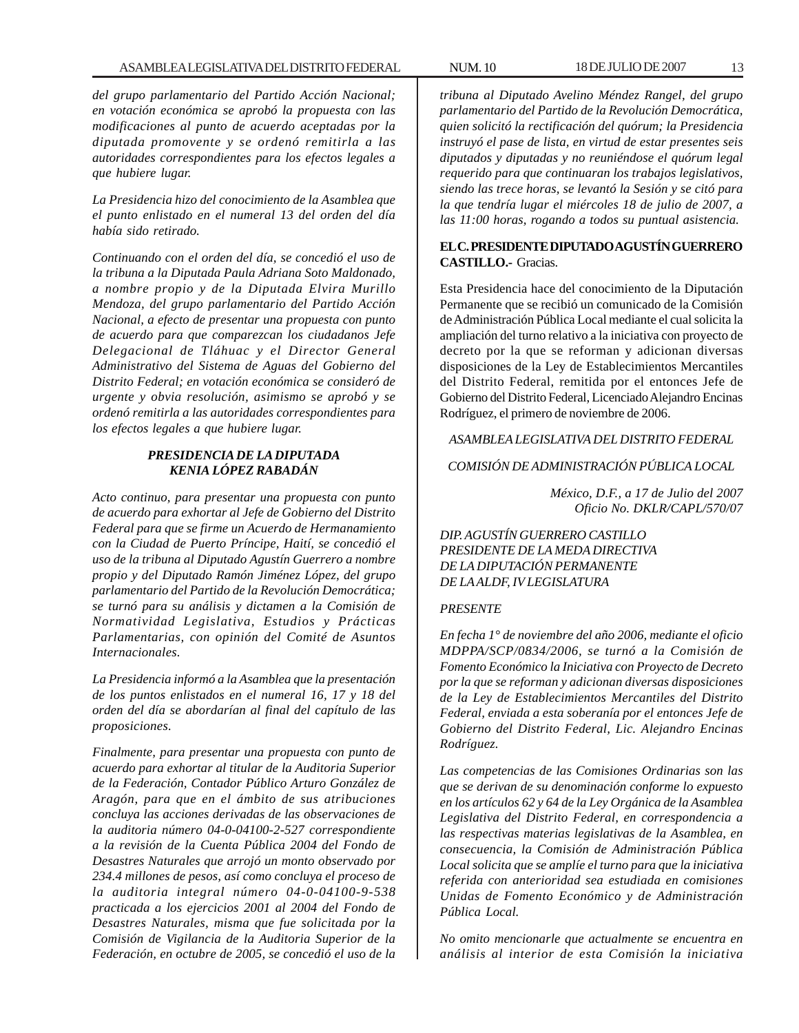*del grupo parlamentario del Partido Acción Nacional; en votación económica se aprobó la propuesta con las modificaciones al punto de acuerdo aceptadas por la diputada promovente y se ordenó remitirla a las autoridades correspondientes para los efectos legales a que hubiere lugar.*

*La Presidencia hizo del conocimiento de la Asamblea que el punto enlistado en el numeral 13 del orden del día había sido retirado.*

*Continuando con el orden del día, se concedió el uso de la tribuna a la Diputada Paula Adriana Soto Maldonado, a nombre propio y de la Diputada Elvira Murillo Mendoza, del grupo parlamentario del Partido Acción Nacional, a efecto de presentar una propuesta con punto de acuerdo para que comparezcan los ciudadanos Jefe Delegacional de Tláhuac y el Director General Administrativo del Sistema de Aguas del Gobierno del Distrito Federal; en votación económica se consideró de urgente y obvia resolución, asimismo se aprobó y se ordenó remitirla a las autoridades correspondientes para los efectos legales a que hubiere lugar.*

***PRESIDENCIA DE LA DIPUTADA KENIA LÓPEZ RABADÁN***

*Acto continuo, para presentar una propuesta con punto de acuerdo para exhortar al Jefe de Gobierno del Distrito Federal para que se firme un Acuerdo de Hermanamiento con la Ciudad de Puerto Príncipe, Haití, se concedió el uso de la tribuna al Diputado Agustín Guerrero a nombre propio y del Diputado Ramón Jiménez López, del grupo parlamentario del Partido de la Revolución Democrática; se turnó para su análisis y dictamen a la Comisión de Normatividad Legislativa, Estudios y Prácticas Parlamentarias, con opinión del Comité de Asuntos Internacionales.*

*La Presidencia informó a la Asamblea que la presentación de los puntos enlistados en el numeral 16, 17 y 18 del orden del día se abordarían al final del capítulo de las proposiciones.*

*Finalmente, para presentar una propuesta con punto de acuerdo para exhortar al titular de la Auditoria Superior de la Federación, Contador Público Arturo González de Aragón, para que en el ámbito de sus atribuciones concluya las acciones derivadas de las observaciones de la auditoria número 04-0-04100-2-527 correspondiente a la revisión de la Cuenta Pública 2004 del Fondo de Desastres Naturales que arrojó un monto observado por 234.4 millones de pesos, así como concluya el proceso de la auditoria integral número 04-0-04100-9-538 practicada a los ejercicios 2001 al 2004 del Fondo de Desastres Naturales, misma que fue solicitada por la Comisión de Vigilancia de la Auditoria Superior de la Federación, en octubre de 2005, se concedió el uso de la tribuna al Diputado Avelino Méndez Rangel, del grupo parlamentario del Partido de la Revolución Democrática, quien solicitó la rectificación del quórum; la Presidencia instruyó el pase de lista, en virtud de estar presentes seis diputados y diputadas y no reuniéndose el quórum legal requerido para que continuaran los trabajos legislativos, siendo las trece horas, se levantó la Sesión y se citó para la que tendría lugar el miércoles 18 de julio de 2007, a las 11:00 horas, rogando a todos su puntual asistencia.*

**EL C. PRESIDENTE DIPUTADO AGUSTÍN GUERRERO CASTILLO.-** Gracias.

Esta Presidencia hace del conocimiento de la Diputación Permanente que se recibió un comunicado de la Comisión de Administración Pública Local mediante el cual solicita la ampliación del turno relativo a la iniciativa con proyecto de decreto por la que se reforman y adicionan diversas disposiciones de la Ley de Establecimientos Mercantiles del Distrito Federal, remitida por el entonces Jefe de Gobierno del Distrito Federal, Licenciado Alejandro Encinas Rodríguez, el primero de noviembre de 2006.

*ASAMBLEA LEGISLATIVA DEL DISTRITO FEDERAL*

*COMISIÓN DE ADMINISTRACIÓN PÚBLICA LOCAL*

*México, D.F., a 17 de Julio del 2007*
*Oficio No. DKLR/CAPL/570/07*

*DIP. AGUSTÍN GUERRERO CASTILLO*
*PRESIDENTE DE LA MEDA DIRECTIVA*
*DE LA DIPUTACIÓN PERMANENTE*
*DE LA ALDF, IV LEGISLATURA*

*PRESENTE*

*En fecha 1° de noviembre del año 2006, mediante el oficio MDPPA/SCP/0834/2006, se turnó a la Comisión de Fomento Económico la Iniciativa con Proyecto de Decreto por la que se reforman y adicionan diversas disposiciones de la Ley de Establecimientos Mercantiles del Distrito Federal, enviada a esta soberanía por el entonces Jefe de Gobierno del Distrito Federal, Lic. Alejandro Encinas Rodríguez.*

*Las competencias de las Comisiones Ordinarias son las que se derivan de su denominación conforme lo expuesto en los artículos 62 y 64 de la Ley Orgánica de la Asamblea Legislativa del Distrito Federal, en correspondencia a las respectivas materias legislativas de la Asamblea, en consecuencia, la Comisión de Administración Pública Local solicita que se amplíe el turno para que la iniciativa referida con anterioridad sea estudiada en comisiones Unidas de Fomento Económico y de Administración Pública Local.*

*No omito mencionarle que actualmente se encuentra en análisis al interior de esta Comisión la iniciativa*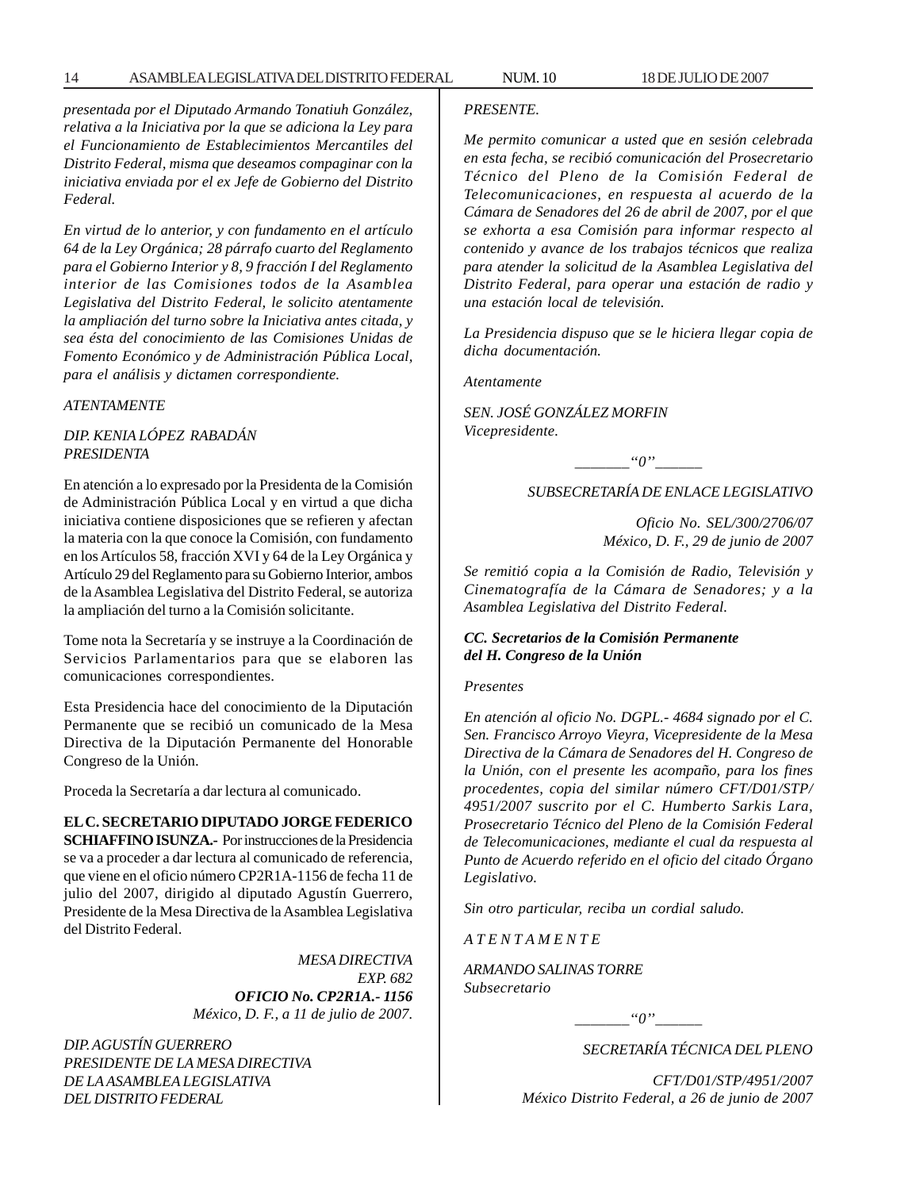*presentada por el Diputado Armando Tonatiuh González, relativa a la Iniciativa por la que se adiciona la Ley para el Funcionamiento de Establecimientos Mercantiles del Distrito Federal, misma que deseamos compaginar con la iniciativa enviada por el ex Jefe de Gobierno del Distrito Federal.*

*En virtud de lo anterior, y con fundamento en el artículo 64 de la Ley Orgánica; 28 párrafo cuarto del Reglamento para el Gobierno Interior y 8, 9 fracción I del Reglamento interior de las Comisiones todos de la Asamblea Legislativa del Distrito Federal, le solicito atentamente la ampliación del turno sobre la Iniciativa antes citada, y sea ésta del conocimiento de las Comisiones Unidas de Fomento Económico y de Administración Pública Local, para el análisis y dictamen correspondiente.*

*ATENTAMENTE*

*DIP. KENIA LÓPEZ RABADÁN*
*PRESIDENTA*

En atención a lo expresado por la Presidenta de la Comisión de Administración Pública Local y en virtud a que dicha iniciativa contiene disposiciones que se refieren y afectan la materia con la que conoce la Comisión, con fundamento en los Artículos 58, fracción XVI y 64 de la Ley Orgánica y Artículo 29 del Reglamento para su Gobierno Interior, ambos de la Asamblea Legislativa del Distrito Federal, se autoriza la ampliación del turno a la Comisión solicitante.

Tome nota la Secretaría y se instruye a la Coordinación de Servicios Parlamentarios para que se elaboren las comunicaciones correspondientes.

Esta Presidencia hace del conocimiento de la Diputación Permanente que se recibió un comunicado de la Mesa Directiva de la Diputación Permanente del Honorable Congreso de la Unión.

Proceda la Secretaría a dar lectura al comunicado.

**EL C. SECRETARIO DIPUTADO JORGE FEDERICO SCHIAFFINO ISUNZA.-** Por instrucciones de la Presidencia se va a proceder a dar lectura al comunicado de referencia, que viene en el oficio número CP2R1A-1156 de fecha 11 de julio del 2007, dirigido al diputado Agustín Guerrero, Presidente de la Mesa Directiva de la Asamblea Legislativa del Distrito Federal.

*MESA DIRECTIVA*
*EXP. 682*
***OFICIO No. CP2R1A.- 1156***
*México, D. F., a 11 de julio de 2007.*

*DIP. AGUSTÍN GUERRERO*
*PRESIDENTE DE LA MESA DIRECTIVA*
*DE LA ASAMBLEA LEGISLATIVA*
*DEL DISTRITO FEDERAL*
*PRESENTE.*

*Me permito comunicar a usted que en sesión celebrada en esta fecha, se recibió comunicación del Prosecretario Técnico del Pleno de la Comisión Federal de Telecomunicaciones, en respuesta al acuerdo de la Cámara de Senadores del 26 de abril de 2007, por el que se exhorta a esa Comisión para informar respecto al contenido y avance de los trabajos técnicos que realiza para atender la solicitud de la Asamblea Legislativa del Distrito Federal, para operar una estación de radio y una estación local de televisión.*

*La Presidencia dispuso que se le hiciera llegar copia de dicha documentación.*

*Atentamente*

*SEN. JOSÉ GONZÁLEZ MORFIN*
*Vicepresidente.*

*\_\_\_\_\_\_\_"0"\_\_\_\_\_\_*

*SUBSECRETARÍA DE ENLACE LEGISLATIVO*

*Oficio No. SEL/300/2706/07*
*México, D. F., 29 de junio de 2007*

*Se remitió copia a la Comisión de Radio, Televisión y Cinematografía de la Cámara de Senadores; y a la Asamblea Legislativa del Distrito Federal.*

***CC. Secretarios de la Comisión Permanente del H. Congreso de la Unión***

*Presentes*

*En atención al oficio No. DGPL.- 4684 signado por el C. Sen. Francisco Arroyo Vieyra, Vicepresidente de la Mesa Directiva de la Cámara de Senadores del H. Congreso de la Unión, con el presente les acompaño, para los fines procedentes, copia del similar número CFT/D01/STP/4951/2007 suscrito por el C. Humberto Sarkis Lara, Prosecretario Técnico del Pleno de la Comisión Federal de Telecomunicaciones, mediante el cual da respuesta al Punto de Acuerdo referido en el oficio del citado Órgano Legislativo.*

*Sin otro particular, reciba un cordial saludo.*

*A T E N T A M E N T E*

*ARMANDO SALINAS TORRE*
*Subsecretario*

*\_\_\_\_\_\_\_"0"\_\_\_\_\_\_*

*SECRETARÍA TÉCNICA DEL PLENO*

*CFT/D01/STP/4951/2007*
*México Distrito Federal, a 26 de junio de 2007*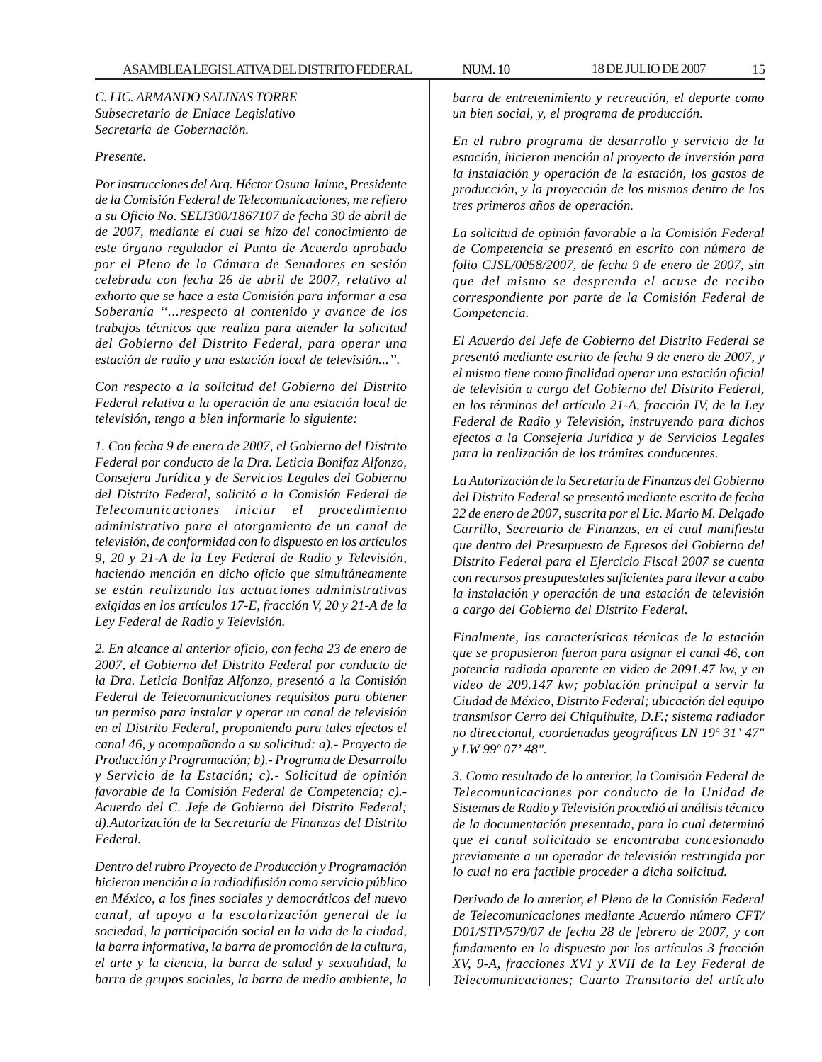*C. LIC. ARMANDO SALINAS TORRE*
*Subsecretario de Enlace Legislativo*
*Secretaría de Gobernación.*

*Presente.*

*Por instrucciones del Arq. Héctor Osuna Jaime, Presidente de la Comisión Federal de Telecomunicaciones, me refiero a su Oficio No. SELI300/1867107 de fecha 30 de abril de de 2007, mediante el cual se hizo del conocimiento de este órgano regulador el Punto de Acuerdo aprobado por el Pleno de la Cámara de Senadores en sesión celebrada con fecha 26 de abril de 2007, relativo al exhorto que se hace a esta Comisión para informar a esa Soberanía "...respecto al contenido y avance de los trabajos técnicos que realiza para atender la solicitud del Gobierno del Distrito Federal, para operar una estación de radio y una estación local de televisión...".*

*Con respecto a la solicitud del Gobierno del Distrito Federal relativa a la operación de una estación local de televisión, tengo a bien informarle lo siguiente:*

*1. Con fecha 9 de enero de 2007, el Gobierno del Distrito Federal por conducto de la Dra. Leticia Bonifaz Alfonzo, Consejera Jurídica y de Servicios Legales del Gobierno del Distrito Federal, solicitó a la Comisión Federal de Telecomunicaciones iniciar el procedimiento administrativo para el otorgamiento de un canal de televisión, de conformidad con lo dispuesto en los artículos 9, 20 y 21-A de la Ley Federal de Radio y Televisión, haciendo mención en dicho oficio que simultáneamente se están realizando las actuaciones administrativas exigidas en los artículos 17-E, fracción V, 20 y 21-A de la Ley Federal de Radio y Televisión.*

*2. En alcance al anterior oficio, con fecha 23 de enero de 2007, el Gobierno del Distrito Federal por conducto de la Dra. Leticia Bonifaz Alfonzo, presentó a la Comisión Federal de Telecomunicaciones requisitos para obtener un permiso para instalar y operar un canal de televisión en el Distrito Federal, proponiendo para tales efectos el canal 46, y acompañando a su solicitud: a).- Proyecto de Producción y Programación; b).- Programa de Desarrollo y Servicio de la Estación; c).- Solicitud de opinión favorable de la Comisión Federal de Competencia; c).- Acuerdo del C. Jefe de Gobierno del Distrito Federal; d).Autorización de la Secretaría de Finanzas del Distrito Federal.*

*Dentro del rubro Proyecto de Producción y Programación hicieron mención a la radiodifusión como servicio público en México, a los fines sociales y democráticos del nuevo canal, al apoyo a la escolarización general de la sociedad, la participación social en la vida de la ciudad, la barra informativa, la barra de promoción de la cultura, el arte y la ciencia, la barra de salud y sexualidad, la barra de grupos sociales, la barra de medio ambiente, la barra de entretenimiento y recreación, el deporte como un bien social, y, el programa de producción.*

*En el rubro programa de desarrollo y servicio de la estación, hicieron mención al proyecto de inversión para la instalación y operación de la estación, los gastos de producción, y la proyección de los mismos dentro de los tres primeros años de operación.*

*La solicitud de opinión favorable a la Comisión Federal de Competencia se presentó en escrito con número de folio CJSL/0058/2007, de fecha 9 de enero de 2007, sin que del mismo se desprenda el acuse de recibo correspondiente por parte de la Comisión Federal de Competencia.*

*El Acuerdo del Jefe de Gobierno del Distrito Federal se presentó mediante escrito de fecha 9 de enero de 2007, y el mismo tiene como finalidad operar una estación oficial de televisión a cargo del Gobierno del Distrito Federal, en los términos del artículo 21-A, fracción IV, de la Ley Federal de Radio y Televisión, instruyendo para dichos efectos a la Consejería Jurídica y de Servicios Legales para la realización de los trámites conducentes.*

*La Autorización de la Secretaría de Finanzas del Gobierno del Distrito Federal se presentó mediante escrito de fecha 22 de enero de 2007, suscrita por el Lic. Mario M. Delgado Carrillo, Secretario de Finanzas, en el cual manifiesta que dentro del Presupuesto de Egresos del Gobierno del Distrito Federal para el Ejercicio Fiscal 2007 se cuenta con recursos presupuestales suficientes para llevar a cabo la instalación y operación de una estación de televisión a cargo del Gobierno del Distrito Federal.*

*Finalmente, las características técnicas de la estación que se propusieron fueron para asignar el canal 46, con potencia radiada aparente en video de 2091.47 kw, y en video de 209.147 kw; población principal a servir la Ciudad de México, Distrito Federal; ubicación del equipo transmisor Cerro del Chiquihuite, D.F.; sistema radiador no direccional, coordenadas geográficas LN 19º 31' 47" y LW 99º 07' 48".*

*3. Como resultado de lo anterior, la Comisión Federal de Telecomunicaciones por conducto de la Unidad de Sistemas de Radio y Televisión procedió al análisis técnico de la documentación presentada, para lo cual determinó que el canal solicitado se encontraba concesionado previamente a un operador de televisión restringida por lo cual no era factible proceder a dicha solicitud.*

*Derivado de lo anterior, el Pleno de la Comisión Federal de Telecomunicaciones mediante Acuerdo número CFT/D01/STP/579/07 de fecha 28 de febrero de 2007, y con fundamento en lo dispuesto por los artículos 3 fracción XV, 9-A, fracciones XVI y XVII de la Ley Federal de Telecomunicaciones; Cuarto Transitorio del artículo*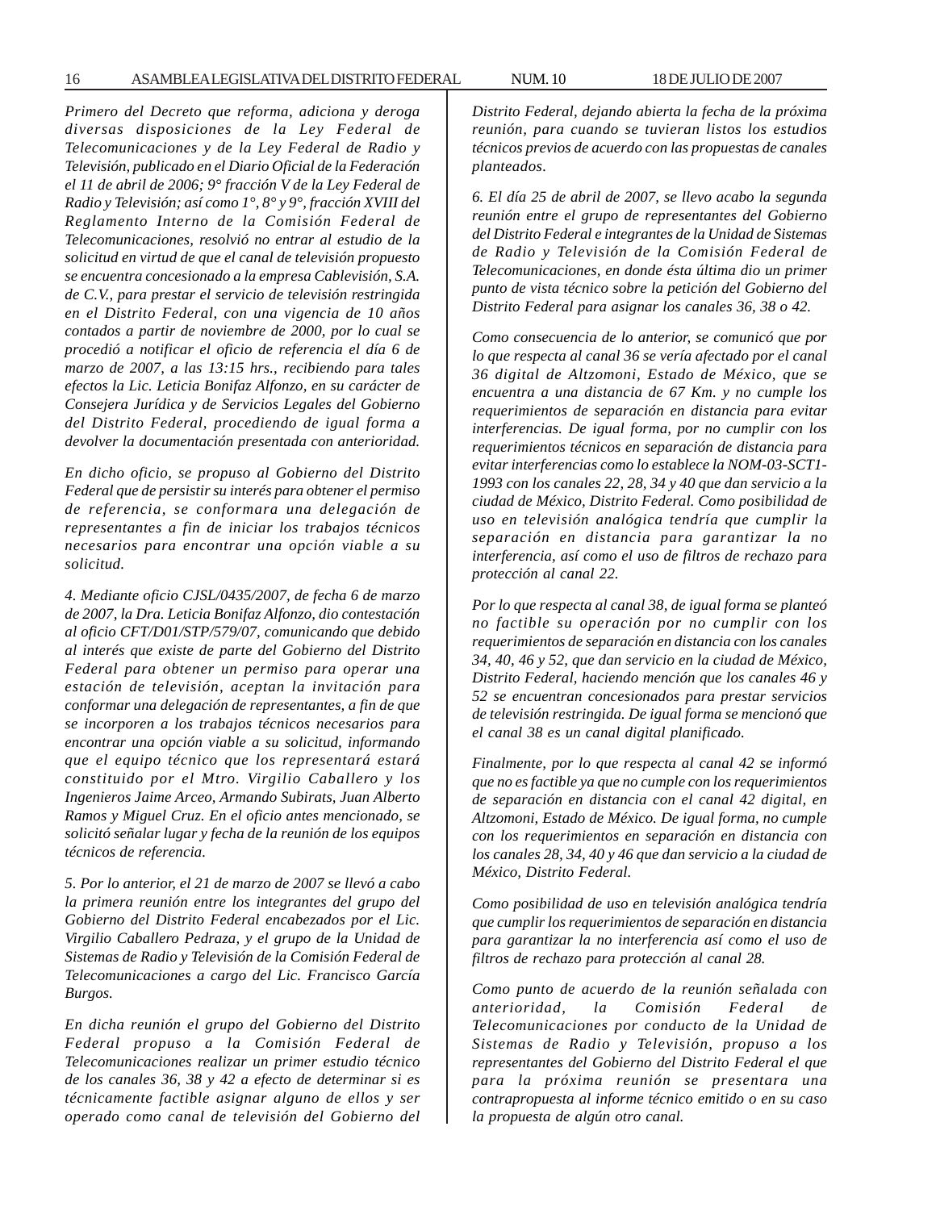*Primero del Decreto que reforma, adiciona y deroga diversas disposiciones de la Ley Federal de Telecomunicaciones y de la Ley Federal de Radio y Televisión, publicado en el Diario Oficial de la Federación el 11 de abril de 2006; 9° fracción V de la Ley Federal de Radio y Televisión; así como 1°, 8° y 9°, fracción XVIII del Reglamento Interno de la Comisión Federal de Telecomunicaciones, resolvió no entrar al estudio de la solicitud en virtud de que el canal de televisión propuesto se encuentra concesionado a la empresa Cablevisión, S.A. de C.V., para prestar el servicio de televisión restringida en el Distrito Federal, con una vigencia de 10 años contados a partir de noviembre de 2000, por lo cual se procedió a notificar el oficio de referencia el día 6 de marzo de 2007, a las 13:15 hrs., recibiendo para tales efectos la Lic. Leticia Bonifaz Alfonzo, en su carácter de Consejera Jurídica y de Servicios Legales del Gobierno del Distrito Federal, procediendo de igual forma a devolver la documentación presentada con anterioridad.*

*En dicho oficio, se propuso al Gobierno del Distrito Federal que de persistir su interés para obtener el permiso de referencia, se conformara una delegación de representantes a fin de iniciar los trabajos técnicos necesarios para encontrar una opción viable a su solicitud.*

*4. Mediante oficio CJSL/0435/2007, de fecha 6 de marzo de 2007, la Dra. Leticia Bonifaz Alfonzo, dio contestación al oficio CFT/D01/STP/579/07, comunicando que debido al interés que existe de parte del Gobierno del Distrito Federal para obtener un permiso para operar una estación de televisión, aceptan la invitación para conformar una delegación de representantes, a fin de que se incorporen a los trabajos técnicos necesarios para encontrar una opción viable a su solicitud, informando que el equipo técnico que los representará estará constituido por el Mtro. Virgilio Caballero y los Ingenieros Jaime Arceo, Armando Subirats, Juan Alberto Ramos y Miguel Cruz. En el oficio antes mencionado, se solicitó señalar lugar y fecha de la reunión de los equipos técnicos de referencia.*

*5. Por lo anterior, el 21 de marzo de 2007 se llevó a cabo la primera reunión entre los integrantes del grupo del Gobierno del Distrito Federal encabezados por el Lic. Virgilio Caballero Pedraza, y el grupo de la Unidad de Sistemas de Radio y Televisión de la Comisión Federal de Telecomunicaciones a cargo del Lic. Francisco García Burgos.*

*En dicha reunión el grupo del Gobierno del Distrito Federal propuso a la Comisión Federal de Telecomunicaciones realizar un primer estudio técnico de los canales 36, 38 y 42 a efecto de determinar si es técnicamente factible asignar alguno de ellos y ser operado como canal de televisión del Gobierno del Distrito Federal, dejando abierta la fecha de la próxima reunión, para cuando se tuvieran listos los estudios técnicos previos de acuerdo con las propuestas de canales planteados.*

*6. El día 25 de abril de 2007, se llevo acabo la segunda reunión entre el grupo de representantes del Gobierno del Distrito Federal e integrantes de la Unidad de Sistemas de Radio y Televisión de la Comisión Federal de Telecomunicaciones, en donde ésta última dio un primer punto de vista técnico sobre la petición del Gobierno del Distrito Federal para asignar los canales 36, 38 o 42.*

*Como consecuencia de lo anterior, se comunicó que por lo que respecta al canal 36 se vería afectado por el canal 36 digital de Altzomoni, Estado de México, que se encuentra a una distancia de 67 Km. y no cumple los requerimientos de separación en distancia para evitar interferencias. De igual forma, por no cumplir con los requerimientos técnicos en separación de distancia para evitar interferencias como lo establece la NOM-03-SCT1-1993 con los canales 22, 28, 34 y 40 que dan servicio a la ciudad de México, Distrito Federal. Como posibilidad de uso en televisión analógica tendría que cumplir la separación en distancia para garantizar la no interferencia, así como el uso de filtros de rechazo para protección al canal 22.*

*Por lo que respecta al canal 38, de igual forma se planteó no factible su operación por no cumplir con los requerimientos de separación en distancia con los canales 34, 40, 46 y 52, que dan servicio en la ciudad de México, Distrito Federal, haciendo mención que los canales 46 y 52 se encuentran concesionados para prestar servicios de televisión restringida. De igual forma se mencionó que el canal 38 es un canal digital planificado.*

*Finalmente, por lo que respecta al canal 42 se informó que no es factible ya que no cumple con los requerimientos de separación en distancia con el canal 42 digital, en Altzomoni, Estado de México. De igual forma, no cumple con los requerimientos en separación en distancia con los canales 28, 34, 40 y 46 que dan servicio a la ciudad de México, Distrito Federal.*

*Como posibilidad de uso en televisión analógica tendría que cumplir los requerimientos de separación en distancia para garantizar la no interferencia así como el uso de filtros de rechazo para protección al canal 28.*

*Como punto de acuerdo de la reunión señalada con anterioridad, la Comisión Federal de Telecomunicaciones por conducto de la Unidad de Sistemas de Radio y Televisión, propuso a los representantes del Gobierno del Distrito Federal el que para la próxima reunión se presentara una contrapropuesta al informe técnico emitido o en su caso la propuesta de algún otro canal.*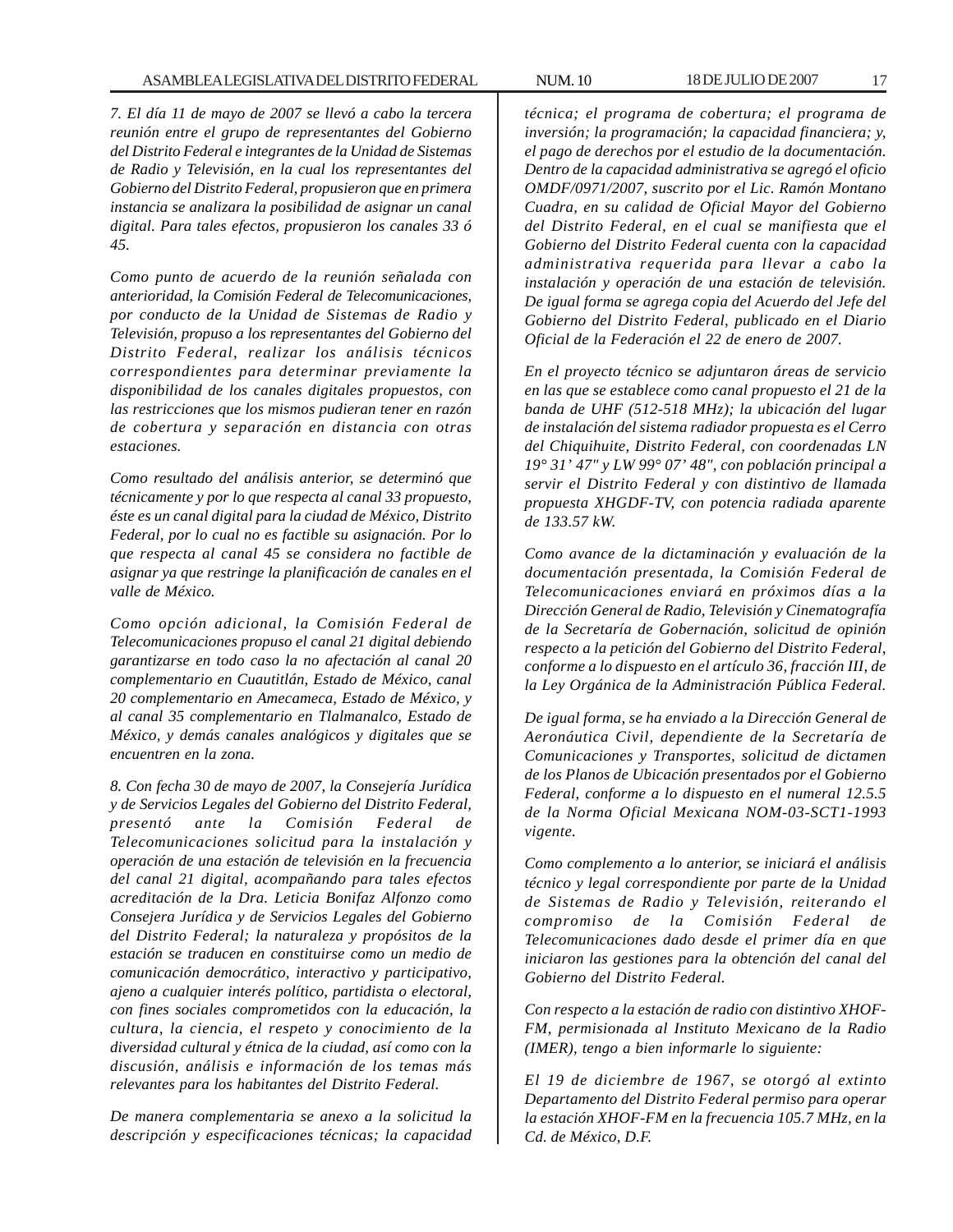*7. El día 11 de mayo de 2007 se llevó a cabo la tercera reunión entre el grupo de representantes del Gobierno del Distrito Federal e integrantes de la Unidad de Sistemas de Radio y Televisión, en la cual los representantes del Gobierno del Distrito Federal, propusieron que en primera instancia se analizara la posibilidad de asignar un canal digital. Para tales efectos, propusieron los canales 33 ó 45.*

*Como punto de acuerdo de la reunión señalada con anterioridad, la Comisión Federal de Telecomunicaciones, por conducto de la Unidad de Sistemas de Radio y Televisión, propuso a los representantes del Gobierno del Distrito Federal, realizar los análisis técnicos correspondientes para determinar previamente la disponibilidad de los canales digitales propuestos, con las restricciones que los mismos pudieran tener en razón de cobertura y separación en distancia con otras estaciones.*

*Como resultado del análisis anterior, se determinó que técnicamente y por lo que respecta al canal 33 propuesto, éste es un canal digital para la ciudad de México, Distrito Federal, por lo cual no es factible su asignación. Por lo que respecta al canal 45 se considera no factible de asignar ya que restringe la planificación de canales en el valle de México.*

*Como opción adicional, la Comisión Federal de Telecomunicaciones propuso el canal 21 digital debiendo garantizarse en todo caso la no afectación al canal 20 complementario en Cuautitlán, Estado de México, canal 20 complementario en Amecameca, Estado de México, y al canal 35 complementario en Tlalmanalco, Estado de México, y demás canales analógicos y digitales que se encuentren en la zona.*

*8. Con fecha 30 de mayo de 2007, la Consejería Jurídica y de Servicios Legales del Gobierno del Distrito Federal, presentó ante la Comisión Federal de Telecomunicaciones solicitud para la instalación y operación de una estación de televisión en la frecuencia del canal 21 digital, acompañando para tales efectos acreditación de la Dra. Leticia Bonifaz Alfonzo como Consejera Jurídica y de Servicios Legales del Gobierno del Distrito Federal; la naturaleza y propósitos de la estación se traducen en constituirse como un medio de comunicación democrático, interactivo y participativo, ajeno a cualquier interés político, partidista o electoral, con fines sociales comprometidos con la educación, la cultura, la ciencia, el respeto y conocimiento de la diversidad cultural y étnica de la ciudad, así como con la discusión, análisis e información de los temas más relevantes para los habitantes del Distrito Federal.*

*De manera complementaria se anexo a la solicitud la descripción y especificaciones técnicas; la capacidad técnica; el programa de cobertura; el programa de inversión; la programación; la capacidad financiera; y, el pago de derechos por el estudio de la documentación. Dentro de la capacidad administrativa se agregó el oficio OMDF/0971/2007, suscrito por el Lic. Ramón Montano Cuadra, en su calidad de Oficial Mayor del Gobierno del Distrito Federal, en el cual se manifiesta que el Gobierno del Distrito Federal cuenta con la capacidad administrativa requerida para llevar a cabo la instalación y operación de una estación de televisión. De igual forma se agrega copia del Acuerdo del Jefe del Gobierno del Distrito Federal, publicado en el Diario Oficial de la Federación el 22 de enero de 2007.*

*En el proyecto técnico se adjuntaron áreas de servicio en las que se establece como canal propuesto el 21 de la banda de UHF (512-518 MHz); la ubicación del lugar de instalación del sistema radiador propuesta es el Cerro del Chiquihuite, Distrito Federal, con coordenadas LN 19° 31' 47" y LW 99° 07' 48", con población principal a servir el Distrito Federal y con distintivo de llamada propuesta XHGDF-TV, con potencia radiada aparente de 133.57 kW.*

*Como avance de la dictaminación y evaluación de la documentación presentada, la Comisión Federal de Telecomunicaciones enviará en próximos días a la Dirección General de Radio, Televisión y Cinematografía de la Secretaría de Gobernación, solicitud de opinión respecto a la petición del Gobierno del Distrito Federal, conforme a lo dispuesto en el artículo 36, fracción III, de la Ley Orgánica de la Administración Pública Federal.*

*De igual forma, se ha enviado a la Dirección General de Aeronáutica Civil, dependiente de la Secretaría de Comunicaciones y Transportes, solicitud de dictamen de los Planos de Ubicación presentados por el Gobierno Federal, conforme a lo dispuesto en el numeral 12.5.5 de la Norma Oficial Mexicana NOM-03-SCT1-1993 vigente.*

*Como complemento a lo anterior, se iniciará el análisis técnico y legal correspondiente por parte de la Unidad de Sistemas de Radio y Televisión, reiterando el compromiso de la Comisión Federal de Telecomunicaciones dado desde el primer día en que iniciaron las gestiones para la obtención del canal del Gobierno del Distrito Federal.*

*Con respecto a la estación de radio con distintivo XHOF-FM, permisionada al Instituto Mexicano de la Radio (IMER), tengo a bien informarle lo siguiente:*

*El 19 de diciembre de 1967, se otorgó al extinto Departamento del Distrito Federal permiso para operar la estación XHOF-FM en la frecuencia 105.7 MHz, en la Cd. de México, D.F.*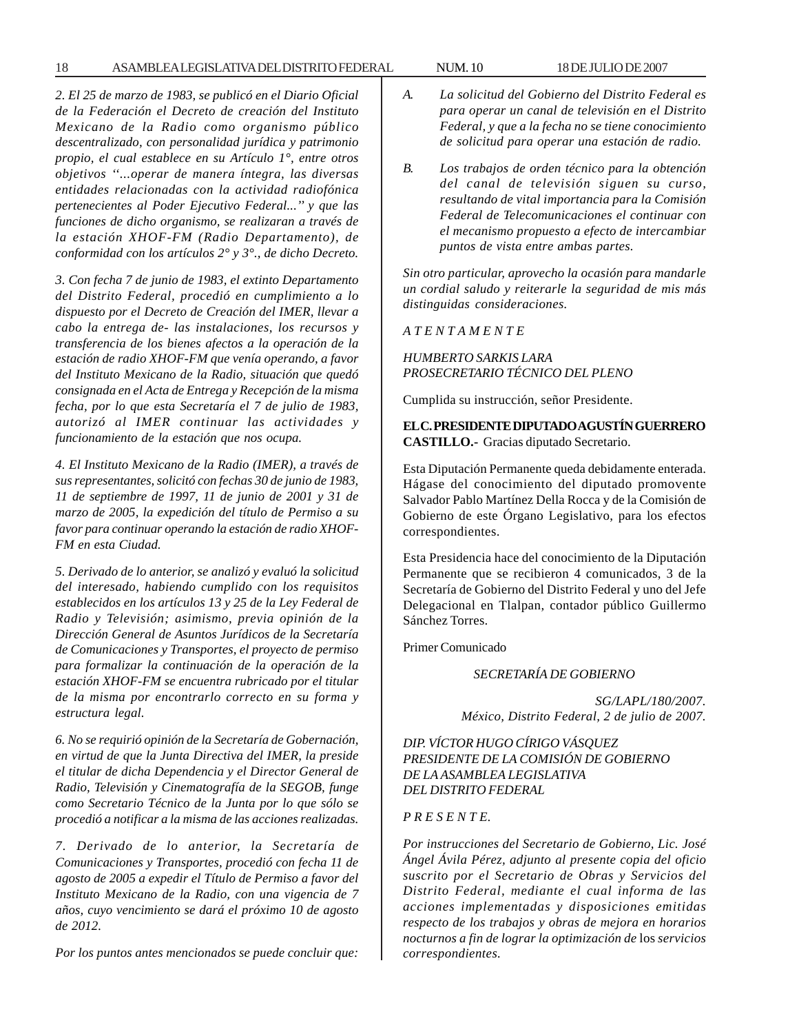*2. El 25 de marzo de 1983, se publicó en el Diario Oficial de la Federación el Decreto de creación del Instituto Mexicano de la Radio como organismo público descentralizado, con personalidad jurídica y patrimonio propio, el cual establece en su Artículo 1°, entre otros objetivos ''...operar de manera íntegra, las diversas entidades relacionadas con la actividad radiofónica pertenecientes al Poder Ejecutivo Federal...'' y que las funciones de dicho organismo, se realizaran a través de la estación XHOF-FM (Radio Departamento), de conformidad con los artículos 2° y 3°., de dicho Decreto.*

*3. Con fecha 7 de junio de 1983, el extinto Departamento del Distrito Federal, procedió en cumplimiento a lo dispuesto por el Decreto de Creación del IMER, llevar a cabo la entrega de- las instalaciones, los recursos y transferencia de los bienes afectos a la operación de la estación de radio XHOF-FM que venía operando, a favor del Instituto Mexicano de la Radio, situación que quedó consignada en el Acta de Entrega y Recepción de la misma fecha, por lo que esta Secretaría el 7 de julio de 1983, autorizó al IMER continuar las actividades y funcionamiento de la estación que nos ocupa.*

*4. El Instituto Mexicano de la Radio (IMER), a través de sus representantes, solicitó con fechas 30 de junio de 1983, 11 de septiembre de 1997, 11 de junio de 2001 y 31 de marzo de 2005, la expedición del título de Permiso a su favor para continuar operando la estación de radio XHOF-FM en esta Ciudad.*

*5. Derivado de lo anterior, se analizó y evaluó la solicitud del interesado, habiendo cumplido con los requisitos establecidos en los artículos 13 y 25 de la Ley Federal de Radio y Televisión; asimismo, previa opinión de la Dirección General de Asuntos Jurídicos de la Secretaría de Comunicaciones y Transportes, el proyecto de permiso para formalizar la continuación de la operación de la estación XHOF-FM se encuentra rubricado por el titular de la misma por encontrarlo correcto en su forma y estructura legal.*

*6. No se requirió opinión de la Secretaría de Gobernación, en virtud de que la Junta Directiva del IMER, la preside el titular de dicha Dependencia y el Director General de Radio, Televisión y Cinematografía de la SEGOB, funge como Secretario Técnico de la Junta por lo que sólo se procedió a notificar a la misma de las acciones realizadas.*

*7. Derivado de lo anterior, la Secretaría de Comunicaciones y Transportes, procedió con fecha 11 de agosto de 2005 a expedir el Título de Permiso a favor del Instituto Mexicano de la Radio, con una vigencia de 7 años, cuyo vencimiento se dará el próximo 10 de agosto de 2012.*

*Por los puntos antes mencionados se puede concluir que:*

*A. La solicitud del Gobierno del Distrito Federal es para operar un canal de televisión en el Distrito Federal, y que a la fecha no se tiene conocimiento de solicitud para operar una estación de radio.*

*B. Los trabajos de orden técnico para la obtención del canal de televisión siguen su curso, resultando de vital importancia para la Comisión Federal de Telecomunicaciones el continuar con el mecanismo propuesto a efecto de intercambiar puntos de vista entre ambas partes.*

*Sin otro particular, aprovecho la ocasión para mandarle un cordial saludo y reiterarle la seguridad de mis más distinguidas consideraciones.*

*A T E N T A M E N T E*

*HUMBERTO SARKIS LARA*
*PROSECRETARIO TÉCNICO DEL PLENO*

Cumplida su instrucción, señor Presidente.

**EL C. PRESIDENTE DIPUTADO AGUSTÍN GUERRERO CASTILLO.-** Gracias diputado Secretario.

Esta Diputación Permanente queda debidamente enterada. Hágase del conocimiento del diputado promovente Salvador Pablo Martínez Della Rocca y de la Comisión de Gobierno de este Órgano Legislativo, para los efectos correspondientes.

Esta Presidencia hace del conocimiento de la Diputación Permanente que se recibieron 4 comunicados, 3 de la Secretaría de Gobierno del Distrito Federal y uno del Jefe Delegacional en Tlalpan, contador público Guillermo Sánchez Torres.

Primer Comunicado

*SECRETARÍA DE GOBIERNO*

*SG/LAPL/180/2007.*
*México, Distrito Federal, 2 de julio de 2007.*

*DIP. VÍCTOR HUGO CÍRIGO VÁSQUEZ*
*PRESIDENTE DE LA COMISIÓN DE GOBIERNO*
*DE LA ASAMBLEA LEGISLATIVA*
*DEL DISTRITO FEDERAL*

*P R E S E N T E.*

*Por instrucciones del Secretario de Gobierno, Lic. José Ángel Ávila Pérez, adjunto al presente copia del oficio suscrito por el Secretario de Obras y Servicios del Distrito Federal, mediante el cual informa de las acciones implementadas y disposiciones emitidas respecto de los trabajos y obras de mejora en horarios nocturnos a fin de lograr la optimización de* los *servicios correspondientes.*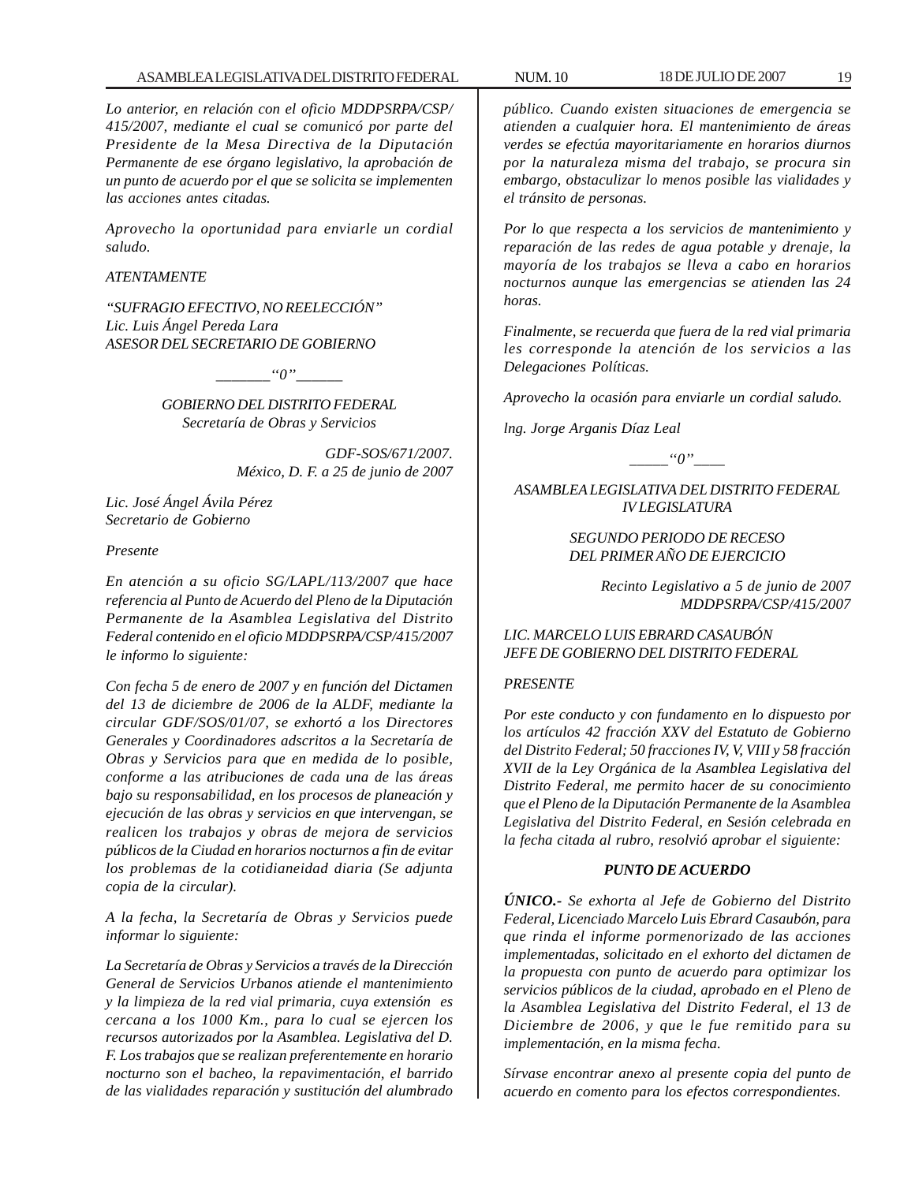*Lo anterior, en relación con el oficio MDDPSRPA/CSP/415/2007, mediante el cual se comunicó por parte del Presidente de la Mesa Directiva de la Diputación Permanente de ese órgano legislativo, la aprobación de un punto de acuerdo por el que se solicita se implementen las acciones antes citadas.*

*Aprovecho la oportunidad para enviarle un cordial saludo.*

*ATENTAMENTE*

*"SUFRAGIO EFECTIVO, NO REELECCIÓN"*
*Lic. Luis Ángel Pereda Lara*
*ASESOR DEL SECRETARIO DE GOBIERNO*

*_______"0"______*

*GOBIERNO DEL DISTRITO FEDERAL*
*Secretaría de Obras y Servicios*

*GDF-SOS/671/2007.*
*México, D. F. a 25 de junio de 2007*

*Lic. José Ángel Ávila Pérez*
*Secretario de Gobierno*

*Presente*

*En atención a su oficio SG/LAPL/113/2007 que hace referencia al Punto de Acuerdo del Pleno de la Diputación Permanente de la Asamblea Legislativa del Distrito Federal contenido en el oficio MDDPSRPA/CSP/415/2007 le informo lo siguiente:*

*Con fecha 5 de enero de 2007 y en función del Dictamen del 13 de diciembre de 2006 de la ALDF, mediante la circular GDF/SOS/01/07, se exhortó a los Directores Generales y Coordinadores adscritos a la Secretaría de Obras y Servicios para que en medida de lo posible, conforme a las atribuciones de cada una de las áreas bajo su responsabilidad, en los procesos de planeación y ejecución de las obras y servicios en que intervengan, se realicen los trabajos y obras de mejora de servicios públicos de la Ciudad en horarios nocturnos a fin de evitar los problemas de la cotidianeidad diaria (Se adjunta copia de la circular).*

*A la fecha, la Secretaría de Obras y Servicios puede informar lo siguiente:*

*La Secretaría de Obras y Servicios a través de la Dirección General de Servicios Urbanos atiende el mantenimiento y la limpieza de la red vial primaria, cuya extensión es cercana a los 1000 Km., para lo cual se ejercen los recursos autorizados por la Asamblea. Legislativa del D. F. Los trabajos que se realizan preferentemente en horario nocturno son el bacheo, la repavimentación, el barrido de las vialidades reparación y sustitución del alumbrado público. Cuando existen situaciones de emergencia se atienden a cualquier hora. El mantenimiento de áreas verdes se efectúa mayoritariamente en horarios diurnos por la naturaleza misma del trabajo, se procura sin embargo, obstaculizar lo menos posible las vialidades y el tránsito de personas.*

*Por lo que respecta a los servicios de mantenimiento y reparación de las redes de agua potable y drenaje, la mayoría de los trabajos se lleva a cabo en horarios nocturnos aunque las emergencias se atienden las 24 horas.*

*Finalmente, se recuerda que fuera de la red vial primaria les corresponde la atención de los servicios a las Delegaciones Políticas.*

*Aprovecho la ocasión para enviarle un cordial saludo.*

*lng. Jorge Arganis Díaz Leal*

*_____"0"____*

*ASAMBLEA LEGISLATIVA DEL DISTRITO FEDERAL*
*IV LEGISLATURA*

*SEGUNDO PERIODO DE RECESO*
*DEL PRIMER AÑO DE EJERCICIO*

*Recinto Legislativo a 5 de junio de 2007*
*MDDPSRPA/CSP/415/2007*

*LIC. MARCELO LUIS EBRARD CASAUBÓN*
*JEFE DE GOBIERNO DEL DISTRITO FEDERAL*

*PRESENTE*

*Por este conducto y con fundamento en lo dispuesto por los artículos 42 fracción XXV del Estatuto de Gobierno del Distrito Federal; 50 fracciones IV, V, VIII y 58 fracción XVII de la Ley Orgánica de la Asamblea Legislativa del Distrito Federal, me permito hacer de su conocimiento que el Pleno de la Diputación Permanente de la Asamblea Legislativa del Distrito Federal, en Sesión celebrada en la fecha citada al rubro, resolvió aprobar el siguiente:*

***PUNTO DE ACUERDO***

***ÚNICO.-** Se exhorta al Jefe de Gobierno del Distrito Federal, Licenciado Marcelo Luis Ebrard Casaubón, para que rinda el informe pormenorizado de las acciones implementadas, solicitado en el exhorto del dictamen de la propuesta con punto de acuerdo para optimizar los servicios públicos de la ciudad, aprobado en el Pleno de la Asamblea Legislativa del Distrito Federal, el 13 de Diciembre de 2006, y que le fue remitido para su implementación, en la misma fecha.*

*Sírvase encontrar anexo al presente copia del punto de acuerdo en comento para los efectos correspondientes.*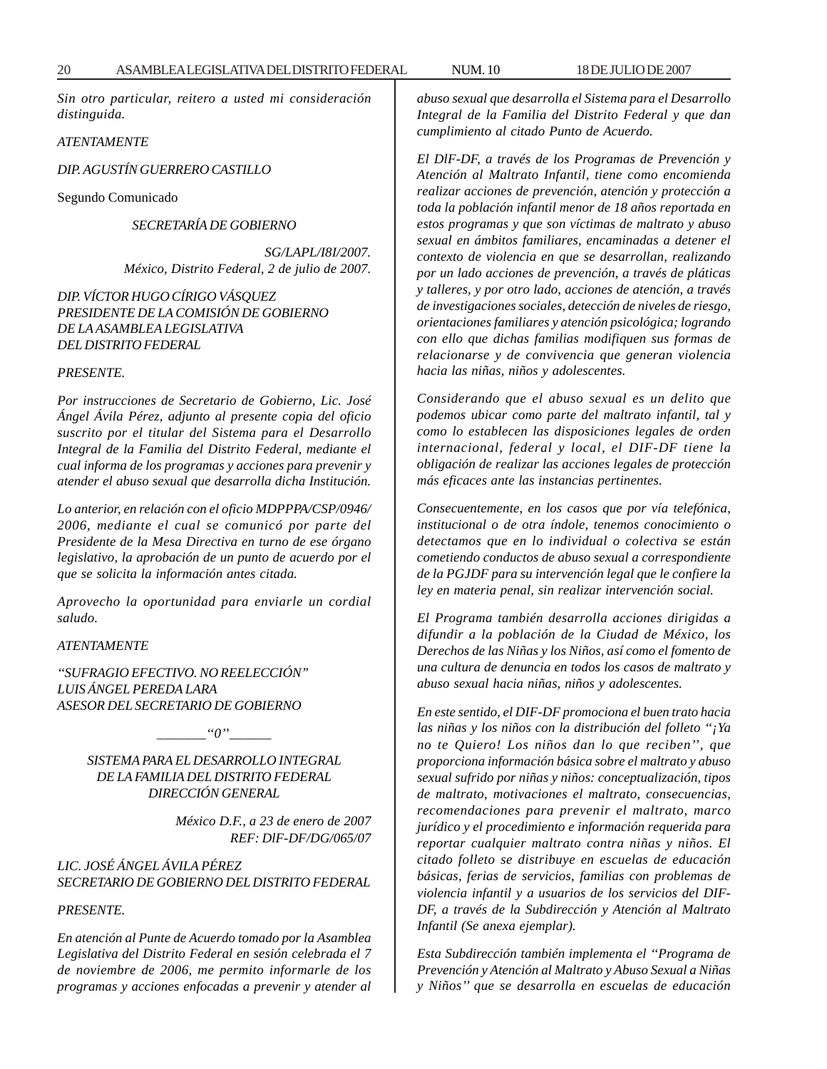*Sin otro particular, reitero a usted mi consideración distinguida.*

*ATENTAMENTE*

*DIP. AGUSTÍN GUERRERO CASTILLO*

Segundo Comunicado

*SECRETARÍA DE GOBIERNO*

*SG/LAPL/I8I/2007.*
*México, Distrito Federal, 2 de julio de 2007.*

*DIP. VÍCTOR HUGO CÍRIGO VÁSQUEZ*
*PRESIDENTE DE LA COMISIÓN DE GOBIERNO*
*DE LA ASAMBLEA LEGISLATIVA*
*DEL DISTRITO FEDERAL*

*PRESENTE.*

*Por instrucciones de Secretario de Gobierno, Lic. José Ángel Ávila Pérez, adjunto al presente copia del oficio suscrito por el titular del Sistema para el Desarrollo Integral de la Familia del Distrito Federal, mediante el cual informa de los programas y acciones para prevenir y atender el abuso sexual que desarrolla dicha Institución.*

*Lo anterior, en relación con el oficio MDPPPA/CSP/0946/2006, mediante el cual se comunicó por parte del Presidente de la Mesa Directiva en turno de ese órgano legislativo, la aprobación de un punto de acuerdo por el que se solicita la información antes citada.*

*Aprovecho la oportunidad para enviarle un cordial saludo.*

*ATENTAMENTE*

*"SUFRAGIO EFECTIVO. NO REELECCIÓN"*
*LUIS ÁNGEL PEREDA LARA*
*ASESOR DEL SECRETARIO DE GOBIERNO*

*_______"0"______*

*SISTEMA PARA EL DESARROLLO INTEGRAL*
*DE LA FAMILIA DEL DISTRITO FEDERAL*
*DIRECCIÓN GENERAL*

*México D.F., a 23 de enero de 2007*
*REF: DIF-DF/DG/065/07*

*LIC. JOSÉ ÁNGEL ÁVILA PÉREZ*
*SECRETARIO DE GOBIERNO DEL DISTRITO FEDERAL*

*PRESENTE.*

*En atención al Punte de Acuerdo tomado por la Asamblea Legislativa del Distrito Federal en sesión celebrada el 7 de noviembre de 2006, me permito informarle de los programas y acciones enfocadas a prevenir y atender al abuso sexual que desarrolla el Sistema para el Desarrollo Integral de la Familia del Distrito Federal y que dan cumplimiento al citado Punto de Acuerdo.*

*El DIF-DF, a través de los Programas de Prevención y Atención al Maltrato Infantil, tiene como encomienda realizar acciones de prevención, atención y protección a toda la población infantil menor de 18 años reportada en estos programas y que son víctimas de maltrato y abuso sexual en ámbitos familiares, encaminadas a detener el contexto de violencia en que se desarrollan, realizando por un lado acciones de prevención, a través de pláticas y talleres, y por otro lado, acciones de atención, a través de investigaciones sociales, detección de niveles de riesgo, orientaciones familiares y atención psicológica; logrando con ello que dichas familias modifiquen sus formas de relacionarse y de convivencia que generan violencia hacia las niñas, niños y adolescentes.*

*Considerando que el abuso sexual es un delito que podemos ubicar como parte del maltrato infantil, tal y como lo establecen las disposiciones legales de orden internacional, federal y local, el DIF-DF tiene la obligación de realizar las acciones legales de protección más eficaces ante las instancias pertinentes.*

*Consecuentemente, en los casos que por vía telefónica, institucional o de otra índole, tenemos conocimiento o detectamos que en lo individual o colectiva se están cometiendo conductos de abuso sexual a correspondiente de la PGJDF para su intervención legal que le confiere la ley en materia penal, sin realizar intervención social.*

*El Programa también desarrolla acciones dirigidas a difundir a la población de la Ciudad de México, los Derechos de las Niñas y los Niños, así como el fomento de una cultura de denuncia en todos los casos de maltrato y abuso sexual hacia niñas, niños y adolescentes.*

*En este sentido, el DIF-DF promociona el buen trato hacia las niñas y los niños con la distribución del folleto "¡Ya no te Quiero! Los niños dan lo que reciben", que proporciona información básica sobre el maltrato y abuso sexual sufrido por niñas y niños: conceptualización, tipos de maltrato, motivaciones el maltrato, consecuencias, recomendaciones para prevenir el maltrato, marco jurídico y el procedimiento e información requerida para reportar cualquier maltrato contra niñas y niños. El citado folleto se distribuye en escuelas de educación básicas, ferias de servicios, familias con problemas de violencia infantil y a usuarios de los servicios del DIF-DF, a través de la Subdirección y Atención al Maltrato Infantil (Se anexa ejemplar).*

*Esta Subdirección también implementa el "Programa de Prevención y Atención al Maltrato y Abuso Sexual a Niñas y Niños" que se desarrolla en escuelas de educación*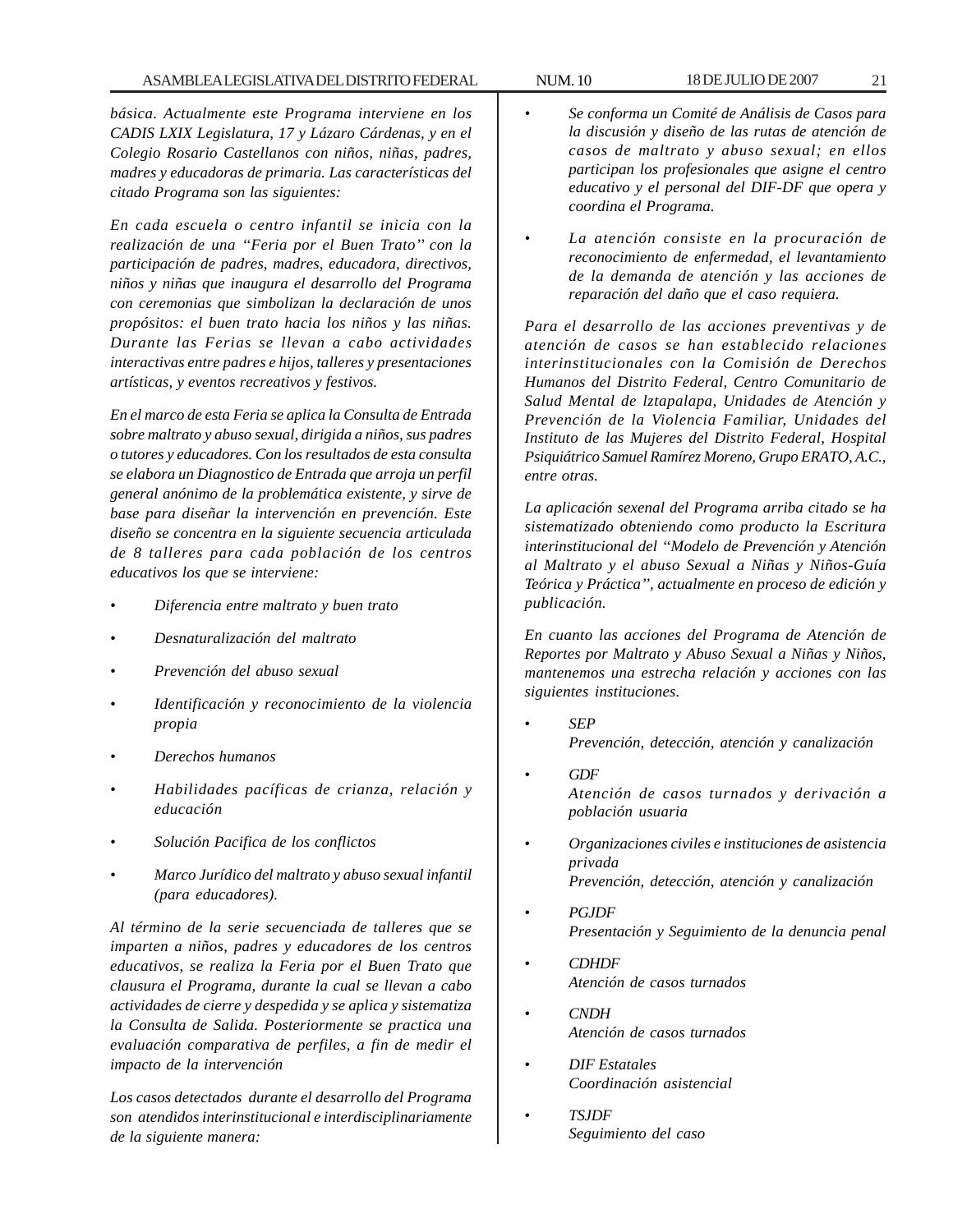*básica. Actualmente este Programa interviene en los CADIS LXIX Legislatura, 17 y Lázaro Cárdenas, y en el Colegio Rosario Castellanos con niños, niñas, padres, madres y educadoras de primaria. Las características del citado Programa son las siguientes:*

*En cada escuela o centro infantil se inicia con la realización de una "Feria por el Buen Trato" con la participación de padres, madres, educadora, directivos, niños y niñas que inaugura el desarrollo del Programa con ceremonias que simbolizan la declaración de unos propósitos: el buen trato hacia los niños y las niñas. Durante las Ferias se llevan a cabo actividades interactivas entre padres e hijos, talleres y presentaciones artísticas, y eventos recreativos y festivos.*

*En el marco de esta Feria se aplica la Consulta de Entrada sobre maltrato y abuso sexual, dirigida a niños, sus padres o tutores y educadores. Con los resultados de esta consulta se elabora un Diagnostico de Entrada que arroja un perfil general anónimo de la problemática existente, y sirve de base para diseñar la intervención en prevención. Este diseño se concentra en la siguiente secuencia articulada de 8 talleres para cada población de los centros educativos los que se interviene:*

- *Diferencia entre maltrato y buen trato*
- *Desnaturalización del maltrato*
- *Prevención del abuso sexual*
- *Identificación y reconocimiento de la violencia propia*
- *Derechos humanos*
- *Habilidades pacíficas de crianza, relación y educación*
- *Solución Pacifica de los conflictos*
- *Marco Jurídico del maltrato y abuso sexual infantil (para educadores).*

*Al término de la serie secuenciada de talleres que se imparten a niños, padres y educadores de los centros educativos, se realiza la Feria por el Buen Trato que clausura el Programa, durante la cual se llevan a cabo actividades de cierre y despedida y se aplica y sistematiza la Consulta de Salida. Posteriormente se practica una evaluación comparativa de perfiles, a fin de medir el impacto de la intervención*

*Los casos detectados durante el desarrollo del Programa son atendidos interinstitucional e interdisciplinariamente de la siguiente manera:*

- *Se conforma un Comité de Análisis de Casos para la discusión y diseño de las rutas de atención de casos de maltrato y abuso sexual; en ellos participan los profesionales que asigne el centro educativo y el personal del DIF-DF que opera y coordina el Programa.*
- *La atención consiste en la procuración de reconocimiento de enfermedad, el levantamiento de la demanda de atención y las acciones de reparación del daño que el caso requiera.*

*Para el desarrollo de las acciones preventivas y de atención de casos se han establecido relaciones interinstitucionales con la Comisión de Derechos Humanos del Distrito Federal, Centro Comunitario de Salud Mental de lztapalapa, Unidades de Atención y Prevención de la Violencia Familiar, Unidades del Instituto de las Mujeres del Distrito Federal, Hospital Psiquiátrico Samuel Ramírez Moreno, Grupo ERATO, A.C., entre otras.*

*La aplicación sexenal del Programa arriba citado se ha sistematizado obteniendo como producto la Escritura interinstitucional del "Modelo de Prevención y Atención al Maltrato y el abuso Sexual a Niñas y Niños-Guía Teórica y Práctica", actualmente en proceso de edición y publicación.*

*En cuanto las acciones del Programa de Atención de Reportes por Maltrato y Abuso Sexual a Niñas y Niños, mantenemos una estrecha relación y acciones con las siguientes instituciones.*

- *SEP*
  *Prevención, detección, atención y canalización*
- *GDF*
  *Atención de casos turnados y derivación a población usuaria*
- *Organizaciones civiles e instituciones de asistencia privada*
  *Prevención, detección, atención y canalización*
- *PGJDF*
  *Presentación y Seguimiento de la denuncia penal*
- *CDHDF*
  *Atención de casos turnados*
- *CNDH*
  *Atención de casos turnados*
- *DIF Estatales*
  *Coordinación asistencial*
- *TSJDF*
  *Seguimiento del caso*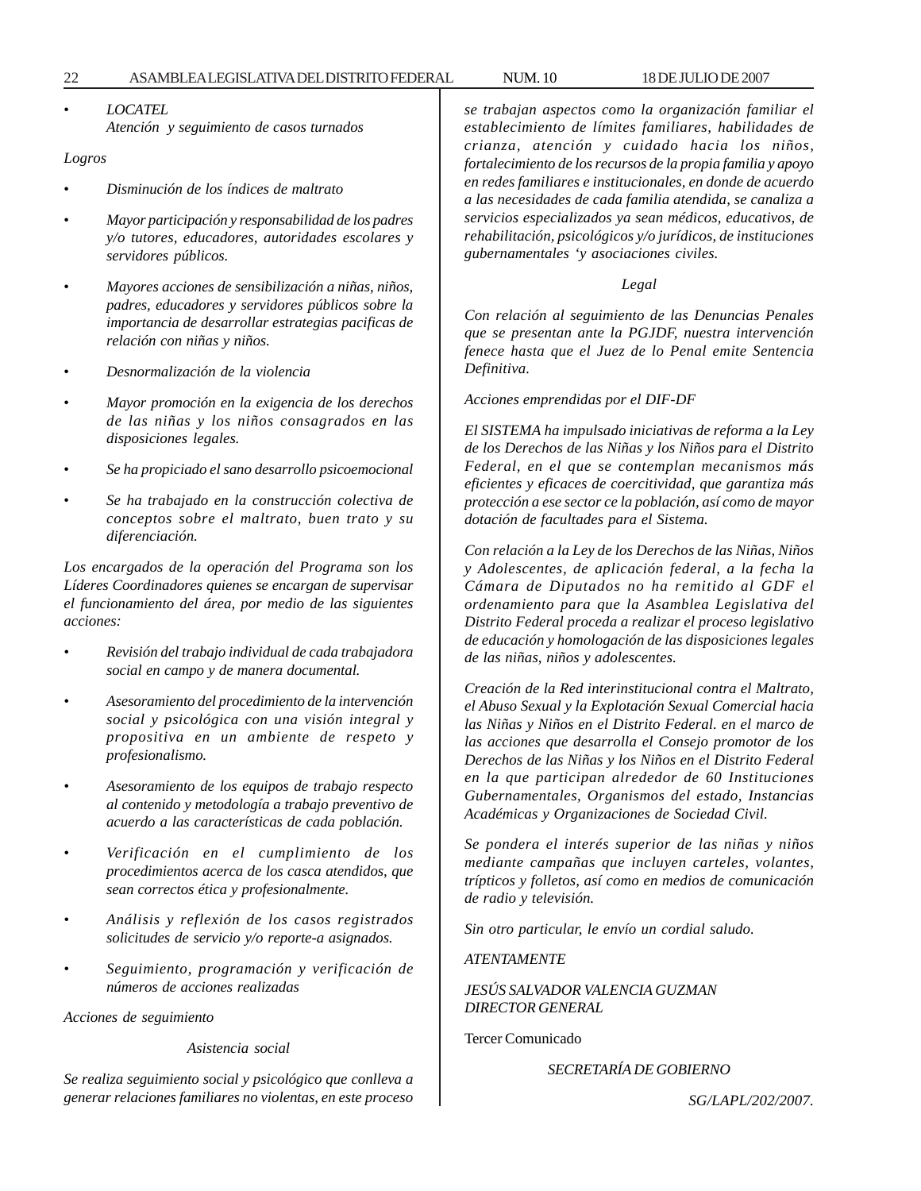- *LOCATEL*
  *Atención y seguimiento de casos turnados*

*Logros*

- *Disminución de los índices de maltrato*

- *Mayor participación y responsabilidad de los padres y/o tutores, educadores, autoridades escolares y servidores públicos.*

- *Mayores acciones de sensibilización a niñas, niños, padres, educadores y servidores públicos sobre la importancia de desarrollar estrategias pacificas de relación con niñas y niños.*

- *Desnormalización de la violencia*

- *Mayor promoción en la exigencia de los derechos de las niñas y los niños consagrados en las disposiciones legales.*

- *Se ha propiciado el sano desarrollo psicoemocional*

- *Se ha trabajado en la construcción colectiva de conceptos sobre el maltrato, buen trato y su diferenciación.*

*Los encargados de la operación del Programa son los Líderes Coordinadores quienes se encargan de supervisar el funcionamiento del área, por medio de las siguientes acciones:*

- *Revisión del trabajo individual de cada trabajadora social en campo y de manera documental.*

- *Asesoramiento del procedimiento de la intervención social y psicológica con una visión integral y propositiva en un ambiente de respeto y profesionalismo.*

- *Asesoramiento de los equipos de trabajo respecto al contenido y metodología a trabajo preventivo de acuerdo a las características de cada población.*

- *Verificación en el cumplimiento de los procedimientos acerca de los casca atendidos, que sean correctos ética y profesionalmente.*

- *Análisis y reflexión de los casos registrados solicitudes de servicio y/o reporte-a asignados.*

- *Seguimiento, programación y verificación de números de acciones realizadas*

*Acciones de seguimiento*

*Asistencia social*

*Se realiza seguimiento social y psicológico que conlleva a generar relaciones familiares no violentas, en este proceso se trabajan aspectos como la organización familiar el establecimiento de límites familiares, habilidades de crianza, atención y cuidado hacia los niños, fortalecimiento de los recursos de la propia familia y apoyo en redes familiares e institucionales, en donde de acuerdo a las necesidades de cada familia atendida, se canaliza a servicios especializados ya sean médicos, educativos, de rehabilitación, psicológicos y/o jurídicos, de instituciones gubernamentales ‘y asociaciones civiles.*

*Legal*

*Con relación al seguimiento de las Denuncias Penales que se presentan ante la PGJDF, nuestra intervención fenece hasta que el Juez de lo Penal emite Sentencia Definitiva.*

*Acciones emprendidas por el DIF-DF*

*El SISTEMA ha impulsado iniciativas de reforma a la Ley de los Derechos de las Niñas y los Niños para el Distrito Federal, en el que se contemplan mecanismos más eficientes y eficaces de coercitividad, que garantiza más protección a ese sector ce la población, así como de mayor dotación de facultades para el Sistema.*

*Con relación a la Ley de los Derechos de las Niñas, Niños y Adolescentes, de aplicación federal, a la fecha la Cámara de Diputados no ha remitido al GDF el ordenamiento para que la Asamblea Legislativa del Distrito Federal proceda a realizar el proceso legislativo de educación y homologación de las disposiciones legales de las niñas, niños y adolescentes.*

*Creación de la Red interinstitucional contra el Maltrato, el Abuso Sexual y la Explotación Sexual Comercial hacia las Niñas y Niños en el Distrito Federal. en el marco de las acciones que desarrolla el Consejo promotor de los Derechos de las Niñas y los Niños en el Distrito Federal en la que participan alrededor de 60 Instituciones Gubernamentales, Organismos del estado, Instancias Académicas y Organizaciones de Sociedad Civil.*

*Se pondera el interés superior de las niñas y niños mediante campañas que incluyen carteles, volantes, trípticos y folletos, así como en medios de comunicación de radio y televisión.*

*Sin otro particular, le envío un cordial saludo.*

*ATENTAMENTE*

*JESÚS SALVADOR VALENCIA GUZMAN*
*DIRECTOR GENERAL*

Tercer Comunicado

*SECRETARÍA DE GOBIERNO*

*SG/LAPL/202/2007.*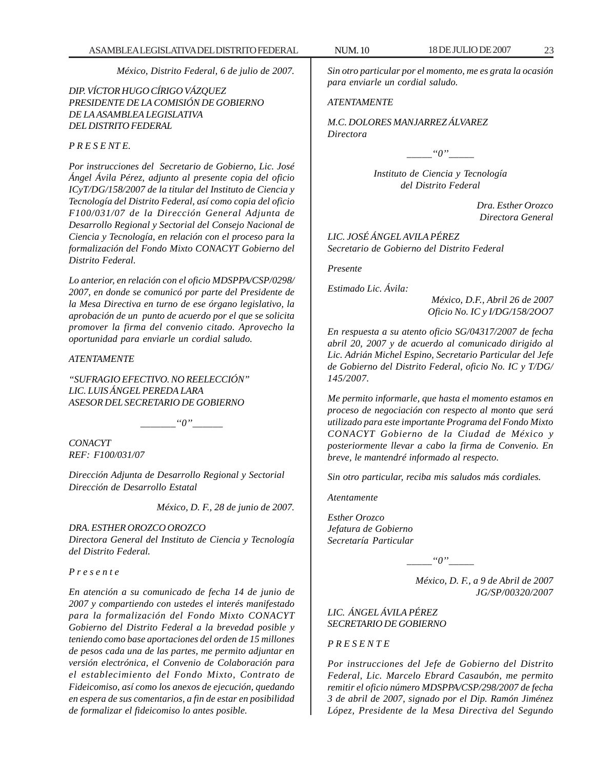*México, Distrito Federal, 6 de julio de 2007.*

*DIP. VÍCTOR HUGO CÍRIGO VÁZQUEZ*
*PRESIDENTE DE LA COMISIÓN DE GOBIERNO*
*DE LA ASAMBLEA LEGISLATIVA*
*DEL DISTRITO FEDERAL*

*P R E S E NT E.*

*Por instrucciones del Secretario de Gobierno, Lic. José Ángel Ávila Pérez, adjunto al presente copia del oficio ICyT/DG/158/2007 de la titular del Instituto de Ciencia y Tecnología del Distrito Federal, así como copia del oficio F100/031/07 de la Dirección General Adjunta de Desarrollo Regional y Sectorial del Consejo Nacional de Ciencia y Tecnología, en relación con el proceso para la formalización del Fondo Mixto CONACYT Gobierno del Distrito Federal.*

*Lo anterior, en relación con el oficio MDSPPA/CSP/0298/2007, en donde se comunicó por parte del Presidente de la Mesa Directiva en turno de ese órgano legislativo, la aprobación de un punto de acuerdo por el que se solicita promover la firma del convenio citado. Aprovecho la oportunidad para enviarle un cordial saludo.*

*ATENTAMENTE*

*“SUFRAGIO EFECTIVO. NO REELECCIÓN”*
*LIC. LUIS ÁNGEL PEREDA LARA*
*ASESOR DEL SECRETARIO DE GOBIERNO*

*_______“0”______*

*CONACYT*
*REF: F100/031/07*

*Dirección Adjunta de Desarrollo Regional y Sectorial*
*Dirección de Desarrollo Estatal*

*México, D. F., 28 de junio de 2007.*

*DRA. ESTHER OROZCO OROZCO*
*Directora General del Instituto de Ciencia y Tecnología del Distrito Federal.*

*P r e s e n t e*

*En atención a su comunicado de fecha 14 de junio de 2007 y compartiendo con ustedes el interés manifestado para la formalización del Fondo Mixto CONACYT Gobierno del Distrito Federal a la brevedad posible y teniendo como base aportaciones del orden de 15 millones de pesos cada una de las partes, me permito adjuntar en versión electrónica, el Convenio de Colaboración para el establecimiento del Fondo Mixto, Contrato de Fideicomiso, así como los anexos de ejecución, quedando en espera de sus comentarios, a fin de estar en posibilidad de formalizar el fideicomiso lo antes posible.*

*Sin otro particular por el momento, me es grata la ocasión para enviarle un cordial saludo.*

*ATENTAMENTE*

*M.C. DOLORES MANJARREZ ÁLVAREZ*
*Directora*

*_____“0”_____*

*Instituto de Ciencia y Tecnología*
*del Distrito Federal*

*Dra. Esther Orozco*
*Directora General*

*LIC. JOSÉ ÁNGEL AVILA PÉREZ*
*Secretario de Gobierno del Distrito Federal*

*Presente*

*Estimado Lic. Ávila:*

*México, D.F., Abril 26 de 2007*
*Oficio No. IC y I/DG/158/2OO7*

*En respuesta a su atento oficio SG/04317/2007 de fecha abril 20, 2007 y de acuerdo al comunicado dirigido al Lic. Adrián Michel Espino, Secretario Particular del Jefe de Gobierno del Distrito Federal, oficio No. IC y T/DG/145/2007.*

*Me permito informarle, que hasta el momento estamos en proceso de negociación con respecto al monto que será utilizado para este importante Programa del Fondo Mixto CONACYT Gobierno de la Ciudad de México y posteriormente llevar a cabo la firma de Convenio. En breve, le mantendré informado al respecto.*

*Sin otro particular, reciba mis saludos más cordiales.*

*Atentamente*

*Esther Orozco*
*Jefatura de Gobierno*
*Secretaría Particular*

*_____“0”_____*

*México, D. F., a 9 de Abril de 2007*
*JG/SP/00320/2007*

*LIC. ÁNGEL ÁVILA PÉREZ*
*SECRETARIO DE GOBIERNO*

*P R E S E N T E*

*Por instrucciones del Jefe de Gobierno del Distrito Federal, Lic. Marcelo Ebrard Casaubón, me permito remitir el oficio número MDSPPA/CSP/298/2007 de fecha 3 de abril de 2007, signado por el Dip. Ramón Jiménez López, Presidente de la Mesa Directiva del Segundo*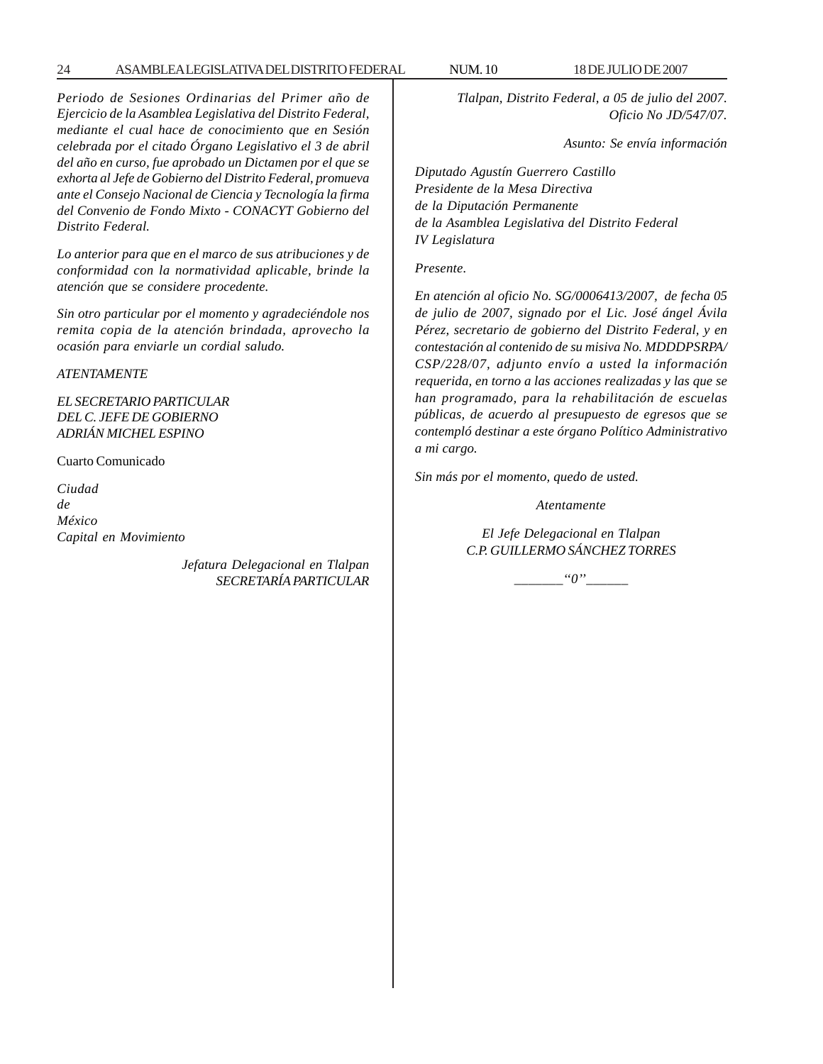*Periodo de Sesiones Ordinarias del Primer año de Ejercicio de la Asamblea Legislativa del Distrito Federal, mediante el cual hace de conocimiento que en Sesión celebrada por el citado Órgano Legislativo el 3 de abril del año en curso, fue aprobado un Dictamen por el que se exhorta al Jefe de Gobierno del Distrito Federal, promueva ante el Consejo Nacional de Ciencia y Tecnología la firma del Convenio de Fondo Mixto - CONACYT Gobierno del Distrito Federal.*

*Lo anterior para que en el marco de sus atribuciones y de conformidad con la normatividad aplicable, brinde la atención que se considere procedente.*

*Sin otro particular por el momento y agradeciéndole nos remita copia de la atención brindada, aprovecho la ocasión para enviarle un cordial saludo.*

*ATENTAMENTE*

*EL SECRETARIO PARTICULAR*
*DEL C. JEFE DE GOBIERNO*
*ADRIÁN MICHEL ESPINO*

Cuarto Comunicado

*Ciudad*
*de*
*México*
*Capital en Movimiento*

*Jefatura Delegacional en Tlalpan*
*SECRETARÍA PARTICULAR*

*Tlalpan, Distrito Federal, a 05 de julio del 2007.*
*Oficio No JD/547/07.*

*Asunto: Se envía información*

*Diputado Agustín Guerrero Castillo*
*Presidente de la Mesa Directiva*
*de la Diputación Permanente*
*de la Asamblea Legislativa del Distrito Federal*
*IV Legislatura*

*Presente.*

*En atención al oficio No. SG/0006413/2007, de fecha 05 de julio de 2007, signado por el Lic. José ángel Ávila Pérez, secretario de gobierno del Distrito Federal, y en contestación al contenido de su misiva No. MDDDPSRPA/CSP/228/07, adjunto envío a usted la información requerida, en torno a las acciones realizadas y las que se han programado, para la rehabilitación de escuelas públicas, de acuerdo al presupuesto de egresos que se contempló destinar a este órgano Político Administrativo a mi cargo.*

*Sin más por el momento, quedo de usted.*

*Atentamente*

*El Jefe Delegacional en Tlalpan*
*C.P. GUILLERMO SÁNCHEZ TORRES*

*_______“0”______*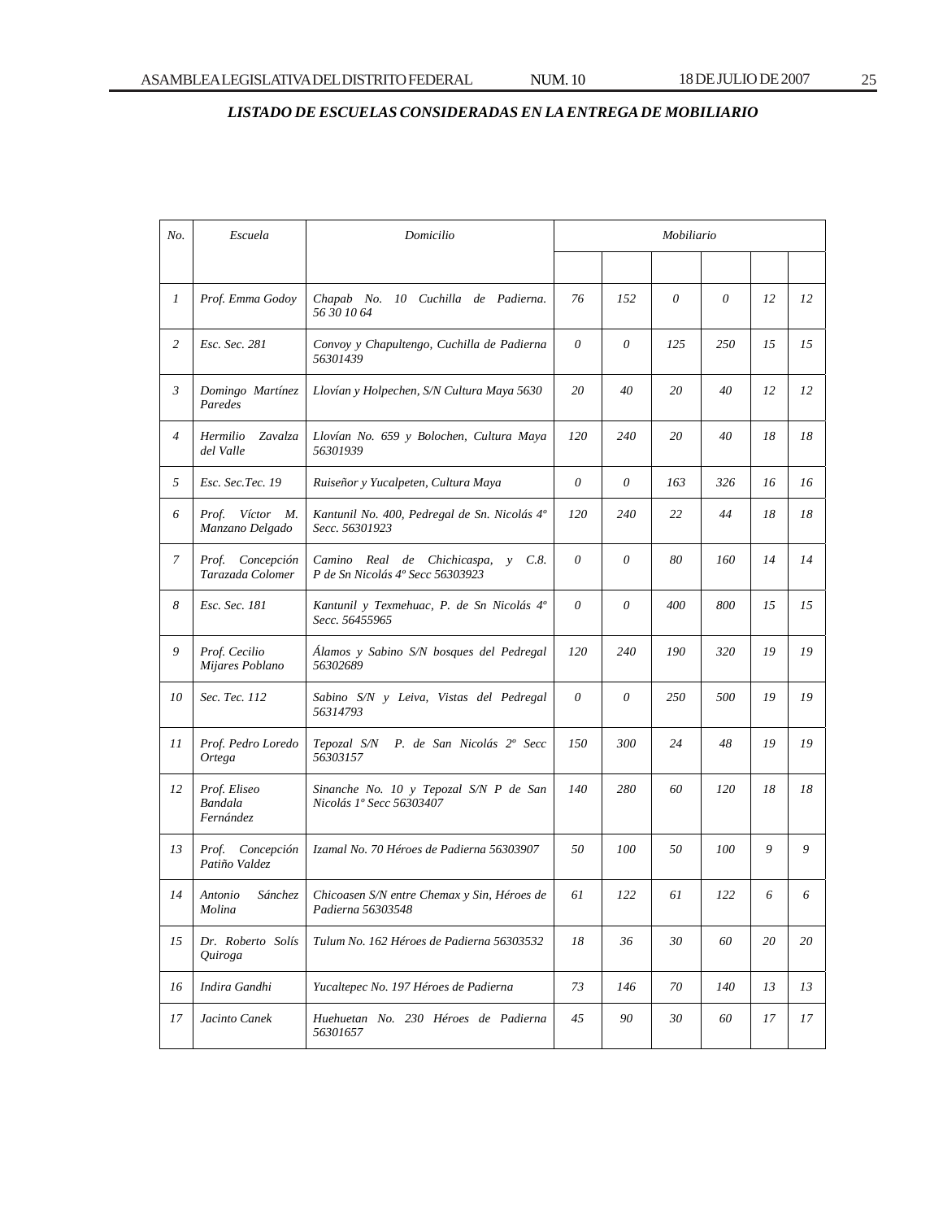***LISTADO DE ESCUELAS CONSIDERADAS EN LA ENTREGA DE MOBILIARIO***

| *No.* | *Escuela* | *Domicilio* | *Mobiliario* | | | | | |
|---|---|---|---|---|---|---|---|---|
| | | | | | | | | |
| *1* | *Prof. Emma Godoy* | *Chapab No. 10 Cuchilla de Padierna. 56 30 10 64* | *76* | *152* | *0* | *0* | *12* | *12* |
| *2* | *Esc. Sec. 281* | *Convoy y Chapultengo, Cuchilla de Padierna 56301439* | *0* | *0* | *125* | *250* | *15* | *15* |
| *3* | *Domingo Martínez Paredes* | *Llovían y Holpechen, S/N Cultura Maya 5630* | *20* | *40* | *20* | *40* | *12* | *12* |
| *4* | *Hermilio Zavalza del Valle* | *Llovían No. 659 y Bolochen, Cultura Maya 56301939* | *120* | *240* | *20* | *40* | *18* | *18* |
| *5* | *Esc. Sec.Tec. 19* | *Ruiseñor y Yucalpeten, Cultura Maya* | *0* | *0* | *163* | *326* | *16* | *16* |
| *6* | *Prof. Víctor M. Manzano Delgado* | *Kantunil No. 400, Pedregal de Sn. Nicolás 4º Secc. 56301923* | *120* | *240* | *22* | *44* | *18* | *18* |
| *7* | *Prof. Concepción Tarazada Colomer* | *Camino Real de Chichicaspa, y C.8. P de Sn Nicolás 4º Secc 56303923* | *0* | *0* | *80* | *160* | *14* | *14* |
| *8* | *Esc. Sec. 181* | *Kantunil y Texmehuac, P. de Sn Nicolás 4º Secc. 56455965* | *0* | *0* | *400* | *800* | *15* | *15* |
| *9* | *Prof. Cecilio Mijares Poblano* | *Álamos y Sabino S/N bosques del Pedregal 56302689* | *120* | *240* | *190* | *320* | *19* | *19* |
| *10* | *Sec. Tec. 112* | *Sabino S/N y Leiva, Vistas del Pedregal 56314793* | *0* | *0* | *250* | *500* | *19* | *19* |
| *11* | *Prof. Pedro Loredo Ortega* | *Tepozal S/N P. de San Nicolás 2º Secc 56303157* | *150* | *300* | *24* | *48* | *19* | *19* |
| *12* | *Prof. Eliseo Bandala Fernández* | *Sinanche No. 10 y Tepozal S/N P de San Nicolás 1º Secc 56303407* | *140* | *280* | *60* | *120* | *18* | *18* |
| *13* | *Prof. Concepción Patiño Valdez* | *Izamal No. 70 Héroes de Padierna 56303907* | *50* | *100* | *50* | *100* | *9* | *9* |
| *14* | *Antonio Sánchez Molina* | *Chicoasen S/N entre Chemax y Sin, Héroes de Padierna 56303548* | *61* | *122* | *61* | *122* | *6* | *6* |
| *15* | *Dr. Roberto Solís Quiroga* | *Tulum No. 162 Héroes de Padierna 56303532* | *18* | *36* | *30* | *60* | *20* | *20* |
| *16* | *Indira Gandhi* | *Yucaltepec No. 197 Héroes de Padierna* | *73* | *146* | *70* | *140* | *13* | *13* |
| *17* | *Jacinto Canek* | *Huehuetan No. 230 Héroes de Padierna 56301657* | *45* | *90* | *30* | *60* | *17* | *17* |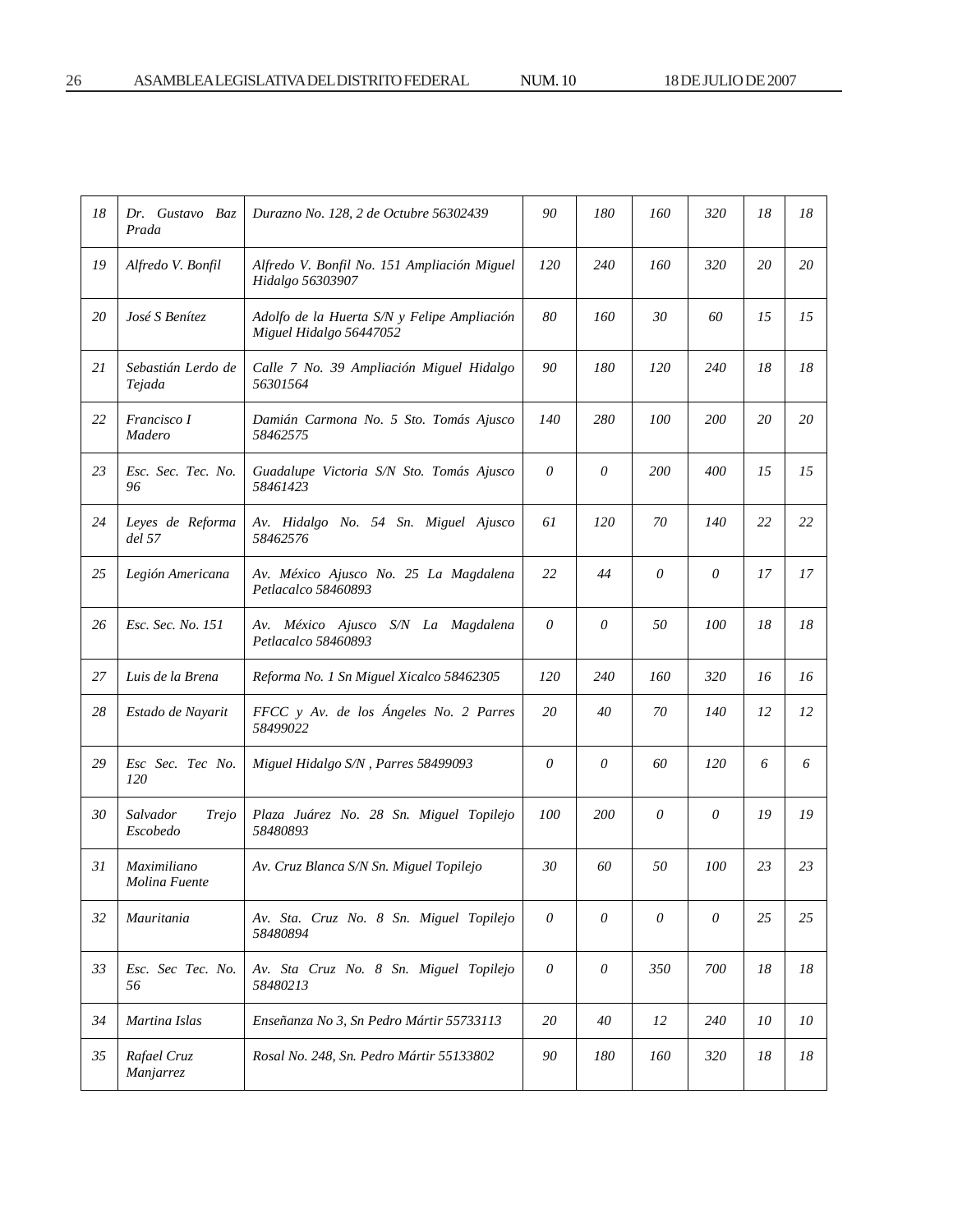| 18 | Dr. Gustavo Baz Prada | Durazno No. 128, 2 de Octubre 56302439 | 90 | 180 | 160 | 320 | 18 | 18 |
|---|---|---|---|---|---|---|---|---|
| 19 | Alfredo V. Bonfil | Alfredo V. Bonfil No. 151 Ampliación Miguel Hidalgo 56303907 | 120 | 240 | 160 | 320 | 20 | 20 |
| 20 | José S Benítez | Adolfo de la Huerta S/N y Felipe Ampliación Miguel Hidalgo 56447052 | 80 | 160 | 30 | 60 | 15 | 15 |
| 21 | Sebastián Lerdo de Tejada | Calle 7 No. 39 Ampliación Miguel Hidalgo 56301564 | 90 | 180 | 120 | 240 | 18 | 18 |
| 22 | Francisco I Madero | Damián Carmona No. 5 Sto. Tomás Ajusco 58462575 | 140 | 280 | 100 | 200 | 20 | 20 |
| 23 | Esc. Sec. Tec. No. 96 | Guadalupe Victoria S/N Sto. Tomás Ajusco 58461423 | 0 | 0 | 200 | 400 | 15 | 15 |
| 24 | Leyes de Reforma del 57 | Av. Hidalgo No. 54 Sn. Miguel Ajusco 58462576 | 61 | 120 | 70 | 140 | 22 | 22 |
| 25 | Legión Americana | Av. México Ajusco No. 25 La Magdalena Petlacalco 58460893 | 22 | 44 | 0 | 0 | 17 | 17 |
| 26 | Esc. Sec. No. 151 | Av. México Ajusco S/N La Magdalena Petlacalco 58460893 | 0 | 0 | 50 | 100 | 18 | 18 |
| 27 | Luis de la Brena | Reforma No. 1 Sn Miguel Xicalco 58462305 | 120 | 240 | 160 | 320 | 16 | 16 |
| 28 | Estado de Nayarit | FFCC y Av. de los Ángeles No. 2 Parres 58499022 | 20 | 40 | 70 | 140 | 12 | 12 |
| 29 | Esc Sec. Tec No. 120 | Miguel Hidalgo S/N , Parres 58499093 | 0 | 0 | 60 | 120 | 6 | 6 |
| 30 | Salvador Trejo Escobedo | Plaza Juárez No. 28 Sn. Miguel Topilejo 58480893 | 100 | 200 | 0 | 0 | 19 | 19 |
| 31 | Maximiliano Molina Fuente | Av. Cruz Blanca S/N Sn. Miguel Topilejo | 30 | 60 | 50 | 100 | 23 | 23 |
| 32 | Mauritania | Av. Sta. Cruz No. 8 Sn. Miguel Topilejo 58480894 | 0 | 0 | 0 | 0 | 25 | 25 |
| 33 | Esc. Sec Tec. No. 56 | Av. Sta Cruz No. 8 Sn. Miguel Topilejo 58480213 | 0 | 0 | 350 | 700 | 18 | 18 |
| 34 | Martina Islas | Enseñanza No 3, Sn Pedro Mártir 55733113 | 20 | 40 | 12 | 240 | 10 | 10 |
| 35 | Rafael Cruz Manjarrez | Rosal No. 248, Sn. Pedro Mártir 55133802 | 90 | 180 | 160 | 320 | 18 | 18 |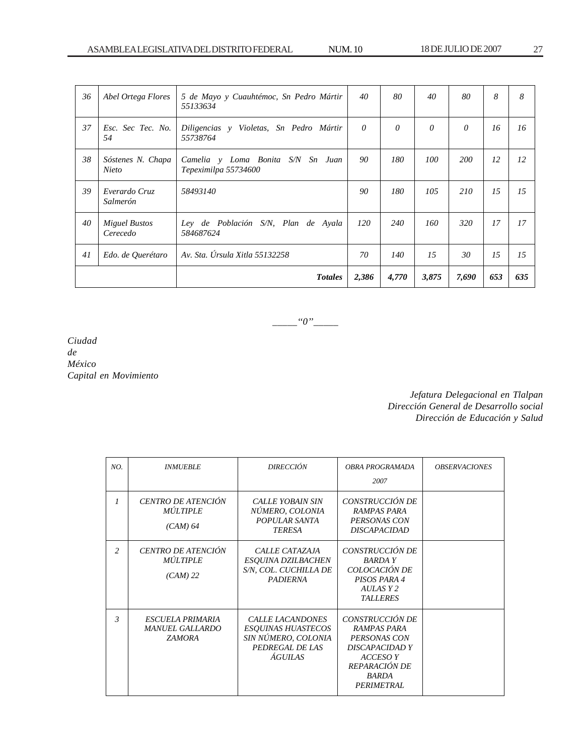| 36 | *Abel Ortega Flores* | *5 de Mayo y Cuauhtémoc, Sn Pedro Mártir 55133634* | *40* | *80* | *40* | *80* | *8* | *8* |
|---|---|---|---|---|---|---|---|---|
| 37 | *Esc. Sec Tec. No. 54* | *Diligencias y Violetas, Sn Pedro Mártir 55738764* | *0* | *0* | *0* | *0* | *16* | *16* |
| 38 | *Sóstenes N. Chapa Nieto* | *Camelia y Loma Bonita S/N Sn Juan Tepeximilpa 55734600* | *90* | *180* | *100* | *200* | *12* | *12* |
| 39 | *Everardo Cruz Salmerón* | *58493140* | *90* | *180* | *105* | *210* | *15* | *15* |
| 40 | *Miguel Bustos Cerecedo* | *Ley de Población S/N, Plan de Ayala 584687624* | *120* | *240* | *160* | *320* | *17* | *17* |
| 41 | *Edo. de Querétaro* | *Av. Sta. Úrsula Xitla 55132258* | *70* | *140* | *15* | *30* | *15* | *15* |
| | | ***Totales*** | ***2,386*** | ***4,770*** | ***3,875*** | ***7,690*** | ***653*** | ***635*** |

_____“0”_____

*Ciudad*
*de*
*México*
*Capital en Movimiento*

*Jefatura Delegacional en Tlalpan*
*Dirección General de Desarrollo social*
*Dirección de Educación y Salud*

| *NO.* | *INMUEBLE* | *DIRECCIÓN* | *OBRA PROGRAMADA 2007* | *OBSERVACIONES* |
|---|---|---|---|---|
| *1* | *CENTRO DE ATENCIÓN MÚLTIPLE (CAM) 64* | *CALLE YOBAIN SIN NÚMERO, COLONIA POPULAR SANTA TERESA* | *CONSTRUCCIÓN DE RAMPAS PARA PERSONAS CON DISCAPACIDAD* | |
| *2* | *CENTRO DE ATENCIÓN MÚLTIPLE (CAM) 22* | *CALLE CATAZAJA ESQUINA DZILBACHEN S/N, COL. CUCHILLA DE PADIERNA* | *CONSTRUCCIÓN DE BARDA Y COLOCACIÓN DE PISOS PARA 4 AULAS Y 2 TALLERES* | |
| *3* | *ESCUELA PRIMARIA MANUEL GALLARDO ZAMORA* | *CALLE LACANDONES ESQUINAS HUASTECOS SIN NÚMERO, COLONIA PEDREGAL DE LAS ÁGUILAS* | *CONSTRUCCIÓN DE RAMPAS PARA PERSONAS CON DISCAPACIDAD Y ACCESO Y REPARACIÓN DE BARDA PERIMETRAL* | |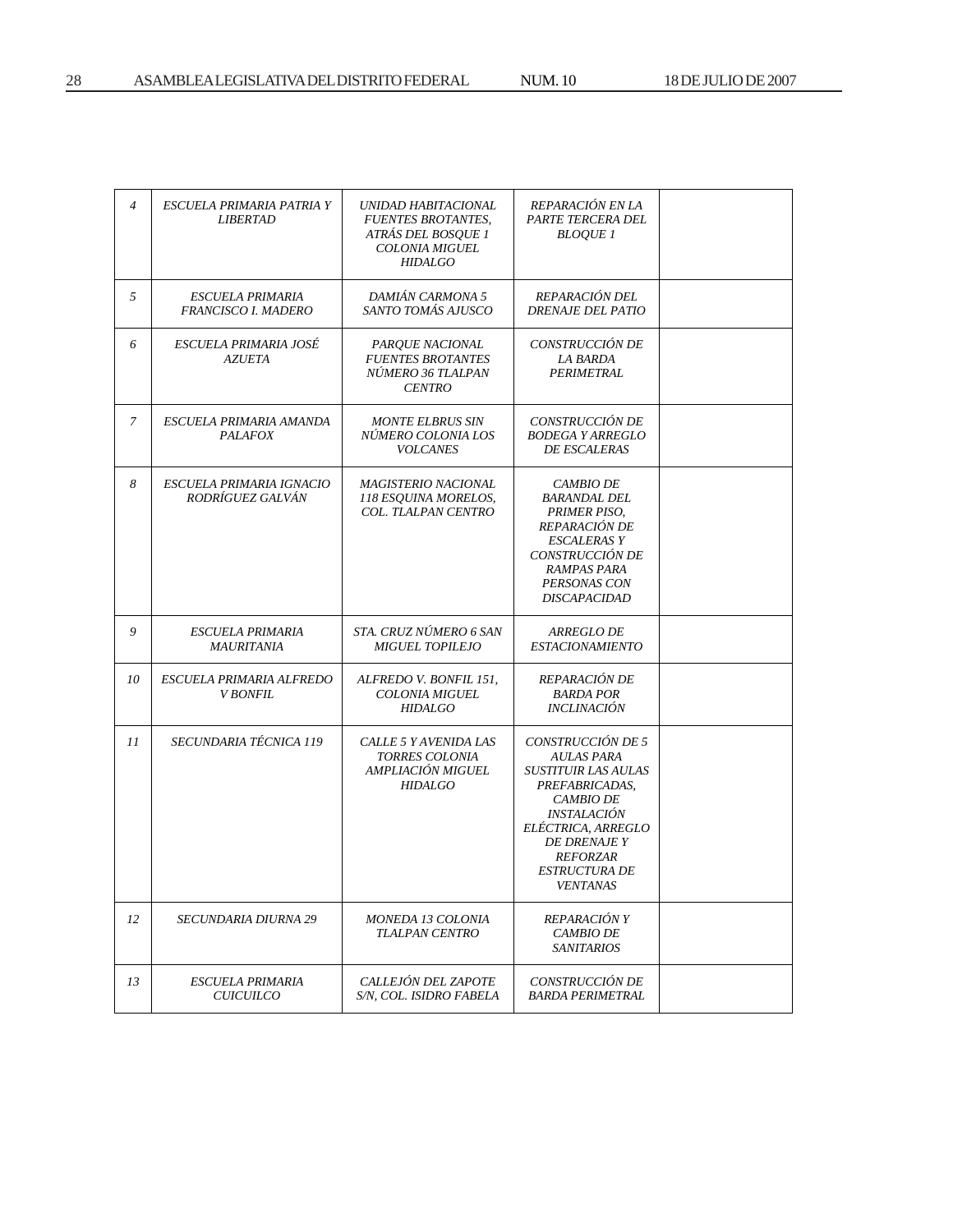| 4 | *ESCUELA PRIMARIA PATRIA Y LIBERTAD* | *UNIDAD HABITACIONAL FUENTES BROTANTES, ATRÁS DEL BOSQUE 1 COLONIA MIGUEL HIDALGO* | *REPARACIÓN EN LA PARTE TERCERA DEL BLOQUE 1* | |
|---|---|---|---|---|
| 5 | *ESCUELA PRIMARIA FRANCISCO I. MADERO* | *DAMIÁN CARMONA 5 SANTO TOMÁS AJUSCO* | *REPARACIÓN DEL DRENAJE DEL PATIO* | |
| 6 | *ESCUELA PRIMARIA JOSÉ AZUETA* | *PARQUE NACIONAL FUENTES BROTANTES NÚMERO 36 TLALPAN CENTRO* | *CONSTRUCCIÓN DE LA BARDA PERIMETRAL* | |
| 7 | *ESCUELA PRIMARIA AMANDA PALAFOX* | *MONTE ELBRUS SIN NÚMERO COLONIA LOS VOLCANES* | *CONSTRUCCIÓN DE BODEGA Y ARREGLO DE ESCALERAS* | |
| 8 | *ESCUELA PRIMARIA IGNACIO RODRÍGUEZ GALVÁN* | *MAGISTERIO NACIONAL 118 ESQUINA MORELOS, COL. TLALPAN CENTRO* | *CAMBIO DE BARANDAL DEL PRIMER PISO, REPARACIÓN DE ESCALERAS Y CONSTRUCCIÓN DE RAMPAS PARA PERSONAS CON DISCAPACIDAD* | |
| 9 | *ESCUELA PRIMARIA MAURITANIA* | *STA. CRUZ NÚMERO 6 SAN MIGUEL TOPILEJO* | *ARREGLO DE ESTACIONAMIENTO* | |
| 10 | *ESCUELA PRIMARIA ALFREDO V BONFIL* | *ALFREDO V. BONFIL 151, COLONIA MIGUEL HIDALGO* | *REPARACIÓN DE BARDA POR INCLINACIÓN* | |
| 11 | *SECUNDARIA TÉCNICA 119* | *CALLE 5 Y AVENIDA LAS TORRES COLONIA AMPLIACIÓN MIGUEL HIDALGO* | *CONSTRUCCIÓN DE 5 AULAS PARA SUSTITUIR LAS AULAS PREFABRICADAS, CAMBIO DE INSTALACIÓN ELÉCTRICA, ARREGLO DE DRENAJE Y REFORZAR ESTRUCTURA DE VENTANAS* | |
| 12 | *SECUNDARIA DIURNA 29* | *MONEDA 13 COLONIA TLALPAN CENTRO* | *REPARACIÓN Y CAMBIO DE SANITARIOS* | |
| 13 | *ESCUELA PRIMARIA CUICUILCO* | *CALLEJÓN DEL ZAPOTE S/N, COL. ISIDRO FABELA* | *CONSTRUCCIÓN DE BARDA PERIMETRAL* | |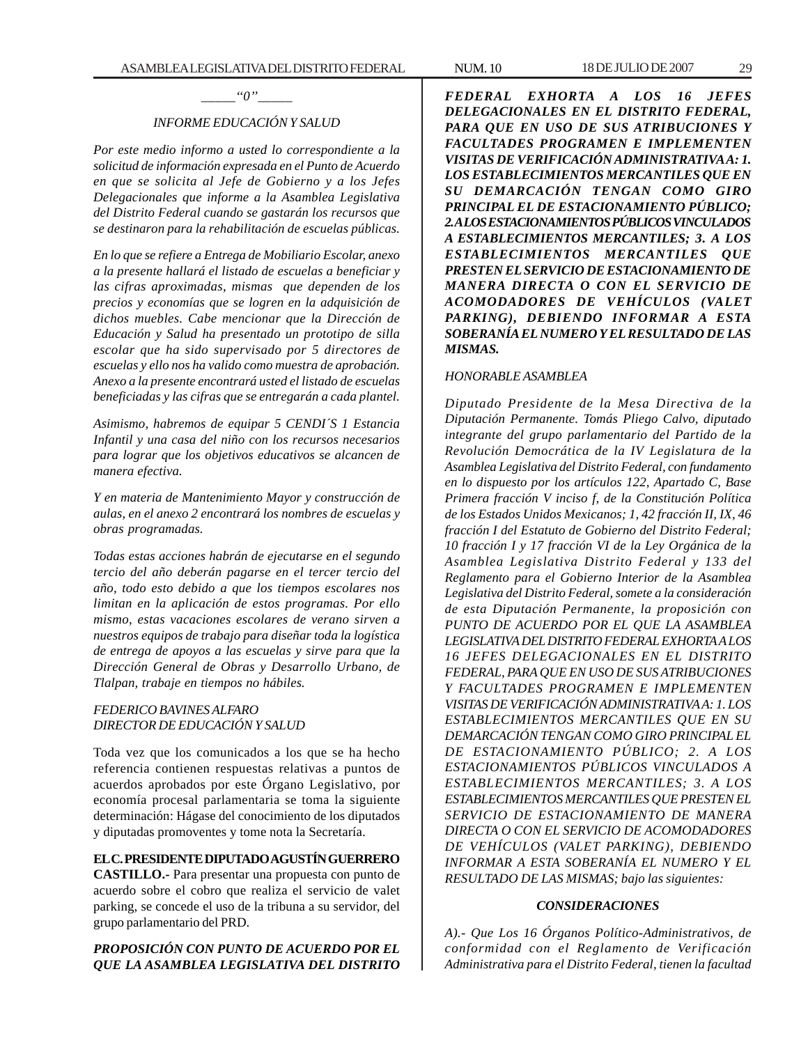*_____"0"_____*

*INFORME EDUCACIÓN Y SALUD*

*Por este medio informo a usted lo correspondiente a la solicitud de información expresada en el Punto de Acuerdo en que se solicita al Jefe de Gobierno y a los Jefes Delegacionales que informe a la Asamblea Legislativa del Distrito Federal cuando se gastarán los recursos que se destinaron para la rehabilitación de escuelas públicas.*

*En lo que se refiere a Entrega de Mobiliario Escolar, anexo a la presente hallará el listado de escuelas a beneficiar y las cifras aproximadas, mismas que dependen de los precios y economías que se logren en la adquisición de dichos muebles. Cabe mencionar que la Dirección de Educación y Salud ha presentado un prototipo de silla escolar que ha sido supervisado por 5 directores de escuelas y ello nos ha valido como muestra de aprobación. Anexo a la presente encontrará usted el listado de escuelas beneficiadas y las cifras que se entregarán a cada plantel.*

*Asimismo, habremos de equipar 5 CENDI´S 1 Estancia Infantil y una casa del niño con los recursos necesarios para lograr que los objetivos educativos se alcancen de manera efectiva.*

*Y en materia de Mantenimiento Mayor y construcción de aulas, en el anexo 2 encontrará los nombres de escuelas y obras programadas.*

*Todas estas acciones habrán de ejecutarse en el segundo tercio del año deberán pagarse en el tercer tercio del año, todo esto debido a que los tiempos escolares nos limitan en la aplicación de estos programas. Por ello mismo, estas vacaciones escolares de verano sirven a nuestros equipos de trabajo para diseñar toda la logística de entrega de apoyos a las escuelas y sirve para que la Dirección General de Obras y Desarrollo Urbano, de Tlalpan, trabaje en tiempos no hábiles.*

*FEDERICO BAVINES ALFARO*
*DIRECTOR DE EDUCACIÓN Y SALUD*

Toda vez que los comunicados a los que se ha hecho referencia contienen respuestas relativas a puntos de acuerdos aprobados por este Órgano Legislativo, por economía procesal parlamentaria se toma la siguiente determinación: Hágase del conocimiento de los diputados y diputadas promoventes y tome nota la Secretaría.

**EL C. PRESIDENTE DIPUTADO AGUSTÍN GUERRERO CASTILLO.-** Para presentar una propuesta con punto de acuerdo sobre el cobro que realiza el servicio de valet parking, se concede el uso de la tribuna a su servidor, del grupo parlamentario del PRD.

***PROPOSICIÓN CON PUNTO DE ACUERDO POR EL QUE LA ASAMBLEA LEGISLATIVA DEL DISTRITO FEDERAL EXHORTA A LOS 16 JEFES DELEGACIONALES EN EL DISTRITO FEDERAL, PARA QUE EN USO DE SUS ATRIBUCIONES Y FACULTADES PROGRAMEN E IMPLEMENTEN VISITAS DE VERIFICACIÓN ADMINISTRATIVA A: 1. LOS ESTABLECIMIENTOS MERCANTILES QUE EN SU DEMARCACIÓN TENGAN COMO GIRO PRINCIPAL EL DE ESTACIONAMIENTO PÚBLICO; 2. A LOS ESTACIONAMIENTOS PÚBLICOS VINCULADOS A ESTABLECIMIENTOS MERCANTILES; 3. A LOS ESTABLECIMIENTOS MERCANTILES QUE PRESTEN EL SERVICIO DE ESTACIONAMIENTO DE MANERA DIRECTA O CON EL SERVICIO DE ACOMODADORES DE VEHÍCULOS (VALET PARKING), DEBIENDO INFORMAR A ESTA SOBERANÍA EL NUMERO Y EL RESULTADO DE LAS MISMAS.***

*HONORABLE ASAMBLEA*

*Diputado Presidente de la Mesa Directiva de la Diputación Permanente. Tomás Pliego Calvo, diputado integrante del grupo parlamentario del Partido de la Revolución Democrática de la IV Legislatura de la Asamblea Legislativa del Distrito Federal, con fundamento en lo dispuesto por los artículos 122, Apartado C, Base Primera fracción V inciso f, de la Constitución Política de los Estados Unidos Mexicanos; 1, 42 fracción II, IX, 46 fracción I del Estatuto de Gobierno del Distrito Federal; 10 fracción I y 17 fracción VI de la Ley Orgánica de la Asamblea Legislativa Distrito Federal y 133 del Reglamento para el Gobierno Interior de la Asamblea Legislativa del Distrito Federal, somete a la consideración de esta Diputación Permanente, la proposición con PUNTO DE ACUERDO POR EL QUE LA ASAMBLEA LEGISLATIVA DEL DISTRITO FEDERAL EXHORTA A LOS 16 JEFES DELEGACIONALES EN EL DISTRITO FEDERAL, PARA QUE EN USO DE SUS ATRIBUCIONES Y FACULTADES PROGRAMEN E IMPLEMENTEN VISITAS DE VERIFICACIÓN ADMINISTRATIVA A: 1. LOS ESTABLECIMIENTOS MERCANTILES QUE EN SU DEMARCACIÓN TENGAN COMO GIRO PRINCIPAL EL DE ESTACIONAMIENTO PÚBLICO; 2. A LOS ESTACIONAMIENTOS PÚBLICOS VINCULADOS A ESTABLECIMIENTOS MERCANTILES; 3. A LOS ESTABLECIMIENTOS MERCANTILES QUE PRESTEN EL SERVICIO DE ESTACIONAMIENTO DE MANERA DIRECTA O CON EL SERVICIO DE ACOMODADORES DE VEHÍCULOS (VALET PARKING), DEBIENDO INFORMAR A ESTA SOBERANÍA EL NUMERO Y EL RESULTADO DE LAS MISMAS; bajo las siguientes:*

***CONSIDERACIONES***

*A).- Que Los 16 Órganos Político-Administrativos, de conformidad con el Reglamento de Verificación Administrativa para el Distrito Federal, tienen la facultad*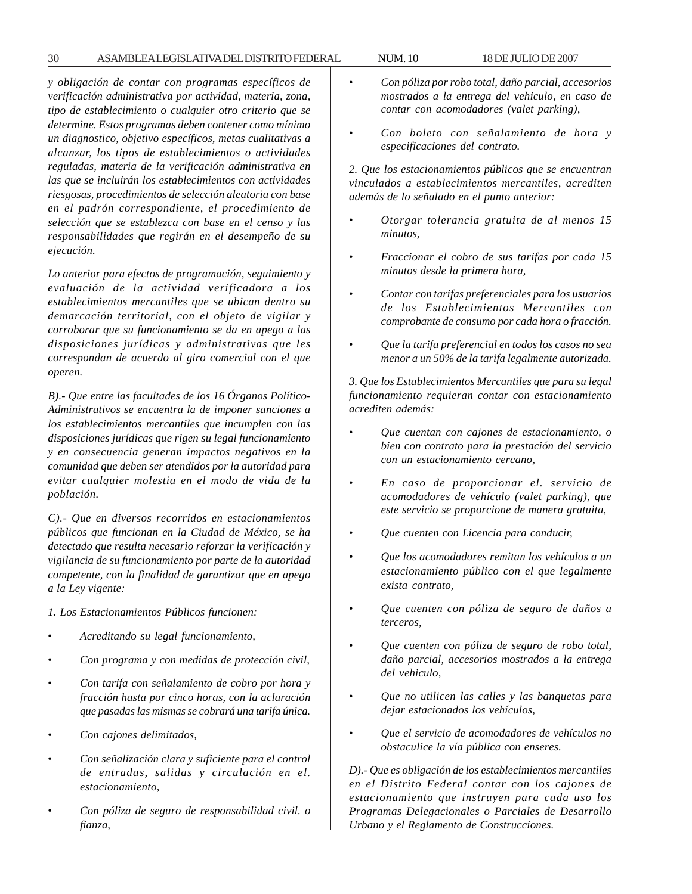*y obligación de contar con programas específicos de verificación administrativa por actividad, materia, zona, tipo de establecimiento o cualquier otro criterio que se determine. Estos programas deben contener como mínimo un diagnostico, objetivo específicos, metas cualitativas a alcanzar, los tipos de establecimientos o actividades reguladas, materia de la verificación administrativa en las que se incluirán los establecimientos con actividades riesgosas, procedimientos de selección aleatoria con base en el padrón correspondiente, el procedimiento de selección que se establezca con base en el censo y las responsabilidades que regirán en el desempeño de su ejecución.*

*Lo anterior para efectos de programación, seguimiento y evaluación de la actividad verificadora a los establecimientos mercantiles que se ubican dentro su demarcación territorial, con el objeto de vigilar y corroborar que su funcionamiento se da en apego a las disposiciones jurídicas y administrativas que les correspondan de acuerdo al giro comercial con el que operen.*

*B).- Que entre las facultades de los 16 Órganos Político-Administrativos se encuentra la de imponer sanciones a los establecimientos mercantiles que incumplen con las disposiciones jurídicas que rigen su legal funcionamiento y en consecuencia generan impactos negativos en la comunidad que deben ser atendidos por la autoridad para evitar cualquier molestia en el modo de vida de la población.*

*C).- Que en diversos recorridos en estacionamientos públicos que funcionan en la Ciudad de México, se ha detectado que resulta necesario reforzar la verificación y vigilancia de su funcionamiento por parte de la autoridad competente, con la finalidad de garantizar que en apego a la Ley vigente:*

*1. Los Estacionamientos Públicos funcionen:*

- *Acreditando su legal funcionamiento,*
- *Con programa y con medidas de protección civil,*
- *Con tarifa con señalamiento de cobro por hora y fracción hasta por cinco horas, con la aclaración que pasadas las mismas se cobrará una tarifa única.*
- *Con cajones delimitados,*
- *Con señalización clara y suficiente para el control de entradas, salidas y circulación en el. estacionamiento,*
- *Con póliza de seguro de responsabilidad civil. o fianza,*
- *Con póliza por robo total, daño parcial, accesorios mostrados a la entrega del vehiculo, en caso de contar con acomodadores (valet parking),*
- *Con boleto con señalamiento de hora y especificaciones del contrato.*

*2. Que los estacionamientos públicos que se encuentran vinculados a establecimientos mercantiles, acrediten además de lo señalado en el punto anterior:*

- *Otorgar tolerancia gratuita de al menos 15 minutos,*
- *Fraccionar el cobro de sus tarifas por cada 15 minutos desde la primera hora,*
- *Contar con tarifas preferenciales para los usuarios de los Establecimientos Mercantiles con comprobante de consumo por cada hora o fracción.*
- *Que la tarifa preferencial en todos los casos no sea menor a un 50% de la tarifa legalmente autorizada.*

*3. Que los Establecimientos Mercantiles que para su legal funcionamiento requieran contar con estacionamiento acrediten además:*

- *Que cuentan con cajones de estacionamiento, o bien con contrato para la prestación del servicio con un estacionamiento cercano,*
- *En caso de proporcionar el. servicio de acomodadores de vehículo (valet parking), que este servicio se proporcione de manera gratuita,*
- *Que cuenten con Licencia para conducir,*
- *Que los acomodadores remitan los vehículos a un estacionamiento público con el que legalmente exista contrato,*
- *Que cuenten con póliza de seguro de daños a terceros,*
- *Que cuenten con póliza de seguro de robo total, daño parcial, accesorios mostrados a la entrega del vehiculo,*
- *Que no utilicen las calles y las banquetas para dejar estacionados los vehículos,*
- *Que el servicio de acomodadores de vehículos no obstaculice la vía pública con enseres.*

*D).- Que es obligación de los establecimientos mercantiles en el Distrito Federal contar con los cajones de estacionamiento que instruyen para cada uso los Programas Delegacionales o Parciales de Desarrollo Urbano y el Reglamento de Construcciones.*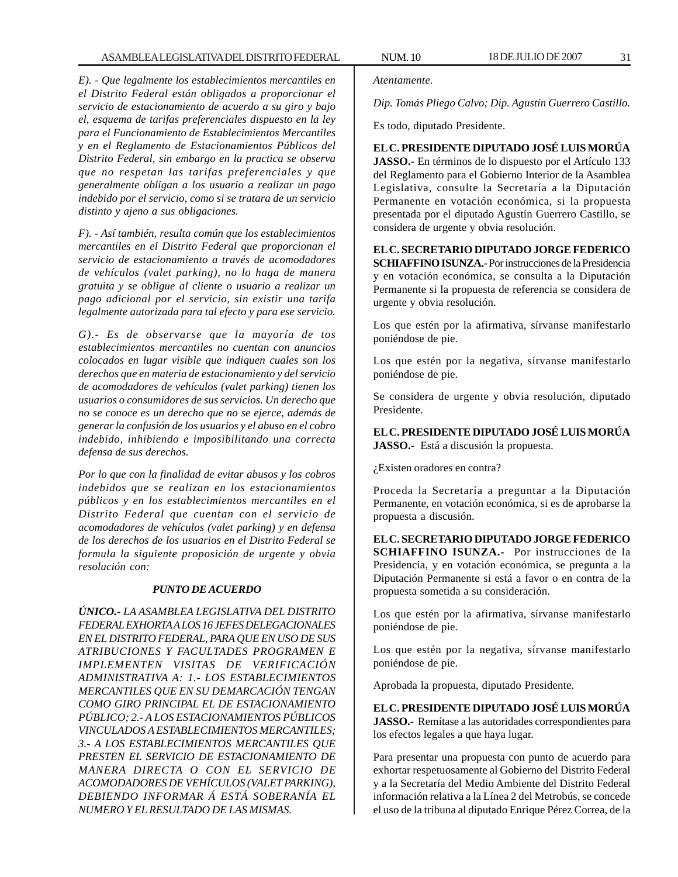*E). - Que legalmente los establecimientos mercantiles en el Distrito Federal están obligados a proporcionar el servicio de estacionamiento de acuerdo a su giro y bajo el, esquema de tarifas preferenciales dispuesto en la ley para el Funcionamiento de Establecimientos Mercantiles y en el Reglamento de Estacionamientos Públicos del Distrito Federal, sin embargo en la practica se observa que no respetan las tarifas preferenciales y que generalmente obligan a los usuario a realizar un pago indebido por el servicio, como si se tratara de un servicio distinto y ajeno a sus obligaciones.*

*F). - Así también, resulta común que los establecimientos mercantiles en el Distrito Federal que proporcionan el servicio de estacionamiento a través de acomodadores de vehículos (valet parking), no lo haga de manera gratuita y se obligue al cliente o usuario a realizar un pago adicional por el servicio, sin existir una tarifa legalmente autorizada para tal efecto y para ese servicio.*

*G).- Es de observarse que la mayoría de tos establecimientos mercantiles no cuentan con anuncios colocados en lugar visible que indiquen cuales son los derechos que en materia de estacionamiento y del servicio de acomodadores de vehículos (valet parking) tienen los usuarios o consumidores de sus servicios. Un derecho que no se conoce es un derecho que no se ejerce, además de generar la confusión de los usuarios y el abuso en el cobro indebido, inhibiendo e imposibilitando una correcta defensa de sus derechos.*

*Por lo que con la finalidad de evitar abusos y los cobros indebidos que se realizan en los estacionamientos públicos y en los establecimientos mercantiles en el Distrito Federal que cuentan con el servicio de acomodadores de vehículos (valet parking) y en defensa de los derechos de los usuarios en el Distrito Federal se formula la siguiente proposición de urgente y obvia resolución con:*

***PUNTO DE ACUERDO***

***ÚNICO.-*** *LA ASAMBLEA LEGISLATIVA DEL DISTRITO FEDERAL EXHORTA A LOS 16 JEFES DELEGACIONALES EN EL DISTRITO FEDERAL, PARA QUE EN USO DE SUS ATRIBUCIONES Y FACULTADES PROGRAMEN E IMPLEMENTEN VISITAS DE VERIFICACIÓN ADMINISTRATIVA A: 1.- LOS ESTABLECIMIENTOS MERCANTILES QUE EN SU DEMARCACIÓN TENGAN COMO GIRO PRINCIPAL EL DE ESTACIONAMIENTO PÚBLICO; 2.- A LOS ESTACIONAMIENTOS PÚBLICOS VINCULADOS A ESTABLECIMIENTOS MERCANTILES; 3.- A LOS ESTABLECIMIENTOS MERCANTILES QUE PRESTEN EL SERVICIO DE ESTACIONAMIENTO DE MANERA DIRECTA O CON EL SERVICIO DE ACOMODADORES DE VEHÍCULOS (VALET PARKING), DEBIENDO INFORMAR Á ESTÁ SOBERANÍA EL NUMERO Y EL RESULTADO DE LAS MISMAS.*

*Atentamente.*

*Dip. Tomás Pliego Calvo; Dip. Agustín Guerrero Castillo.*

Es todo, diputado Presidente.

**EL C. PRESIDENTE DIPUTADO JOSÉ LUIS MORÚA JASSO.-** En términos de lo dispuesto por el Artículo 133 del Reglamento para el Gobierno Interior de la Asamblea Legislativa, consulte la Secretaría a la Diputación Permanente en votación económica, si la propuesta presentada por el diputado Agustín Guerrero Castillo, se considera de urgente y obvia resolución.

**EL C. SECRETARIO DIPUTADO JORGE FEDERICO SCHIAFFINO ISUNZA.-** Por instrucciones de la Presidencia y en votación económica, se consulta a la Diputación Permanente si la propuesta de referencia se considera de urgente y obvia resolución.

Los que estén por la afirmativa, sírvanse manifestarlo poniéndose de pie.

Los que estén por la negativa, sírvanse manifestarlo poniéndose de pie.

Se considera de urgente y obvia resolución, diputado Presidente.

**EL C. PRESIDENTE DIPUTADO JOSÉ LUIS MORÚA JASSO.-** Está a discusión la propuesta.

¿Existen oradores en contra?

Proceda la Secretaría a preguntar a la Diputación Permanente, en votación económica, si es de aprobarse la propuesta a discusión.

**EL C. SECRETARIO DIPUTADO JORGE FEDERICO SCHIAFFINO ISUNZA.-** Por instrucciones de la Presidencia, y en votación económica, se pregunta a la Diputación Permanente si está a favor o en contra de la propuesta sometida a su consideración.

Los que estén por la afirmativa, sírvanse manifestarlo poniéndose de pie.

Los que estén por la negativa, sírvanse manifestarlo poniéndose de pie.

Aprobada la propuesta, diputado Presidente.

**EL C. PRESIDENTE DIPUTADO JOSÉ LUIS MORÚA JASSO.-** Remítase a las autoridades correspondientes para los efectos legales a que haya lugar.

Para presentar una propuesta con punto de acuerdo para exhortar respetuosamente al Gobierno del Distrito Federal y a la Secretaría del Medio Ambiente del Distrito Federal información relativa a la Línea 2 del Metrobús, se concede el uso de la tribuna al diputado Enrique Pérez Correa, de la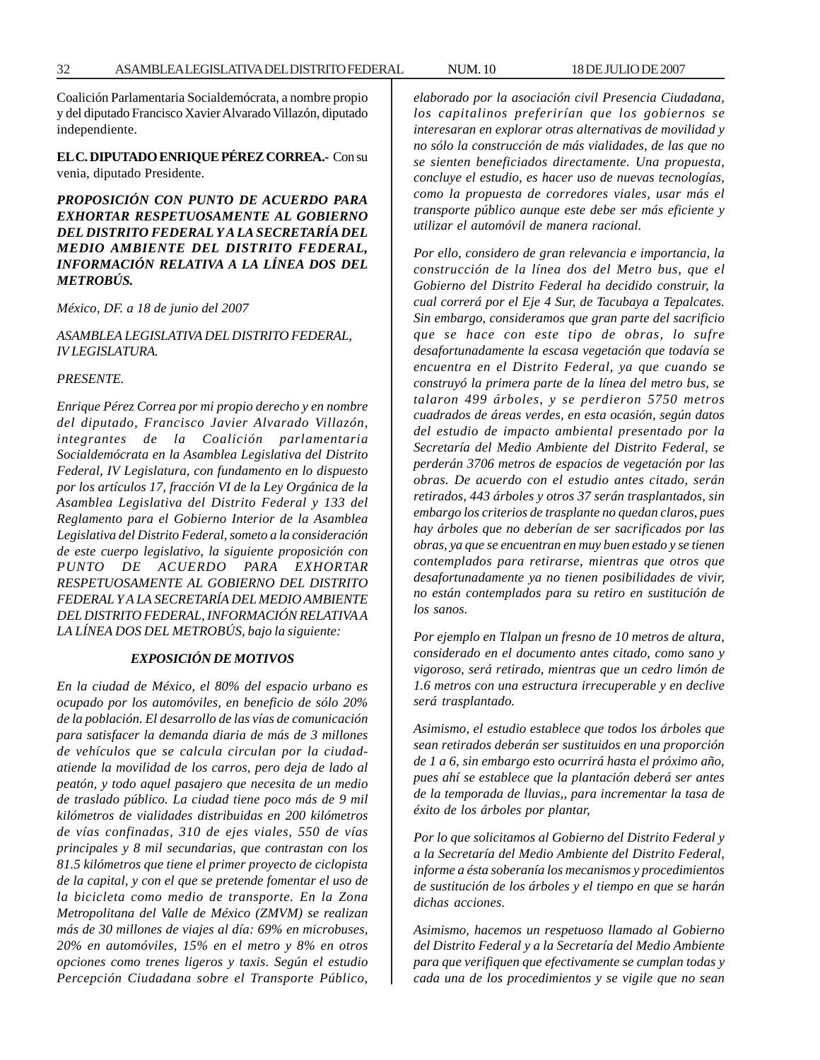Coalición Parlamentaria Socialdemócrata, a nombre propio y del diputado Francisco Xavier Alvarado Villazón, diputado independiente.

**EL C. DIPUTADO ENRIQUE PÉREZ CORREA.-** Con su venia, diputado Presidente.

***PROPOSICIÓN CON PUNTO DE ACUERDO PARA EXHORTAR RESPETUOSAMENTE AL GOBIERNO DEL DISTRITO FEDERAL Y A LA SECRETARÍA DEL MEDIO AMBIENTE DEL DISTRITO FEDERAL, INFORMACIÓN RELATIVA A LA LÍNEA DOS DEL METROBÚS.***

*México, DF. a 18 de junio del 2007*

*ASAMBLEA LEGISLATIVA DEL DISTRITO FEDERAL, IV LEGISLATURA.*

*PRESENTE.*

*Enrique Pérez Correa por mi propio derecho y en nombre del diputado, Francisco Javier Alvarado Villazón, integrantes de la Coalición parlamentaria Socialdemócrata en la Asamblea Legislativa del Distrito Federal, IV Legislatura, con fundamento en lo dispuesto por los artículos 17, fracción VI de la Ley Orgánica de la Asamblea Legislativa del Distrito Federal y 133 del Reglamento para el Gobierno Interior de la Asamblea Legislativa del Distrito Federal, someto a la consideración de este cuerpo legislativo, la siguiente proposición con PUNTO DE ACUERDO PARA EXHORTAR RESPETUOSAMENTE AL GOBIERNO DEL DISTRITO FEDERAL Y A LA SECRETARÍA DEL MEDIO AMBIENTE DEL DISTRITO FEDERAL, INFORMACIÓN RELATIVA A LA LÍNEA DOS DEL METROBÚS, bajo la siguiente:*

***EXPOSICIÓN DE MOTIVOS***

*En la ciudad de México, el 80% del espacio urbano es ocupado por los automóviles, en beneficio de sólo 20% de la población. El desarrollo de las vías de comunicación para satisfacer la demanda diaria de más de 3 millones de vehículos que se calcula circulan por la ciudad-atiende la movilidad de los carros, pero deja de lado al peatón, y todo aquel pasajero que necesita de un medio de traslado público. La ciudad tiene poco más de 9 mil kilómetros de vialidades distribuidas en 200 kilómetros de vías confinadas, 310 de ejes viales, 550 de vías principales y 8 mil secundarias, que contrastan con los 81.5 kilómetros que tiene el primer proyecto de ciclopista de la capital, y con el que se pretende fomentar el uso de la bicicleta como medio de transporte. En la Zona Metropolitana del Valle de México (ZMVM) se realizan más de 30 millones de viajes al día: 69% en microbuses, 20% en automóviles, 15% en el metro y 8% en otros opciones como trenes ligeros y taxis. Según el estudio Percepción Ciudadana sobre el Transporte Público, elaborado por la asociación civil Presencia Ciudadana, los capitalinos preferirían que los gobiernos se interesaran en explorar otras alternativas de movilidad y no sólo la construcción de más vialidades, de las que no se sienten beneficiados directamente. Una propuesta, concluye el estudio, es hacer uso de nuevas tecnologías, como la propuesta de corredores viales, usar más el transporte público aunque este debe ser más eficiente y utilizar el automóvil de manera racional.*

*Por ello, considero de gran relevancia e importancia, la construcción de la línea dos del Metro bus, que el Gobierno del Distrito Federal ha decidido construir, la cual correrá por el Eje 4 Sur, de Tacubaya a Tepalcates. Sin embargo, consideramos que gran parte del sacrificio que se hace con este tipo de obras, lo sufre desafortunadamente la escasa vegetación que todavía se encuentra en el Distrito Federal, ya que cuando se construyó la primera parte de la línea del metro bus, se talaron 499 árboles, y se perdieron 5750 metros cuadrados de áreas verdes, en esta ocasión, según datos del estudio de impacto ambiental presentado por la Secretaría del Medio Ambiente del Distrito Federal, se perderán 3706 metros de espacios de vegetación por las obras. De acuerdo con el estudio antes citado, serán retirados, 443 árboles y otros 37 serán trasplantados, sin embargo los criterios de trasplante no quedan claros, pues hay árboles que no deberían de ser sacrificados por las obras, ya que se encuentran en muy buen estado y se tienen contemplados para retirarse, mientras que otros que desafortunadamente ya no tienen posibilidades de vivir, no están contemplados para su retiro en sustitución de los sanos.*

*Por ejemplo en Tlalpan un fresno de 10 metros de altura, considerado en el documento antes citado, como sano y vigoroso, será retirado, mientras que un cedro limón de 1.6 metros con una estructura irrecuperable y en declive será trasplantado.*

*Asimismo, el estudio establece que todos los árboles que sean retirados deberán ser sustituidos en una proporción de 1 a 6, sin embargo esto ocurrirá hasta el próximo año, pues ahí se establece que la plantación deberá ser antes de la temporada de lluvias,, para incrementar la tasa de éxito de los árboles por plantar,*

*Por lo que solicitamos al Gobierno del Distrito Federal y a la Secretaría del Medio Ambiente del Distrito Federal, informe a ésta soberanía los mecanismos y procedimientos de sustitución de los árboles y el tiempo en que se harán dichas acciones.*

*Asimismo, hacemos un respetuoso llamado al Gobierno del Distrito Federal y a la Secretaría del Medio Ambiente para que verifiquen que efectivamente se cumplan todas y cada una de los procedimientos y se vigile que no sean*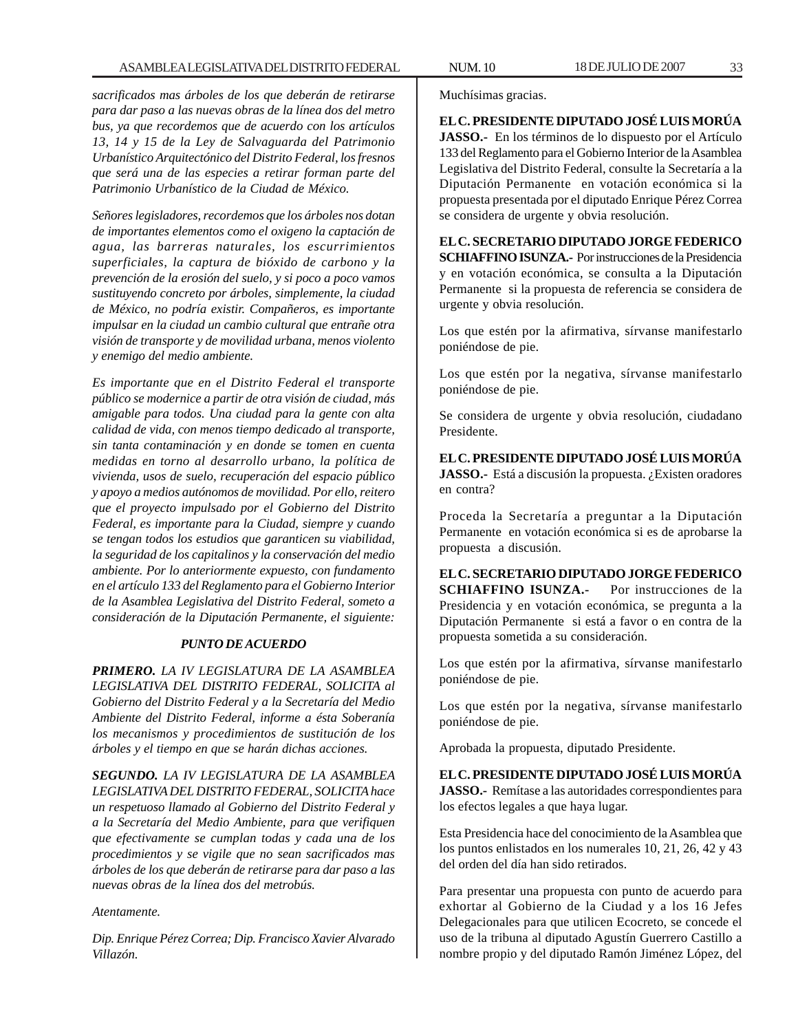*sacrificados mas árboles de los que deberán de retirarse para dar paso a las nuevas obras de la línea dos del metro bus, ya que recordemos que de acuerdo con los artículos 13, 14 y 15 de la Ley de Salvaguarda del Patrimonio Urbanístico Arquitectónico del Distrito Federal, los fresnos que será una de las especies a retirar forman parte del Patrimonio Urbanístico de la Ciudad de México.*

*Señores legisladores, recordemos que los árboles nos dotan de importantes elementos como el oxigeno la captación de agua, las barreras naturales, los escurrimientos superficiales, la captura de bióxido de carbono y la prevención de la erosión del suelo, y si poco a poco vamos sustituyendo concreto por árboles, simplemente, la ciudad de México, no podría existir. Compañeros, es importante impulsar en la ciudad un cambio cultural que entrañe otra visión de transporte y de movilidad urbana, menos violento y enemigo del medio ambiente.*

*Es importante que en el Distrito Federal el transporte público se modernice a partir de otra visión de ciudad, más amigable para todos. Una ciudad para la gente con alta calidad de vida, con menos tiempo dedicado al transporte, sin tanta contaminación y en donde se tomen en cuenta medidas en torno al desarrollo urbano, la política de vivienda, usos de suelo, recuperación del espacio público y apoyo a medios autónomos de movilidad. Por ello, reitero que el proyecto impulsado por el Gobierno del Distrito Federal, es importante para la Ciudad, siempre y cuando se tengan todos los estudios que garanticen su viabilidad, la seguridad de los capitalinos y la conservación del medio ambiente. Por lo anteriormente expuesto, con fundamento en el artículo 133 del Reglamento para el Gobierno Interior de la Asamblea Legislativa del Distrito Federal, someto a consideración de la Diputación Permanente, el siguiente:*

***PUNTO DE ACUERDO***

***PRIMERO.*** *LA IV LEGISLATURA DE LA ASAMBLEA LEGISLATIVA DEL DISTRITO FEDERAL, SOLICITA al Gobierno del Distrito Federal y a la Secretaría del Medio Ambiente del Distrito Federal, informe a ésta Soberanía los mecanismos y procedimientos de sustitución de los árboles y el tiempo en que se harán dichas acciones.*

***SEGUNDO.*** *LA IV LEGISLATURA DE LA ASAMBLEA LEGISLATIVA DEL DISTRITO FEDERAL, SOLICITA hace un respetuoso llamado al Gobierno del Distrito Federal y a la Secretaría del Medio Ambiente, para que verifiquen que efectivamente se cumplan todas y cada una de los procedimientos y se vigile que no sean sacrificados mas árboles de los que deberán de retirarse para dar paso a las nuevas obras de la línea dos del metrobús.*

*Atentamente.*

*Dip. Enrique Pérez Correa; Dip. Francisco Xavier Alvarado Villazón.*

Muchísimas gracias.

**EL C. PRESIDENTE DIPUTADO JOSÉ LUIS MORÚA JASSO.-** En los términos de lo dispuesto por el Artículo 133 del Reglamento para el Gobierno Interior de la Asamblea Legislativa del Distrito Federal, consulte la Secretaría a la Diputación Permanente en votación económica si la propuesta presentada por el diputado Enrique Pérez Correa se considera de urgente y obvia resolución.

**EL C. SECRETARIO DIPUTADO JORGE FEDERICO SCHIAFFINO ISUNZA.-** Por instrucciones de la Presidencia y en votación económica, se consulta a la Diputación Permanente si la propuesta de referencia se considera de urgente y obvia resolución.

Los que estén por la afirmativa, sírvanse manifestarlo poniéndose de pie.

Los que estén por la negativa, sírvanse manifestarlo poniéndose de pie.

Se considera de urgente y obvia resolución, ciudadano Presidente.

**EL C. PRESIDENTE DIPUTADO JOSÉ LUIS MORÚA JASSO.-** Está a discusión la propuesta. ¿Existen oradores en contra?

Proceda la Secretaría a preguntar a la Diputación Permanente en votación económica si es de aprobarse la propuesta a discusión.

**EL C. SECRETARIO DIPUTADO JORGE FEDERICO SCHIAFFINO ISUNZA.-** Por instrucciones de la Presidencia y en votación económica, se pregunta a la Diputación Permanente si está a favor o en contra de la propuesta sometida a su consideración.

Los que estén por la afirmativa, sírvanse manifestarlo poniéndose de pie.

Los que estén por la negativa, sírvanse manifestarlo poniéndose de pie.

Aprobada la propuesta, diputado Presidente.

**EL C. PRESIDENTE DIPUTADO JOSÉ LUIS MORÚA JASSO.-** Remítase a las autoridades correspondientes para los efectos legales a que haya lugar.

Esta Presidencia hace del conocimiento de la Asamblea que los puntos enlistados en los numerales 10, 21, 26, 42 y 43 del orden del día han sido retirados.

Para presentar una propuesta con punto de acuerdo para exhortar al Gobierno de la Ciudad y a los 16 Jefes Delegacionales para que utilicen Ecocreto, se concede el uso de la tribuna al diputado Agustín Guerrero Castillo a nombre propio y del diputado Ramón Jiménez López, del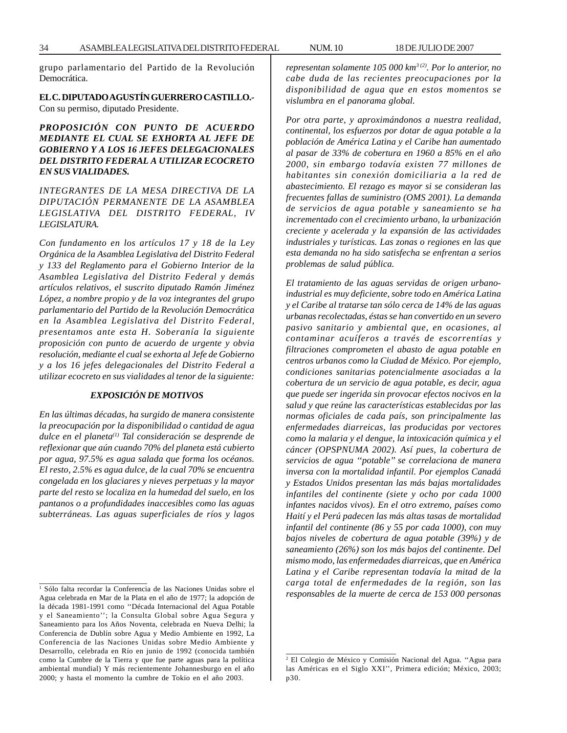grupo parlamentario del Partido de la Revolución Democrática.

**EL C. DIPUTADO AGUSTÍN GUERRERO CASTILLO.-** Con su permiso, diputado Presidente.

***PROPOSICIÓN CON PUNTO DE ACUERDO MEDIANTE EL CUAL SE EXHORTA AL JEFE DE GOBIERNO Y A LOS 16 JEFES DELEGACIONALES DEL DISTRITO FEDERAL A UTILIZAR ECOCRETO EN SUS VIALIDADES.***

*INTEGRANTES DE LA MESA DIRECTIVA DE LA DIPUTACIÓN PERMANENTE DE LA ASAMBLEA LEGISLATIVA DEL DISTRITO FEDERAL, IV LEGISLATURA.*

*Con fundamento en los artículos 17 y 18 de la Ley Orgánica de la Asamblea Legislativa del Distrito Federal y 133 del Reglamento para el Gobierno Interior de la Asamblea Legislativa del Distrito Federal y demás artículos relativos, el suscrito diputado Ramón Jiménez López, a nombre propio y de la voz integrantes del grupo parlamentario del Partido de la Revolución Democrática en la Asamblea Legislativa del Distrito Federal, presentamos ante esta H. Soberanía la siguiente proposición con punto de acuerdo de urgente y obvia resolución, mediante el cual se exhorta al Jefe de Gobierno y a los 16 jefes delegacionales del Distrito Federal a utilizar ecocreto en sus vialidades al tenor de la siguiente:*

***EXPOSICIÓN DE MOTIVOS***

*En las últimas décadas, ha surgido de manera consistente la preocupación por la disponibilidad o cantidad de agua dulce en el planeta[1] Tal consideración se desprende de reflexionar que aún cuando 70% del planeta está cubierto por agua, 97.5% es agua salada que forma los océanos. El resto, 2.5% es agua dulce, de la cual 70% se encuentra congelada en los glaciares y nieves perpetuas y la mayor parte del resto se localiza en la humedad del suelo, en los pantanos o a profundidades inaccesibles como las aguas subterráneas. Las aguas superficiales de ríos y lagos representan solamente 105 000 km$^3$ [2]. Por lo anterior, no cabe duda de las recientes preocupaciones por la disponibilidad de agua que en estos momentos se vislumbra en el panorama global.*

*Por otra parte, y aproximándonos a nuestra realidad, continental, los esfuerzos por dotar de agua potable a la población de América Latina y el Caribe han aumentado al pasar de 33% de cobertura en 1960 a 85% en el año 2000, sin embargo todavía existen 77 millones de habitantes sin conexión domiciliaria a la red de abastecimiento. El rezago es mayor si se consideran las frecuentes fallas de suministro (OMS 2001). La demanda de servicios de agua potable y saneamiento se ha incrementado con el crecimiento urbano, la urbanización creciente y acelerada y la expansión de las actividades industriales y turísticas. Las zonas o regiones en las que esta demanda no ha sido satisfecha se enfrentan a serios problemas de salud pública.*

*El tratamiento de las aguas servidas de origen urbano-industrial es muy deficiente, sobre todo en América Latina y el Caribe al tratarse tan sólo cerca de 14% de las aguas urbanas recolectadas, éstas se han convertido en un severo pasivo sanitario y ambiental que, en ocasiones, al contaminar acuíferos a través de escorrentías y filtraciones comprometen el abasto de agua potable en centros urbanos como la Ciudad de México. Por ejemplo, condiciones sanitarias potencialmente asociadas a la cobertura de un servicio de agua potable, es decir, agua que puede ser ingerida sin provocar efectos nocivos en la salud y que reúne las características establecidas por las normas oficiales de cada país, son principalmente las enfermedades diarreicas, las producidas por vectores como la malaria y el dengue, la intoxicación química y el cáncer (OPSPNUMA 2002). Así pues, la cobertura de servicios de agua "potable" se correlaciona de manera inversa con la mortalidad infantil. Por ejemplos Canadá y Estados Unidos presentan las más bajas mortalidades infantiles del continente (siete y ocho por cada 1000 infantes nacidos vivos). En el otro extremo, países como Haití y el Perú padecen las más altas tasas de mortalidad infantil del continente (86 y 55 por cada 1000), con muy bajos niveles de cobertura de agua potable (39%) y de saneamiento (26%) son los más bajos del continente. Del mismo modo, las enfermedades diarreicas, que en América Latina y el Caribe representan todavía la mitad de la carga total de enfermedades de la región, son las responsables de la muerte de cerca de 153 000 personas*

---

[1] Sólo falta recordar la Conferencia de las Naciones Unidas sobre el Agua celebrada en Mar de la Plata en el año de 1977; la adopción de la década 1981-1991 como "Década Internacional del Agua Potable y el Saneamiento"; la Consulta Global sobre Agua Segura y Saneamiento para los Años Noventa, celebrada en Nueva Delhi; la Conferencia de Dublín sobre Agua y Medio Ambiente en 1992, La Conferencia de las Naciones Unidas sobre Medio Ambiente y Desarrollo, celebrada en Río en junio de 1992 (conocida también como la Cumbre de la Tierra y que fue parte aguas para la política ambiental mundial) Y más recientemente Johannesburgo en el año 2000; y hasta el momento la cumbre de Tokio en el año 2003.

[2] El Colegio de México y Comisión Nacional del Agua. "Agua para las Américas en el Siglo XXI", Primera edición; México, 2003; p30.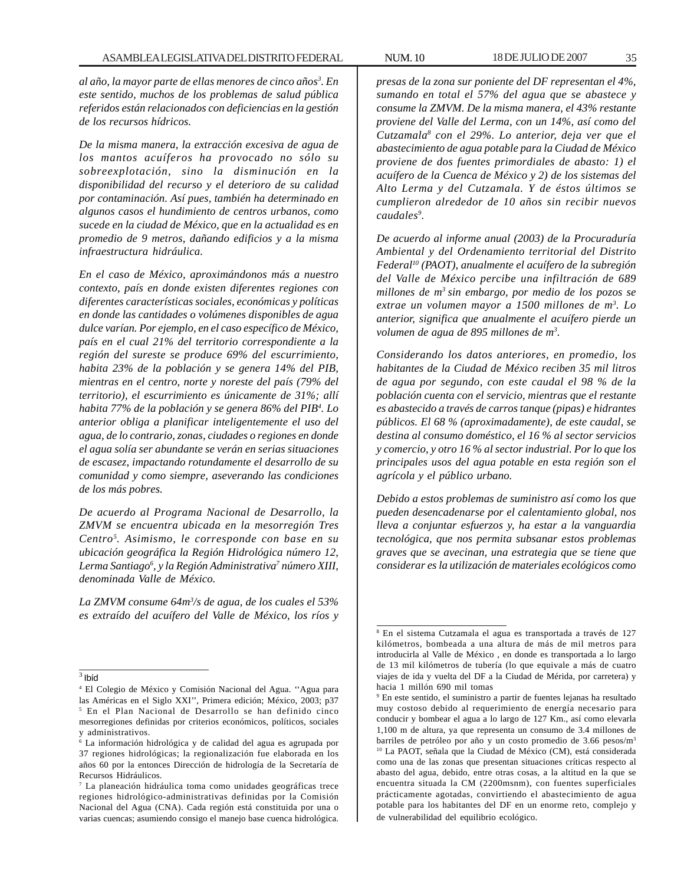*al año, la mayor parte de ellas menores de cinco años[3]. En este sentido, muchos de los problemas de salud pública referidos están relacionados con deficiencias en la gestión de los recursos hídricos.*

*De la misma manera, la extracción excesiva de agua de los mantos acuíferos ha provocado no sólo su sobreexplotación, sino la disminución en la disponibilidad del recurso y el deterioro de su calidad por contaminación. Así pues, también ha determinado en algunos casos el hundimiento de centros urbanos, como sucede en la ciudad de México, que en la actualidad es en promedio de 9 metros, dañando edificios y a la misma infraestructura hidráulica.*

*En el caso de México, aproximándonos más a nuestro contexto, país en donde existen diferentes regiones con diferentes características sociales, económicas y políticas en donde las cantidades o volúmenes disponibles de agua dulce varían. Por ejemplo, en el caso específico de México, país en el cual 21% del territorio correspondiente a la región del sureste se produce 69% del escurrimiento, habita 23% de la población y se genera 14% del PIB, mientras en el centro, norte y noreste del país (79% del territorio), el escurrimiento es únicamente de 31%; allí habita 77% de la población y se genera 86% del PIB[4]. Lo anterior obliga a planificar inteligentemente el uso del agua, de lo contrario, zonas, ciudades o regiones en donde el agua solía ser abundante se verán en serias situaciones de escasez, impactando rotundamente el desarrollo de su comunidad y como siempre, aseverando las condiciones de los más pobres.*

*De acuerdo al Programa Nacional de Desarrollo, la ZMVM se encuentra ubicada en la mesorregión Tres Centro[5]. Asimismo, le corresponde con base en su ubicación geográfica la Región Hidrológica número 12, Lerma Santiago[6], y la Región Administrativa[7] número XIII, denominada Valle de México.*

*La ZMVM consume 64m$^3$/s de agua, de los cuales el 53% es extraído del acuífero del Valle de México, los ríos y presas de la zona sur poniente del DF representan el 4%, sumando en total el 57% del agua que se abastece y consume la ZMVM. De la misma manera, el 43% restante proviene del Valle del Lerma, con un 14%, así como del Cutzamala[8] con el 29%. Lo anterior, deja ver que el abastecimiento de agua potable para la Ciudad de México proviene de dos fuentes primordiales de abasto: 1) el acuífero de la Cuenca de México y 2) de los sistemas del Alto Lerma y del Cutzamala. Y de éstos últimos se cumplieron alrededor de 10 años sin recibir nuevos caudales[9].*

*De acuerdo al informe anual (2003) de la Procuraduría Ambiental y del Ordenamiento territorial del Distrito Federal[10] (PAOT), anualmente el acuífero de la subregión del Valle de México percibe una infiltración de 689 millones de m$^3$ sin embargo, por medio de los pozos se extrae un volumen mayor a 1500 millones de m$^3$. Lo anterior, significa que anualmente el acuífero pierde un volumen de agua de 895 millones de m$^3$.*

*Considerando los datos anteriores, en promedio, los habitantes de la Ciudad de México reciben 35 mil litros de agua por segundo, con este caudal el 98 % de la población cuenta con el servicio, mientras que el restante es abastecido a través de carros tanque (pipas) e hidrantes públicos. El 68 % (aproximadamente), de este caudal, se destina al consumo doméstico, el 16 % al sector servicios y comercio, y otro 16 % al sector industrial. Por lo que los principales usos del agua potable en esta región son el agrícola y el público urbano.*

*Debido a estos problemas de suministro así como los que pueden desencadenarse por el calentamiento global, nos lleva a conjuntar esfuerzos y, ha estar a la vanguardia tecnológica, que nos permita subsanar estos problemas graves que se avecinan, una estrategia que se tiene que considerar es la utilización de materiales ecológicos como*

---

[3] Ibíd

[4] El Colegio de México y Comisión Nacional del Agua. ''Agua para las Américas en el Siglo XXI'', Primera edición; México, 2003; p37

[5] En el Plan Nacional de Desarrollo se han definido cinco mesorregiones definidas por criterios económicos, políticos, sociales y administrativos.

[6] La información hidrológica y de calidad del agua es agrupada por 37 regiones hidrológicas; la regionalización fue elaborada en los años 60 por la entonces Dirección de hidrología de la Secretaría de Recursos Hidráulicos.

[7] La planeación hidráulica toma como unidades geográficas trece regiones hidrológico-administrativas definidas por la Comisión Nacional del Agua (CNA). Cada región está constituida por una o varias cuencas; asumiendo consigo el manejo base cuenca hidrológica.

[8] En el sistema Cutzamala el agua es transportada a través de 127 kilómetros, bombeada a una altura de más de mil metros para introducirla al Valle de México , en donde es transportada a lo largo de 13 mil kilómetros de tubería (lo que equivale a más de cuatro viajes de ida y vuelta del DF a la Ciudad de Mérida, por carretera) y hacia 1 millón 690 mil tomas

[9] En este sentido, el suministro a partir de fuentes lejanas ha resultado muy costoso debido al requerimiento de energía necesario para conducir y bombear el agua a lo largo de 127 Km., así como elevarla 1,100 m de altura, ya que representa un consumo de 3.4 millones de barriles de petróleo por año y un costo promedio de 3.66 pesos/m$^3$

[10] La PAOT, señala que la Ciudad de México (CM), está considerada como una de las zonas que presentan situaciones críticas respecto al abasto del agua, debido, entre otras cosas, a la altitud en la que se encuentra situada la CM (2200msnm), con fuentes superficiales prácticamente agotadas, convirtiendo el abastecimiento de agua potable para los habitantes del DF en un enorme reto, complejo y de vulnerabilidad del equilibrio ecológico.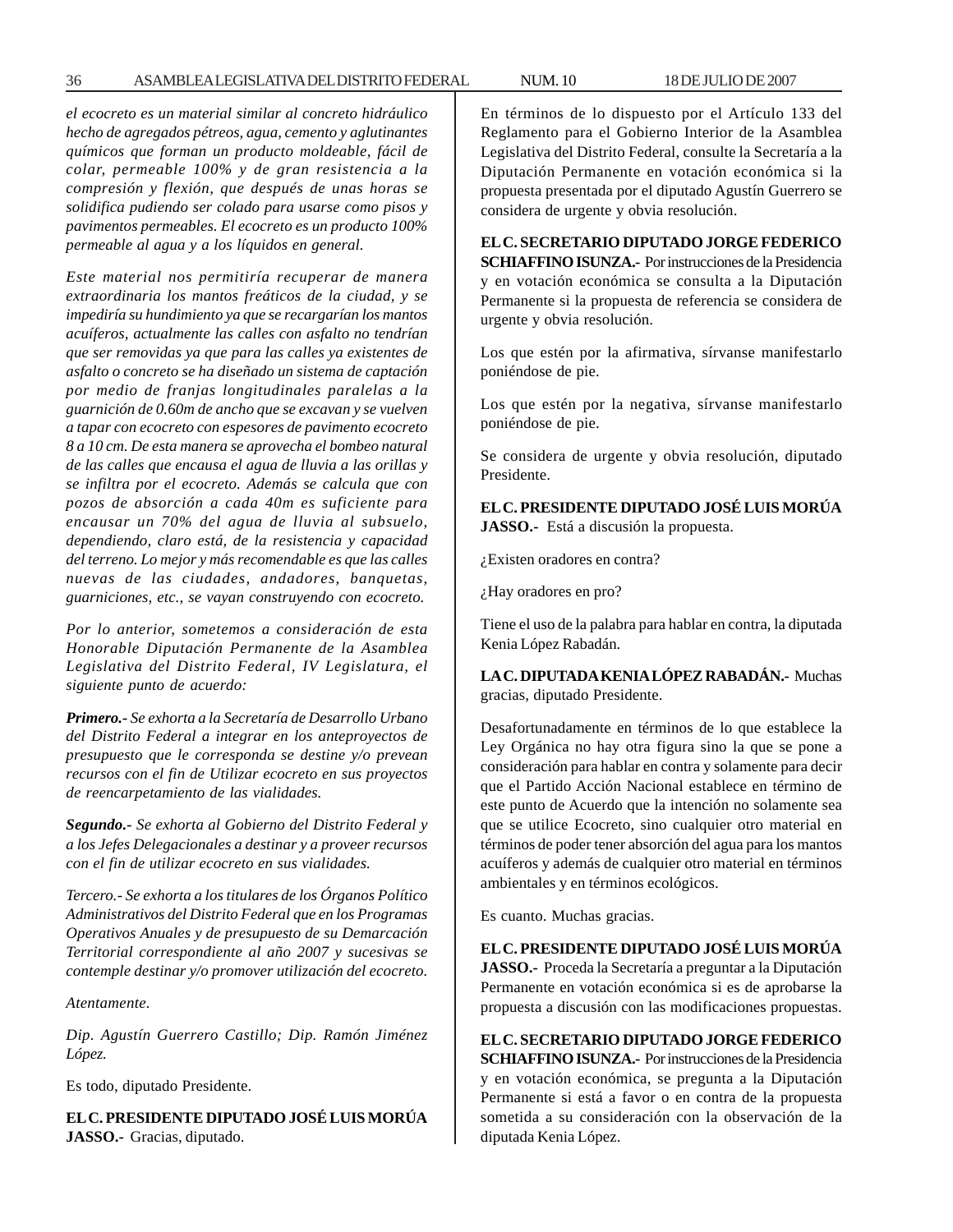*el ecocreto es un material similar al concreto hidráulico hecho de agregados pétreos, agua, cemento y aglutinantes químicos que forman un producto moldeable, fácil de colar, permeable 100% y de gran resistencia a la compresión y flexión, que después de unas horas se solidifica pudiendo ser colado para usarse como pisos y pavimentos permeables. El ecocreto es un producto 100% permeable al agua y a los líquidos en general.*

*Este material nos permitiría recuperar de manera extraordinaria los mantos freáticos de la ciudad, y se impediría su hundimiento ya que se recargarían los mantos acuíferos, actualmente las calles con asfalto no tendrían que ser removidas ya que para las calles ya existentes de asfalto o concreto se ha diseñado un sistema de captación por medio de franjas longitudinales paralelas a la guarnición de 0.60m de ancho que se excavan y se vuelven a tapar con ecocreto con espesores de pavimento ecocreto 8 a 10 cm. De esta manera se aprovecha el bombeo natural de las calles que encausa el agua de lluvia a las orillas y se infiltra por el ecocreto. Además se calcula que con pozos de absorción a cada 40m es suficiente para encausar un 70% del agua de lluvia al subsuelo, dependiendo, claro está, de la resistencia y capacidad del terreno. Lo mejor y más recomendable es que las calles nuevas de las ciudades, andadores, banquetas, guarniciones, etc., se vayan construyendo con ecocreto.*

*Por lo anterior, sometemos a consideración de esta Honorable Diputación Permanente de la Asamblea Legislativa del Distrito Federal, IV Legislatura, el siguiente punto de acuerdo:*

***Primero.-** Se exhorta a la Secretaría de Desarrollo Urbano del Distrito Federal a integrar en los anteproyectos de presupuesto que le corresponda se destine y/o prevean recursos con el fin de Utilizar ecocreto en sus proyectos de reencarpetamiento de las vialidades.*

***Segundo.-** Se exhorta al Gobierno del Distrito Federal y a los Jefes Delegacionales a destinar y a proveer recursos con el fin de utilizar ecocreto en sus vialidades.*

*Tercero.- Se exhorta a los titulares de los Órganos Político Administrativos del Distrito Federal que en los Programas Operativos Anuales y de presupuesto de su Demarcación Territorial correspondiente al año 2007 y sucesivas se contemple destinar y/o promover utilización del ecocreto.*

*Atentamente.*

*Dip. Agustín Guerrero Castillo; Dip. Ramón Jiménez López.*

Es todo, diputado Presidente.

**EL C. PRESIDENTE DIPUTADO JOSÉ LUIS MORÚA JASSO.-** Gracias, diputado.

En términos de lo dispuesto por el Artículo 133 del Reglamento para el Gobierno Interior de la Asamblea Legislativa del Distrito Federal, consulte la Secretaría a la Diputación Permanente en votación económica si la propuesta presentada por el diputado Agustín Guerrero se considera de urgente y obvia resolución.

**EL C. SECRETARIO DIPUTADO JORGE FEDERICO SCHIAFFINO ISUNZA.-** Por instrucciones de la Presidencia y en votación económica se consulta a la Diputación Permanente si la propuesta de referencia se considera de urgente y obvia resolución.

Los que estén por la afirmativa, sírvanse manifestarlo poniéndose de pie.

Los que estén por la negativa, sírvanse manifestarlo poniéndose de pie.

Se considera de urgente y obvia resolución, diputado Presidente.

**EL C. PRESIDENTE DIPUTADO JOSÉ LUIS MORÚA JASSO.-** Está a discusión la propuesta.

¿Existen oradores en contra?

¿Hay oradores en pro?

Tiene el uso de la palabra para hablar en contra, la diputada Kenia López Rabadán.

**LA C. DIPUTADA KENIA LÓPEZ RABADÁN.-** Muchas gracias, diputado Presidente.

Desafortunadamente en términos de lo que establece la Ley Orgánica no hay otra figura sino la que se pone a consideración para hablar en contra y solamente para decir que el Partido Acción Nacional establece en término de este punto de Acuerdo que la intención no solamente sea que se utilice Ecocreto, sino cualquier otro material en términos de poder tener absorción del agua para los mantos acuíferos y además de cualquier otro material en términos ambientales y en términos ecológicos.

Es cuanto. Muchas gracias.

**EL C. PRESIDENTE DIPUTADO JOSÉ LUIS MORÚA JASSO.-** Proceda la Secretaría a preguntar a la Diputación Permanente en votación económica si es de aprobarse la propuesta a discusión con las modificaciones propuestas.

**EL C. SECRETARIO DIPUTADO JORGE FEDERICO SCHIAFFINO ISUNZA.-** Por instrucciones de la Presidencia y en votación económica, se pregunta a la Diputación Permanente si está a favor o en contra de la propuesta sometida a su consideración con la observación de la diputada Kenia López.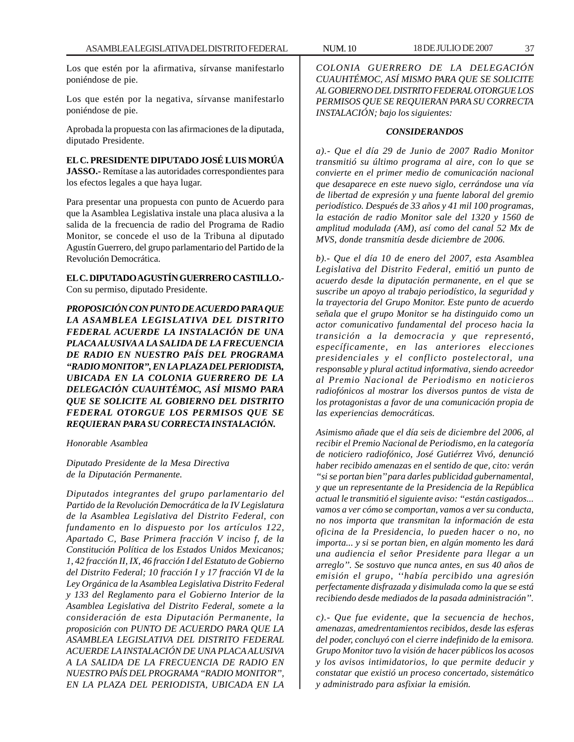Los que estén por la afirmativa, sírvanse manifestarlo poniéndose de pie.

Los que estén por la negativa, sírvanse manifestarlo poniéndose de pie.

Aprobada la propuesta con las afirmaciones de la diputada, diputado Presidente.

**EL C. PRESIDENTE DIPUTADO JOSÉ LUIS MORÚA JASSO.-** Remítase a las autoridades correspondientes para los efectos legales a que haya lugar.

Para presentar una propuesta con punto de Acuerdo para que la Asamblea Legislativa instale una placa alusiva a la salida de la frecuencia de radio del Programa de Radio Monitor, se concede el uso de la Tribuna al diputado Agustín Guerrero, del grupo parlamentario del Partido de la Revolución Democrática.

**EL C. DIPUTADO AGUSTÍN GUERRERO CASTILLO.-** Con su permiso, diputado Presidente.

***PROPOSICIÓN CON PUNTO DE ACUERDO PARA QUE LA ASAMBLEA LEGISLATIVA DEL DISTRITO FEDERAL ACUERDE LA INSTALACIÓN DE UNA PLACA ALUSIVA A LA SALIDA DE LA FRECUENCIA DE RADIO EN NUESTRO PAÍS DEL PROGRAMA "RADIO MONITOR", EN LA PLAZA DEL PERIODISTA, UBICADA EN LA COLONIA GUERRERO DE LA DELEGACIÓN CUAUHTÉMOC, ASÍ MISMO PARA QUE SE SOLICITE AL GOBIERNO DEL DISTRITO FEDERAL OTORGUE LOS PERMISOS QUE SE REQUIERAN PARA SU CORRECTA INSTALACIÓN.***

*Honorable Asamblea*

*Diputado Presidente de la Mesa Directiva de la Diputación Permanente.*

*Diputados integrantes del grupo parlamentario del Partido de la Revolución Democrática de la IV Legislatura de la Asamblea Legislativa del Distrito Federal, con fundamento en lo dispuesto por los artículos 122, Apartado C, Base Primera fracción V inciso f, de la Constitución Política de los Estados Unidos Mexicanos; 1, 42 fracción II, IX, 46 fracción I del Estatuto de Gobierno del Distrito Federal; 10 fracción I y 17 fracción VI de la Ley Orgánica de la Asamblea Legislativa Distrito Federal y 133 del Reglamento para el Gobierno Interior de la Asamblea Legislativa del Distrito Federal, somete a la consideración de esta Diputación Permanente, la proposición con PUNTO DE ACUERDO PARA QUE LA ASAMBLEA LEGISLATIVA DEL DISTRITO FEDERAL ACUERDE LA INSTALACIÓN DE UNA PLACA ALUSIVA A LA SALIDA DE LA FRECUENCIA DE RADIO EN NUESTRO PAÍS DEL PROGRAMA "RADIO MONITOR", EN LA PLAZA DEL PERIODISTA, UBICADA EN LA COLONIA GUERRERO DE LA DELEGACIÓN CUAUHTÉMOC, ASÍ MISMO PARA QUE SE SOLICITE AL GOBIERNO DEL DISTRITO FEDERAL OTORGUE LOS PERMISOS QUE SE REQUIERAN PARA SU CORRECTA INSTALACIÓN; bajo los siguientes:*

***CONSIDERANDOS***

*a).- Que el día 29 de Junio de 2007 Radio Monitor transmitió su último programa al aire, con lo que se convierte en el primer medio de comunicación nacional que desaparece en este nuevo siglo, cerrándose una vía de libertad de expresión y una fuente laboral del gremio periodístico. Después de 33 años y 41 mil 100 programas, la estación de radio Monitor sale del 1320 y 1560 de amplitud modulada (AM), así como del canal 52 Mx de MVS, donde transmitía desde diciembre de 2006.*

*b).- Que el día 10 de enero del 2007, esta Asamblea Legislativa del Distrito Federal, emitió un punto de acuerdo desde la diputación permanente, en el que se suscribe un apoyo al trabajo periodístico, la seguridad y la trayectoria del Grupo Monitor. Este punto de acuerdo señala que el grupo Monitor se ha distinguido como un actor comunicativo fundamental del proceso hacia la transición a la democracia y que representó, específicamente, en las anteriores elecciones presidenciales y el conflicto postelectoral, una responsable y plural actitud informativa, siendo acreedor al Premio Nacional de Periodismo en noticieros radiofónicos al mostrar los diversos puntos de vista de los protagonistas a favor de una comunicación propia de las experiencias democráticas.*

*Asimismo añade que el día seis de diciembre del 2006, al recibir el Premio Nacional de Periodismo, en la categoría de noticiero radiofónico, José Gutiérrez Vivó, denunció haber recibido amenazas en el sentido de que, cito: verán "si se portan bien'' para darles publicidad gubernamental, y que un representante de la Presidencia de la República actual le transmitió el siguiente aviso: "están castigados... vamos a ver cómo se comportan, vamos a ver su conducta, no nos importa que transmitan la información de esta oficina de la Presidencia, lo pueden hacer o no, no importa... y si se portan bien, en algún momento les dará una audiencia el señor Presidente para llegar a un arreglo". Se sostuvo que nunca antes, en sus 40 años de emisión el grupo, ''había percibido una agresión perfectamente disfrazada y disimulada como la que se está recibiendo desde mediados de la pasada administración".*

*c).- Que fue evidente, que la secuencia de hechos, amenazas, amedrentamientos recibidos, desde las esferas del poder, concluyó con el cierre indefinido de la emisora. Grupo Monitor tuvo la visión de hacer públicos los acosos y los avisos intimidatorios, lo que permite deducir y constatar que existió un proceso concertado, sistemático y administrado para asfixiar la emisión.*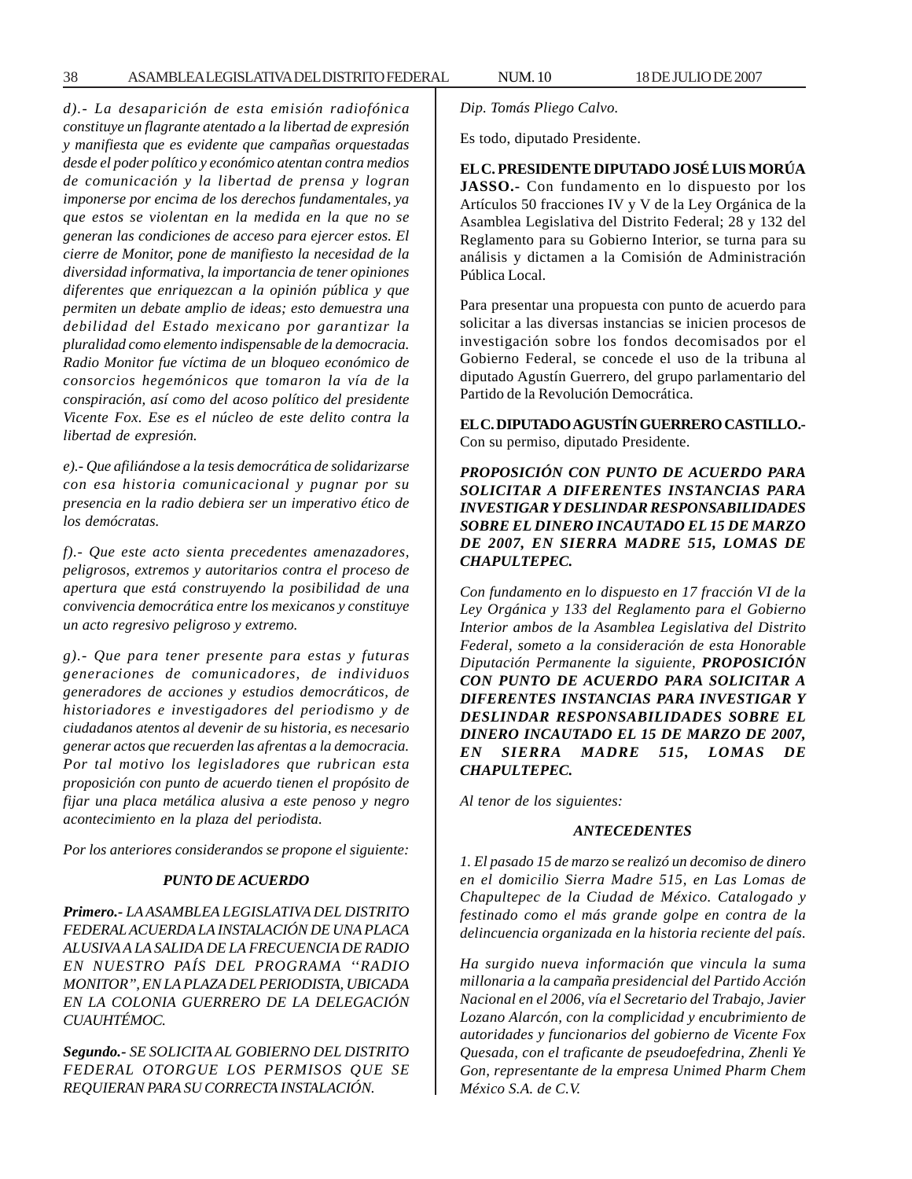*d).- La desaparición de esta emisión radiofónica constituye un flagrante atentado a la libertad de expresión y manifiesta que es evidente que campañas orquestadas desde el poder político y económico atentan contra medios de comunicación y la libertad de prensa y logran imponerse por encima de los derechos fundamentales, ya que estos se violentan en la medida en la que no se generan las condiciones de acceso para ejercer estos. El cierre de Monitor, pone de manifiesto la necesidad de la diversidad informativa, la importancia de tener opiniones diferentes que enriquezcan a la opinión pública y que permiten un debate amplio de ideas; esto demuestra una debilidad del Estado mexicano por garantizar la pluralidad como elemento indispensable de la democracia. Radio Monitor fue víctima de un bloqueo económico de consorcios hegemónicos que tomaron la vía de la conspiración, así como del acoso político del presidente Vicente Fox. Ese es el núcleo de este delito contra la libertad de expresión.*

*e).- Que afiliándose a la tesis democrática de solidarizarse con esa historia comunicacional y pugnar por su presencia en la radio debiera ser un imperativo ético de los demócratas.*

*f).- Que este acto sienta precedentes amenazadores, peligrosos, extremos y autoritarios contra el proceso de apertura que está construyendo la posibilidad de una convivencia democrática entre los mexicanos y constituye un acto regresivo peligroso y extremo.*

*g).- Que para tener presente para estas y futuras generaciones de comunicadores, de individuos generadores de acciones y estudios democráticos, de historiadores e investigadores del periodismo y de ciudadanos atentos al devenir de su historia, es necesario generar actos que recuerden las afrentas a la democracia. Por tal motivo los legisladores que rubrican esta proposición con punto de acuerdo tienen el propósito de fijar una placa metálica alusiva a este penoso y negro acontecimiento en la plaza del periodista.*

*Por los anteriores considerandos se propone el siguiente:*

***PUNTO DE ACUERDO***

***Primero.-*** *LA ASAMBLEA LEGISLATIVA DEL DISTRITO FEDERAL ACUERDA LA INSTALACIÓN DE UNA PLACA ALUSIVA A LA SALIDA DE LA FRECUENCIA DE RADIO EN NUESTRO PAÍS DEL PROGRAMA ''RADIO MONITOR'', EN LA PLAZA DEL PERIODISTA, UBICADA EN LA COLONIA GUERRERO DE LA DELEGACIÓN CUAUHTÉMOC.*

***Segundo.-*** *SE SOLICITA AL GOBIERNO DEL DISTRITO FEDERAL OTORGUE LOS PERMISOS QUE SE REQUIERAN PARA SU CORRECTA INSTALACIÓN.*

*Dip. Tomás Pliego Calvo.*

Es todo, diputado Presidente.

**EL C. PRESIDENTE DIPUTADO JOSÉ LUIS MORÚA JASSO.-** Con fundamento en lo dispuesto por los Artículos 50 fracciones IV y V de la Ley Orgánica de la Asamblea Legislativa del Distrito Federal; 28 y 132 del Reglamento para su Gobierno Interior, se turna para su análisis y dictamen a la Comisión de Administración Pública Local.

Para presentar una propuesta con punto de acuerdo para solicitar a las diversas instancias se inicien procesos de investigación sobre los fondos decomisados por el Gobierno Federal, se concede el uso de la tribuna al diputado Agustín Guerrero, del grupo parlamentario del Partido de la Revolución Democrática.

**EL C. DIPUTADO AGUSTÍN GUERRERO CASTILLO.-** Con su permiso, diputado Presidente.

***PROPOSICIÓN CON PUNTO DE ACUERDO PARA SOLICITAR A DIFERENTES INSTANCIAS PARA INVESTIGAR Y DESLINDAR RESPONSABILIDADES SOBRE EL DINERO INCAUTADO EL 15 DE MARZO DE 2007, EN SIERRA MADRE 515, LOMAS DE CHAPULTEPEC.***

*Con fundamento en lo dispuesto en 17 fracción VI de la Ley Orgánica y 133 del Reglamento para el Gobierno Interior ambos de la Asamblea Legislativa del Distrito Federal, someto a la consideración de esta Honorable Diputación Permanente la siguiente,* ***PROPOSICIÓN CON PUNTO DE ACUERDO PARA SOLICITAR A DIFERENTES INSTANCIAS PARA INVESTIGAR Y DESLINDAR RESPONSABILIDADES SOBRE EL DINERO INCAUTADO EL 15 DE MARZO DE 2007, EN SIERRA MADRE 515, LOMAS DE CHAPULTEPEC.***

*Al tenor de los siguientes:*

***ANTECEDENTES***

*1. El pasado 15 de marzo se realizó un decomiso de dinero en el domicilio Sierra Madre 515, en Las Lomas de Chapultepec de la Ciudad de México. Catalogado y festinado como el más grande golpe en contra de la delincuencia organizada en la historia reciente del país.*

*Ha surgido nueva información que vincula la suma millonaria a la campaña presidencial del Partido Acción Nacional en el 2006, vía el Secretario del Trabajo, Javier Lozano Alarcón, con la complicidad y encubrimiento de autoridades y funcionarios del gobierno de Vicente Fox Quesada, con el traficante de pseudoefedrina, Zhenli Ye Gon, representante de la empresa Unimed Pharm Chem México S.A. de C.V.*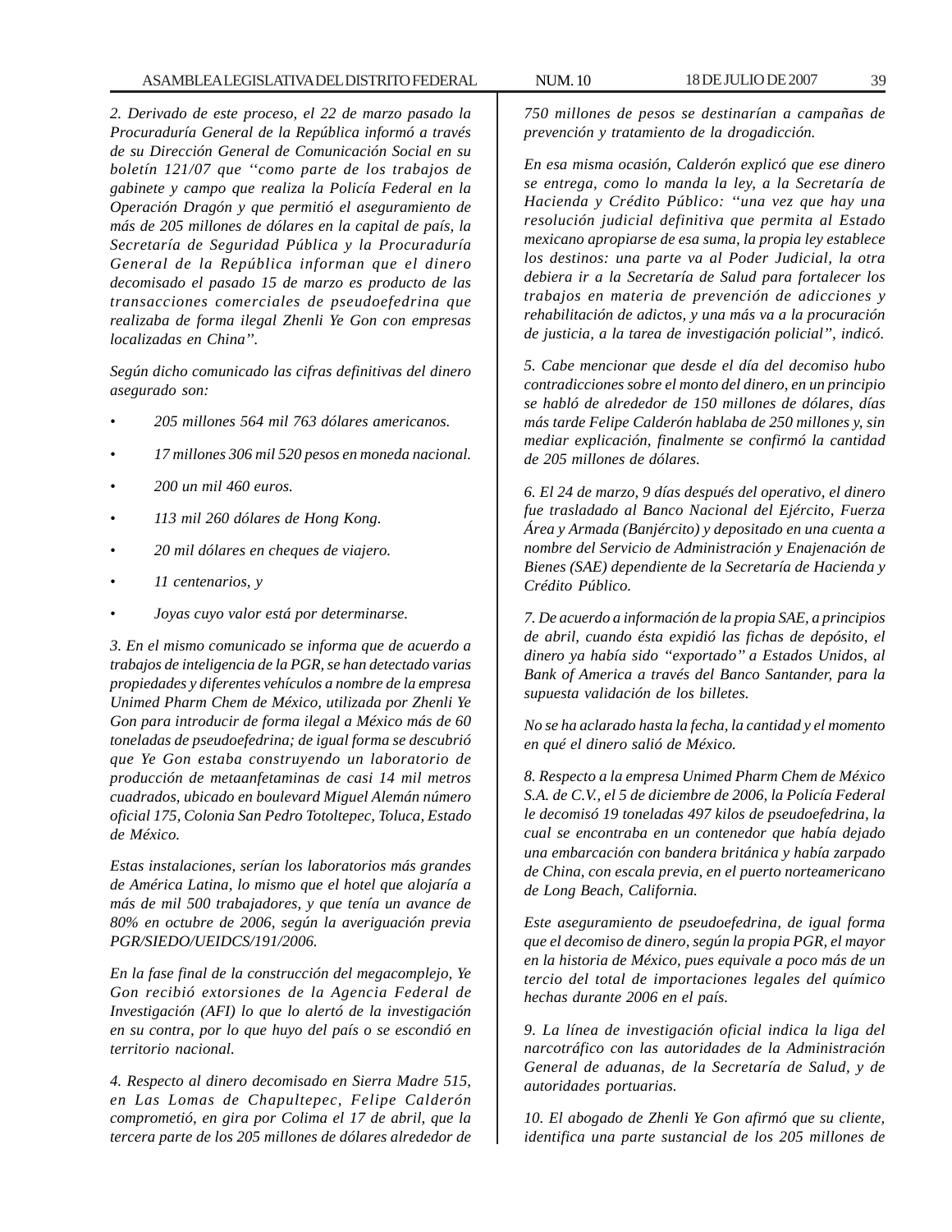*2. Derivado de este proceso, el 22 de marzo pasado la Procuraduría General de la República informó a través de su Dirección General de Comunicación Social en su boletín 121/07 que ''como parte de los trabajos de gabinete y campo que realiza la Policía Federal en la Operación Dragón y que permitió el aseguramiento de más de 205 millones de dólares en la capital de país, la Secretaría de Seguridad Pública y la Procuraduría General de la República informan que el dinero decomisado el pasado 15 de marzo es producto de las transacciones comerciales de pseudoefedrina que realizaba de forma ilegal Zhenli Ye Gon con empresas localizadas en China''.*

*Según dicho comunicado las cifras definitivas del dinero asegurado son:*

- *205 millones 564 mil 763 dólares americanos.*
- *17 millones 306 mil 520 pesos en moneda nacional.*
- *200 un mil 460 euros.*
- *113 mil 260 dólares de Hong Kong.*
- *20 mil dólares en cheques de viajero.*
- *11 centenarios, y*
- *Joyas cuyo valor está por determinarse.*

*3. En el mismo comunicado se informa que de acuerdo a trabajos de inteligencia de la PGR, se han detectado varias propiedades y diferentes vehículos a nombre de la empresa Unimed Pharm Chem de México, utilizada por Zhenli Ye Gon para introducir de forma ilegal a México más de 60 toneladas de pseudoefedrina; de igual forma se descubrió que Ye Gon estaba construyendo un laboratorio de producción de metaanfetaminas de casi 14 mil metros cuadrados, ubicado en boulevard Miguel Alemán número oficial 175, Colonia San Pedro Totoltepec, Toluca, Estado de México.*

*Estas instalaciones, serían los laboratorios más grandes de América Latina, lo mismo que el hotel que alojaría a más de mil 500 trabajadores, y que tenía un avance de 80% en octubre de 2006, según la averiguación previa PGR/SIEDO/UEIDCS/191/2006.*

*En la fase final de la construcción del megacomplejo, Ye Gon recibió extorsiones de la Agencia Federal de Investigación (AFI) lo que lo alertó de la investigación en su contra, por lo que huyo del país o se escondió en territorio nacional.*

*4. Respecto al dinero decomisado en Sierra Madre 515, en Las Lomas de Chapultepec, Felipe Calderón comprometió, en gira por Colima el 17 de abril, que la tercera parte de los 205 millones de dólares alrededor de 750 millones de pesos se destinarían a campañas de prevención y tratamiento de la drogadicción.*

*En esa misma ocasión, Calderón explicó que ese dinero se entrega, como lo manda la ley, a la Secretaría de Hacienda y Crédito Público: "una vez que hay una resolución judicial definitiva que permita al Estado mexicano apropiarse de esa suma, la propia ley establece los destinos: una parte va al Poder Judicial, la otra debiera ir a la Secretaría de Salud para fortalecer los trabajos en materia de prevención de adicciones y rehabilitación de adictos, y una más va a la procuración de justicia, a la tarea de investigación policial", indicó.*

*5. Cabe mencionar que desde el día del decomiso hubo contradicciones sobre el monto del dinero, en un principio se habló de alrededor de 150 millones de dólares, días más tarde Felipe Calderón hablaba de 250 millones y, sin mediar explicación, finalmente se confirmó la cantidad de 205 millones de dólares.*

*6. El 24 de marzo, 9 días después del operativo, el dinero fue trasladado al Banco Nacional del Ejército, Fuerza Área y Armada (Banjército) y depositado en una cuenta a nombre del Servicio de Administración y Enajenación de Bienes (SAE) dependiente de la Secretaría de Hacienda y Crédito Público.*

*7. De acuerdo a información de la propia SAE, a principios de abril, cuando ésta expidió las fichas de depósito, el dinero ya había sido "exportado" a Estados Unidos, al Bank of America a través del Banco Santander, para la supuesta validación de los billetes.*

*No se ha aclarado hasta la fecha, la cantidad y el momento en qué el dinero salió de México.*

*8. Respecto a la empresa Unimed Pharm Chem de México S.A. de C.V., el 5 de diciembre de 2006, la Policía Federal le decomisó 19 toneladas 497 kilos de pseudoefedrina, la cual se encontraba en un contenedor que había dejado una embarcación con bandera británica y había zarpado de China, con escala previa, en el puerto norteamericano de Long Beach, California.*

*Este aseguramiento de pseudoefedrina, de igual forma que el decomiso de dinero, según la propia PGR, el mayor en la historia de México, pues equivale a poco más de un tercio del total de importaciones legales del químico hechas durante 2006 en el país.*

*9. La línea de investigación oficial indica la liga del narcotráfico con las autoridades de la Administración General de aduanas, de la Secretaría de Salud, y de autoridades portuarias.*

*10. El abogado de Zhenli Ye Gon afirmó que su cliente, identifica una parte sustancial de los 205 millones de*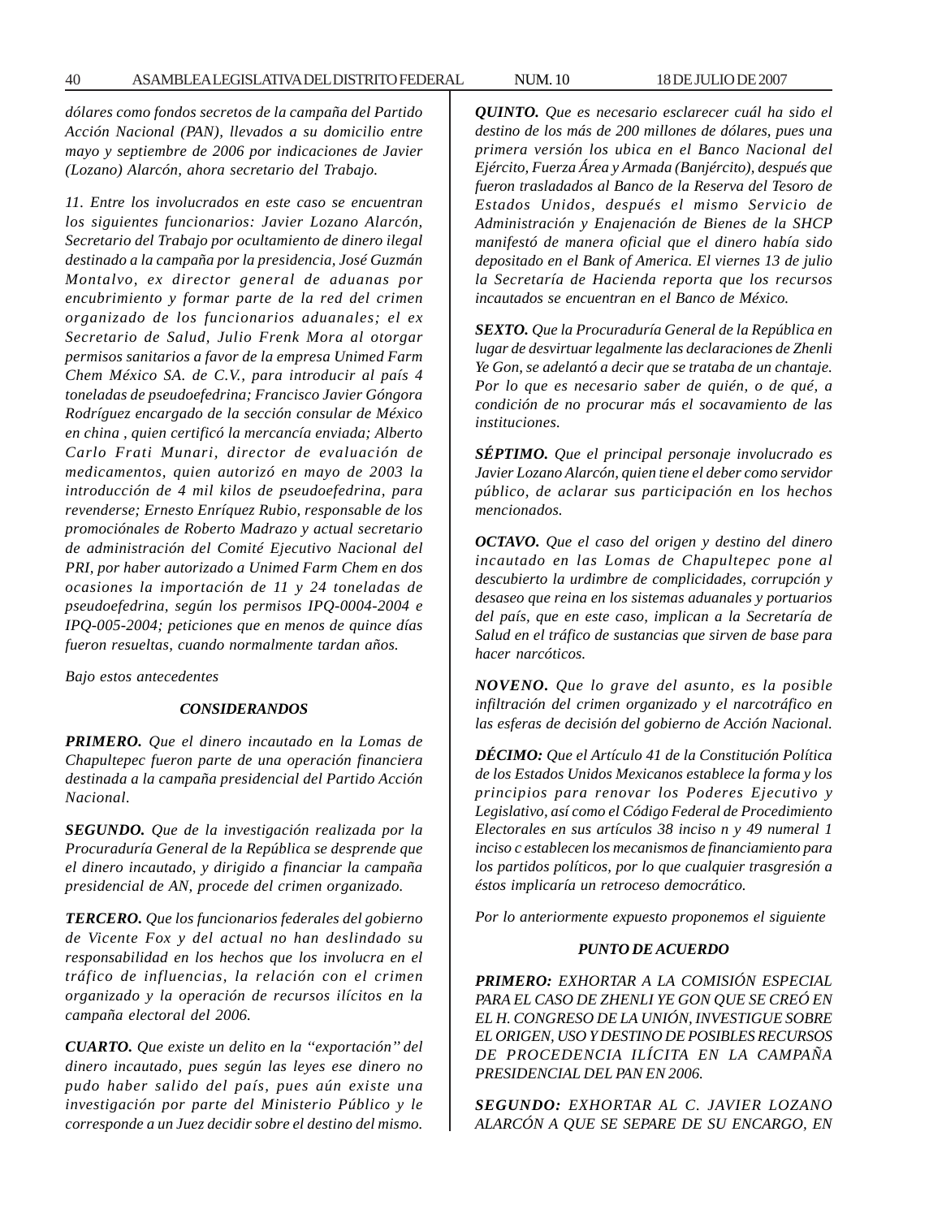*dólares como fondos secretos de la campaña del Partido Acción Nacional (PAN), llevados a su domicilio entre mayo y septiembre de 2006 por indicaciones de Javier (Lozano) Alarcón, ahora secretario del Trabajo.*

*11. Entre los involucrados en este caso se encuentran los siguientes funcionarios: Javier Lozano Alarcón, Secretario del Trabajo por ocultamiento de dinero ilegal destinado a la campaña por la presidencia, José Guzmán Montalvo, ex director general de aduanas por encubrimiento y formar parte de la red del crimen organizado de los funcionarios aduanales; el ex Secretario de Salud, Julio Frenk Mora al otorgar permisos sanitarios a favor de la empresa Unimed Farm Chem México SA. de C.V., para introducir al país 4 toneladas de pseudoefedrina; Francisco Javier Góngora Rodríguez encargado de la sección consular de México en china , quien certificó la mercancía enviada; Alberto Carlo Frati Munari, director de evaluación de medicamentos, quien autorizó en mayo de 2003 la introducción de 4 mil kilos de pseudoefedrina, para revenderse; Ernesto Enríquez Rubio, responsable de los promociónales de Roberto Madrazo y actual secretario de administración del Comité Ejecutivo Nacional del PRI, por haber autorizado a Unimed Farm Chem en dos ocasiones la importación de 11 y 24 toneladas de pseudoefedrina, según los permisos IPQ-0004-2004 e IPQ-005-2004; peticiones que en menos de quince días fueron resueltas, cuando normalmente tardan años.*

*Bajo estos antecedentes*

***CONSIDERANDOS***

***PRIMERO.** Que el dinero incautado en la Lomas de Chapultepec fueron parte de una operación financiera destinada a la campaña presidencial del Partido Acción Nacional.*

***SEGUNDO.** Que de la investigación realizada por la Procuraduría General de la República se desprende que el dinero incautado, y dirigido a financiar la campaña presidencial de AN, procede del crimen organizado.*

***TERCERO.** Que los funcionarios federales del gobierno de Vicente Fox y del actual no han deslindado su responsabilidad en los hechos que los involucra en el tráfico de influencias, la relación con el crimen organizado y la operación de recursos ilícitos en la campaña electoral del 2006.*

***CUARTO.** Que existe un delito en la ''exportación'' del dinero incautado, pues según las leyes ese dinero no pudo haber salido del país, pues aún existe una investigación por parte del Ministerio Público y le corresponde a un Juez decidir sobre el destino del mismo.*

***QUINTO.** Que es necesario esclarecer cuál ha sido el destino de los más de 200 millones de dólares, pues una primera versión los ubica en el Banco Nacional del Ejército, Fuerza Área y Armada (Banjército), después que fueron trasladados al Banco de la Reserva del Tesoro de Estados Unidos, después el mismo Servicio de Administración y Enajenación de Bienes de la SHCP manifestó de manera oficial que el dinero había sido depositado en el Bank of America. El viernes 13 de julio la Secretaría de Hacienda reporta que los recursos incautados se encuentran en el Banco de México.*

***SEXTO.** Que la Procuraduría General de la República en lugar de desvirtuar legalmente las declaraciones de Zhenli Ye Gon, se adelantó a decir que se trataba de un chantaje. Por lo que es necesario saber de quién, o de qué, a condición de no procurar más el socavamiento de las instituciones.*

***SÉPTIMO.** Que el principal personaje involucrado es Javier Lozano Alarcón, quien tiene el deber como servidor público, de aclarar sus participación en los hechos mencionados.*

***OCTAVO.** Que el caso del origen y destino del dinero incautado en las Lomas de Chapultepec pone al descubierto la urdimbre de complicidades, corrupción y desaseo que reina en los sistemas aduanales y portuarios del país, que en este caso, implican a la Secretaría de Salud en el tráfico de sustancias que sirven de base para hacer narcóticos.*

***NOVENO.** Que lo grave del asunto, es la posible infiltración del crimen organizado y el narcotráfico en las esferas de decisión del gobierno de Acción Nacional.*

***DÉCIMO:** Que el Artículo 41 de la Constitución Política de los Estados Unidos Mexicanos establece la forma y los principios para renovar los Poderes Ejecutivo y Legislativo, así como el Código Federal de Procedimiento Electorales en sus artículos 38 inciso n y 49 numeral 1 inciso c establecen los mecanismos de financiamiento para los partidos políticos, por lo que cualquier trasgresión a éstos implicaría un retroceso democrático.*

*Por lo anteriormente expuesto proponemos el siguiente*

***PUNTO DE ACUERDO***

***PRIMERO:** EXHORTAR A LA COMISIÓN ESPECIAL PARA EL CASO DE ZHENLI YE GON QUE SE CREÓ EN EL H. CONGRESO DE LA UNIÓN, INVESTIGUE SOBRE EL ORIGEN, USO Y DESTINO DE POSIBLES RECURSOS DE PROCEDENCIA ILÍCITA EN LA CAMPAÑA PRESIDENCIAL DEL PAN EN 2006.*

***SEGUNDO:** EXHORTAR AL C. JAVIER LOZANO ALARCÓN A QUE SE SEPARE DE SU ENCARGO, EN*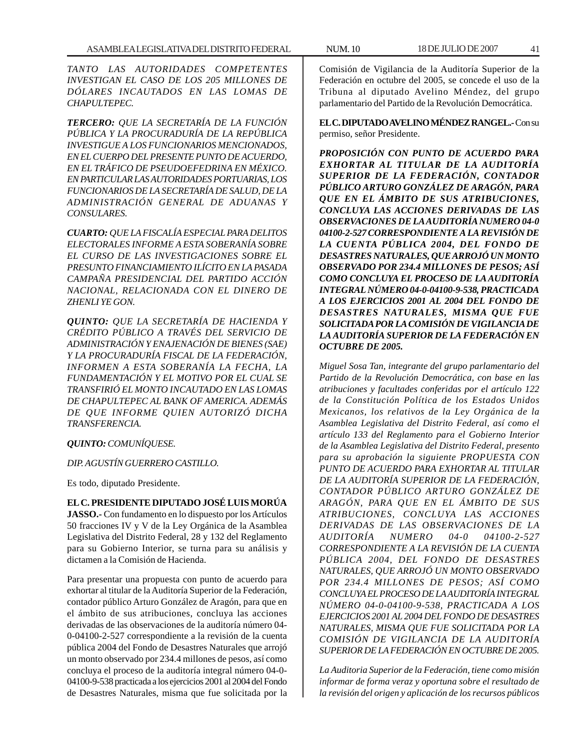*TANTO LAS AUTORIDADES COMPETENTES INVESTIGAN EL CASO DE LOS 205 MILLONES DE DÓLARES INCAUTADOS EN LAS LOMAS DE CHAPULTEPEC.*

***TERCERO:*** *QUE LA SECRETARÍA DE LA FUNCIÓN PÚBLICA Y LA PROCURADURÍA DE LA REPÚBLICA INVESTIGUE A LOS FUNCIONARIOS MENCIONADOS, EN EL CUERPO DEL PRESENTE PUNTO DE ACUERDO, EN EL TRÁFICO DE PSEUDOEFEDRINA EN MÉXICO. EN PARTICULAR LAS AUTORIDADES PORTUARIAS, LOS FUNCIONARIOS DE LA SECRETARÍA DE SALUD, DE LA ADMINISTRACIÓN GENERAL DE ADUANAS Y CONSULARES.*

***CUARTO:*** *QUE LA FISCALÍA ESPECIAL PARA DELITOS ELECTORALES INFORME A ESTA SOBERANÍA SOBRE EL CURSO DE LAS INVESTIGACIONES SOBRE EL PRESUNTO FINANCIAMIENTO ILÍCITO EN LA PASADA CAMPAÑA PRESIDENCIAL DEL PARTIDO ACCIÓN NACIONAL, RELACIONADA CON EL DINERO DE ZHENLI YE GON.*

***QUINTO:*** *QUE LA SECRETARÍA DE HACIENDA Y CRÉDITO PÚBLICO A TRAVÉS DEL SERVICIO DE ADMINISTRACIÓN Y ENAJENACIÓN DE BIENES (SAE) Y LA PROCURADURÍA FISCAL DE LA FEDERACIÓN, INFORMEN A ESTA SOBERANÍA LA FECHA, LA FUNDAMENTACIÓN Y EL MOTIVO POR EL CUAL SE TRANSFIRIÓ EL MONTO INCAUTADO EN LAS LOMAS DE CHAPULTEPEC AL BANK OF AMERICA. ADEMÁS DE QUE INFORME QUIEN AUTORIZÓ DICHA TRANSFERENCIA.*

***QUINTO:*** *COMUNÍQUESE.*

*DIP. AGUSTÍN GUERRERO CASTILLO.*

Es todo, diputado Presidente.

**EL C. PRESIDENTE DIPUTADO JOSÉ LUIS MORÚA JASSO.-** Con fundamento en lo dispuesto por los Artículos 50 fracciones IV y V de la Ley Orgánica de la Asamblea Legislativa del Distrito Federal, 28 y 132 del Reglamento para su Gobierno Interior, se turna para su análisis y dictamen a la Comisión de Hacienda.

Para presentar una propuesta con punto de acuerdo para exhortar al titular de la Auditoría Superior de la Federación, contador público Arturo González de Aragón, para que en el ámbito de sus atribuciones, concluya las acciones derivadas de las observaciones de la auditoría número 04-0-04100-2-527 correspondiente a la revisión de la cuenta pública 2004 del Fondo de Desastres Naturales que arrojó un monto observado por 234.4 millones de pesos, así como concluya el proceso de la auditoría integral número 04-0-04100-9-538 practicada a los ejercicios 2001 al 2004 del Fondo de Desastres Naturales, misma que fue solicitada por la Comisión de Vigilancia de la Auditoría Superior de la Federación en octubre del 2005, se concede el uso de la Tribuna al diputado Avelino Méndez, del grupo parlamentario del Partido de la Revolución Democrática.

**EL C. DIPUTADO AVELINO MÉNDEZ RANGEL.-** Con su permiso, señor Presidente.

***PROPOSICIÓN CON PUNTO DE ACUERDO PARA EXHORTAR AL TITULAR DE LA AUDITORÍA SUPERIOR DE LA FEDERACIÓN, CONTADOR PÚBLICO ARTURO GONZÁLEZ DE ARAGÓN, PARA QUE EN EL ÁMBITO DE SUS ATRIBUCIONES, CONCLUYA LAS ACCIONES DERIVADAS DE LAS OBSERVACIONES DE LA AUDITORÍA NUMERO 04-0 04100-2-527 CORRESPONDIENTE A LA REVISIÓN DE LA CUENTA PÚBLICA 2004, DEL FONDO DE DESASTRES NATURALES, QUE ARROJÓ UN MONTO OBSERVADO POR 234.4 MILLONES DE PESOS; ASÍ COMO CONCLUYA EL PROCESO DE LA AUDITORÍA INTEGRAL NÚMERO 04-0-04100-9-538, PRACTICADA A LOS EJERCICIOS 2001 AL 2004 DEL FONDO DE DESASTRES NATURALES, MISMA QUE FUE SOLICITADA POR LA COMISIÓN DE VIGILANCIA DE LA AUDITORÍA SUPERIOR DE LA FEDERACIÓN EN OCTUBRE DE 2005.***

*Miguel Sosa Tan, integrante del grupo parlamentario del Partido de la Revolución Democrática, con base en las atribuciones y facultades conferidas por el artículo 122 de la Constitución Política de los Estados Unidos Mexicanos, los relativos de la Ley Orgánica de la Asamblea Legislativa del Distrito Federal, así como el artículo 133 del Reglamento para el Gobierno Interior de la Asamblea Legislativa del Distrito Federal, presento para su aprobación la siguiente PROPUESTA CON PUNTO DE ACUERDO PARA EXHORTAR AL TITULAR DE LA AUDITORÍA SUPERIOR DE LA FEDERACIÓN, CONTADOR PÚBLICO ARTURO GONZÁLEZ DE ARAGÓN, PARA QUE EN EL ÁMBITO DE SUS ATRIBUCIONES, CONCLUYA LAS ACCIONES DERIVADAS DE LAS OBSERVACIONES DE LA AUDITORÍA NUMERO 04-0 04100-2-527 CORRESPONDIENTE A LA REVISIÓN DE LA CUENTA PÚBLICA 2004, DEL FONDO DE DESASTRES NATURALES, QUE ARROJÓ UN MONTO OBSERVADO POR 234.4 MILLONES DE PESOS; ASÍ COMO CONCLUYA EL PROCESO DE LA AUDITORÍA INTEGRAL NÚMERO 04-0-04100-9-538, PRACTICADA A LOS EJERCICIOS 2001 AL 2004 DEL FONDO DE DESASTRES NATURALES, MISMA QUE FUE SOLICITADA POR LA COMISIÓN DE VIGILANCIA DE LA AUDITORÍA SUPERIOR DE LA FEDERACIÓN EN OCTUBRE DE 2005.*

*La Auditoria Superior de la Federación, tiene como misión informar de forma veraz y oportuna sobre el resultado de la revisión del origen y aplicación de los recursos públicos*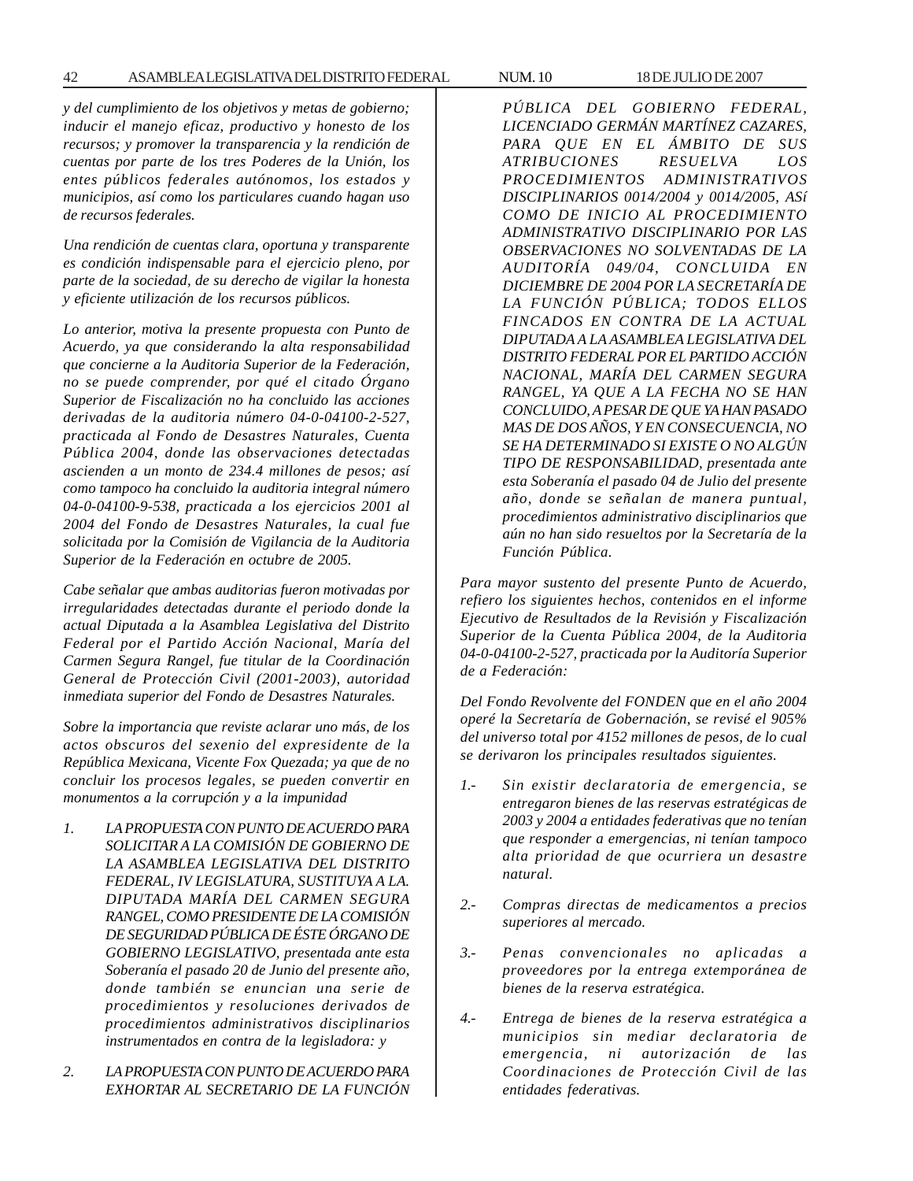*y del cumplimiento de los objetivos y metas de gobierno; inducir el manejo eficaz, productivo y honesto de los recursos; y promover la transparencia y la rendición de cuentas por parte de los tres Poderes de la Unión, los entes públicos federales autónomos, los estados y municipios, así como los particulares cuando hagan uso de recursos federales.*

*Una rendición de cuentas clara, oportuna y transparente es condición indispensable para el ejercicio pleno, por parte de la sociedad, de su derecho de vigilar la honesta y eficiente utilización de los recursos públicos.*

*Lo anterior, motiva la presente propuesta con Punto de Acuerdo, ya que considerando la alta responsabilidad que concierne a la Auditoria Superior de la Federación, no se puede comprender, por qué el citado Órgano Superior de Fiscalización no ha concluido las acciones derivadas de la auditoria número 04-0-04100-2-527, practicada al Fondo de Desastres Naturales, Cuenta Pública 2004, donde las observaciones detectadas ascienden a un monto de 234.4 millones de pesos; así como tampoco ha concluido la auditoria integral número 04-0-04100-9-538, practicada a los ejercicios 2001 al 2004 del Fondo de Desastres Naturales, la cual fue solicitada por la Comisión de Vigilancia de la Auditoria Superior de la Federación en octubre de 2005.*

*Cabe señalar que ambas auditorias fueron motivadas por irregularidades detectadas durante el periodo donde la actual Diputada a la Asamblea Legislativa del Distrito Federal por el Partido Acción Nacional, María del Carmen Segura Rangel, fue titular de la Coordinación General de Protección Civil (2001-2003), autoridad inmediata superior del Fondo de Desastres Naturales.*

*Sobre la importancia que reviste aclarar uno más, de los actos obscuros del sexenio del expresidente de la República Mexicana, Vicente Fox Quezada; ya que de no concluir los procesos legales, se pueden convertir en monumentos a la corrupción y a la impunidad*

1. *LA PROPUESTA CON PUNTO DE ACUERDO PARA SOLICITAR A LA COMISIÓN DE GOBIERNO DE LA ASAMBLEA LEGISLATIVA DEL DISTRITO FEDERAL, IV LEGISLATURA, SUSTITUYA A LA. DIPUTADA MARÍA DEL CARMEN SEGURA RANGEL, COMO PRESIDENTE DE LA COMISIÓN DE SEGURIDAD PÚBLICA DE ÉSTE ÓRGANO DE GOBIERNO LEGISLATIVO, presentada ante esta Soberanía el pasado 20 de Junio del presente año, donde también se enuncian una serie de procedimientos y resoluciones derivados de procedimientos administrativos disciplinarios instrumentados en contra de la legisladora: y*

2. *LA PROPUESTA CON PUNTO DE ACUERDO PARA EXHORTAR AL SECRETARIO DE LA FUNCIÓN PÚBLICA DEL GOBIERNO FEDERAL, LICENCIADO GERMÁN MARTÍNEZ CAZARES, PARA QUE EN EL ÁMBITO DE SUS ATRIBUCIONES RESUELVA LOS PROCEDIMIENTOS ADMINISTRATIVOS DISCIPLINARIOS 0014/2004 y 0014/2005, ASí COMO DE INICIO AL PROCEDIMIENTO ADMINISTRATIVO DISCIPLINARIO POR LAS OBSERVACIONES NO SOLVENTADAS DE LA AUDITORÍA 049/04, CONCLUIDA EN DICIEMBRE DE 2004 POR LA SECRETARÍA DE LA FUNCIÓN PÚBLICA; TODOS ELLOS FINCADOS EN CONTRA DE LA ACTUAL DIPUTADA A LA ASAMBLEA LEGISLATIVA DEL DISTRITO FEDERAL POR EL PARTIDO ACCIÓN NACIONAL, MARÍA DEL CARMEN SEGURA RANGEL, YA QUE A LA FECHA NO SE HAN CONCLUIDO, A PESAR DE QUE YA HAN PASADO MAS DE DOS AÑOS, Y EN CONSECUENCIA, NO SE HA DETERMINADO SI EXISTE O NO ALGÚN TIPO DE RESPONSABILIDAD, presentada ante esta Soberanía el pasado 04 de Julio del presente año, donde se señalan de manera puntual, procedimientos administrativo disciplinarios que aún no han sido resueltos por la Secretaría de la Función Pública.*

*Para mayor sustento del presente Punto de Acuerdo, refiero los siguientes hechos, contenidos en el informe Ejecutivo de Resultados de la Revisión y Fiscalización Superior de la Cuenta Pública 2004, de la Auditoria 04-0-04100-2-527, practicada por la Auditoría Superior de a Federación:*

*Del Fondo Revolvente del FONDEN que en el año 2004 operé la Secretaría de Gobernación, se revisé el 905% del universo total por 4152 millones de pesos, de lo cual se derivaron los principales resultados siguientes.*

1.- *Sin existir declaratoria de emergencia, se entregaron bienes de las reservas estratégicas de 2003 y 2004 a entidades federativas que no tenían que responder a emergencias, ni tenían tampoco alta prioridad de que ocurriera un desastre natural.*

2.- *Compras directas de medicamentos a precios superiores al mercado.*

3.- *Penas convencionales no aplicadas a proveedores por la entrega extemporánea de bienes de la reserva estratégica.*

4.- *Entrega de bienes de la reserva estratégica a municipios sin mediar declaratoria de emergencia, ni autorización de las Coordinaciones de Protección Civil de las entidades federativas.*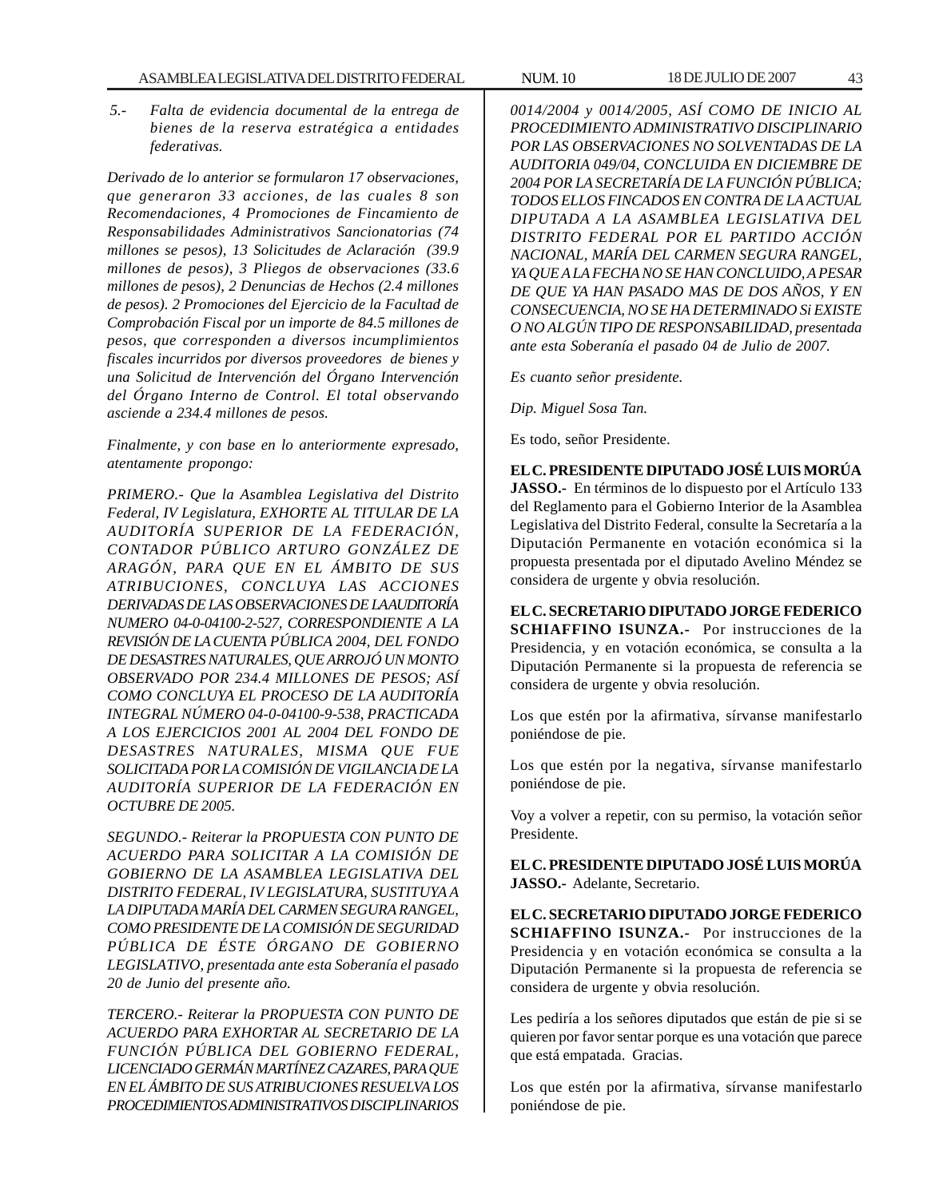5.- *Falta de evidencia documental de la entrega de bienes de la reserva estratégica a entidades federativas.*

*Derivado de lo anterior se formularon 17 observaciones, que generaron 33 acciones, de las cuales 8 son Recomendaciones, 4 Promociones de Fincamiento de Responsabilidades Administrativos Sancionatorias (74 millones se pesos), 13 Solicitudes de Aclaración (39.9 millones de pesos), 3 Pliegos de observaciones (33.6 millones de pesos), 2 Denuncias de Hechos (2.4 millones de pesos). 2 Promociones del Ejercicio de la Facultad de Comprobación Fiscal por un importe de 84.5 millones de pesos, que corresponden a diversos incumplimientos fiscales incurridos por diversos proveedores de bienes y una Solicitud de Intervención del Órgano Intervención del Órgano Interno de Control. El total observando asciende a 234.4 millones de pesos.*

*Finalmente, y con base en lo anteriormente expresado, atentamente propongo:*

*PRIMERO.- Que la Asamblea Legislativa del Distrito Federal, IV Legislatura, EXHORTE AL TITULAR DE LA AUDITORÍA SUPERIOR DE LA FEDERACIÓN, CONTADOR PÚBLICO ARTURO GONZÁLEZ DE ARAGÓN, PARA QUE EN EL ÁMBITO DE SUS ATRIBUCIONES, CONCLUYA LAS ACCIONES DERIVADAS DE LAS OBSERVACIONES DE LA AUDITORÍA NUMERO 04-0-04100-2-527, CORRESPONDIENTE A LA REVISIÓN DE LA CUENTA PÚBLICA 2004, DEL FONDO DE DESASTRES NATURALES, QUE ARROJÓ UN MONTO OBSERVADO POR 234.4 MILLONES DE PESOS; ASÍ COMO CONCLUYA EL PROCESO DE LA AUDITORÍA INTEGRAL NÚMERO 04-0-04100-9-538, PRACTICADA A LOS EJERCICIOS 2001 AL 2004 DEL FONDO DE DESASTRES NATURALES, MISMA QUE FUE SOLICITADA POR LA COMISIÓN DE VIGILANCIA DE LA AUDITORÍA SUPERIOR DE LA FEDERACIÓN EN OCTUBRE DE 2005.*

*SEGUNDO.- Reiterar la PROPUESTA CON PUNTO DE ACUERDO PARA SOLICITAR A LA COMISIÓN DE GOBIERNO DE LA ASAMBLEA LEGISLATIVA DEL DISTRITO FEDERAL, IV LEGISLATURA, SUSTITUYA A LA DIPUTADA MARÍA DEL CARMEN SEGURA RANGEL, COMO PRESIDENTE DE LA COMISIÓN DE SEGURIDAD PÚBLICA DE ÉSTE ÓRGANO DE GOBIERNO LEGISLATIVO, presentada ante esta Soberanía el pasado 20 de Junio del presente año.*

*TERCERO.- Reiterar la PROPUESTA CON PUNTO DE ACUERDO PARA EXHORTAR AL SECRETARIO DE LA FUNCIÓN PÚBLICA DEL GOBIERNO FEDERAL, LICENCIADO GERMÁN MARTÍNEZ CAZARES, PARA QUE EN EL ÁMBITO DE SUS ATRIBUCIONES RESUELVA LOS PROCEDIMIENTOS ADMINISTRATIVOS DISCIPLINARIOS 0014/2004 y 0014/2005, ASÍ COMO DE INICIO AL PROCEDIMIENTO ADMINISTRATIVO DISCIPLINARIO POR LAS OBSERVACIONES NO SOLVENTADAS DE LA AUDITORIA 049/04, CONCLUIDA EN DICIEMBRE DE 2004 POR LA SECRETARÍA DE LA FUNCIÓN PÚBLICA; TODOS ELLOS FINCADOS EN CONTRA DE LA ACTUAL DIPUTADA A LA ASAMBLEA LEGISLATIVA DEL DISTRITO FEDERAL POR EL PARTIDO ACCIÓN NACIONAL, MARÍA DEL CARMEN SEGURA RANGEL, YA QUE A LA FECHA NO SE HAN CONCLUIDO, A PESAR DE QUE YA HAN PASADO MAS DE DOS AÑOS, Y EN CONSECUENCIA, NO SE HA DETERMINADO Si EXISTE O NO ALGÚN TIPO DE RESPONSABILIDAD, presentada ante esta Soberanía el pasado 04 de Julio de 2007.*

*Es cuanto señor presidente.*

*Dip. Miguel Sosa Tan.*

Es todo, señor Presidente.

**EL C. PRESIDENTE DIPUTADO JOSÉ LUIS MORÚA JASSO.-** En términos de lo dispuesto por el Artículo 133 del Reglamento para el Gobierno Interior de la Asamblea Legislativa del Distrito Federal, consulte la Secretaría a la Diputación Permanente en votación económica si la propuesta presentada por el diputado Avelino Méndez se considera de urgente y obvia resolución.

**EL C. SECRETARIO DIPUTADO JORGE FEDERICO SCHIAFFINO ISUNZA.-** Por instrucciones de la Presidencia, y en votación económica, se consulta a la Diputación Permanente si la propuesta de referencia se considera de urgente y obvia resolución.

Los que estén por la afirmativa, sírvanse manifestarlo poniéndose de pie.

Los que estén por la negativa, sírvanse manifestarlo poniéndose de pie.

Voy a volver a repetir, con su permiso, la votación señor Presidente.

**EL C. PRESIDENTE DIPUTADO JOSÉ LUIS MORÚA JASSO.-** Adelante, Secretario.

**EL C. SECRETARIO DIPUTADO JORGE FEDERICO SCHIAFFINO ISUNZA.-** Por instrucciones de la Presidencia y en votación económica se consulta a la Diputación Permanente si la propuesta de referencia se considera de urgente y obvia resolución.

Les pediría a los señores diputados que están de pie si se quieren por favor sentar porque es una votación que parece que está empatada. Gracias.

Los que estén por la afirmativa, sírvanse manifestarlo poniéndose de pie.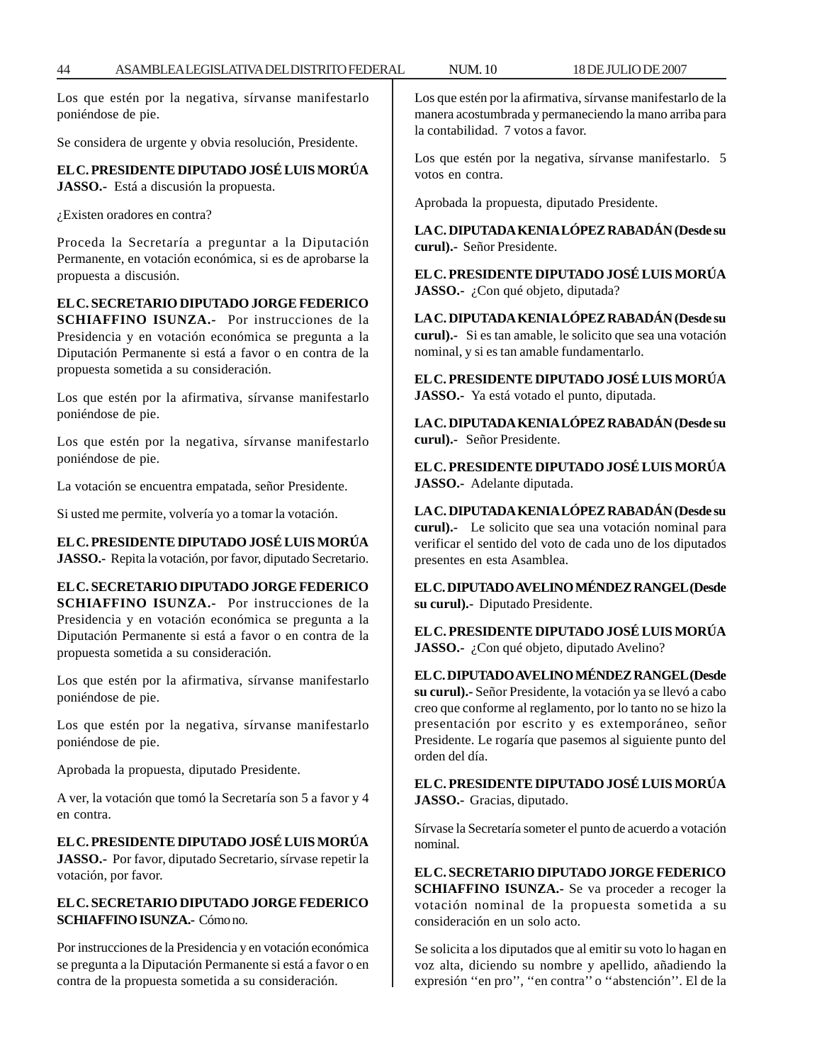Los que estén por la negativa, sírvanse manifestarlo poniéndose de pie.

Se considera de urgente y obvia resolución, Presidente.

**EL C. PRESIDENTE DIPUTADO JOSÉ LUIS MORÚA JASSO.-** Está a discusión la propuesta.

¿Existen oradores en contra?

Proceda la Secretaría a preguntar a la Diputación Permanente, en votación económica, si es de aprobarse la propuesta a discusión.

**EL C. SECRETARIO DIPUTADO JORGE FEDERICO SCHIAFFINO ISUNZA.-** Por instrucciones de la Presidencia y en votación económica se pregunta a la Diputación Permanente si está a favor o en contra de la propuesta sometida a su consideración.

Los que estén por la afirmativa, sírvanse manifestarlo poniéndose de pie.

Los que estén por la negativa, sírvanse manifestarlo poniéndose de pie.

La votación se encuentra empatada, señor Presidente.

Si usted me permite, volvería yo a tomar la votación.

**EL C. PRESIDENTE DIPUTADO JOSÉ LUIS MORÚA JASSO.-** Repita la votación, por favor, diputado Secretario.

**EL C. SECRETARIO DIPUTADO JORGE FEDERICO SCHIAFFINO ISUNZA.-** Por instrucciones de la Presidencia y en votación económica se pregunta a la Diputación Permanente si está a favor o en contra de la propuesta sometida a su consideración.

Los que estén por la afirmativa, sírvanse manifestarlo poniéndose de pie.

Los que estén por la negativa, sírvanse manifestarlo poniéndose de pie.

Aprobada la propuesta, diputado Presidente.

A ver, la votación que tomó la Secretaría son 5 a favor y 4 en contra.

**EL C. PRESIDENTE DIPUTADO JOSÉ LUIS MORÚA JASSO.-** Por favor, diputado Secretario, sírvase repetir la votación, por favor.

**EL C. SECRETARIO DIPUTADO JORGE FEDERICO SCHIAFFINO ISUNZA.-** Cómo no.

Por instrucciones de la Presidencia y en votación económica se pregunta a la Diputación Permanente si está a favor o en contra de la propuesta sometida a su consideración.

Los que estén por la afirmativa, sírvanse manifestarlo de la manera acostumbrada y permaneciendo la mano arriba para la contabilidad. 7 votos a favor.

Los que estén por la negativa, sírvanse manifestarlo. 5 votos en contra.

Aprobada la propuesta, diputado Presidente.

**LA C. DIPUTADA KENIA LÓPEZ RABADÁN (Desde su curul).-** Señor Presidente.

**EL C. PRESIDENTE DIPUTADO JOSÉ LUIS MORÚA JASSO.-** ¿Con qué objeto, diputada?

**LA C. DIPUTADA KENIA LÓPEZ RABADÁN (Desde su curul).-** Si es tan amable, le solicito que sea una votación nominal, y si es tan amable fundamentarlo.

**EL C. PRESIDENTE DIPUTADO JOSÉ LUIS MORÚA JASSO.-** Ya está votado el punto, diputada.

**LA C. DIPUTADA KENIA LÓPEZ RABADÁN (Desde su curul).-** Señor Presidente.

**EL C. PRESIDENTE DIPUTADO JOSÉ LUIS MORÚA JASSO.-** Adelante diputada.

**LA C. DIPUTADA KENIA LÓPEZ RABADÁN (Desde su curul).-** Le solicito que sea una votación nominal para verificar el sentido del voto de cada uno de los diputados presentes en esta Asamblea.

**EL C. DIPUTADO AVELINO MÉNDEZ RANGEL (Desde su curul).-** Diputado Presidente.

**EL C. PRESIDENTE DIPUTADO JOSÉ LUIS MORÚA JASSO.-** ¿Con qué objeto, diputado Avelino?

**EL C. DIPUTADO AVELINO MÉNDEZ RANGEL (Desde su curul).-** Señor Presidente, la votación ya se llevó a cabo creo que conforme al reglamento, por lo tanto no se hizo la presentación por escrito y es extemporáneo, señor Presidente. Le rogaría que pasemos al siguiente punto del orden del día.

**EL C. PRESIDENTE DIPUTADO JOSÉ LUIS MORÚA JASSO.-** Gracias, diputado.

Sírvase la Secretaría someter el punto de acuerdo a votación nominal.

**EL C. SECRETARIO DIPUTADO JORGE FEDERICO SCHIAFFINO ISUNZA.-** Se va proceder a recoger la votación nominal de la propuesta sometida a su consideración en un solo acto.

Se solicita a los diputados que al emitir su voto lo hagan en voz alta, diciendo su nombre y apellido, añadiendo la expresión ''en pro'', ''en contra'' o ''abstención''. El de la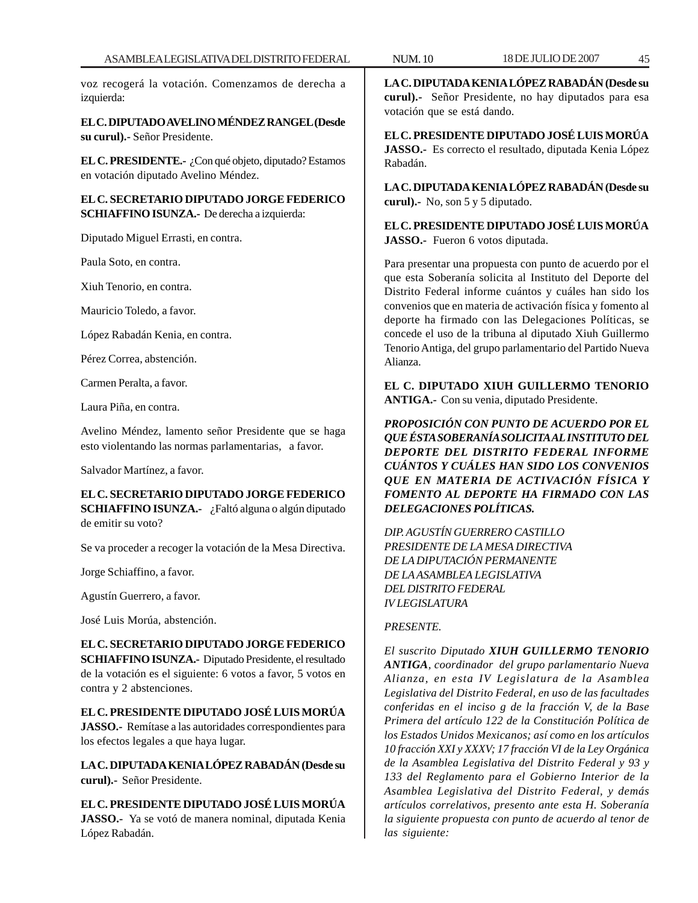voz recogerá la votación. Comenzamos de derecha a izquierda:

**EL C. DIPUTADO AVELINO MÉNDEZ RANGEL (Desde su curul).-** Señor Presidente.

**EL C. PRESIDENTE.-** ¿Con qué objeto, diputado? Estamos en votación diputado Avelino Méndez.

**EL C. SECRETARIO DIPUTADO JORGE FEDERICO SCHIAFFINO ISUNZA.-** De derecha a izquierda:

Diputado Miguel Errasti, en contra.

Paula Soto, en contra.

Xiuh Tenorio, en contra.

Mauricio Toledo, a favor.

López Rabadán Kenia, en contra.

Pérez Correa, abstención.

Carmen Peralta, a favor.

Laura Piña, en contra.

Avelino Méndez, lamento señor Presidente que se haga esto violentando las normas parlamentarias, a favor.

Salvador Martínez, a favor.

**EL C. SECRETARIO DIPUTADO JORGE FEDERICO SCHIAFFINO ISUNZA.-** ¿Faltó alguna o algún diputado de emitir su voto?

Se va proceder a recoger la votación de la Mesa Directiva.

Jorge Schiaffino, a favor.

Agustín Guerrero, a favor.

José Luis Morúa, abstención.

**EL C. SECRETARIO DIPUTADO JORGE FEDERICO SCHIAFFINO ISUNZA.-** Diputado Presidente, el resultado de la votación es el siguiente: 6 votos a favor, 5 votos en contra y 2 abstenciones.

**EL C. PRESIDENTE DIPUTADO JOSÉ LUIS MORÚA JASSO.-** Remítase a las autoridades correspondientes para los efectos legales a que haya lugar.

**LA C. DIPUTADA KENIA LÓPEZ RABADÁN (Desde su curul).-** Señor Presidente.

**EL C. PRESIDENTE DIPUTADO JOSÉ LUIS MORÚA JASSO.-** Ya se votó de manera nominal, diputada Kenia López Rabadán.

**LA C. DIPUTADA KENIA LÓPEZ RABADÁN (Desde su curul).-** Señor Presidente, no hay diputados para esa votación que se está dando.

**EL C. PRESIDENTE DIPUTADO JOSÉ LUIS MORÚA JASSO.-** Es correcto el resultado, diputada Kenia López Rabadán.

**LA C. DIPUTADA KENIA LÓPEZ RABADÁN (Desde su curul).-** No, son 5 y 5 diputado.

**EL C. PRESIDENTE DIPUTADO JOSÉ LUIS MORÚA JASSO.-** Fueron 6 votos diputada.

Para presentar una propuesta con punto de acuerdo por el que esta Soberanía solicita al Instituto del Deporte del Distrito Federal informe cuántos y cuáles han sido los convenios que en materia de activación física y fomento al deporte ha firmado con las Delegaciones Políticas, se concede el uso de la tribuna al diputado Xiuh Guillermo Tenorio Antiga, del grupo parlamentario del Partido Nueva Alianza.

**EL C. DIPUTADO XIUH GUILLERMO TENORIO ANTIGA.-** Con su venia, diputado Presidente.

***PROPOSICIÓN CON PUNTO DE ACUERDO POR EL QUE ÉSTA SOBERANÍA SOLICITA AL INSTITUTO DEL DEPORTE DEL DISTRITO FEDERAL INFORME CUÁNTOS Y CUÁLES HAN SIDO LOS CONVENIOS QUE EN MATERIA DE ACTIVACIÓN FÍSICA Y FOMENTO AL DEPORTE HA FIRMADO CON LAS DELEGACIONES POLÍTICAS.***

*DIP. AGUSTÍN GUERRERO CASTILLO*
*PRESIDENTE DE LA MESA DIRECTIVA*
*DE LA DIPUTACIÓN PERMANENTE*
*DE LA ASAMBLEA LEGISLATIVA*
*DEL DISTRITO FEDERAL*
*IV LEGISLATURA*

*PRESENTE.*

*El suscrito Diputado **XIUH GUILLERMO TENORIO ANTIGA**, coordinador del grupo parlamentario Nueva Alianza, en esta IV Legislatura de la Asamblea Legislativa del Distrito Federal, en uso de las facultades conferidas en el inciso g de la fracción V, de la Base Primera del artículo 122 de la Constitución Política de los Estados Unidos Mexicanos; así como en los artículos 10 fracción XXI y XXXV; 17 fracción VI de la Ley Orgánica de la Asamblea Legislativa del Distrito Federal y 93 y 133 del Reglamento para el Gobierno Interior de la Asamblea Legislativa del Distrito Federal, y demás artículos correlativos, presento ante esta H. Soberanía la siguiente propuesta con punto de acuerdo al tenor de las siguiente:*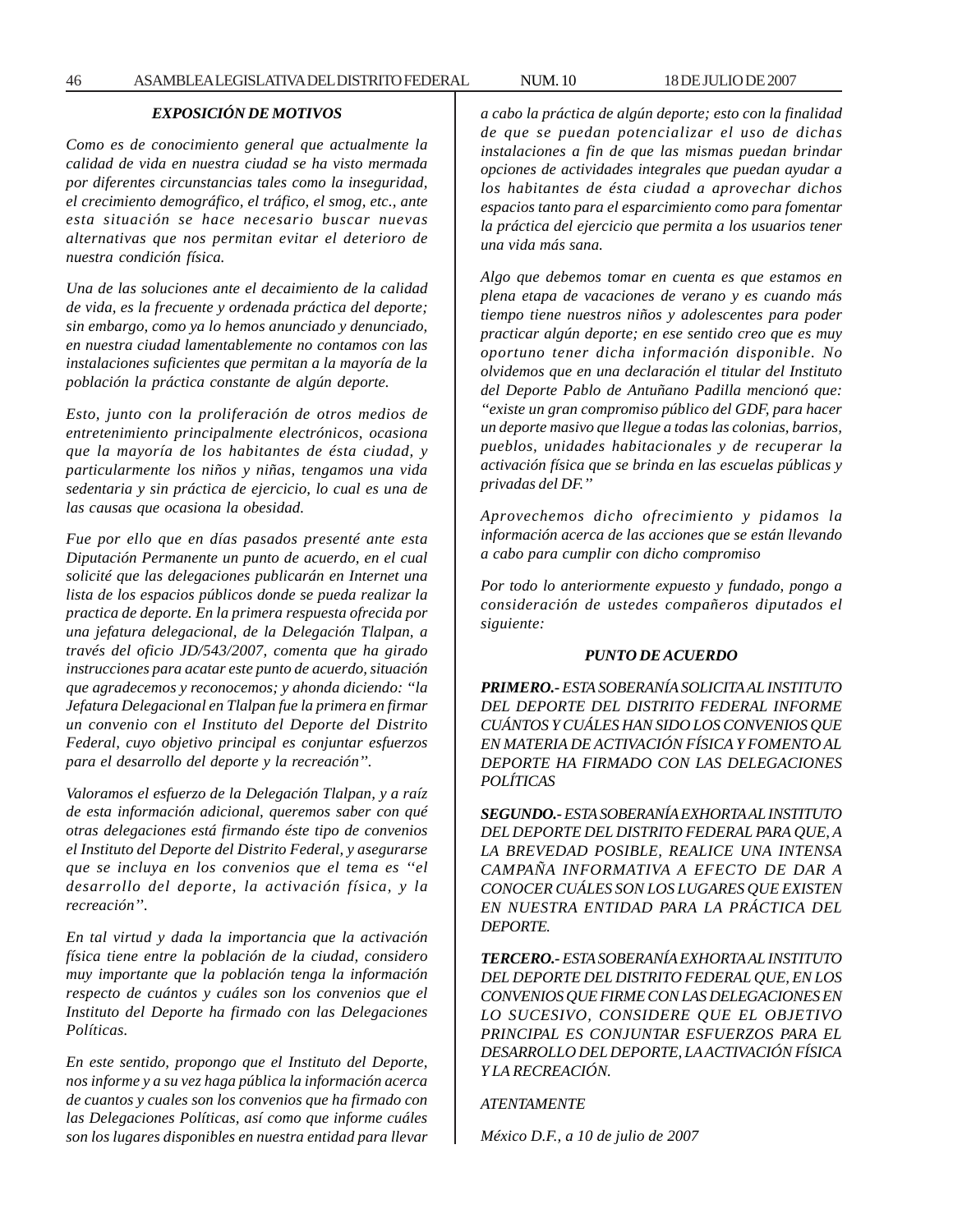### *EXPOSICIÓN DE MOTIVOS*

*Como es de conocimiento general que actualmente la calidad de vida en nuestra ciudad se ha visto mermada por diferentes circunstancias tales como la inseguridad, el crecimiento demográfico, el tráfico, el smog, etc., ante esta situación se hace necesario buscar nuevas alternativas que nos permitan evitar el deterioro de nuestra condición física.*

*Una de las soluciones ante el decaimiento de la calidad de vida, es la frecuente y ordenada práctica del deporte; sin embargo, como ya lo hemos anunciado y denunciado, en nuestra ciudad lamentablemente no contamos con las instalaciones suficientes que permitan a la mayoría de la población la práctica constante de algún deporte.*

*Esto, junto con la proliferación de otros medios de entretenimiento principalmente electrónicos, ocasiona que la mayoría de los habitantes de ésta ciudad, y particularmente los niños y niñas, tengamos una vida sedentaria y sin práctica de ejercicio, lo cual es una de las causas que ocasiona la obesidad.*

*Fue por ello que en días pasados presenté ante esta Diputación Permanente un punto de acuerdo, en el cual solicité que las delegaciones publicarán en Internet una lista de los espacios públicos donde se pueda realizar la practica de deporte. En la primera respuesta ofrecida por una jefatura delegacional, de la Delegación Tlalpan, a través del oficio JD/543/2007, comenta que ha girado instrucciones para acatar este punto de acuerdo, situación que agradecemos y reconocemos; y ahonda diciendo: "la Jefatura Delegacional en Tlalpan fue la primera en firmar un convenio con el Instituto del Deporte del Distrito Federal, cuyo objetivo principal es conjuntar esfuerzos para el desarrollo del deporte y la recreación".*

*Valoramos el esfuerzo de la Delegación Tlalpan, y a raíz de esta información adicional, queremos saber con qué otras delegaciones está firmando éste tipo de convenios el Instituto del Deporte del Distrito Federal, y asegurarse que se incluya en los convenios que el tema es "el desarrollo del deporte, la activación física, y la recreación".*

*En tal virtud y dada la importancia que la activación física tiene entre la población de la ciudad, considero muy importante que la población tenga la información respecto de cuántos y cuáles son los convenios que el Instituto del Deporte ha firmado con las Delegaciones Políticas.*

*En este sentido, propongo que el Instituto del Deporte, nos informe y a su vez haga pública la información acerca de cuantos y cuales son los convenios que ha firmado con las Delegaciones Políticas, así como que informe cuáles son los lugares disponibles en nuestra entidad para llevar a cabo la práctica de algún deporte; esto con la finalidad de que se puedan potencializar el uso de dichas instalaciones a fin de que las mismas puedan brindar opciones de actividades integrales que puedan ayudar a los habitantes de ésta ciudad a aprovechar dichos espacios tanto para el esparcimiento como para fomentar la práctica del ejercicio que permita a los usuarios tener una vida más sana.*

*Algo que debemos tomar en cuenta es que estamos en plena etapa de vacaciones de verano y es cuando más tiempo tiene nuestros niños y adolescentes para poder practicar algún deporte; en ese sentido creo que es muy oportuno tener dicha información disponible. No olvidemos que en una declaración el titular del Instituto del Deporte Pablo de Antuñano Padilla mencionó que: "existe un gran compromiso público del GDF, para hacer un deporte masivo que llegue a todas las colonias, barrios, pueblos, unidades habitacionales y de recuperar la activación física que se brinda en las escuelas públicas y privadas del DF."*

*Aprovechemos dicho ofrecimiento y pidamos la información acerca de las acciones que se están llevando a cabo para cumplir con dicho compromiso*

*Por todo lo anteriormente expuesto y fundado, pongo a consideración de ustedes compañeros diputados el siguiente:*

### *PUNTO DE ACUERDO*

***PRIMERO.-** ESTA SOBERANÍA SOLICITA AL INSTITUTO DEL DEPORTE DEL DISTRITO FEDERAL INFORME CUÁNTOS Y CUÁLES HAN SIDO LOS CONVENIOS QUE EN MATERIA DE ACTIVACIÓN FÍSICA Y FOMENTO AL DEPORTE HA FIRMADO CON LAS DELEGACIONES POLÍTICAS*

***SEGUNDO.-** ESTA SOBERANÍA EXHORTA AL INSTITUTO DEL DEPORTE DEL DISTRITO FEDERAL PARA QUE, A LA BREVEDAD POSIBLE, REALICE UNA INTENSA CAMPAÑA INFORMATIVA A EFECTO DE DAR A CONOCER CUÁLES SON LOS LUGARES QUE EXISTEN EN NUESTRA ENTIDAD PARA LA PRÁCTICA DEL DEPORTE.*

***TERCERO.-** ESTA SOBERANÍA EXHORTA AL INSTITUTO DEL DEPORTE DEL DISTRITO FEDERAL QUE, EN LOS CONVENIOS QUE FIRME CON LAS DELEGACIONES EN LO SUCESIVO, CONSIDERE QUE EL OBJETIVO PRINCIPAL ES CONJUNTAR ESFUERZOS PARA EL DESARROLLO DEL DEPORTE, LA ACTIVACIÓN FÍSICA Y LA RECREACIÓN.*

*ATENTAMENTE*

*México D.F., a 10 de julio de 2007*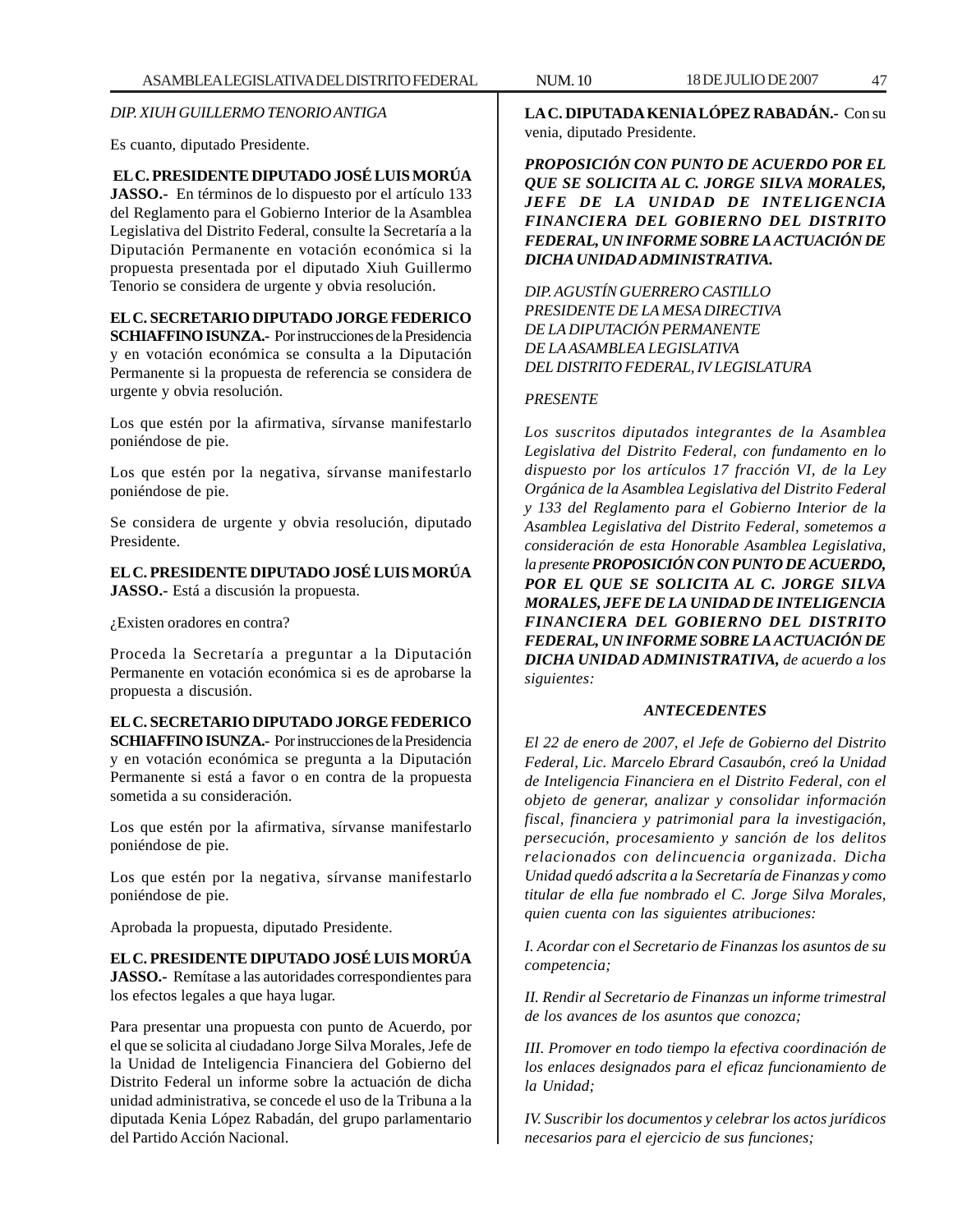*DIP. XIUH GUILLERMO TENORIO ANTIGA*

Es cuanto, diputado Presidente.

**EL C. PRESIDENTE DIPUTADO JOSÉ LUIS MORÚA JASSO.-** En términos de lo dispuesto por el artículo 133 del Reglamento para el Gobierno Interior de la Asamblea Legislativa del Distrito Federal, consulte la Secretaría a la Diputación Permanente en votación económica si la propuesta presentada por el diputado Xiuh Guillermo Tenorio se considera de urgente y obvia resolución.

**EL C. SECRETARIO DIPUTADO JORGE FEDERICO SCHIAFFINO ISUNZA.-** Por instrucciones de la Presidencia y en votación económica se consulta a la Diputación Permanente si la propuesta de referencia se considera de urgente y obvia resolución.

Los que estén por la afirmativa, sírvanse manifestarlo poniéndose de pie.

Los que estén por la negativa, sírvanse manifestarlo poniéndose de pie.

Se considera de urgente y obvia resolución, diputado Presidente.

**EL C. PRESIDENTE DIPUTADO JOSÉ LUIS MORÚA JASSO.-** Está a discusión la propuesta.

¿Existen oradores en contra?

Proceda la Secretaría a preguntar a la Diputación Permanente en votación económica si es de aprobarse la propuesta a discusión.

**EL C. SECRETARIO DIPUTADO JORGE FEDERICO SCHIAFFINO ISUNZA.-** Por instrucciones de la Presidencia y en votación económica se pregunta a la Diputación Permanente si está a favor o en contra de la propuesta sometida a su consideración.

Los que estén por la afirmativa, sírvanse manifestarlo poniéndose de pie.

Los que estén por la negativa, sírvanse manifestarlo poniéndose de pie.

Aprobada la propuesta, diputado Presidente.

**EL C. PRESIDENTE DIPUTADO JOSÉ LUIS MORÚA JASSO.-** Remítase a las autoridades correspondientes para los efectos legales a que haya lugar.

Para presentar una propuesta con punto de Acuerdo, por el que se solicita al ciudadano Jorge Silva Morales, Jefe de la Unidad de Inteligencia Financiera del Gobierno del Distrito Federal un informe sobre la actuación de dicha unidad administrativa, se concede el uso de la Tribuna a la diputada Kenia López Rabadán, del grupo parlamentario del Partido Acción Nacional.

**LA C. DIPUTADA KENIA LÓPEZ RABADÁN.-** Con su venia, diputado Presidente.

***PROPOSICIÓN CON PUNTO DE ACUERDO POR EL QUE SE SOLICITA AL C. JORGE SILVA MORALES, JEFE DE LA UNIDAD DE INTELIGENCIA FINANCIERA DEL GOBIERNO DEL DISTRITO FEDERAL, UN INFORME SOBRE LA ACTUACIÓN DE DICHA UNIDAD ADMINISTRATIVA.***

*DIP. AGUSTÍN GUERRERO CASTILLO*
*PRESIDENTE DE LA MESA DIRECTIVA*
*DE LA DIPUTACIÓN PERMANENTE*
*DE LA ASAMBLEA LEGISLATIVA*
*DEL DISTRITO FEDERAL, IV LEGISLATURA*

*PRESENTE*

*Los suscritos diputados integrantes de la Asamblea Legislativa del Distrito Federal, con fundamento en lo dispuesto por los artículos 17 fracción VI, de la Ley Orgánica de la Asamblea Legislativa del Distrito Federal y 133 del Reglamento para el Gobierno Interior de la Asamblea Legislativa del Distrito Federal, sometemos a consideración de esta Honorable Asamblea Legislativa, la presente* ***PROPOSICIÓN CON PUNTO DE ACUERDO, POR EL QUE SE SOLICITA AL C. JORGE SILVA MORALES, JEFE DE LA UNIDAD DE INTELIGENCIA FINANCIERA DEL GOBIERNO DEL DISTRITO FEDERAL, UN INFORME SOBRE LA ACTUACIÓN DE DICHA UNIDAD ADMINISTRATIVA,*** *de acuerdo a los siguientes:*

***ANTECEDENTES***

*El 22 de enero de 2007, el Jefe de Gobierno del Distrito Federal, Lic. Marcelo Ebrard Casaubón, creó la Unidad de Inteligencia Financiera en el Distrito Federal, con el objeto de generar, analizar y consolidar información fiscal, financiera y patrimonial para la investigación, persecución, procesamiento y sanción de los delitos relacionados con delincuencia organizada. Dicha Unidad quedó adscrita a la Secretaría de Finanzas y como titular de ella fue nombrado el C. Jorge Silva Morales, quien cuenta con las siguientes atribuciones:*

*I. Acordar con el Secretario de Finanzas los asuntos de su competencia;*

*II. Rendir al Secretario de Finanzas un informe trimestral de los avances de los asuntos que conozca;*

*III. Promover en todo tiempo la efectiva coordinación de los enlaces designados para el eficaz funcionamiento de la Unidad;*

*IV. Suscribir los documentos y celebrar los actos jurídicos necesarios para el ejercicio de sus funciones;*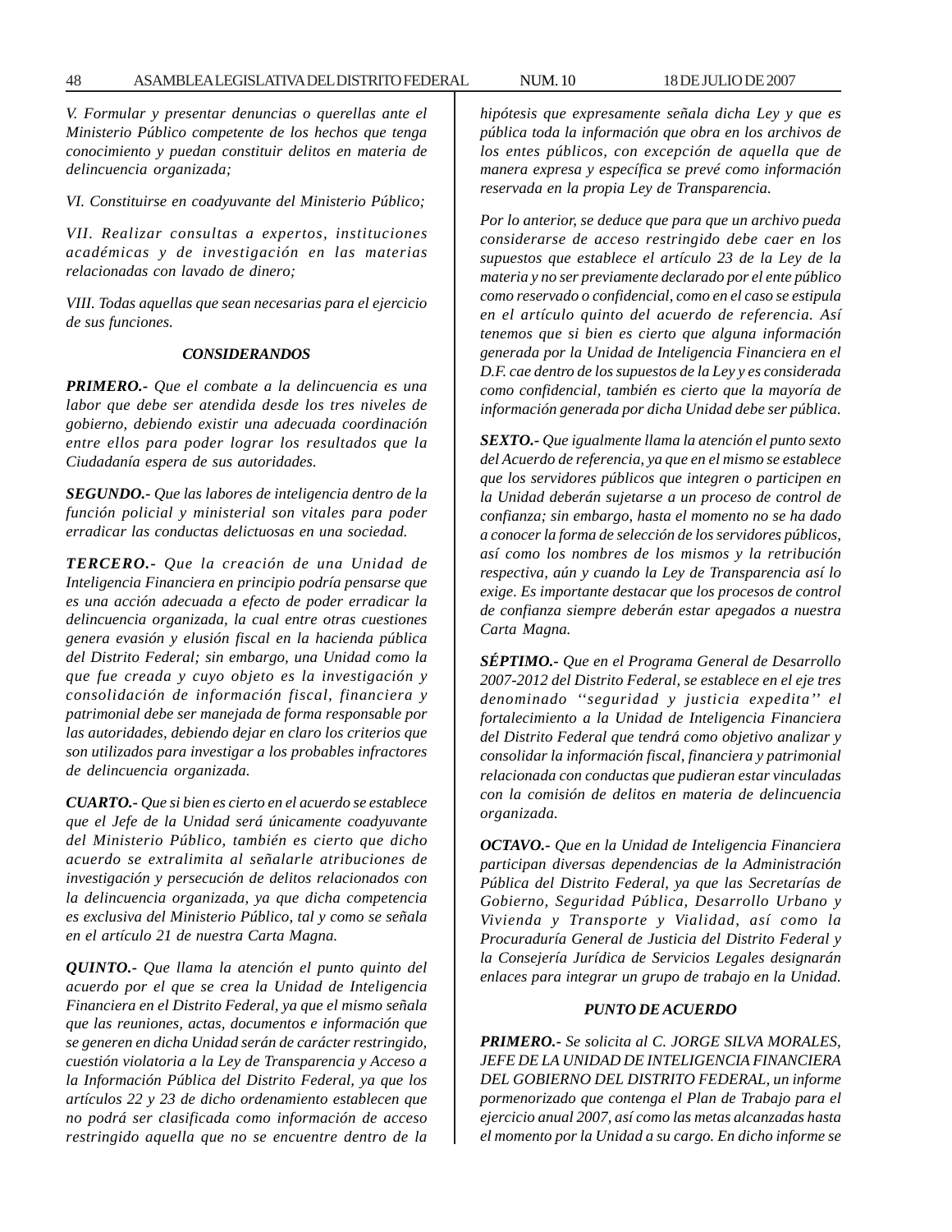*V. Formular y presentar denuncias o querellas ante el Ministerio Público competente de los hechos que tenga conocimiento y puedan constituir delitos en materia de delincuencia organizada;*

*VI. Constituirse en coadyuvante del Ministerio Público;*

*VII. Realizar consultas a expertos, instituciones académicas y de investigación en las materias relacionadas con lavado de dinero;*

*VIII. Todas aquellas que sean necesarias para el ejercicio de sus funciones.*

### *CONSIDERANDOS*

***PRIMERO.-*** *Que el combate a la delincuencia es una labor que debe ser atendida desde los tres niveles de gobierno, debiendo existir una adecuada coordinación entre ellos para poder lograr los resultados que la Ciudadanía espera de sus autoridades.*

***SEGUNDO.-*** *Que las labores de inteligencia dentro de la función policial y ministerial son vitales para poder erradicar las conductas delictuosas en una sociedad.*

***TERCERO.-*** *Que la creación de una Unidad de Inteligencia Financiera en principio podría pensarse que es una acción adecuada a efecto de poder erradicar la delincuencia organizada, la cual entre otras cuestiones genera evasión y elusión fiscal en la hacienda pública del Distrito Federal; sin embargo, una Unidad como la que fue creada y cuyo objeto es la investigación y consolidación de información fiscal, financiera y patrimonial debe ser manejada de forma responsable por las autoridades, debiendo dejar en claro los criterios que son utilizados para investigar a los probables infractores de delincuencia organizada.*

***CUARTO.-*** *Que si bien es cierto en el acuerdo se establece que el Jefe de la Unidad será únicamente coadyuvante del Ministerio Público, también es cierto que dicho acuerdo se extralimita al señalarle atribuciones de investigación y persecución de delitos relacionados con la delincuencia organizada, ya que dicha competencia es exclusiva del Ministerio Público, tal y como se señala en el artículo 21 de nuestra Carta Magna.*

***QUINTO.-*** *Que llama la atención el punto quinto del acuerdo por el que se crea la Unidad de Inteligencia Financiera en el Distrito Federal, ya que el mismo señala que las reuniones, actas, documentos e información que se generen en dicha Unidad serán de carácter restringido, cuestión violatoria a la Ley de Transparencia y Acceso a la Información Pública del Distrito Federal, ya que los artículos 22 y 23 de dicho ordenamiento establecen que no podrá ser clasificada como información de acceso restringido aquella que no se encuentre dentro de la hipótesis que expresamente señala dicha Ley y que es pública toda la información que obra en los archivos de los entes públicos, con excepción de aquella que de manera expresa y específica se prevé como información reservada en la propia Ley de Transparencia.*

*Por lo anterior, se deduce que para que un archivo pueda considerarse de acceso restringido debe caer en los supuestos que establece el artículo 23 de la Ley de la materia y no ser previamente declarado por el ente público como reservado o confidencial, como en el caso se estipula en el artículo quinto del acuerdo de referencia. Así tenemos que si bien es cierto que alguna información generada por la Unidad de Inteligencia Financiera en el D.F. cae dentro de los supuestos de la Ley y es considerada como confidencial, también es cierto que la mayoría de información generada por dicha Unidad debe ser pública.*

***SEXTO.-*** *Que igualmente llama la atención el punto sexto del Acuerdo de referencia, ya que en el mismo se establece que los servidores públicos que integren o participen en la Unidad deberán sujetarse a un proceso de control de confianza; sin embargo, hasta el momento no se ha dado a conocer la forma de selección de los servidores públicos, así como los nombres de los mismos y la retribución respectiva, aún y cuando la Ley de Transparencia así lo exige. Es importante destacar que los procesos de control de confianza siempre deberán estar apegados a nuestra Carta Magna.*

***SÉPTIMO.-*** *Que en el Programa General de Desarrollo 2007-2012 del Distrito Federal, se establece en el eje tres denominado ''seguridad y justicia expedita'' el fortalecimiento a la Unidad de Inteligencia Financiera del Distrito Federal que tendrá como objetivo analizar y consolidar la información fiscal, financiera y patrimonial relacionada con conductas que pudieran estar vinculadas con la comisión de delitos en materia de delincuencia organizada.*

***OCTAVO.-*** *Que en la Unidad de Inteligencia Financiera participan diversas dependencias de la Administración Pública del Distrito Federal, ya que las Secretarías de Gobierno, Seguridad Pública, Desarrollo Urbano y Vivienda y Transporte y Vialidad, así como la Procuraduría General de Justicia del Distrito Federal y la Consejería Jurídica de Servicios Legales designarán enlaces para integrar un grupo de trabajo en la Unidad.*

### *PUNTO DE ACUERDO*

***PRIMERO.-*** *Se solicita al C. JORGE SILVA MORALES, JEFE DE LA UNIDAD DE INTELIGENCIA FINANCIERA DEL GOBIERNO DEL DISTRITO FEDERAL, un informe pormenorizado que contenga el Plan de Trabajo para el ejercicio anual 2007, así como las metas alcanzadas hasta el momento por la Unidad a su cargo. En dicho informe se*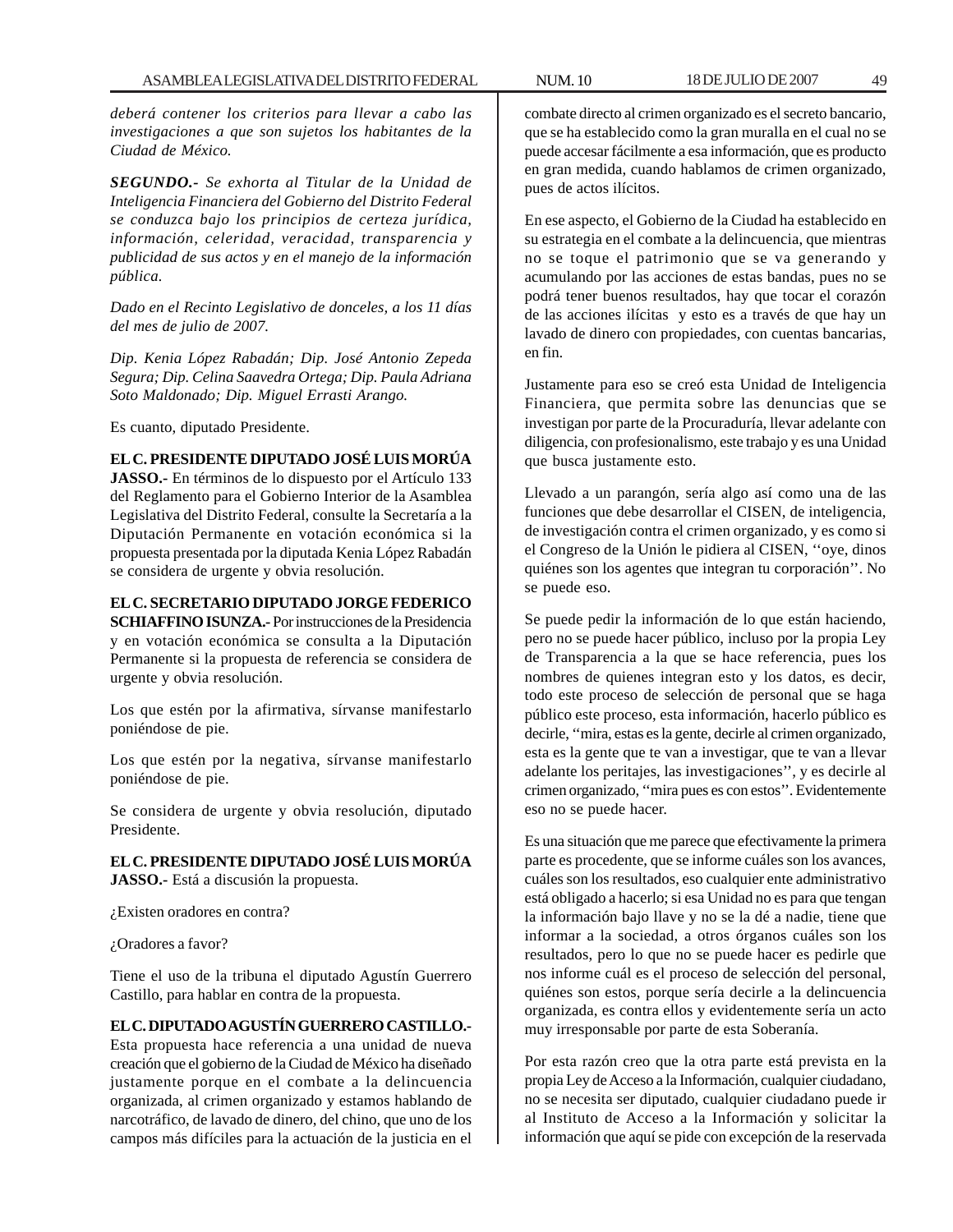*deberá contener los criterios para llevar a cabo las investigaciones a que son sujetos los habitantes de la Ciudad de México.*

***SEGUNDO.-*** *Se exhorta al Titular de la Unidad de Inteligencia Financiera del Gobierno del Distrito Federal se conduzca bajo los principios de certeza jurídica, información, celeridad, veracidad, transparencia y publicidad de sus actos y en el manejo de la información pública.*

*Dado en el Recinto Legislativo de donceles, a los 11 días del mes de julio de 2007.*

*Dip. Kenia López Rabadán; Dip. José Antonio Zepeda Segura; Dip. Celina Saavedra Ortega; Dip. Paula Adriana Soto Maldonado; Dip. Miguel Errasti Arango.*

Es cuanto, diputado Presidente.

**EL C. PRESIDENTE DIPUTADO JOSÉ LUIS MORÚA JASSO.-** En términos de lo dispuesto por el Artículo 133 del Reglamento para el Gobierno Interior de la Asamblea Legislativa del Distrito Federal, consulte la Secretaría a la Diputación Permanente en votación económica si la propuesta presentada por la diputada Kenia López Rabadán se considera de urgente y obvia resolución.

**EL C. SECRETARIO DIPUTADO JORGE FEDERICO SCHIAFFINO ISUNZA.-** Por instrucciones de la Presidencia y en votación económica se consulta a la Diputación Permanente si la propuesta de referencia se considera de urgente y obvia resolución.

Los que estén por la afirmativa, sírvanse manifestarlo poniéndose de pie.

Los que estén por la negativa, sírvanse manifestarlo poniéndose de pie.

Se considera de urgente y obvia resolución, diputado Presidente.

**EL C. PRESIDENTE DIPUTADO JOSÉ LUIS MORÚA JASSO.-** Está a discusión la propuesta.

¿Existen oradores en contra?

¿Oradores a favor?

Tiene el uso de la tribuna el diputado Agustín Guerrero Castillo, para hablar en contra de la propuesta.

**EL C. DIPUTADO AGUSTÍN GUERRERO CASTILLO.-** Esta propuesta hace referencia a una unidad de nueva creación que el gobierno de la Ciudad de México ha diseñado justamente porque en el combate a la delincuencia organizada, al crimen organizado y estamos hablando de narcotráfico, de lavado de dinero, del chino, que uno de los campos más difíciles para la actuación de la justicia en el combate directo al crimen organizado es el secreto bancario, que se ha establecido como la gran muralla en el cual no se puede accesar fácilmente a esa información, que es producto en gran medida, cuando hablamos de crimen organizado, pues de actos ilícitos.

En ese aspecto, el Gobierno de la Ciudad ha establecido en su estrategia en el combate a la delincuencia, que mientras no se toque el patrimonio que se va generando y acumulando por las acciones de estas bandas, pues no se podrá tener buenos resultados, hay que tocar el corazón de las acciones ilícitas y esto es a través de que hay un lavado de dinero con propiedades, con cuentas bancarias, en fin.

Justamente para eso se creó esta Unidad de Inteligencia Financiera, que permita sobre las denuncias que se investigan por parte de la Procuraduría, llevar adelante con diligencia, con profesionalismo, este trabajo y es una Unidad que busca justamente esto.

Llevado a un parangón, sería algo así como una de las funciones que debe desarrollar el CISEN, de inteligencia, de investigación contra el crimen organizado, y es como si el Congreso de la Unión le pidiera al CISEN, ''oye, dinos quiénes son los agentes que integran tu corporación''. No se puede eso.

Se puede pedir la información de lo que están haciendo, pero no se puede hacer público, incluso por la propia Ley de Transparencia a la que se hace referencia, pues los nombres de quienes integran esto y los datos, es decir, todo este proceso de selección de personal que se haga público este proceso, esta información, hacerlo público es decirle, ''mira, estas es la gente, decirle al crimen organizado, esta es la gente que te van a investigar, que te van a llevar adelante los peritajes, las investigaciones'', y es decirle al crimen organizado, ''mira pues es con estos''. Evidentemente eso no se puede hacer.

Es una situación que me parece que efectivamente la primera parte es procedente, que se informe cuáles son los avances, cuáles son los resultados, eso cualquier ente administrativo está obligado a hacerlo; si esa Unidad no es para que tengan la información bajo llave y no se la dé a nadie, tiene que informar a la sociedad, a otros órganos cuáles son los resultados, pero lo que no se puede hacer es pedirle que nos informe cuál es el proceso de selección del personal, quiénes son estos, porque sería decirle a la delincuencia organizada, es contra ellos y evidentemente sería un acto muy irresponsable por parte de esta Soberanía.

Por esta razón creo que la otra parte está prevista en la propia Ley de Acceso a la Información, cualquier ciudadano, no se necesita ser diputado, cualquier ciudadano puede ir al Instituto de Acceso a la Información y solicitar la información que aquí se pide con excepción de la reservada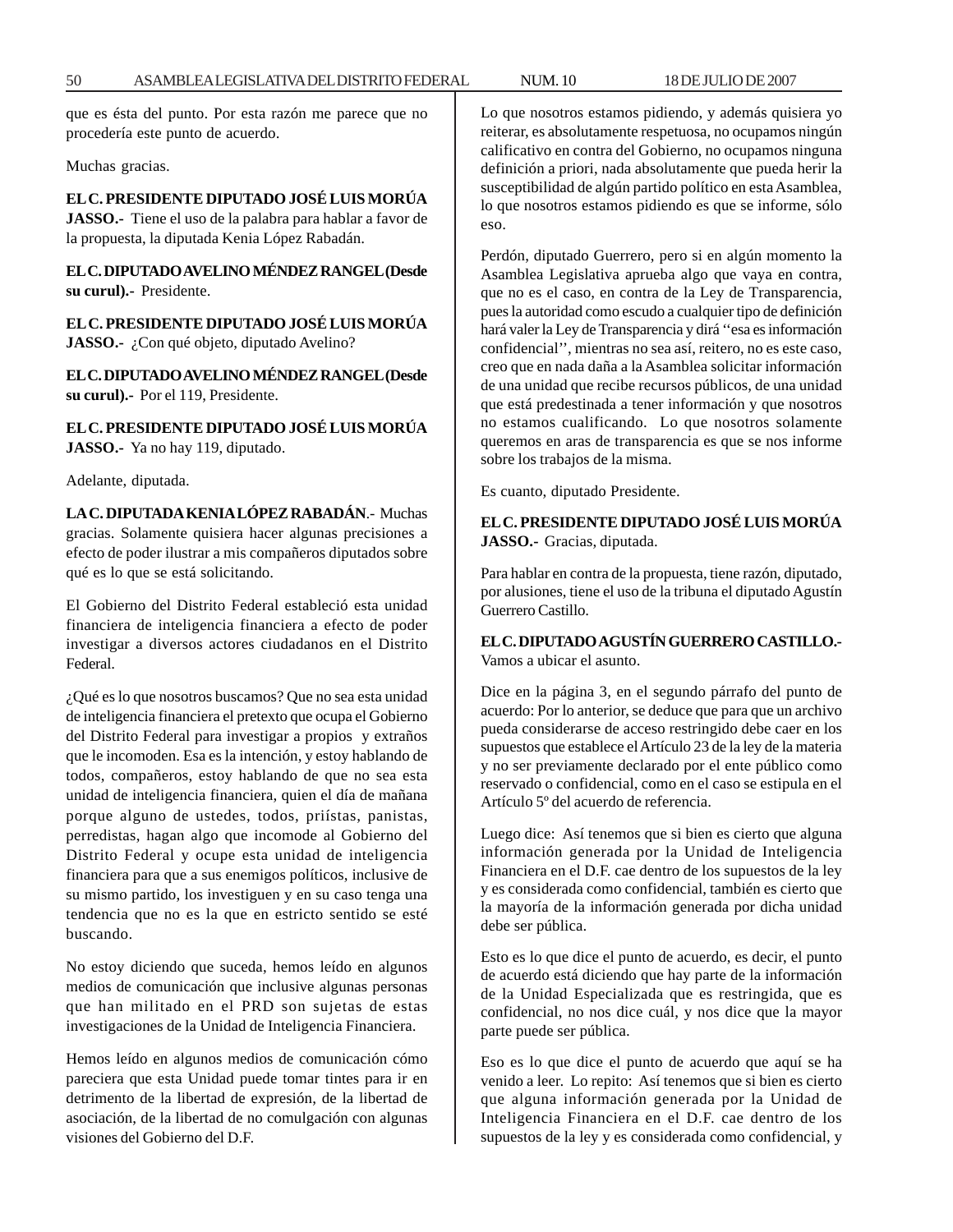que es ésta del punto. Por esta razón me parece que no procedería este punto de acuerdo.

Muchas gracias.

**EL C. PRESIDENTE DIPUTADO JOSÉ LUIS MORÚA JASSO.-** Tiene el uso de la palabra para hablar a favor de la propuesta, la diputada Kenia López Rabadán.

**EL C. DIPUTADO AVELINO MÉNDEZ RANGEL (Desde su curul).-** Presidente.

**EL C. PRESIDENTE DIPUTADO JOSÉ LUIS MORÚA JASSO.-** ¿Con qué objeto, diputado Avelino?

**EL C. DIPUTADO AVELINO MÉNDEZ RANGEL (Desde su curul).-** Por el 119, Presidente.

**EL C. PRESIDENTE DIPUTADO JOSÉ LUIS MORÚA JASSO.-** Ya no hay 119, diputado.

Adelante, diputada.

**LA C. DIPUTADA KENIA LÓPEZ RABADÁN**.- Muchas gracias. Solamente quisiera hacer algunas precisiones a efecto de poder ilustrar a mis compañeros diputados sobre qué es lo que se está solicitando.

El Gobierno del Distrito Federal estableció esta unidad financiera de inteligencia financiera a efecto de poder investigar a diversos actores ciudadanos en el Distrito Federal.

¿Qué es lo que nosotros buscamos? Que no sea esta unidad de inteligencia financiera el pretexto que ocupa el Gobierno del Distrito Federal para investigar a propios y extraños que le incomoden. Esa es la intención, y estoy hablando de todos, compañeros, estoy hablando de que no sea esta unidad de inteligencia financiera, quien el día de mañana porque alguno de ustedes, todos, priístas, panistas, perredistas, hagan algo que incomode al Gobierno del Distrito Federal y ocupe esta unidad de inteligencia financiera para que a sus enemigos políticos, inclusive de su mismo partido, los investiguen y en su caso tenga una tendencia que no es la que en estricto sentido se esté buscando.

No estoy diciendo que suceda, hemos leído en algunos medios de comunicación que inclusive algunas personas que han militado en el PRD son sujetas de estas investigaciones de la Unidad de Inteligencia Financiera.

Hemos leído en algunos medios de comunicación cómo pareciera que esta Unidad puede tomar tintes para ir en detrimento de la libertad de expresión, de la libertad de asociación, de la libertad de no comulgación con algunas visiones del Gobierno del D.F.

Lo que nosotros estamos pidiendo, y además quisiera yo reiterar, es absolutamente respetuosa, no ocupamos ningún calificativo en contra del Gobierno, no ocupamos ninguna definición a priori, nada absolutamente que pueda herir la susceptibilidad de algún partido político en esta Asamblea, lo que nosotros estamos pidiendo es que se informe, sólo eso.

Perdón, diputado Guerrero, pero si en algún momento la Asamblea Legislativa aprueba algo que vaya en contra, que no es el caso, en contra de la Ley de Transparencia, pues la autoridad como escudo a cualquier tipo de definición hará valer la Ley de Transparencia y dirá ''esa es información confidencial'', mientras no sea así, reitero, no es este caso, creo que en nada daña a la Asamblea solicitar información de una unidad que recibe recursos públicos, de una unidad que está predestinada a tener información y que nosotros no estamos cualificando. Lo que nosotros solamente queremos en aras de transparencia es que se nos informe sobre los trabajos de la misma.

Es cuanto, diputado Presidente.

**EL C. PRESIDENTE DIPUTADO JOSÉ LUIS MORÚA JASSO.-** Gracias, diputada.

Para hablar en contra de la propuesta, tiene razón, diputado, por alusiones, tiene el uso de la tribuna el diputado Agustín Guerrero Castillo.

**EL C. DIPUTADO AGUSTÍN GUERRERO CASTILLO.-** Vamos a ubicar el asunto.

Dice en la página 3, en el segundo párrafo del punto de acuerdo: Por lo anterior, se deduce que para que un archivo pueda considerarse de acceso restringido debe caer en los supuestos que establece el Artículo 23 de la ley de la materia y no ser previamente declarado por el ente público como reservado o confidencial, como en el caso se estipula en el Artículo 5º del acuerdo de referencia.

Luego dice: Así tenemos que si bien es cierto que alguna información generada por la Unidad de Inteligencia Financiera en el D.F. cae dentro de los supuestos de la ley y es considerada como confidencial, también es cierto que la mayoría de la información generada por dicha unidad debe ser pública.

Esto es lo que dice el punto de acuerdo, es decir, el punto de acuerdo está diciendo que hay parte de la información de la Unidad Especializada que es restringida, que es confidencial, no nos dice cuál, y nos dice que la mayor parte puede ser pública.

Eso es lo que dice el punto de acuerdo que aquí se ha venido a leer. Lo repito: Así tenemos que si bien es cierto que alguna información generada por la Unidad de Inteligencia Financiera en el D.F. cae dentro de los supuestos de la ley y es considerada como confidencial, y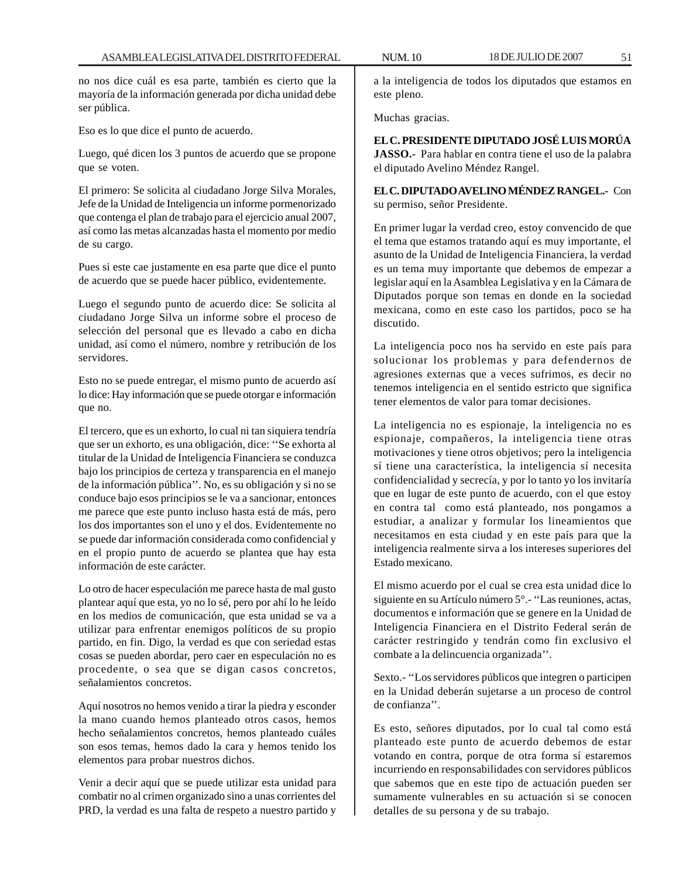no nos dice cuál es esa parte, también es cierto que la mayoría de la información generada por dicha unidad debe ser pública.

Eso es lo que dice el punto de acuerdo.

Luego, qué dicen los 3 puntos de acuerdo que se propone que se voten.

El primero: Se solicita al ciudadano Jorge Silva Morales, Jefe de la Unidad de Inteligencia un informe pormenorizado que contenga el plan de trabajo para el ejercicio anual 2007, así como las metas alcanzadas hasta el momento por medio de su cargo.

Pues si este cae justamente en esa parte que dice el punto de acuerdo que se puede hacer público, evidentemente.

Luego el segundo punto de acuerdo dice: Se solicita al ciudadano Jorge Silva un informe sobre el proceso de selección del personal que es llevado a cabo en dicha unidad, así como el número, nombre y retribución de los servidores.

Esto no se puede entregar, el mismo punto de acuerdo así lo dice: Hay información que se puede otorgar e información que no.

El tercero, que es un exhorto, lo cual ni tan siquiera tendría que ser un exhorto, es una obligación, dice: ''Se exhorta al titular de la Unidad de Inteligencia Financiera se conduzca bajo los principios de certeza y transparencia en el manejo de la información pública''. No, es su obligación y si no se conduce bajo esos principios se le va a sancionar, entonces me parece que este punto incluso hasta está de más, pero los dos importantes son el uno y el dos. Evidentemente no se puede dar información considerada como confidencial y en el propio punto de acuerdo se plantea que hay esta información de este carácter.

Lo otro de hacer especulación me parece hasta de mal gusto plantear aquí que esta, yo no lo sé, pero por ahí lo he leído en los medios de comunicación, que esta unidad se va a utilizar para enfrentar enemigos políticos de su propio partido, en fin. Digo, la verdad es que con seriedad estas cosas se pueden abordar, pero caer en especulación no es procedente, o sea que se digan casos concretos, señalamientos concretos.

Aquí nosotros no hemos venido a tirar la piedra y esconder la mano cuando hemos planteado otros casos, hemos hecho señalamientos concretos, hemos planteado cuáles son esos temas, hemos dado la cara y hemos tenido los elementos para probar nuestros dichos.

Venir a decir aquí que se puede utilizar esta unidad para combatir no al crimen organizado sino a unas corrientes del PRD, la verdad es una falta de respeto a nuestro partido y a la inteligencia de todos los diputados que estamos en este pleno.

Muchas gracias.

**EL C. PRESIDENTE DIPUTADO JOSÉ LUIS MORÚA JASSO.-** Para hablar en contra tiene el uso de la palabra el diputado Avelino Méndez Rangel.

**EL C. DIPUTADO AVELINO MÉNDEZ RANGEL.-** Con su permiso, señor Presidente.

En primer lugar la verdad creo, estoy convencido de que el tema que estamos tratando aquí es muy importante, el asunto de la Unidad de Inteligencia Financiera, la verdad es un tema muy importante que debemos de empezar a legislar aquí en la Asamblea Legislativa y en la Cámara de Diputados porque son temas en donde en la sociedad mexicana, como en este caso los partidos, poco se ha discutido.

La inteligencia poco nos ha servido en este país para solucionar los problemas y para defendernos de agresiones externas que a veces sufrimos, es decir no tenemos inteligencia en el sentido estricto que significa tener elementos de valor para tomar decisiones.

La inteligencia no es espionaje, la inteligencia no es espionaje, compañeros, la inteligencia tiene otras motivaciones y tiene otros objetivos; pero la inteligencia sí tiene una característica, la inteligencia sí necesita confidencialidad y secrecía, y por lo tanto yo los invitaría que en lugar de este punto de acuerdo, con el que estoy en contra tal como está planteado, nos pongamos a estudiar, a analizar y formular los lineamientos que necesitamos en esta ciudad y en este país para que la inteligencia realmente sirva a los intereses superiores del Estado mexicano.

El mismo acuerdo por el cual se crea esta unidad dice lo siguiente en su Artículo número 5°.- ''Las reuniones, actas, documentos e información que se genere en la Unidad de Inteligencia Financiera en el Distrito Federal serán de carácter restringido y tendrán como fin exclusivo el combate a la delincuencia organizada''.

Sexto.- ''Los servidores públicos que integren o participen en la Unidad deberán sujetarse a un proceso de control de confianza''.

Es esto, señores diputados, por lo cual tal como está planteado este punto de acuerdo debemos de estar votando en contra, porque de otra forma sí estaremos incurriendo en responsabilidades con servidores públicos que sabemos que en este tipo de actuación pueden ser sumamente vulnerables en su actuación si se conocen detalles de su persona y de su trabajo.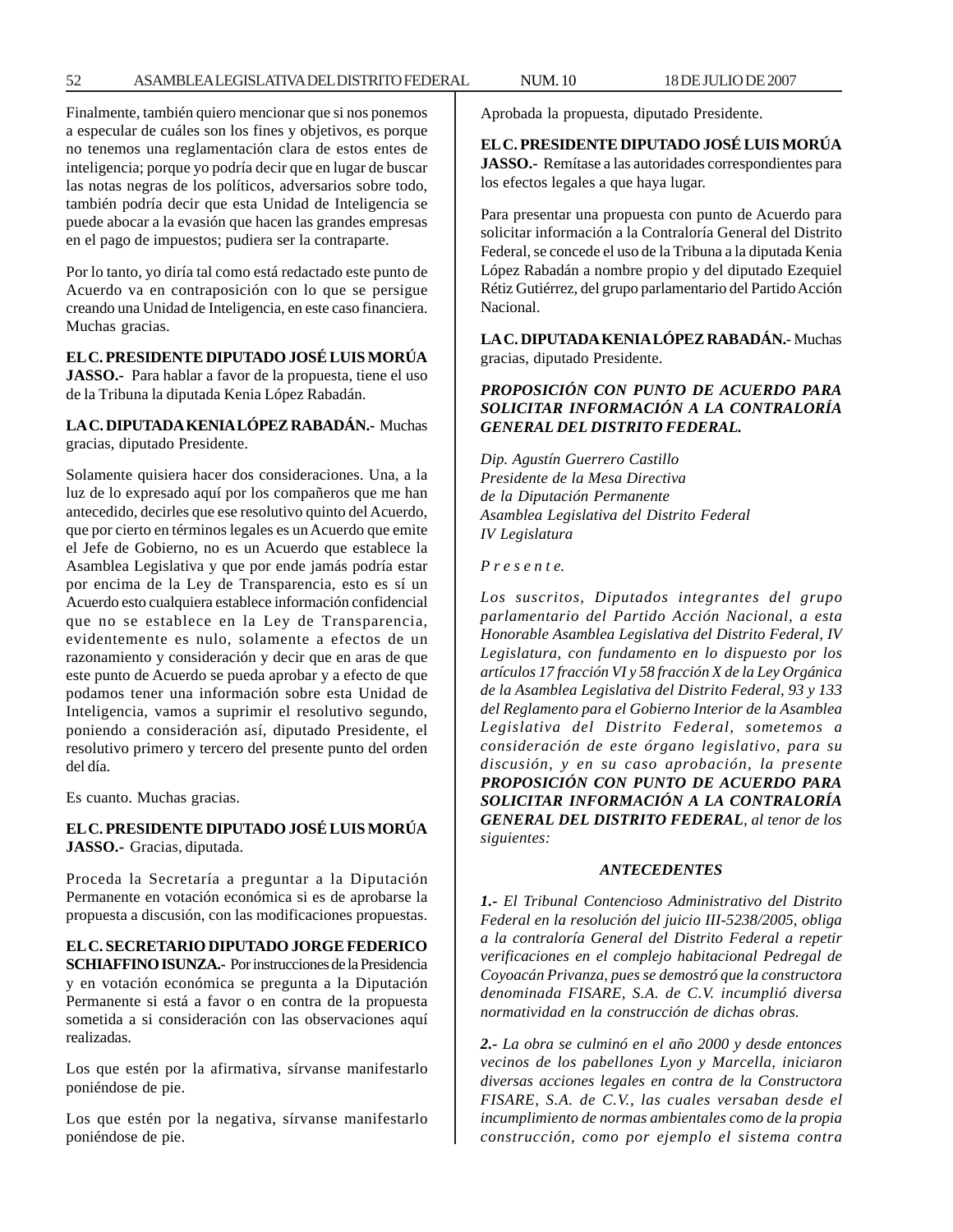Finalmente, también quiero mencionar que si nos ponemos a especular de cuáles son los fines y objetivos, es porque no tenemos una reglamentación clara de estos entes de inteligencia; porque yo podría decir que en lugar de buscar las notas negras de los políticos, adversarios sobre todo, también podría decir que esta Unidad de Inteligencia se puede abocar a la evasión que hacen las grandes empresas en el pago de impuestos; pudiera ser la contraparte.

Por lo tanto, yo diría tal como está redactado este punto de Acuerdo va en contraposición con lo que se persigue creando una Unidad de Inteligencia, en este caso financiera. Muchas gracias.

**EL C. PRESIDENTE DIPUTADO JOSÉ LUIS MORÚA JASSO.-** Para hablar a favor de la propuesta, tiene el uso de la Tribuna la diputada Kenia López Rabadán.

**LA C. DIPUTADA KENIA LÓPEZ RABADÁN.-** Muchas gracias, diputado Presidente.

Solamente quisiera hacer dos consideraciones. Una, a la luz de lo expresado aquí por los compañeros que me han antecedido, decirles que ese resolutivo quinto del Acuerdo, que por cierto en términos legales es un Acuerdo que emite el Jefe de Gobierno, no es un Acuerdo que establece la Asamblea Legislativa y que por ende jamás podría estar por encima de la Ley de Transparencia, esto es sí un Acuerdo esto cualquiera establece información confidencial que no se establece en la Ley de Transparencia, evidentemente es nulo, solamente a efectos de un razonamiento y consideración y decir que en aras de que este punto de Acuerdo se pueda aprobar y a efecto de que podamos tener una información sobre esta Unidad de Inteligencia, vamos a suprimir el resolutivo segundo, poniendo a consideración así, diputado Presidente, el resolutivo primero y tercero del presente punto del orden del día.

Es cuanto. Muchas gracias.

**EL C. PRESIDENTE DIPUTADO JOSÉ LUIS MORÚA JASSO.-** Gracias, diputada.

Proceda la Secretaría a preguntar a la Diputación Permanente en votación económica si es de aprobarse la propuesta a discusión, con las modificaciones propuestas.

**EL C. SECRETARIO DIPUTADO JORGE FEDERICO SCHIAFFINO ISUNZA.-** Por instrucciones de la Presidencia y en votación económica se pregunta a la Diputación Permanente si está a favor o en contra de la propuesta sometida a si consideración con las observaciones aquí realizadas.

Los que estén por la afirmativa, sírvanse manifestarlo poniéndose de pie.

Los que estén por la negativa, sírvanse manifestarlo poniéndose de pie.

Aprobada la propuesta, diputado Presidente.

**EL C. PRESIDENTE DIPUTADO JOSÉ LUIS MORÚA JASSO.-** Remítase a las autoridades correspondientes para los efectos legales a que haya lugar.

Para presentar una propuesta con punto de Acuerdo para solicitar información a la Contraloría General del Distrito Federal, se concede el uso de la Tribuna a la diputada Kenia López Rabadán a nombre propio y del diputado Ezequiel Rétiz Gutiérrez, del grupo parlamentario del Partido Acción Nacional.

**LA C. DIPUTADA KENIA LÓPEZ RABADÁN.-** Muchas gracias, diputado Presidente.

***PROPOSICIÓN CON PUNTO DE ACUERDO PARA SOLICITAR INFORMACIÓN A LA CONTRALORÍA GENERAL DEL DISTRITO FEDERAL.***

*Dip. Agustín Guerrero Castillo*
*Presidente de la Mesa Directiva*
*de la Diputación Permanente*
*Asamblea Legislativa del Distrito Federal*
*IV Legislatura*

*P r e s e n t e.*

*Los suscritos, Diputados integrantes del grupo parlamentario del Partido Acción Nacional, a esta Honorable Asamblea Legislativa del Distrito Federal, IV Legislatura, con fundamento en lo dispuesto por los artículos 17 fracción VI y 58 fracción X de la Ley Orgánica de la Asamblea Legislativa del Distrito Federal, 93 y 133 del Reglamento para el Gobierno Interior de la Asamblea Legislativa del Distrito Federal, sometemos a consideración de este órgano legislativo, para su discusión, y en su caso aprobación, la presente* ***PROPOSICIÓN CON PUNTO DE ACUERDO PARA SOLICITAR INFORMACIÓN A LA CONTRALORÍA GENERAL DEL DISTRITO FEDERAL****, al tenor de los siguientes:*

***ANTECEDENTES***

***1.-*** *El Tribunal Contencioso Administrativo del Distrito Federal en la resolución del juicio III-5238/2005, obliga a la contraloría General del Distrito Federal a repetir verificaciones en el complejo habitacional Pedregal de Coyoacán Privanza, pues se demostró que la constructora denominada FISARE, S.A. de C.V. incumplió diversa normatividad en la construcción de dichas obras.*

***2.-*** *La obra se culminó en el año 2000 y desde entonces vecinos de los pabellones Lyon y Marcella, iniciaron diversas acciones legales en contra de la Constructora FISARE, S.A. de C.V., las cuales versaban desde el incumplimiento de normas ambientales como de la propia construcción, como por ejemplo el sistema contra*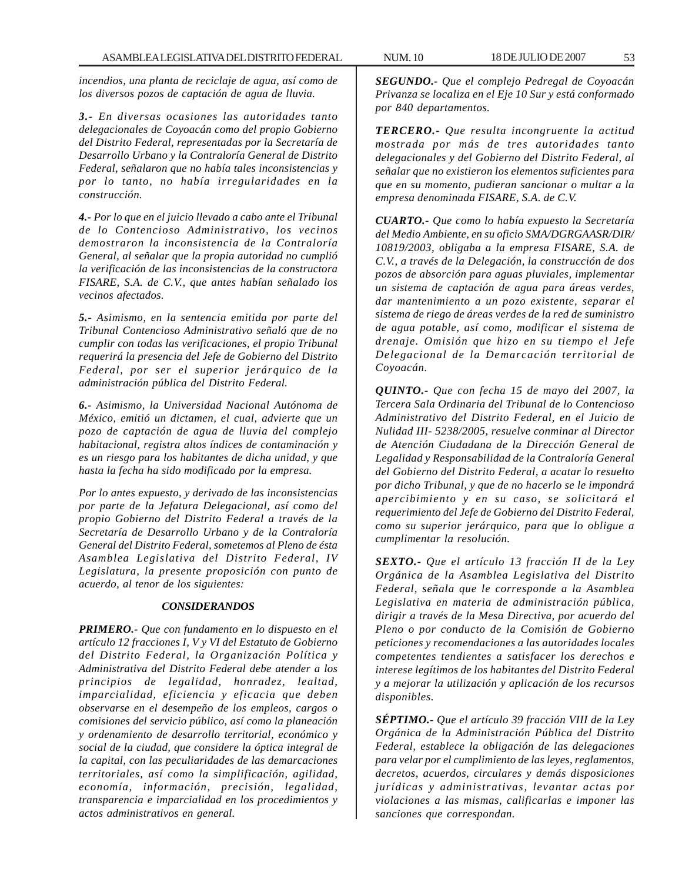*incendios, una planta de reciclaje de agua, así como de los diversos pozos de captación de agua de lluvia.*

***3.-*** *En diversas ocasiones las autoridades tanto delegacionales de Coyoacán como del propio Gobierno del Distrito Federal, representadas por la Secretaría de Desarrollo Urbano y la Contraloría General de Distrito Federal, señalaron que no había tales inconsistencias y por lo tanto, no había irregularidades en la construcción.*

***4.-*** *Por lo que en el juicio llevado a cabo ante el Tribunal de lo Contencioso Administrativo, los vecinos demostraron la inconsistencia de la Contraloría General, al señalar que la propia autoridad no cumplió la verificación de las inconsistencias de la constructora FISARE, S.A. de C.V., que antes habían señalado los vecinos afectados.*

***5.-*** *Asimismo, en la sentencia emitida por parte del Tribunal Contencioso Administrativo señaló que de no cumplir con todas las verificaciones, el propio Tribunal requerirá la presencia del Jefe de Gobierno del Distrito Federal, por ser el superior jerárquico de la administración pública del Distrito Federal.*

***6.-*** *Asimismo, la Universidad Nacional Autónoma de México, emitió un dictamen, el cual, advierte que un pozo de captación de agua de lluvia del complejo habitacional, registra altos índices de contaminación y es un riesgo para los habitantes de dicha unidad, y que hasta la fecha ha sido modificado por la empresa.*

*Por lo antes expuesto, y derivado de las inconsistencias por parte de la Jefatura Delegacional, así como del propio Gobierno del Distrito Federal a través de la Secretaría de Desarrollo Urbano y de la Contraloría General del Distrito Federal, sometemos al Pleno de ésta Asamblea Legislativa del Distrito Federal, IV Legislatura, la presente proposición con punto de acuerdo, al tenor de los siguientes:*

***CONSIDERANDOS***

***PRIMERO.-*** *Que con fundamento en lo dispuesto en el artículo 12 fracciones I, V y VI del Estatuto de Gobierno del Distrito Federal, la Organización Política y Administrativa del Distrito Federal debe atender a los principios de legalidad, honradez, lealtad, imparcialidad, eficiencia y eficacia que deben observarse en el desempeño de los empleos, cargos o comisiones del servicio público, así como la planeación y ordenamiento de desarrollo territorial, económico y social de la ciudad, que considere la óptica integral de la capital, con las peculiaridades de las demarcaciones territoriales, así como la simplificación, agilidad, economía, información, precisión, legalidad, transparencia e imparcialidad en los procedimientos y actos administrativos en general.*

***SEGUNDO.-*** *Que el complejo Pedregal de Coyoacán Privanza se localiza en el Eje 10 Sur y está conformado por 840 departamentos.*

***TERCERO.-*** *Que resulta incongruente la actitud mostrada por más de tres autoridades tanto delegacionales y del Gobierno del Distrito Federal, al señalar que no existieron los elementos suficientes para que en su momento, pudieran sancionar o multar a la empresa denominada FISARE, S.A. de C.V.*

***CUARTO.-*** *Que como lo había expuesto la Secretaría del Medio Ambiente, en su oficio SMA/DGRGAASR/DIR/10819/2003, obligaba a la empresa FISARE, S.A. de C.V., a través de la Delegación, la construcción de dos pozos de absorción para aguas pluviales, implementar un sistema de captación de agua para áreas verdes, dar mantenimiento a un pozo existente, separar el sistema de riego de áreas verdes de la red de suministro de agua potable, así como, modificar el sistema de drenaje. Omisión que hizo en su tiempo el Jefe Delegacional de la Demarcación territorial de Coyoacán.*

***QUINTO.-*** *Que con fecha 15 de mayo del 2007, la Tercera Sala Ordinaria del Tribunal de lo Contencioso Administrativo del Distrito Federal, en el Juicio de Nulidad III- 5238/2005, resuelve conminar al Director de Atención Ciudadana de la Dirección General de Legalidad y Responsabilidad de la Contraloría General del Gobierno del Distrito Federal, a acatar lo resuelto por dicho Tribunal, y que de no hacerlo se le impondrá apercibimiento y en su caso, se solicitará el requerimiento del Jefe de Gobierno del Distrito Federal, como su superior jerárquico, para que lo obligue a cumplimentar la resolución.*

***SEXTO.-*** *Que el artículo 13 fracción II de la Ley Orgánica de la Asamblea Legislativa del Distrito Federal, señala que le corresponde a la Asamblea Legislativa en materia de administración pública, dirigir a través de la Mesa Directiva, por acuerdo del Pleno o por conducto de la Comisión de Gobierno peticiones y recomendaciones a las autoridades locales competentes tendientes a satisfacer los derechos e interese legítimos de los habitantes del Distrito Federal y a mejorar la utilización y aplicación de los recursos disponibles.*

***SÉPTIMO.-*** *Que el artículo 39 fracción VIII de la Ley Orgánica de la Administración Pública del Distrito Federal, establece la obligación de las delegaciones para velar por el cumplimiento de las leyes, reglamentos, decretos, acuerdos, circulares y demás disposiciones jurídicas y administrativas, levantar actas por violaciones a las mismas, calificarlas e imponer las sanciones que correspondan.*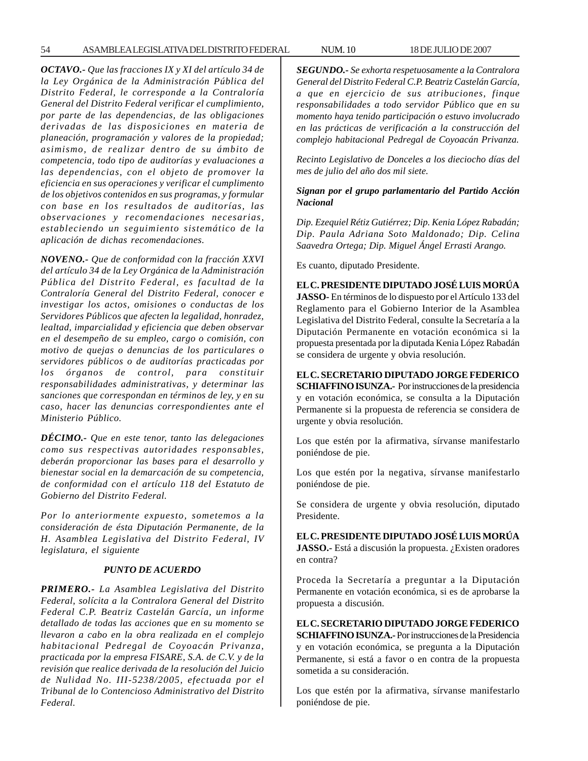*__OCTAVO.-__ Que las fracciones IX y XI del artículo 34 de la Ley Orgánica de la Administración Pública del Distrito Federal, le corresponde a la Contraloría General del Distrito Federal verificar el cumplimiento, por parte de las dependencias, de las obligaciones derivadas de las disposiciones en materia de planeación, programación y valores de la propiedad; asimismo, de realizar dentro de su ámbito de competencia, todo tipo de auditorías y evaluaciones a las dependencias, con el objeto de promover la eficiencia en sus operaciones y verificar el cumplimento de los objetivos contenidos en sus programas, y formular con base en los resultados de auditorías, las observaciones y recomendaciones necesarias, estableciendo un seguimiento sistemático de la aplicación de dichas recomendaciones.*

*__NOVENO.-__ Que de conformidad con la fracción XXVI del artículo 34 de la Ley Orgánica de la Administración Pública del Distrito Federal, es facultad de la Contraloría General del Distrito Federal, conocer e investigar los actos, omisiones o conductas de los Servidores Públicos que afecten la legalidad, honradez, lealtad, imparcialidad y eficiencia que deben observar en el desempeño de su empleo, cargo o comisión, con motivo de quejas o denuncias de los particulares o servidores públicos o de auditorías practicadas por los órganos de control, para constituir responsabilidades administrativas, y determinar las sanciones que correspondan en términos de ley, y en su caso, hacer las denuncias correspondientes ante el Ministerio Público.*

*__DÉCIMO.-__ Que en este tenor, tanto las delegaciones como sus respectivas autoridades responsables, deberán proporcionar las bases para el desarrollo y bienestar social en la demarcación de su competencia, de conformidad con el artículo 118 del Estatuto de Gobierno del Distrito Federal.*

*Por lo anteriormente expuesto, sometemos a la consideración de ésta Diputación Permanente, de la H. Asamblea Legislativa del Distrito Federal, IV legislatura, el siguiente*

***PUNTO DE ACUERDO***

*__PRIMERO.-__ La Asamblea Legislativa del Distrito Federal, solícita a la Contralora General del Distrito Federal C.P. Beatriz Castelán García, un informe detallado de todas las acciones que en su momento se llevaron a cabo en la obra realizada en el complejo habitacional Pedregal de Coyoacán Privanza, practicada por la empresa FISARE, S.A. de C.V. y de la revisión que realice derivada de la resolución del Juicio de Nulidad No. III-5238/2005, efectuada por el Tribunal de lo Contencioso Administrativo del Distrito Federal.*

*__SEGUNDO.-__ Se exhorta respetuosamente a la Contralora General del Distrito Federal C.P. Beatriz Castelán García, a que en ejercicio de sus atribuciones, finque responsabilidades a todo servidor Público que en su momento haya tenido participación o estuvo involucrado en las prácticas de verificación a la construcción del complejo habitacional Pedregal de Coyoacán Privanza.*

*Recinto Legislativo de Donceles a los dieciocho días del mes de julio del año dos mil siete.*

***Signan por el grupo parlamentario del Partido Acción Nacional***

*Dip. Ezequiel Rétiz Gutiérrez; Dip. Kenia López Rabadán; Dip. Paula Adriana Soto Maldonado; Dip. Celina Saavedra Ortega; Dip. Miguel Ángel Errasti Arango.*

Es cuanto, diputado Presidente.

**EL C. PRESIDENTE DIPUTADO JOSÉ LUIS MORÚA JASSO-** En términos de lo dispuesto por el Artículo 133 del Reglamento para el Gobierno Interior de la Asamblea Legislativa del Distrito Federal, consulte la Secretaría a la Diputación Permanente en votación económica si la propuesta presentada por la diputada Kenia López Rabadán se considera de urgente y obvia resolución.

**EL C. SECRETARIO DIPUTADO JORGE FEDERICO SCHIAFFINO ISUNZA.-** Por instrucciones de la presidencia y en votación económica, se consulta a la Diputación Permanente si la propuesta de referencia se considera de urgente y obvia resolución.

Los que estén por la afirmativa, sírvanse manifestarlo poniéndose de pie.

Los que estén por la negativa, sírvanse manifestarlo poniéndose de pie.

Se considera de urgente y obvia resolución, diputado Presidente.

**EL C. PRESIDENTE DIPUTADO JOSÉ LUIS MORÚA JASSO.-** Está a discusión la propuesta. ¿Existen oradores en contra?

Proceda la Secretaría a preguntar a la Diputación Permanente en votación económica, si es de aprobarse la propuesta a discusión.

**EL C. SECRETARIO DIPUTADO JORGE FEDERICO SCHIAFFINO ISUNZA.-** Por instrucciones de la Presidencia y en votación económica, se pregunta a la Diputación Permanente, si está a favor o en contra de la propuesta sometida a su consideración.

Los que estén por la afirmativa, sírvanse manifestarlo poniéndose de pie.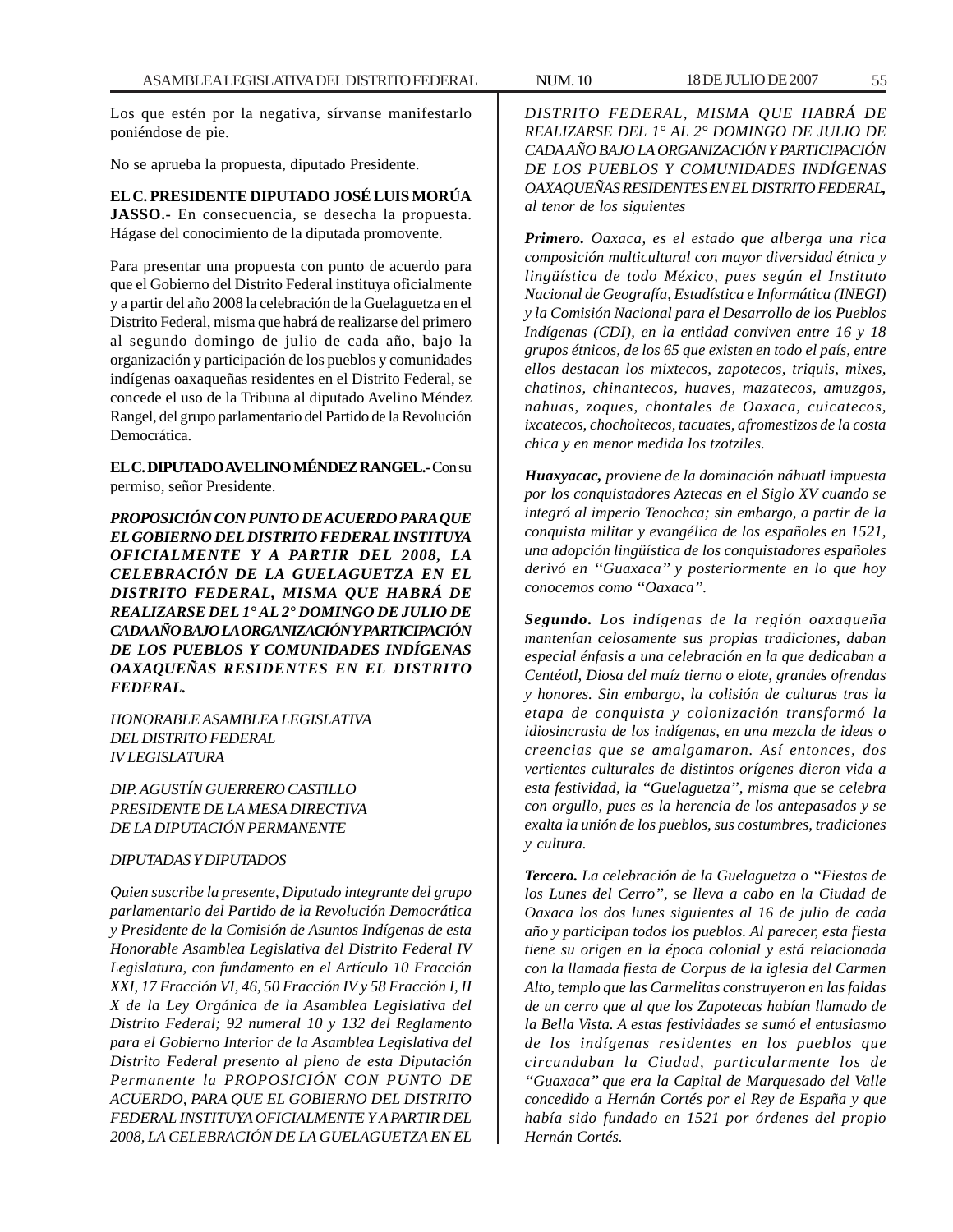Los que estén por la negativa, sírvanse manifestarlo poniéndose de pie.

No se aprueba la propuesta, diputado Presidente.

**EL C. PRESIDENTE DIPUTADO JOSÉ LUIS MORÚA JASSO.-** En consecuencia, se desecha la propuesta. Hágase del conocimiento de la diputada promovente.

Para presentar una propuesta con punto de acuerdo para que el Gobierno del Distrito Federal instituya oficialmente y a partir del año 2008 la celebración de la Guelaguetza en el Distrito Federal, misma que habrá de realizarse del primero al segundo domingo de julio de cada año, bajo la organización y participación de los pueblos y comunidades indígenas oaxaqueñas residentes en el Distrito Federal, se concede el uso de la Tribuna al diputado Avelino Méndez Rangel, del grupo parlamentario del Partido de la Revolución Democrática.

**EL C. DIPUTADO AVELINO MÉNDEZ RANGEL.-** Con su permiso, señor Presidente.

***PROPOSICIÓN CON PUNTO DE ACUERDO PARA QUE EL GOBIERNO DEL DISTRITO FEDERAL INSTITUYA OFICIALMENTE Y A PARTIR DEL 2008, LA CELEBRACIÓN DE LA GUELAGUETZA EN EL DISTRITO FEDERAL, MISMA QUE HABRÁ DE REALIZARSE DEL 1° AL 2° DOMINGO DE JULIO DE CADA AÑO BAJO LA ORGANIZACIÓN Y PARTICIPACIÓN DE LOS PUEBLOS Y COMUNIDADES INDÍGENAS OAXAQUEÑAS RESIDENTES EN EL DISTRITO FEDERAL.***

*HONORABLE ASAMBLEA LEGISLATIVA*
*DEL DISTRITO FEDERAL*
*IV LEGISLATURA*

*DIP. AGUSTÍN GUERRERO CASTILLO*
*PRESIDENTE DE LA MESA DIRECTIVA*
*DE LA DIPUTACIÓN PERMANENTE*

*DIPUTADAS Y DIPUTADOS*

*Quien suscribe la presente, Diputado integrante del grupo parlamentario del Partido de la Revolución Democrática y Presidente de la Comisión de Asuntos Indígenas de esta Honorable Asamblea Legislativa del Distrito Federal IV Legislatura, con fundamento en el Artículo 10 Fracción XXI, 17 Fracción VI, 46, 50 Fracción IV y 58 Fracción I, II X de la Ley Orgánica de la Asamblea Legislativa del Distrito Federal; 92 numeral 10 y 132 del Reglamento para el Gobierno Interior de la Asamblea Legislativa del Distrito Federal presento al pleno de esta Diputación Permanente la PROPOSICIÓN CON PUNTO DE ACUERDO, PARA QUE EL GOBIERNO DEL DISTRITO FEDERAL INSTITUYA OFICIALMENTE Y A PARTIR DEL 2008, LA CELEBRACIÓN DE LA GUELAGUETZA EN EL DISTRITO FEDERAL, MISMA QUE HABRÁ DE REALIZARSE DEL 1° AL 2° DOMINGO DE JULIO DE CADA AÑO BAJO LA ORGANIZACIÓN Y PARTICIPACIÓN DE LOS PUEBLOS Y COMUNIDADES INDÍGENAS OAXAQUEÑAS RESIDENTES EN EL DISTRITO FEDERAL, al tenor de los siguientes*

***Primero.*** *Oaxaca, es el estado que alberga una rica composición multicultural con mayor diversidad étnica y lingüística de todo México, pues según el Instituto Nacional de Geografía, Estadística e Informática (INEGI) y la Comisión Nacional para el Desarrollo de los Pueblos Indígenas (CDI), en la entidad conviven entre 16 y 18 grupos étnicos, de los 65 que existen en todo el país, entre ellos destacan los mixtecos, zapotecos, triquis, mixes, chatinos, chinantecos, huaves, mazatecos, amuzgos, nahuas, zoques, chontales de Oaxaca, cuicatecos, ixcatecos, chocholtecos, tacuates, afromestizos de la costa chica y en menor medida los tzotziles.*

***Huaxyacac,*** *proviene de la dominación náhuatl impuesta por los conquistadores Aztecas en el Siglo XV cuando se integró al imperio Tenochca; sin embargo, a partir de la conquista militar y evangélica de los españoles en 1521, una adopción lingüística de los conquistadores españoles derivó en "Guaxaca" y posteriormente en lo que hoy conocemos como "Oaxaca".*

***Segundo.*** *Los indígenas de la región oaxaqueña mantenían celosamente sus propias tradiciones, daban especial énfasis a una celebración en la que dedicaban a Centéotl, Diosa del maíz tierno o elote, grandes ofrendas y honores. Sin embargo, la colisión de culturas tras la etapa de conquista y colonización transformó la idiosincrasia de los indígenas, en una mezcla de ideas o creencias que se amalgamaron. Así entonces, dos vertientes culturales de distintos orígenes dieron vida a esta festividad, la "Guelaguetza", misma que se celebra con orgullo, pues es la herencia de los antepasados y se exalta la unión de los pueblos, sus costumbres, tradiciones y cultura.*

***Tercero.*** *La celebración de la Guelaguetza o "Fiestas de los Lunes del Cerro", se lleva a cabo en la Ciudad de Oaxaca los dos lunes siguientes al 16 de julio de cada año y participan todos los pueblos. Al parecer, esta fiesta tiene su origen en la época colonial y está relacionada con la llamada fiesta de Corpus de la iglesia del Carmen Alto, templo que las Carmelitas construyeron en las faldas de un cerro que al que los Zapotecas habían llamado de la Bella Vista. A estas festividades se sumó el entusiasmo de los indígenas residentes en los pueblos que circundaban la Ciudad, particularmente los de "Guaxaca" que era la Capital de Marquesado del Valle concedido a Hernán Cortés por el Rey de España y que había sido fundado en 1521 por órdenes del propio Hernán Cortés.*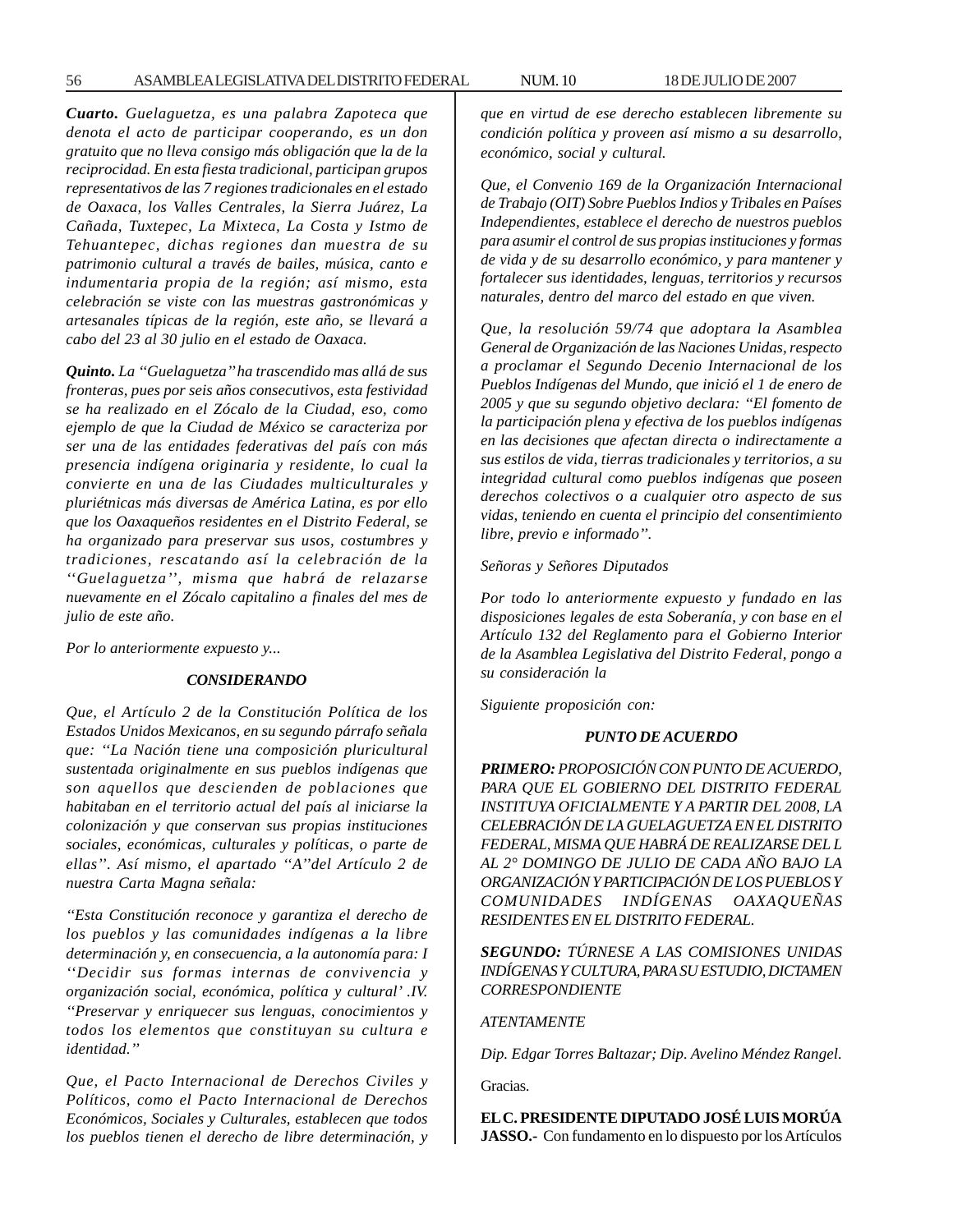***Cuarto.*** *Guelaguetza, es una palabra Zapoteca que denota el acto de participar cooperando, es un don gratuito que no lleva consigo más obligación que la de la reciprocidad. En esta fiesta tradicional, participan grupos representativos de las 7 regiones tradicionales en el estado de Oaxaca, los Valles Centrales, la Sierra Juárez, La Cañada, Tuxtepec, La Mixteca, La Costa y Istmo de Tehuantepec, dichas regiones dan muestra de su patrimonio cultural a través de bailes, música, canto e indumentaria propia de la región; así mismo, esta celebración se viste con las muestras gastronómicas y artesanales típicas de la región, este año, se llevará a cabo del 23 al 30 julio en el estado de Oaxaca.*

***Quinto.*** *La "Guelaguetza" ha trascendido mas allá de sus fronteras, pues por seis años consecutivos, esta festividad se ha realizado en el Zócalo de la Ciudad, eso, como ejemplo de que la Ciudad de México se caracteriza por ser una de las entidades federativas del país con más presencia indígena originaria y residente, lo cual la convierte en una de las Ciudades multiculturales y pluriétnicas más diversas de América Latina, es por ello que los Oaxaqueños residentes en el Distrito Federal, se ha organizado para preservar sus usos, costumbres y tradiciones, rescatando así la celebración de la ''Guelaguetza'', misma que habrá de relazarse nuevamente en el Zócalo capitalino a finales del mes de julio de este año.*

*Por lo anteriormente expuesto y...*

***CONSIDERANDO***

*Que, el Artículo 2 de la Constitución Política de los Estados Unidos Mexicanos, en su segundo párrafo señala que: "La Nación tiene una composición pluricultural sustentada originalmente en sus pueblos indígenas que son aquellos que descienden de poblaciones que habitaban en el territorio actual del país al iniciarse la colonización y que conservan sus propias instituciones sociales, económicas, culturales y políticas, o parte de ellas". Así mismo, el apartado "A"del Artículo 2 de nuestra Carta Magna señala:*

*"Esta Constitución reconoce y garantiza el derecho de los pueblos y las comunidades indígenas a la libre determinación y, en consecuencia, a la autonomía para: I ''Decidir sus formas internas de convivencia y organización social, económica, política y cultural' .IV. "Preservar y enriquecer sus lenguas, conocimientos y todos los elementos que constituyan su cultura e identidad."*

*Que, el Pacto Internacional de Derechos Civiles y Políticos, como el Pacto Internacional de Derechos Económicos, Sociales y Culturales, establecen que todos los pueblos tienen el derecho de libre determinación, y que en virtud de ese derecho establecen libremente su condición política y proveen así mismo a su desarrollo, económico, social y cultural.*

*Que, el Convenio 169 de la Organización Internacional de Trabajo (OIT) Sobre Pueblos Indios y Tribales en Países Independientes, establece el derecho de nuestros pueblos para asumir el control de sus propias instituciones y formas de vida y de su desarrollo económico, y para mantener y fortalecer sus identidades, lenguas, territorios y recursos naturales, dentro del marco del estado en que viven.*

*Que, la resolución 59/74 que adoptara la Asamblea General de Organización de las Naciones Unidas, respecto a proclamar el Segundo Decenio Internacional de los Pueblos Indígenas del Mundo, que inició el 1 de enero de 2005 y que su segundo objetivo declara: "El fomento de la participación plena y efectiva de los pueblos indígenas en las decisiones que afectan directa o indirectamente a sus estilos de vida, tierras tradicionales y territorios, a su integridad cultural como pueblos indígenas que poseen derechos colectivos o a cualquier otro aspecto de sus vidas, teniendo en cuenta el principio del consentimiento libre, previo e informado".*

*Señoras y Señores Diputados*

*Por todo lo anteriormente expuesto y fundado en las disposiciones legales de esta Soberanía, y con base en el Artículo 132 del Reglamento para el Gobierno Interior de la Asamblea Legislativa del Distrito Federal, pongo a su consideración la*

*Siguiente proposición con:*

***PUNTO DE ACUERDO***

***PRIMERO:*** *PROPOSICIÓN CON PUNTO DE ACUERDO, PARA QUE EL GOBIERNO DEL DISTRITO FEDERAL INSTITUYA OFICIALMENTE Y A PARTIR DEL 2008, LA CELEBRACIÓN DE LA GUELAGUETZA EN EL DISTRITO FEDERAL, MISMA QUE HABRÁ DE REALIZARSE DEL L AL 2° DOMINGO DE JULIO DE CADA AÑO BAJO LA ORGANIZACIÓN Y PARTICIPACIÓN DE LOS PUEBLOS Y COMUNIDADES INDÍGENAS OAXAQUEÑAS RESIDENTES EN EL DISTRITO FEDERAL.*

***SEGUNDO:*** *TÚRNESE A LAS COMISIONES UNIDAS INDÍGENAS Y CULTURA, PARA SU ESTUDIO, DICTAMEN CORRESPONDIENTE*

*ATENTAMENTE*

*Dip. Edgar Torres Baltazar; Dip. Avelino Méndez Rangel.*

Gracias.

**EL C. PRESIDENTE DIPUTADO JOSÉ LUIS MORÚA JASSO.-** Con fundamento en lo dispuesto por los Artículos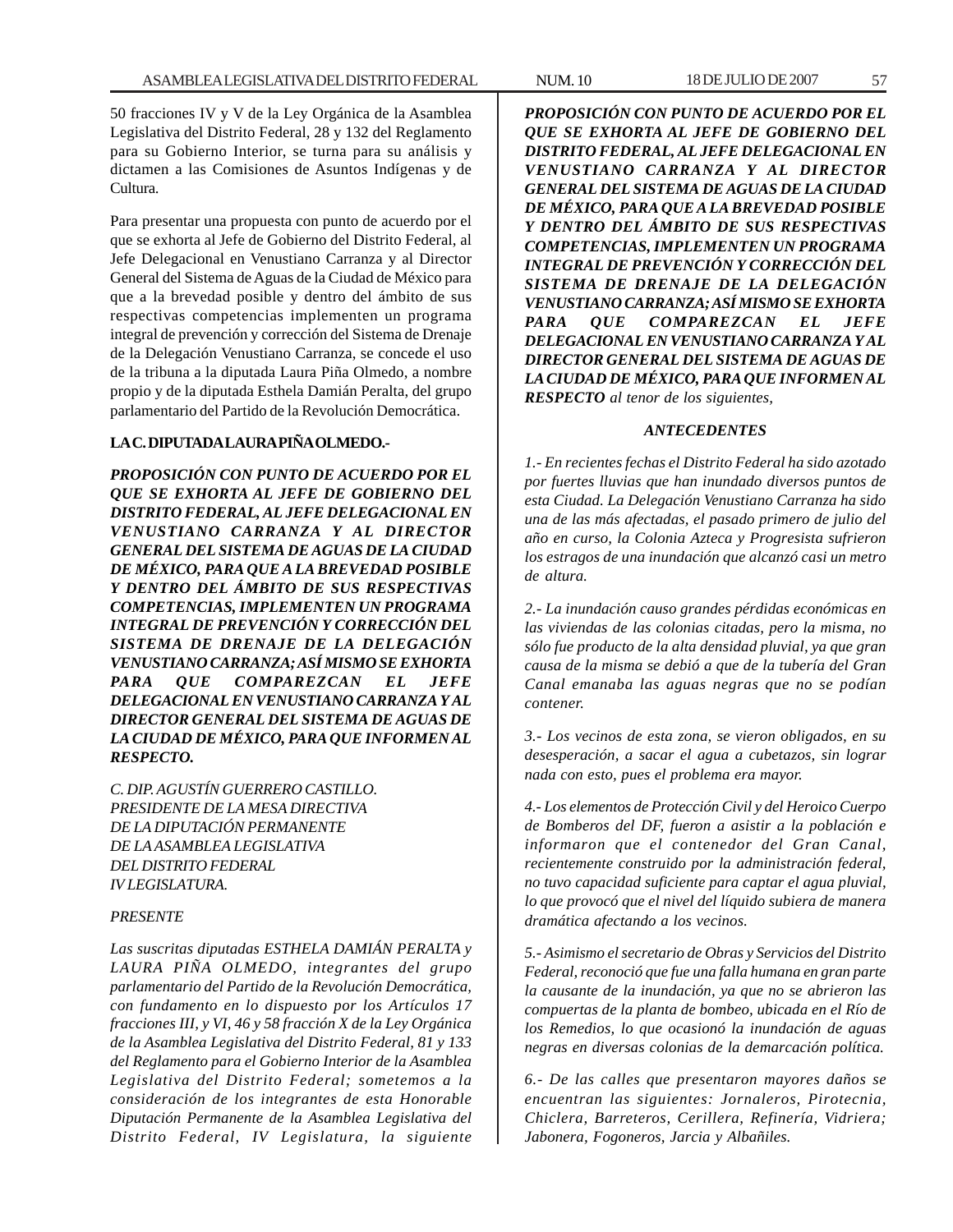50 fracciones IV y V de la Ley Orgánica de la Asamblea Legislativa del Distrito Federal, 28 y 132 del Reglamento para su Gobierno Interior, se turna para su análisis y dictamen a las Comisiones de Asuntos Indígenas y de Cultura.

Para presentar una propuesta con punto de acuerdo por el que se exhorta al Jefe de Gobierno del Distrito Federal, al Jefe Delegacional en Venustiano Carranza y al Director General del Sistema de Aguas de la Ciudad de México para que a la brevedad posible y dentro del ámbito de sus respectivas competencias implementen un programa integral de prevención y corrección del Sistema de Drenaje de la Delegación Venustiano Carranza, se concede el uso de la tribuna a la diputada Laura Piña Olmedo, a nombre propio y de la diputada Esthela Damián Peralta, del grupo parlamentario del Partido de la Revolución Democrática.

**LA C. DIPUTADA LAURA PIÑA OLMEDO.-**

***PROPOSICIÓN CON PUNTO DE ACUERDO POR EL QUE SE EXHORTA AL JEFE DE GOBIERNO DEL DISTRITO FEDERAL, AL JEFE DELEGACIONAL EN VENUSTIANO CARRANZA Y AL DIRECTOR GENERAL DEL SISTEMA DE AGUAS DE LA CIUDAD DE MÉXICO, PARA QUE A LA BREVEDAD POSIBLE Y DENTRO DEL ÁMBITO DE SUS RESPECTIVAS COMPETENCIAS, IMPLEMENTEN UN PROGRAMA INTEGRAL DE PREVENCIÓN Y CORRECCIÓN DEL SISTEMA DE DRENAJE DE LA DELEGACIÓN VENUSTIANO CARRANZA; ASÍ MISMO SE EXHORTA PARA QUE COMPAREZCAN EL JEFE DELEGACIONAL EN VENUSTIANO CARRANZA Y AL DIRECTOR GENERAL DEL SISTEMA DE AGUAS DE LA CIUDAD DE MÉXICO, PARA QUE INFORMEN AL RESPECTO.***

*C. DIP. AGUSTÍN GUERRERO CASTILLO.*
*PRESIDENTE DE LA MESA DIRECTIVA*
*DE LA DIPUTACIÓN PERMANENTE*
*DE LA ASAMBLEA LEGISLATIVA*
*DEL DISTRITO FEDERAL*
*IV LEGISLATURA.*

*PRESENTE*

*Las suscritas diputadas ESTHELA DAMIÁN PERALTA y LAURA PIÑA OLMEDO, integrantes del grupo parlamentario del Partido de la Revolución Democrática, con fundamento en lo dispuesto por los Artículos 17 fracciones III, y VI, 46 y 58 fracción X de la Ley Orgánica de la Asamblea Legislativa del Distrito Federal, 81 y 133 del Reglamento para el Gobierno Interior de la Asamblea Legislativa del Distrito Federal; sometemos a la consideración de los integrantes de esta Honorable Diputación Permanente de la Asamblea Legislativa del Distrito Federal, IV Legislatura, la siguiente* ***PROPOSICIÓN CON PUNTO DE ACUERDO POR EL QUE SE EXHORTA AL JEFE DE GOBIERNO DEL DISTRITO FEDERAL, AL JEFE DELEGACIONAL EN VENUSTIANO CARRANZA Y AL DIRECTOR GENERAL DEL SISTEMA DE AGUAS DE LA CIUDAD DE MÉXICO, PARA QUE A LA BREVEDAD POSIBLE Y DENTRO DEL ÁMBITO DE SUS RESPECTIVAS COMPETENCIAS, IMPLEMENTEN UN PROGRAMA INTEGRAL DE PREVENCIÓN Y CORRECCIÓN DEL SISTEMA DE DRENAJE DE LA DELEGACIÓN VENUSTIANO CARRANZA; ASÍ MISMO SE EXHORTA PARA QUE COMPAREZCAN EL JEFE DELEGACIONAL EN VENUSTIANO CARRANZA Y AL DIRECTOR GENERAL DEL SISTEMA DE AGUAS DE LA CIUDAD DE MÉXICO, PARA QUE INFORMEN AL RESPECTO*** *al tenor de los siguientes,*

***ANTECEDENTES***

*1.- En recientes fechas el Distrito Federal ha sido azotado por fuertes lluvias que han inundado diversos puntos de esta Ciudad. La Delegación Venustiano Carranza ha sido una de las más afectadas, el pasado primero de julio del año en curso, la Colonia Azteca y Progresista sufrieron los estragos de una inundación que alcanzó casi un metro de altura.*

*2.- La inundación causo grandes pérdidas económicas en las viviendas de las colonias citadas, pero la misma, no sólo fue producto de la alta densidad pluvial, ya que gran causa de la misma se debió a que de la tubería del Gran Canal emanaba las aguas negras que no se podían contener.*

*3.- Los vecinos de esta zona, se vieron obligados, en su desesperación, a sacar el agua a cubetazos, sin lograr nada con esto, pues el problema era mayor.*

*4.- Los elementos de Protección Civil y del Heroico Cuerpo de Bomberos del DF, fueron a asistir a la población e informaron que el contenedor del Gran Canal, recientemente construido por la administración federal, no tuvo capacidad suficiente para captar el agua pluvial, lo que provocó que el nivel del líquido subiera de manera dramática afectando a los vecinos.*

*5.- Asimismo el secretario de Obras y Servicios del Distrito Federal, reconoció que fue una falla humana en gran parte la causante de la inundación, ya que no se abrieron las compuertas de la planta de bombeo, ubicada en el Río de los Remedios, lo que ocasionó la inundación de aguas negras en diversas colonias de la demarcación política.*

*6.- De las calles que presentaron mayores daños se encuentran las siguientes: Jornaleros, Pirotecnia, Chiclera, Barreteros, Cerillera, Refinería, Vidriera; Jabonera, Fogoneros, Jarcia y Albañiles.*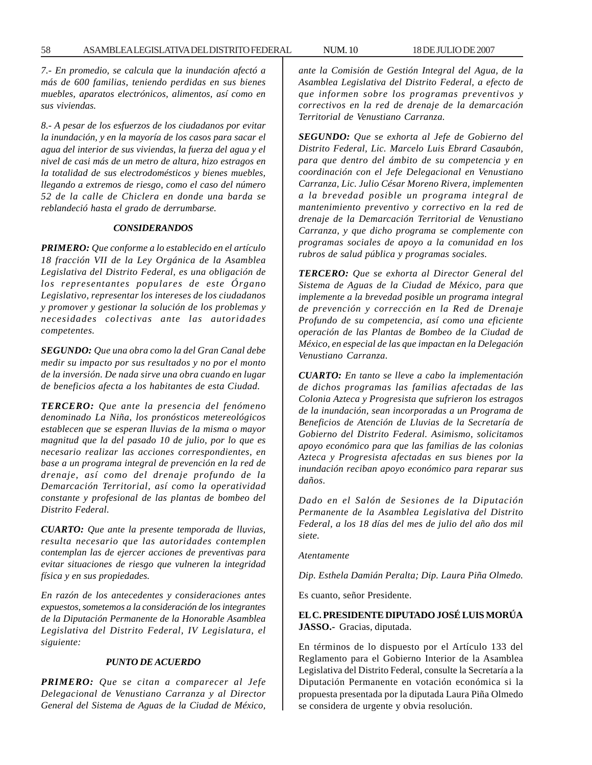*7.- En promedio, se calcula que la inundación afectó a más de 600 familias, teniendo perdidas en sus bienes muebles, aparatos electrónicos, alimentos, así como en sus viviendas.*

*8.- A pesar de los esfuerzos de los ciudadanos por evitar la inundación, y en la mayoría de los casos para sacar el agua del interior de sus viviendas, la fuerza del agua y el nivel de casi más de un metro de altura, hizo estragos en la totalidad de sus electrodomésticos y bienes muebles, llegando a extremos de riesgo, como el caso del número 52 de la calle de Chiclera en donde una barda se reblandeció hasta el grado de derrumbarse.*

***CONSIDERANDOS***

***PRIMERO:*** *Que conforme a lo establecido en el artículo 18 fracción VII de la Ley Orgánica de la Asamblea Legislativa del Distrito Federal, es una obligación de los representantes populares de este Órgano Legislativo, representar los intereses de los ciudadanos y promover y gestionar la solución de los problemas y necesidades colectivas ante las autoridades competentes.*

***SEGUNDO:*** *Que una obra como la del Gran Canal debe medir su impacto por sus resultados y no por el monto de la inversión. De nada sirve una obra cuando en lugar de beneficios afecta a los habitantes de esta Ciudad.*

***TERCERO:*** *Que ante la presencia del fenómeno denominado La Niña, los pronósticos metereológicos establecen que se esperan lluvias de la misma o mayor magnitud que la del pasado 10 de julio, por lo que es necesario realizar las acciones correspondientes, en base a un programa integral de prevención en la red de drenaje, así como del drenaje profundo de la Demarcación Territorial, así como la operatividad constante y profesional de las plantas de bombeo del Distrito Federal.*

***CUARTO:*** *Que ante la presente temporada de lluvias, resulta necesario que las autoridades contemplen contemplan las de ejercer acciones de preventivas para evitar situaciones de riesgo que vulneren la integridad física y en sus propiedades.*

*En razón de los antecedentes y consideraciones antes expuestos, sometemos a la consideración de los integrantes de la Diputación Permanente de la Honorable Asamblea Legislativa del Distrito Federal, IV Legislatura, el siguiente:*

***PUNTO DE ACUERDO***

***PRIMERO:*** *Que se citan a comparecer al Jefe Delegacional de Venustiano Carranza y al Director General del Sistema de Aguas de la Ciudad de México, ante la Comisión de Gestión Integral del Agua, de la Asamblea Legislativa del Distrito Federal, a efecto de que informen sobre los programas preventivos y correctivos en la red de drenaje de la demarcación Territorial de Venustiano Carranza.*

***SEGUNDO:*** *Que se exhorta al Jefe de Gobierno del Distrito Federal, Lic. Marcelo Luis Ebrard Casaubón, para que dentro del ámbito de su competencia y en coordinación con el Jefe Delegacional en Venustiano Carranza, Lic. Julio César Moreno Rivera, implementen a la brevedad posible un programa integral de mantenimiento preventivo y correctivo en la red de drenaje de la Demarcación Territorial de Venustiano Carranza, y que dicho programa se complemente con programas sociales de apoyo a la comunidad en los rubros de salud pública y programas sociales.*

***TERCERO:*** *Que se exhorta al Director General del Sistema de Aguas de la Ciudad de México, para que implemente a la brevedad posible un programa integral de prevención y corrección en la Red de Drenaje Profundo de su competencia, así como una eficiente operación de las Plantas de Bombeo de la Ciudad de México, en especial de las que impactan en la Delegación Venustiano Carranza.*

***CUARTO:*** *En tanto se lleve a cabo la implementación de dichos programas las familias afectadas de las Colonia Azteca y Progresista que sufrieron los estragos de la inundación, sean incorporadas a un Programa de Beneficios de Atención de Lluvias de la Secretaría de Gobierno del Distrito Federal. Asimismo, solicitamos apoyo económico para que las familias de las colonias Azteca y Progresista afectadas en sus bienes por la inundación reciban apoyo económico para reparar sus daños.*

*Dado en el Salón de Sesiones de la Diputación Permanente de la Asamblea Legislativa del Distrito Federal, a los 18 días del mes de julio del año dos mil siete.*

*Atentamente*

*Dip. Esthela Damián Peralta; Dip. Laura Piña Olmedo.*

Es cuanto, señor Presidente.

**EL C. PRESIDENTE DIPUTADO JOSÉ LUIS MORÚA JASSO.-** Gracias, diputada.

En términos de lo dispuesto por el Artículo 133 del Reglamento para el Gobierno Interior de la Asamblea Legislativa del Distrito Federal, consulte la Secretaría a la Diputación Permanente en votación económica si la propuesta presentada por la diputada Laura Piña Olmedo se considera de urgente y obvia resolución.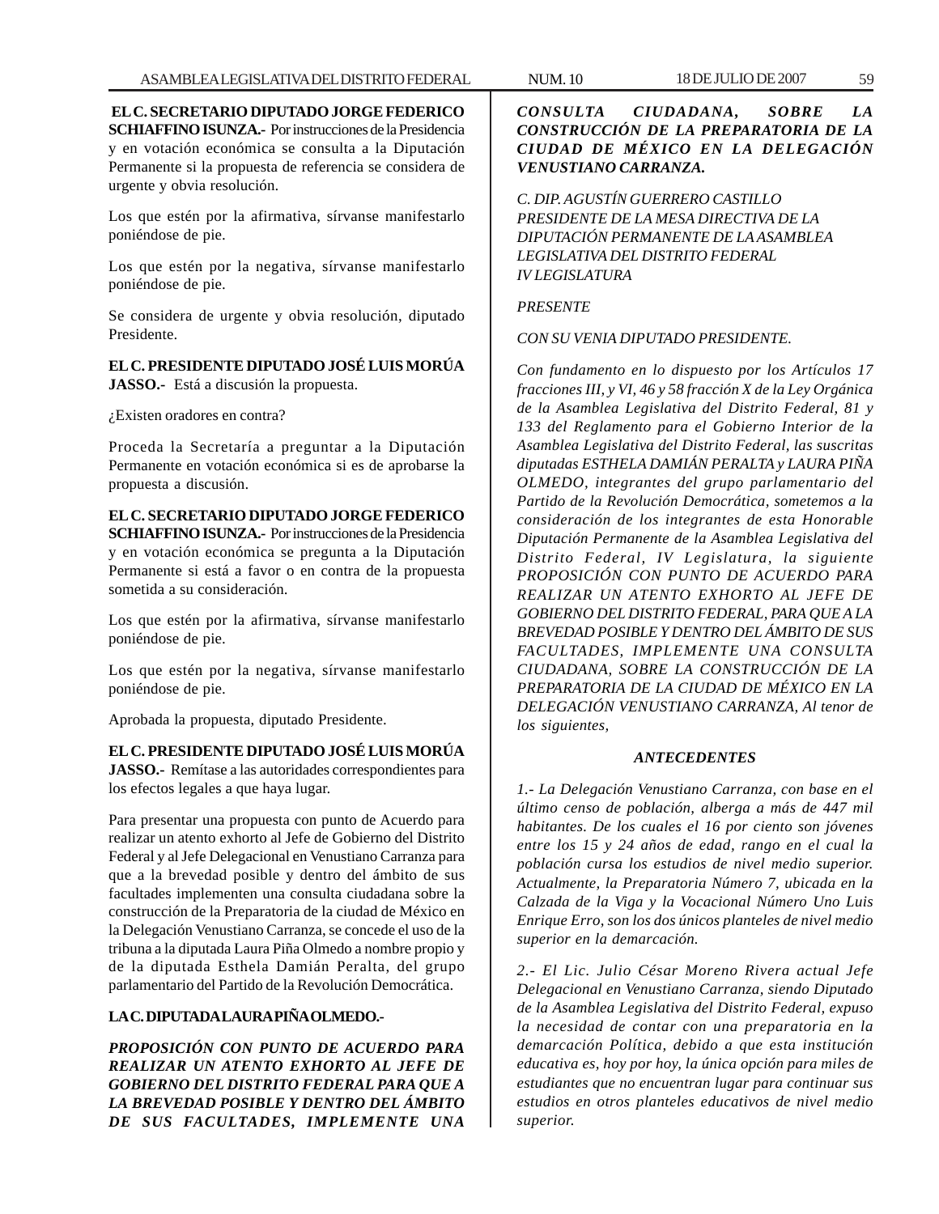**EL C. SECRETARIO DIPUTADO JORGE FEDERICO SCHIAFFINO ISUNZA.-** Por instrucciones de la Presidencia y en votación económica se consulta a la Diputación Permanente si la propuesta de referencia se considera de urgente y obvia resolución.

Los que estén por la afirmativa, sírvanse manifestarlo poniéndose de pie.

Los que estén por la negativa, sírvanse manifestarlo poniéndose de pie.

Se considera de urgente y obvia resolución, diputado Presidente.

**EL C. PRESIDENTE DIPUTADO JOSÉ LUIS MORÚA JASSO.-** Está a discusión la propuesta.

¿Existen oradores en contra?

Proceda la Secretaría a preguntar a la Diputación Permanente en votación económica si es de aprobarse la propuesta a discusión.

**EL C. SECRETARIO DIPUTADO JORGE FEDERICO SCHIAFFINO ISUNZA.-** Por instrucciones de la Presidencia y en votación económica se pregunta a la Diputación Permanente si está a favor o en contra de la propuesta sometida a su consideración.

Los que estén por la afirmativa, sírvanse manifestarlo poniéndose de pie.

Los que estén por la negativa, sírvanse manifestarlo poniéndose de pie.

Aprobada la propuesta, diputado Presidente.

**EL C. PRESIDENTE DIPUTADO JOSÉ LUIS MORÚA JASSO.-** Remítase a las autoridades correspondientes para los efectos legales a que haya lugar.

Para presentar una propuesta con punto de Acuerdo para realizar un atento exhorto al Jefe de Gobierno del Distrito Federal y al Jefe Delegacional en Venustiano Carranza para que a la brevedad posible y dentro del ámbito de sus facultades implementen una consulta ciudadana sobre la construcción de la Preparatoria de la ciudad de México en la Delegación Venustiano Carranza, se concede el uso de la tribuna a la diputada Laura Piña Olmedo a nombre propio y de la diputada Esthela Damián Peralta, del grupo parlamentario del Partido de la Revolución Democrática.

**LA C. DIPUTADA LAURA PIÑA OLMEDO.-**

***PROPOSICIÓN CON PUNTO DE ACUERDO PARA REALIZAR UN ATENTO EXHORTO AL JEFE DE GOBIERNO DEL DISTRITO FEDERAL PARA QUE A LA BREVEDAD POSIBLE Y DENTRO DEL ÁMBITO DE SUS FACULTADES, IMPLEMENTE UNA CONSULTA CIUDADANA, SOBRE LA CONSTRUCCIÓN DE LA PREPARATORIA DE LA CIUDAD DE MÉXICO EN LA DELEGACIÓN VENUSTIANO CARRANZA.***

*C. DIP. AGUSTÍN GUERRERO CASTILLO*
*PRESIDENTE DE LA MESA DIRECTIVA DE LA DIPUTACIÓN PERMANENTE DE LA ASAMBLEA LEGISLATIVA DEL DISTRITO FEDERAL*
*IV LEGISLATURA*

*PRESENTE*

*CON SU VENIA DIPUTADO PRESIDENTE.*

*Con fundamento en lo dispuesto por los Artículos 17 fracciones III, y VI, 46 y 58 fracción X de la Ley Orgánica de la Asamblea Legislativa del Distrito Federal, 81 y 133 del Reglamento para el Gobierno Interior de la Asamblea Legislativa del Distrito Federal, las suscritas diputadas ESTHELA DAMIÁN PERALTA y LAURA PIÑA OLMEDO, integrantes del grupo parlamentario del Partido de la Revolución Democrática, sometemos a la consideración de los integrantes de esta Honorable Diputación Permanente de la Asamblea Legislativa del Distrito Federal, IV Legislatura, la siguiente PROPOSICIÓN CON PUNTO DE ACUERDO PARA REALIZAR UN ATENTO EXHORTO AL JEFE DE GOBIERNO DEL DISTRITO FEDERAL, PARA QUE A LA BREVEDAD POSIBLE Y DENTRO DEL ÁMBITO DE SUS FACULTADES, IMPLEMENTE UNA CONSULTA CIUDADANA, SOBRE LA CONSTRUCCIÓN DE LA PREPARATORIA DE LA CIUDAD DE MÉXICO EN LA DELEGACIÓN VENUSTIANO CARRANZA, Al tenor de los siguientes,*

***ANTECEDENTES***

*1.- La Delegación Venustiano Carranza, con base en el último censo de población, alberga a más de 447 mil habitantes. De los cuales el 16 por ciento son jóvenes entre los 15 y 24 años de edad, rango en el cual la población cursa los estudios de nivel medio superior. Actualmente, la Preparatoria Número 7, ubicada en la Calzada de la Viga y la Vocacional Número Uno Luis Enrique Erro, son los dos únicos planteles de nivel medio superior en la demarcación.*

*2.- El Lic. Julio César Moreno Rivera actual Jefe Delegacional en Venustiano Carranza, siendo Diputado de la Asamblea Legislativa del Distrito Federal, expuso la necesidad de contar con una preparatoria en la demarcación Política, debido a que esta institución educativa es, hoy por hoy, la única opción para miles de estudiantes que no encuentran lugar para continuar sus estudios en otros planteles educativos de nivel medio superior.*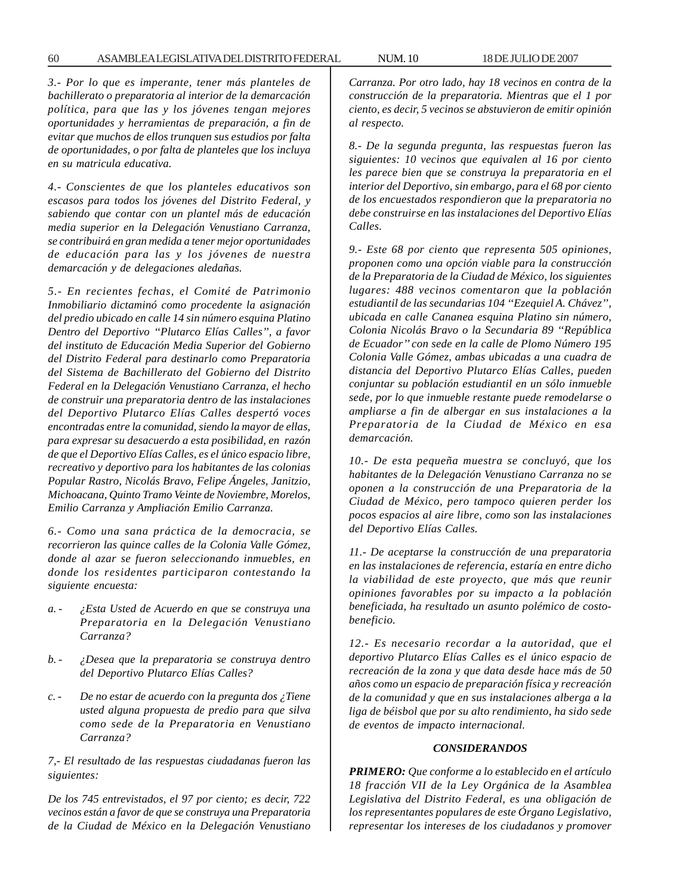*3.- Por lo que es imperante, tener más planteles de bachillerato o preparatoria al interior de la demarcación política, para que las y los jóvenes tengan mejores oportunidades y herramientas de preparación, a fin de evitar que muchos de ellos trunquen sus estudios por falta de oportunidades, o por falta de planteles que los incluya en su matricula educativa.*

*4.- Conscientes de que los planteles educativos son escasos para todos los jóvenes del Distrito Federal, y sabiendo que contar con un plantel más de educación media superior en la Delegación Venustiano Carranza, se contribuirá en gran medida a tener mejor oportunidades de educación para las y los jóvenes de nuestra demarcación y de delegaciones aledañas.*

*5.- En recientes fechas, el Comité de Patrimonio Inmobiliario dictaminó como procedente la asignación del predio ubicado en calle 14 sin número esquina Platino Dentro del Deportivo "Plutarco Elías Calles", a favor del instituto de Educación Media Superior del Gobierno del Distrito Federal para destinarlo como Preparatoria del Sistema de Bachillerato del Gobierno del Distrito Federal en la Delegación Venustiano Carranza, el hecho de construir una preparatoria dentro de las instalaciones del Deportivo Plutarco Elías Calles despertó voces encontradas entre la comunidad, siendo la mayor de ellas, para expresar su desacuerdo a esta posibilidad, en razón de que el Deportivo Elías Calles, es el único espacio libre, recreativo y deportivo para los habitantes de las colonias Popular Rastro, Nicolás Bravo, Felipe Ángeles, Janitzio, Michoacana, Quinto Tramo Veinte de Noviembre, Morelos, Emilio Carranza y Ampliación Emilio Carranza.*

*6.- Como una sana práctica de la democracia, se recorrieron las quince calles de la Colonia Valle Gómez, donde al azar se fueron seleccionando inmuebles, en donde los residentes participaron contestando la siguiente encuesta:*

*a. - ¿Esta Usted de Acuerdo en que se construya una Preparatoria en la Delegación Venustiano Carranza?*

*b. - ¿Desea que la preparatoria se construya dentro del Deportivo Plutarco Elías Calles?*

*c. - De no estar de acuerdo con la pregunta dos ¿Tiene usted alguna propuesta de predio para que silva como sede de la Preparatoria en Venustiano Carranza?*

*7,- El resultado de las respuestas ciudadanas fueron las siguientes:*

*De los 745 entrevistados, el 97 por ciento; es decir, 722 vecinos están a favor de que se construya una Preparatoria de la Ciudad de México en la Delegación Venustiano Carranza. Por otro lado, hay 18 vecinos en contra de la construcción de la preparatoria. Mientras que el 1 por ciento, es decir, 5 vecinos se abstuvieron de emitir opinión al respecto.*

*8.- De la segunda pregunta, las respuestas fueron las siguientes: 10 vecinos que equivalen al 16 por ciento les parece bien que se construya la preparatoria en el interior del Deportivo, sin embargo, para el 68 por ciento de los encuestados respondieron que la preparatoria no debe construirse en las instalaciones del Deportivo Elías Calles.*

*9.- Este 68 por ciento que representa 505 opiniones, proponen como una opción viable para la construcción de la Preparatoria de la Ciudad de México, los siguientes lugares: 488 vecinos comentaron que la población estudiantil de las secundarias 104 "Ezequiel A. Chávez", ubicada en calle Cananea esquina Platino sin número, Colonia Nicolás Bravo o la Secundaria 89 "República de Ecuador" con sede en la calle de Plomo Número 195 Colonia Valle Gómez, ambas ubicadas a una cuadra de distancia del Deportivo Plutarco Elías Calles, pueden conjuntar su población estudiantil en un sólo inmueble sede, por lo que inmueble restante puede remodelarse o ampliarse a fin de albergar en sus instalaciones a la Preparatoria de la Ciudad de México en esa demarcación.*

*10.- De esta pequeña muestra se concluyó, que los habitantes de la Delegación Venustiano Carranza no se oponen a la construcción de una Preparatoria de la Ciudad de México, pero tampoco quieren perder los pocos espacios al aire libre, como son las instalaciones del Deportivo Elías Calles.*

*11.- De aceptarse la construcción de una preparatoria en las instalaciones de referencia, estaría en entre dicho la viabilidad de este proyecto, que más que reunir opiniones favorables por su impacto a la población beneficiada, ha resultado un asunto polémico de costo-beneficio.*

*12.- Es necesario recordar a la autoridad, que el deportivo Plutarco Elías Calles es el único espacio de recreación de la zona y que data desde hace más de 50 años como un espacio de preparación física y recreación de la comunidad y que en sus instalaciones alberga a la liga de béisbol que por su alto rendimiento, ha sido sede de eventos de impacto internacional.*

***CONSIDERANDOS***

***PRIMERO:*** *Que conforme a lo establecido en el artículo 18 fracción VII de la Ley Orgánica de la Asamblea Legislativa del Distrito Federal, es una obligación de los representantes populares de este Órgano Legislativo, representar los intereses de los ciudadanos y promover*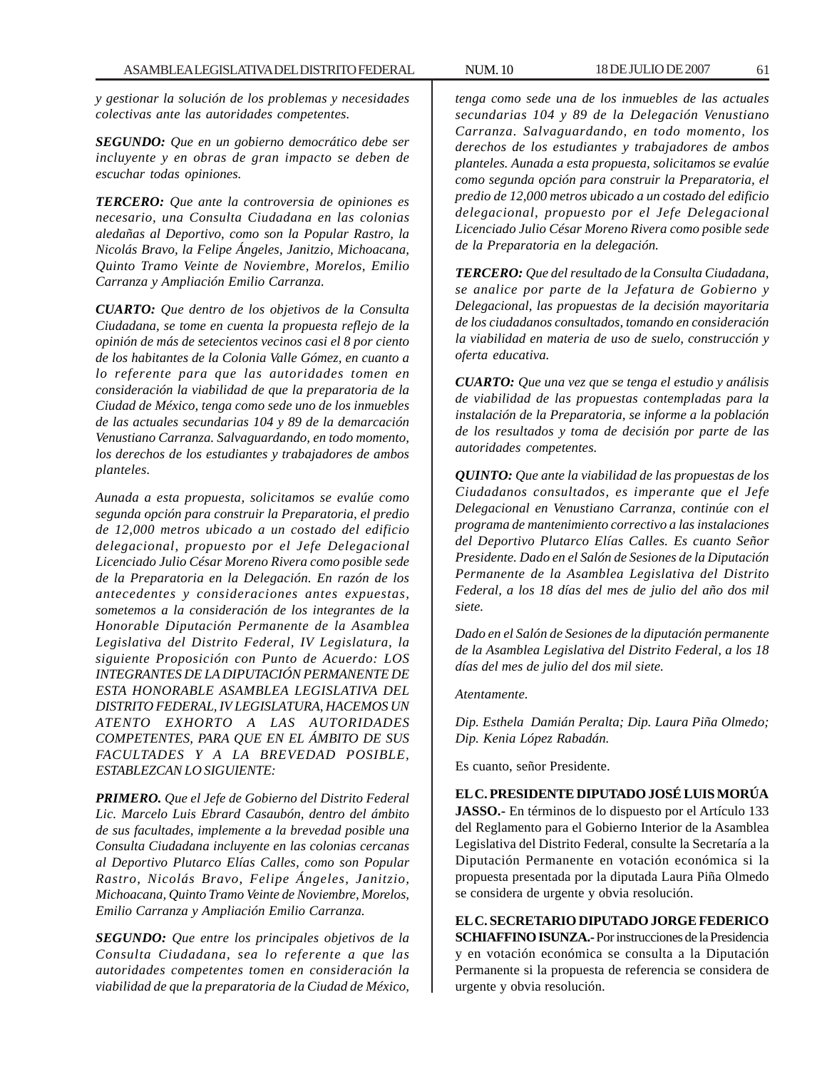*y gestionar la solución de los problemas y necesidades colectivas ante las autoridades competentes.*

***SEGUNDO:*** *Que en un gobierno democrático debe ser incluyente y en obras de gran impacto se deben de escuchar todas opiniones.*

***TERCERO:*** *Que ante la controversia de opiniones es necesario, una Consulta Ciudadana en las colonias aledañas al Deportivo, como son la Popular Rastro, la Nicolás Bravo, la Felipe Ángeles, Janitzio, Michoacana, Quinto Tramo Veinte de Noviembre, Morelos, Emilio Carranza y Ampliación Emilio Carranza.*

***CUARTO:*** *Que dentro de los objetivos de la Consulta Ciudadana, se tome en cuenta la propuesta reflejo de la opinión de más de setecientos vecinos casi el 8 por ciento de los habitantes de la Colonia Valle Gómez, en cuanto a lo referente para que las autoridades tomen en consideración la viabilidad de que la preparatoria de la Ciudad de México, tenga como sede uno de los inmuebles de las actuales secundarias 104 y 89 de la demarcación Venustiano Carranza. Salvaguardando, en todo momento, los derechos de los estudiantes y trabajadores de ambos planteles.*

*Aunada a esta propuesta, solicitamos se evalúe como segunda opción para construir la Preparatoria, el predio de 12,000 metros ubicado a un costado del edificio delegacional, propuesto por el Jefe Delegacional Licenciado Julio César Moreno Rivera como posible sede de la Preparatoria en la Delegación. En razón de los antecedentes y consideraciones antes expuestas, sometemos a la consideración de los integrantes de la Honorable Diputación Permanente de la Asamblea Legislativa del Distrito Federal, IV Legislatura, la siguiente Proposición con Punto de Acuerdo: LOS INTEGRANTES DE LA DIPUTACIÓN PERMANENTE DE ESTA HONORABLE ASAMBLEA LEGISLATIVA DEL DISTRITO FEDERAL, IV LEGISLATURA, HACEMOS UN ATENTO EXHORTO A LAS AUTORIDADES COMPETENTES, PARA QUE EN EL ÁMBITO DE SUS FACULTADES Y A LA BREVEDAD POSIBLE, ESTABLEZCAN LO SIGUIENTE:*

***PRIMERO.*** *Que el Jefe de Gobierno del Distrito Federal Lic. Marcelo Luis Ebrard Casaubón, dentro del ámbito de sus facultades, implemente a la brevedad posible una Consulta Ciudadana incluyente en las colonias cercanas al Deportivo Plutarco Elías Calles, como son Popular Rastro, Nicolás Bravo, Felipe Ángeles, Janitzio, Michoacana, Quinto Tramo Veinte de Noviembre, Morelos, Emilio Carranza y Ampliación Emilio Carranza.*

***SEGUNDO:*** *Que entre los principales objetivos de la Consulta Ciudadana, sea lo referente a que las autoridades competentes tomen en consideración la viabilidad de que la preparatoria de la Ciudad de México, tenga como sede una de los inmuebles de las actuales secundarias 104 y 89 de la Delegación Venustiano Carranza. Salvaguardando, en todo momento, los derechos de los estudiantes y trabajadores de ambos planteles. Aunada a esta propuesta, solicitamos se evalúe como segunda opción para construir la Preparatoria, el predio de 12,000 metros ubicado a un costado del edificio delegacional, propuesto por el Jefe Delegacional Licenciado Julio César Moreno Rivera como posible sede de la Preparatoria en la delegación.*

***TERCERO:*** *Que del resultado de la Consulta Ciudadana, se analice por parte de la Jefatura de Gobierno y Delegacional, las propuestas de la decisión mayoritaria de los ciudadanos consultados, tomando en consideración la viabilidad en materia de uso de suelo, construcción y oferta educativa.*

***CUARTO:*** *Que una vez que se tenga el estudio y análisis de viabilidad de las propuestas contempladas para la instalación de la Preparatoria, se informe a la población de los resultados y toma de decisión por parte de las autoridades competentes.*

***QUINTO:*** *Que ante la viabilidad de las propuestas de los Ciudadanos consultados, es imperante que el Jefe Delegacional en Venustiano Carranza, continúe con el programa de mantenimiento correctivo a las instalaciones del Deportivo Plutarco Elías Calles. Es cuanto Señor Presidente. Dado en el Salón de Sesiones de la Diputación Permanente de la Asamblea Legislativa del Distrito Federal, a los 18 días del mes de julio del año dos mil siete.*

*Dado en el Salón de Sesiones de la diputación permanente de la Asamblea Legislativa del Distrito Federal, a los 18 días del mes de julio del dos mil siete.*

*Atentamente.*

*Dip. Esthela Damián Peralta; Dip. Laura Piña Olmedo; Dip. Kenia López Rabadán.*

Es cuanto, señor Presidente.

**EL C. PRESIDENTE DIPUTADO JOSÉ LUIS MORÚA JASSO.-** En términos de lo dispuesto por el Artículo 133 del Reglamento para el Gobierno Interior de la Asamblea Legislativa del Distrito Federal, consulte la Secretaría a la Diputación Permanente en votación económica si la propuesta presentada por la diputada Laura Piña Olmedo se considera de urgente y obvia resolución.

**EL C. SECRETARIO DIPUTADO JORGE FEDERICO SCHIAFFINO ISUNZA.-** Por instrucciones de la Presidencia y en votación económica se consulta a la Diputación Permanente si la propuesta de referencia se considera de urgente y obvia resolución.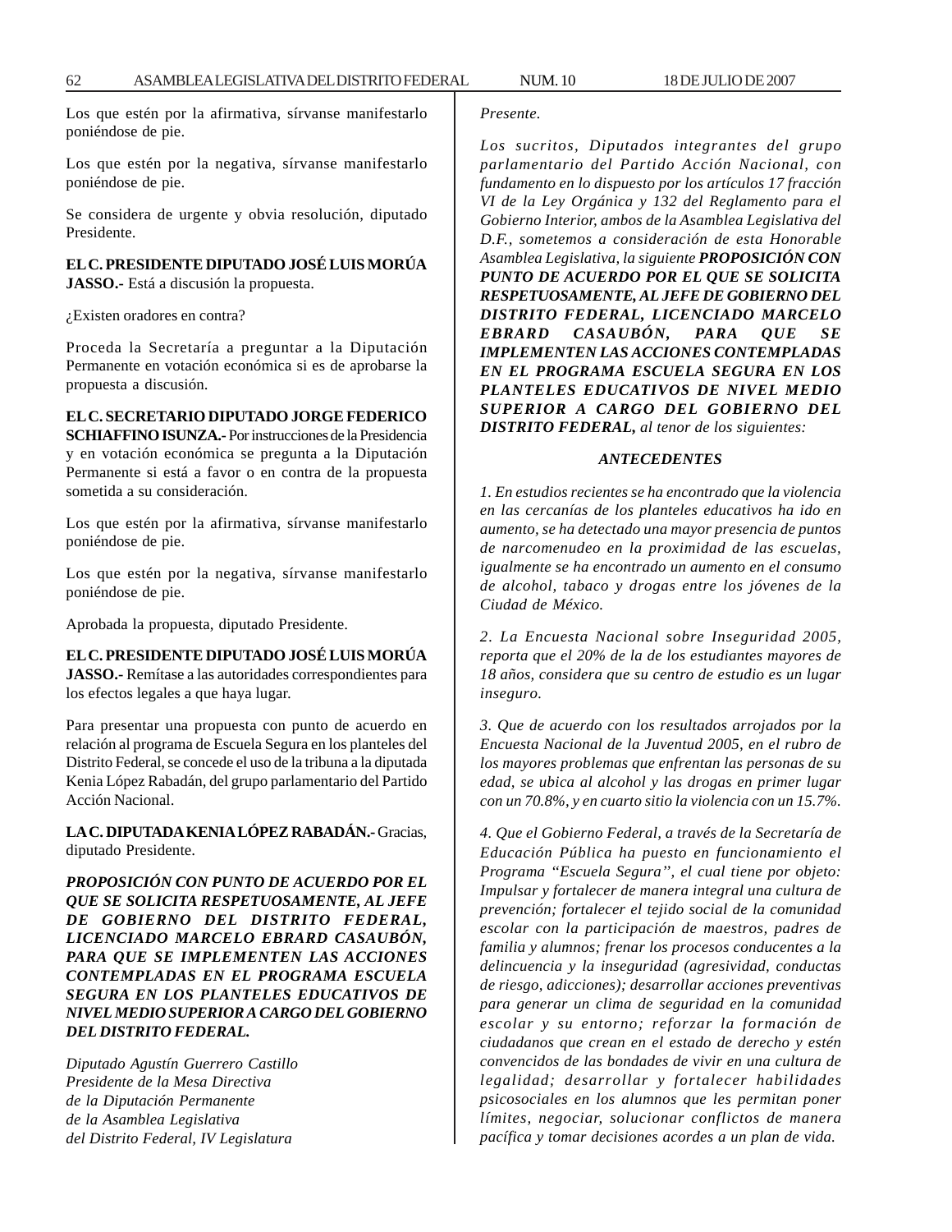Los que estén por la afirmativa, sírvanse manifestarlo poniéndose de pie.

Los que estén por la negativa, sírvanse manifestarlo poniéndose de pie.

Se considera de urgente y obvia resolución, diputado Presidente.

**EL C. PRESIDENTE DIPUTADO JOSÉ LUIS MORÚA JASSO.-** Está a discusión la propuesta.

¿Existen oradores en contra?

Proceda la Secretaría a preguntar a la Diputación Permanente en votación económica si es de aprobarse la propuesta a discusión.

**EL C. SECRETARIO DIPUTADO JORGE FEDERICO SCHIAFFINO ISUNZA.-** Por instrucciones de la Presidencia y en votación económica se pregunta a la Diputación Permanente si está a favor o en contra de la propuesta sometida a su consideración.

Los que estén por la afirmativa, sírvanse manifestarlo poniéndose de pie.

Los que estén por la negativa, sírvanse manifestarlo poniéndose de pie.

Aprobada la propuesta, diputado Presidente.

**EL C. PRESIDENTE DIPUTADO JOSÉ LUIS MORÚA JASSO.-** Remítase a las autoridades correspondientes para los efectos legales a que haya lugar.

Para presentar una propuesta con punto de acuerdo en relación al programa de Escuela Segura en los planteles del Distrito Federal, se concede el uso de la tribuna a la diputada Kenia López Rabadán, del grupo parlamentario del Partido Acción Nacional.

**LA C. DIPUTADA KENIA LÓPEZ RABADÁN.-** Gracias, diputado Presidente.

***PROPOSICIÓN CON PUNTO DE ACUERDO POR EL QUE SE SOLICITA RESPETUOSAMENTE, AL JEFE DE GOBIERNO DEL DISTRITO FEDERAL, LICENCIADO MARCELO EBRARD CASAUBÓN, PARA QUE SE IMPLEMENTEN LAS ACCIONES CONTEMPLADAS EN EL PROGRAMA ESCUELA SEGURA EN LOS PLANTELES EDUCATIVOS DE NIVEL MEDIO SUPERIOR A CARGO DEL GOBIERNO DEL DISTRITO FEDERAL.***

*Diputado Agustín Guerrero Castillo*
*Presidente de la Mesa Directiva*
*de la Diputación Permanente*
*de la Asamblea Legislativa*
*del Distrito Federal, IV Legislatura*
*Presente.*

*Los sucritos, Diputados integrantes del grupo parlamentario del Partido Acción Nacional, con fundamento en lo dispuesto por los artículos 17 fracción VI de la Ley Orgánica y 132 del Reglamento para el Gobierno Interior, ambos de la Asamblea Legislativa del D.F., sometemos a consideración de esta Honorable Asamblea Legislativa, la siguiente* ***PROPOSICIÓN CON PUNTO DE ACUERDO POR EL QUE SE SOLICITA RESPETUOSAMENTE, AL JEFE DE GOBIERNO DEL DISTRITO FEDERAL, LICENCIADO MARCELO EBRARD CASAUBÓN, PARA QUE SE IMPLEMENTEN LAS ACCIONES CONTEMPLADAS EN EL PROGRAMA ESCUELA SEGURA EN LOS PLANTELES EDUCATIVOS DE NIVEL MEDIO SUPERIOR A CARGO DEL GOBIERNO DEL DISTRITO FEDERAL,*** *al tenor de los siguientes:*

***ANTECEDENTES***

*1. En estudios recientes se ha encontrado que la violencia en las cercanías de los planteles educativos ha ido en aumento, se ha detectado una mayor presencia de puntos de narcomenudeo en la proximidad de las escuelas, igualmente se ha encontrado un aumento en el consumo de alcohol, tabaco y drogas entre los jóvenes de la Ciudad de México.*

*2. La Encuesta Nacional sobre Inseguridad 2005, reporta que el 20% de la de los estudiantes mayores de 18 años, considera que su centro de estudio es un lugar inseguro.*

*3. Que de acuerdo con los resultados arrojados por la Encuesta Nacional de la Juventud 2005, en el rubro de los mayores problemas que enfrentan las personas de su edad, se ubica al alcohol y las drogas en primer lugar con un 70.8%, y en cuarto sitio la violencia con un 15.7%.*

*4. Que el Gobierno Federal, a través de la Secretaría de Educación Pública ha puesto en funcionamiento el Programa "Escuela Segura", el cual tiene por objeto: Impulsar y fortalecer de manera integral una cultura de prevención; fortalecer el tejido social de la comunidad escolar con la participación de maestros, padres de familia y alumnos; frenar los procesos conducentes a la delincuencia y la inseguridad (agresividad, conductas de riesgo, adicciones); desarrollar acciones preventivas para generar un clima de seguridad en la comunidad escolar y su entorno; reforzar la formación de ciudadanos que crean en el estado de derecho y estén convencidos de las bondades de vivir en una cultura de legalidad; desarrollar y fortalecer habilidades psicosociales en los alumnos que les permitan poner límites, negociar, solucionar conflictos de manera pacífica y tomar decisiones acordes a un plan de vida.*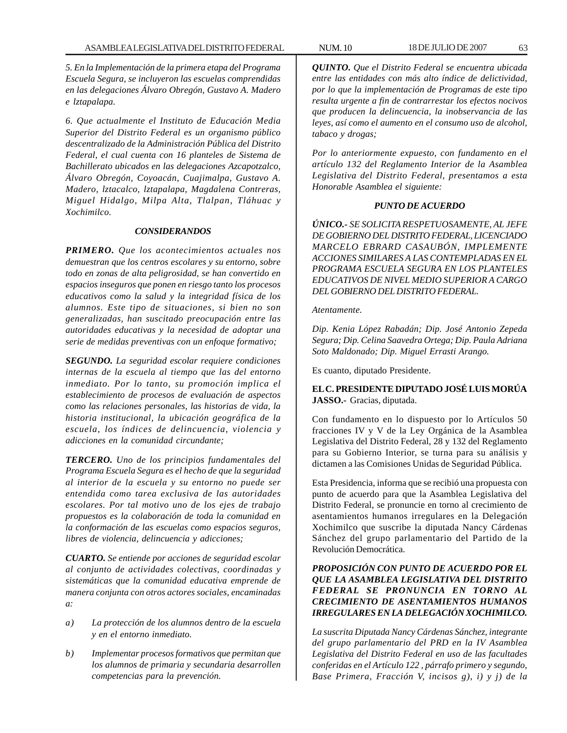*5. En la Implementación de la primera etapa del Programa Escuela Segura, se incluyeron las escuelas comprendidas en las delegaciones Álvaro Obregón, Gustavo A. Madero e lztapalapa.*

*6. Que actualmente el Instituto de Educación Media Superior del Distrito Federal es un organismo público descentralizado de la Administración Pública del Distrito Federal, el cual cuenta con 16 planteles de Sistema de Bachillerato ubicados en las delegaciones Azcapotzalco, Álvaro Obregón, Coyoacán, Cuajimalpa, Gustavo A. Madero, lztacalco, lztapalapa, Magdalena Contreras, Miguel Hidalgo, Milpa Alta, Tlalpan, Tláhuac y Xochimilco.*

***CONSIDERANDOS***

***PRIMERO.*** *Que los acontecimientos actuales nos demuestran que los centros escolares y su entorno, sobre todo en zonas de alta peligrosidad, se han convertido en espacios inseguros que ponen en riesgo tanto los procesos educativos como la salud y la integridad física de los alumnos. Este tipo de situaciones, si bien no son generalizadas, han suscitado preocupación entre las autoridades educativas y la necesidad de adoptar una serie de medidas preventivas con un enfoque formativo;*

***SEGUNDO.*** *La seguridad escolar requiere condiciones internas de la escuela al tiempo que las del entorno inmediato. Por lo tanto, su promoción implica el establecimiento de procesos de evaluación de aspectos como las relaciones personales, las historias de vida, la historia institucional, la ubicación geográfica de la escuela, los índices de delincuencia, violencia y adicciones en la comunidad circundante;*

***TERCERO.*** *Uno de los principios fundamentales del Programa Escuela Segura es el hecho de que la seguridad al interior de la escuela y su entorno no puede ser entendida como tarea exclusiva de las autoridades escolares. Por tal motivo uno de los ejes de trabajo propuestos es la colaboración de toda la comunidad en la conformación de las escuelas como espacios seguros, libres de violencia, delincuencia y adicciones;*

***CUARTO.*** *Se entiende por acciones de seguridad escolar al conjunto de actividades colectivas, coordinadas y sistemáticas que la comunidad educativa emprende de manera conjunta con otros actores sociales, encaminadas a:*

*a) La protección de los alumnos dentro de la escuela y en el entorno inmediato.*

*b) Implementar procesos formativos que permitan que los alumnos de primaria y secundaria desarrollen competencias para la prevención.*

***QUINTO.*** *Que el Distrito Federal se encuentra ubicada entre las entidades con más alto índice de delictividad, por lo que la implementación de Programas de este tipo resulta urgente a fin de contrarrestar los efectos nocivos que producen la delincuencia, la inobservancia de las leyes, así como el aumento en el consumo uso de alcohol, tabaco y drogas;*

*Por lo anteriormente expuesto, con fundamento en el artículo 132 del Reglamento Interior de la Asamblea Legislativa del Distrito Federal, presentamos a esta Honorable Asamblea el siguiente:*

***PUNTO DE ACUERDO***

***ÚNICO.-*** *SE SOLICITA RESPETUOSAMENTE, AL JEFE DE GOBIERNO DEL DISTRITO FEDERAL, LICENCIADO MARCELO EBRARD CASAUBÓN, IMPLEMENTE ACCIONES SIMILARES A LAS CONTEMPLADAS EN EL PROGRAMA ESCUELA SEGURA EN LOS PLANTELES EDUCATIVOS DE NIVEL MEDIO SUPERIOR A CARGO DEL GOBIERNO DEL DISTRITO FEDERAL.*

*Atentamente.*

*Dip. Kenia López Rabadán; Dip. José Antonio Zepeda Segura; Dip. Celina Saavedra Ortega; Dip. Paula Adriana Soto Maldonado; Dip. Miguel Errasti Arango.*

Es cuanto, diputado Presidente.

**EL C. PRESIDENTE DIPUTADO JOSÉ LUIS MORÚA JASSO.-** Gracias, diputada.

Con fundamento en lo dispuesto por lo Artículos 50 fracciones IV y V de la Ley Orgánica de la Asamblea Legislativa del Distrito Federal, 28 y 132 del Reglamento para su Gobierno Interior, se turna para su análisis y dictamen a las Comisiones Unidas de Seguridad Pública.

Esta Presidencia, informa que se recibió una propuesta con punto de acuerdo para que la Asamblea Legislativa del Distrito Federal, se pronuncie en torno al crecimiento de asentamientos humanos irregulares en la Delegación Xochimilco que suscribe la diputada Nancy Cárdenas Sánchez del grupo parlamentario del Partido de la Revolución Democrática.

***PROPOSICIÓN CON PUNTO DE ACUERDO POR EL QUE LA ASAMBLEA LEGISLATIVA DEL DISTRITO FEDERAL SE PRONUNCIA EN TORNO AL CRECIMIENTO DE ASENTAMIENTOS HUMANOS IRREGULARES EN LA DELEGACIÓN XOCHIMILCO.***

*La suscrita Diputada Nancy Cárdenas Sánchez, integrante del grupo parlamentario del PRD en la IV Asamblea Legislativa del Distrito Federal en uso de las facultades conferidas en el Artículo 122 , párrafo primero y segundo, Base Primera, Fracción V, incisos g), i) y j) de la*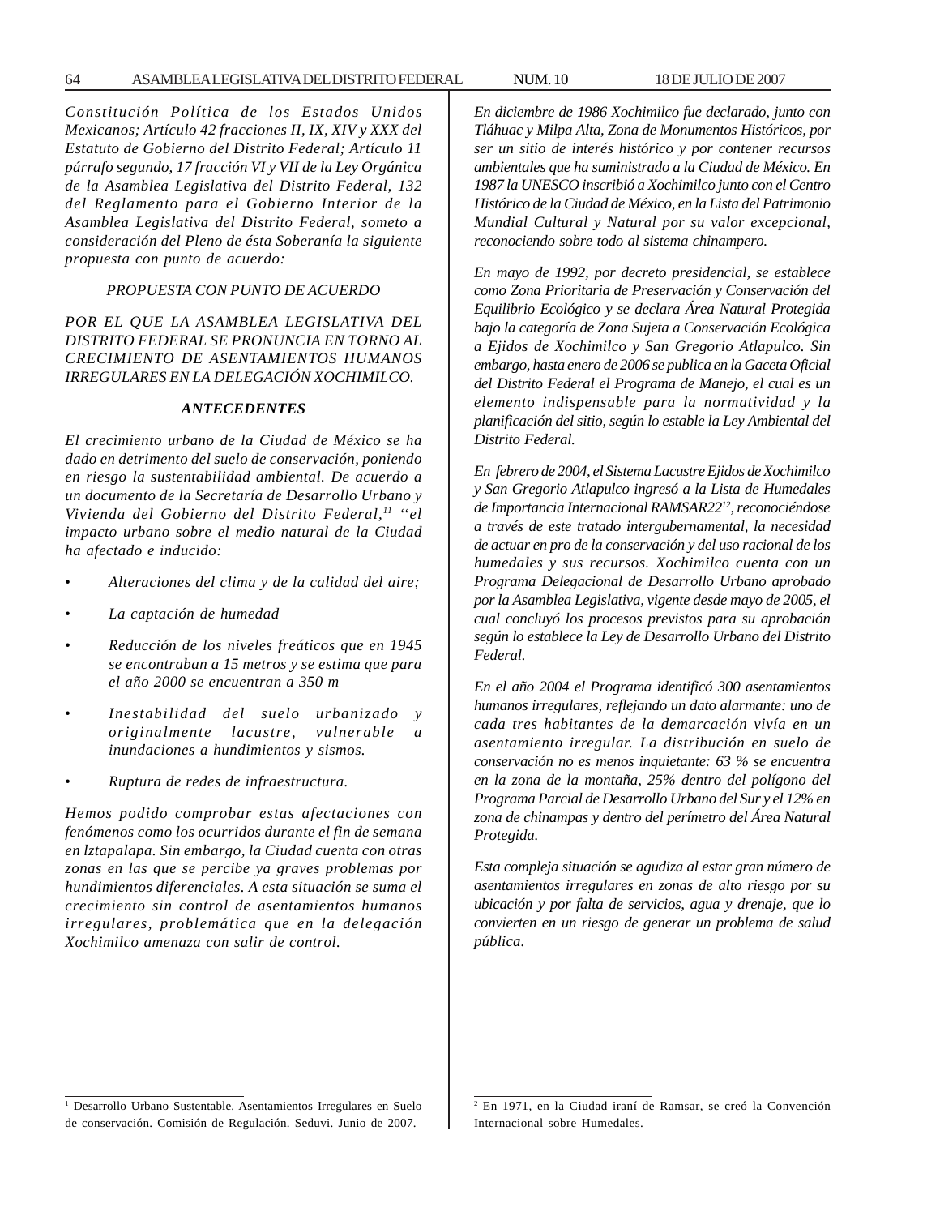*Constitución Política de los Estados Unidos Mexicanos; Artículo 42 fracciones II, IX, XIV y XXX del Estatuto de Gobierno del Distrito Federal; Artículo 11 párrafo segundo, 17 fracción VI y VII de la Ley Orgánica de la Asamblea Legislativa del Distrito Federal, 132 del Reglamento para el Gobierno Interior de la Asamblea Legislativa del Distrito Federal, someto a consideración del Pleno de ésta Soberanía la siguiente propuesta con punto de acuerdo:*

*PROPUESTA CON PUNTO DE ACUERDO*

*POR EL QUE LA ASAMBLEA LEGISLATIVA DEL DISTRITO FEDERAL SE PRONUNCIA EN TORNO AL CRECIMIENTO DE ASENTAMIENTOS HUMANOS IRREGULARES EN LA DELEGACIÓN XOCHIMILCO.*

***ANTECEDENTES***

*El crecimiento urbano de la Ciudad de México se ha dado en detrimento del suelo de conservación, poniendo en riesgo la sustentabilidad ambiental. De acuerdo a un documento de la Secretaría de Desarrollo Urbano y Vivienda del Gobierno del Distrito Federal,*[11] *"el impacto urbano sobre el medio natural de la Ciudad ha afectado e inducido:*

- *Alteraciones del clima y de la calidad del aire;*
- *La captación de humedad*
- *Reducción de los niveles freáticos que en 1945 se encontraban a 15 metros y se estima que para el año 2000 se encuentran a 350 m*
- *Inestabilidad del suelo urbanizado y originalmente lacustre, vulnerable a inundaciones a hundimientos y sismos.*
- *Ruptura de redes de infraestructura.*

*Hemos podido comprobar estas afectaciones con fenómenos como los ocurridos durante el fin de semana en lztapalapa. Sin embargo, la Ciudad cuenta con otras zonas en las que se percibe ya graves problemas por hundimientos diferenciales. A esta situación se suma el crecimiento sin control de asentamientos humanos irregulares, problemática que en la delegación Xochimilco amenaza con salir de control.*

*En diciembre de 1986 Xochimilco fue declarado, junto con Tláhuac y Milpa Alta, Zona de Monumentos Históricos, por ser un sitio de interés histórico y por contener recursos ambientales que ha suministrado a la Ciudad de México. En 1987 la UNESCO inscribió a Xochimilco junto con el Centro Histórico de la Ciudad de México, en la Lista del Patrimonio Mundial Cultural y Natural por su valor excepcional, reconociendo sobre todo al sistema chinampero.*

*En mayo de 1992, por decreto presidencial, se establece como Zona Prioritaria de Preservación y Conservación del Equilibrio Ecológico y se declara Área Natural Protegida bajo la categoría de Zona Sujeta a Conservación Ecológica a Ejidos de Xochimilco y San Gregorio Atlapulco. Sin embargo, hasta enero de 2006 se publica en la Gaceta Oficial del Distrito Federal el Programa de Manejo, el cual es un elemento indispensable para la normatividad y la planificación del sitio, según lo estable la Ley Ambiental del Distrito Federal.*

*En febrero de 2004, el Sistema Lacustre Ejidos de Xochimilco y San Gregorio Atlapulco ingresó a la Lista de Humedales de Importancia Internacional RAMSAR22*[12]*, reconociéndose a través de este tratado intergubernamental, la necesidad de actuar en pro de la conservación y del uso racional de los humedales y sus recursos. Xochimilco cuenta con un Programa Delegacional de Desarrollo Urbano aprobado por la Asamblea Legislativa, vigente desde mayo de 2005, el cual concluyó los procesos previstos para su aprobación según lo establece la Ley de Desarrollo Urbano del Distrito Federal.*

*En el año 2004 el Programa identificó 300 asentamientos humanos irregulares, reflejando un dato alarmante: uno de cada tres habitantes de la demarcación vivía en un asentamiento irregular. La distribución en suelo de conservación no es menos inquietante: 63 % se encuentra en la zona de la montaña, 25% dentro del polígono del Programa Parcial de Desarrollo Urbano del Sur y el 12% en zona de chinampas y dentro del perímetro del Área Natural Protegida.*

*Esta compleja situación se agudiza al estar gran número de asentamientos irregulares en zonas de alto riesgo por su ubicación y por falta de servicios, agua y drenaje, que lo convierten en un riesgo de generar un problema de salud pública.*

---

[1] Desarrollo Urbano Sustentable. Asentamientos Irregulares en Suelo de conservación. Comisión de Regulación. Seduvi. Junio de 2007.

[2] En 1971, en la Ciudad iraní de Ramsar, se creó la Convención Internacional sobre Humedales.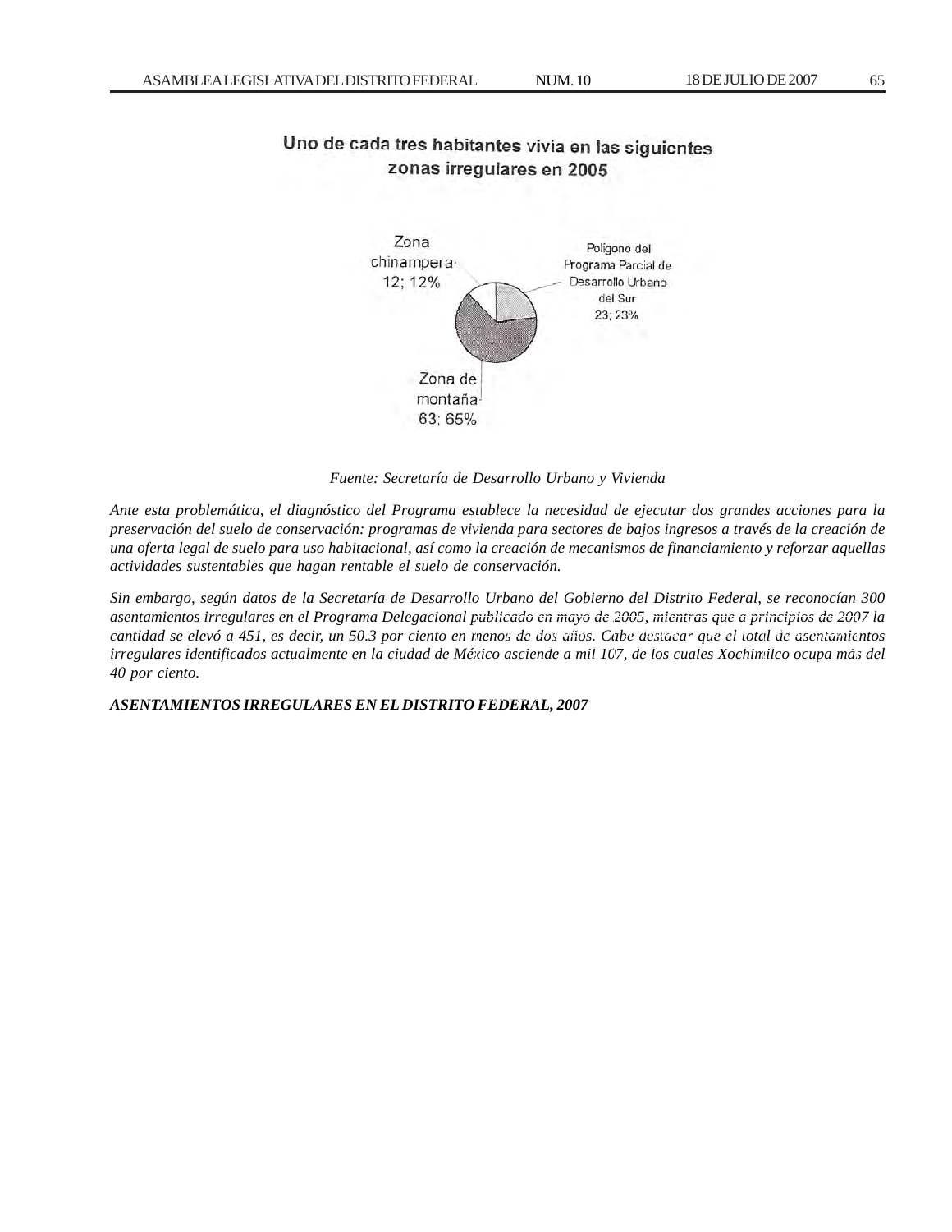**Uno de cada tres habitantes vivía en las siguientes zonas irregulares en 2005**

Zona chinampera 12; 12%

Polígono del Programa Parcial de Desarrollo Urbano del Sur 23; 23%

Zona de montaña 63; 65%

*Fuente: Secretaría de Desarrollo Urbano y Vivienda*

*Ante esta problemática, el diagnóstico del Programa establece la necesidad de ejecutar dos grandes acciones para la preservación del suelo de conservación: programas de vivienda para sectores de bajos ingresos a través de la creación de una oferta legal de suelo para uso habitacional, así como la creación de mecanismos de financiamiento y reforzar aquellas actividades sustentables que hagan rentable el suelo de conservación.*

*Sin embargo, según datos de la Secretaría de Desarrollo Urbano del Gobierno del Distrito Federal, se reconocían 300 asentamientos irregulares en el Programa Delegacional publicado en mayo de 2005, mientras que a principios de 2007 la cantidad se elevó a 451, es decir, un 50.3 por ciento en menos de dos años. Cabe destacar que el total de asentamientos irregulares identificados actualmente en la ciudad de México asciende a mil 107, de los cuales Xochimilco ocupa más del 40 por ciento.*

***ASENTAMIENTOS IRREGULARES EN EL DISTRITO FEDERAL, 2007***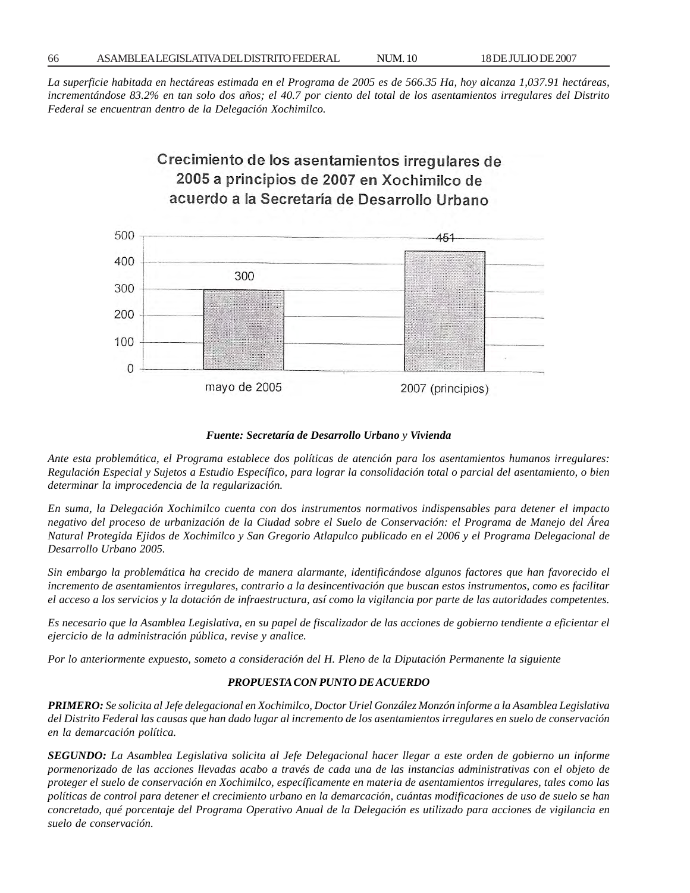*La superficie habitada en hectáreas estimada en el Programa de 2005 es de 566.35 Ha, hoy alcanza 1,037.91 hectáreas, incrementándose 83.2% en tan solo dos años; el 40.7 por ciento del total de los asentamientos irregulares del Distrito Federal se encuentran dentro de la Delegación Xochimilco.*

**Crecimiento de los asentamientos irregulares de 2005 a principios de 2007 en Xochimilco de acuerdo a la Secretaría de Desarrollo Urbano**

| Periodo | Asentamientos irregulares |
|---|---|
| mayo de 2005 | 300 |
| 2007 (principios) | 451 |

***Fuente: Secretaría de Desarrollo Urbano** y **Vivienda***

*Ante esta problemática, el Programa establece dos políticas de atención para los asentamientos humanos irregulares: Regulación Especial y Sujetos a Estudio Específico, para lograr la consolidación total o parcial del asentamiento, o bien determinar la improcedencia de la regularización.*

*En suma, la Delegación Xochimilco cuenta con dos instrumentos normativos indispensables para detener el impacto negativo del proceso de urbanización de la Ciudad sobre el Suelo de Conservación: el Programa de Manejo del Área Natural Protegida Ejidos de Xochimilco y San Gregorio Atlapulco publicado en el 2006 y el Programa Delegacional de Desarrollo Urbano 2005.*

*Sin embargo la problemática ha crecido de manera alarmante, identificándose algunos factores que han favorecido el incremento de asentamientos irregulares, contrario a la desincentivación que buscan estos instrumentos, como es facilitar el acceso a los servicios y la dotación de infraestructura, así como la vigilancia por parte de las autoridades competentes.*

*Es necesario que la Asamblea Legislativa, en su papel de fiscalizador de las acciones de gobierno tendiente a eficientar el ejercicio de la administración pública, revise y analice.*

*Por lo anteriormente expuesto, someto a consideración del H. Pleno de la Diputación Permanente la siguiente*

***PROPUESTA CON PUNTO DE ACUERDO***

***PRIMERO:** Se solicita al Jefe delegacional en Xochimilco, Doctor Uriel González Monzón informe a la Asamblea Legislativa del Distrito Federal las causas que han dado lugar al incremento de los asentamientos irregulares en suelo de conservación en la demarcación política.*

***SEGUNDO:** La Asamblea Legislativa solicita al Jefe Delegacional hacer llegar a este orden de gobierno un informe pormenorizado de las acciones llevadas acabo a través de cada una de las instancias administrativas con el objeto de proteger el suelo de conservación en Xochimilco, específicamente en materia de asentamientos irregulares, tales como las políticas de control para detener el crecimiento urbano en la demarcación, cuántas modificaciones de uso de suelo se han concretado, qué porcentaje del Programa Operativo Anual de la Delegación es utilizado para acciones de vigilancia en suelo de conservación.*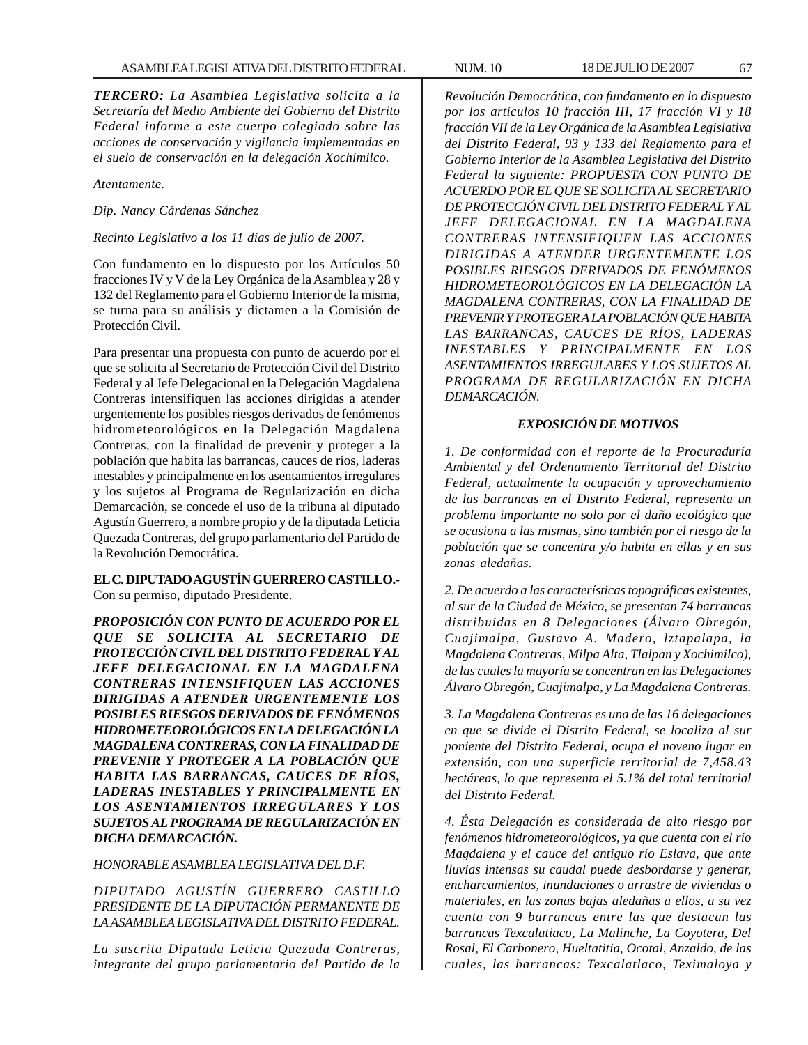***TERCERO:*** *La Asamblea Legislativa solicita a la Secretaría del Medio Ambiente del Gobierno del Distrito Federal informe a este cuerpo colegiado sobre las acciones de conservación y vigilancia implementadas en el suelo de conservación en la delegación Xochimilco.*

*Atentamente.*

*Dip. Nancy Cárdenas Sánchez*

*Recinto Legislativo a los 11 días de julio de 2007.*

Con fundamento en lo dispuesto por los Artículos 50 fracciones IV y V de la Ley Orgánica de la Asamblea y 28 y 132 del Reglamento para el Gobierno Interior de la misma, se turna para su análisis y dictamen a la Comisión de Protección Civil.

Para presentar una propuesta con punto de acuerdo por el que se solicita al Secretario de Protección Civil del Distrito Federal y al Jefe Delegacional en la Delegación Magdalena Contreras intensifiquen las acciones dirigidas a atender urgentemente los posibles riesgos derivados de fenómenos hidrometeorológicos en la Delegación Magdalena Contreras, con la finalidad de prevenir y proteger a la población que habita las barrancas, cauces de ríos, laderas inestables y principalmente en los asentamientos irregulares y los sujetos al Programa de Regularización en dicha Demarcación, se concede el uso de la tribuna al diputado Agustín Guerrero, a nombre propio y de la diputada Leticia Quezada Contreras, del grupo parlamentario del Partido de la Revolución Democrática.

**EL C. DIPUTADO AGUSTÍN GUERRERO CASTILLO.-** Con su permiso, diputado Presidente.

***PROPOSICIÓN CON PUNTO DE ACUERDO POR EL QUE SE SOLICITA AL SECRETARIO DE PROTECCIÓN CIVIL DEL DISTRITO FEDERAL Y AL JEFE DELEGACIONAL EN LA MAGDALENA CONTRERAS INTENSIFIQUEN LAS ACCIONES DIRIGIDAS A ATENDER URGENTEMENTE LOS POSIBLES RIESGOS DERIVADOS DE FENÓMENOS HIDROMETEOROLÓGICOS EN LA DELEGACIÓN LA MAGDALENA CONTRERAS, CON LA FINALIDAD DE PREVENIR Y PROTEGER A LA POBLACIÓN QUE HABITA LAS BARRANCAS, CAUCES DE RÍOS, LADERAS INESTABLES Y PRINCIPALMENTE EN LOS ASENTAMIENTOS IRREGULARES Y LOS SUJETOS AL PROGRAMA DE REGULARIZACIÓN EN DICHA DEMARCACIÓN.***

*HONORABLE ASAMBLEA LEGISLATIVA DEL D.F.*

*DIPUTADO AGUSTÍN GUERRERO CASTILLO PRESIDENTE DE LA DIPUTACIÓN PERMANENTE DE LA ASAMBLEA LEGISLATIVA DEL DISTRITO FEDERAL.*

*La suscrita Diputada Leticia Quezada Contreras, integrante del grupo parlamentario del Partido de la Revolución Democrática, con fundamento en lo dispuesto por los artículos 10 fracción III, 17 fracción VI y 18 fracción VII de la Ley Orgánica de la Asamblea Legislativa del Distrito Federal, 93 y 133 del Reglamento para el Gobierno Interior de la Asamblea Legislativa del Distrito Federal la siguiente: PROPUESTA CON PUNTO DE ACUERDO POR EL QUE SE SOLICITA AL SECRETARIO DE PROTECCIÓN CIVIL DEL DISTRITO FEDERAL Y AL JEFE DELEGACIONAL EN LA MAGDALENA CONTRERAS INTENSIFIQUEN LAS ACCIONES DIRIGIDAS A ATENDER URGENTEMENTE LOS POSIBLES RIESGOS DERIVADOS DE FENÓMENOS HIDROMETEOROLÓGICOS EN LA DELEGACIÓN LA MAGDALENA CONTRERAS, CON LA FINALIDAD DE PREVENIR Y PROTEGER A LA POBLACIÓN QUE HABITA LAS BARRANCAS, CAUCES DE RÍOS, LADERAS INESTABLES Y PRINCIPALMENTE EN LOS ASENTAMIENTOS IRREGULARES Y LOS SUJETOS AL PROGRAMA DE REGULARIZACIÓN EN DICHA DEMARCACIÓN.*

***EXPOSICIÓN DE MOTIVOS***

*1. De conformidad con el reporte de la Procuraduría Ambiental y del Ordenamiento Territorial del Distrito Federal, actualmente la ocupación y aprovechamiento de las barrancas en el Distrito Federal, representa un problema importante no solo por el daño ecológico que se ocasiona a las mismas, sino también por el riesgo de la población que se concentra y/o habita en ellas y en sus zonas aledañas.*

*2. De acuerdo a las características topográficas existentes, al sur de la Ciudad de México, se presentan 74 barrancas distribuidas en 8 Delegaciones (Álvaro Obregón, Cuajimalpa, Gustavo A. Madero, lztapalapa, la Magdalena Contreras, Milpa Alta, Tlalpan y Xochimilco), de las cuales la mayoría se concentran en las Delegaciones Álvaro Obregón, Cuajimalpa, y La Magdalena Contreras.*

*3. La Magdalena Contreras es una de las 16 delegaciones en que se divide el Distrito Federal, se localiza al sur poniente del Distrito Federal, ocupa el noveno lugar en extensión, con una superficie territorial de 7,458.43 hectáreas, lo que representa el 5.1% del total territorial del Distrito Federal.*

*4. Ésta Delegación es considerada de alto riesgo por fenómenos hidrometeorológicos, ya que cuenta con el río Magdalena y el cauce del antiguo río Eslava, que ante lluvias intensas su caudal puede desbordarse y generar, encharcamientos, inundaciones o arrastre de viviendas o materiales, en las zonas bajas aledañas a ellos, a su vez cuenta con 9 barrancas entre las que destacan las barrancas Texcalatiaco, La Malinche, La Coyotera, Del Rosal, El Carbonero, Hueltatitia, Ocotal, Anzaldo, de las cuales, las barrancas: Texcalatlaco, Teximaloya y*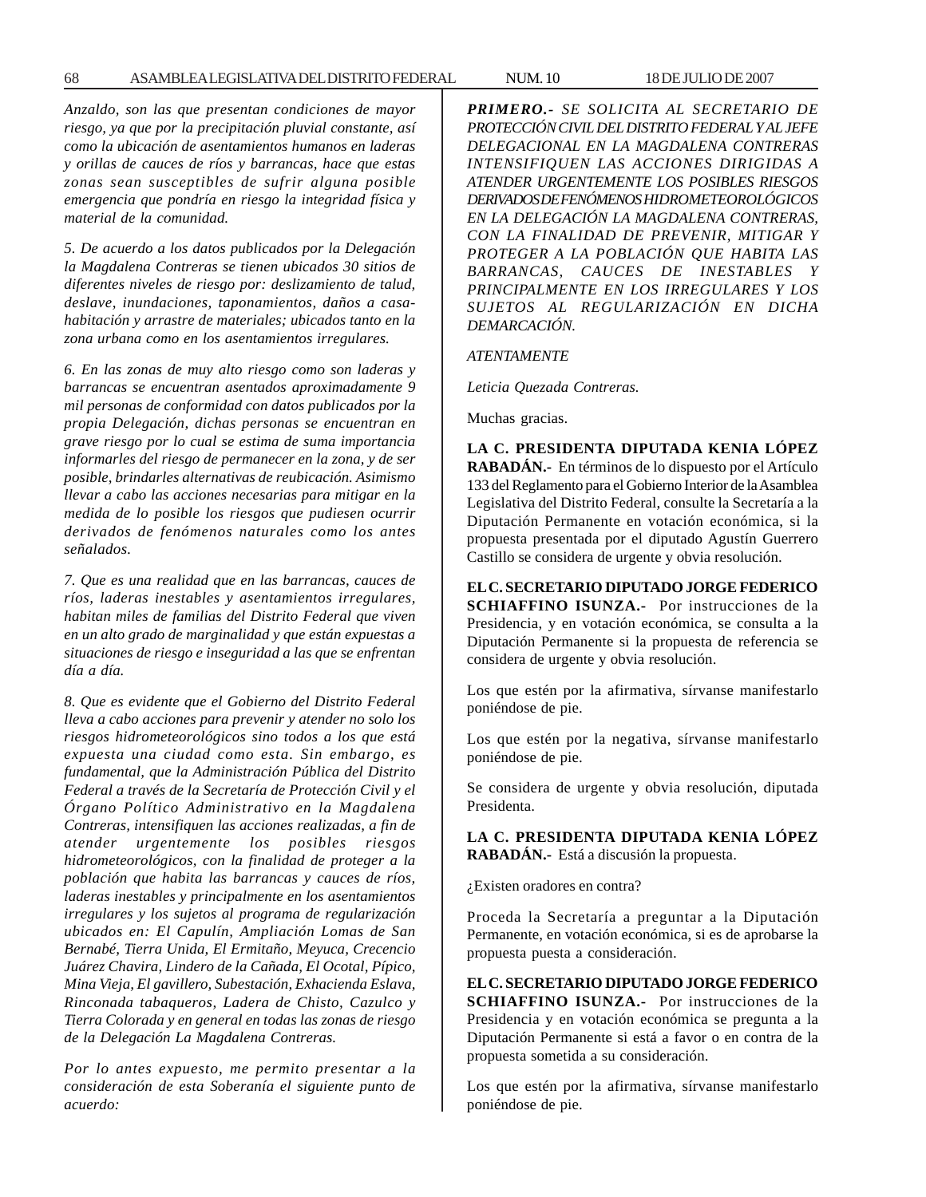*Anzaldo, son las que presentan condiciones de mayor riesgo, ya que por la precipitación pluvial constante, así como la ubicación de asentamientos humanos en laderas y orillas de cauces de ríos y barrancas, hace que estas zonas sean susceptibles de sufrir alguna posible emergencia que pondría en riesgo la integridad física y material de la comunidad.*

*5. De acuerdo a los datos publicados por la Delegación la Magdalena Contreras se tienen ubicados 30 sitios de diferentes niveles de riesgo por: deslizamiento de talud, deslave, inundaciones, taponamientos, daños a casa-habitación y arrastre de materiales; ubicados tanto en la zona urbana como en los asentamientos irregulares.*

*6. En las zonas de muy alto riesgo como son laderas y barrancas se encuentran asentados aproximadamente 9 mil personas de conformidad con datos publicados por la propia Delegación, dichas personas se encuentran en grave riesgo por lo cual se estima de suma importancia informarles del riesgo de permanecer en la zona, y de ser posible, brindarles alternativas de reubicación. Asimismo llevar a cabo las acciones necesarias para mitigar en la medida de lo posible los riesgos que pudiesen ocurrir derivados de fenómenos naturales como los antes señalados.*

*7. Que es una realidad que en las barrancas, cauces de ríos, laderas inestables y asentamientos irregulares, habitan miles de familias del Distrito Federal que viven en un alto grado de marginalidad y que están expuestas a situaciones de riesgo e inseguridad a las que se enfrentan día a día.*

*8. Que es evidente que el Gobierno del Distrito Federal lleva a cabo acciones para prevenir y atender no solo los riesgos hidrometeorológicos sino todos a los que está expuesta una ciudad como esta. Sin embargo, es fundamental, que la Administración Pública del Distrito Federal a través de la Secretaría de Protección Civil y el Órgano Político Administrativo en la Magdalena Contreras, intensifiquen las acciones realizadas, a fin de atender urgentemente los posibles riesgos hidrometeorológicos, con la finalidad de proteger a la población que habita las barrancas y cauces de ríos, laderas inestables y principalmente en los asentamientos irregulares y los sujetos al programa de regularización ubicados en: El Capulín, Ampliación Lomas de San Bernabé, Tierra Unida, El Ermitaño, Meyuca, Crecencio Juárez Chavira, Lindero de la Cañada, El Ocotal, Pípico, Mina Vieja, El gavillero, Subestación, Exhacienda Eslava, Rinconada tabaqueros, Ladera de Chisto, Cazulco y Tierra Colorada y en general en todas las zonas de riesgo de la Delegación La Magdalena Contreras.*

*Por lo antes expuesto, me permito presentar a la consideración de esta Soberanía el siguiente punto de acuerdo:*

***PRIMERO.-** SE SOLICITA AL SECRETARIO DE PROTECCIÓN CIVIL DEL DISTRITO FEDERAL Y AL JEFE DELEGACIONAL EN LA MAGDALENA CONTRERAS INTENSIFIQUEN LAS ACCIONES DIRIGIDAS A ATENDER URGENTEMENTE LOS POSIBLES RIESGOS DERIVADOS DE FENÓMENOS HIDROMETEOROLÓGICOS EN LA DELEGACIÓN LA MAGDALENA CONTRERAS, CON LA FINALIDAD DE PREVENIR, MITIGAR Y PROTEGER A LA POBLACIÓN QUE HABITA LAS BARRANCAS, CAUCES DE INESTABLES Y PRINCIPALMENTE EN LOS IRREGULARES Y LOS SUJETOS AL REGULARIZACIÓN EN DICHA DEMARCACIÓN.*

*ATENTAMENTE*

*Leticia Quezada Contreras.*

Muchas gracias.

**LA C. PRESIDENTA DIPUTADA KENIA LÓPEZ RABADÁN.-** En términos de lo dispuesto por el Artículo 133 del Reglamento para el Gobierno Interior de la Asamblea Legislativa del Distrito Federal, consulte la Secretaría a la Diputación Permanente en votación económica, si la propuesta presentada por el diputado Agustín Guerrero Castillo se considera de urgente y obvia resolución.

**EL C. SECRETARIO DIPUTADO JORGE FEDERICO SCHIAFFINO ISUNZA.-** Por instrucciones de la Presidencia, y en votación económica, se consulta a la Diputación Permanente si la propuesta de referencia se considera de urgente y obvia resolución.

Los que estén por la afirmativa, sírvanse manifestarlo poniéndose de pie.

Los que estén por la negativa, sírvanse manifestarlo poniéndose de pie.

Se considera de urgente y obvia resolución, diputada Presidenta.

**LA C. PRESIDENTA DIPUTADA KENIA LÓPEZ RABADÁN.-** Está a discusión la propuesta.

¿Existen oradores en contra?

Proceda la Secretaría a preguntar a la Diputación Permanente, en votación económica, si es de aprobarse la propuesta puesta a consideración.

**EL C. SECRETARIO DIPUTADO JORGE FEDERICO SCHIAFFINO ISUNZA.-** Por instrucciones de la Presidencia y en votación económica se pregunta a la Diputación Permanente si está a favor o en contra de la propuesta sometida a su consideración.

Los que estén por la afirmativa, sírvanse manifestarlo poniéndose de pie.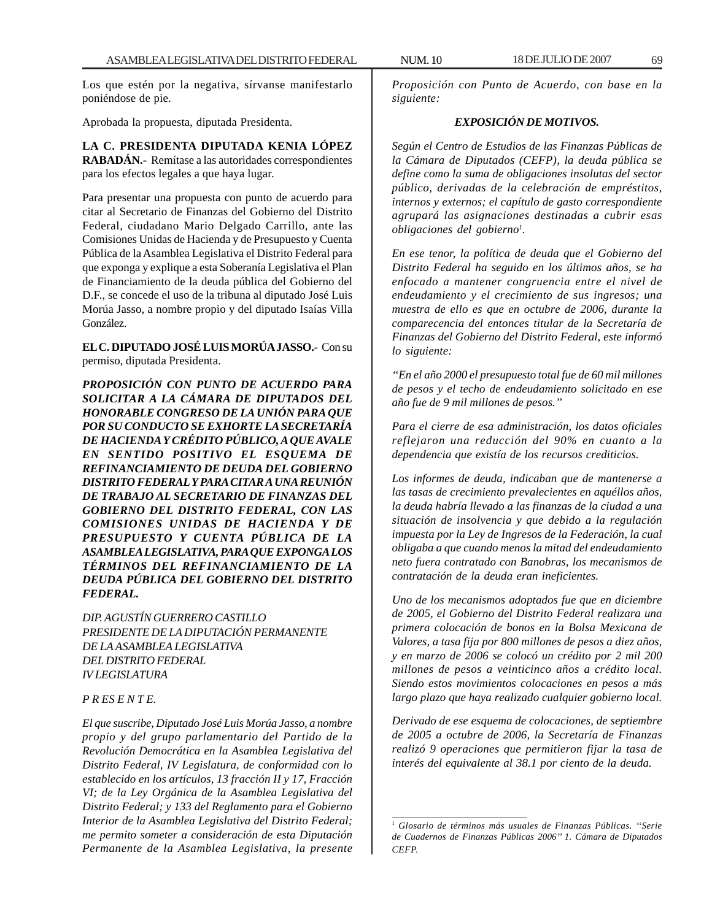Los que estén por la negativa, sírvanse manifestarlo poniéndose de pie.

Aprobada la propuesta, diputada Presidenta.

**LA C. PRESIDENTA DIPUTADA KENIA LÓPEZ RABADÁN.-** Remítase a las autoridades correspondientes para los efectos legales a que haya lugar.

Para presentar una propuesta con punto de acuerdo para citar al Secretario de Finanzas del Gobierno del Distrito Federal, ciudadano Mario Delgado Carrillo, ante las Comisiones Unidas de Hacienda y de Presupuesto y Cuenta Pública de la Asamblea Legislativa el Distrito Federal para que exponga y explique a esta Soberanía Legislativa el Plan de Financiamiento de la deuda pública del Gobierno del D.F., se concede el uso de la tribuna al diputado José Luis Morúa Jasso, a nombre propio y del diputado Isaías Villa González.

**EL C. DIPUTADO JOSÉ LUIS MORÚA JASSO.-** Con su permiso, diputada Presidenta.

***PROPOSICIÓN CON PUNTO DE ACUERDO PARA SOLICITAR A LA CÁMARA DE DIPUTADOS DEL HONORABLE CONGRESO DE LA UNIÓN PARA QUE POR SU CONDUCTO SE EXHORTE LA SECRETARÍA DE HACIENDA Y CRÉDITO PÚBLICO, A QUE AVALE EN SENTIDO POSITIVO EL ESQUEMA DE REFINANCIAMIENTO DE DEUDA DEL GOBIERNO DISTRITO FEDERAL Y PARA CITAR A UNA REUNIÓN DE TRABAJO AL SECRETARIO DE FINANZAS DEL GOBIERNO DEL DISTRITO FEDERAL, CON LAS COMISIONES UNIDAS DE HACIENDA Y DE PRESUPUESTO Y CUENTA PÚBLICA DE LA ASAMBLEA LEGISLATIVA, PARA QUE EXPONGA LOS TÉRMINOS DEL REFINANCIAMIENTO DE LA DEUDA PÚBLICA DEL GOBIERNO DEL DISTRITO FEDERAL.***

*DIP. AGUSTÍN GUERRERO CASTILLO*
*PRESIDENTE DE LA DIPUTACIÓN PERMANENTE*
*DE LA ASAMBLEA LEGISLATIVA*
*DEL DISTRITO FEDERAL*
*IV LEGISLATURA*

*P R ES E N T E.*

*El que suscribe, Diputado José Luis Morúa Jasso, a nombre propio y del grupo parlamentario del Partido de la Revolución Democrática en la Asamblea Legislativa del Distrito Federal, IV Legislatura, de conformidad con lo establecido en los artículos, 13 fracción II y 17, Fracción VI; de la Ley Orgánica de la Asamblea Legislativa del Distrito Federal; y 133 del Reglamento para el Gobierno Interior de la Asamblea Legislativa del Distrito Federal; me permito someter a consideración de esta Diputación Permanente de la Asamblea Legislativa, la presente Proposición con Punto de Acuerdo, con base en la siguiente:*

***EXPOSICIÓN DE MOTIVOS.***

*Según el Centro de Estudios de las Finanzas Públicas de la Cámara de Diputados (CEFP), la deuda pública se define como la suma de obligaciones insolutas del sector público, derivadas de la celebración de empréstitos, internos y externos; el capítulo de gasto correspondiente agrupará las asignaciones destinadas a cubrir esas obligaciones del gobierno*[1]*.*

*En ese tenor, la política de deuda que el Gobierno del Distrito Federal ha seguido en los últimos años, se ha enfocado a mantener congruencia entre el nivel de endeudamiento y el crecimiento de sus ingresos; una muestra de ello es que en octubre de 2006, durante la comparecencia del entonces titular de la Secretaría de Finanzas del Gobierno del Distrito Federal, este informó lo siguiente:*

*"En el año 2000 el presupuesto total fue de 60 mil millones de pesos y el techo de endeudamiento solicitado en ese año fue de 9 mil millones de pesos."*

*Para el cierre de esa administración, los datos oficiales reflejaron una reducción del 90% en cuanto a la dependencia que existía de los recursos crediticios.*

*Los informes de deuda, indicaban que de mantenerse a las tasas de crecimiento prevalecientes en aquéllos años, la deuda habría llevado a las finanzas de la ciudad a una situación de insolvencia y que debido a la regulación impuesta por la Ley de Ingresos de la Federación, la cual obligaba a que cuando menos la mitad del endeudamiento neto fuera contratado con Banobras, los mecanismos de contratación de la deuda eran ineficientes.*

*Uno de los mecanismos adoptados fue que en diciembre de 2005, el Gobierno del Distrito Federal realizara una primera colocación de bonos en la Bolsa Mexicana de Valores, a tasa fija por 800 millones de pesos a diez años, y en marzo de 2006 se colocó un crédito por 2 mil 200 millones de pesos a veinticinco años a crédito local. Siendo estos movimientos colocaciones en pesos a más largo plazo que haya realizado cualquier gobierno local.*

*Derivado de ese esquema de colocaciones, de septiembre de 2005 a octubre de 2006, la Secretaría de Finanzas realizó 9 operaciones que permitieron fijar la tasa de interés del equivalente al 38.1 por ciento de la deuda.*

---

[1] *Glosario de términos más usuales de Finanzas Públicas. "Serie de Cuadernos de Finanzas Públicas 2006" 1. Cámara de Diputados CEFP.*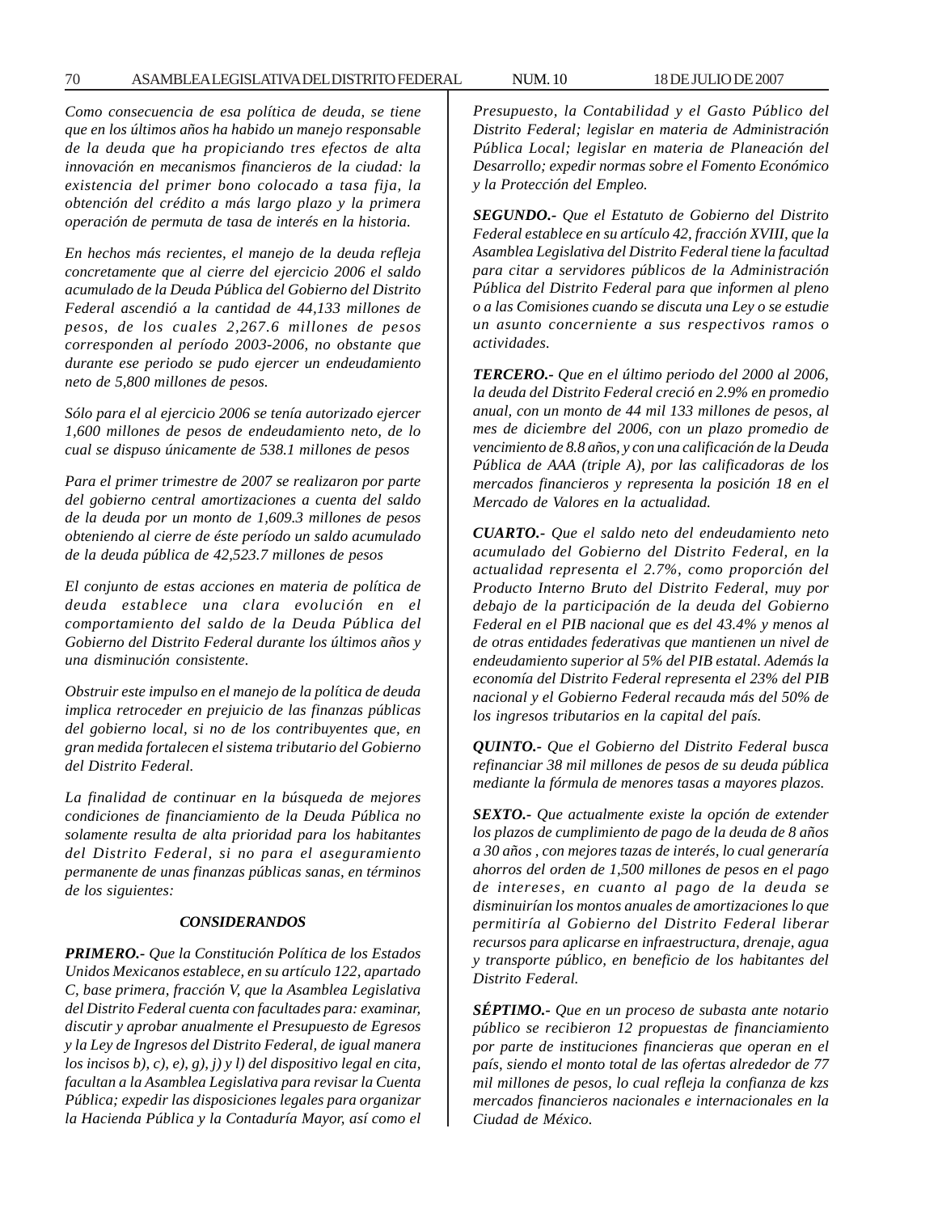*Como consecuencia de esa política de deuda, se tiene que en los últimos años ha habido un manejo responsable de la deuda que ha propiciando tres efectos de alta innovación en mecanismos financieros de la ciudad: la existencia del primer bono colocado a tasa fija, la obtención del crédito a más largo plazo y la primera operación de permuta de tasa de interés en la historia.*

*En hechos más recientes, el manejo de la deuda refleja concretamente que al cierre del ejercicio 2006 el saldo acumulado de la Deuda Pública del Gobierno del Distrito Federal ascendió a la cantidad de 44,133 millones de pesos, de los cuales 2,267.6 millones de pesos corresponden al período 2003-2006, no obstante que durante ese periodo se pudo ejercer un endeudamiento neto de 5,800 millones de pesos.*

*Sólo para el al ejercicio 2006 se tenía autorizado ejercer 1,600 millones de pesos de endeudamiento neto, de lo cual se dispuso únicamente de 538.1 millones de pesos*

*Para el primer trimestre de 2007 se realizaron por parte del gobierno central amortizaciones a cuenta del saldo de la deuda por un monto de 1,609.3 millones de pesos obteniendo al cierre de éste período un saldo acumulado de la deuda pública de 42,523.7 millones de pesos*

*El conjunto de estas acciones en materia de política de deuda establece una clara evolución en el comportamiento del saldo de la Deuda Pública del Gobierno del Distrito Federal durante los últimos años y una disminución consistente.*

*Obstruir este impulso en el manejo de la política de deuda implica retroceder en prejuicio de las finanzas públicas del gobierno local, si no de los contribuyentes que, en gran medida fortalecen el sistema tributario del Gobierno del Distrito Federal.*

*La finalidad de continuar en la búsqueda de mejores condiciones de financiamiento de la Deuda Pública no solamente resulta de alta prioridad para los habitantes del Distrito Federal, si no para el aseguramiento permanente de unas finanzas públicas sanas, en términos de los siguientes:*

***CONSIDERANDOS***

***PRIMERO.-*** *Que la Constitución Política de los Estados Unidos Mexicanos establece, en su artículo 122, apartado C, base primera, fracción V, que la Asamblea Legislativa del Distrito Federal cuenta con facultades para: examinar, discutir y aprobar anualmente el Presupuesto de Egresos y la Ley de Ingresos del Distrito Federal, de igual manera los incisos b), c), e), g), j) y l) del dispositivo legal en cita, facultan a la Asamblea Legislativa para revisar la Cuenta Pública; expedir las disposiciones legales para organizar la Hacienda Pública y la Contaduría Mayor, así como el Presupuesto, la Contabilidad y el Gasto Público del Distrito Federal; legislar en materia de Administración Pública Local; legislar en materia de Planeación del Desarrollo; expedir normas sobre el Fomento Económico y la Protección del Empleo.*

***SEGUNDO.-*** *Que el Estatuto de Gobierno del Distrito Federal establece en su artículo 42, fracción XVIII, que la Asamblea Legislativa del Distrito Federal tiene la facultad para citar a servidores públicos de la Administración Pública del Distrito Federal para que informen al pleno o a las Comisiones cuando se discuta una Ley o se estudie un asunto concerniente a sus respectivos ramos o actividades.*

***TERCERO.-*** *Que en el último periodo del 2000 al 2006, la deuda del Distrito Federal creció en 2.9% en promedio anual, con un monto de 44 mil 133 millones de pesos, al mes de diciembre del 2006, con un plazo promedio de vencimiento de 8.8 años, y con una calificación de la Deuda Pública de AAA (triple A), por las calificadoras de los mercados financieros y representa la posición 18 en el Mercado de Valores en la actualidad.*

***CUARTO.-*** *Que el saldo neto del endeudamiento neto acumulado del Gobierno del Distrito Federal, en la actualidad representa el 2.7%, como proporción del Producto Interno Bruto del Distrito Federal, muy por debajo de la participación de la deuda del Gobierno Federal en el PIB nacional que es del 43.4% y menos al de otras entidades federativas que mantienen un nivel de endeudamiento superior al 5% del PIB estatal. Además la economía del Distrito Federal representa el 23% del PIB nacional y el Gobierno Federal recauda más del 50% de los ingresos tributarios en la capital del país.*

***QUINTO.-*** *Que el Gobierno del Distrito Federal busca refinanciar 38 mil millones de pesos de su deuda pública mediante la fórmula de menores tasas a mayores plazos.*

***SEXTO.-*** *Que actualmente existe la opción de extender los plazos de cumplimiento de pago de la deuda de 8 años a 30 años , con mejores tazas de interés, lo cual generaría ahorros del orden de 1,500 millones de pesos en el pago de intereses, en cuanto al pago de la deuda se disminuirían los montos anuales de amortizaciones lo que permitiría al Gobierno del Distrito Federal liberar recursos para aplicarse en infraestructura, drenaje, agua y transporte público, en beneficio de los habitantes del Distrito Federal.*

***SÉPTIMO.-*** *Que en un proceso de subasta ante notario público se recibieron 12 propuestas de financiamiento por parte de instituciones financieras que operan en el país, siendo el monto total de las ofertas alrededor de 77 mil millones de pesos, lo cual refleja la confianza de kzs mercados financieros nacionales e internacionales en la Ciudad de México.*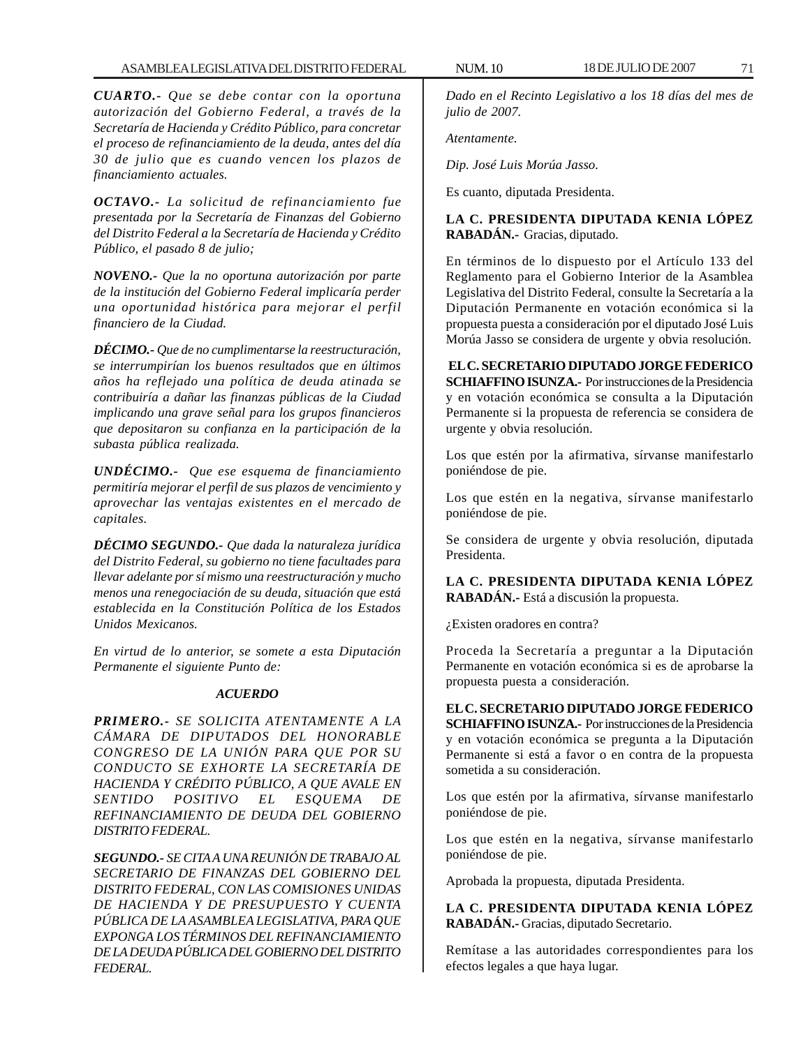***CUARTO.-*** *Que se debe contar con la oportuna autorización del Gobierno Federal, a través de la Secretaría de Hacienda y Crédito Público, para concretar el proceso de refinanciamiento de la deuda, antes del día 30 de julio que es cuando vencen los plazos de financiamiento actuales.*

***OCTAVO.-*** *La solicitud de refinanciamiento fue presentada por la Secretaría de Finanzas del Gobierno del Distrito Federal a la Secretaría de Hacienda y Crédito Público, el pasado 8 de julio;*

***NOVENO.-*** *Que la no oportuna autorización por parte de la institución del Gobierno Federal implicaría perder una oportunidad histórica para mejorar el perfil financiero de la Ciudad.*

***DÉCIMO.-*** *Que de no cumplimentarse la reestructuración, se interrumpirían los buenos resultados que en últimos años ha reflejado una política de deuda atinada se contribuiría a dañar las finanzas públicas de la Ciudad implicando una grave señal para los grupos financieros que depositaron su confianza en la participación de la subasta pública realizada.*

***UNDÉCIMO.-*** *Que ese esquema de financiamiento permitiría mejorar el perfil de sus plazos de vencimiento y aprovechar las ventajas existentes en el mercado de capitales.*

***DÉCIMO SEGUNDO.-*** *Que dada la naturaleza jurídica del Distrito Federal, su gobierno no tiene facultades para llevar adelante por sí mismo una reestructuración y mucho menos una renegociación de su deuda, situación que está establecida en la Constitución Política de los Estados Unidos Mexicanos.*

*En virtud de lo anterior, se somete a esta Diputación Permanente el siguiente Punto de:*

***ACUERDO***

***PRIMERO.-*** *SE SOLICITA ATENTAMENTE A LA CÁMARA DE DIPUTADOS DEL HONORABLE CONGRESO DE LA UNIÓN PARA QUE POR SU CONDUCTO SE EXHORTE LA SECRETARÍA DE HACIENDA Y CRÉDITO PÚBLICO, A QUE AVALE EN SENTIDO POSITIVO EL ESQUEMA DE REFINANCIAMIENTO DE DEUDA DEL GOBIERNO DISTRITO FEDERAL.*

***SEGUNDO.-*** *SE CITA A UNA REUNIÓN DE TRABAJO AL SECRETARIO DE FINANZAS DEL GOBIERNO DEL DISTRITO FEDERAL, CON LAS COMISIONES UNIDAS DE HACIENDA Y DE PRESUPUESTO Y CUENTA PÚBLICA DE LA ASAMBLEA LEGISLATIVA, PARA QUE EXPONGA LOS TÉRMINOS DEL REFINANCIAMIENTO DE LA DEUDA PÚBLICA DEL GOBIERNO DEL DISTRITO FEDERAL.*

*Dado en el Recinto Legislativo a los 18 días del mes de julio de 2007.*

*Atentamente.*

*Dip. José Luis Morúa Jasso.*

Es cuanto, diputada Presidenta.

**LA C. PRESIDENTA DIPUTADA KENIA LÓPEZ RABADÁN.-** Gracias, diputado.

En términos de lo dispuesto por el Artículo 133 del Reglamento para el Gobierno Interior de la Asamblea Legislativa del Distrito Federal, consulte la Secretaría a la Diputación Permanente en votación económica si la propuesta puesta a consideración por el diputado José Luis Morúa Jasso se considera de urgente y obvia resolución.

**EL C. SECRETARIO DIPUTADO JORGE FEDERICO SCHIAFFINO ISUNZA.-** Por instrucciones de la Presidencia y en votación económica se consulta a la Diputación Permanente si la propuesta de referencia se considera de urgente y obvia resolución.

Los que estén por la afirmativa, sírvanse manifestarlo poniéndose de pie.

Los que estén en la negativa, sírvanse manifestarlo poniéndose de pie.

Se considera de urgente y obvia resolución, diputada Presidenta.

**LA C. PRESIDENTA DIPUTADA KENIA LÓPEZ RABADÁN.-** Está a discusión la propuesta.

¿Existen oradores en contra?

Proceda la Secretaría a preguntar a la Diputación Permanente en votación económica si es de aprobarse la propuesta puesta a consideración.

**EL C. SECRETARIO DIPUTADO JORGE FEDERICO SCHIAFFINO ISUNZA.-** Por instrucciones de la Presidencia y en votación económica se pregunta a la Diputación Permanente si está a favor o en contra de la propuesta sometida a su consideración.

Los que estén por la afirmativa, sírvanse manifestarlo poniéndose de pie.

Los que estén en la negativa, sírvanse manifestarlo poniéndose de pie.

Aprobada la propuesta, diputada Presidenta.

**LA C. PRESIDENTA DIPUTADA KENIA LÓPEZ RABADÁN.-** Gracias, diputado Secretario.

Remítase a las autoridades correspondientes para los efectos legales a que haya lugar.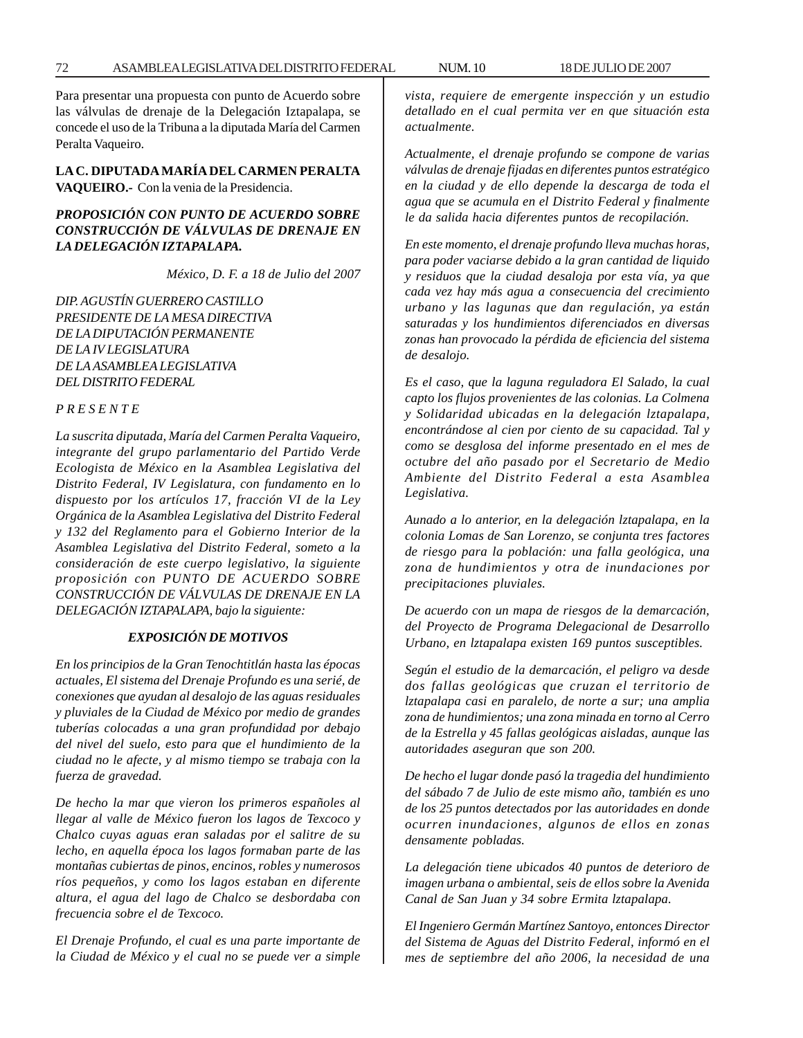Para presentar una propuesta con punto de Acuerdo sobre las válvulas de drenaje de la Delegación Iztapalapa, se concede el uso de la Tribuna a la diputada María del Carmen Peralta Vaqueiro.

**LA C. DIPUTADA MARÍA DEL CARMEN PERALTA VAQUEIRO.-** Con la venia de la Presidencia.

***PROPOSICIÓN CON PUNTO DE ACUERDO SOBRE CONSTRUCCIÓN DE VÁLVULAS DE DRENAJE EN LA DELEGACIÓN IZTAPALAPA.***

*México, D. F. a 18 de Julio del 2007*

*DIP. AGUSTÍN GUERRERO CASTILLO*
*PRESIDENTE DE LA MESA DIRECTIVA*
*DE LA DIPUTACIÓN PERMANENTE*
*DE LA IV LEGISLATURA*
*DE LA ASAMBLEA LEGISLATIVA*
*DEL DISTRITO FEDERAL*

*P R E S E N T E*

*La suscrita diputada, María del Carmen Peralta Vaqueiro, integrante del grupo parlamentario del Partido Verde Ecologista de México en la Asamblea Legislativa del Distrito Federal, IV Legislatura, con fundamento en lo dispuesto por los artículos 17, fracción VI de la Ley Orgánica de la Asamblea Legislativa del Distrito Federal y 132 del Reglamento para el Gobierno Interior de la Asamblea Legislativa del Distrito Federal, someto a la consideración de este cuerpo legislativo, la siguiente proposición con PUNTO DE ACUERDO SOBRE CONSTRUCCIÓN DE VÁLVULAS DE DRENAJE EN LA DELEGACIÓN IZTAPALAPA, bajo la siguiente:*

***EXPOSICIÓN DE MOTIVOS***

*En los principios de la Gran Tenochtitlán hasta las épocas actuales, El sistema del Drenaje Profundo es una serié, de conexiones que ayudan al desalojo de las aguas residuales y pluviales de la Ciudad de México por medio de grandes tuberías colocadas a una gran profundidad por debajo del nivel del suelo, esto para que el hundimiento de la ciudad no le afecte, y al mismo tiempo se trabaja con la fuerza de gravedad.*

*De hecho la mar que vieron los primeros españoles al llegar al valle de México fueron los lagos de Texcoco y Chalco cuyas aguas eran saladas por el salitre de su lecho, en aquella época los lagos formaban parte de las montañas cubiertas de pinos, encinos, robles y numerosos ríos pequeños, y como los lagos estaban en diferente altura, el agua del lago de Chalco se desbordaba con frecuencia sobre el de Texcoco.*

*El Drenaje Profundo, el cual es una parte importante de la Ciudad de México y el cual no se puede ver a simple vista, requiere de emergente inspección y un estudio detallado en el cual permita ver en que situación esta actualmente.*

*Actualmente, el drenaje profundo se compone de varias válvulas de drenaje fijadas en diferentes puntos estratégico en la ciudad y de ello depende la descarga de toda el agua que se acumula en el Distrito Federal y finalmente le da salida hacia diferentes puntos de recopilación.*

*En este momento, el drenaje profundo lleva muchas horas, para poder vaciarse debido a la gran cantidad de liquido y residuos que la ciudad desaloja por esta vía, ya que cada vez hay más agua a consecuencia del crecimiento urbano y las lagunas que dan regulación, ya están saturadas y los hundimientos diferenciados en diversas zonas han provocado la pérdida de eficiencia del sistema de desalojo.*

*Es el caso, que la laguna reguladora El Salado, la cual capto los flujos provenientes de las colonias. La Colmena y Solidaridad ubicadas en la delegación lztapalapa, encontrándose al cien por ciento de su capacidad. Tal y como se desglosa del informe presentado en el mes de octubre del año pasado por el Secretario de Medio Ambiente del Distrito Federal a esta Asamblea Legislativa.*

*Aunado a lo anterior, en la delegación lztapalapa, en la colonia Lomas de San Lorenzo, se conjunta tres factores de riesgo para la población: una falla geológica, una zona de hundimientos y otra de inundaciones por precipitaciones pluviales.*

*De acuerdo con un mapa de riesgos de la demarcación, del Proyecto de Programa Delegacional de Desarrollo Urbano, en lztapalapa existen 169 puntos susceptibles.*

*Según el estudio de la demarcación, el peligro va desde dos fallas geológicas que cruzan el territorio de lztapalapa casi en paralelo, de norte a sur; una amplia zona de hundimientos; una zona minada en torno al Cerro de la Estrella y 45 fallas geológicas aisladas, aunque las autoridades aseguran que son 200.*

*De hecho el lugar donde pasó la tragedia del hundimiento del sábado 7 de Julio de este mismo año, también es uno de los 25 puntos detectados por las autoridades en donde ocurren inundaciones, algunos de ellos en zonas densamente pobladas.*

*La delegación tiene ubicados 40 puntos de deterioro de imagen urbana o ambiental, seis de ellos sobre la Avenida Canal de San Juan y 34 sobre Ermita lztapalapa.*

*El Ingeniero Germán Martínez Santoyo, entonces Director del Sistema de Aguas del Distrito Federal, informó en el mes de septiembre del año 2006, la necesidad de una*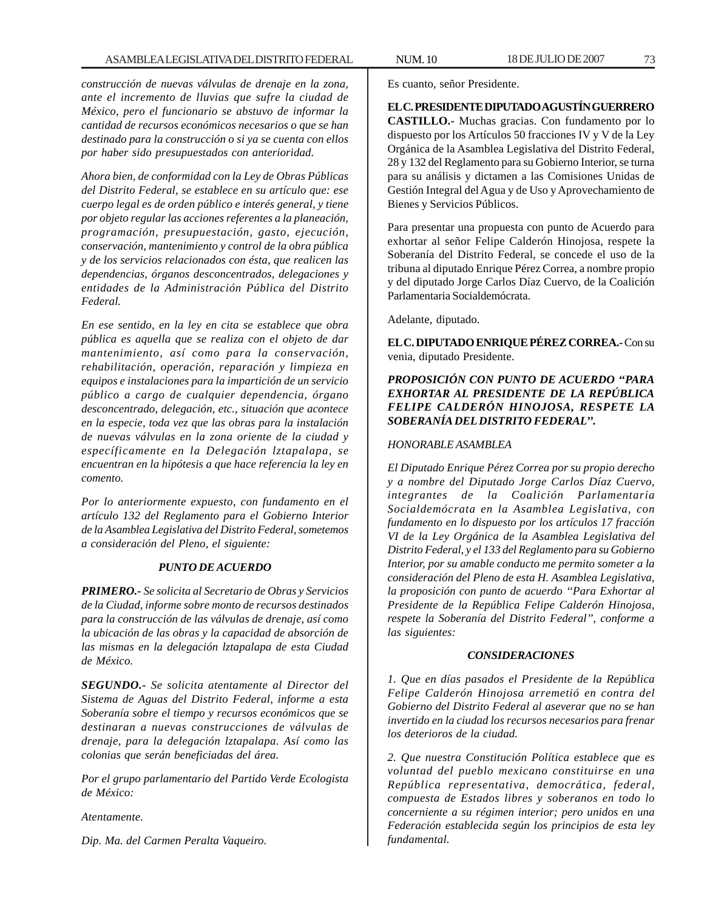*construcción de nuevas válvulas de drenaje en la zona, ante el incremento de lluvias que sufre la ciudad de México, pero el funcionario se abstuvo de informar la cantidad de recursos económicos necesarios o que se han destinado para la construcción o si ya se cuenta con ellos por haber sido presupuestados con anterioridad.*

*Ahora bien, de conformidad con la Ley de Obras Públicas del Distrito Federal, se establece en su artículo que: ese cuerpo legal es de orden público e interés general, y tiene por objeto regular las acciones referentes a la planeación, programación, presupuestación, gasto, ejecución, conservación, mantenimiento y control de la obra pública y de los servicios relacionados con ésta, que realicen las dependencias, órganos desconcentrados, delegaciones y entidades de la Administración Pública del Distrito Federal.*

*En ese sentido, en la ley en cita se establece que obra pública es aquella que se realiza con el objeto de dar mantenimiento, así como para la conservación, rehabilitación, operación, reparación y limpieza en equipos e instalaciones para la impartición de un servicio público a cargo de cualquier dependencia, órgano desconcentrado, delegación, etc., situación que acontece en la especie, toda vez que las obras para la instalación de nuevas válvulas en la zona oriente de la ciudad y específicamente en la Delegación lztapalapa, se encuentran en la hipótesis a que hace referencia la ley en comento.*

*Por lo anteriormente expuesto, con fundamento en el artículo 132 del Reglamento para el Gobierno Interior de la Asamblea Legislativa del Distrito Federal, sometemos a consideración del Pleno, el siguiente:*

***PUNTO DE ACUERDO***

***PRIMERO.-*** *Se solicita al Secretario de Obras y Servicios de la Ciudad, informe sobre monto de recursos destinados para la construcción de las válvulas de drenaje, así como la ubicación de las obras y la capacidad de absorción de las mismas en la delegación lztapalapa de esta Ciudad de México.*

***SEGUNDO.-*** *Se solicita atentamente al Director del Sistema de Aguas del Distrito Federal, informe a esta Soberanía sobre el tiempo y recursos económicos que se destinaran a nuevas construcciones de válvulas de drenaje, para la delegación lztapalapa. Así como las colonias que serán beneficiadas del área.*

*Por el grupo parlamentario del Partido Verde Ecologista de México:*

*Atentamente.*

*Dip. Ma. del Carmen Peralta Vaqueiro.*

Es cuanto, señor Presidente.

**EL C. PRESIDENTE DIPUTADO AGUSTÍN GUERRERO CASTILLO.-** Muchas gracias. Con fundamento por lo dispuesto por los Artículos 50 fracciones IV y V de la Ley Orgánica de la Asamblea Legislativa del Distrito Federal, 28 y 132 del Reglamento para su Gobierno Interior, se turna para su análisis y dictamen a las Comisiones Unidas de Gestión Integral del Agua y de Uso y Aprovechamiento de Bienes y Servicios Públicos.

Para presentar una propuesta con punto de Acuerdo para exhortar al señor Felipe Calderón Hinojosa, respete la Soberanía del Distrito Federal, se concede el uso de la tribuna al diputado Enrique Pérez Correa, a nombre propio y del diputado Jorge Carlos Díaz Cuervo, de la Coalición Parlamentaria Socialdemócrata.

Adelante, diputado.

**EL C. DIPUTADO ENRIQUE PÉREZ CORREA.-** Con su venia, diputado Presidente.

***PROPOSICIÓN CON PUNTO DE ACUERDO "PARA EXHORTAR AL PRESIDENTE DE LA REPÚBLICA FELIPE CALDERÓN HINOJOSA, RESPETE LA SOBERANÍA DEL DISTRITO FEDERAL".***

*HONORABLE ASAMBLEA*

*El Diputado Enrique Pérez Correa por su propio derecho y a nombre del Diputado Jorge Carlos Díaz Cuervo, integrantes de la Coalición Parlamentaria Socialdemócrata en la Asamblea Legislativa, con fundamento en lo dispuesto por los artículos 17 fracción VI de la Ley Orgánica de la Asamblea Legislativa del Distrito Federal, y el 133 del Reglamento para su Gobierno Interior, por su amable conducto me permito someter a la consideración del Pleno de esta H. Asamblea Legislativa, la proposición con punto de acuerdo "Para Exhortar al Presidente de la República Felipe Calderón Hinojosa, respete la Soberanía del Distrito Federal", conforme a las siguientes:*

***CONSIDERACIONES***

*1. Que en días pasados el Presidente de la República Felipe Calderón Hinojosa arremetió en contra del Gobierno del Distrito Federal al aseverar que no se han invertido en la ciudad los recursos necesarios para frenar los deterioros de la ciudad.*

*2. Que nuestra Constitución Política establece que es voluntad del pueblo mexicano constituirse en una República representativa, democrática, federal, compuesta de Estados libres y soberanos en todo lo concerniente a su régimen interior; pero unidos en una Federación establecida según los principios de esta ley fundamental.*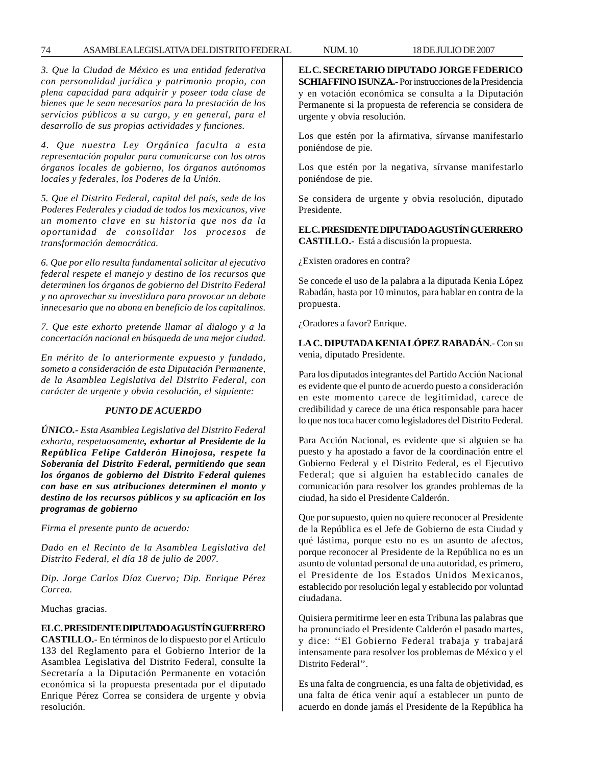*3. Que la Ciudad de México es una entidad federativa con personalidad jurídica y patrimonio propio, con plena capacidad para adquirir y poseer toda clase de bienes que le sean necesarios para la prestación de los servicios públicos a su cargo, y en general, para el desarrollo de sus propias actividades y funciones.*

*4. Que nuestra Ley Orgánica faculta a esta representación popular para comunicarse con los otros órganos locales de gobierno, los órganos autónomos locales y federales, los Poderes de la Unión.*

*5. Que el Distrito Federal, capital del país, sede de los Poderes Federales y ciudad de todos los mexicanos, vive un momento clave en su historia que nos da la oportunidad de consolidar los procesos de transformación democrática.*

*6. Que por ello resulta fundamental solicitar al ejecutivo federal respete el manejo y destino de los recursos que determinen los órganos de gobierno del Distrito Federal y no aprovechar su investidura para provocar un debate innecesario que no abona en beneficio de los capitalinos.*

*7. Que este exhorto pretende llamar al dialogo y a la concertación nacional en búsqueda de una mejor ciudad.*

*En mérito de lo anteriormente expuesto y fundado, someto a consideración de esta Diputación Permanente, de la Asamblea Legislativa del Distrito Federal, con carácter de urgente y obvia resolución, el siguiente:*

***PUNTO DE ACUERDO***

*ÚNICO.- Esta Asamblea Legislativa del Distrito Federal exhorta, respetuosamente**, exhortar al Presidente de la República Felipe Calderón Hinojosa, respete la Soberanía del Distrito Federal, permitiendo que sean los órganos de gobierno del Distrito Federal quienes con base en sus atribuciones determinen el monto y destino de los recursos públicos y su aplicación en los programas de gobierno***

*Firma el presente punto de acuerdo:*

*Dado en el Recinto de la Asamblea Legislativa del Distrito Federal, el día 18 de julio de 2007.*

*Dip. Jorge Carlos Díaz Cuervo; Dip. Enrique Pérez Correa.*

Muchas gracias.

**EL C. PRESIDENTE DIPUTADO AGUSTÍN GUERRERO CASTILLO.-** En términos de lo dispuesto por el Artículo 133 del Reglamento para el Gobierno Interior de la Asamblea Legislativa del Distrito Federal, consulte la Secretaría a la Diputación Permanente en votación económica si la propuesta presentada por el diputado Enrique Pérez Correa se considera de urgente y obvia resolución.

**EL C. SECRETARIO DIPUTADO JORGE FEDERICO SCHIAFFINO ISUNZA.-** Por instrucciones de la Presidencia y en votación económica se consulta a la Diputación Permanente si la propuesta de referencia se considera de urgente y obvia resolución.

Los que estén por la afirmativa, sírvanse manifestarlo poniéndose de pie.

Los que estén por la negativa, sírvanse manifestarlo poniéndose de pie.

Se considera de urgente y obvia resolución, diputado Presidente.

**EL C. PRESIDENTE DIPUTADO AGUSTÍN GUERRERO CASTILLO.-** Está a discusión la propuesta.

¿Existen oradores en contra?

Se concede el uso de la palabra a la diputada Kenia López Rabadán, hasta por 10 minutos, para hablar en contra de la propuesta.

¿Oradores a favor? Enrique.

**LA C. DIPUTADA KENIA LÓPEZ RABADÁN**.- Con su venia, diputado Presidente.

Para los diputados integrantes del Partido Acción Nacional es evidente que el punto de acuerdo puesto a consideración en este momento carece de legitimidad, carece de credibilidad y carece de una ética responsable para hacer lo que nos toca hacer como legisladores del Distrito Federal.

Para Acción Nacional, es evidente que si alguien se ha puesto y ha apostado a favor de la coordinación entre el Gobierno Federal y el Distrito Federal, es el Ejecutivo Federal; que si alguien ha establecido canales de comunicación para resolver los grandes problemas de la ciudad, ha sido el Presidente Calderón.

Que por supuesto, quien no quiere reconocer al Presidente de la República es el Jefe de Gobierno de esta Ciudad y qué lástima, porque esto no es un asunto de afectos, porque reconocer al Presidente de la República no es un asunto de voluntad personal de una autoridad, es primero, el Presidente de los Estados Unidos Mexicanos, establecido por resolución legal y establecido por voluntad ciudadana.

Quisiera permitirme leer en esta Tribuna las palabras que ha pronunciado el Presidente Calderón el pasado martes, y dice: ''El Gobierno Federal trabaja y trabajará intensamente para resolver los problemas de México y el Distrito Federal''.

Es una falta de congruencia, es una falta de objetividad, es una falta de ética venir aquí a establecer un punto de acuerdo en donde jamás el Presidente de la República ha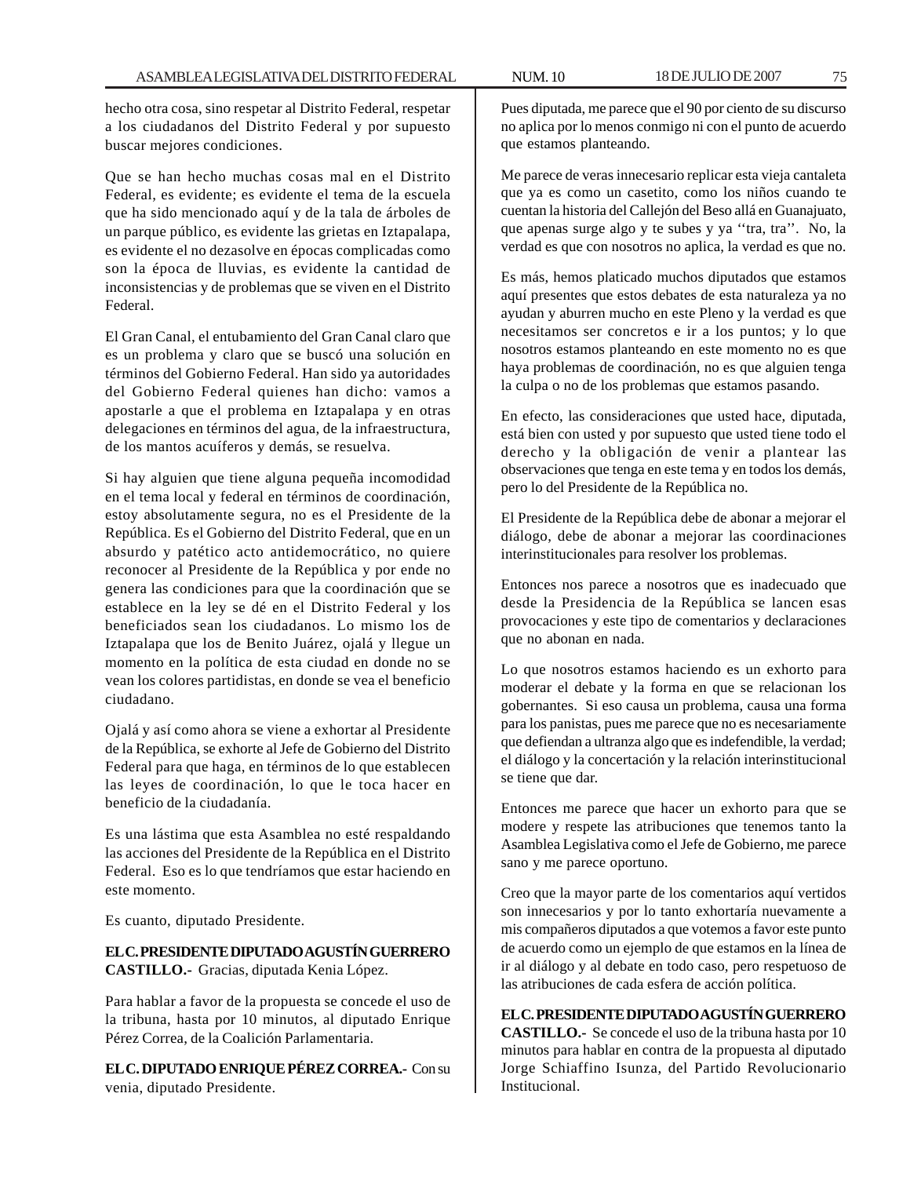hecho otra cosa, sino respetar al Distrito Federal, respetar a los ciudadanos del Distrito Federal y por supuesto buscar mejores condiciones.

Que se han hecho muchas cosas mal en el Distrito Federal, es evidente; es evidente el tema de la escuela que ha sido mencionado aquí y de la tala de árboles de un parque público, es evidente las grietas en Iztapalapa, es evidente el no dezasolve en épocas complicadas como son la época de lluvias, es evidente la cantidad de inconsistencias y de problemas que se viven en el Distrito Federal.

El Gran Canal, el entubamiento del Gran Canal claro que es un problema y claro que se buscó una solución en términos del Gobierno Federal. Han sido ya autoridades del Gobierno Federal quienes han dicho: vamos a apostarle a que el problema en Iztapalapa y en otras delegaciones en términos del agua, de la infraestructura, de los mantos acuíferos y demás, se resuelva.

Si hay alguien que tiene alguna pequeña incomodidad en el tema local y federal en términos de coordinación, estoy absolutamente segura, no es el Presidente de la República. Es el Gobierno del Distrito Federal, que en un absurdo y patético acto antidemocrático, no quiere reconocer al Presidente de la República y por ende no genera las condiciones para que la coordinación que se establece en la ley se dé en el Distrito Federal y los beneficiados sean los ciudadanos. Lo mismo los de Iztapalapa que los de Benito Juárez, ojalá y llegue un momento en la política de esta ciudad en donde no se vean los colores partidistas, en donde se vea el beneficio ciudadano.

Ojalá y así como ahora se viene a exhortar al Presidente de la República, se exhorte al Jefe de Gobierno del Distrito Federal para que haga, en términos de lo que establecen las leyes de coordinación, lo que le toca hacer en beneficio de la ciudadanía.

Es una lástima que esta Asamblea no esté respaldando las acciones del Presidente de la República en el Distrito Federal. Eso es lo que tendríamos que estar haciendo en este momento.

Es cuanto, diputado Presidente.

**EL C. PRESIDENTE DIPUTADO AGUSTÍN GUERRERO CASTILLO.-** Gracias, diputada Kenia López.

Para hablar a favor de la propuesta se concede el uso de la tribuna, hasta por 10 minutos, al diputado Enrique Pérez Correa, de la Coalición Parlamentaria.

**EL C. DIPUTADO ENRIQUE PÉREZ CORREA.-** Con su venia, diputado Presidente.

Pues diputada, me parece que el 90 por ciento de su discurso no aplica por lo menos conmigo ni con el punto de acuerdo que estamos planteando.

Me parece de veras innecesario replicar esta vieja cantaleta que ya es como un casetito, como los niños cuando te cuentan la historia del Callejón del Beso allá en Guanajuato, que apenas surge algo y te subes y ya ''tra, tra''. No, la verdad es que con nosotros no aplica, la verdad es que no.

Es más, hemos platicado muchos diputados que estamos aquí presentes que estos debates de esta naturaleza ya no ayudan y aburren mucho en este Pleno y la verdad es que necesitamos ser concretos e ir a los puntos; y lo que nosotros estamos planteando en este momento no es que haya problemas de coordinación, no es que alguien tenga la culpa o no de los problemas que estamos pasando.

En efecto, las consideraciones que usted hace, diputada, está bien con usted y por supuesto que usted tiene todo el derecho y la obligación de venir a plantear las observaciones que tenga en este tema y en todos los demás, pero lo del Presidente de la República no.

El Presidente de la República debe de abonar a mejorar el diálogo, debe de abonar a mejorar las coordinaciones interinstitucionales para resolver los problemas.

Entonces nos parece a nosotros que es inadecuado que desde la Presidencia de la República se lancen esas provocaciones y este tipo de comentarios y declaraciones que no abonan en nada.

Lo que nosotros estamos haciendo es un exhorto para moderar el debate y la forma en que se relacionan los gobernantes. Si eso causa un problema, causa una forma para los panistas, pues me parece que no es necesariamente que defiendan a ultranza algo que es indefendible, la verdad; el diálogo y la concertación y la relación interinstitucional se tiene que dar.

Entonces me parece que hacer un exhorto para que se modere y respete las atribuciones que tenemos tanto la Asamblea Legislativa como el Jefe de Gobierno, me parece sano y me parece oportuno.

Creo que la mayor parte de los comentarios aquí vertidos son innecesarios y por lo tanto exhortaría nuevamente a mis compañeros diputados a que votemos a favor este punto de acuerdo como un ejemplo de que estamos en la línea de ir al diálogo y al debate en todo caso, pero respetuoso de las atribuciones de cada esfera de acción política.

**EL C. PRESIDENTE DIPUTADO AGUSTÍN GUERRERO CASTILLO.-** Se concede el uso de la tribuna hasta por 10 minutos para hablar en contra de la propuesta al diputado Jorge Schiaffino Isunza, del Partido Revolucionario Institucional.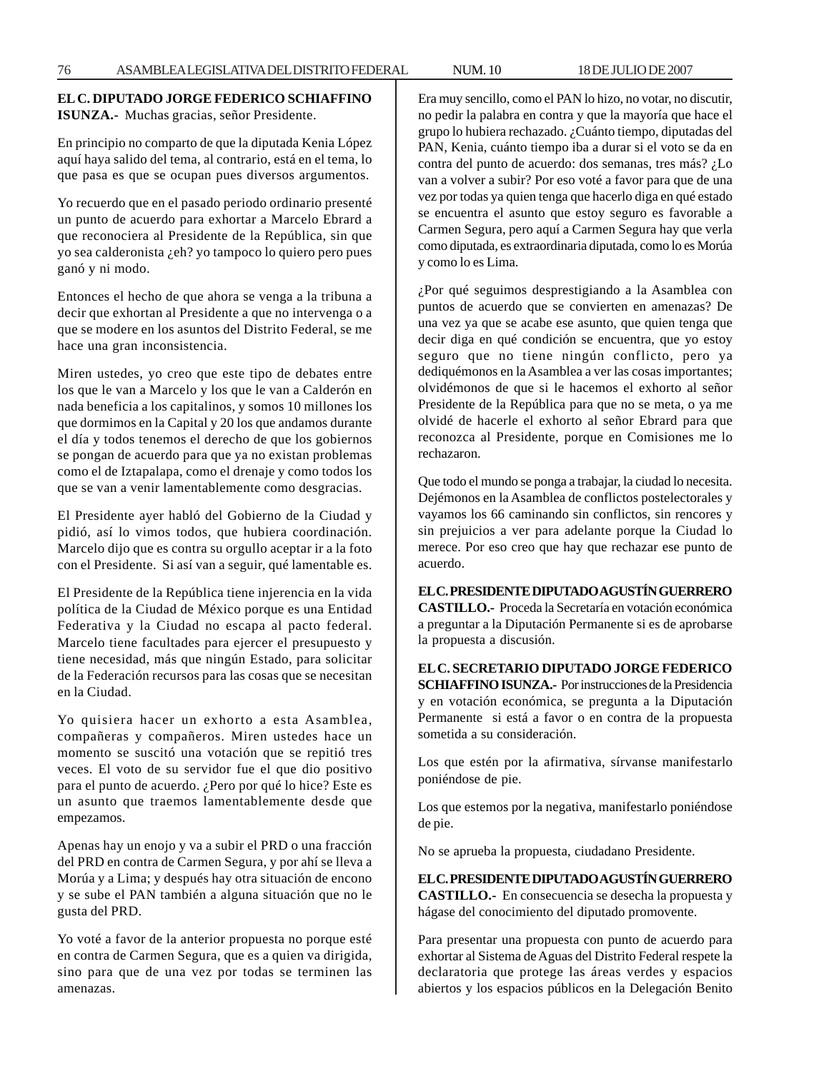**EL C. DIPUTADO JORGE FEDERICO SCHIAFFINO ISUNZA.-** Muchas gracias, señor Presidente.

En principio no comparto de que la diputada Kenia López aquí haya salido del tema, al contrario, está en el tema, lo que pasa es que se ocupan pues diversos argumentos.

Yo recuerdo que en el pasado periodo ordinario presenté un punto de acuerdo para exhortar a Marcelo Ebrard a que reconociera al Presidente de la República, sin que yo sea calderonista ¿eh? yo tampoco lo quiero pero pues ganó y ni modo.

Entonces el hecho de que ahora se venga a la tribuna a decir que exhortan al Presidente a que no intervenga o a que se modere en los asuntos del Distrito Federal, se me hace una gran inconsistencia.

Miren ustedes, yo creo que este tipo de debates entre los que le van a Marcelo y los que le van a Calderón en nada beneficia a los capitalinos, y somos 10 millones los que dormimos en la Capital y 20 los que andamos durante el día y todos tenemos el derecho de que los gobiernos se pongan de acuerdo para que ya no existan problemas como el de Iztapalapa, como el drenaje y como todos los que se van a venir lamentablemente como desgracias.

El Presidente ayer habló del Gobierno de la Ciudad y pidió, así lo vimos todos, que hubiera coordinación. Marcelo dijo que es contra su orgullo aceptar ir a la foto con el Presidente. Si así van a seguir, qué lamentable es.

El Presidente de la República tiene injerencia en la vida política de la Ciudad de México porque es una Entidad Federativa y la Ciudad no escapa al pacto federal. Marcelo tiene facultades para ejercer el presupuesto y tiene necesidad, más que ningún Estado, para solicitar de la Federación recursos para las cosas que se necesitan en la Ciudad.

Yo quisiera hacer un exhorto a esta Asamblea, compañeras y compañeros. Miren ustedes hace un momento se suscitó una votación que se repitió tres veces. El voto de su servidor fue el que dio positivo para el punto de acuerdo. ¿Pero por qué lo hice? Este es un asunto que traemos lamentablemente desde que empezamos.

Apenas hay un enojo y va a subir el PRD o una fracción del PRD en contra de Carmen Segura, y por ahí se lleva a Morúa y a Lima; y después hay otra situación de encono y se sube el PAN también a alguna situación que no le gusta del PRD.

Yo voté a favor de la anterior propuesta no porque esté en contra de Carmen Segura, que es a quien va dirigida, sino para que de una vez por todas se terminen las amenazas.

Era muy sencillo, como el PAN lo hizo, no votar, no discutir, no pedir la palabra en contra y que la mayoría que hace el grupo lo hubiera rechazado. ¿Cuánto tiempo, diputadas del PAN, Kenia, cuánto tiempo iba a durar si el voto se da en contra del punto de acuerdo: dos semanas, tres más? ¿Lo van a volver a subir? Por eso voté a favor para que de una vez por todas ya quien tenga que hacerlo diga en qué estado se encuentra el asunto que estoy seguro es favorable a Carmen Segura, pero aquí a Carmen Segura hay que verla como diputada, es extraordinaria diputada, como lo es Morúa y como lo es Lima.

¿Por qué seguimos desprestigiando a la Asamblea con puntos de acuerdo que se convierten en amenazas? De una vez ya que se acabe ese asunto, que quien tenga que decir diga en qué condición se encuentra, que yo estoy seguro que no tiene ningún conflicto, pero ya dediquémonos en la Asamblea a ver las cosas importantes; olvidémonos de que si le hacemos el exhorto al señor Presidente de la República para que no se meta, o ya me olvidé de hacerle el exhorto al señor Ebrard para que reconozca al Presidente, porque en Comisiones me lo rechazaron.

Que todo el mundo se ponga a trabajar, la ciudad lo necesita. Dejémonos en la Asamblea de conflictos postelectorales y vayamos los 66 caminando sin conflictos, sin rencores y sin prejuicios a ver para adelante porque la Ciudad lo merece. Por eso creo que hay que rechazar ese punto de acuerdo.

**EL C. PRESIDENTE DIPUTADO AGUSTÍN GUERRERO CASTILLO.-** Proceda la Secretaría en votación económica a preguntar a la Diputación Permanente si es de aprobarse la propuesta a discusión.

**EL C. SECRETARIO DIPUTADO JORGE FEDERICO SCHIAFFINO ISUNZA.-** Por instrucciones de la Presidencia y en votación económica, se pregunta a la Diputación Permanente si está a favor o en contra de la propuesta sometida a su consideración.

Los que estén por la afirmativa, sírvanse manifestarlo poniéndose de pie.

Los que estemos por la negativa, manifestarlo poniéndose de pie.

No se aprueba la propuesta, ciudadano Presidente.

**EL C. PRESIDENTE DIPUTADO AGUSTÍN GUERRERO CASTILLO.-** En consecuencia se desecha la propuesta y hágase del conocimiento del diputado promovente.

Para presentar una propuesta con punto de acuerdo para exhortar al Sistema de Aguas del Distrito Federal respete la declaratoria que protege las áreas verdes y espacios abiertos y los espacios públicos en la Delegación Benito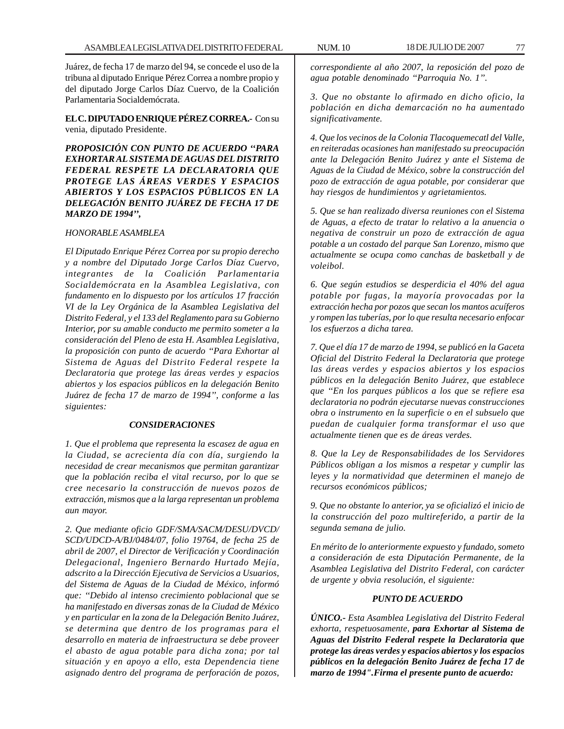Juárez, de fecha 17 de marzo del 94, se concede el uso de la tribuna al diputado Enrique Pérez Correa a nombre propio y del diputado Jorge Carlos Díaz Cuervo, de la Coalición Parlamentaria Socialdemócrata.

**EL C. DIPUTADO ENRIQUE PÉREZ CORREA.-** Con su venia, diputado Presidente.

***PROPOSICIÓN CON PUNTO DE ACUERDO "PARA EXHORTAR AL SISTEMA DE AGUAS DEL DISTRITO FEDERAL RESPETE LA DECLARATORIA QUE PROTEGE LAS ÁREAS VERDES Y ESPACIOS ABIERTOS Y LOS ESPACIOS PÚBLICOS EN LA DELEGACIÓN BENITO JUÁREZ DE FECHA 17 DE MARZO DE 1994",***

*HONORABLE ASAMBLEA*

*El Diputado Enrique Pérez Correa por su propio derecho y a nombre del Diputado Jorge Carlos Díaz Cuervo, integrantes de la Coalición Parlamentaria Socialdemócrata en la Asamblea Legislativa, con fundamento en lo dispuesto por los artículos 17 fracción VI de la Ley Orgánica de la Asamblea Legislativa del Distrito Federal, y el 133 del Reglamento para su Gobierno Interior, por su amable conducto me permito someter a la consideración del Pleno de esta H. Asamblea Legislativa, la proposición con punto de acuerdo "Para Exhortar al Sistema de Aguas del Distrito Federal respete la Declaratoria que protege las áreas verdes y espacios abiertos y los espacios públicos en la delegación Benito Juárez de fecha 17 de marzo de 1994", conforme a las siguientes:*

***CONSIDERACIONES***

*1. Que el problema que representa la escasez de agua en la Ciudad, se acrecienta día con día, surgiendo la necesidad de crear mecanismos que permitan garantizar que la población reciba el vital recurso, por lo que se cree necesario la construcción de nuevos pozos de extracción, mismos que a la larga representan un problema aun mayor.*

*2. Que mediante oficio GDF/SMA/SACM/DESU/DVCD/SCD/UDCD-A/BJ/0484/07, folio 19764, de fecha 25 de abril de 2007, el Director de Verificación y Coordinación Delegacional, Ingeniero Bernardo Hurtado Mejía, adscrito a la Dirección Ejecutiva de Servicios a Usuarios, del Sistema de Aguas de la Ciudad de México, informó que: "Debido al intenso crecimiento poblacional que se ha manifestado en diversas zonas de la Ciudad de México y en particular en la zona de la Delegación Benito Juárez, se determina que dentro de los programas para el desarrollo en materia de infraestructura se debe proveer el abasto de agua potable para dicha zona; por tal situación y en apoyo a ello, esta Dependencia tiene asignado dentro del programa de perforación de pozos, correspondiente al año 2007, la reposición del pozo de agua potable denominado "Parroquia No. 1".*

*3. Que no obstante lo afirmado en dicho oficio, la población en dicha demarcación no ha aumentado significativamente.*

*4. Que los vecinos de la Colonia Tlacoquemecatl del Valle, en reiteradas ocasiones han manifestado su preocupación ante la Delegación Benito Juárez y ante el Sistema de Aguas de la Ciudad de México, sobre la construcción del pozo de extracción de agua potable, por considerar que hay riesgos de hundimientos y agrietamientos.*

*5. Que se han realizado diversa reuniones con el Sistema de Aguas, a efecto de tratar lo relativo a la anuencia o negativa de construir un pozo de extracción de agua potable a un costado del parque San Lorenzo, mismo que actualmente se ocupa como canchas de basketball y de voleibol.*

*6. Que según estudios se desperdicia el 40% del agua potable por fugas, la mayoría provocadas por la extracción hecha por pozos que secan los mantos acuíferos y rompen las tuberías, por lo que resulta necesario enfocar los esfuerzos a dicha tarea.*

*7. Que el día 17 de marzo de 1994, se publicó en la Gaceta Oficial del Distrito Federal la Declaratoria que protege las áreas verdes y espacios abiertos y los espacios públicos en la delegación Benito Juárez, que establece que "En los parques públicos a los que se refiere esa declaratoria no podrán ejecutarse nuevas construcciones obra o instrumento en la superficie o en el subsuelo que puedan de cualquier forma transformar el uso que actualmente tienen que es de áreas verdes.*

*8. Que la Ley de Responsabilidades de los Servidores Públicos obligan a los mismos a respetar y cumplir las leyes y la normatividad que determinen el manejo de recursos económicos públicos;*

*9. Que no obstante lo anterior, ya se oficializó el inicio de la construcción del pozo multireferido, a partir de la segunda semana de julio.*

*En mérito de lo anteriormente expuesto y fundado, someto a consideración de esta Diputación Permanente, de la Asamblea Legislativa del Distrito Federal, con carácter de urgente y obvia resolución, el siguiente:*

***PUNTO DE ACUERDO***

***ÚNICO.-*** *Esta Asamblea Legislativa del Distrito Federal exhorta, respetuosamente,* ***para Exhortar al Sistema de Aguas del Distrito Federal respete la Declaratoria que protege las áreas verdes y espacios abiertos y los espacios públicos en la delegación Benito Juárez de fecha 17 de marzo de 1994".Firma el presente punto de acuerdo:***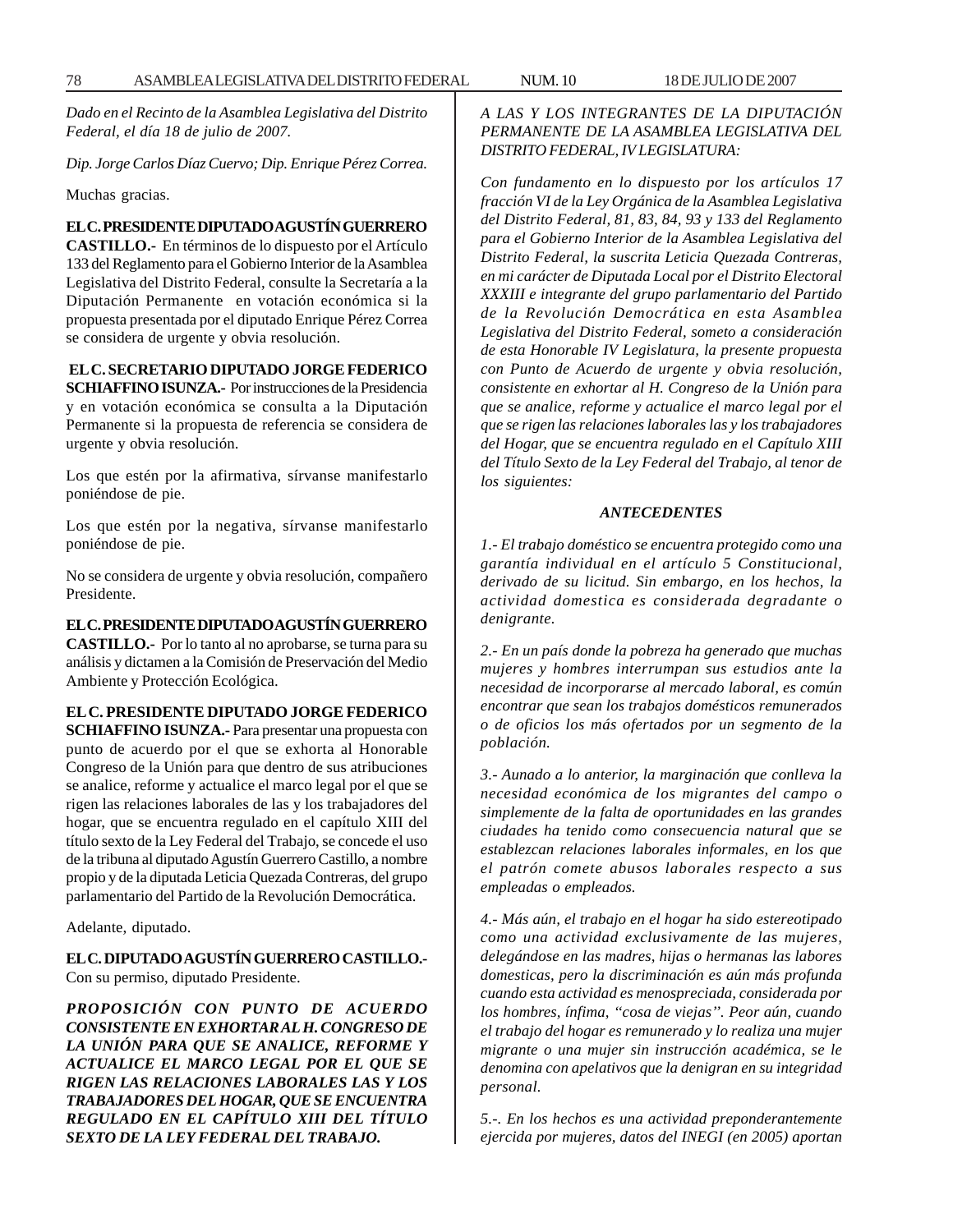*Dado en el Recinto de la Asamblea Legislativa del Distrito Federal, el día 18 de julio de 2007.*

*Dip. Jorge Carlos Díaz Cuervo; Dip. Enrique Pérez Correa.*

Muchas gracias.

**EL C. PRESIDENTE DIPUTADO AGUSTÍN GUERRERO CASTILLO.-** En términos de lo dispuesto por el Artículo 133 del Reglamento para el Gobierno Interior de la Asamblea Legislativa del Distrito Federal, consulte la Secretaría a la Diputación Permanente en votación económica si la propuesta presentada por el diputado Enrique Pérez Correa se considera de urgente y obvia resolución.

**EL C. SECRETARIO DIPUTADO JORGE FEDERICO SCHIAFFINO ISUNZA.-** Por instrucciones de la Presidencia y en votación económica se consulta a la Diputación Permanente si la propuesta de referencia se considera de urgente y obvia resolución.

Los que estén por la afirmativa, sírvanse manifestarlo poniéndose de pie.

Los que estén por la negativa, sírvanse manifestarlo poniéndose de pie.

No se considera de urgente y obvia resolución, compañero Presidente.

**EL C. PRESIDENTE DIPUTADO AGUSTÍN GUERRERO CASTILLO.-** Por lo tanto al no aprobarse, se turna para su análisis y dictamen a la Comisión de Preservación del Medio Ambiente y Protección Ecológica.

**EL C. PRESIDENTE DIPUTADO JORGE FEDERICO SCHIAFFINO ISUNZA.-** Para presentar una propuesta con punto de acuerdo por el que se exhorta al Honorable Congreso de la Unión para que dentro de sus atribuciones se analice, reforme y actualice el marco legal por el que se rigen las relaciones laborales de las y los trabajadores del hogar, que se encuentra regulado en el capítulo XIII del título sexto de la Ley Federal del Trabajo, se concede el uso de la tribuna al diputado Agustín Guerrero Castillo, a nombre propio y de la diputada Leticia Quezada Contreras, del grupo parlamentario del Partido de la Revolución Democrática.

Adelante, diputado.

**EL C. DIPUTADO AGUSTÍN GUERRERO CASTILLO.-** Con su permiso, diputado Presidente.

***PROPOSICIÓN CON PUNTO DE ACUERDO CONSISTENTE EN EXHORTAR AL H. CONGRESO DE LA UNIÓN PARA QUE SE ANALICE, REFORME Y ACTUALICE EL MARCO LEGAL POR EL QUE SE RIGEN LAS RELACIONES LABORALES LAS Y LOS TRABAJADORES DEL HOGAR, QUE SE ENCUENTRA REGULADO EN EL CAPÍTULO XIII DEL TÍTULO SEXTO DE LA LEY FEDERAL DEL TRABAJO.***

*A LAS Y LOS INTEGRANTES DE LA DIPUTACIÓN PERMANENTE DE LA ASAMBLEA LEGISLATIVA DEL DISTRITO FEDERAL, IV LEGISLATURA:*

*Con fundamento en lo dispuesto por los artículos 17 fracción VI de la Ley Orgánica de la Asamblea Legislativa del Distrito Federal, 81, 83, 84, 93 y 133 del Reglamento para el Gobierno Interior de la Asamblea Legislativa del Distrito Federal, la suscrita Leticia Quezada Contreras, en mi carácter de Diputada Local por el Distrito Electoral XXXIII e integrante del grupo parlamentario del Partido de la Revolución Democrática en esta Asamblea Legislativa del Distrito Federal, someto a consideración de esta Honorable IV Legislatura, la presente propuesta con Punto de Acuerdo de urgente y obvia resolución, consistente en exhortar al H. Congreso de la Unión para que se analice, reforme y actualice el marco legal por el que se rigen las relaciones laborales las y los trabajadores del Hogar, que se encuentra regulado en el Capítulo XIII del Título Sexto de la Ley Federal del Trabajo, al tenor de los siguientes:*

***ANTECEDENTES***

*1.- El trabajo doméstico se encuentra protegido como una garantía individual en el artículo 5 Constitucional, derivado de su licitud. Sin embargo, en los hechos, la actividad domestica es considerada degradante o denigrante.*

*2.- En un país donde la pobreza ha generado que muchas mujeres y hombres interrumpan sus estudios ante la necesidad de incorporarse al mercado laboral, es común encontrar que sean los trabajos domésticos remunerados o de oficios los más ofertados por un segmento de la población.*

*3.- Aunado a lo anterior, la marginación que conlleva la necesidad económica de los migrantes del campo o simplemente de la falta de oportunidades en las grandes ciudades ha tenido como consecuencia natural que se establezcan relaciones laborales informales, en los que el patrón comete abusos laborales respecto a sus empleadas o empleados.*

*4.- Más aún, el trabajo en el hogar ha sido estereotipado como una actividad exclusivamente de las mujeres, delegándose en las madres, hijas o hermanas las labores domesticas, pero la discriminación es aún más profunda cuando esta actividad es menospreciada, considerada por los hombres, ínfima, "cosa de viejas". Peor aún, cuando el trabajo del hogar es remunerado y lo realiza una mujer migrante o una mujer sin instrucción académica, se le denomina con apelativos que la denigran en su integridad personal.*

*5.-. En los hechos es una actividad preponderantemente ejercida por mujeres, datos del INEGI (en 2005) aportan*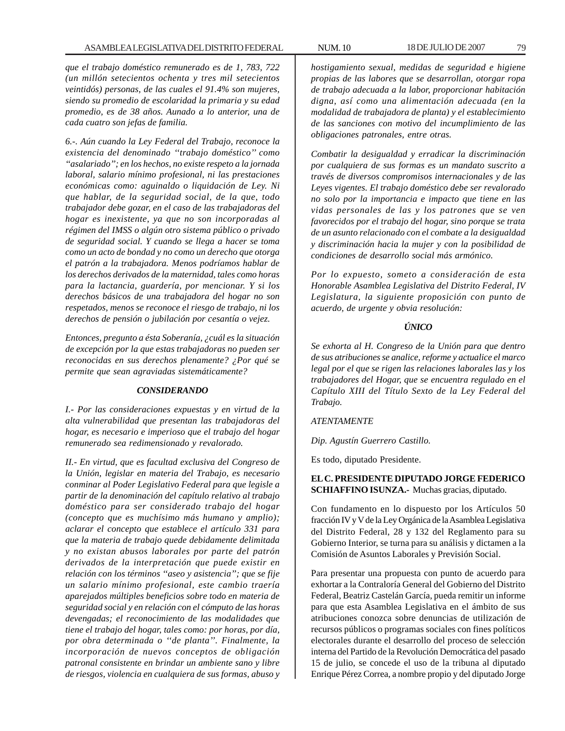*que el trabajo doméstico remunerado es de 1, 783, 722 (un millón setecientos ochenta y tres mil setecientos veintidós) personas, de las cuales el 91.4% son mujeres, siendo su promedio de escolaridad la primaria y su edad promedio, es de 38 años. Aunado a lo anterior, una de cada cuatro son jefas de familia.*

*6.-. Aún cuando la Ley Federal del Trabajo, reconoce la existencia del denominado ''trabajo doméstico'' como ''asalariado''; en los hechos, no existe respeto a la jornada laboral, salario mínimo profesional, ni las prestaciones económicas como: aguinaldo o liquidación de Ley. Ni que hablar, de la seguridad social, de la que, todo trabajador debe gozar, en el caso de las trabajadoras del hogar es inexistente, ya que no son incorporadas al régimen del IMSS o algún otro sistema público o privado de seguridad social. Y cuando se llega a hacer se toma como un acto de bondad y no como un derecho que otorga el patrón a la trabajadora. Menos podríamos hablar de los derechos derivados de la maternidad, tales como horas para la lactancia, guardería, por mencionar. Y si los derechos básicos de una trabajadora del hogar no son respetados, menos se reconoce el riesgo de trabajo, ni los derechos de pensión o jubilación por cesantía o vejez.*

*Entonces, pregunto a ésta Soberanía, ¿cuál es la situación de excepción por la que estas trabajadoras no pueden ser reconocidas en sus derechos plenamente? ¿Por qué se permite que sean agraviadas sistemáticamente?*

***CONSIDERANDO***

*I.- Por las consideraciones expuestas y en virtud de la alta vulnerabilidad que presentan las trabajadoras del hogar, es necesario e imperioso que el trabajo del hogar remunerado sea redimensionado y revalorado.*

*II.- En virtud, que es facultad exclusiva del Congreso de la Unión, legislar en materia del Trabajo, es necesario conminar al Poder Legislativo Federal para que legisle a partir de la denominación del capítulo relativo al trabajo doméstico para ser considerado trabajo del hogar (concepto que es muchísimo más humano y amplio); aclarar el concepto que establece el artículo 331 para que la materia de trabajo quede debidamente delimitada y no existan abusos laborales por parte del patrón derivados de la interpretación que puede existir en relación con los términos ''aseo y asistencia''; que se fije un salario mínimo profesional, este cambio traería aparejados múltiples beneficios sobre todo en materia de seguridad social y en relación con el cómputo de las horas devengadas; el reconocimiento de las modalidades que tiene el trabajo del hogar, tales como: por horas, por día, por obra determinada o ''de planta''. Finalmente, la incorporación de nuevos conceptos de obligación patronal consistente en brindar un ambiente sano y libre de riesgos, violencia en cualquiera de sus formas, abuso y hostigamiento sexual, medidas de seguridad e higiene propias de las labores que se desarrollan, otorgar ropa de trabajo adecuada a la labor, proporcionar habitación digna, así como una alimentación adecuada (en la modalidad de trabajadora de planta) y el establecimiento de las sanciones con motivo del incumplimiento de las obligaciones patronales, entre otras.*

*Combatir la desigualdad y erradicar la discriminación por cualquiera de sus formas es un mandato suscrito a través de diversos compromisos internacionales y de las Leyes vigentes. El trabajo doméstico debe ser revalorado no solo por la importancia e impacto que tiene en las vidas personales de las y los patrones que se ven favorecidos por el trabajo del hogar, sino porque se trata de un asunto relacionado con el combate a la desigualdad y discriminación hacia la mujer y con la posibilidad de condiciones de desarrollo social más armónico.*

*Por lo expuesto, someto a consideración de esta Honorable Asamblea Legislativa del Distrito Federal, IV Legislatura, la siguiente proposición con punto de acuerdo, de urgente y obvia resolución:*

***ÚNICO***

*Se exhorta al H. Congreso de la Unión para que dentro de sus atribuciones se analice, reforme y actualice el marco legal por el que se rigen las relaciones laborales las y los trabajadores del Hogar, que se encuentra regulado en el Capítulo XIII del Título Sexto de la Ley Federal del Trabajo.*

*ATENTAMENTE*

*Dip. Agustín Guerrero Castillo.*

Es todo, diputado Presidente.

**EL C. PRESIDENTE DIPUTADO JORGE FEDERICO SCHIAFFINO ISUNZA.-** Muchas gracias, diputado.

Con fundamento en lo dispuesto por los Artículos 50 fracción IV y V de la Ley Orgánica de la Asamblea Legislativa del Distrito Federal, 28 y 132 del Reglamento para su Gobierno Interior, se turna para su análisis y dictamen a la Comisión de Asuntos Laborales y Previsión Social.

Para presentar una propuesta con punto de acuerdo para exhortar a la Contraloría General del Gobierno del Distrito Federal, Beatriz Castelán García, pueda remitir un informe para que esta Asamblea Legislativa en el ámbito de sus atribuciones conozca sobre denuncias de utilización de recursos públicos o programas sociales con fines políticos electorales durante el desarrollo del proceso de selección interna del Partido de la Revolución Democrática del pasado 15 de julio, se concede el uso de la tribuna al diputado Enrique Pérez Correa, a nombre propio y del diputado Jorge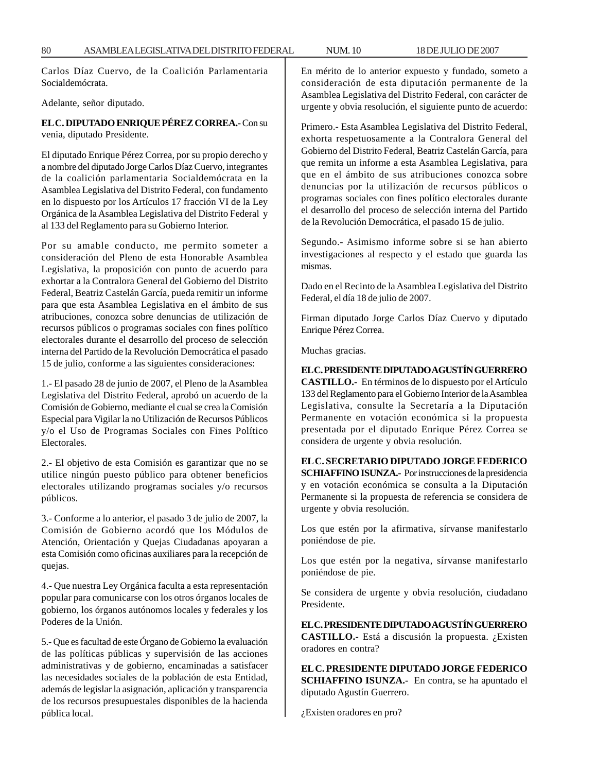Carlos Díaz Cuervo, de la Coalición Parlamentaria Socialdemócrata.

Adelante, señor diputado.

**EL C. DIPUTADO ENRIQUE PÉREZ CORREA.-** Con su venia, diputado Presidente.

El diputado Enrique Pérez Correa, por su propio derecho y a nombre del diputado Jorge Carlos Díaz Cuervo, integrantes de la coalición parlamentaria Socialdemócrata en la Asamblea Legislativa del Distrito Federal, con fundamento en lo dispuesto por los Artículos 17 fracción VI de la Ley Orgánica de la Asamblea Legislativa del Distrito Federal y al 133 del Reglamento para su Gobierno Interior.

Por su amable conducto, me permito someter a consideración del Pleno de esta Honorable Asamblea Legislativa, la proposición con punto de acuerdo para exhortar a la Contralora General del Gobierno del Distrito Federal, Beatriz Castelán García, pueda remitir un informe para que esta Asamblea Legislativa en el ámbito de sus atribuciones, conozca sobre denuncias de utilización de recursos públicos o programas sociales con fines político electorales durante el desarrollo del proceso de selección interna del Partido de la Revolución Democrática el pasado 15 de julio, conforme a las siguientes consideraciones:

1.- El pasado 28 de junio de 2007, el Pleno de la Asamblea Legislativa del Distrito Federal, aprobó un acuerdo de la Comisión de Gobierno, mediante el cual se crea la Comisión Especial para Vigilar la no Utilización de Recursos Públicos y/o el Uso de Programas Sociales con Fines Político Electorales.

2.- El objetivo de esta Comisión es garantizar que no se utilice ningún puesto público para obtener beneficios electorales utilizando programas sociales y/o recursos públicos.

3.- Conforme a lo anterior, el pasado 3 de julio de 2007, la Comisión de Gobierno acordó que los Módulos de Atención, Orientación y Quejas Ciudadanas apoyaran a esta Comisión como oficinas auxiliares para la recepción de quejas.

4.- Que nuestra Ley Orgánica faculta a esta representación popular para comunicarse con los otros órganos locales de gobierno, los órganos autónomos locales y federales y los Poderes de la Unión.

5.- Que es facultad de este Órgano de Gobierno la evaluación de las políticas públicas y supervisión de las acciones administrativas y de gobierno, encaminadas a satisfacer las necesidades sociales de la población de esta Entidad, además de legislar la asignación, aplicación y transparencia de los recursos presupuestales disponibles de la hacienda pública local.

En mérito de lo anterior expuesto y fundado, someto a consideración de esta diputación permanente de la Asamblea Legislativa del Distrito Federal, con carácter de urgente y obvia resolución, el siguiente punto de acuerdo:

Primero.- Esta Asamblea Legislativa del Distrito Federal, exhorta respetuosamente a la Contralora General del Gobierno del Distrito Federal, Beatriz Castelán García, para que remita un informe a esta Asamblea Legislativa, para que en el ámbito de sus atribuciones conozca sobre denuncias por la utilización de recursos públicos o programas sociales con fines político electorales durante el desarrollo del proceso de selección interna del Partido de la Revolución Democrática, el pasado 15 de julio.

Segundo.- Asimismo informe sobre si se han abierto investigaciones al respecto y el estado que guarda las mismas.

Dado en el Recinto de la Asamblea Legislativa del Distrito Federal, el día 18 de julio de 2007.

Firman diputado Jorge Carlos Díaz Cuervo y diputado Enrique Pérez Correa.

Muchas gracias.

**EL C. PRESIDENTE DIPUTADO AGUSTÍN GUERRERO CASTILLO.-** En términos de lo dispuesto por el Artículo 133 del Reglamento para el Gobierno Interior de la Asamblea Legislativa, consulte la Secretaría a la Diputación Permanente en votación económica si la propuesta presentada por el diputado Enrique Pérez Correa se considera de urgente y obvia resolución.

**EL C. SECRETARIO DIPUTADO JORGE FEDERICO SCHIAFFINO ISUNZA.-** Por instrucciones de la presidencia y en votación económica se consulta a la Diputación Permanente si la propuesta de referencia se considera de urgente y obvia resolución.

Los que estén por la afirmativa, sírvanse manifestarlo poniéndose de pie.

Los que estén por la negativa, sírvanse manifestarlo poniéndose de pie.

Se considera de urgente y obvia resolución, ciudadano Presidente.

**EL C. PRESIDENTE DIPUTADO AGUSTÍN GUERRERO CASTILLO.-** Está a discusión la propuesta. ¿Existen oradores en contra?

**EL C. PRESIDENTE DIPUTADO JORGE FEDERICO SCHIAFFINO ISUNZA.-** En contra, se ha apuntado el diputado Agustín Guerrero.

¿Existen oradores en pro?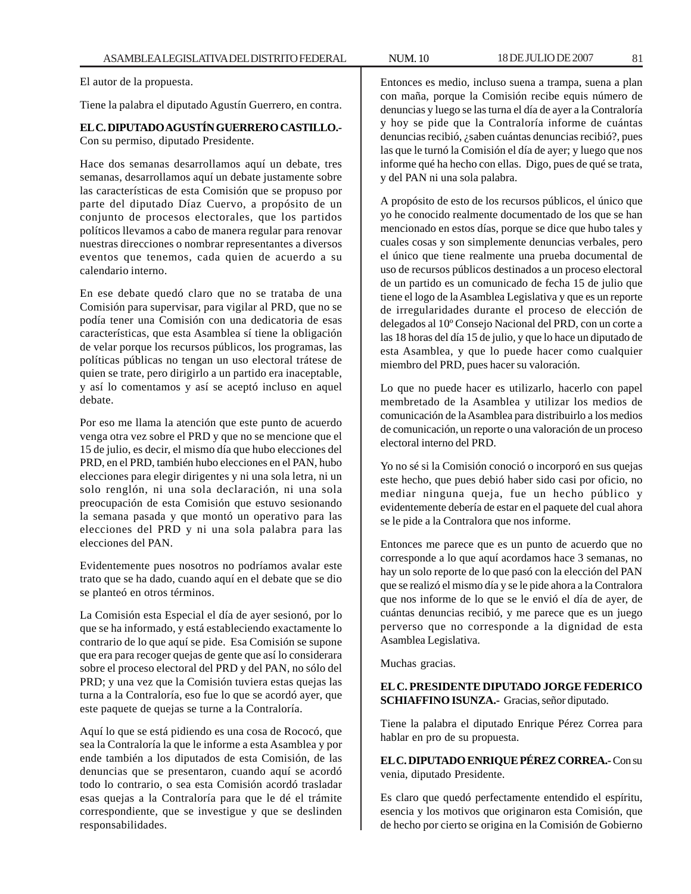El autor de la propuesta.

Tiene la palabra el diputado Agustín Guerrero, en contra.

**EL C. DIPUTADO AGUSTÍN GUERRERO CASTILLO.-** Con su permiso, diputado Presidente.

Hace dos semanas desarrollamos aquí un debate, tres semanas, desarrollamos aquí un debate justamente sobre las características de esta Comisión que se propuso por parte del diputado Díaz Cuervo, a propósito de un conjunto de procesos electorales, que los partidos políticos llevamos a cabo de manera regular para renovar nuestras direcciones o nombrar representantes a diversos eventos que tenemos, cada quien de acuerdo a su calendario interno.

En ese debate quedó claro que no se trataba de una Comisión para supervisar, para vigilar al PRD, que no se podía tener una Comisión con una dedicatoria de esas características, que esta Asamblea sí tiene la obligación de velar porque los recursos públicos, los programas, las políticas públicas no tengan un uso electoral trátese de quien se trate, pero dirigirlo a un partido era inaceptable, y así lo comentamos y así se aceptó incluso en aquel debate.

Por eso me llama la atención que este punto de acuerdo venga otra vez sobre el PRD y que no se mencione que el 15 de julio, es decir, el mismo día que hubo elecciones del PRD, en el PRD, también hubo elecciones en el PAN, hubo elecciones para elegir dirigentes y ni una sola letra, ni un solo renglón, ni una sola declaración, ni una sola preocupación de esta Comisión que estuvo sesionando la semana pasada y que montó un operativo para las elecciones del PRD y ni una sola palabra para las elecciones del PAN.

Evidentemente pues nosotros no podríamos avalar este trato que se ha dado, cuando aquí en el debate que se dio se planteó en otros términos.

La Comisión esta Especial el día de ayer sesionó, por lo que se ha informado, y está estableciendo exactamente lo contrario de lo que aquí se pide. Esa Comisión se supone que era para recoger quejas de gente que así lo considerara sobre el proceso electoral del PRD y del PAN, no sólo del PRD; y una vez que la Comisión tuviera estas quejas las turna a la Contraloría, eso fue lo que se acordó ayer, que este paquete de quejas se turne a la Contraloría.

Aquí lo que se está pidiendo es una cosa de Rococó, que sea la Contraloría la que le informe a esta Asamblea y por ende también a los diputados de esta Comisión, de las denuncias que se presentaron, cuando aquí se acordó todo lo contrario, o sea esta Comisión acordó trasladar esas quejas a la Contraloría para que le dé el trámite correspondiente, que se investigue y que se deslinden responsabilidades.

Entonces es medio, incluso suena a trampa, suena a plan con maña, porque la Comisión recibe equis número de denuncias y luego se las turna el día de ayer a la Contraloría y hoy se pide que la Contraloría informe de cuántas denuncias recibió, ¿saben cuántas denuncias recibió?, pues las que le turnó la Comisión el día de ayer; y luego que nos informe qué ha hecho con ellas. Digo, pues de qué se trata, y del PAN ni una sola palabra.

A propósito de esto de los recursos públicos, el único que yo he conocido realmente documentado de los que se han mencionado en estos días, porque se dice que hubo tales y cuales cosas y son simplemente denuncias verbales, pero el único que tiene realmente una prueba documental de uso de recursos públicos destinados a un proceso electoral de un partido es un comunicado de fecha 15 de julio que tiene el logo de la Asamblea Legislativa y que es un reporte de irregularidades durante el proceso de elección de delegados al 10º Consejo Nacional del PRD, con un corte a las 18 horas del día 15 de julio, y que lo hace un diputado de esta Asamblea, y que lo puede hacer como cualquier miembro del PRD, pues hacer su valoración.

Lo que no puede hacer es utilizarlo, hacerlo con papel membretado de la Asamblea y utilizar los medios de comunicación de la Asamblea para distribuirlo a los medios de comunicación, un reporte o una valoración de un proceso electoral interno del PRD.

Yo no sé si la Comisión conoció o incorporó en sus quejas este hecho, que pues debió haber sido casi por oficio, no mediar ninguna queja, fue un hecho público y evidentemente debería de estar en el paquete del cual ahora se le pide a la Contralora que nos informe.

Entonces me parece que es un punto de acuerdo que no corresponde a lo que aquí acordamos hace 3 semanas, no hay un solo reporte de lo que pasó con la elección del PAN que se realizó el mismo día y se le pide ahora a la Contralora que nos informe de lo que se le envió el día de ayer, de cuántas denuncias recibió, y me parece que es un juego perverso que no corresponde a la dignidad de esta Asamblea Legislativa.

Muchas gracias.

**EL C. PRESIDENTE DIPUTADO JORGE FEDERICO SCHIAFFINO ISUNZA.-** Gracias, señor diputado.

Tiene la palabra el diputado Enrique Pérez Correa para hablar en pro de su propuesta.

**EL C. DIPUTADO ENRIQUE PÉREZ CORREA.-** Con su venia, diputado Presidente.

Es claro que quedó perfectamente entendido el espíritu, esencia y los motivos que originaron esta Comisión, que de hecho por cierto se origina en la Comisión de Gobierno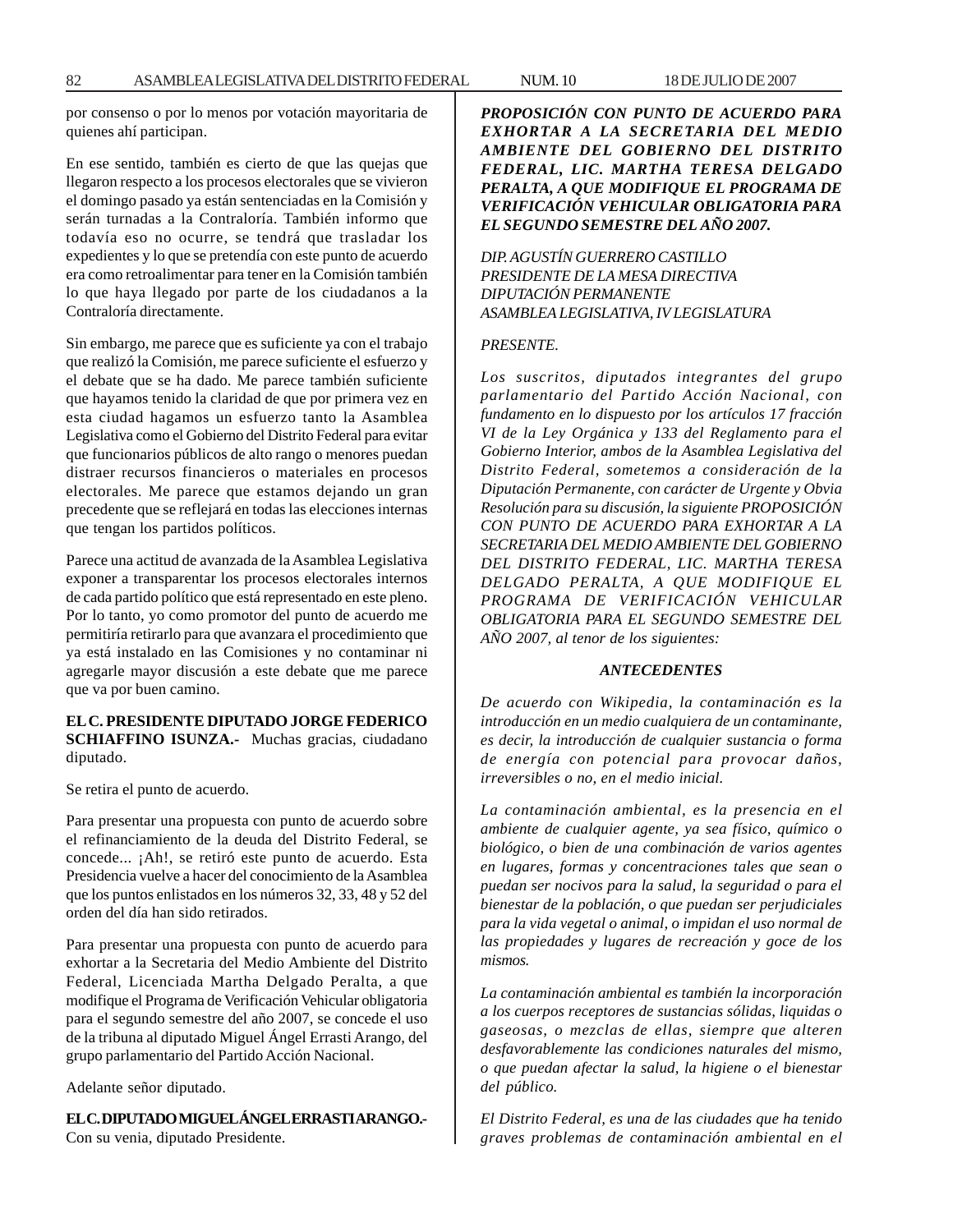por consenso o por lo menos por votación mayoritaria de quienes ahí participan.

En ese sentido, también es cierto de que las quejas que llegaron respecto a los procesos electorales que se vivieron el domingo pasado ya están sentenciadas en la Comisión y serán turnadas a la Contraloría. También informo que todavía eso no ocurre, se tendrá que trasladar los expedientes y lo que se pretendía con este punto de acuerdo era como retroalimentar para tener en la Comisión también lo que haya llegado por parte de los ciudadanos a la Contraloría directamente.

Sin embargo, me parece que es suficiente ya con el trabajo que realizó la Comisión, me parece suficiente el esfuerzo y el debate que se ha dado. Me parece también suficiente que hayamos tenido la claridad de que por primera vez en esta ciudad hagamos un esfuerzo tanto la Asamblea Legislativa como el Gobierno del Distrito Federal para evitar que funcionarios públicos de alto rango o menores puedan distraer recursos financieros o materiales en procesos electorales. Me parece que estamos dejando un gran precedente que se reflejará en todas las elecciones internas que tengan los partidos políticos.

Parece una actitud de avanzada de la Asamblea Legislativa exponer a transparentar los procesos electorales internos de cada partido político que está representado en este pleno. Por lo tanto, yo como promotor del punto de acuerdo me permitiría retirarlo para que avanzara el procedimiento que ya está instalado en las Comisiones y no contaminar ni agregarle mayor discusión a este debate que me parece que va por buen camino.

**EL C. PRESIDENTE DIPUTADO JORGE FEDERICO SCHIAFFINO ISUNZA.-** Muchas gracias, ciudadano diputado.

Se retira el punto de acuerdo.

Para presentar una propuesta con punto de acuerdo sobre el refinanciamiento de la deuda del Distrito Federal, se concede... ¡Ah!, se retiró este punto de acuerdo. Esta Presidencia vuelve a hacer del conocimiento de la Asamblea que los puntos enlistados en los números 32, 33, 48 y 52 del orden del día han sido retirados.

Para presentar una propuesta con punto de acuerdo para exhortar a la Secretaria del Medio Ambiente del Distrito Federal, Licenciada Martha Delgado Peralta, a que modifique el Programa de Verificación Vehicular obligatoria para el segundo semestre del año 2007, se concede el uso de la tribuna al diputado Miguel Ángel Errasti Arango, del grupo parlamentario del Partido Acción Nacional.

Adelante señor diputado.

**EL C. DIPUTADO MIGUEL ÁNGEL ERRASTI ARANGO.-** Con su venia, diputado Presidente.

***PROPOSICIÓN CON PUNTO DE ACUERDO PARA EXHORTAR A LA SECRETARIA DEL MEDIO AMBIENTE DEL GOBIERNO DEL DISTRITO FEDERAL, LIC. MARTHA TERESA DELGADO PERALTA, A QUE MODIFIQUE EL PROGRAMA DE VERIFICACIÓN VEHICULAR OBLIGATORIA PARA EL SEGUNDO SEMESTRE DEL AÑO 2007.***

*DIP. AGUSTÍN GUERRERO CASTILLO*
*PRESIDENTE DE LA MESA DIRECTIVA*
*DIPUTACIÓN PERMANENTE*
*ASAMBLEA LEGISLATIVA, IV LEGISLATURA*

*PRESENTE.*

*Los suscritos, diputados integrantes del grupo parlamentario del Partido Acción Nacional, con fundamento en lo dispuesto por los artículos 17 fracción VI de la Ley Orgánica y 133 del Reglamento para el Gobierno Interior, ambos de la Asamblea Legislativa del Distrito Federal, sometemos a consideración de la Diputación Permanente, con carácter de Urgente y Obvia Resolución para su discusión, la siguiente PROPOSICIÓN CON PUNTO DE ACUERDO PARA EXHORTAR A LA SECRETARIA DEL MEDIO AMBIENTE DEL GOBIERNO DEL DISTRITO FEDERAL, LIC. MARTHA TERESA DELGADO PERALTA, A QUE MODIFIQUE EL PROGRAMA DE VERIFICACIÓN VEHICULAR OBLIGATORIA PARA EL SEGUNDO SEMESTRE DEL AÑO 2007, al tenor de los siguientes:*

***ANTECEDENTES***

*De acuerdo con Wikipedia, la contaminación es la introducción en un medio cualquiera de un contaminante, es decir, la introducción de cualquier sustancia o forma de energía con potencial para provocar daños, irreversibles o no, en el medio inicial.*

*La contaminación ambiental, es la presencia en el ambiente de cualquier agente, ya sea físico, químico o biológico, o bien de una combinación de varios agentes en lugares, formas y concentraciones tales que sean o puedan ser nocivos para la salud, la seguridad o para el bienestar de la población, o que puedan ser perjudiciales para la vida vegetal o animal, o impidan el uso normal de las propiedades y lugares de recreación y goce de los mismos.*

*La contaminación ambiental es también la incorporación a los cuerpos receptores de sustancias sólidas, liquidas o gaseosas, o mezclas de ellas, siempre que alteren desfavorablemente las condiciones naturales del mismo, o que puedan afectar la salud, la higiene o el bienestar del público.*

*El Distrito Federal, es una de las ciudades que ha tenido graves problemas de contaminación ambiental en el*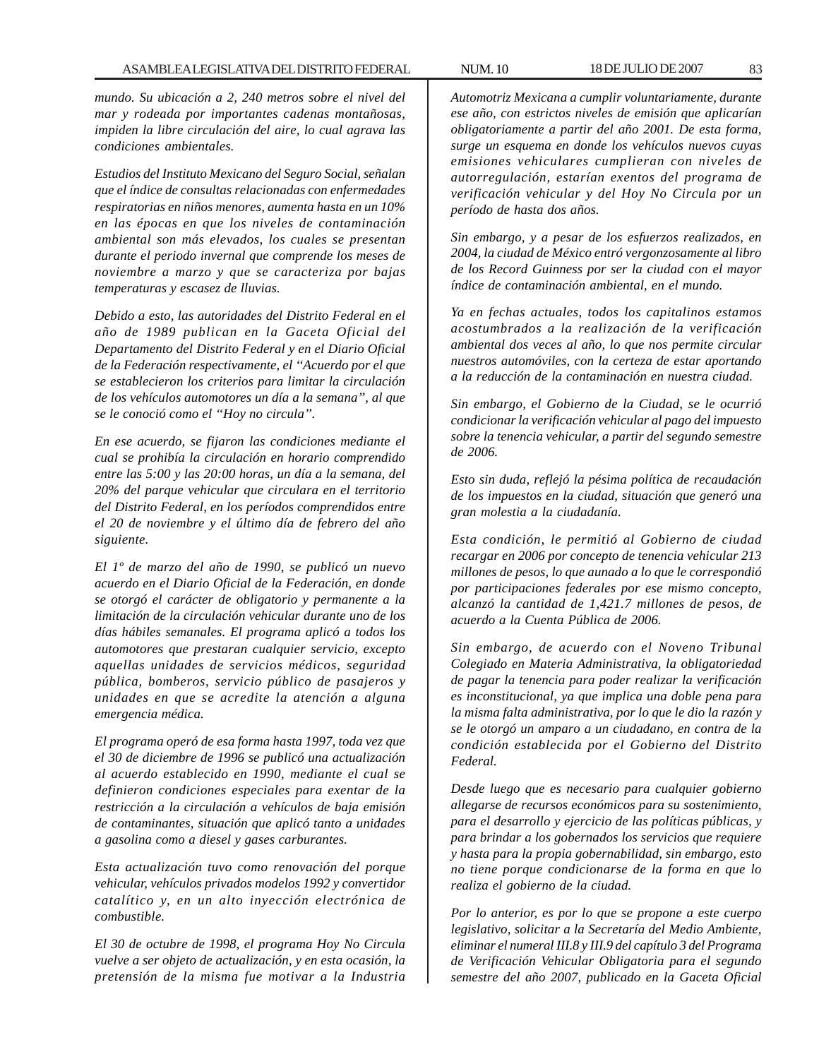*mundo. Su ubicación a 2, 240 metros sobre el nivel del mar y rodeada por importantes cadenas montañosas, impiden la libre circulación del aire, lo cual agrava las condiciones ambientales.*

*Estudios del Instituto Mexicano del Seguro Social, señalan que el índice de consultas relacionadas con enfermedades respiratorias en niños menores, aumenta hasta en un 10% en las épocas en que los niveles de contaminación ambiental son más elevados, los cuales se presentan durante el periodo invernal que comprende los meses de noviembre a marzo y que se caracteriza por bajas temperaturas y escasez de lluvias.*

*Debido a esto, las autoridades del Distrito Federal en el año de 1989 publican en la Gaceta Oficial del Departamento del Distrito Federal y en el Diario Oficial de la Federación respectivamente, el "Acuerdo por el que se establecieron los criterios para limitar la circulación de los vehículos automotores un día a la semana", al que se le conoció como el "Hoy no circula".*

*En ese acuerdo, se fijaron las condiciones mediante el cual se prohibía la circulación en horario comprendido entre las 5:00 y las 20:00 horas, un día a la semana, del 20% del parque vehicular que circulara en el territorio del Distrito Federal, en los períodos comprendidos entre el 20 de noviembre y el último día de febrero del año siguiente.*

*El 1º de marzo del año de 1990, se publicó un nuevo acuerdo en el Diario Oficial de la Federación, en donde se otorgó el carácter de obligatorio y permanente a la limitación de la circulación vehicular durante uno de los días hábiles semanales. El programa aplicó a todos los automotores que prestaran cualquier servicio, excepto aquellas unidades de servicios médicos, seguridad pública, bomberos, servicio público de pasajeros y unidades en que se acredite la atención a alguna emergencia médica.*

*El programa operó de esa forma hasta 1997, toda vez que el 30 de diciembre de 1996 se publicó una actualización al acuerdo establecido en 1990, mediante el cual se definieron condiciones especiales para exentar de la restricción a la circulación a vehículos de baja emisión de contaminantes, situación que aplicó tanto a unidades a gasolina como a diesel y gases carburantes.*

*Esta actualización tuvo como renovación del porque vehicular, vehículos privados modelos 1992 y convertidor catalítico y, en un alto inyección electrónica de combustible.*

*El 30 de octubre de 1998, el programa Hoy No Circula vuelve a ser objeto de actualización, y en esta ocasión, la pretensión de la misma fue motivar a la Industria Automotriz Mexicana a cumplir voluntariamente, durante ese año, con estrictos niveles de emisión que aplicarían obligatoriamente a partir del año 2001. De esta forma, surge un esquema en donde los vehículos nuevos cuyas emisiones vehiculares cumplieran con niveles de autorregulación, estarían exentos del programa de verificación vehicular y del Hoy No Circula por un período de hasta dos años.*

*Sin embargo, y a pesar de los esfuerzos realizados, en 2004, la ciudad de México entró vergonzosamente al libro de los Record Guinness por ser la ciudad con el mayor índice de contaminación ambiental, en el mundo.*

*Ya en fechas actuales, todos los capitalinos estamos acostumbrados a la realización de la verificación ambiental dos veces al año, lo que nos permite circular nuestros automóviles, con la certeza de estar aportando a la reducción de la contaminación en nuestra ciudad.*

*Sin embargo, el Gobierno de la Ciudad, se le ocurrió condicionar la verificación vehicular al pago del impuesto sobre la tenencia vehicular, a partir del segundo semestre de 2006.*

*Esto sin duda, reflejó la pésima política de recaudación de los impuestos en la ciudad, situación que generó una gran molestia a la ciudadanía.*

*Esta condición, le permitió al Gobierno de ciudad recargar en 2006 por concepto de tenencia vehicular 213 millones de pesos, lo que aunado a lo que le correspondió por participaciones federales por ese mismo concepto, alcanzó la cantidad de 1,421.7 millones de pesos, de acuerdo a la Cuenta Pública de 2006.*

*Sin embargo, de acuerdo con el Noveno Tribunal Colegiado en Materia Administrativa, la obligatoriedad de pagar la tenencia para poder realizar la verificación es inconstitucional, ya que implica una doble pena para la misma falta administrativa, por lo que le dio la razón y se le otorgó un amparo a un ciudadano, en contra de la condición establecida por el Gobierno del Distrito Federal.*

*Desde luego que es necesario para cualquier gobierno allegarse de recursos económicos para su sostenimiento, para el desarrollo y ejercicio de las políticas públicas, y para brindar a los gobernados los servicios que requiere y hasta para la propia gobernabilidad, sin embargo, esto no tiene porque condicionarse de la forma en que lo realiza el gobierno de la ciudad.*

*Por lo anterior, es por lo que se propone a este cuerpo legislativo, solicitar a la Secretaría del Medio Ambiente, eliminar el numeral III.8 y III.9 del capítulo 3 del Programa de Verificación Vehicular Obligatoria para el segundo semestre del año 2007, publicado en la Gaceta Oficial*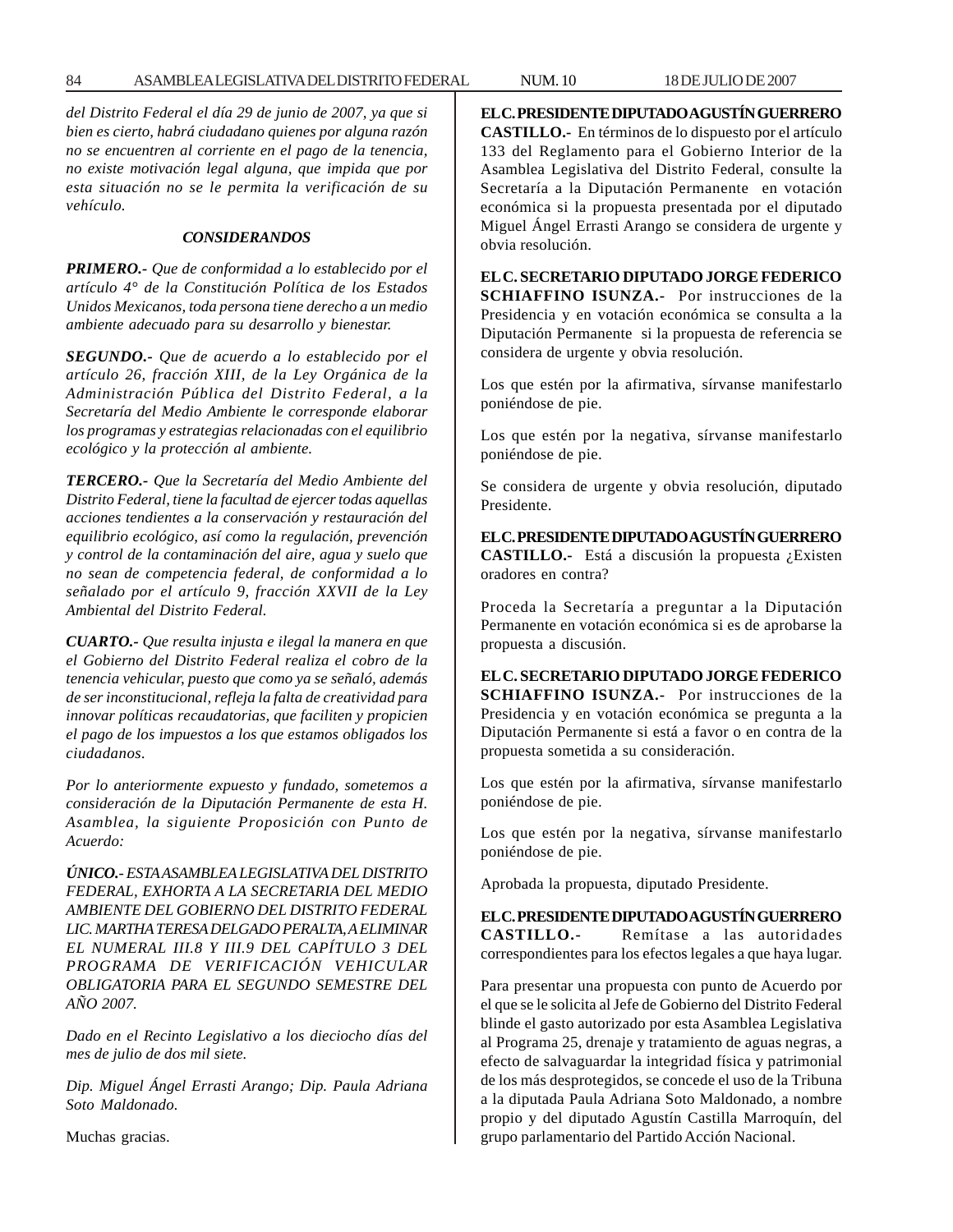*del Distrito Federal el día 29 de junio de 2007, ya que si bien es cierto, habrá ciudadano quienes por alguna razón no se encuentren al corriente en el pago de la tenencia, no existe motivación legal alguna, que impida que por esta situación no se le permita la verificación de su vehículo.*

***CONSIDERANDOS***

***PRIMERO.-** Que de conformidad a lo establecido por el artículo 4° de la Constitución Política de los Estados Unidos Mexicanos, toda persona tiene derecho a un medio ambiente adecuado para su desarrollo y bienestar.*

***SEGUNDO.-** Que de acuerdo a lo establecido por el artículo 26, fracción XIII, de la Ley Orgánica de la Administración Pública del Distrito Federal, a la Secretaría del Medio Ambiente le corresponde elaborar los programas y estrategias relacionadas con el equilibrio ecológico y la protección al ambiente.*

***TERCERO.-** Que la Secretaría del Medio Ambiente del Distrito Federal, tiene la facultad de ejercer todas aquellas acciones tendientes a la conservación y restauración del equilibrio ecológico, así como la regulación, prevención y control de la contaminación del aire, agua y suelo que no sean de competencia federal, de conformidad a lo señalado por el artículo 9, fracción XXVII de la Ley Ambiental del Distrito Federal.*

***CUARTO.-** Que resulta injusta e ilegal la manera en que el Gobierno del Distrito Federal realiza el cobro de la tenencia vehicular, puesto que como ya se señaló, además de ser inconstitucional, refleja la falta de creatividad para innovar políticas recaudatorias, que faciliten y propicien el pago de los impuestos a los que estamos obligados los ciudadanos.*

*Por lo anteriormente expuesto y fundado, sometemos a consideración de la Diputación Permanente de esta H. Asamblea, la siguiente Proposición con Punto de Acuerdo:*

***ÚNICO.-** ESTA ASAMBLEA LEGISLATIVA DEL DISTRITO FEDERAL, EXHORTA A LA SECRETARIA DEL MEDIO AMBIENTE DEL GOBIERNO DEL DISTRITO FEDERAL LIC. MARTHA TERESA DELGADO PERALTA, A ELIMINAR EL NUMERAL III.8 Y III.9 DEL CAPÍTULO 3 DEL PROGRAMA DE VERIFICACIÓN VEHICULAR OBLIGATORIA PARA EL SEGUNDO SEMESTRE DEL AÑO 2007.*

*Dado en el Recinto Legislativo a los dieciocho días del mes de julio de dos mil siete.*

*Dip. Miguel Ángel Errasti Arango; Dip. Paula Adriana Soto Maldonado.*

Muchas gracias.

**EL C. PRESIDENTE DIPUTADO AGUSTÍN GUERRERO CASTILLO.-** En términos de lo dispuesto por el artículo 133 del Reglamento para el Gobierno Interior de la Asamblea Legislativa del Distrito Federal, consulte la Secretaría a la Diputación Permanente en votación económica si la propuesta presentada por el diputado Miguel Ángel Errasti Arango se considera de urgente y obvia resolución.

**EL C. SECRETARIO DIPUTADO JORGE FEDERICO SCHIAFFINO ISUNZA.-** Por instrucciones de la Presidencia y en votación económica se consulta a la Diputación Permanente si la propuesta de referencia se considera de urgente y obvia resolución.

Los que estén por la afirmativa, sírvanse manifestarlo poniéndose de pie.

Los que estén por la negativa, sírvanse manifestarlo poniéndose de pie.

Se considera de urgente y obvia resolución, diputado Presidente.

**EL C. PRESIDENTE DIPUTADO AGUSTÍN GUERRERO CASTILLO.-** Está a discusión la propuesta ¿Existen oradores en contra?

Proceda la Secretaría a preguntar a la Diputación Permanente en votación económica si es de aprobarse la propuesta a discusión.

**EL C. SECRETARIO DIPUTADO JORGE FEDERICO SCHIAFFINO ISUNZA.-** Por instrucciones de la Presidencia y en votación económica se pregunta a la Diputación Permanente si está a favor o en contra de la propuesta sometida a su consideración.

Los que estén por la afirmativa, sírvanse manifestarlo poniéndose de pie.

Los que estén por la negativa, sírvanse manifestarlo poniéndose de pie.

Aprobada la propuesta, diputado Presidente.

**EL C. PRESIDENTE DIPUTADO AGUSTÍN GUERRERO CASTILLO.-** Remítase a las autoridades correspondientes para los efectos legales a que haya lugar.

Para presentar una propuesta con punto de Acuerdo por el que se le solicita al Jefe de Gobierno del Distrito Federal blinde el gasto autorizado por esta Asamblea Legislativa al Programa 25, drenaje y tratamiento de aguas negras, a efecto de salvaguardar la integridad física y patrimonial de los más desprotegidos, se concede el uso de la Tribuna a la diputada Paula Adriana Soto Maldonado, a nombre propio y del diputado Agustín Castilla Marroquín, del grupo parlamentario del Partido Acción Nacional.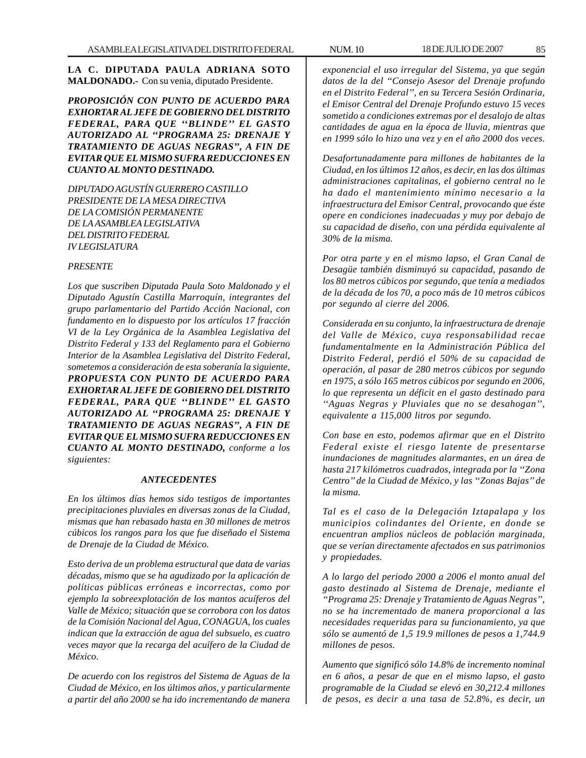**LA C. DIPUTADA PAULA ADRIANA SOTO MALDONADO.-** Con su venia, diputado Presidente.

***PROPOSICIÓN CON PUNTO DE ACUERDO PARA EXHORTAR AL JEFE DE GOBIERNO DEL DISTRITO FEDERAL, PARA QUE ''BLINDE'' EL GASTO AUTORIZADO AL ''PROGRAMA 25: DRENAJE Y TRATAMIENTO DE AGUAS NEGRAS'', A FIN DE EVITAR QUE EL MISMO SUFRA REDUCCIONES EN CUANTO AL MONTO DESTINADO.***

*DIPUTADO AGUSTÍN GUERRERO CASTILLO*
*PRESIDENTE DE LA MESA DIRECTIVA*
*DE LA COMISIÓN PERMANENTE*
*DE LA ASAMBLEA LEGISLATIVA*
*DEL DISTRITO FEDERAL*
*IV LEGISLATURA*

*PRESENTE*

*Los que suscriben Diputada Paula Soto Maldonado y el Diputado Agustín Castilla Marroquín, integrantes del grupo parlamentario del Partido Acción Nacional, con fundamento en lo dispuesto por los artículos 17 fracción VI de la Ley Orgánica de la Asamblea Legislativa del Distrito Federal y 133 del Reglamento para el Gobierno Interior de la Asamblea Legislativa del Distrito Federal, sometemos a consideración de esta soberanía la siguiente,* ***PROPUESTA CON PUNTO DE ACUERDO PARA EXHORTAR AL JEFE DE GOBIERNO DEL DISTRITO FEDERAL, PARA QUE ''BLINDE'' EL GASTO AUTORIZADO AL ''PROGRAMA 25: DRENAJE Y TRATAMIENTO DE AGUAS NEGRAS'', A FIN DE EVITAR QUE EL MISMO SUFRA REDUCCIONES EN CUANTO AL MONTO DESTINADO,*** *conforme a los siguientes:*

***ANTECEDENTES***

*En los últimos días hemos sido testigos de importantes precipitaciones pluviales en diversas zonas de la Ciudad, mismas que han rebasado hasta en 30 millones de metros cúbicos los rangos para los que fue diseñado el Sistema de Drenaje de la Ciudad de México.*

*Esto deriva de un problema estructural que data de varias décadas, mismo que se ha agudizado por la aplicación de políticas públicas erróneas e incorrectas, como por ejemplo la sobreexplotación de los mantos acuíferos del Valle de México; situación que se corrobora con los datos de la Comisión Nacional del Agua, CONAGUA, los cuales indican que la extracción de agua del subsuelo, es cuatro veces mayor que la recarga del acuífero de la Ciudad de México.*

*De acuerdo con los registros del Sistema de Aguas de la Ciudad de México, en los últimos años, y particularmente a partir del año 2000 se ha ido incrementando de manera exponencial el uso irregular del Sistema, ya que según datos de la del ''Consejo Asesor del Drenaje profundo en el Distrito Federal'', en su Tercera Sesión Ordinaria, el Emisor Central del Drenaje Profundo estuvo 15 veces sometido a condiciones extremas por el desalojo de altas cantidades de agua en la época de lluvia, mientras que en 1999 sólo lo hizo una vez y en el año 2000 dos veces.*

*Desafortunadamente para millones de habitantes de la Ciudad, en los últimos 12 años, es decir, en las dos últimas administraciones capitalinas, el gobierno central no le ha dado el mantenimiento mínimo necesario a la infraestructura del Emisor Central, provocando que éste opere en condiciones inadecuadas y muy por debajo de su capacidad de diseño, con una pérdida equivalente al 30% de la misma.*

*Por otra parte y en el mismo lapso, el Gran Canal de Desagüe también disminuyó su capacidad, pasando de los 80 metros cúbicos por segundo, que tenía a mediados de la década de los 70, a poco más de 10 metros cúbicos por segundo al cierre del 2006.*

*Considerada en su conjunto, la infraestructura de drenaje del Valle de México, cuya responsabilidad recae fundamentalmente en la Administración Pública del Distrito Federal, perdió el 50% de su capacidad de operación, al pasar de 280 metros cúbicos por segundo en 1975, a sólo 165 metros cúbicos por segundo en 2006, lo que representa un déficit en el gasto destinado para ''Aguas Negras y Pluviales que no se desahogan'', equivalente a 115,000 litros por segundo.*

*Con base en esto, podemos afirmar que en el Distrito Federal existe el riesgo latente de presentarse inundaciones de magnitudes alarmantes, en un área de hasta 217 kilómetros cuadrados, integrada por la ''Zona Centro'' de la Ciudad de México, y las ''Zonas Bajas'' de la misma.*

*Tal es el caso de la Delegación Iztapalapa y los municipios colindantes del Oriente, en donde se encuentran amplios núcleos de población marginada, que se verían directamente afectados en sus patrimonios y propiedades.*

*A lo largo del periodo 2000 a 2006 el monto anual del gasto destinado al Sistema de Drenaje, mediante el ''Programa 25: Drenaje y Tratamiento de Aguas Negras'', no se ha incrementado de manera proporcional a las necesidades requeridas para su funcionamiento, ya que sólo se aumentó de 1,5 19.9 millones de pesos a 1,744.9 millones de pesos.*

*Aumento que significó sólo 14.8% de incremento nominal en 6 años, a pesar de que en el mismo lapso, el gasto programable de la Ciudad se elevó en 30,212.4 millones de pesos, es decir a una tasa de 52.8%, es decir, un*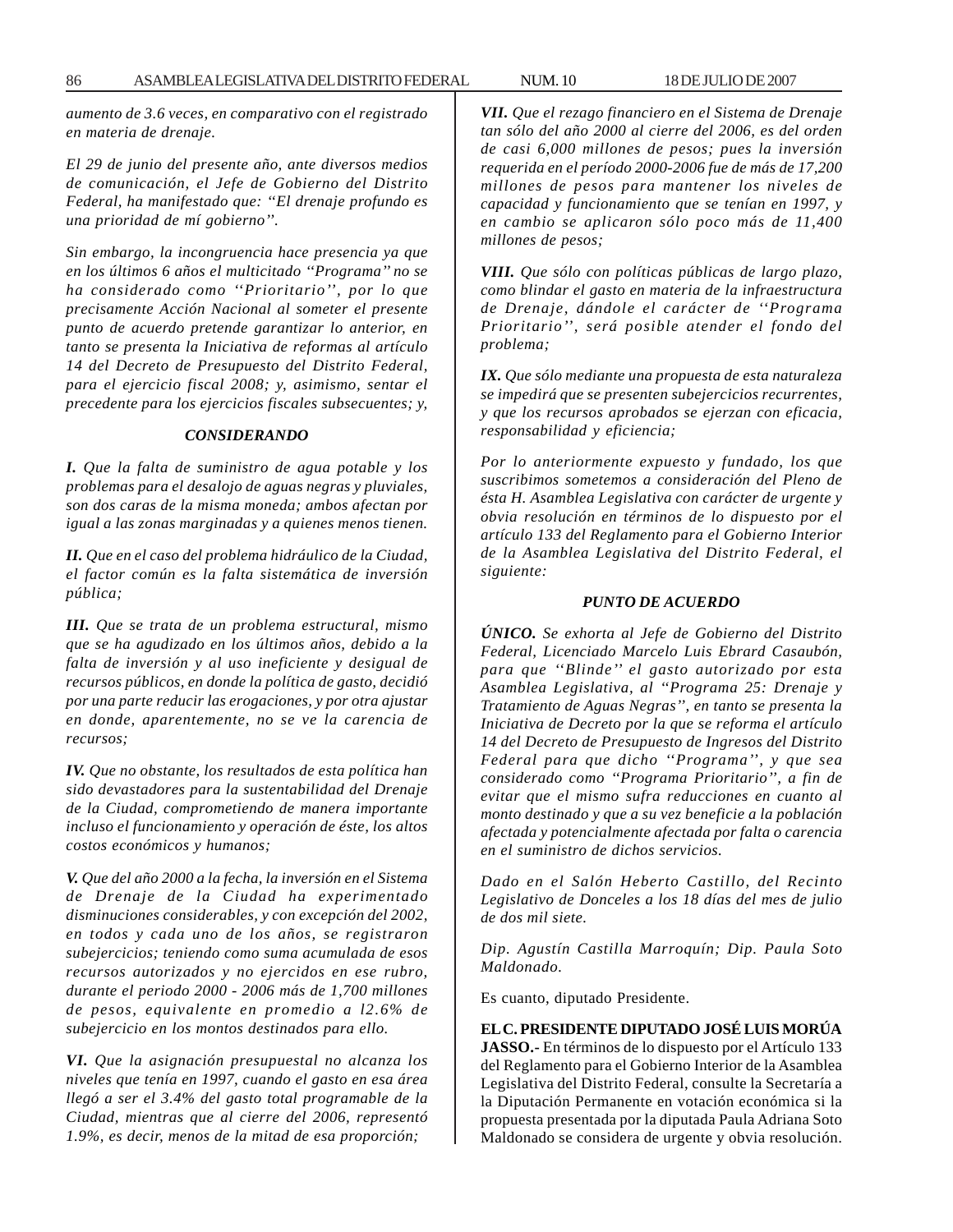*aumento de 3.6 veces, en comparativo con el registrado en materia de drenaje.*

*El 29 de junio del presente año, ante diversos medios de comunicación, el Jefe de Gobierno del Distrito Federal, ha manifestado que: "El drenaje profundo es una prioridad de mí gobierno".*

*Sin embargo, la incongruencia hace presencia ya que en los últimos 6 años el multicitado ''Programa'' no se ha considerado como ''Prioritario'', por lo que precisamente Acción Nacional al someter el presente punto de acuerdo pretende garantizar lo anterior, en tanto se presenta la Iniciativa de reformas al artículo 14 del Decreto de Presupuesto del Distrito Federal, para el ejercicio fiscal 2008; y, asimismo, sentar el precedente para los ejercicios fiscales subsecuentes; y,*

***CONSIDERANDO***

***I.*** *Que la falta de suministro de agua potable y los problemas para el desalojo de aguas negras y pluviales, son dos caras de la misma moneda; ambos afectan por igual a las zonas marginadas y a quienes menos tienen.*

***II.*** *Que en el caso del problema hidráulico de la Ciudad, el factor común es la falta sistemática de inversión pública;*

***III.*** *Que se trata de un problema estructural, mismo que se ha agudizado en los últimos años, debido a la falta de inversión y al uso ineficiente y desigual de recursos públicos, en donde la política de gasto, decidió por una parte reducir las erogaciones, y por otra ajustar en donde, aparentemente, no se ve la carencia de recursos;*

***IV.*** *Que no obstante, los resultados de esta política han sido devastadores para la sustentabilidad del Drenaje de la Ciudad, comprometiendo de manera importante incluso el funcionamiento y operación de éste, los altos costos económicos y humanos;*

***V.*** *Que del año 2000 a la fecha, la inversión en el Sistema de Drenaje de la Ciudad ha experimentado disminuciones considerables, y con excepción del 2002, en todos y cada uno de los años, se registraron subejercicios; teniendo como suma acumulada de esos recursos autorizados y no ejercidos en ese rubro, durante el periodo 2000 - 2006 más de 1,700 millones de pesos, equivalente en promedio a l2.6% de subejercicio en los montos destinados para ello.*

***VI.*** *Que la asignación presupuestal no alcanza los niveles que tenía en 1997, cuando el gasto en esa área llegó a ser el 3.4% del gasto total programable de la Ciudad, mientras que al cierre del 2006, representó 1.9%, es decir, menos de la mitad de esa proporción;*

***VII.*** *Que el rezago financiero en el Sistema de Drenaje tan sólo del año 2000 al cierre del 2006, es del orden de casi 6,000 millones de pesos; pues la inversión requerida en el período 2000-2006 fue de más de 17,200 millones de pesos para mantener los niveles de capacidad y funcionamiento que se tenían en 1997, y en cambio se aplicaron sólo poco más de 11,400 millones de pesos;*

***VIII.*** *Que sólo con políticas públicas de largo plazo, como blindar el gasto en materia de la infraestructura de Drenaje, dándole el carácter de ''Programa Prioritario'', será posible atender el fondo del problema;*

***IX.*** *Que sólo mediante una propuesta de esta naturaleza se impedirá que se presenten subejercicios recurrentes, y que los recursos aprobados se ejerzan con eficacia, responsabilidad y eficiencia;*

*Por lo anteriormente expuesto y fundado, los que suscribimos sometemos a consideración del Pleno de ésta H. Asamblea Legislativa con carácter de urgente y obvia resolución en términos de lo dispuesto por el artículo 133 del Reglamento para el Gobierno Interior de la Asamblea Legislativa del Distrito Federal, el siguiente:*

***PUNTO DE ACUERDO***

***ÚNICO.*** *Se exhorta al Jefe de Gobierno del Distrito Federal, Licenciado Marcelo Luis Ebrard Casaubón, para que ''Blinde'' el gasto autorizado por esta Asamblea Legislativa, al "Programa 25: Drenaje y Tratamiento de Aguas Negras", en tanto se presenta la Iniciativa de Decreto por la que se reforma el artículo 14 del Decreto de Presupuesto de Ingresos del Distrito Federal para que dicho ''Programa'', y que sea considerado como "Programa Prioritario", a fin de evitar que el mismo sufra reducciones en cuanto al monto destinado y que a su vez beneficie a la población afectada y potencialmente afectada por falta o carencia en el suministro de dichos servicios.*

*Dado en el Salón Heberto Castillo, del Recinto Legislativo de Donceles a los 18 días del mes de julio de dos mil siete.*

*Dip. Agustín Castilla Marroquín; Dip. Paula Soto Maldonado.*

Es cuanto, diputado Presidente.

**EL C. PRESIDENTE DIPUTADO JOSÉ LUIS MORÚA JASSO.-** En términos de lo dispuesto por el Artículo 133 del Reglamento para el Gobierno Interior de la Asamblea Legislativa del Distrito Federal, consulte la Secretaría a la Diputación Permanente en votación económica si la propuesta presentada por la diputada Paula Adriana Soto Maldonado se considera de urgente y obvia resolución.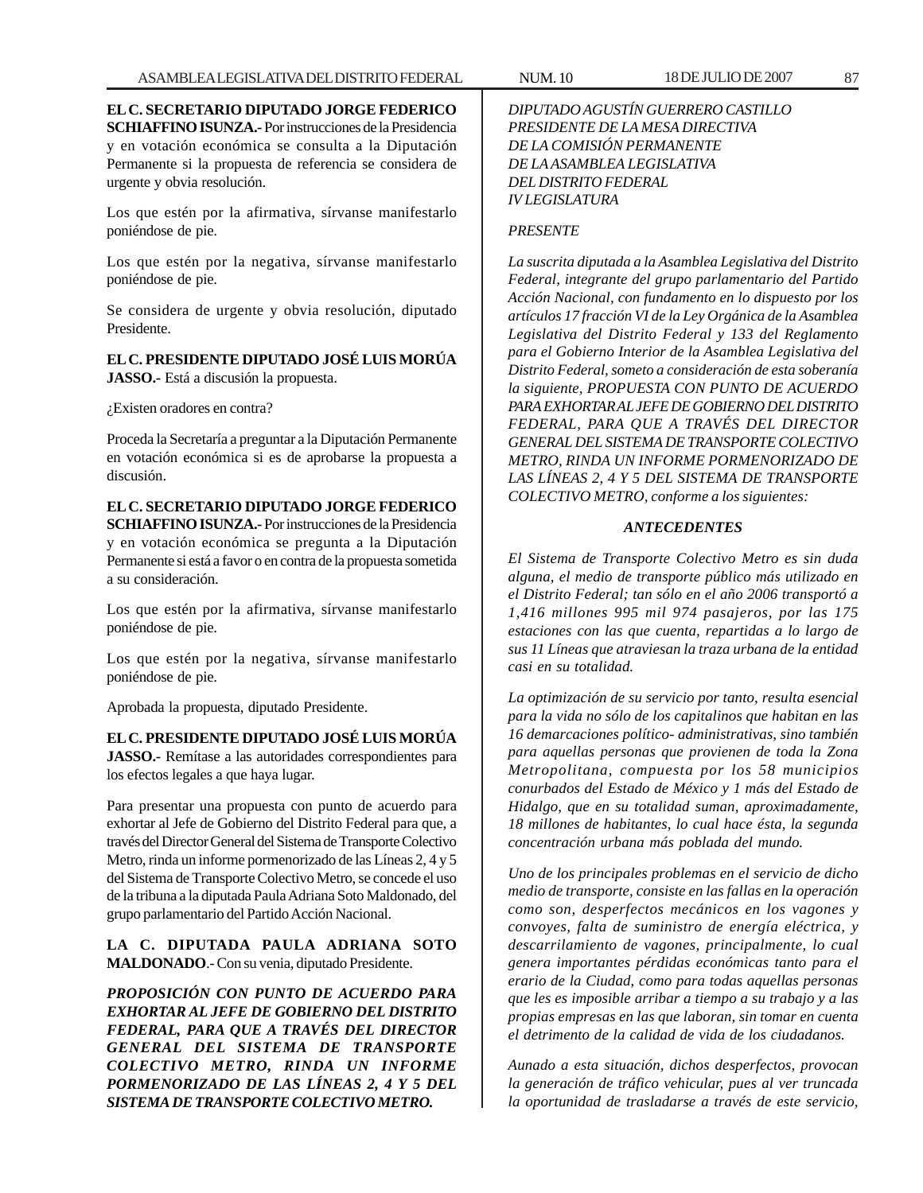**EL C. SECRETARIO DIPUTADO JORGE FEDERICO SCHIAFFINO ISUNZA.-** Por instrucciones de la Presidencia y en votación económica se consulta a la Diputación Permanente si la propuesta de referencia se considera de urgente y obvia resolución.

Los que estén por la afirmativa, sírvanse manifestarlo poniéndose de pie.

Los que estén por la negativa, sírvanse manifestarlo poniéndose de pie.

Se considera de urgente y obvia resolución, diputado Presidente.

**EL C. PRESIDENTE DIPUTADO JOSÉ LUIS MORÚA JASSO.-** Está a discusión la propuesta.

¿Existen oradores en contra?

Proceda la Secretaría a preguntar a la Diputación Permanente en votación económica si es de aprobarse la propuesta a discusión.

**EL C. SECRETARIO DIPUTADO JORGE FEDERICO SCHIAFFINO ISUNZA.-** Por instrucciones de la Presidencia y en votación económica se pregunta a la Diputación Permanente si está a favor o en contra de la propuesta sometida a su consideración.

Los que estén por la afirmativa, sírvanse manifestarlo poniéndose de pie.

Los que estén por la negativa, sírvanse manifestarlo poniéndose de pie.

Aprobada la propuesta, diputado Presidente.

**EL C. PRESIDENTE DIPUTADO JOSÉ LUIS MORÚA JASSO.-** Remítase a las autoridades correspondientes para los efectos legales a que haya lugar.

Para presentar una propuesta con punto de acuerdo para exhortar al Jefe de Gobierno del Distrito Federal para que, a través del Director General del Sistema de Transporte Colectivo Metro, rinda un informe pormenorizado de las Líneas 2, 4 y 5 del Sistema de Transporte Colectivo Metro, se concede el uso de la tribuna a la diputada Paula Adriana Soto Maldonado, del grupo parlamentario del Partido Acción Nacional.

**LA C. DIPUTADA PAULA ADRIANA SOTO MALDONADO**.- Con su venia, diputado Presidente.

***PROPOSICIÓN CON PUNTO DE ACUERDO PARA EXHORTAR AL JEFE DE GOBIERNO DEL DISTRITO FEDERAL, PARA QUE A TRAVÉS DEL DIRECTOR GENERAL DEL SISTEMA DE TRANSPORTE COLECTIVO METRO, RINDA UN INFORME PORMENORIZADO DE LAS LÍNEAS 2, 4 Y 5 DEL SISTEMA DE TRANSPORTE COLECTIVO METRO.***

*DIPUTADO AGUSTÍN GUERRERO CASTILLO*
*PRESIDENTE DE LA MESA DIRECTIVA*
*DE LA COMISIÓN PERMANENTE*
*DE LA ASAMBLEA LEGISLATIVA*
*DEL DISTRITO FEDERAL*
*IV LEGISLATURA*

*PRESENTE*

*La suscrita diputada a la Asamblea Legislativa del Distrito Federal, integrante del grupo parlamentario del Partido Acción Nacional, con fundamento en lo dispuesto por los artículos 17 fracción VI de la Ley Orgánica de la Asamblea Legislativa del Distrito Federal y 133 del Reglamento para el Gobierno Interior de la Asamblea Legislativa del Distrito Federal, someto a consideración de esta soberanía la siguiente, PROPUESTA CON PUNTO DE ACUERDO PARA EXHORTAR AL JEFE DE GOBIERNO DEL DISTRITO FEDERAL, PARA QUE A TRAVÉS DEL DIRECTOR GENERAL DEL SISTEMA DE TRANSPORTE COLECTIVO METRO, RINDA UN INFORME PORMENORIZADO DE LAS LÍNEAS 2, 4 Y 5 DEL SISTEMA DE TRANSPORTE COLECTIVO METRO, conforme a los siguientes:*

***ANTECEDENTES***

*El Sistema de Transporte Colectivo Metro es sin duda alguna, el medio de transporte público más utilizado en el Distrito Federal; tan sólo en el año 2006 transportó a 1,416 millones 995 mil 974 pasajeros, por las 175 estaciones con las que cuenta, repartidas a lo largo de sus 11 Líneas que atraviesan la traza urbana de la entidad casi en su totalidad.*

*La optimización de su servicio por tanto, resulta esencial para la vida no sólo de los capitalinos que habitan en las 16 demarcaciones político- administrativas, sino también para aquellas personas que provienen de toda la Zona Metropolitana, compuesta por los 58 municipios conurbados del Estado de México y 1 más del Estado de Hidalgo, que en su totalidad suman, aproximadamente, 18 millones de habitantes, lo cual hace ésta, la segunda concentración urbana más poblada del mundo.*

*Uno de los principales problemas en el servicio de dicho medio de transporte, consiste en las fallas en la operación como son, desperfectos mecánicos en los vagones y convoyes, falta de suministro de energía eléctrica, y descarrilamiento de vagones, principalmente, lo cual genera importantes pérdidas económicas tanto para el erario de la Ciudad, como para todas aquellas personas que les es imposible arribar a tiempo a su trabajo y a las propias empresas en las que laboran, sin tomar en cuenta el detrimento de la calidad de vida de los ciudadanos.*

*Aunado a esta situación, dichos desperfectos, provocan la generación de tráfico vehicular, pues al ver truncada la oportunidad de trasladarse a través de este servicio,*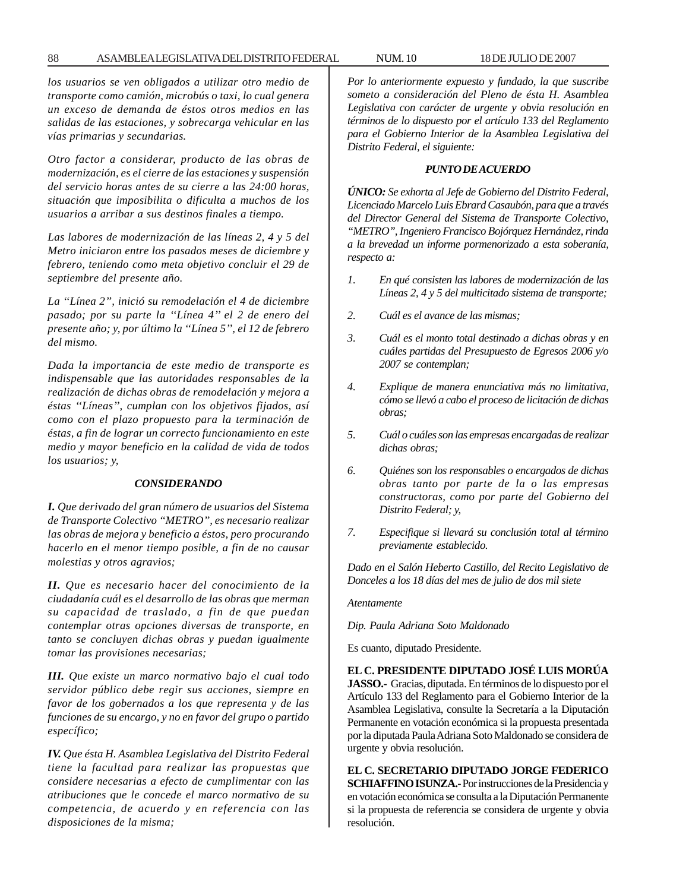*los usuarios se ven obligados a utilizar otro medio de transporte como camión, microbús o taxi, lo cual genera un exceso de demanda de éstos otros medios en las salidas de las estaciones, y sobrecarga vehicular en las vías primarias y secundarias.*

*Otro factor a considerar, producto de las obras de modernización, es el cierre de las estaciones y suspensión del servicio horas antes de su cierre a las 24:00 horas, situación que imposibilita o dificulta a muchos de los usuarios a arribar a sus destinos finales a tiempo.*

*Las labores de modernización de las líneas 2, 4 y 5 del Metro iniciaron entre los pasados meses de diciembre y febrero, teniendo como meta objetivo concluir el 29 de septiembre del presente año.*

*La "Línea 2", inició su remodelación el 4 de diciembre pasado; por su parte la "Línea 4" el 2 de enero del presente año; y, por último la "Línea 5", el 12 de febrero del mismo.*

*Dada la importancia de este medio de transporte es indispensable que las autoridades responsables de la realización de dichas obras de remodelación y mejora a éstas "Líneas", cumplan con los objetivos fijados, así como con el plazo propuesto para la terminación de éstas, a fin de lograr un correcto funcionamiento en este medio y mayor beneficio en la calidad de vida de todos los usuarios; y,*

***CONSIDERANDO***

***I.*** *Que derivado del gran número de usuarios del Sistema de Transporte Colectivo "METRO", es necesario realizar las obras de mejora y beneficio a éstos, pero procurando hacerlo en el menor tiempo posible, a fin de no causar molestias y otros agravios;*

***II.*** *Que es necesario hacer del conocimiento de la ciudadanía cuál es el desarrollo de las obras que merman su capacidad de traslado, a fin de que puedan contemplar otras opciones diversas de transporte, en tanto se concluyen dichas obras y puedan igualmente tomar las provisiones necesarias;*

***III.*** *Que existe un marco normativo bajo el cual todo servidor público debe regir sus acciones, siempre en favor de los gobernados a los que representa y de las funciones de su encargo, y no en favor del grupo o partido específico;*

***IV.*** *Que ésta H. Asamblea Legislativa del Distrito Federal tiene la facultad para realizar las propuestas que considere necesarias a efecto de cumplimentar con las atribuciones que le concede el marco normativo de su competencia, de acuerdo y en referencia con las disposiciones de la misma;*

*Por lo anteriormente expuesto y fundado, la que suscribe someto a consideración del Pleno de ésta H. Asamblea Legislativa con carácter de urgente y obvia resolución en términos de lo dispuesto por el artículo 133 del Reglamento para el Gobierno Interior de la Asamblea Legislativa del Distrito Federal, el siguiente:*

***PUNTO DE ACUERDO***

***ÚNICO:*** *Se exhorta al Jefe de Gobierno del Distrito Federal, Licenciado Marcelo Luis Ebrard Casaubón, para que a través del Director General del Sistema de Transporte Colectivo, "METRO", Ingeniero Francisco Bojórquez Hernández, rinda a la brevedad un informe pormenorizado a esta soberanía, respecto a:*

1. *En qué consisten las labores de modernización de las Líneas 2, 4 y 5 del multicitado sistema de transporte;*
2. *Cuál es el avance de las mismas;*
3. *Cuál es el monto total destinado a dichas obras y en cuáles partidas del Presupuesto de Egresos 2006 y/o 2007 se contemplan;*
4. *Explique de manera enunciativa más no limitativa, cómo se llevó a cabo el proceso de licitación de dichas obras;*
5. *Cuál o cuáles son las empresas encargadas de realizar dichas obras;*
6. *Quiénes son los responsables o encargados de dichas obras tanto por parte de la o las empresas constructoras, como por parte del Gobierno del Distrito Federal; y,*
7. *Especifique si llevará su conclusión total al término previamente establecido.*

*Dado en el Salón Heberto Castillo, del Recito Legislativo de Donceles a los 18 días del mes de julio de dos mil siete*

*Atentamente*

*Dip. Paula Adriana Soto Maldonado*

Es cuanto, diputado Presidente.

**EL C. PRESIDENTE DIPUTADO JOSÉ LUIS MORÚA JASSO.-** Gracias, diputada. En términos de lo dispuesto por el Artículo 133 del Reglamento para el Gobierno Interior de la Asamblea Legislativa, consulte la Secretaría a la Diputación Permanente en votación económica si la propuesta presentada por la diputada Paula Adriana Soto Maldonado se considera de urgente y obvia resolución.

**EL C. SECRETARIO DIPUTADO JORGE FEDERICO SCHIAFFINO ISUNZA.-** Por instrucciones de la Presidencia y en votación económica se consulta a la Diputación Permanente si la propuesta de referencia se considera de urgente y obvia resolución.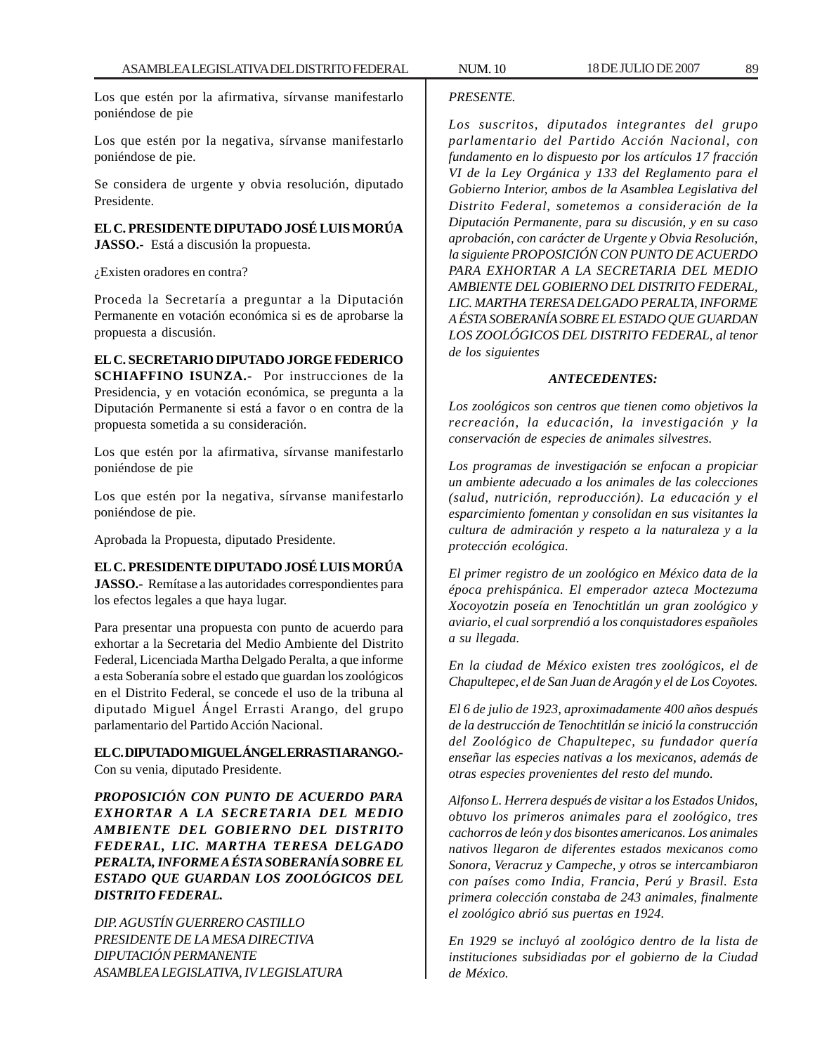Los que estén por la afirmativa, sírvanse manifestarlo poniéndose de pie

Los que estén por la negativa, sírvanse manifestarlo poniéndose de pie.

Se considera de urgente y obvia resolución, diputado Presidente.

**EL C. PRESIDENTE DIPUTADO JOSÉ LUIS MORÚA JASSO.-** Está a discusión la propuesta.

¿Existen oradores en contra?

Proceda la Secretaría a preguntar a la Diputación Permanente en votación económica si es de aprobarse la propuesta a discusión.

**EL C. SECRETARIO DIPUTADO JORGE FEDERICO SCHIAFFINO ISUNZA.-** Por instrucciones de la Presidencia, y en votación económica, se pregunta a la Diputación Permanente si está a favor o en contra de la propuesta sometida a su consideración.

Los que estén por la afirmativa, sírvanse manifestarlo poniéndose de pie

Los que estén por la negativa, sírvanse manifestarlo poniéndose de pie.

Aprobada la Propuesta, diputado Presidente.

**EL C. PRESIDENTE DIPUTADO JOSÉ LUIS MORÚA JASSO.-** Remítase a las autoridades correspondientes para los efectos legales a que haya lugar.

Para presentar una propuesta con punto de acuerdo para exhortar a la Secretaria del Medio Ambiente del Distrito Federal, Licenciada Martha Delgado Peralta, a que informe a esta Soberanía sobre el estado que guardan los zoológicos en el Distrito Federal, se concede el uso de la tribuna al diputado Miguel Ángel Errasti Arango, del grupo parlamentario del Partido Acción Nacional.

**EL C. DIPUTADO MIGUEL ÁNGEL ERRASTI ARANGO.-** Con su venia, diputado Presidente.

***PROPOSICIÓN CON PUNTO DE ACUERDO PARA EXHORTAR A LA SECRETARIA DEL MEDIO AMBIENTE DEL GOBIERNO DEL DISTRITO FEDERAL, LIC. MARTHA TERESA DELGADO PERALTA, INFORME A ÉSTA SOBERANÍA SOBRE EL ESTADO QUE GUARDAN LOS ZOOLÓGICOS DEL DISTRITO FEDERAL.***

*DIP. AGUSTÍN GUERRERO CASTILLO*
*PRESIDENTE DE LA MESA DIRECTIVA*
*DIPUTACIÓN PERMANENTE*
*ASAMBLEA LEGISLATIVA, IV LEGISLATURA*
*PRESENTE.*

*Los suscritos, diputados integrantes del grupo parlamentario del Partido Acción Nacional, con fundamento en lo dispuesto por los artículos 17 fracción VI de la Ley Orgánica y 133 del Reglamento para el Gobierno Interior, ambos de la Asamblea Legislativa del Distrito Federal, sometemos a consideración de la Diputación Permanente, para su discusión, y en su caso aprobación, con carácter de Urgente y Obvia Resolución, la siguiente PROPOSICIÓN CON PUNTO DE ACUERDO PARA EXHORTAR A LA SECRETARIA DEL MEDIO AMBIENTE DEL GOBIERNO DEL DISTRITO FEDERAL, LIC. MARTHA TERESA DELGADO PERALTA, INFORME A ÉSTA SOBERANÍA SOBRE EL ESTADO QUE GUARDAN LOS ZOOLÓGICOS DEL DISTRITO FEDERAL, al tenor de los siguientes*

***ANTECEDENTES:***

*Los zoológicos son centros que tienen como objetivos la recreación, la educación, la investigación y la conservación de especies de animales silvestres.*

*Los programas de investigación se enfocan a propiciar un ambiente adecuado a los animales de las colecciones (salud, nutrición, reproducción). La educación y el esparcimiento fomentan y consolidan en sus visitantes la cultura de admiración y respeto a la naturaleza y a la protección ecológica.*

*El primer registro de un zoológico en México data de la época prehispánica. El emperador azteca Moctezuma Xocoyotzin poseía en Tenochtitlán un gran zoológico y aviario, el cual sorprendió a los conquistadores españoles a su llegada.*

*En la ciudad de México existen tres zoológicos, el de Chapultepec, el de San Juan de Aragón y el de Los Coyotes.*

*El 6 de julio de 1923, aproximadamente 400 años después de la destrucción de Tenochtitlán se inició la construcción del Zoológico de Chapultepec, su fundador quería enseñar las especies nativas a los mexicanos, además de otras especies provenientes del resto del mundo.*

*Alfonso L. Herrera después de visitar a los Estados Unidos, obtuvo los primeros animales para el zoológico, tres cachorros de león y dos bisontes americanos. Los animales nativos llegaron de diferentes estados mexicanos como Sonora, Veracruz y Campeche, y otros se intercambiaron con países como India, Francia, Perú y Brasil. Esta primera colección constaba de 243 animales, finalmente el zoológico abrió sus puertas en 1924.*

*En 1929 se incluyó al zoológico dentro de la lista de instituciones subsidiadas por el gobierno de la Ciudad de México.*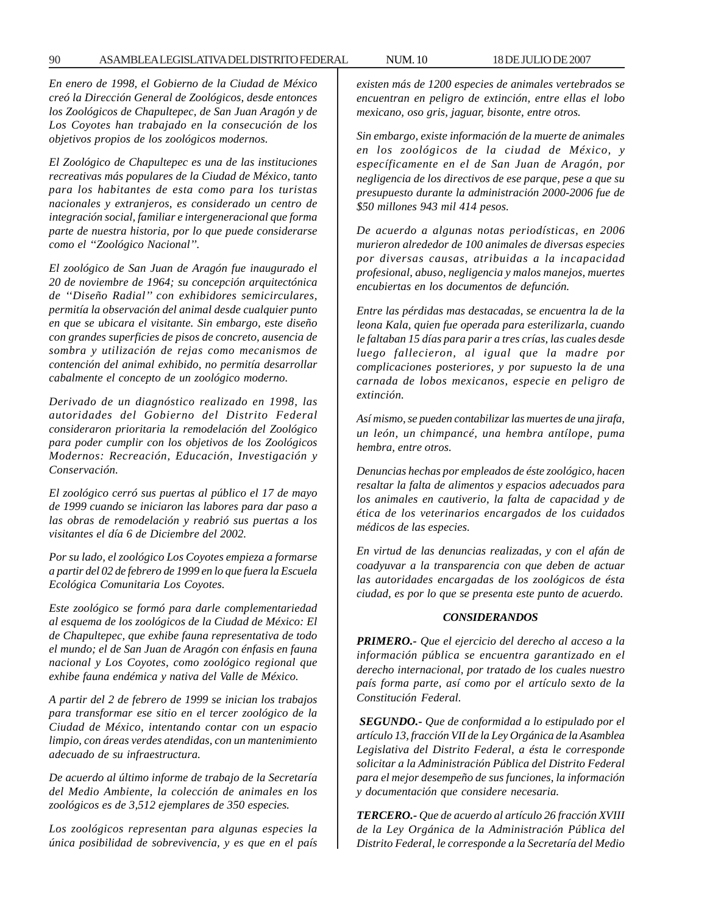*En enero de 1998, el Gobierno de la Ciudad de México creó la Dirección General de Zoológicos, desde entonces los Zoológicos de Chapultepec, de San Juan Aragón y de Los Coyotes han trabajado en la consecución de los objetivos propios de los zoológicos modernos.*

*El Zoológico de Chapultepec es una de las instituciones recreativas más populares de la Ciudad de México, tanto para los habitantes de esta como para los turistas nacionales y extranjeros, es considerado un centro de integración social, familiar e intergeneracional que forma parte de nuestra historia, por lo que puede considerarse como el ''Zoológico Nacional''.*

*El zoológico de San Juan de Aragón fue inaugurado el 20 de noviembre de 1964; su concepción arquitectónica de ''Diseño Radial'' con exhibidores semicirculares, permitía la observación del animal desde cualquier punto en que se ubicara el visitante. Sin embargo, este diseño con grandes superficies de pisos de concreto, ausencia de sombra y utilización de rejas como mecanismos de contención del animal exhibido, no permitía desarrollar cabalmente el concepto de un zoológico moderno.*

*Derivado de un diagnóstico realizado en 1998, las autoridades del Gobierno del Distrito Federal consideraron prioritaria la remodelación del Zoológico para poder cumplir con los objetivos de los Zoológicos Modernos: Recreación, Educación, Investigación y Conservación.*

*El zoológico cerró sus puertas al público el 17 de mayo de 1999 cuando se iniciaron las labores para dar paso a las obras de remodelación y reabrió sus puertas a los visitantes el día 6 de Diciembre del 2002.*

*Por su lado, el zoológico Los Coyotes empieza a formarse a partir del 02 de febrero de 1999 en lo que fuera la Escuela Ecológica Comunitaria Los Coyotes.*

*Este zoológico se formó para darle complementariedad al esquema de los zoológicos de la Ciudad de México: El de Chapultepec, que exhibe fauna representativa de todo el mundo; el de San Juan de Aragón con énfasis en fauna nacional y Los Coyotes, como zoológico regional que exhibe fauna endémica y nativa del Valle de México.*

*A partir del 2 de febrero de 1999 se inician los trabajos para transformar ese sitio en el tercer zoológico de la Ciudad de México, intentando contar con un espacio limpio, con áreas verdes atendidas, con un mantenimiento adecuado de su infraestructura.*

*De acuerdo al último informe de trabajo de la Secretaría del Medio Ambiente, la colección de animales en los zoológicos es de 3,512 ejemplares de 350 especies.*

*Los zoológicos representan para algunas especies la única posibilidad de sobrevivencia, y es que en el país existen más de 1200 especies de animales vertebrados se encuentran en peligro de extinción, entre ellas el lobo mexicano, oso gris, jaguar, bisonte, entre otros.*

*Sin embargo, existe información de la muerte de animales en los zoológicos de la ciudad de México, y específicamente en el de San Juan de Aragón, por negligencia de los directivos de ese parque, pese a que su presupuesto durante la administración 2000-2006 fue de $50 millones 943 mil 414 pesos.*

*De acuerdo a algunas notas periodísticas, en 2006 murieron alrededor de 100 animales de diversas especies por diversas causas, atribuidas a la incapacidad profesional, abuso, negligencia y malos manejos, muertes encubiertas en los documentos de defunción.*

*Entre las pérdidas mas destacadas, se encuentra la de la leona Kala, quien fue operada para esterilizarla, cuando le faltaban 15 días para parir a tres crías, las cuales desde luego fallecieron, al igual que la madre por complicaciones posteriores, y por supuesto la de una carnada de lobos mexicanos, especie en peligro de extinción.*

*Así mismo, se pueden contabilizar las muertes de una jirafa, un león, un chimpancé, una hembra antílope, puma hembra, entre otros.*

*Denuncias hechas por empleados de éste zoológico, hacen resaltar la falta de alimentos y espacios adecuados para los animales en cautiverio, la falta de capacidad y de ética de los veterinarios encargados de los cuidados médicos de las especies.*

*En virtud de las denuncias realizadas, y con el afán de coadyuvar a la transparencia con que deben de actuar las autoridades encargadas de los zoológicos de ésta ciudad, es por lo que se presenta este punto de acuerdo.*

***CONSIDERANDOS***

***PRIMERO.-** Que el ejercicio del derecho al acceso a la información pública se encuentra garantizado en el derecho internacional, por tratado de los cuales nuestro país forma parte, así como por el artículo sexto de la Constitución Federal.*

***SEGUNDO.-** Que de conformidad a lo estipulado por el artículo 13, fracción VII de la Ley Orgánica de la Asamblea Legislativa del Distrito Federal, a ésta le corresponde solicitar a la Administración Pública del Distrito Federal para el mejor desempeño de sus funciones, la información y documentación que considere necesaria.*

***TERCERO.-** Que de acuerdo al artículo 26 fracción XVIII de la Ley Orgánica de la Administración Pública del Distrito Federal, le corresponde a la Secretaría del Medio*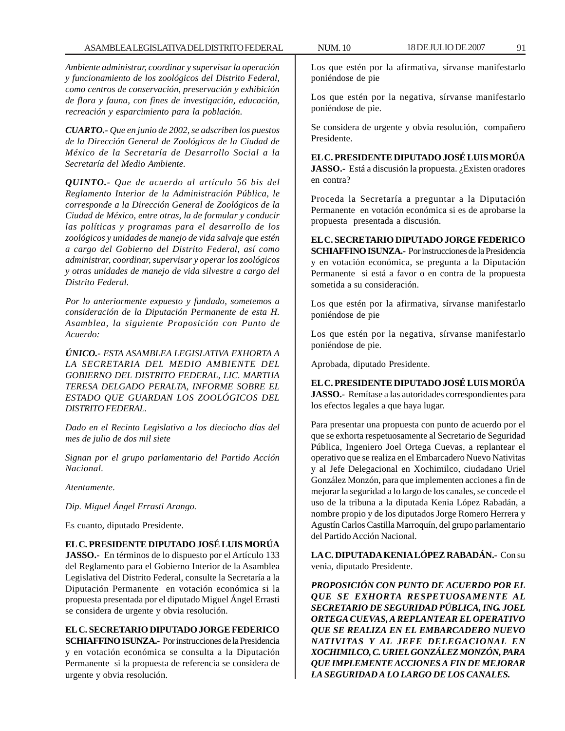*Ambiente administrar, coordinar y supervisar la operación y funcionamiento de los zoológicos del Distrito Federal, como centros de conservación, preservación y exhibición de flora y fauna, con fines de investigación, educación, recreación y esparcimiento para la población.*

***CUARTO.-** Que en junio de 2002, se adscriben los puestos de la Dirección General de Zoológicos de la Ciudad de México de la Secretaría de Desarrollo Social a la Secretaría del Medio Ambiente.*

***QUINTO.-** Que de acuerdo al artículo 56 bis del Reglamento Interior de la Administración Pública, le corresponde a la Dirección General de Zoológicos de la Ciudad de México, entre otras, la de formular y conducir las políticas y programas para el desarrollo de los zoológicos y unidades de manejo de vida salvaje que estén a cargo del Gobierno del Distrito Federal, así como administrar, coordinar, supervisar y operar los zoológicos y otras unidades de manejo de vida silvestre a cargo del Distrito Federal.*

*Por lo anteriormente expuesto y fundado, sometemos a consideración de la Diputación Permanente de esta H. Asamblea, la siguiente Proposición con Punto de Acuerdo:*

***ÚNICO.-** ESTA ASAMBLEA LEGISLATIVA EXHORTA A LA SECRETARIA DEL MEDIO AMBIENTE DEL GOBIERNO DEL DISTRITO FEDERAL, LIC. MARTHA TERESA DELGADO PERALTA, INFORME SOBRE EL ESTADO QUE GUARDAN LOS ZOOLÓGICOS DEL DISTRITO FEDERAL.*

*Dado en el Recinto Legislativo a los dieciocho días del mes de julio de dos mil siete*

*Signan por el grupo parlamentario del Partido Acción Nacional.*

*Atentamente.*

*Dip. Miguel Ángel Errasti Arango.*

Es cuanto, diputado Presidente.

**EL C. PRESIDENTE DIPUTADO JOSÉ LUIS MORÚA JASSO.-** En términos de lo dispuesto por el Artículo 133 del Reglamento para el Gobierno Interior de la Asamblea Legislativa del Distrito Federal, consulte la Secretaría a la Diputación Permanente en votación económica si la propuesta presentada por el diputado Miguel Ángel Errasti se considera de urgente y obvia resolución.

**EL C. SECRETARIO DIPUTADO JORGE FEDERICO SCHIAFFINO ISUNZA.-** Por instrucciones de la Presidencia y en votación económica se consulta a la Diputación Permanente si la propuesta de referencia se considera de urgente y obvia resolución.

Los que estén por la afirmativa, sírvanse manifestarlo poniéndose de pie

Los que estén por la negativa, sírvanse manifestarlo poniéndose de pie.

Se considera de urgente y obvia resolución, compañero Presidente.

**EL C. PRESIDENTE DIPUTADO JOSÉ LUIS MORÚA JASSO.-** Está a discusión la propuesta. ¿Existen oradores en contra?

Proceda la Secretaría a preguntar a la Diputación Permanente en votación económica si es de aprobarse la propuesta presentada a discusión.

**EL C. SECRETARIO DIPUTADO JORGE FEDERICO SCHIAFFINO ISUNZA.-** Por instrucciones de la Presidencia y en votación económica, se pregunta a la Diputación Permanente si está a favor o en contra de la propuesta sometida a su consideración.

Los que estén por la afirmativa, sírvanse manifestarlo poniéndose de pie

Los que estén por la negativa, sírvanse manifestarlo poniéndose de pie.

Aprobada, diputado Presidente.

**EL C. PRESIDENTE DIPUTADO JOSÉ LUIS MORÚA JASSO.-** Remítase a las autoridades correspondientes para los efectos legales a que haya lugar.

Para presentar una propuesta con punto de acuerdo por el que se exhorta respetuosamente al Secretario de Seguridad Pública, Ingeniero Joel Ortega Cuevas, a replantear el operativo que se realiza en el Embarcadero Nuevo Nativitas y al Jefe Delegacional en Xochimilco, ciudadano Uriel González Monzón, para que implementen acciones a fin de mejorar la seguridad a lo largo de los canales, se concede el uso de la tribuna a la diputada Kenia López Rabadán, a nombre propio y de los diputados Jorge Romero Herrera y Agustín Carlos Castilla Marroquín, del grupo parlamentario del Partido Acción Nacional.

**LA C. DIPUTADA KENIA LÓPEZ RABADÁN.-** Con su venia, diputado Presidente.

***PROPOSICIÓN CON PUNTO DE ACUERDO POR EL QUE SE EXHORTA RESPETUOSAMENTE AL SECRETARIO DE SEGURIDAD PÚBLICA, ING. JOEL ORTEGA CUEVAS, A REPLANTEAR EL OPERATIVO QUE SE REALIZA EN EL EMBARCADERO NUEVO NATIVITAS Y AL JEFE DELEGACIONAL EN XOCHIMILCO, C. URIEL GONZÁLEZ MONZÓN, PARA QUE IMPLEMENTE ACCIONES A FIN DE MEJORAR LA SEGURIDAD A LO LARGO DE LOS CANALES.***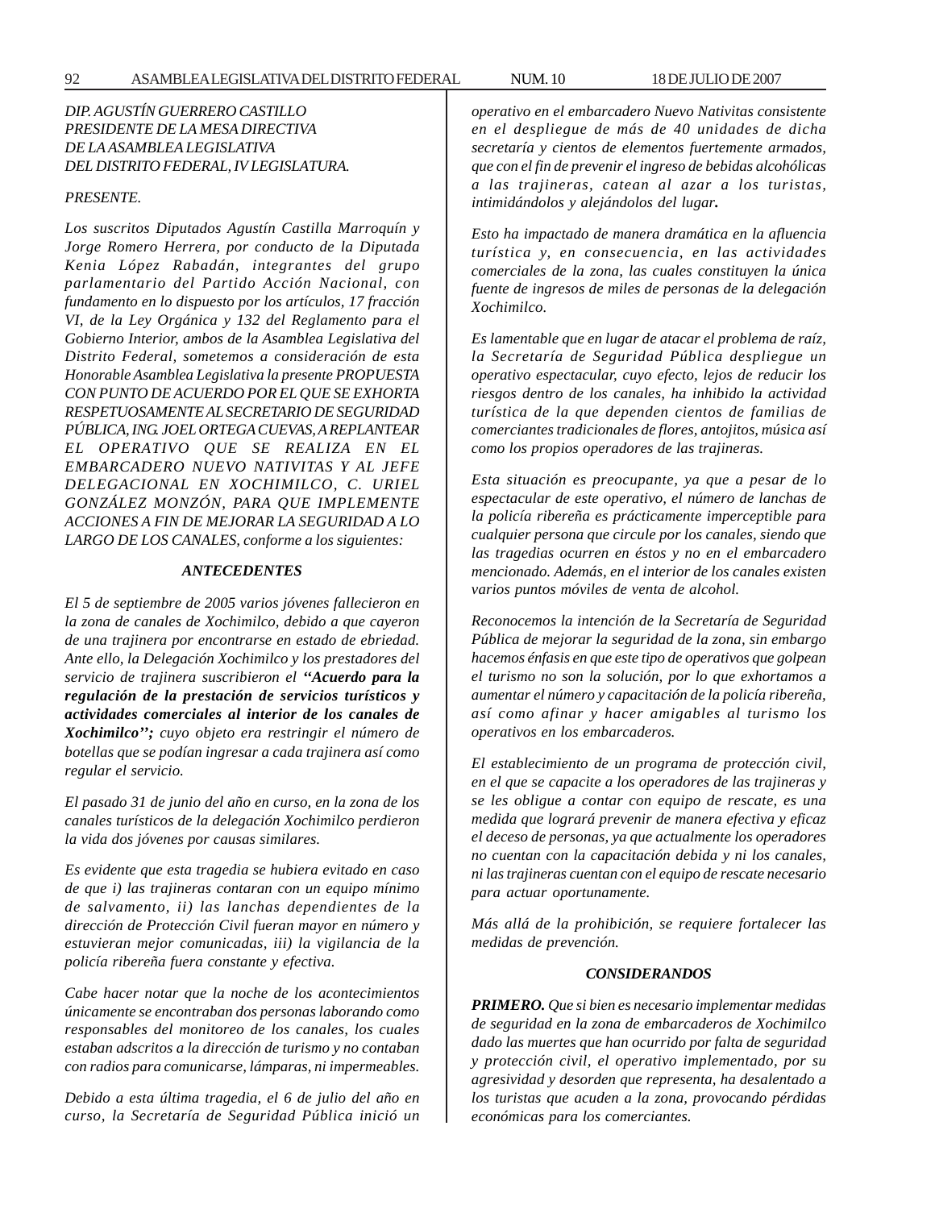*DIP. AGUSTÍN GUERRERO CASTILLO*
*PRESIDENTE DE LA MESA DIRECTIVA*
*DE LA ASAMBLEA LEGISLATIVA*
*DEL DISTRITO FEDERAL, IV LEGISLATURA.*

*PRESENTE.*

*Los suscritos Diputados Agustín Castilla Marroquín y Jorge Romero Herrera, por conducto de la Diputada Kenia López Rabadán, integrantes del grupo parlamentario del Partido Acción Nacional, con fundamento en lo dispuesto por los artículos, 17 fracción VI, de la Ley Orgánica y 132 del Reglamento para el Gobierno Interior, ambos de la Asamblea Legislativa del Distrito Federal, sometemos a consideración de esta Honorable Asamblea Legislativa la presente PROPUESTA CON PUNTO DE ACUERDO POR EL QUE SE EXHORTA RESPETUOSAMENTE AL SECRETARIO DE SEGURIDAD PÚBLICA, ING. JOEL ORTEGA CUEVAS, A REPLANTEAR EL OPERATIVO QUE SE REALIZA EN EL EMBARCADERO NUEVO NATIVITAS Y AL JEFE DELEGACIONAL EN XOCHIMILCO, C. URIEL GONZÁLEZ MONZÓN, PARA QUE IMPLEMENTE ACCIONES A FIN DE MEJORAR LA SEGURIDAD A LO LARGO DE LOS CANALES, conforme a los siguientes:*

### *ANTECEDENTES*

*El 5 de septiembre de 2005 varios jóvenes fallecieron en la zona de canales de Xochimilco, debido a que cayeron de una trajinera por encontrarse en estado de ebriedad. Ante ello, la Delegación Xochimilco y los prestadores del servicio de trajinera suscribieron el* ***''Acuerdo para la regulación de la prestación de servicios turísticos y actividades comerciales al interior de los canales de Xochimilco'';*** *cuyo objeto era restringir el número de botellas que se podían ingresar a cada trajinera así como regular el servicio.*

*El pasado 31 de junio del año en curso, en la zona de los canales turísticos de la delegación Xochimilco perdieron la vida dos jóvenes por causas similares.*

*Es evidente que esta tragedia se hubiera evitado en caso de que i) las trajineras contaran con un equipo mínimo de salvamento, ii) las lanchas dependientes de la dirección de Protección Civil fueran mayor en número y estuvieran mejor comunicadas, iii) la vigilancia de la policía ribereña fuera constante y efectiva.*

*Cabe hacer notar que la noche de los acontecimientos únicamente se encontraban dos personas laborando como responsables del monitoreo de los canales, los cuales estaban adscritos a la dirección de turismo y no contaban con radios para comunicarse, lámparas, ni impermeables.*

*Debido a esta última tragedia, el 6 de julio del año en curso, la Secretaría de Seguridad Pública inició un operativo en el embarcadero Nuevo Nativitas consistente en el despliegue de más de 40 unidades de dicha secretaría y cientos de elementos fuertemente armados, que con el fin de prevenir el ingreso de bebidas alcohólicas a las trajineras, catean al azar a los turistas, intimidándolos y alejándolos del lugar.*

*Esto ha impactado de manera dramática en la afluencia turística y, en consecuencia, en las actividades comerciales de la zona, las cuales constituyen la única fuente de ingresos de miles de personas de la delegación Xochimilco.*

*Es lamentable que en lugar de atacar el problema de raíz, la Secretaría de Seguridad Pública despliegue un operativo espectacular, cuyo efecto, lejos de reducir los riesgos dentro de los canales, ha inhibido la actividad turística de la que dependen cientos de familias de comerciantes tradicionales de flores, antojitos, música así como los propios operadores de las trajineras.*

*Esta situación es preocupante, ya que a pesar de lo espectacular de este operativo, el número de lanchas de la policía ribereña es prácticamente imperceptible para cualquier persona que circule por los canales, siendo que las tragedias ocurren en éstos y no en el embarcadero mencionado. Además, en el interior de los canales existen varios puntos móviles de venta de alcohol.*

*Reconocemos la intención de la Secretaría de Seguridad Pública de mejorar la seguridad de la zona, sin embargo hacemos énfasis en que este tipo de operativos que golpean el turismo no son la solución, por lo que exhortamos a aumentar el número y capacitación de la policía ribereña, así como afinar y hacer amigables al turismo los operativos en los embarcaderos.*

*El establecimiento de un programa de protección civil, en el que se capacite a los operadores de las trajineras y se les obligue a contar con equipo de rescate, es una medida que logrará prevenir de manera efectiva y eficaz el deceso de personas, ya que actualmente los operadores no cuentan con la capacitación debida y ni los canales, ni las trajineras cuentan con el equipo de rescate necesario para actuar oportunamente.*

*Más allá de la prohibición, se requiere fortalecer las medidas de prevención.*

### *CONSIDERANDOS*

***PRIMERO.*** *Que si bien es necesario implementar medidas de seguridad en la zona de embarcaderos de Xochimilco dado las muertes que han ocurrido por falta de seguridad y protección civil, el operativo implementado, por su agresividad y desorden que representa, ha desalentado a los turistas que acuden a la zona, provocando pérdidas económicas para los comerciantes.*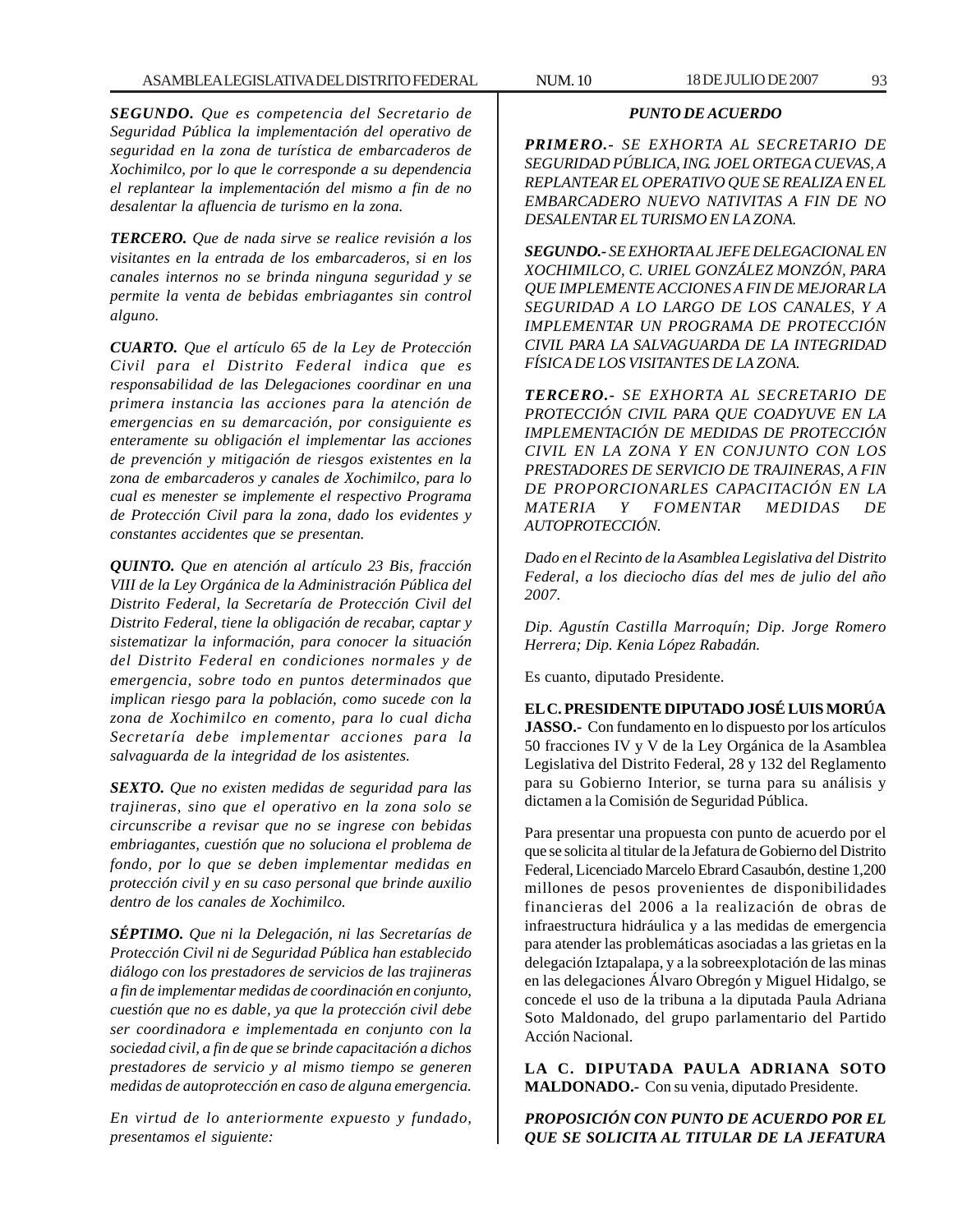***SEGUNDO.*** *Que es competencia del Secretario de Seguridad Pública la implementación del operativo de seguridad en la zona de turística de embarcaderos de Xochimilco, por lo que le corresponde a su dependencia el replantear la implementación del mismo a fin de no desalentar la afluencia de turismo en la zona.*

***TERCERO.*** *Que de nada sirve se realice revisión a los visitantes en la entrada de los embarcaderos, si en los canales internos no se brinda ninguna seguridad y se permite la venta de bebidas embriagantes sin control alguno.*

***CUARTO.*** *Que el artículo 65 de la Ley de Protección Civil para el Distrito Federal indica que es responsabilidad de las Delegaciones coordinar en una primera instancia las acciones para la atención de emergencias en su demarcación, por consiguiente es enteramente su obligación el implementar las acciones de prevención y mitigación de riesgos existentes en la zona de embarcaderos y canales de Xochimilco, para lo cual es menester se implemente el respectivo Programa de Protección Civil para la zona, dado los evidentes y constantes accidentes que se presentan.*

***QUINTO.*** *Que en atención al artículo 23 Bis, fracción VIII de la Ley Orgánica de la Administración Pública del Distrito Federal, la Secretaría de Protección Civil del Distrito Federal, tiene la obligación de recabar, captar y sistematizar la información, para conocer la situación del Distrito Federal en condiciones normales y de emergencia, sobre todo en puntos determinados que implican riesgo para la población, como sucede con la zona de Xochimilco en comento, para lo cual dicha Secretaría debe implementar acciones para la salvaguarda de la integridad de los asistentes.*

***SEXTO.*** *Que no existen medidas de seguridad para las trajineras, sino que el operativo en la zona solo se circunscribe a revisar que no se ingrese con bebidas embriagantes, cuestión que no soluciona el problema de fondo, por lo que se deben implementar medidas en protección civil y en su caso personal que brinde auxilio dentro de los canales de Xochimilco.*

***SÉPTIMO.*** *Que ni la Delegación, ni las Secretarías de Protección Civil ni de Seguridad Pública han establecido diálogo con los prestadores de servicios de las trajineras a fin de implementar medidas de coordinación en conjunto, cuestión que no es dable, ya que la protección civil debe ser coordinadora e implementada en conjunto con la sociedad civil, a fin de que se brinde capacitación a dichos prestadores de servicio y al mismo tiempo se generen medidas de autoprotección en caso de alguna emergencia.*

*En virtud de lo anteriormente expuesto y fundado, presentamos el siguiente:*

***PUNTO DE ACUERDO***

***PRIMERO.-*** *SE EXHORTA AL SECRETARIO DE SEGURIDAD PÚBLICA, ING. JOEL ORTEGA CUEVAS, A REPLANTEAR EL OPERATIVO QUE SE REALIZA EN EL EMBARCADERO NUEVO NATIVITAS A FIN DE NO DESALENTAR EL TURISMO EN LA ZONA.*

***SEGUNDO.-*** *SE EXHORTA AL JEFE DELEGACIONAL EN XOCHIMILCO, C. URIEL GONZÁLEZ MONZÓN, PARA QUE IMPLEMENTE ACCIONES A FIN DE MEJORAR LA SEGURIDAD A LO LARGO DE LOS CANALES, Y A IMPLEMENTAR UN PROGRAMA DE PROTECCIÓN CIVIL PARA LA SALVAGUARDA DE LA INTEGRIDAD FÍSICA DE LOS VISITANTES DE LA ZONA.*

***TERCERO.-*** *SE EXHORTA AL SECRETARIO DE PROTECCIÓN CIVIL PARA QUE COADYUVE EN LA IMPLEMENTACIÓN DE MEDIDAS DE PROTECCIÓN CIVIL EN LA ZONA Y EN CONJUNTO CON LOS PRESTADORES DE SERVICIO DE TRAJINERAS, A FIN DE PROPORCIONARLES CAPACITACIÓN EN LA MATERIA Y FOMENTAR MEDIDAS DE AUTOPROTECCIÓN.*

*Dado en el Recinto de la Asamblea Legislativa del Distrito Federal, a los dieciocho días del mes de julio del año 2007.*

*Dip. Agustín Castilla Marroquín; Dip. Jorge Romero Herrera; Dip. Kenia López Rabadán.*

Es cuanto, diputado Presidente.

**EL C. PRESIDENTE DIPUTADO JOSÉ LUIS MORÚA JASSO.-** Con fundamento en lo dispuesto por los artículos 50 fracciones IV y V de la Ley Orgánica de la Asamblea Legislativa del Distrito Federal, 28 y 132 del Reglamento para su Gobierno Interior, se turna para su análisis y dictamen a la Comisión de Seguridad Pública.

Para presentar una propuesta con punto de acuerdo por el que se solicita al titular de la Jefatura de Gobierno del Distrito Federal, Licenciado Marcelo Ebrard Casaubón, destine 1,200 millones de pesos provenientes de disponibilidades financieras del 2006 a la realización de obras de infraestructura hidráulica y a las medidas de emergencia para atender las problemáticas asociadas a las grietas en la delegación Iztapalapa, y a la sobreexplotación de las minas en las delegaciones Álvaro Obregón y Miguel Hidalgo, se concede el uso de la tribuna a la diputada Paula Adriana Soto Maldonado, del grupo parlamentario del Partido Acción Nacional.

**LA C. DIPUTADA PAULA ADRIANA SOTO MALDONADO.-** Con su venia, diputado Presidente.

***PROPOSICIÓN CON PUNTO DE ACUERDO POR EL QUE SE SOLICITA AL TITULAR DE LA JEFATURA***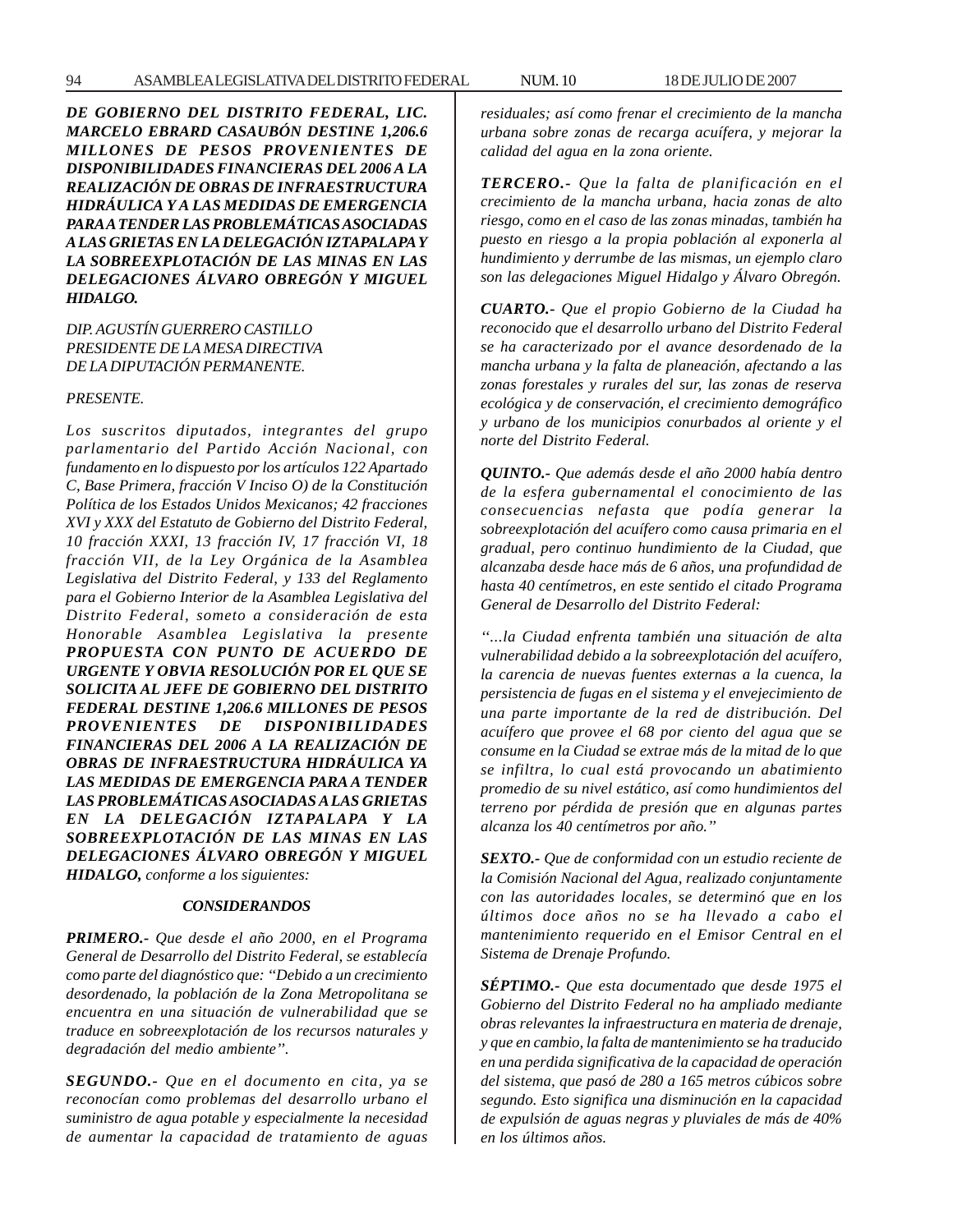***DE GOBIERNO DEL DISTRITO FEDERAL, LIC. MARCELO EBRARD CASAUBÓN DESTINE 1,206.6 MILLONES DE PESOS PROVENIENTES DE DISPONIBILIDADES FINANCIERAS DEL 2006 A LA REALIZACIÓN DE OBRAS DE INFRAESTRUCTURA HIDRÁULICA Y A LAS MEDIDAS DE EMERGENCIA PARA A TENDER LAS PROBLEMÁTICAS ASOCIADAS A LAS GRIETAS EN LA DELEGACIÓN IZTAPALAPA Y LA SOBREEXPLOTACIÓN DE LAS MINAS EN LAS DELEGACIONES ÁLVARO OBREGÓN Y MIGUEL HIDALGO.***

*DIP. AGUSTÍN GUERRERO CASTILLO*
*PRESIDENTE DE LA MESA DIRECTIVA*
*DE LA DIPUTACIÓN PERMANENTE.*

*PRESENTE.*

*Los suscritos diputados, integrantes del grupo parlamentario del Partido Acción Nacional, con fundamento en lo dispuesto por los artículos 122 Apartado C, Base Primera, fracción V Inciso O) de la Constitución Política de los Estados Unidos Mexicanos; 42 fracciones XVI y XXX del Estatuto de Gobierno del Distrito Federal, 10 fracción XXXI, 13 fracción IV, 17 fracción VI, 18 fracción VII, de la Ley Orgánica de la Asamblea Legislativa del Distrito Federal, y 133 del Reglamento para el Gobierno Interior de la Asamblea Legislativa del Distrito Federal, someto a consideración de esta Honorable Asamblea Legislativa la presente* ***PROPUESTA CON PUNTO DE ACUERDO DE URGENTE Y OBVIA RESOLUCIÓN POR EL QUE SE SOLICITA AL JEFE DE GOBIERNO DEL DISTRITO FEDERAL DESTINE 1,206.6 MILLONES DE PESOS PROVENIENTES DE DISPONIBILIDADES FINANCIERAS DEL 2006 A LA REALIZACIÓN DE OBRAS DE INFRAESTRUCTURA HIDRÁULICA YA LAS MEDIDAS DE EMERGENCIA PARA A TENDER LAS PROBLEMÁTICAS ASOCIADAS A LAS GRIETAS EN LA DELEGACIÓN IZTAPALAPA Y LA SOBREEXPLOTACIÓN DE LAS MINAS EN LAS DELEGACIONES ÁLVARO OBREGÓN Y MIGUEL HIDALGO,*** *conforme a los siguientes:*

***CONSIDERANDOS***

***PRIMERO.-*** *Que desde el año 2000, en el Programa General de Desarrollo del Distrito Federal, se establecía como parte del diagnóstico que: "Debido a un crecimiento desordenado, la población de la Zona Metropolitana se encuentra en una situación de vulnerabilidad que se traduce en sobreexplotación de los recursos naturales y degradación del medio ambiente".*

***SEGUNDO.-*** *Que en el documento en cita, ya se reconocían como problemas del desarrollo urbano el suministro de agua potable y especialmente la necesidad de aumentar la capacidad de tratamiento de aguas residuales; así como frenar el crecimiento de la mancha urbana sobre zonas de recarga acuífera, y mejorar la calidad del agua en la zona oriente.*

***TERCERO.-*** *Que la falta de planificación en el crecimiento de la mancha urbana, hacia zonas de alto riesgo, como en el caso de las zonas minadas, también ha puesto en riesgo a la propia población al exponerla al hundimiento y derrumbe de las mismas, un ejemplo claro son las delegaciones Miguel Hidalgo y Álvaro Obregón.*

***CUARTO.-*** *Que el propio Gobierno de la Ciudad ha reconocido que el desarrollo urbano del Distrito Federal se ha caracterizado por el avance desordenado de la mancha urbana y la falta de planeación, afectando a las zonas forestales y rurales del sur, las zonas de reserva ecológica y de conservación, el crecimiento demográfico y urbano de los municipios conurbados al oriente y el norte del Distrito Federal.*

***QUINTO.-*** *Que además desde el año 2000 había dentro de la esfera gubernamental el conocimiento de las consecuencias nefasta que podía generar la sobreexplotación del acuífero como causa primaria en el gradual, pero continuo hundimiento de la Ciudad, que alcanzaba desde hace más de 6 años, una profundidad de hasta 40 centímetros, en este sentido el citado Programa General de Desarrollo del Distrito Federal:*

*"…la Ciudad enfrenta también una situación de alta vulnerabilidad debido a la sobreexplotación del acuífero, la carencia de nuevas fuentes externas a la cuenca, la persistencia de fugas en el sistema y el envejecimiento de una parte importante de la red de distribución. Del acuífero que provee el 68 por ciento del agua que se consume en la Ciudad se extrae más de la mitad de lo que se infiltra, lo cual está provocando un abatimiento promedio de su nivel estático, así como hundimientos del terreno por pérdida de presión que en algunas partes alcanza los 40 centímetros por año."*

***SEXTO.-*** *Que de conformidad con un estudio reciente de la Comisión Nacional del Agua, realizado conjuntamente con las autoridades locales, se determinó que en los últimos doce años no se ha llevado a cabo el mantenimiento requerido en el Emisor Central en el Sistema de Drenaje Profundo.*

***SÉPTIMO.-*** *Que esta documentado que desde 1975 el Gobierno del Distrito Federal no ha ampliado mediante obras relevantes la infraestructura en materia de drenaje, y que en cambio, la falta de mantenimiento se ha traducido en una perdida significativa de la capacidad de operación del sistema, que pasó de 280 a 165 metros cúbicos sobre segundo. Esto significa una disminución en la capacidad de expulsión de aguas negras y pluviales de más de 40% en los últimos años.*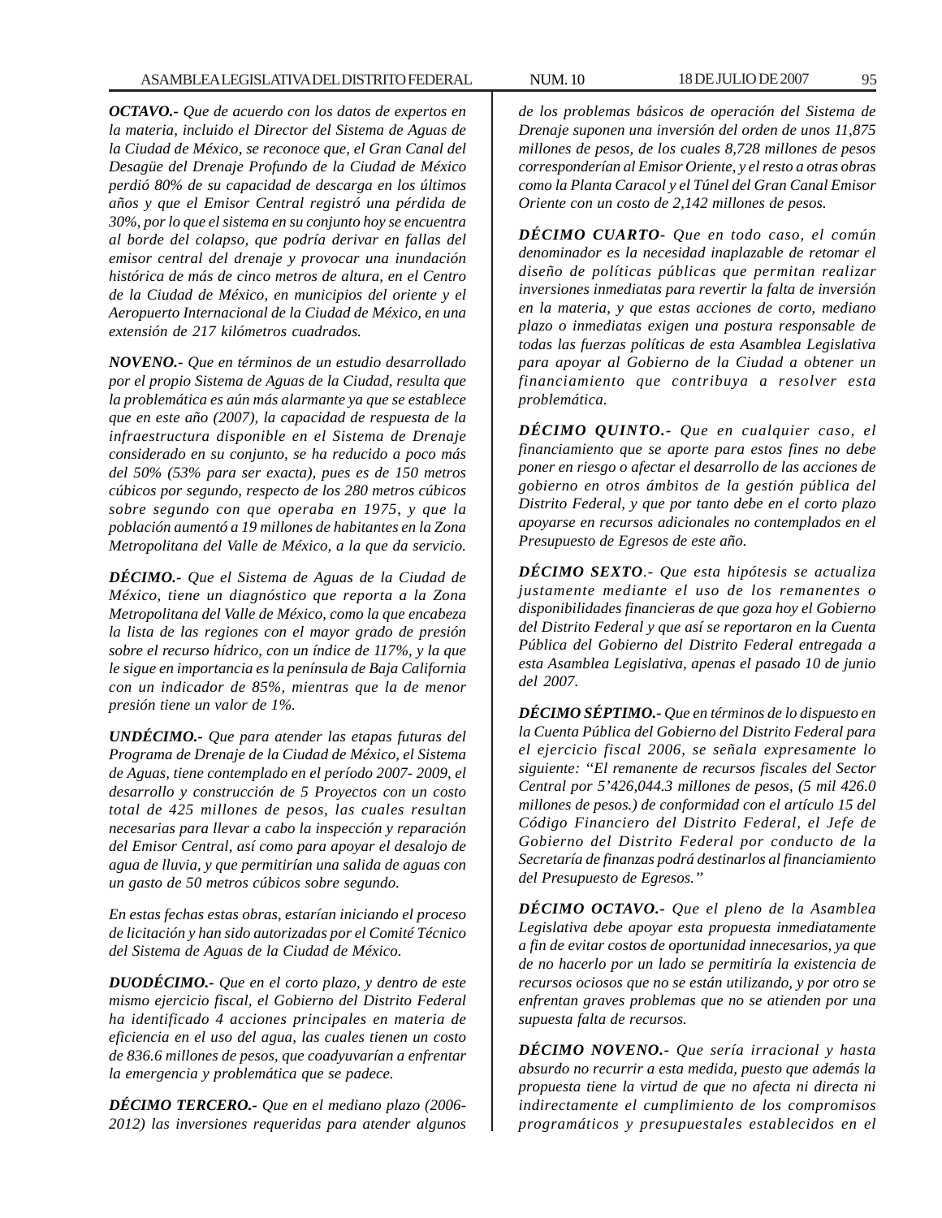***OCTAVO.-*** *Que de acuerdo con los datos de expertos en la materia, incluido el Director del Sistema de Aguas de la Ciudad de México, se reconoce que, el Gran Canal del Desagüe del Drenaje Profundo de la Ciudad de México perdió 80% de su capacidad de descarga en los últimos años y que el Emisor Central registró una pérdida de 30%, por lo que el sistema en su conjunto hoy se encuentra al borde del colapso, que podría derivar en fallas del emisor central del drenaje y provocar una inundación histórica de más de cinco metros de altura, en el Centro de la Ciudad de México, en municipios del oriente y el Aeropuerto Internacional de la Ciudad de México, en una extensión de 217 kilómetros cuadrados.*

***NOVENO.-*** *Que en términos de un estudio desarrollado por el propio Sistema de Aguas de la Ciudad, resulta que la problemática es aún más alarmante ya que se establece que en este año (2007), la capacidad de respuesta de la infraestructura disponible en el Sistema de Drenaje considerado en su conjunto, se ha reducido a poco más del 50% (53% para ser exacta), pues es de 150 metros cúbicos por segundo, respecto de los 280 metros cúbicos sobre segundo con que operaba en 1975, y que la población aumentó a 19 millones de habitantes en la Zona Metropolitana del Valle de México, a la que da servicio.*

***DÉCIMO.-*** *Que el Sistema de Aguas de la Ciudad de México, tiene un diagnóstico que reporta a la Zona Metropolitana del Valle de México, como la que encabeza la lista de las regiones con el mayor grado de presión sobre el recurso hídrico, con un índice de 117%, y la que le sigue en importancia es la península de Baja California con un indicador de 85%, mientras que la de menor presión tiene un valor de 1%.*

***UNDÉCIMO.-*** *Que para atender las etapas futuras del Programa de Drenaje de la Ciudad de México, el Sistema de Aguas, tiene contemplado en el período 2007- 2009, el desarrollo y construcción de 5 Proyectos con un costo total de 425 millones de pesos, las cuales resultan necesarias para llevar a cabo la inspección y reparación del Emisor Central, así como para apoyar el desalojo de agua de lluvia, y que permitirían una salida de aguas con un gasto de 50 metros cúbicos sobre segundo.*

*En estas fechas estas obras, estarían iniciando el proceso de licitación y han sido autorizadas por el Comité Técnico del Sistema de Aguas de la Ciudad de México.*

***DUODÉCIMO.-*** *Que en el corto plazo, y dentro de este mismo ejercicio fiscal, el Gobierno del Distrito Federal ha identificado 4 acciones principales en materia de eficiencia en el uso del agua, las cuales tienen un costo de 836.6 millones de pesos, que coadyuvarían a enfrentar la emergencia y problemática que se padece.*

***DÉCIMO TERCERO.-*** *Que en el mediano plazo (2006-2012) las inversiones requeridas para atender algunos de los problemas básicos de operación del Sistema de Drenaje suponen una inversión del orden de unos 11,875 millones de pesos, de los cuales 8,728 millones de pesos corresponderían al Emisor Oriente, y el resto a otras obras como la Planta Caracol y el Túnel del Gran Canal Emisor Oriente con un costo de 2,142 millones de pesos.*

***DÉCIMO CUARTO-*** *Que en todo caso, el común denominador es la necesidad inaplazable de retomar el diseño de políticas públicas que permitan realizar inversiones inmediatas para revertir la falta de inversión en la materia, y que estas acciones de corto, mediano plazo o inmediatas exigen una postura responsable de todas las fuerzas políticas de esta Asamblea Legislativa para apoyar al Gobierno de la Ciudad a obtener un financiamiento que contribuya a resolver esta problemática.*

***DÉCIMO QUINTO.-*** *Que en cualquier caso, el financiamiento que se aporte para estos fines no debe poner en riesgo o afectar el desarrollo de las acciones de gobierno en otros ámbitos de la gestión pública del Distrito Federal, y que por tanto debe en el corto plazo apoyarse en recursos adicionales no contemplados en el Presupuesto de Egresos de este año.*

***DÉCIMO SEXTO***.*- Que esta hipótesis se actualiza justamente mediante el uso de los remanentes o disponibilidades financieras de que goza hoy el Gobierno del Distrito Federal y que así se reportaron en la Cuenta Pública del Gobierno del Distrito Federal entregada a esta Asamblea Legislativa, apenas el pasado 10 de junio del 2007.*

***DÉCIMO SÉPTIMO.-*** *Que en términos de lo dispuesto en la Cuenta Pública del Gobierno del Distrito Federal para el ejercicio fiscal 2006, se señala expresamente lo siguiente: "El remanente de recursos fiscales del Sector Central por 5'426,044.3 millones de pesos, (5 mil 426.0 millones de pesos.) de conformidad con el artículo 15 del Código Financiero del Distrito Federal, el Jefe de Gobierno del Distrito Federal por conducto de la Secretaría de finanzas podrá destinarlos al financiamiento del Presupuesto de Egresos."*

***DÉCIMO OCTAVO.-*** *Que el pleno de la Asamblea Legislativa debe apoyar esta propuesta inmediatamente a fin de evitar costos de oportunidad innecesarios, ya que de no hacerlo por un lado se permitiría la existencia de recursos ociosos que no se están utilizando, y por otro se enfrentan graves problemas que no se atienden por una supuesta falta de recursos.*

***DÉCIMO NOVENO.-*** *Que sería irracional y hasta absurdo no recurrir a esta medida, puesto que además la propuesta tiene la virtud de que no afecta ni directa ni indirectamente el cumplimiento de los compromisos programáticos y presupuestales establecidos en el*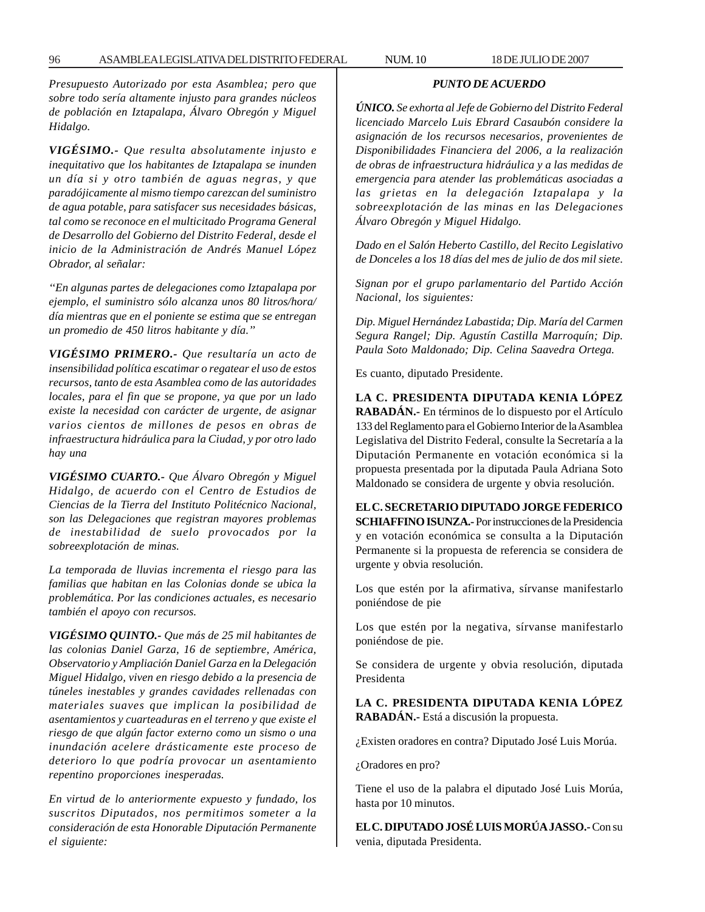*Presupuesto Autorizado por esta Asamblea; pero que sobre todo sería altamente injusto para grandes núcleos de población en Iztapalapa, Álvaro Obregón y Miguel Hidalgo.*

***VIGÉSIMO.-*** *Que resulta absolutamente injusto e inequitativo que los habitantes de Iztapalapa se inunden un día si y otro también de aguas negras, y que paradójicamente al mismo tiempo carezcan del suministro de agua potable, para satisfacer sus necesidades básicas, tal como se reconoce en el multicitado Programa General de Desarrollo del Gobierno del Distrito Federal, desde el inicio de la Administración de Andrés Manuel López Obrador, al señalar:*

*"En algunas partes de delegaciones como Iztapalapa por ejemplo, el suministro sólo alcanza unos 80 litros/hora/día mientras que en el poniente se estima que se entregan un promedio de 450 litros habitante y día."*

***VIGÉSIMO PRIMERO.-*** *Que resultaría un acto de insensibilidad política escatimar o regatear el uso de estos recursos, tanto de esta Asamblea como de las autoridades locales, para el fin que se propone, ya que por un lado existe la necesidad con carácter de urgente, de asignar varios cientos de millones de pesos en obras de infraestructura hidráulica para la Ciudad, y por otro lado hay una*

***VIGÉSIMO CUARTO.-*** *Que Álvaro Obregón y Miguel Hidalgo, de acuerdo con el Centro de Estudios de Ciencias de la Tierra del Instituto Politécnico Nacional, son las Delegaciones que registran mayores problemas de inestabilidad de suelo provocados por la sobreexplotación de minas.*

*La temporada de lluvias incrementa el riesgo para las familias que habitan en las Colonias donde se ubica la problemática. Por las condiciones actuales, es necesario también el apoyo con recursos.*

***VIGÉSIMO QUINTO.-*** *Que más de 25 mil habitantes de las colonias Daniel Garza, 16 de septiembre, América, Observatorio y Ampliación Daniel Garza en la Delegación Miguel Hidalgo, viven en riesgo debido a la presencia de túneles inestables y grandes cavidades rellenadas con materiales suaves que implican la posibilidad de asentamientos y cuarteaduras en el terreno y que existe el riesgo de que algún factor externo como un sismo o una inundación acelere drásticamente este proceso de deterioro lo que podría provocar un asentamiento repentino proporciones inesperadas.*

*En virtud de lo anteriormente expuesto y fundado, los suscritos Diputados, nos permitimos someter a la consideración de esta Honorable Diputación Permanente el siguiente:*

***PUNTO DE ACUERDO***

***ÚNICO.*** *Se exhorta al Jefe de Gobierno del Distrito Federal licenciado Marcelo Luis Ebrard Casaubón considere la asignación de los recursos necesarios, provenientes de Disponibilidades Financiera del 2006, a la realización de obras de infraestructura hidráulica y a las medidas de emergencia para atender las problemáticas asociadas a las grietas en la delegación Iztapalapa y la sobreexplotación de las minas en las Delegaciones Álvaro Obregón y Miguel Hidalgo.*

*Dado en el Salón Heberto Castillo, del Recito Legislativo de Donceles a los 18 días del mes de julio de dos mil siete.*

*Signan por el grupo parlamentario del Partido Acción Nacional, los siguientes:*

*Dip. Miguel Hernández Labastida; Dip. María del Carmen Segura Rangel; Dip. Agustín Castilla Marroquín; Dip. Paula Soto Maldonado; Dip. Celina Saavedra Ortega.*

Es cuanto, diputado Presidente.

**LA C. PRESIDENTA DIPUTADA KENIA LÓPEZ RABADÁN.-** En términos de lo dispuesto por el Artículo 133 del Reglamento para el Gobierno Interior de la Asamblea Legislativa del Distrito Federal, consulte la Secretaría a la Diputación Permanente en votación económica si la propuesta presentada por la diputada Paula Adriana Soto Maldonado se considera de urgente y obvia resolución.

**EL C. SECRETARIO DIPUTADO JORGE FEDERICO SCHIAFFINO ISUNZA.-** Por instrucciones de la Presidencia y en votación económica se consulta a la Diputación Permanente si la propuesta de referencia se considera de urgente y obvia resolución.

Los que estén por la afirmativa, sírvanse manifestarlo poniéndose de pie

Los que estén por la negativa, sírvanse manifestarlo poniéndose de pie.

Se considera de urgente y obvia resolución, diputada Presidenta

**LA C. PRESIDENTA DIPUTADA KENIA LÓPEZ RABADÁN.-** Está a discusión la propuesta.

¿Existen oradores en contra? Diputado José Luis Morúa.

¿Oradores en pro?

Tiene el uso de la palabra el diputado José Luis Morúa, hasta por 10 minutos.

**EL C. DIPUTADO JOSÉ LUIS MORÚA JASSO.-** Con su venia, diputada Presidenta.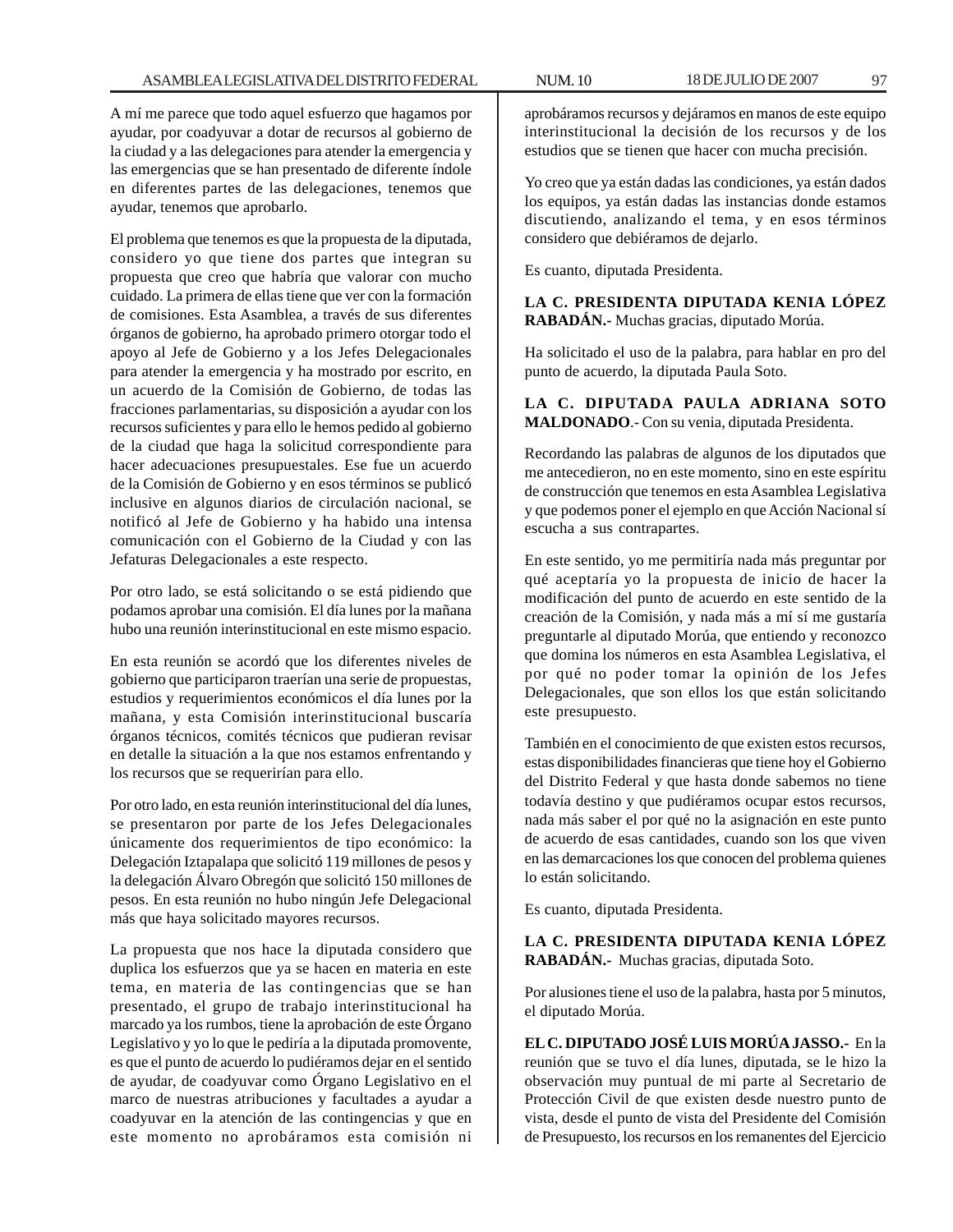A mí me parece que todo aquel esfuerzo que hagamos por ayudar, por coadyuvar a dotar de recursos al gobierno de la ciudad y a las delegaciones para atender la emergencia y las emergencias que se han presentado de diferente índole en diferentes partes de las delegaciones, tenemos que ayudar, tenemos que aprobarlo.

El problema que tenemos es que la propuesta de la diputada, considero yo que tiene dos partes que integran su propuesta que creo que habría que valorar con mucho cuidado. La primera de ellas tiene que ver con la formación de comisiones. Esta Asamblea, a través de sus diferentes órganos de gobierno, ha aprobado primero otorgar todo el apoyo al Jefe de Gobierno y a los Jefes Delegacionales para atender la emergencia y ha mostrado por escrito, en un acuerdo de la Comisión de Gobierno, de todas las fracciones parlamentarias, su disposición a ayudar con los recursos suficientes y para ello le hemos pedido al gobierno de la ciudad que haga la solicitud correspondiente para hacer adecuaciones presupuestales. Ese fue un acuerdo de la Comisión de Gobierno y en esos términos se publicó inclusive en algunos diarios de circulación nacional, se notificó al Jefe de Gobierno y ha habido una intensa comunicación con el Gobierno de la Ciudad y con las Jefaturas Delegacionales a este respecto.

Por otro lado, se está solicitando o se está pidiendo que podamos aprobar una comisión. El día lunes por la mañana hubo una reunión interinstitucional en este mismo espacio.

En esta reunión se acordó que los diferentes niveles de gobierno que participaron traerían una serie de propuestas, estudios y requerimientos económicos el día lunes por la mañana, y esta Comisión interinstitucional buscaría órganos técnicos, comités técnicos que pudieran revisar en detalle la situación a la que nos estamos enfrentando y los recursos que se requerirían para ello.

Por otro lado, en esta reunión interinstitucional del día lunes, se presentaron por parte de los Jefes Delegacionales únicamente dos requerimientos de tipo económico: la Delegación Iztapalapa que solicitó 119 millones de pesos y la delegación Álvaro Obregón que solicitó 150 millones de pesos. En esta reunión no hubo ningún Jefe Delegacional más que haya solicitado mayores recursos.

La propuesta que nos hace la diputada considero que duplica los esfuerzos que ya se hacen en materia en este tema, en materia de las contingencias que se han presentado, el grupo de trabajo interinstitucional ha marcado ya los rumbos, tiene la aprobación de este Órgano Legislativo y yo lo que le pediría a la diputada promovente, es que el punto de acuerdo lo pudiéramos dejar en el sentido de ayudar, de coadyuvar como Órgano Legislativo en el marco de nuestras atribuciones y facultades a ayudar a coadyuvar en la atención de las contingencias y que en este momento no aprobáramos esta comisión ni aprobáramos recursos y dejáramos en manos de este equipo interinstitucional la decisión de los recursos y de los estudios que se tienen que hacer con mucha precisión.

Yo creo que ya están dadas las condiciones, ya están dados los equipos, ya están dadas las instancias donde estamos discutiendo, analizando el tema, y en esos términos considero que debiéramos de dejarlo.

Es cuanto, diputada Presidenta.

**LA C. PRESIDENTA DIPUTADA KENIA LÓPEZ RABADÁN.-** Muchas gracias, diputado Morúa.

Ha solicitado el uso de la palabra, para hablar en pro del punto de acuerdo, la diputada Paula Soto.

**LA C. DIPUTADA PAULA ADRIANA SOTO MALDONADO**.- Con su venia, diputada Presidenta.

Recordando las palabras de algunos de los diputados que me antecedieron, no en este momento, sino en este espíritu de construcción que tenemos en esta Asamblea Legislativa y que podemos poner el ejemplo en que Acción Nacional sí escucha a sus contrapartes.

En este sentido, yo me permitiría nada más preguntar por qué aceptaría yo la propuesta de inicio de hacer la modificación del punto de acuerdo en este sentido de la creación de la Comisión, y nada más a mí sí me gustaría preguntarle al diputado Morúa, que entiendo y reconozco que domina los números en esta Asamblea Legislativa, el por qué no poder tomar la opinión de los Jefes Delegacionales, que son ellos los que están solicitando este presupuesto.

También en el conocimiento de que existen estos recursos, estas disponibilidades financieras que tiene hoy el Gobierno del Distrito Federal y que hasta donde sabemos no tiene todavía destino y que pudiéramos ocupar estos recursos, nada más saber el por qué no la asignación en este punto de acuerdo de esas cantidades, cuando son los que viven en las demarcaciones los que conocen del problema quienes lo están solicitando.

Es cuanto, diputada Presidenta.

**LA C. PRESIDENTA DIPUTADA KENIA LÓPEZ RABADÁN.-** Muchas gracias, diputada Soto.

Por alusiones tiene el uso de la palabra, hasta por 5 minutos, el diputado Morúa.

**EL C. DIPUTADO JOSÉ LUIS MORÚA JASSO.-** En la reunión que se tuvo el día lunes, diputada, se le hizo la observación muy puntual de mi parte al Secretario de Protección Civil de que existen desde nuestro punto de vista, desde el punto de vista del Presidente del Comisión de Presupuesto, los recursos en los remanentes del Ejercicio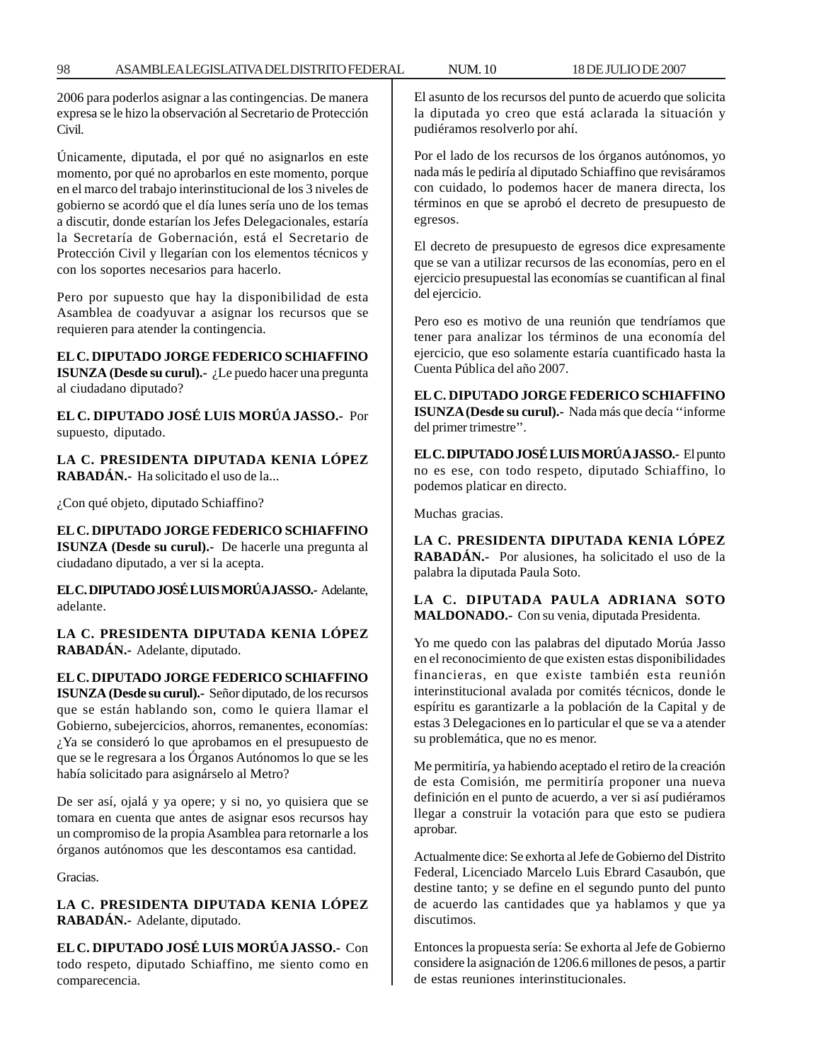2006 para poderlos asignar a las contingencias. De manera expresa se le hizo la observación al Secretario de Protección Civil.

Únicamente, diputada, el por qué no asignarlos en este momento, por qué no aprobarlos en este momento, porque en el marco del trabajo interinstitucional de los 3 niveles de gobierno se acordó que el día lunes sería uno de los temas a discutir, donde estarían los Jefes Delegacionales, estaría la Secretaría de Gobernación, está el Secretario de Protección Civil y llegarían con los elementos técnicos y con los soportes necesarios para hacerlo.

Pero por supuesto que hay la disponibilidad de esta Asamblea de coadyuvar a asignar los recursos que se requieren para atender la contingencia.

**EL C. DIPUTADO JORGE FEDERICO SCHIAFFINO ISUNZA (Desde su curul).-** ¿Le puedo hacer una pregunta al ciudadano diputado?

**EL C. DIPUTADO JOSÉ LUIS MORÚA JASSO.-** Por supuesto, diputado.

**LA C. PRESIDENTA DIPUTADA KENIA LÓPEZ RABADÁN.-** Ha solicitado el uso de la...

¿Con qué objeto, diputado Schiaffino?

**EL C. DIPUTADO JORGE FEDERICO SCHIAFFINO ISUNZA (Desde su curul).-** De hacerle una pregunta al ciudadano diputado, a ver si la acepta.

**EL C. DIPUTADO JOSÉ LUIS MORÚA JASSO.-** Adelante, adelante.

**LA C. PRESIDENTA DIPUTADA KENIA LÓPEZ RABADÁN.-** Adelante, diputado.

**EL C. DIPUTADO JORGE FEDERICO SCHIAFFINO ISUNZA (Desde su curul).-** Señor diputado, de los recursos que se están hablando son, como le quiera llamar el Gobierno, subejercicios, ahorros, remanentes, economías: ¿Ya se consideró lo que aprobamos en el presupuesto de que se le regresara a los Órganos Autónomos lo que se les había solicitado para asignárselo al Metro?

De ser así, ojalá y ya opere; y si no, yo quisiera que se tomara en cuenta que antes de asignar esos recursos hay un compromiso de la propia Asamblea para retornarle a los órganos autónomos que les descontamos esa cantidad.

Gracias.

**LA C. PRESIDENTA DIPUTADA KENIA LÓPEZ RABADÁN.-** Adelante, diputado.

**EL C. DIPUTADO JOSÉ LUIS MORÚA JASSO.-** Con todo respeto, diputado Schiaffino, me siento como en comparecencia.

El asunto de los recursos del punto de acuerdo que solicita la diputada yo creo que está aclarada la situación y pudiéramos resolverlo por ahí.

Por el lado de los recursos de los órganos autónomos, yo nada más le pediría al diputado Schiaffino que revisáramos con cuidado, lo podemos hacer de manera directa, los términos en que se aprobó el decreto de presupuesto de egresos.

El decreto de presupuesto de egresos dice expresamente que se van a utilizar recursos de las economías, pero en el ejercicio presupuestal las economías se cuantifican al final del ejercicio.

Pero eso es motivo de una reunión que tendríamos que tener para analizar los términos de una economía del ejercicio, que eso solamente estaría cuantificado hasta la Cuenta Pública del año 2007.

**EL C. DIPUTADO JORGE FEDERICO SCHIAFFINO ISUNZA (Desde su curul).-** Nada más que decía ''informe del primer trimestre''.

**EL C. DIPUTADO JOSÉ LUIS MORÚA JASSO.-** El punto no es ese, con todo respeto, diputado Schiaffino, lo podemos platicar en directo.

Muchas gracias.

**LA C. PRESIDENTA DIPUTADA KENIA LÓPEZ RABADÁN.-** Por alusiones, ha solicitado el uso de la palabra la diputada Paula Soto.

**LA C. DIPUTADA PAULA ADRIANA SOTO MALDONADO.-** Con su venia, diputada Presidenta.

Yo me quedo con las palabras del diputado Morúa Jasso en el reconocimiento de que existen estas disponibilidades financieras, en que existe también esta reunión interinstitucional avalada por comités técnicos, donde le espíritu es garantizarle a la población de la Capital y de estas 3 Delegaciones en lo particular el que se va a atender su problemática, que no es menor.

Me permitiría, ya habiendo aceptado el retiro de la creación de esta Comisión, me permitiría proponer una nueva definición en el punto de acuerdo, a ver si así pudiéramos llegar a construir la votación para que esto se pudiera aprobar.

Actualmente dice: Se exhorta al Jefe de Gobierno del Distrito Federal, Licenciado Marcelo Luis Ebrard Casaubón, que destine tanto; y se define en el segundo punto del punto de acuerdo las cantidades que ya hablamos y que ya discutimos.

Entonces la propuesta sería: Se exhorta al Jefe de Gobierno considere la asignación de 1206.6 millones de pesos, a partir de estas reuniones interinstitucionales.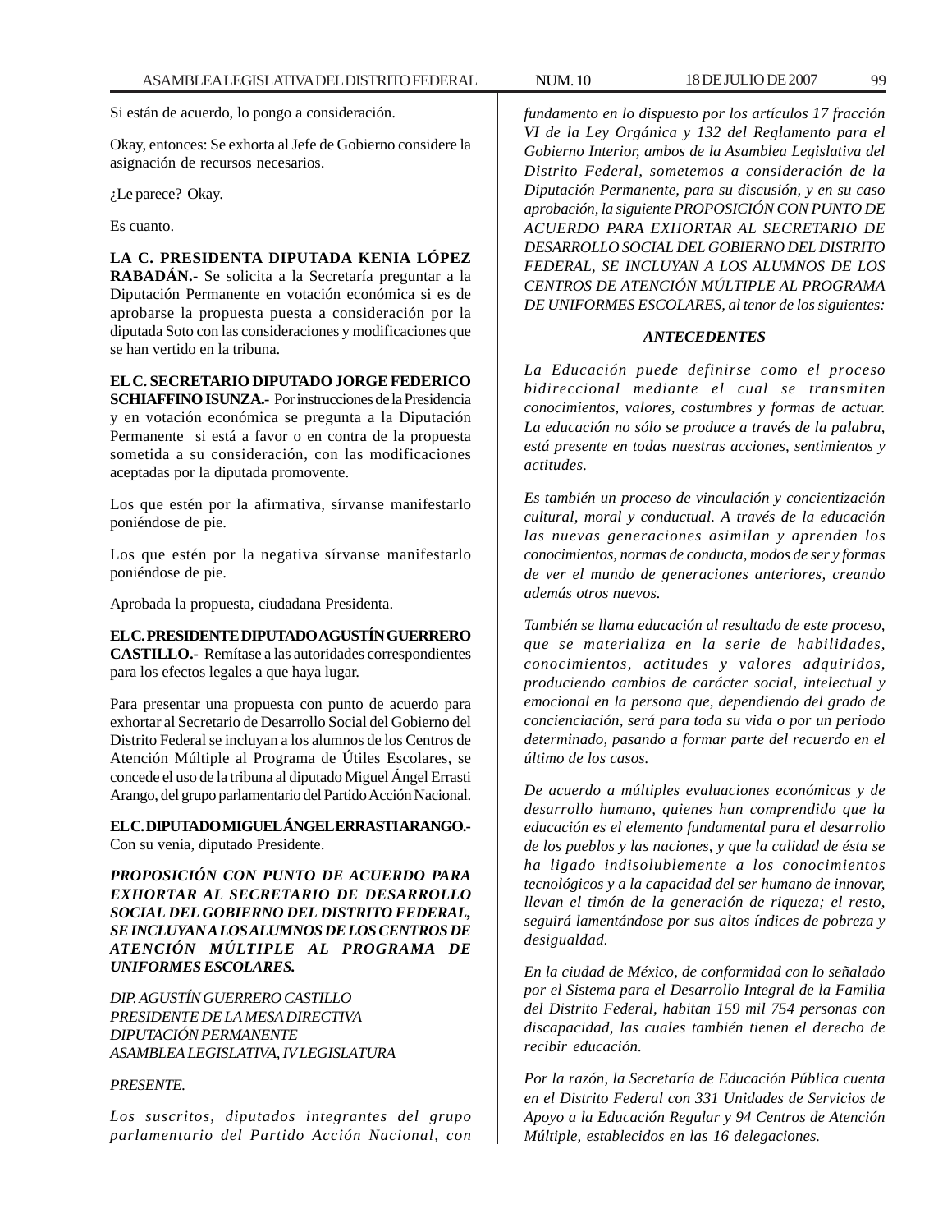Si están de acuerdo, lo pongo a consideración.

Okay, entonces: Se exhorta al Jefe de Gobierno considere la asignación de recursos necesarios.

¿Le parece? Okay.

Es cuanto.

**LA C. PRESIDENTA DIPUTADA KENIA LÓPEZ RABADÁN.-** Se solicita a la Secretaría preguntar a la Diputación Permanente en votación económica si es de aprobarse la propuesta puesta a consideración por la diputada Soto con las consideraciones y modificaciones que se han vertido en la tribuna.

**EL C. SECRETARIO DIPUTADO JORGE FEDERICO SCHIAFFINO ISUNZA.-** Por instrucciones de la Presidencia y en votación económica se pregunta a la Diputación Permanente si está a favor o en contra de la propuesta sometida a su consideración, con las modificaciones aceptadas por la diputada promovente.

Los que estén por la afirmativa, sírvanse manifestarlo poniéndose de pie.

Los que estén por la negativa sírvanse manifestarlo poniéndose de pie.

Aprobada la propuesta, ciudadana Presidenta.

**EL C. PRESIDENTE DIPUTADO AGUSTÍN GUERRERO CASTILLO.-** Remítase a las autoridades correspondientes para los efectos legales a que haya lugar.

Para presentar una propuesta con punto de acuerdo para exhortar al Secretario de Desarrollo Social del Gobierno del Distrito Federal se incluyan a los alumnos de los Centros de Atención Múltiple al Programa de Útiles Escolares, se concede el uso de la tribuna al diputado Miguel Ángel Errasti Arango, del grupo parlamentario del Partido Acción Nacional.

**EL C. DIPUTADO MIGUEL ÁNGEL ERRASTI ARANGO.-** Con su venia, diputado Presidente.

***PROPOSICIÓN CON PUNTO DE ACUERDO PARA EXHORTAR AL SECRETARIO DE DESARROLLO SOCIAL DEL GOBIERNO DEL DISTRITO FEDERAL, SE INCLUYAN A LOS ALUMNOS DE LOS CENTROS DE ATENCIÓN MÚLTIPLE AL PROGRAMA DE UNIFORMES ESCOLARES.***

*DIP. AGUSTÍN GUERRERO CASTILLO*
*PRESIDENTE DE LA MESA DIRECTIVA*
*DIPUTACIÓN PERMANENTE*
*ASAMBLEA LEGISLATIVA, IV LEGISLATURA*

*PRESENTE.*

*Los suscritos, diputados integrantes del grupo parlamentario del Partido Acción Nacional, con fundamento en lo dispuesto por los artículos 17 fracción VI de la Ley Orgánica y 132 del Reglamento para el Gobierno Interior, ambos de la Asamblea Legislativa del Distrito Federal, sometemos a consideración de la Diputación Permanente, para su discusión, y en su caso aprobación, la siguiente PROPOSICIÓN CON PUNTO DE ACUERDO PARA EXHORTAR AL SECRETARIO DE DESARROLLO SOCIAL DEL GOBIERNO DEL DISTRITO FEDERAL, SE INCLUYAN A LOS ALUMNOS DE LOS CENTROS DE ATENCIÓN MÚLTIPLE AL PROGRAMA DE UNIFORMES ESCOLARES, al tenor de los siguientes:*

***ANTECEDENTES***

*La Educación puede definirse como el proceso bidireccional mediante el cual se transmiten conocimientos, valores, costumbres y formas de actuar. La educación no sólo se produce a través de la palabra, está presente en todas nuestras acciones, sentimientos y actitudes.*

*Es también un proceso de vinculación y concientización cultural, moral y conductual. A través de la educación las nuevas generaciones asimilan y aprenden los conocimientos, normas de conducta, modos de ser y formas de ver el mundo de generaciones anteriores, creando además otros nuevos.*

*También se llama educación al resultado de este proceso, que se materializa en la serie de habilidades, conocimientos, actitudes y valores adquiridos, produciendo cambios de carácter social, intelectual y emocional en la persona que, dependiendo del grado de concienciación, será para toda su vida o por un periodo determinado, pasando a formar parte del recuerdo en el último de los casos.*

*De acuerdo a múltiples evaluaciones económicas y de desarrollo humano, quienes han comprendido que la educación es el elemento fundamental para el desarrollo de los pueblos y las naciones, y que la calidad de ésta se ha ligado indisolublemente a los conocimientos tecnológicos y a la capacidad del ser humano de innovar, llevan el timón de la generación de riqueza; el resto, seguirá lamentándose por sus altos índices de pobreza y desigualdad.*

*En la ciudad de México, de conformidad con lo señalado por el Sistema para el Desarrollo Integral de la Familia del Distrito Federal, habitan 159 mil 754 personas con discapacidad, las cuales también tienen el derecho de recibir educación.*

*Por la razón, la Secretaría de Educación Pública cuenta en el Distrito Federal con 331 Unidades de Servicios de Apoyo a la Educación Regular y 94 Centros de Atención Múltiple, establecidos en las 16 delegaciones.*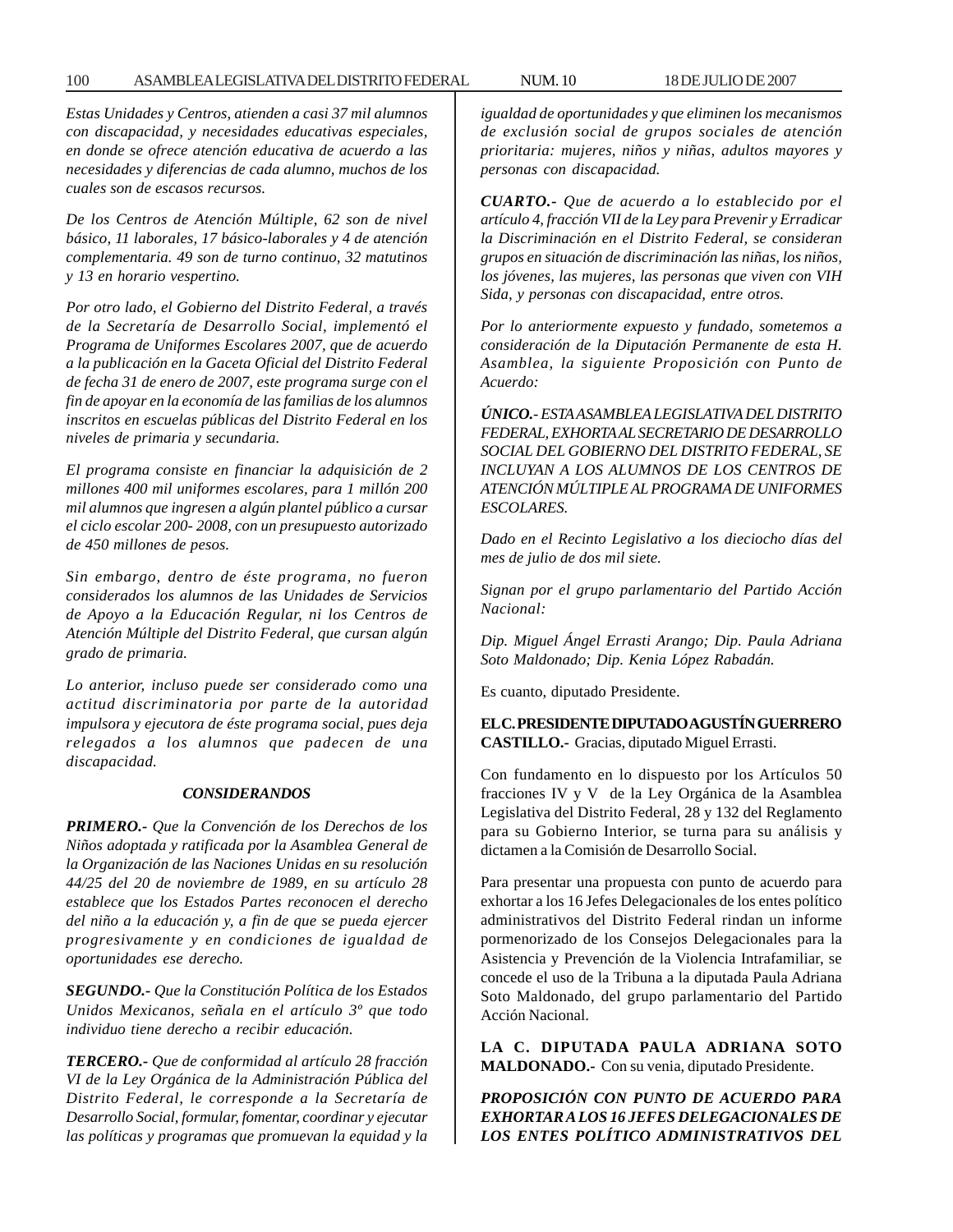*Estas Unidades y Centros, atienden a casi 37 mil alumnos con discapacidad, y necesidades educativas especiales, en donde se ofrece atención educativa de acuerdo a las necesidades y diferencias de cada alumno, muchos de los cuales son de escasos recursos.*

*De los Centros de Atención Múltiple, 62 son de nivel básico, 11 laborales, 17 básico-laborales y 4 de atención complementaria. 49 son de turno continuo, 32 matutinos y 13 en horario vespertino.*

*Por otro lado, el Gobierno del Distrito Federal, a través de la Secretaría de Desarrollo Social, implementó el Programa de Uniformes Escolares 2007, que de acuerdo a la publicación en la Gaceta Oficial del Distrito Federal de fecha 31 de enero de 2007, este programa surge con el fin de apoyar en la economía de las familias de los alumnos inscritos en escuelas públicas del Distrito Federal en los niveles de primaria y secundaria.*

*El programa consiste en financiar la adquisición de 2 millones 400 mil uniformes escolares, para 1 millón 200 mil alumnos que ingresen a algún plantel público a cursar el ciclo escolar 200- 2008, con un presupuesto autorizado de 450 millones de pesos.*

*Sin embargo, dentro de éste programa, no fueron considerados los alumnos de las Unidades de Servicios de Apoyo a la Educación Regular, ni los Centros de Atención Múltiple del Distrito Federal, que cursan algún grado de primaria.*

*Lo anterior, incluso puede ser considerado como una actitud discriminatoria por parte de la autoridad impulsora y ejecutora de éste programa social, pues deja relegados a los alumnos que padecen de una discapacidad.*

***CONSIDERANDOS***

***PRIMERO.-*** *Que la Convención de los Derechos de los Niños adoptada y ratificada por la Asamblea General de la Organización de las Naciones Unidas en su resolución 44/25 del 20 de noviembre de 1989, en su artículo 28 establece que los Estados Partes reconocen el derecho del niño a la educación y, a fin de que se pueda ejercer progresivamente y en condiciones de igualdad de oportunidades ese derecho.*

***SEGUNDO.-*** *Que la Constitución Política de los Estados Unidos Mexicanos, señala en el artículo 3º que todo individuo tiene derecho a recibir educación.*

***TERCERO.-*** *Que de conformidad al artículo 28 fracción VI de la Ley Orgánica de la Administración Pública del Distrito Federal, le corresponde a la Secretaría de Desarrollo Social, formular, fomentar, coordinar y ejecutar las políticas y programas que promuevan la equidad y la igualdad de oportunidades y que eliminen los mecanismos de exclusión social de grupos sociales de atención prioritaria: mujeres, niños y niñas, adultos mayores y personas con discapacidad.*

***CUARTO.-*** *Que de acuerdo a lo establecido por el artículo 4, fracción VII de la Ley para Prevenir y Erradicar la Discriminación en el Distrito Federal, se consideran grupos en situación de discriminación las niñas, los niños, los jóvenes, las mujeres, las personas que viven con VIH Sida, y personas con discapacidad, entre otros.*

*Por lo anteriormente expuesto y fundado, sometemos a consideración de la Diputación Permanente de esta H. Asamblea, la siguiente Proposición con Punto de Acuerdo:*

***ÚNICO.-*** *ESTA ASAMBLEA LEGISLATIVA DEL DISTRITO FEDERAL, EXHORTA AL SECRETARIO DE DESARROLLO SOCIAL DEL GOBIERNO DEL DISTRITO FEDERAL, SE INCLUYAN A LOS ALUMNOS DE LOS CENTROS DE ATENCIÓN MÚLTIPLE AL PROGRAMA DE UNIFORMES ESCOLARES.*

*Dado en el Recinto Legislativo a los dieciocho días del mes de julio de dos mil siete.*

*Signan por el grupo parlamentario del Partido Acción Nacional:*

*Dip. Miguel Ángel Errasti Arango; Dip. Paula Adriana Soto Maldonado; Dip. Kenia López Rabadán.*

Es cuanto, diputado Presidente.

**EL C. PRESIDENTE DIPUTADO AGUSTÍN GUERRERO CASTILLO.-** Gracias, diputado Miguel Errasti.

Con fundamento en lo dispuesto por los Artículos 50 fracciones IV y V de la Ley Orgánica de la Asamblea Legislativa del Distrito Federal, 28 y 132 del Reglamento para su Gobierno Interior, se turna para su análisis y dictamen a la Comisión de Desarrollo Social.

Para presentar una propuesta con punto de acuerdo para exhortar a los 16 Jefes Delegacionales de los entes político administrativos del Distrito Federal rindan un informe pormenorizado de los Consejos Delegacionales para la Asistencia y Prevención de la Violencia Intrafamiliar, se concede el uso de la Tribuna a la diputada Paula Adriana Soto Maldonado, del grupo parlamentario del Partido Acción Nacional.

**LA C. DIPUTADA PAULA ADRIANA SOTO MALDONADO.-** Con su venia, diputado Presidente.

***PROPOSICIÓN CON PUNTO DE ACUERDO PARA EXHORTAR A LOS 16 JEFES DELEGACIONALES DE LOS ENTES POLÍTICO ADMINISTRATIVOS DEL***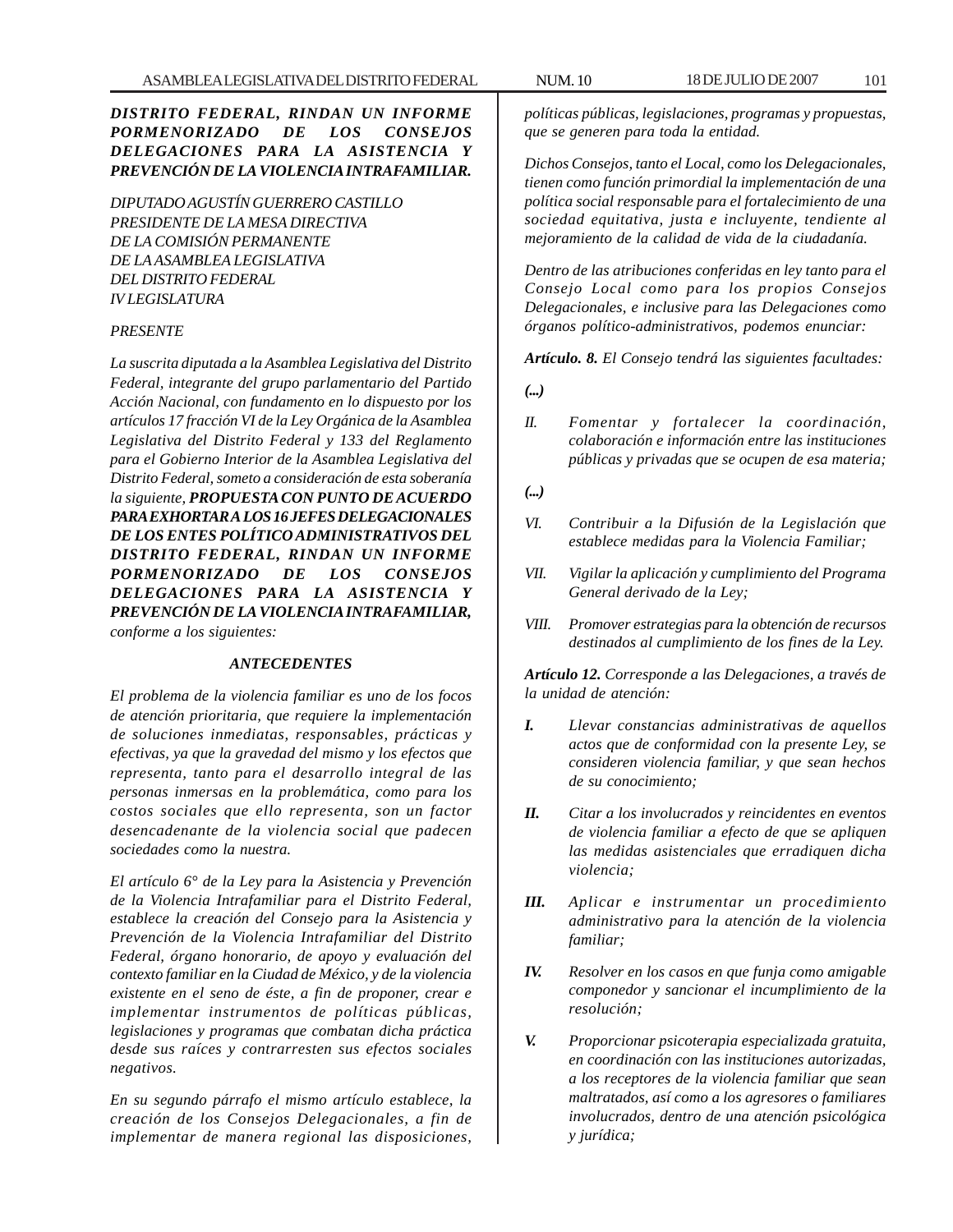***DISTRITO FEDERAL, RINDAN UN INFORME PORMENORIZADO DE LOS CONSEJOS DELEGACIONES PARA LA ASISTENCIA Y PREVENCIÓN DE LA VIOLENCIA INTRAFAMILIAR.***

*DIPUTADO AGUSTÍN GUERRERO CASTILLO*
*PRESIDENTE DE LA MESA DIRECTIVA*
*DE LA COMISIÓN PERMANENTE*
*DE LA ASAMBLEA LEGISLATIVA*
*DEL DISTRITO FEDERAL*
*IV LEGISLATURA*

*PRESENTE*

*La suscrita diputada a la Asamblea Legislativa del Distrito Federal, integrante del grupo parlamentario del Partido Acción Nacional, con fundamento en lo dispuesto por los artículos 17 fracción VI de la Ley Orgánica de la Asamblea Legislativa del Distrito Federal y 133 del Reglamento para el Gobierno Interior de la Asamblea Legislativa del Distrito Federal, someto a consideración de esta soberanía la siguiente,* ***PROPUESTA CON PUNTO DE ACUERDO PARA EXHORTAR A LOS 16 JEFES DELEGACIONALES DE LOS ENTES POLÍTICO ADMINISTRATIVOS DEL DISTRITO FEDERAL, RINDAN UN INFORME PORMENORIZADO DE LOS CONSEJOS DELEGACIONES PARA LA ASISTENCIA Y PREVENCIÓN DE LA VIOLENCIA INTRAFAMILIAR,*** *conforme a los siguientes:*

***ANTECEDENTES***

*El problema de la violencia familiar es uno de los focos de atención prioritaria, que requiere la implementación de soluciones inmediatas, responsables, prácticas y efectivas, ya que la gravedad del mismo y los efectos que representa, tanto para el desarrollo integral de las personas inmersas en la problemática, como para los costos sociales que ello representa, son un factor desencadenante de la violencia social que padecen sociedades como la nuestra.*

*El artículo 6° de la Ley para la Asistencia y Prevención de la Violencia Intrafamiliar para el Distrito Federal, establece la creación del Consejo para la Asistencia y Prevención de la Violencia Intrafamiliar del Distrito Federal, órgano honorario, de apoyo y evaluación del contexto familiar en la Ciudad de México, y de la violencia existente en el seno de éste, a fin de proponer, crear e implementar instrumentos de políticas públicas, legislaciones y programas que combatan dicha práctica desde sus raíces y contrarresten sus efectos sociales negativos.*

*En su segundo párrafo el mismo artículo establece, la creación de los Consejos Delegacionales, a fin de implementar de manera regional las disposiciones, políticas públicas, legislaciones, programas y propuestas, que se generen para toda la entidad.*

*Dichos Consejos, tanto el Local, como los Delegacionales, tienen como función primordial la implementación de una política social responsable para el fortalecimiento de una sociedad equitativa, justa e incluyente, tendiente al mejoramiento de la calidad de vida de la ciudadanía.*

*Dentro de las atribuciones conferidas en ley tanto para el Consejo Local como para los propios Consejos Delegacionales, e inclusive para las Delegaciones como órganos político-administrativos, podemos enunciar:*

***Artículo. 8.*** *El Consejo tendrá las siguientes facultades:*

*(...)*

*II. Fomentar y fortalecer la coordinación, colaboración e información entre las instituciones públicas y privadas que se ocupen de esa materia;*

*(...)*

*VI. Contribuir a la Difusión de la Legislación que establece medidas para la Violencia Familiar;*

*VII. Vigilar la aplicación y cumplimiento del Programa General derivado de la Ley;*

*VIII. Promover estrategias para la obtención de recursos destinados al cumplimiento de los fines de la Ley.*

***Artículo 12.*** *Corresponde a las Delegaciones, a través de la unidad de atención:*

***I.*** *Llevar constancias administrativas de aquellos actos que de conformidad con la presente Ley, se consideren violencia familiar, y que sean hechos de su conocimiento;*

***II.*** *Citar a los involucrados y reincidentes en eventos de violencia familiar a efecto de que se apliquen las medidas asistenciales que erradiquen dicha violencia;*

***III.*** *Aplicar e instrumentar un procedimiento administrativo para la atención de la violencia familiar;*

***IV.*** *Resolver en los casos en que funja como amigable componedor y sancionar el incumplimiento de la resolución;*

***V.*** *Proporcionar psicoterapia especializada gratuita, en coordinación con las instituciones autorizadas, a los receptores de la violencia familiar que sean maltratados, así como a los agresores o familiares involucrados, dentro de una atención psicológica y jurídica;*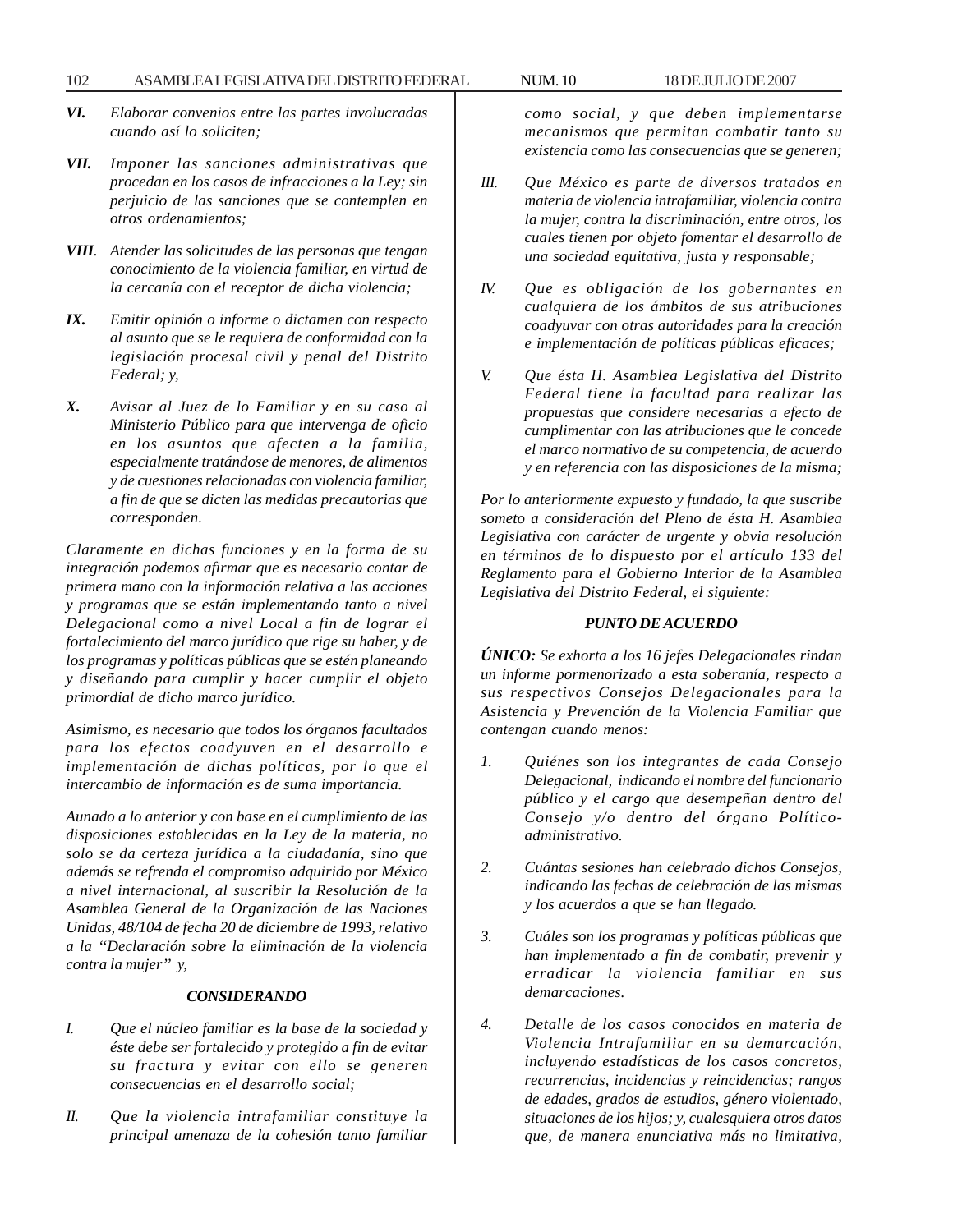***VI.*** *Elaborar convenios entre las partes involucradas cuando así lo soliciten;*

***VII.*** *Imponer las sanciones administrativas que procedan en los casos de infracciones a la Ley; sin perjuicio de las sanciones que se contemplen en otros ordenamientos;*

***VIII.*** *Atender las solicitudes de las personas que tengan conocimiento de la violencia familiar, en virtud de la cercanía con el receptor de dicha violencia;*

***IX.*** *Emitir opinión o informe o dictamen con respecto al asunto que se le requiera de conformidad con la legislación procesal civil y penal del Distrito Federal; y,*

***X.*** *Avisar al Juez de lo Familiar y en su caso al Ministerio Público para que intervenga de oficio en los asuntos que afecten a la familia, especialmente tratándose de menores, de alimentos y de cuestiones relacionadas con violencia familiar, a fin de que se dicten las medidas precautorias que corresponden.*

*Claramente en dichas funciones y en la forma de su integración podemos afirmar que es necesario contar de primera mano con la información relativa a las acciones y programas que se están implementando tanto a nivel Delegacional como a nivel Local a fin de lograr el fortalecimiento del marco jurídico que rige su haber, y de los programas y políticas públicas que se estén planeando y diseñando para cumplir y hacer cumplir el objeto primordial de dicho marco jurídico.*

*Asimismo, es necesario que todos los órganos facultados para los efectos coadyuven en el desarrollo e implementación de dichas políticas, por lo que el intercambio de información es de suma importancia.*

*Aunado a lo anterior y con base en el cumplimiento de las disposiciones establecidas en la Ley de la materia, no solo se da certeza jurídica a la ciudadanía, sino que además se refrenda el compromiso adquirido por México a nivel internacional, al suscribir la Resolución de la Asamblea General de la Organización de las Naciones Unidas, 48/104 de fecha 20 de diciembre de 1993, relativo a la ''Declaración sobre la eliminación de la violencia contra la mujer'' y,*

***CONSIDERANDO***

*I.* *Que el núcleo familiar es la base de la sociedad y éste debe ser fortalecido y protegido a fin de evitar su fractura y evitar con ello se generen consecuencias en el desarrollo social;*

*II.* *Que la violencia intrafamiliar constituye la principal amenaza de la cohesión tanto familiar como social, y que deben implementarse mecanismos que permitan combatir tanto su existencia como las consecuencias que se generen;*

*III.* *Que México es parte de diversos tratados en materia de violencia intrafamiliar, violencia contra la mujer, contra la discriminación, entre otros, los cuales tienen por objeto fomentar el desarrollo de una sociedad equitativa, justa y responsable;*

*IV.* *Que es obligación de los gobernantes en cualquiera de sus ámbitos de sus atribuciones coadyuvar con otras autoridades para la creación e implementación de políticas públicas eficaces;*

*V.* *Que ésta H. Asamblea Legislativa del Distrito Federal tiene la facultad para realizar las propuestas que considere necesarias a efecto de cumplimentar con las atribuciones que le concede el marco normativo de su competencia, de acuerdo y en referencia con las disposiciones de la misma;*

*Por lo anteriormente expuesto y fundado, la que suscribe someto a consideración del Pleno de ésta H. Asamblea Legislativa con carácter de urgente y obvia resolución en términos de lo dispuesto por el artículo 133 del Reglamento para el Gobierno Interior de la Asamblea Legislativa del Distrito Federal, el siguiente:*

***PUNTO DE ACUERDO***

***ÚNICO:*** *Se exhorta a los 16 jefes Delegacionales rindan un informe pormenorizado a esta soberanía, respecto a sus respectivos Consejos Delegacionales para la Asistencia y Prevención de la Violencia Familiar que contengan cuando menos:*

*1.* *Quiénes son los integrantes de cada Consejo Delegacional, indicando el nombre del funcionario público y el cargo que desempeñan dentro del Consejo y/o dentro del órgano Político-administrativo.*

*2.* *Cuántas sesiones han celebrado dichos Consejos, indicando las fechas de celebración de las mismas y los acuerdos a que se han llegado.*

*3.* *Cuáles son los programas y políticas públicas que han implementado a fin de combatir, prevenir y erradicar la violencia familiar en sus demarcaciones.*

*4.* *Detalle de los casos conocidos en materia de Violencia Intrafamiliar en su demarcación, incluyendo estadísticas de los casos concretos, recurrencias, incidencias y reincidencias; rangos de edades, grados de estudios, género violentado, situaciones de los hijos; y, cualesquiera otros datos que, de manera enunciativa más no limitativa,*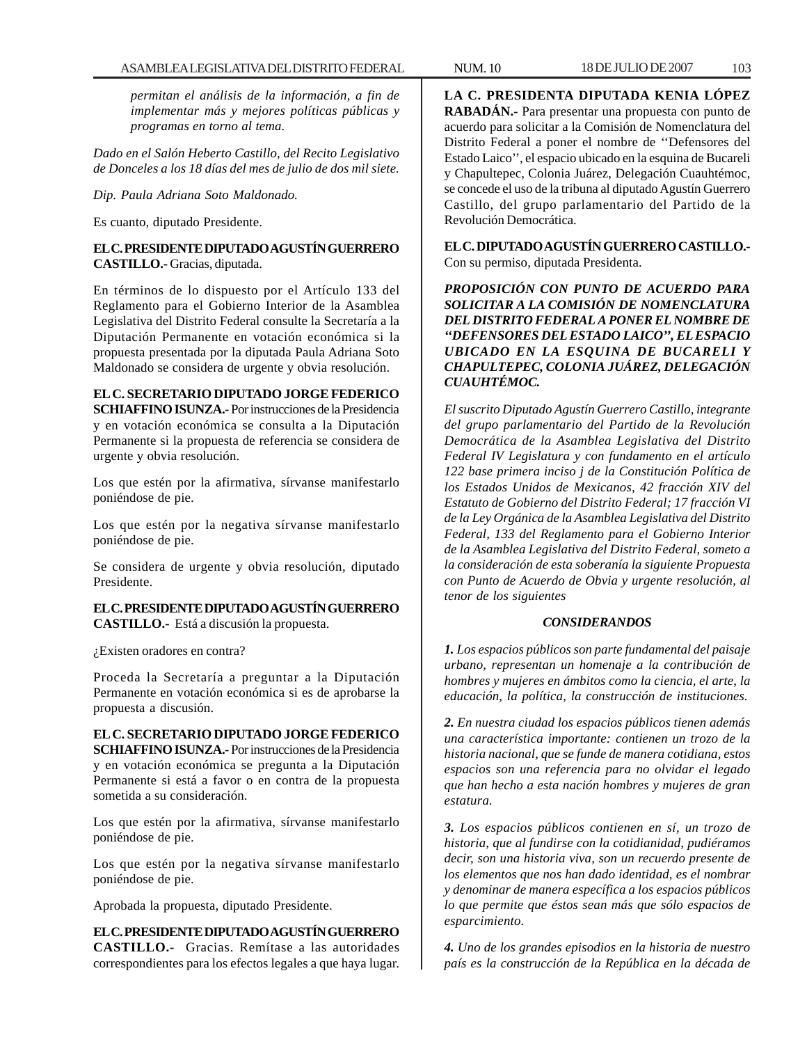*permitan el análisis de la información, a fin de implementar más y mejores políticas públicas y programas en torno al tema.*

*Dado en el Salón Heberto Castillo, del Recito Legislativo de Donceles a los 18 días del mes de julio de dos mil siete.*

*Dip. Paula Adriana Soto Maldonado.*

Es cuanto, diputado Presidente.

**EL C. PRESIDENTE DIPUTADO AGUSTÍN GUERRERO CASTILLO.-** Gracias, diputada.

En términos de lo dispuesto por el Artículo 133 del Reglamento para el Gobierno Interior de la Asamblea Legislativa del Distrito Federal consulte la Secretaría a la Diputación Permanente en votación económica si la propuesta presentada por la diputada Paula Adriana Soto Maldonado se considera de urgente y obvia resolución.

**EL C. SECRETARIO DIPUTADO JORGE FEDERICO SCHIAFFINO ISUNZA.-** Por instrucciones de la Presidencia y en votación económica se consulta a la Diputación Permanente si la propuesta de referencia se considera de urgente y obvia resolución.

Los que estén por la afirmativa, sírvanse manifestarlo poniéndose de pie.

Los que estén por la negativa sírvanse manifestarlo poniéndose de pie.

Se considera de urgente y obvia resolución, diputado Presidente.

**EL C. PRESIDENTE DIPUTADO AGUSTÍN GUERRERO CASTILLO.-** Está a discusión la propuesta.

¿Existen oradores en contra?

Proceda la Secretaría a preguntar a la Diputación Permanente en votación económica si es de aprobarse la propuesta a discusión.

**EL C. SECRETARIO DIPUTADO JORGE FEDERICO SCHIAFFINO ISUNZA.-** Por instrucciones de la Presidencia y en votación económica se pregunta a la Diputación Permanente si está a favor o en contra de la propuesta sometida a su consideración.

Los que estén por la afirmativa, sírvanse manifestarlo poniéndose de pie.

Los que estén por la negativa sírvanse manifestarlo poniéndose de pie.

Aprobada la propuesta, diputado Presidente.

**EL C. PRESIDENTE DIPUTADO AGUSTÍN GUERRERO CASTILLO.-** Gracias. Remítase a las autoridades correspondientes para los efectos legales a que haya lugar.

**LA C. PRESIDENTA DIPUTADA KENIA LÓPEZ RABADÁN.-** Para presentar una propuesta con punto de acuerdo para solicitar a la Comisión de Nomenclatura del Distrito Federal a poner el nombre de ''Defensores del Estado Laico'', el espacio ubicado en la esquina de Bucareli y Chapultepec, Colonia Juárez, Delegación Cuauhtémoc, se concede el uso de la tribuna al diputado Agustín Guerrero Castillo, del grupo parlamentario del Partido de la Revolución Democrática.

**EL C. DIPUTADO AGUSTÍN GUERRERO CASTILLO.-** Con su permiso, diputada Presidenta.

***PROPOSICIÓN CON PUNTO DE ACUERDO PARA SOLICITAR A LA COMISIÓN DE NOMENCLATURA DEL DISTRITO FEDERAL A PONER EL NOMBRE DE ''DEFENSORES DEL ESTADO LAICO'', EL ESPACIO UBICADO EN LA ESQUINA DE BUCARELI Y CHAPULTEPEC, COLONIA JUÁREZ, DELEGACIÓN CUAUHTÉMOC.***

*El suscrito Diputado Agustín Guerrero Castillo, integrante del grupo parlamentario del Partido de la Revolución Democrática de la Asamblea Legislativa del Distrito Federal IV Legislatura y con fundamento en el artículo 122 base primera inciso j de la Constitución Política de los Estados Unidos de Mexicanos, 42 fracción XIV del Estatuto de Gobierno del Distrito Federal; 17 fracción VI de la Ley Orgánica de la Asamblea Legislativa del Distrito Federal, 133 del Reglamento para el Gobierno Interior de la Asamblea Legislativa del Distrito Federal, someto a la consideración de esta soberanía la siguiente Propuesta con Punto de Acuerdo de Obvia y urgente resolución, al tenor de los siguientes*

***CONSIDERANDOS***

***1.*** *Los espacios públicos son parte fundamental del paisaje urbano, representan un homenaje a la contribución de hombres y mujeres en ámbitos como la ciencia, el arte, la educación, la política, la construcción de instituciones.*

***2.*** *En nuestra ciudad los espacios públicos tienen además una característica importante: contienen un trozo de la historia nacional, que se funde de manera cotidiana, estos espacios son una referencia para no olvidar el legado que han hecho a esta nación hombres y mujeres de gran estatura.*

***3.*** *Los espacios públicos contienen en sí, un trozo de historia, que al fundirse con la cotidianidad, pudiéramos decir, son una historia viva, son un recuerdo presente de los elementos que nos han dado identidad, es el nombrar y denominar de manera específica a los espacios públicos lo que permite que éstos sean más que sólo espacios de esparcimiento.*

***4.*** *Uno de los grandes episodios en la historia de nuestro país es la construcción de la República en la década de*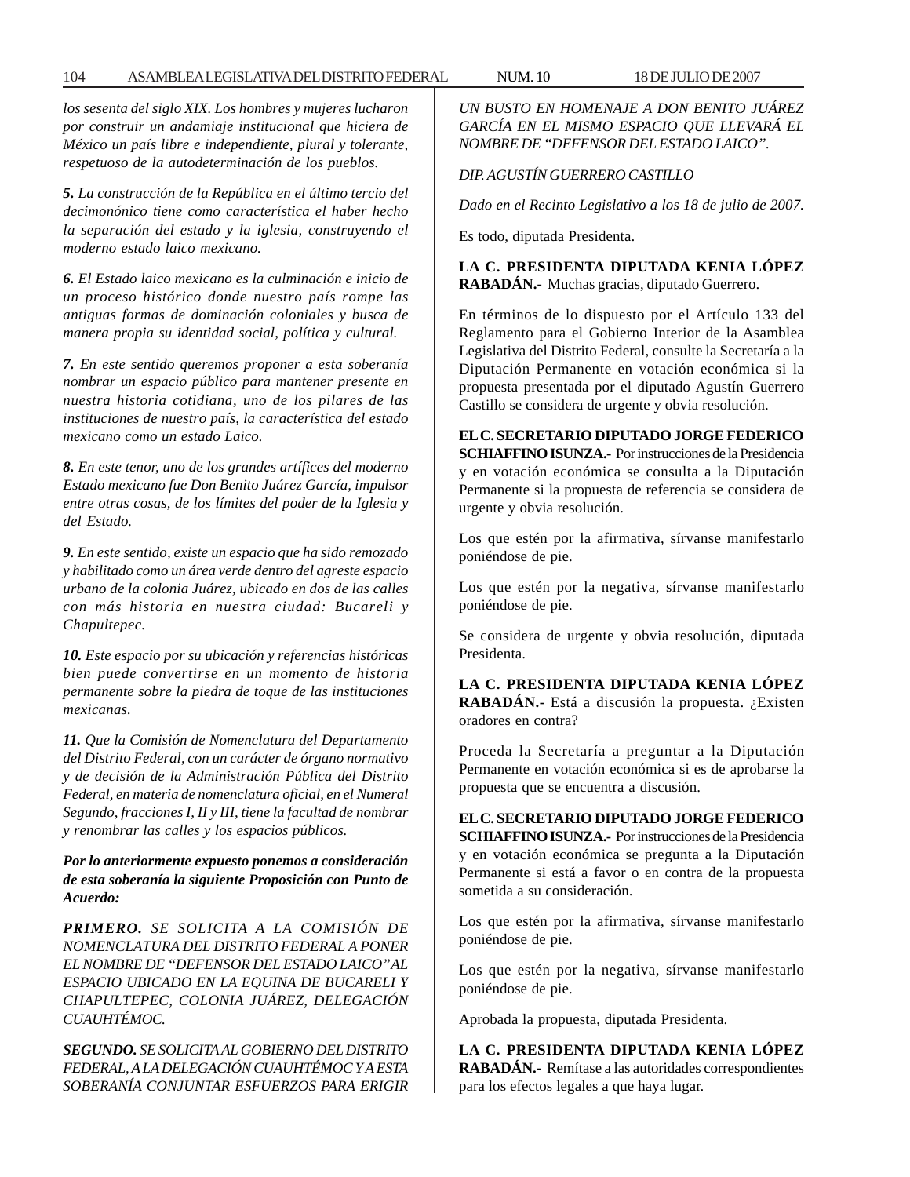*los sesenta del siglo XIX. Los hombres y mujeres lucharon por construir un andamiaje institucional que hiciera de México un país libre e independiente, plural y tolerante, respetuoso de la autodeterminación de los pueblos.*

***5.** La construcción de la República en el último tercio del decimonónico tiene como característica el haber hecho la separación del estado y la iglesia, construyendo el moderno estado laico mexicano.*

***6.** El Estado laico mexicano es la culminación e inicio de un proceso histórico donde nuestro país rompe las antiguas formas de dominación coloniales y busca de manera propia su identidad social, política y cultural.*

***7.** En este sentido queremos proponer a esta soberanía nombrar un espacio público para mantener presente en nuestra historia cotidiana, uno de los pilares de las instituciones de nuestro país, la característica del estado mexicano como un estado Laico.*

***8.** En este tenor, uno de los grandes artífices del moderno Estado mexicano fue Don Benito Juárez García, impulsor entre otras cosas, de los límites del poder de la Iglesia y del Estado.*

***9.** En este sentido, existe un espacio que ha sido remozado y habilitado como un área verde dentro del agreste espacio urbano de la colonia Juárez, ubicado en dos de las calles con más historia en nuestra ciudad: Bucareli y Chapultepec.*

***10.** Este espacio por su ubicación y referencias históricas bien puede convertirse en un momento de historia permanente sobre la piedra de toque de las instituciones mexicanas.*

***11.** Que la Comisión de Nomenclatura del Departamento del Distrito Federal, con un carácter de órgano normativo y de decisión de la Administración Pública del Distrito Federal, en materia de nomenclatura oficial, en el Numeral Segundo, fracciones I, II y III, tiene la facultad de nombrar y renombrar las calles y los espacios públicos.*

***Por lo anteriormente expuesto ponemos a consideración de esta soberanía la siguiente Proposición con Punto de Acuerdo:***

***PRIMERO.** SE SOLICITA A LA COMISIÓN DE NOMENCLATURA DEL DISTRITO FEDERAL A PONER EL NOMBRE DE "DEFENSOR DEL ESTADO LAICO" AL ESPACIO UBICADO EN LA EQUINA DE BUCARELI Y CHAPULTEPEC, COLONIA JUÁREZ, DELEGACIÓN CUAUHTÉMOC.*

***SEGUNDO.** SE SOLICITA AL GOBIERNO DEL DISTRITO FEDERAL, A LA DELEGACIÓN CUAUHTÉMOC Y A ESTA SOBERANÍA CONJUNTAR ESFUERZOS PARA ERIGIR UN BUSTO EN HOMENAJE A DON BENITO JUÁREZ GARCÍA EN EL MISMO ESPACIO QUE LLEVARÁ EL NOMBRE DE "DEFENSOR DEL ESTADO LAICO".*

*DIP. AGUSTÍN GUERRERO CASTILLO*

*Dado en el Recinto Legislativo a los 18 de julio de 2007.*

Es todo, diputada Presidenta.

**LA C. PRESIDENTA DIPUTADA KENIA LÓPEZ RABADÁN.-** Muchas gracias, diputado Guerrero.

En términos de lo dispuesto por el Artículo 133 del Reglamento para el Gobierno Interior de la Asamblea Legislativa del Distrito Federal, consulte la Secretaría a la Diputación Permanente en votación económica si la propuesta presentada por el diputado Agustín Guerrero Castillo se considera de urgente y obvia resolución.

**EL C. SECRETARIO DIPUTADO JORGE FEDERICO SCHIAFFINO ISUNZA.-** Por instrucciones de la Presidencia y en votación económica se consulta a la Diputación Permanente si la propuesta de referencia se considera de urgente y obvia resolución.

Los que estén por la afirmativa, sírvanse manifestarlo poniéndose de pie.

Los que estén por la negativa, sírvanse manifestarlo poniéndose de pie.

Se considera de urgente y obvia resolución, diputada Presidenta.

**LA C. PRESIDENTA DIPUTADA KENIA LÓPEZ RABADÁN.-** Está a discusión la propuesta. ¿Existen oradores en contra?

Proceda la Secretaría a preguntar a la Diputación Permanente en votación económica si es de aprobarse la propuesta que se encuentra a discusión.

**EL C. SECRETARIO DIPUTADO JORGE FEDERICO SCHIAFFINO ISUNZA.-** Por instrucciones de la Presidencia y en votación económica se pregunta a la Diputación Permanente si está a favor o en contra de la propuesta sometida a su consideración.

Los que estén por la afirmativa, sírvanse manifestarlo poniéndose de pie.

Los que estén por la negativa, sírvanse manifestarlo poniéndose de pie.

Aprobada la propuesta, diputada Presidenta.

**LA C. PRESIDENTA DIPUTADA KENIA LÓPEZ RABADÁN.-** Remítase a las autoridades correspondientes para los efectos legales a que haya lugar.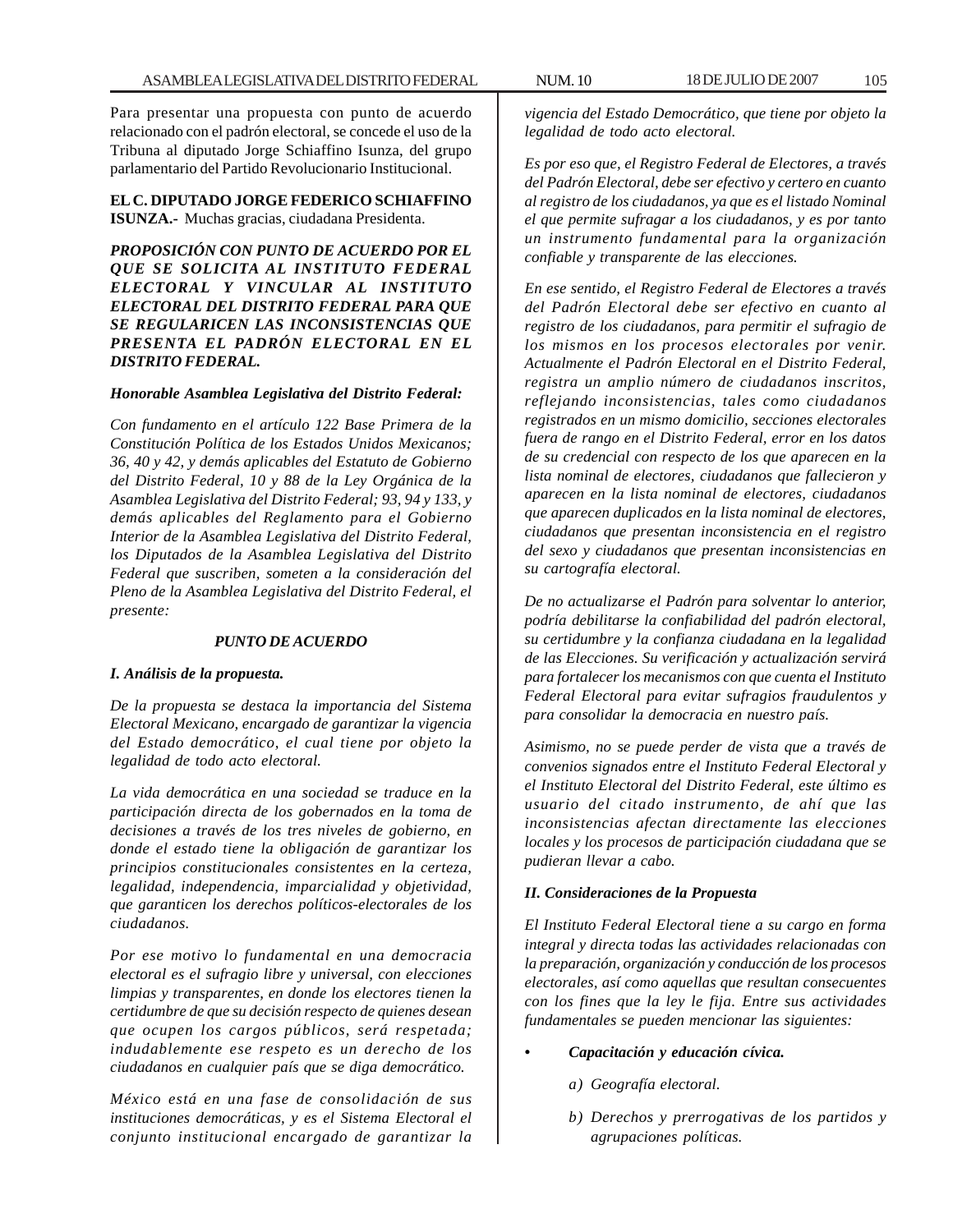Para presentar una propuesta con punto de acuerdo relacionado con el padrón electoral, se concede el uso de la Tribuna al diputado Jorge Schiaffino Isunza, del grupo parlamentario del Partido Revolucionario Institucional.

**EL C. DIPUTADO JORGE FEDERICO SCHIAFFINO ISUNZA.-** Muchas gracias, ciudadana Presidenta.

***PROPOSICIÓN CON PUNTO DE ACUERDO POR EL QUE SE SOLICITA AL INSTITUTO FEDERAL ELECTORAL Y VINCULAR AL INSTITUTO ELECTORAL DEL DISTRITO FEDERAL PARA QUE SE REGULARICEN LAS INCONSISTENCIAS QUE PRESENTA EL PADRÓN ELECTORAL EN EL DISTRITO FEDERAL.***

***Honorable Asamblea Legislativa del Distrito Federal:***

*Con fundamento en el artículo 122 Base Primera de la Constitución Política de los Estados Unidos Mexicanos; 36, 40 y 42, y demás aplicables del Estatuto de Gobierno del Distrito Federal, 10 y 88 de la Ley Orgánica de la Asamblea Legislativa del Distrito Federal; 93, 94 y 133, y demás aplicables del Reglamento para el Gobierno Interior de la Asamblea Legislativa del Distrito Federal, los Diputados de la Asamblea Legislativa del Distrito Federal que suscriben, someten a la consideración del Pleno de la Asamblea Legislativa del Distrito Federal, el presente:*

***PUNTO DE ACUERDO***

***I. Análisis de la propuesta.***

*De la propuesta se destaca la importancia del Sistema Electoral Mexicano, encargado de garantizar la vigencia del Estado democrático, el cual tiene por objeto la legalidad de todo acto electoral.*

*La vida democrática en una sociedad se traduce en la participación directa de los gobernados en la toma de decisiones a través de los tres niveles de gobierno, en donde el estado tiene la obligación de garantizar los principios constitucionales consistentes en la certeza, legalidad, independencia, imparcialidad y objetividad, que garanticen los derechos políticos-electorales de los ciudadanos.*

*Por ese motivo lo fundamental en una democracia electoral es el sufragio libre y universal, con elecciones limpias y transparentes, en donde los electores tienen la certidumbre de que su decisión respecto de quienes desean que ocupen los cargos públicos, será respetada; indudablemente ese respeto es un derecho de los ciudadanos en cualquier país que se diga democrático.*

*México está en una fase de consolidación de sus instituciones democráticas, y es el Sistema Electoral el conjunto institucional encargado de garantizar la vigencia del Estado Democrático, que tiene por objeto la legalidad de todo acto electoral.*

*Es por eso que, el Registro Federal de Electores, a través del Padrón Electoral, debe ser efectivo y certero en cuanto al registro de los ciudadanos, ya que es el listado Nominal el que permite sufragar a los ciudadanos, y es por tanto un instrumento fundamental para la organización confiable y transparente de las elecciones.*

*En ese sentido, el Registro Federal de Electores a través del Padrón Electoral debe ser efectivo en cuanto al registro de los ciudadanos, para permitir el sufragio de los mismos en los procesos electorales por venir. Actualmente el Padrón Electoral en el Distrito Federal, registra un amplio número de ciudadanos inscritos, reflejando inconsistencias, tales como ciudadanos registrados en un mismo domicilio, secciones electorales fuera de rango en el Distrito Federal, error en los datos de su credencial con respecto de los que aparecen en la lista nominal de electores, ciudadanos que fallecieron y aparecen en la lista nominal de electores, ciudadanos que aparecen duplicados en la lista nominal de electores, ciudadanos que presentan inconsistencia en el registro del sexo y ciudadanos que presentan inconsistencias en su cartografía electoral.*

*De no actualizarse el Padrón para solventar lo anterior, podría debilitarse la confiabilidad del padrón electoral, su certidumbre y la confianza ciudadana en la legalidad de las Elecciones. Su verificación y actualización servirá para fortalecer los mecanismos con que cuenta el Instituto Federal Electoral para evitar sufragios fraudulentos y para consolidar la democracia en nuestro país.*

*Asimismo, no se puede perder de vista que a través de convenios signados entre el Instituto Federal Electoral y el Instituto Electoral del Distrito Federal, este último es usuario del citado instrumento, de ahí que las inconsistencias afectan directamente las elecciones locales y los procesos de participación ciudadana que se pudieran llevar a cabo.*

***II. Consideraciones de la Propuesta***

*El Instituto Federal Electoral tiene a su cargo en forma integral y directa todas las actividades relacionadas con la preparación, organización y conducción de los procesos electorales, así como aquellas que resultan consecuentes con los fines que la ley le fija. Entre sus actividades fundamentales se pueden mencionar las siguientes:*

- ***Capacitación y educación cívica.***

  *a) Geografía electoral.*

  *b) Derechos y prerrogativas de los partidos y agrupaciones políticas.*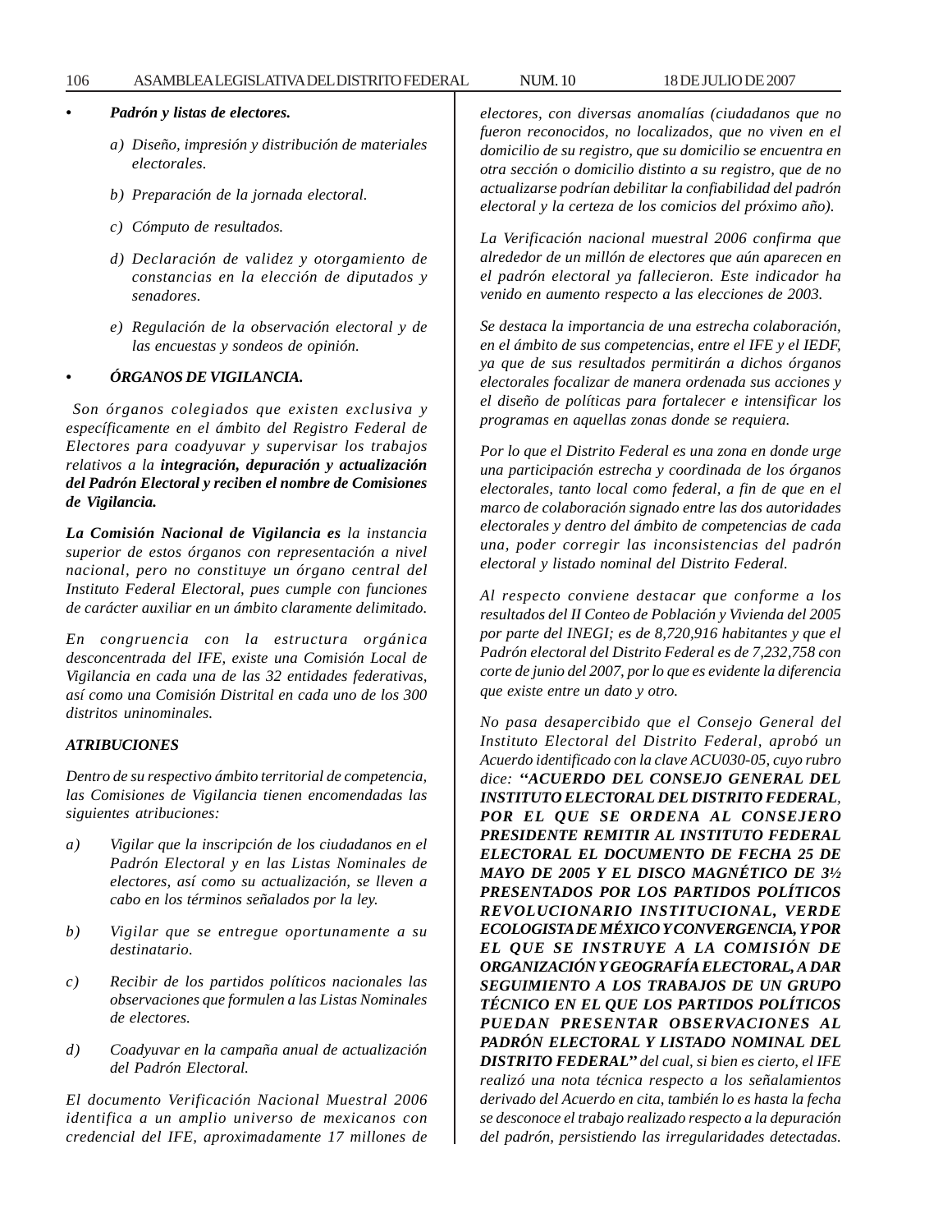- ***Padrón y listas de electores.***

    *a) Diseño, impresión y distribución de materiales electorales.*

    *b) Preparación de la jornada electoral.*

    *c) Cómputo de resultados.*

    *d) Declaración de validez y otorgamiento de constancias en la elección de diputados y senadores.*

    *e) Regulación de la observación electoral y de las encuestas y sondeos de opinión.*

- ***ÓRGANOS DE VIGILANCIA.***

*Son órganos colegiados que existen exclusiva y específicamente en el ámbito del Registro Federal de Electores para coadyuvar y supervisar los trabajos relativos a la* ***integración, depuración y actualización del Padrón Electoral y reciben el nombre de Comisiones de Vigilancia.***

***La Comisión Nacional de Vigilancia es*** *la instancia superior de estos órganos con representación a nivel nacional, pero no constituye un órgano central del Instituto Federal Electoral, pues cumple con funciones de carácter auxiliar en un ámbito claramente delimitado.*

*En congruencia con la estructura orgánica desconcentrada del IFE, existe una Comisión Local de Vigilancia en cada una de las 32 entidades federativas, así como una Comisión Distrital en cada uno de los 300 distritos uninominales.*

***ATRIBUCIONES***

*Dentro de su respectivo ámbito territorial de competencia, las Comisiones de Vigilancia tienen encomendadas las siguientes atribuciones:*

*a) Vigilar que la inscripción de los ciudadanos en el Padrón Electoral y en las Listas Nominales de electores, así como su actualización, se lleven a cabo en los términos señalados por la ley.*

*b) Vigilar que se entregue oportunamente a su destinatario.*

*c) Recibir de los partidos políticos nacionales las observaciones que formulen a las Listas Nominales de electores.*

*d) Coadyuvar en la campaña anual de actualización del Padrón Electoral.*

*El documento Verificación Nacional Muestral 2006 identifica a un amplio universo de mexicanos con credencial del IFE, aproximadamente 17 millones de electores, con diversas anomalías (ciudadanos que no fueron reconocidos, no localizados, que no viven en el domicilio de su registro, que su domicilio se encuentra en otra sección o domicilio distinto a su registro, que de no actualizarse podrían debilitar la confiabilidad del padrón electoral y la certeza de los comicios del próximo año).*

*La Verificación nacional muestral 2006 confirma que alrededor de un millón de electores que aún aparecen en el padrón electoral ya fallecieron. Este indicador ha venido en aumento respecto a las elecciones de 2003.*

*Se destaca la importancia de una estrecha colaboración, en el ámbito de sus competencias, entre el IFE y el IEDF, ya que de sus resultados permitirán a dichos órganos electorales focalizar de manera ordenada sus acciones y el diseño de políticas para fortalecer e intensificar los programas en aquellas zonas donde se requiera.*

*Por lo que el Distrito Federal es una zona en donde urge una participación estrecha y coordinada de los órganos electorales, tanto local como federal, a fin de que en el marco de colaboración signado entre las dos autoridades electorales y dentro del ámbito de competencias de cada una, poder corregir las inconsistencias del padrón electoral y listado nominal del Distrito Federal.*

*Al respecto conviene destacar que conforme a los resultados del II Conteo de Población y Vivienda del 2005 por parte del INEGI; es de 8,720,916 habitantes y que el Padrón electoral del Distrito Federal es de 7,232,758 con corte de junio del 2007, por lo que es evidente la diferencia que existe entre un dato y otro.*

*No pasa desapercibido que el Consejo General del Instituto Electoral del Distrito Federal, aprobó un Acuerdo identificado con la clave ACU030-05, cuyo rubro dice:* ***"ACUERDO DEL CONSEJO GENERAL DEL INSTITUTO ELECTORAL DEL DISTRITO FEDERAL, POR EL QUE SE ORDENA AL CONSEJERO PRESIDENTE REMITIR AL INSTITUTO FEDERAL ELECTORAL EL DOCUMENTO DE FECHA 25 DE MAYO DE 2005 Y EL DISCO MAGNÉTICO DE 3½ PRESENTADOS POR LOS PARTIDOS POLÍTICOS REVOLUCIONARIO INSTITUCIONAL, VERDE ECOLOGISTA DE MÉXICO Y CONVERGENCIA, Y POR EL QUE SE INSTRUYE A LA COMISIÓN DE ORGANIZACIÓN Y GEOGRAFÍA ELECTORAL, A DAR SEGUIMIENTO A LOS TRABAJOS DE UN GRUPO TÉCNICO EN EL QUE LOS PARTIDOS POLÍTICOS PUEDAN PRESENTAR OBSERVACIONES AL PADRÓN ELECTORAL Y LISTADO NOMINAL DEL DISTRITO FEDERAL"*** *del cual, si bien es cierto, el IFE realizó una nota técnica respecto a los señalamientos derivado del Acuerdo en cita, también lo es hasta la fecha se desconoce el trabajo realizado respecto a la depuración del padrón, persistiendo las irregularidades detectadas.*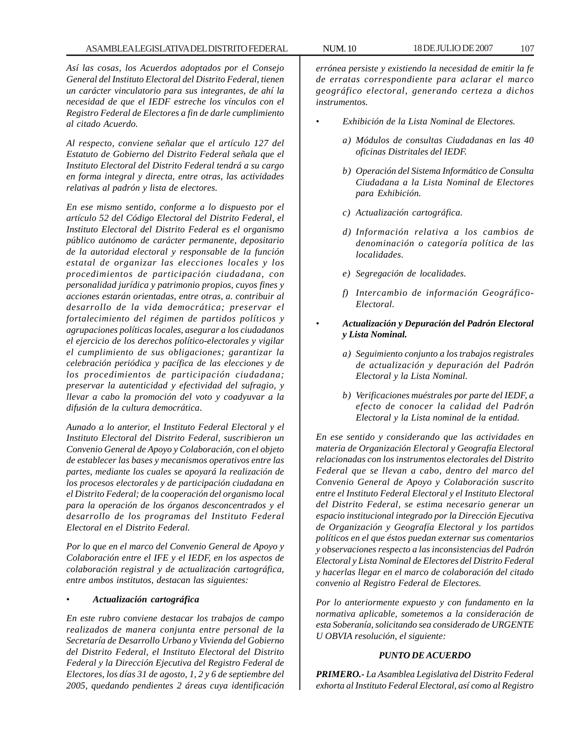*Así las cosas, los Acuerdos adoptados por el Consejo General del Instituto Electoral del Distrito Federal, tienen un carácter vinculatorio para sus integrantes, de ahí la necesidad de que el IEDF estreche los vínculos con el Registro Federal de Electores a fin de darle cumplimiento al citado Acuerdo.*

*Al respecto, conviene señalar que el artículo 127 del Estatuto de Gobierno del Distrito Federal señala que el Instituto Electoral del Distrito Federal tendrá a su cargo en forma integral y directa, entre otras, las actividades relativas al padrón y lista de electores.*

*En ese mismo sentido, conforme a lo dispuesto por el artículo 52 del Código Electoral del Distrito Federal, el Instituto Electoral del Distrito Federal es el organismo público autónomo de carácter permanente, depositario de la autoridad electoral y responsable de la función estatal de organizar las elecciones locales y los procedimientos de participación ciudadana, con personalidad jurídica y patrimonio propios, cuyos fines y acciones estarán orientadas, entre otras, a. contribuir al desarrollo de la vida democrática; preservar el fortalecimiento del régimen de partidos políticos y agrupaciones políticas locales, asegurar a los ciudadanos el ejercicio de los derechos político-electorales y vigilar el cumplimiento de sus obligaciones; garantizar la celebración periódica y pacífica de las elecciones y de los procedimientos de participación ciudadana; preservar la autenticidad y efectividad del sufragio, y llevar a cabo la promoción del voto y coadyuvar a la difusión de la cultura democrática.*

*Aunado a lo anterior, el Instituto Federal Electoral y el Instituto Electoral del Distrito Federal, suscribieron un Convenio General de Apoyo y Colaboración, con el objeto de establecer las bases y mecanismos operativos entre las partes, mediante los cuales se apoyará la realización de los procesos electorales y de participación ciudadana en el Distrito Federal; de la cooperación del organismo local para la operación de los órganos desconcentrados y el desarrollo de los programas del Instituto Federal Electoral en el Distrito Federal.*

*Por lo que en el marco del Convenio General de Apoyo y Colaboración entre el IFE y el IEDF, en los aspectos de colaboración registral y de actualización cartográfica, entre ambos institutos, destacan las siguientes:*

- ***Actualización cartográfica***

*En este rubro conviene destacar los trabajos de campo realizados de manera conjunta entre personal de la Secretaría de Desarrollo Urbano y Vivienda del Gobierno del Distrito Federal, el Instituto Electoral del Distrito Federal y la Dirección Ejecutiva del Registro Federal de Electores, los días 31 de agosto, 1, 2 y 6 de septiembre del 2005, quedando pendientes 2 áreas cuya identificación errónea persiste y existiendo la necesidad de emitir la fe de erratas correspondiente para aclarar el marco geográfico electoral, generando certeza a dichos instrumentos.*

- *Exhibición de la Lista Nominal de Electores.*

    *a) Módulos de consultas Ciudadanas en las 40 oficinas Distritales del IEDF.*

    *b) Operación del Sistema Informático de Consulta Ciudadana a la Lista Nominal de Electores para Exhibición.*

    *c) Actualización cartográfica.*

    *d) Información relativa a los cambios de denominación o categoría política de las localidades.*

    *e) Segregación de localidades.*

    *f) Intercambio de información Geográfico-Electoral.*

- ***Actualización y Depuración del Padrón Electoral y Lista Nominal.***

    *a) Seguimiento conjunto a los trabajos registrales de actualización y depuración del Padrón Electoral y la Lista Nominal.*

    *b) Verificaciones muéstrales por parte del IEDF, a efecto de conocer la calidad del Padrón Electoral y la Lista nominal de la entidad.*

*En ese sentido y considerando que las actividades en materia de Organización Electoral y Geografía Electoral relacionadas con los instrumentos electorales del Distrito Federal que se llevan a cabo, dentro del marco del Convenio General de Apoyo y Colaboración suscrito entre el Instituto Federal Electoral y el Instituto Electoral del Distrito Federal, se estima necesario generar un espacio institucional integrado por la Dirección Ejecutiva de Organización y Geografía Electoral y los partidos políticos en el que éstos puedan externar sus comentarios y observaciones respecto a las inconsistencias del Padrón Electoral y Lista Nominal de Electores del Distrito Federal y hacerlas llegar en el marco de colaboración del citado convenio al Registro Federal de Electores.*

*Por lo anteriormente expuesto y con fundamento en la normativa aplicable, sometemos a la consideración de esta Soberanía, solicitando sea considerado de URGENTE U OBVIA resolución, el siguiente:*

***PUNTO DE ACUERDO***

***PRIMERO.-*** *La Asamblea Legislativa del Distrito Federal exhorta al Instituto Federal Electoral, así como al Registro*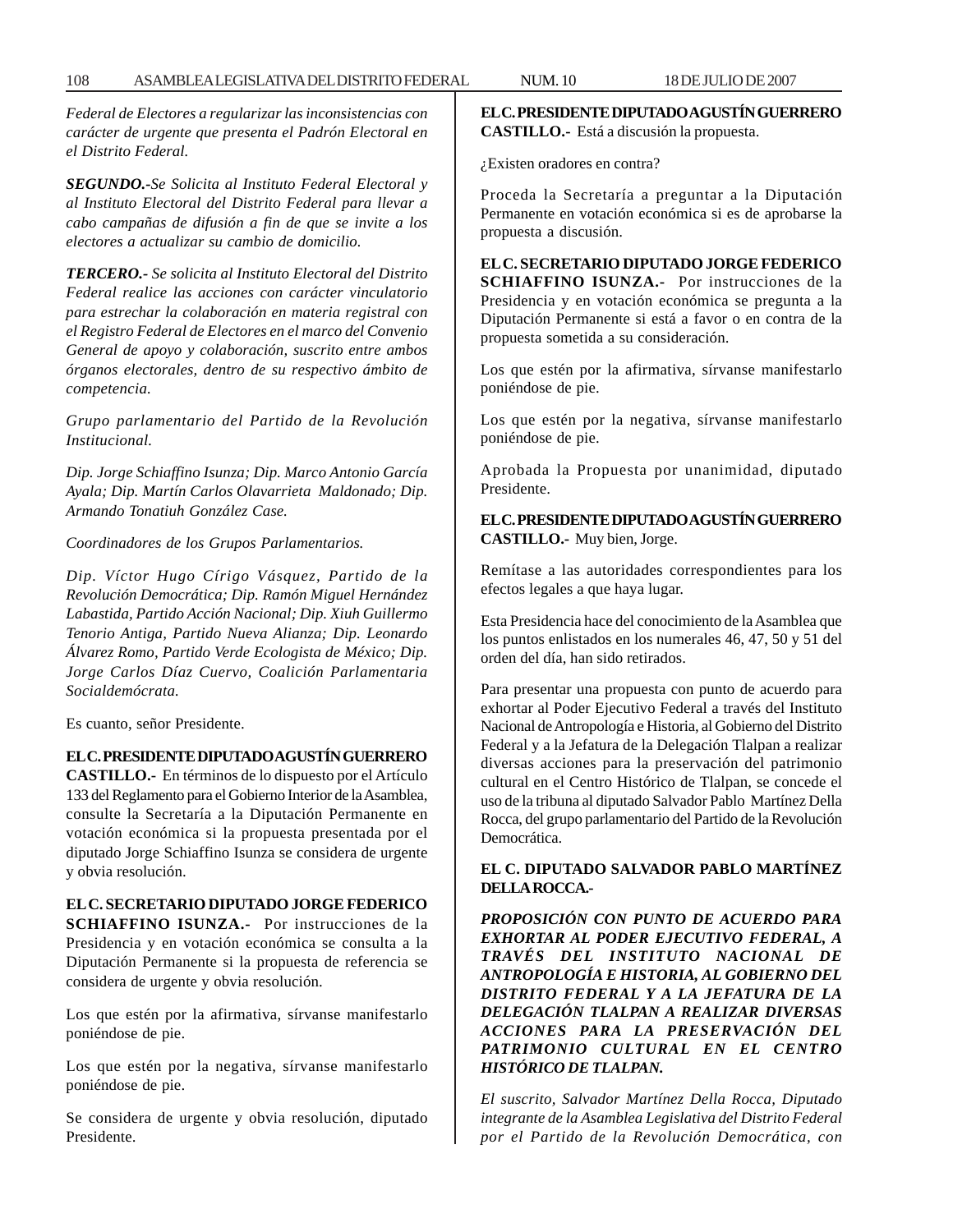*Federal de Electores a regularizar las inconsistencias con carácter de urgente que presenta el Padrón Electoral en el Distrito Federal.*

***SEGUNDO.-****Se Solicita al Instituto Federal Electoral y al Instituto Electoral del Distrito Federal para llevar a cabo campañas de difusión a fin de que se invite a los electores a actualizar su cambio de domicilio.*

***TERCERO.-*** *Se solicita al Instituto Electoral del Distrito Federal realice las acciones con carácter vinculatorio para estrechar la colaboración en materia registral con el Registro Federal de Electores en el marco del Convenio General de apoyo y colaboración, suscrito entre ambos órganos electorales, dentro de su respectivo ámbito de competencia.*

*Grupo parlamentario del Partido de la Revolución Institucional.*

*Dip. Jorge Schiaffino Isunza; Dip. Marco Antonio García Ayala; Dip. Martín Carlos Olavarrieta Maldonado; Dip. Armando Tonatiuh González Case.*

*Coordinadores de los Grupos Parlamentarios.*

*Dip. Víctor Hugo Círigo Vásquez, Partido de la Revolución Democrática; Dip. Ramón Miguel Hernández Labastida, Partido Acción Nacional; Dip. Xiuh Guillermo Tenorio Antiga, Partido Nueva Alianza; Dip. Leonardo Álvarez Romo, Partido Verde Ecologista de México; Dip. Jorge Carlos Díaz Cuervo, Coalición Parlamentaria Socialdemócrata.*

Es cuanto, señor Presidente.

**EL C. PRESIDENTE DIPUTADO AGUSTÍN GUERRERO CASTILLO.-** En términos de lo dispuesto por el Artículo 133 del Reglamento para el Gobierno Interior de la Asamblea, consulte la Secretaría a la Diputación Permanente en votación económica si la propuesta presentada por el diputado Jorge Schiaffino Isunza se considera de urgente y obvia resolución.

**EL C. SECRETARIO DIPUTADO JORGE FEDERICO SCHIAFFINO ISUNZA.-** Por instrucciones de la Presidencia y en votación económica se consulta a la Diputación Permanente si la propuesta de referencia se considera de urgente y obvia resolución.

Los que estén por la afirmativa, sírvanse manifestarlo poniéndose de pie.

Los que estén por la negativa, sírvanse manifestarlo poniéndose de pie.

Se considera de urgente y obvia resolución, diputado Presidente.

**EL C. PRESIDENTE DIPUTADO AGUSTÍN GUERRERO CASTILLO.-** Está a discusión la propuesta.

¿Existen oradores en contra?

Proceda la Secretaría a preguntar a la Diputación Permanente en votación económica si es de aprobarse la propuesta a discusión.

**EL C. SECRETARIO DIPUTADO JORGE FEDERICO SCHIAFFINO ISUNZA.-** Por instrucciones de la Presidencia y en votación económica se pregunta a la Diputación Permanente si está a favor o en contra de la propuesta sometida a su consideración.

Los que estén por la afirmativa, sírvanse manifestarlo poniéndose de pie.

Los que estén por la negativa, sírvanse manifestarlo poniéndose de pie.

Aprobada la Propuesta por unanimidad, diputado Presidente.

**EL C. PRESIDENTE DIPUTADO AGUSTÍN GUERRERO CASTILLO.-** Muy bien, Jorge.

Remítase a las autoridades correspondientes para los efectos legales a que haya lugar.

Esta Presidencia hace del conocimiento de la Asamblea que los puntos enlistados en los numerales 46, 47, 50 y 51 del orden del día, han sido retirados.

Para presentar una propuesta con punto de acuerdo para exhortar al Poder Ejecutivo Federal a través del Instituto Nacional de Antropología e Historia, al Gobierno del Distrito Federal y a la Jefatura de la Delegación Tlalpan a realizar diversas acciones para la preservación del patrimonio cultural en el Centro Histórico de Tlalpan, se concede el uso de la tribuna al diputado Salvador Pablo Martínez Della Rocca, del grupo parlamentario del Partido de la Revolución Democrática.

**EL C. DIPUTADO SALVADOR PABLO MARTÍNEZ DELLA ROCCA.-**

***PROPOSICIÓN CON PUNTO DE ACUERDO PARA EXHORTAR AL PODER EJECUTIVO FEDERAL, A TRAVÉS DEL INSTITUTO NACIONAL DE ANTROPOLOGÍA E HISTORIA, AL GOBIERNO DEL DISTRITO FEDERAL Y A LA JEFATURA DE LA DELEGACIÓN TLALPAN A REALIZAR DIVERSAS ACCIONES PARA LA PRESERVACIÓN DEL PATRIMONIO CULTURAL EN EL CENTRO HISTÓRICO DE TLALPAN.***

*El suscrito, Salvador Martínez Della Rocca, Diputado integrante de la Asamblea Legislativa del Distrito Federal por el Partido de la Revolución Democrática, con*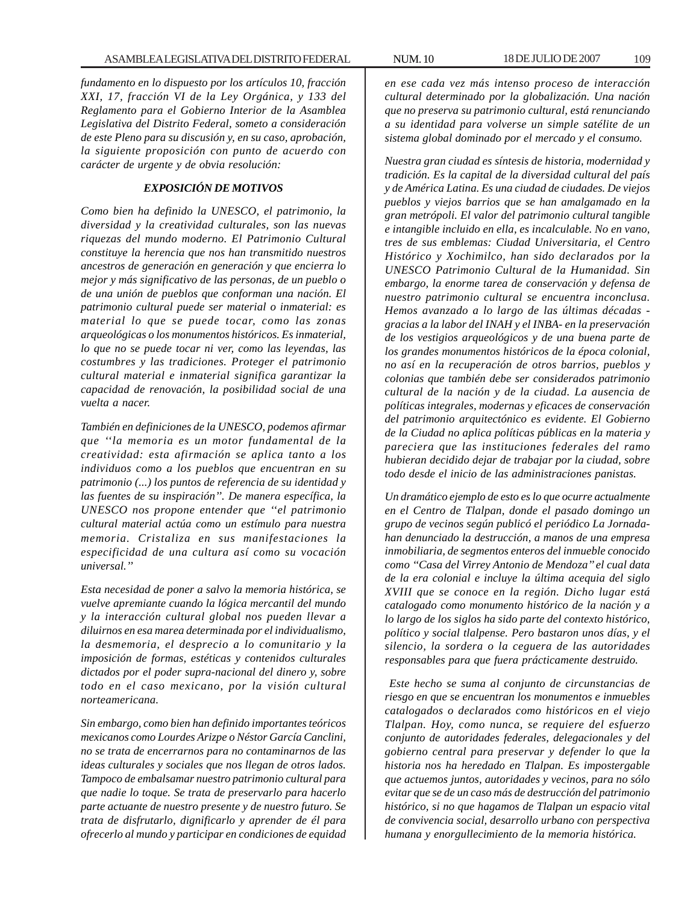*fundamento en lo dispuesto por los artículos 10, fracción XXI, 17, fracción VI de la Ley Orgánica, y 133 del Reglamento para el Gobierno Interior de la Asamblea Legislativa del Distrito Federal, someto a consideración de este Pleno para su discusión y, en su caso, aprobación, la siguiente proposición con punto de acuerdo con carácter de urgente y de obvia resolución:*

***EXPOSICIÓN DE MOTIVOS***

*Como bien ha definido la UNESCO, el patrimonio, la diversidad y la creatividad culturales, son las nuevas riquezas del mundo moderno. El Patrimonio Cultural constituye la herencia que nos han transmitido nuestros ancestros de generación en generación y que encierra lo mejor y más significativo de las personas, de un pueblo o de una unión de pueblos que conforman una nación. El patrimonio cultural puede ser material o inmaterial: es material lo que se puede tocar, como las zonas arqueológicas o los monumentos históricos. Es inmaterial, lo que no se puede tocar ni ver, como las leyendas, las costumbres y las tradiciones. Proteger el patrimonio cultural material e inmaterial significa garantizar la capacidad de renovación, la posibilidad social de una vuelta a nacer.*

*También en definiciones de la UNESCO, podemos afirmar que ''la memoria es un motor fundamental de la creatividad: esta afirmación se aplica tanto a los individuos como a los pueblos que encuentran en su patrimonio (...) los puntos de referencia de su identidad y las fuentes de su inspiración''. De manera específica, la UNESCO nos propone entender que ''el patrimonio cultural material actúa como un estímulo para nuestra memoria. Cristaliza en sus manifestaciones la especificidad de una cultura así como su vocación universal.''*

*Esta necesidad de poner a salvo la memoria histórica, se vuelve apremiante cuando la lógica mercantil del mundo y la interacción cultural global nos pueden llevar a diluirnos en esa marea determinada por el individualismo, la desmemoria, el desprecio a lo comunitario y la imposición de formas, estéticas y contenidos culturales dictados por el poder supra-nacional del dinero y, sobre todo en el caso mexicano, por la visión cultural norteamericana.*

*Sin embargo, como bien han definido importantes teóricos mexicanos como Lourdes Arizpe o Néstor García Canclini, no se trata de encerrarnos para no contaminarnos de las ideas culturales y sociales que nos llegan de otros lados. Tampoco de embalsamar nuestro patrimonio cultural para que nadie lo toque. Se trata de preservarlo para hacerlo parte actuante de nuestro presente y de nuestro futuro. Se trata de disfrutarlo, dignificarlo y aprender de él para ofrecerlo al mundo y participar en condiciones de equidad en ese cada vez más intenso proceso de interacción cultural determinado por la globalización. Una nación que no preserva su patrimonio cultural, está renunciando a su identidad para volverse un simple satélite de un sistema global dominado por el mercado y el consumo.*

*Nuestra gran ciudad es síntesis de historia, modernidad y tradición. Es la capital de la diversidad cultural del país y de América Latina. Es una ciudad de ciudades. De viejos pueblos y viejos barrios que se han amalgamado en la gran metrópoli. El valor del patrimonio cultural tangible e intangible incluido en ella, es incalculable. No en vano, tres de sus emblemas: Ciudad Universitaria, el Centro Histórico y Xochimilco, han sido declarados por la UNESCO Patrimonio Cultural de la Humanidad. Sin embargo, la enorme tarea de conservación y defensa de nuestro patrimonio cultural se encuentra inconclusa. Hemos avanzado a lo largo de las últimas décadas -gracias a la labor del INAH y el INBA- en la preservación de los vestigios arqueológicos y de una buena parte de los grandes monumentos históricos de la época colonial, no así en la recuperación de otros barrios, pueblos y colonias que también debe ser considerados patrimonio cultural de la nación y de la ciudad. La ausencia de políticas integrales, modernas y eficaces de conservación del patrimonio arquitectónico es evidente. El Gobierno de la Ciudad no aplica políticas públicas en la materia y pareciera que las instituciones federales del ramo hubieran decidido dejar de trabajar por la ciudad, sobre todo desde el inicio de las administraciones panistas.*

*Un dramático ejemplo de esto es lo que ocurre actualmente en el Centro de Tlalpan, donde el pasado domingo un grupo de vecinos según publicó el periódico La Jornada-han denunciado la destrucción, a manos de una empresa inmobiliaria, de segmentos enteros del inmueble conocido como "Casa del Virrey Antonio de Mendoza" el cual data de la era colonial e incluye la última acequia del siglo XVIII que se conoce en la región. Dicho lugar está catalogado como monumento histórico de la nación y a lo largo de los siglos ha sido parte del contexto histórico, político y social tlalpense. Pero bastaron unos días, y el silencio, la sordera o la ceguera de las autoridades responsables para que fuera prácticamente destruido.*

*Este hecho se suma al conjunto de circunstancias de riesgo en que se encuentran los monumentos e inmuebles catalogados o declarados como históricos en el viejo Tlalpan. Hoy, como nunca, se requiere del esfuerzo conjunto de autoridades federales, delegacionales y del gobierno central para preservar y defender lo que la historia nos ha heredado en Tlalpan. Es impostergable que actuemos juntos, autoridades y vecinos, para no sólo evitar que se de un caso más de destrucción del patrimonio histórico, si no que hagamos de Tlalpan un espacio vital de convivencia social, desarrollo urbano con perspectiva humana y enorgullecimiento de la memoria histórica.*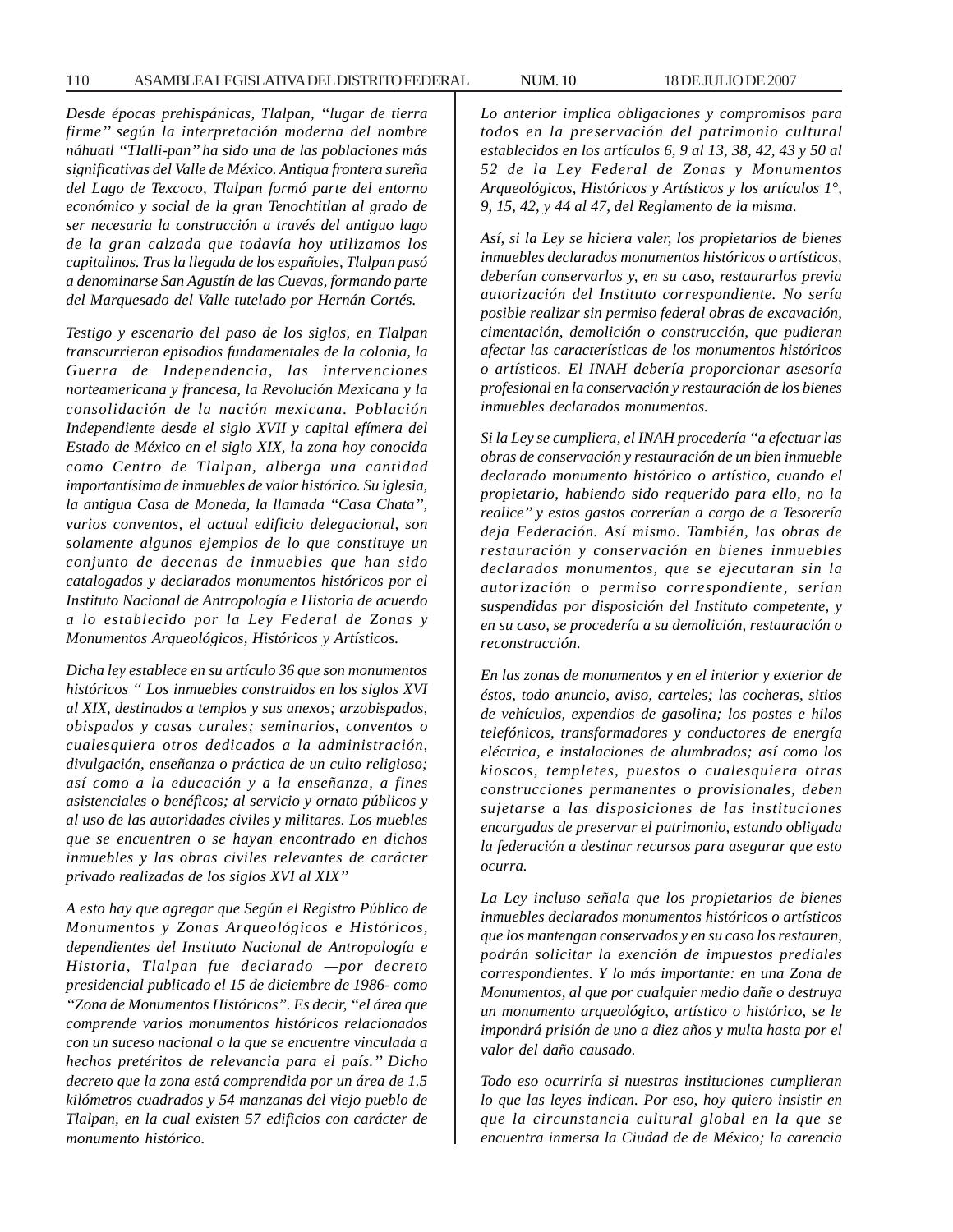*Desde épocas prehispánicas, Tlalpan, ''lugar de tierra firme'' según la interpretación moderna del nombre náhuatl ''TIalli-pan'' ha sido una de las poblaciones más significativas del Valle de México. Antigua frontera sureña del Lago de Texcoco, Tlalpan formó parte del entorno económico y social de la gran Tenochtitlan al grado de ser necesaria la construcción a través del antiguo lago de la gran calzada que todavía hoy utilizamos los capitalinos. Tras la llegada de los españoles, Tlalpan pasó a denominarse San Agustín de las Cuevas, formando parte del Marquesado del Valle tutelado por Hernán Cortés.*

*Testigo y escenario del paso de los siglos, en Tlalpan transcurrieron episodios fundamentales de la colonia, la Guerra de Independencia, las intervenciones norteamericana y francesa, la Revolución Mexicana y la consolidación de la nación mexicana. Población Independiente desde el siglo XVII y capital efímera del Estado de México en el siglo XIX, la zona hoy conocida como Centro de Tlalpan, alberga una cantidad importantísima de inmuebles de valor histórico. Su iglesia, la antigua Casa de Moneda, la llamada ''Casa Chata'', varios conventos, el actual edificio delegacional, son solamente algunos ejemplos de lo que constituye un conjunto de decenas de inmuebles que han sido catalogados y declarados monumentos históricos por el Instituto Nacional de Antropología e Historia de acuerdo a lo establecido por la Ley Federal de Zonas y Monumentos Arqueológicos, Históricos y Artísticos.*

*Dicha ley establece en su artículo 36 que son monumentos históricos '' Los inmuebles construidos en los siglos XVI al XIX, destinados a templos y sus anexos; arzobispados, obispados y casas curales; seminarios, conventos o cualesquiera otros dedicados a la administración, divulgación, enseñanza o práctica de un culto religioso; así como a la educación y a la enseñanza, a fines asistenciales o benéficos; al servicio y ornato públicos y al uso de las autoridades civiles y militares. Los muebles que se encuentren o se hayan encontrado en dichos inmuebles y las obras civiles relevantes de carácter privado realizadas de los siglos XVI al XIX''*

*A esto hay que agregar que Según el Registro Público de Monumentos y Zonas Arqueológicos e Históricos, dependientes del Instituto Nacional de Antropología e Historia, Tlalpan fue declarado —por decreto presidencial publicado el 15 de diciembre de 1986- como ''Zona de Monumentos Históricos''. Es decir, ''el área que comprende varios monumentos históricos relacionados con un suceso nacional o la que se encuentre vinculada a hechos pretéritos de relevancia para el país.'' Dicho decreto que la zona está comprendida por un área de 1.5 kilómetros cuadrados y 54 manzanas del viejo pueblo de Tlalpan, en la cual existen 57 edificios con carácter de monumento histórico.*

*Lo anterior implica obligaciones y compromisos para todos en la preservación del patrimonio cultural establecidos en los artículos 6, 9 al 13, 38, 42, 43 y 50 al 52 de la Ley Federal de Zonas y Monumentos Arqueológicos, Históricos y Artísticos y los artículos 1°, 9, 15, 42, y 44 al 47, del Reglamento de la misma.*

*Así, si la Ley se hiciera valer, los propietarios de bienes inmuebles declarados monumentos históricos o artísticos, deberían conservarlos y, en su caso, restaurarlos previa autorización del Instituto correspondiente. No sería posible realizar sin permiso federal obras de excavación, cimentación, demolición o construcción, que pudieran afectar las características de los monumentos históricos o artísticos. El INAH debería proporcionar asesoría profesional en la conservación y restauración de los bienes inmuebles declarados monumentos.*

*Si la Ley se cumpliera, el INAH procedería ''a efectuar las obras de conservación y restauración de un bien inmueble declarado monumento histórico o artístico, cuando el propietario, habiendo sido requerido para ello, no la realice'' y estos gastos correrían a cargo de a Tesorería deja Federación. Así mismo. También, las obras de restauración y conservación en bienes inmuebles declarados monumentos, que se ejecutaran sin la autorización o permiso correspondiente, serían suspendidas por disposición del Instituto competente, y en su caso, se procedería a su demolición, restauración o reconstrucción.*

*En las zonas de monumentos y en el interior y exterior de éstos, todo anuncio, aviso, carteles; las cocheras, sitios de vehículos, expendios de gasolina; los postes e hilos telefónicos, transformadores y conductores de energía eléctrica, e instalaciones de alumbrados; así como los kioscos, templetes, puestos o cualesquiera otras construcciones permanentes o provisionales, deben sujetarse a las disposiciones de las instituciones encargadas de preservar el patrimonio, estando obligada la federación a destinar recursos para asegurar que esto ocurra.*

*La Ley incluso señala que los propietarios de bienes inmuebles declarados monumentos históricos o artísticos que los mantengan conservados y en su caso los restauren, podrán solicitar la exención de impuestos prediales correspondientes. Y lo más importante: en una Zona de Monumentos, al que por cualquier medio dañe o destruya un monumento arqueológico, artístico o histórico, se le impondrá prisión de uno a diez años y multa hasta por el valor del daño causado.*

*Todo eso ocurriría si nuestras instituciones cumplieran lo que las leyes indican. Por eso, hoy quiero insistir en que la circunstancia cultural global en la que se encuentra inmersa la Ciudad de de México; la carencia*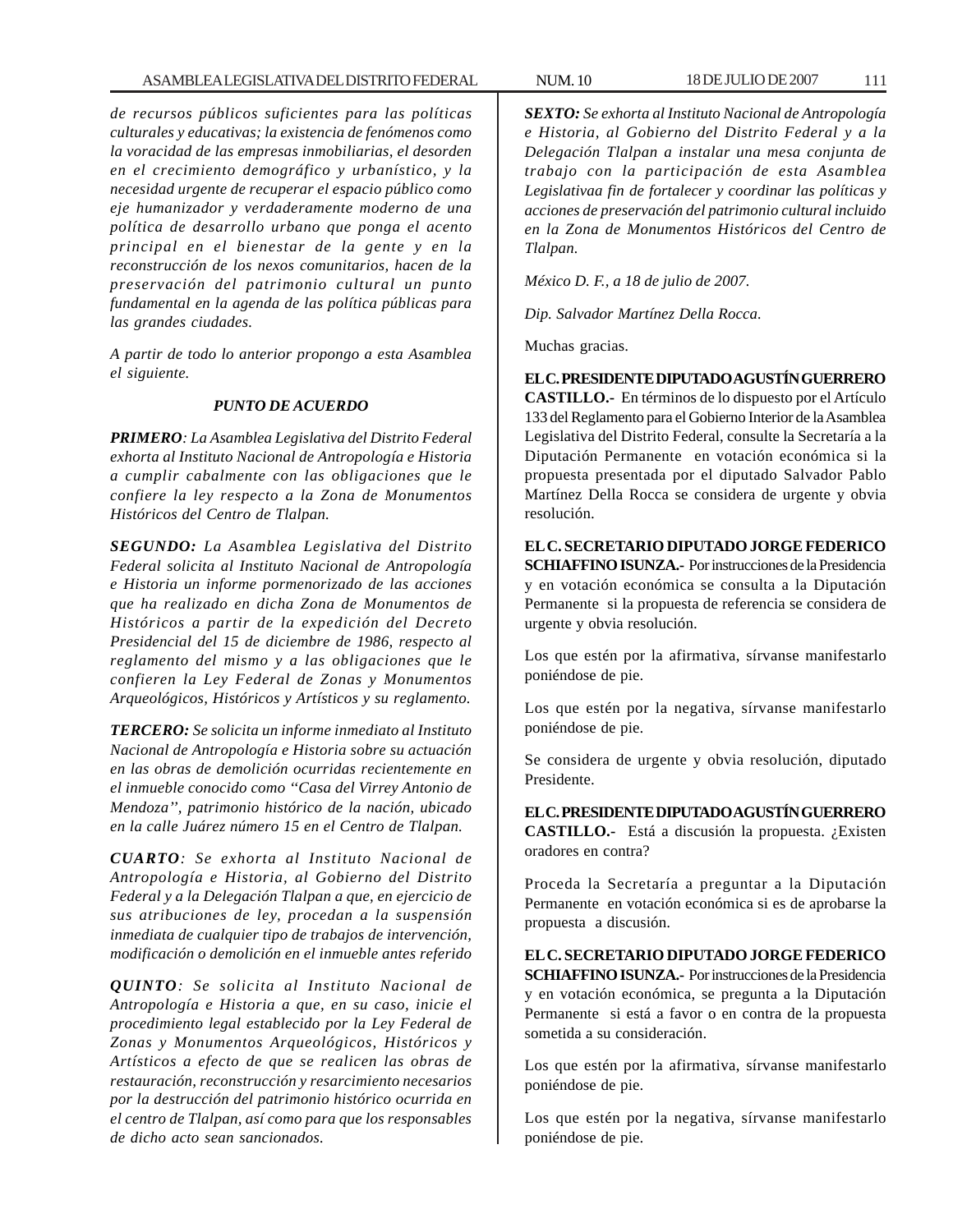*de recursos públicos suficientes para las políticas culturales y educativas; la existencia de fenómenos como la voracidad de las empresas inmobiliarias, el desorden en el crecimiento demográfico y urbanístico, y la necesidad urgente de recuperar el espacio público como eje humanizador y verdaderamente moderno de una política de desarrollo urbano que ponga el acento principal en el bienestar de la gente y en la reconstrucción de los nexos comunitarios, hacen de la preservación del patrimonio cultural un punto fundamental en la agenda de las política públicas para las grandes ciudades.*

*A partir de todo lo anterior propongo a esta Asamblea el siguiente.*

***PUNTO DE ACUERDO***

***PRIMERO**: La Asamblea Legislativa del Distrito Federal exhorta al Instituto Nacional de Antropología e Historia a cumplir cabalmente con las obligaciones que le confiere la ley respecto a la Zona de Monumentos Históricos del Centro de Tlalpan.*

***SEGUNDO:** La Asamblea Legislativa del Distrito Federal solicita al Instituto Nacional de Antropología e Historia un informe pormenorizado de las acciones que ha realizado en dicha Zona de Monumentos de Históricos a partir de la expedición del Decreto Presidencial del 15 de diciembre de 1986, respecto al reglamento del mismo y a las obligaciones que le confieren la Ley Federal de Zonas y Monumentos Arqueológicos, Históricos y Artísticos y su reglamento.*

***TERCERO:** Se solicita un informe inmediato al Instituto Nacional de Antropología e Historia sobre su actuación en las obras de demolición ocurridas recientemente en el inmueble conocido como "Casa del Virrey Antonio de Mendoza", patrimonio histórico de la nación, ubicado en la calle Juárez número 15 en el Centro de Tlalpan.*

***CUARTO**: Se exhorta al Instituto Nacional de Antropología e Historia, al Gobierno del Distrito Federal y a la Delegación Tlalpan a que, en ejercicio de sus atribuciones de ley, procedan a la suspensión inmediata de cualquier tipo de trabajos de intervención, modificación o demolición en el inmueble antes referido*

***QUINTO**: Se solicita al Instituto Nacional de Antropología e Historia a que, en su caso, inicie el procedimiento legal establecido por la Ley Federal de Zonas y Monumentos Arqueológicos, Históricos y Artísticos a efecto de que se realicen las obras de restauración, reconstrucción y resarcimiento necesarios por la destrucción del patrimonio histórico ocurrida en el centro de Tlalpan, así como para que los responsables de dicho acto sean sancionados.*

***SEXTO:** Se exhorta al Instituto Nacional de Antropología e Historia, al Gobierno del Distrito Federal y a la Delegación Tlalpan a instalar una mesa conjunta de trabajo con la participación de esta Asamblea Legislativaa fin de fortalecer y coordinar las políticas y acciones de preservación del patrimonio cultural incluido en la Zona de Monumentos Históricos del Centro de Tlalpan.*

*México D. F., a 18 de julio de 2007.*

*Dip. Salvador Martínez Della Rocca.*

Muchas gracias.

**EL C. PRESIDENTE DIPUTADO AGUSTÍN GUERRERO CASTILLO.-** En términos de lo dispuesto por el Artículo 133 del Reglamento para el Gobierno Interior de la Asamblea Legislativa del Distrito Federal, consulte la Secretaría a la Diputación Permanente en votación económica si la propuesta presentada por el diputado Salvador Pablo Martínez Della Rocca se considera de urgente y obvia resolución.

**EL C. SECRETARIO DIPUTADO JORGE FEDERICO SCHIAFFINO ISUNZA.-** Por instrucciones de la Presidencia y en votación económica se consulta a la Diputación Permanente si la propuesta de referencia se considera de urgente y obvia resolución.

Los que estén por la afirmativa, sírvanse manifestarlo poniéndose de pie.

Los que estén por la negativa, sírvanse manifestarlo poniéndose de pie.

Se considera de urgente y obvia resolución, diputado Presidente.

**EL C. PRESIDENTE DIPUTADO AGUSTÍN GUERRERO CASTILLO.-** Está a discusión la propuesta. ¿Existen oradores en contra?

Proceda la Secretaría a preguntar a la Diputación Permanente en votación económica si es de aprobarse la propuesta a discusión.

**EL C. SECRETARIO DIPUTADO JORGE FEDERICO SCHIAFFINO ISUNZA.-** Por instrucciones de la Presidencia y en votación económica, se pregunta a la Diputación Permanente si está a favor o en contra de la propuesta sometida a su consideración.

Los que estén por la afirmativa, sírvanse manifestarlo poniéndose de pie.

Los que estén por la negativa, sírvanse manifestarlo poniéndose de pie.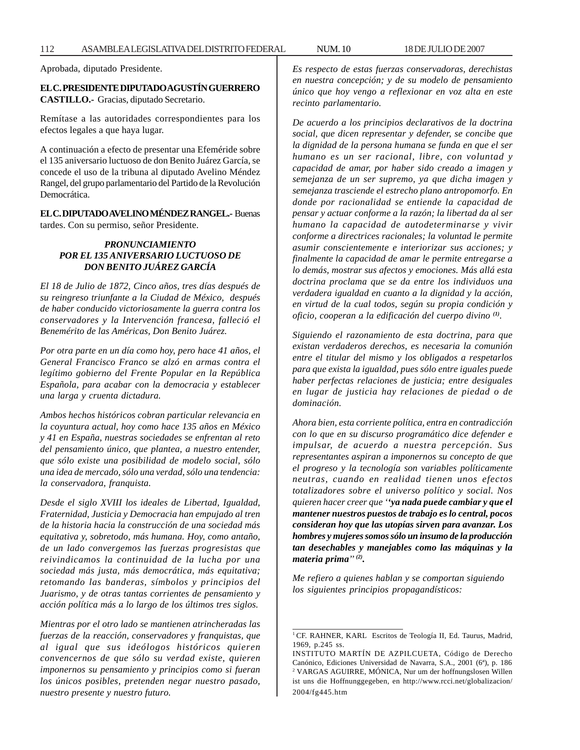Aprobada, diputado Presidente.

**EL C. PRESIDENTE DIPUTADO AGUSTÍN GUERRERO CASTILLO.-** Gracias, diputado Secretario.

Remítase a las autoridades correspondientes para los efectos legales a que haya lugar.

A continuación a efecto de presentar una Efeméride sobre el 135 aniversario luctuoso de don Benito Juárez García, se concede el uso de la tribuna al diputado Avelino Méndez Rangel, del grupo parlamentario del Partido de la Revolución Democrática.

**EL C. DIPUTADO AVELINO MÉNDEZ RANGEL.-** Buenas tardes. Con su permiso, señor Presidente.

***PRONUNCIAMIENTO POR EL 135 ANIVERSARIO LUCTUOSO DE DON BENITO JUÁREZ GARCÍA***

*El 18 de Julio de 1872, Cinco años, tres días después de su reingreso triunfante a la Ciudad de México, después de haber conducido victoriosamente la guerra contra los conservadores y la Intervención francesa, falleció el Benemérito de las Américas, Don Benito Juárez.*

*Por otra parte en un día como hoy, pero hace 41 años, el General Francisco Franco se alzó en armas contra el legítimo gobierno del Frente Popular en la República Española, para acabar con la democracia y establecer una larga y cruenta dictadura.*

*Ambos hechos históricos cobran particular relevancia en la coyuntura actual, hoy como hace 135 años en México y 41 en España, nuestras sociedades se enfrentan al reto del pensamiento único, que plantea, a nuestro entender, que sólo existe una posibilidad de modelo social, sólo una idea de mercado, sólo una verdad, sólo una tendencia: la conservadora, franquista.*

*Desde el siglo XVIII los ideales de Libertad, Igualdad, Fraternidad, Justicia y Democracia han empujado al tren de la historia hacia la construcción de una sociedad más equitativa y, sobretodo, más humana. Hoy, como antaño, de un lado convergemos las fuerzas progresistas que reivindicamos la continuidad de la lucha por una sociedad más justa, más democrática, más equitativa; retomando las banderas, símbolos y principios del Juarismo, y de otras tantas corrientes de pensamiento y acción política más a lo largo de los últimos tres siglos.*

*Mientras por el otro lado se mantienen atrincheradas las fuerzas de la reacción, conservadores y franquistas, que al igual que sus ideólogos históricos quieren convencernos de que sólo su verdad existe, quieren imponernos su pensamiento y principios como si fueran los únicos posibles, pretenden negar nuestro pasado, nuestro presente y nuestro futuro.*

*Es respecto de estas fuerzas conservadoras, derechistas en nuestra concepción; y de su modelo de pensamiento único que hoy vengo a reflexionar en voz alta en este recinto parlamentario.*

*De acuerdo a los principios declarativos de la doctrina social, que dicen representar y defender, se concibe que la dignidad de la persona humana se funda en que el ser humano es un ser racional, libre, con voluntad y capacidad de amar, por haber sido creado a imagen y semejanza de un ser supremo, ya que dicha imagen y semejanza trasciende el estrecho plano antropomorfo. En donde por racionalidad se entiende la capacidad de pensar y actuar conforme a la razón; la libertad da al ser humano la capacidad de autodeterminarse y vivir conforme a directrices racionales; la voluntad le permite asumir conscientemente e interiorizar sus acciones; y finalmente la capacidad de amar le permite entregarse a lo demás, mostrar sus afectos y emociones. Más allá esta doctrina proclama que se da entre los individuos una verdadera igualdad en cuanto a la dignidad y la acción, en virtud de la cual todos, según su propia condición y oficio, cooperan a la edificación del cuerpo divino* [(1)]*.*

*Siguiendo el razonamiento de esta doctrina, para que existan verdaderos derechos, es necesaria la comunión entre el titular del mismo y los obligados a respetarlos para que exista la igualdad, pues sólo entre iguales puede haber perfectas relaciones de justicia; entre desiguales en lugar de justicia hay relaciones de piedad o de dominación.*

*Ahora bien, esta corriente política, entra en contradicción con lo que en su discurso programático dice defender e impulsar, de acuerdo a nuestra percepción. Sus representantes aspiran a imponernos su concepto de que el progreso y la tecnología son variables políticamente neutras, cuando en realidad tienen unos efectos totalizadores sobre el universo político y social. Nos quieren hacer creer que* ***''ya nada puede cambiar y que el mantener nuestros puestos de trabajo es lo central, pocos consideran hoy que las utopías sirven para avanzar. Los hombres y mujeres somos sólo un insumo de la producción tan desechables y manejables como las máquinas y la materia prima''*** [(2)]*.*

*Me refiero a quienes hablan y se comportan siguiendo los siguientes principios propagandísticos:*

---

[1] CF. RAHNER, KARL Escritos de Teología II, Ed. Taurus, Madrid, 1969, p.245 ss.

INSTITUTO MARTÍN DE AZPILCUETA, Código de Derecho Canónico, Ediciones Universidad de Navarra, S.A., 2001 (6ª), p. 186

[2] VARGAS AGUIRRE, MÓNICA, Nur um der hoffnungslosen Willen ist uns die Hoffnunggegeben, en http://www.rcci.net/globalizacion/2004/fg445.htm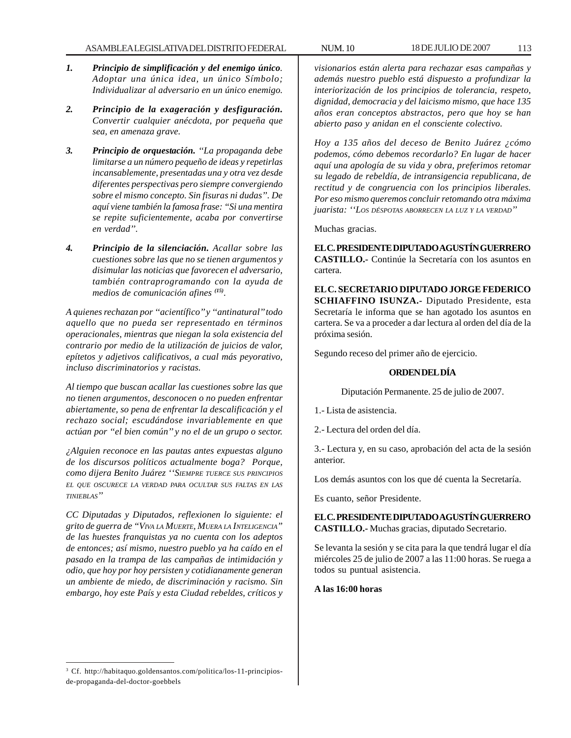1. ***Principio de simplificación y del enemigo único****. Adoptar una única idea, un único Símbolo; Individualizar al adversario en un único enemigo.*

2. ***Principio de la exageración y desfiguración.*** *Convertir cualquier anécdota, por pequeña que sea, en amenaza grave.*

3. ***Principio de orquestación.*** *"La propaganda debe limitarse a un número pequeño de ideas y repetirlas incansablemente, presentadas una y otra vez desde diferentes perspectivas pero siempre convergiendo sobre el mismo concepto. Sin fisuras ni dudas". De aquí viene también la famosa frase: "Si una mentira se repite suficientemente, acaba por convertirse en verdad".*

4. ***Principio de la silenciación.*** *Acallar sobre las cuestiones sobre las que no se tienen argumentos y disimular las noticias que favorecen el adversario, también contraprogramando con la ayuda de medios de comunicación afines* [(15)].

*A quienes rechazan por "acientífico" y "antinatural" todo aquello que no pueda ser representado en términos operacionales, mientras que niegan la sola existencia del contrario por medio de la utilización de juicios de valor, epítetos y adjetivos calificativos, a cual más peyorativo, incluso discriminatorios y racistas.*

*Al tiempo que buscan acallar las cuestiones sobre las que no tienen argumentos, desconocen o no pueden enfrentar abiertamente, so pena de enfrentar la descalificación y el rechazo social; escudándose invariablemente en que actúan por "el bien común" y no el de un grupo o sector.*

*¿Alguien reconoce en las pautas antes expuestas alguno de los discursos políticos actualmente boga? Porque, como dijera Benito Juárez ''SIEMPRE TUERCE SUS PRINCIPIOS EL QUE OSCURECE LA VERDAD PARA OCULTAR SUS FALTAS EN LAS TINIEBLAS''*

*CC Diputadas y Diputados, reflexionen lo siguiente: el grito de guerra de "VIVA LA MUERTE, MUERA LA INTELIGENCIA" de las huestes franquistas ya no cuenta con los adeptos de entonces; así mismo, nuestro pueblo ya ha caído en el pasado en la trampa de las campañas de intimidación y odio, que hoy por hoy persisten y cotidianamente generan un ambiente de miedo, de discriminación y racismo. Sin embargo, hoy este País y esta Ciudad rebeldes, críticos y visionarios están alerta para rechazar esas campañas y además nuestro pueblo está dispuesto a profundizar la interiorización de los principios de tolerancia, respeto, dignidad, democracia y del laicismo mismo, que hace 135 años eran conceptos abstractos, pero que hoy se han abierto paso y anidan en el consciente colectivo.*

*Hoy a 135 años del deceso de Benito Juárez ¿cómo podemos, cómo debemos recordarlo? En lugar de hacer aquí una apología de su vida y obra, preferimos retomar su legado de rebeldía, de intransigencia republicana, de rectitud y de congruencia con los principios liberales. Por eso mismo queremos concluir retomando otra máxima juarista: ''LOS DÉSPOTAS ABORRECEN LA LUZ Y LA VERDAD''*

Muchas gracias.

**EL C. PRESIDENTE DIPUTADO AGUSTÍN GUERRERO CASTILLO.-** Continúe la Secretaría con los asuntos en cartera.

**EL C. SECRETARIO DIPUTADO JORGE FEDERICO SCHIAFFINO ISUNZA.-** Diputado Presidente, esta Secretaría le informa que se han agotado los asuntos en cartera. Se va a proceder a dar lectura al orden del día de la próxima sesión.

Segundo receso del primer año de ejercicio.

**ORDEN DEL DÍA**

Diputación Permanente. 25 de julio de 2007.

1.- Lista de asistencia.

2.- Lectura del orden del día.

3.- Lectura y, en su caso, aprobación del acta de la sesión anterior.

Los demás asuntos con los que dé cuenta la Secretaría.

Es cuanto, señor Presidente.

**EL C. PRESIDENTE DIPUTADO AGUSTÍN GUERRERO CASTILLO.-** Muchas gracias, diputado Secretario.

Se levanta la sesión y se cita para la que tendrá lugar el día miércoles 25 de julio de 2007 a las 11:00 horas. Se ruega a todos su puntual asistencia.

**A las 16:00 horas**

---

[3] Cf. http://habitaquo.goldensantos.com/politica/los-11-principios-de-propaganda-del-doctor-goebbels